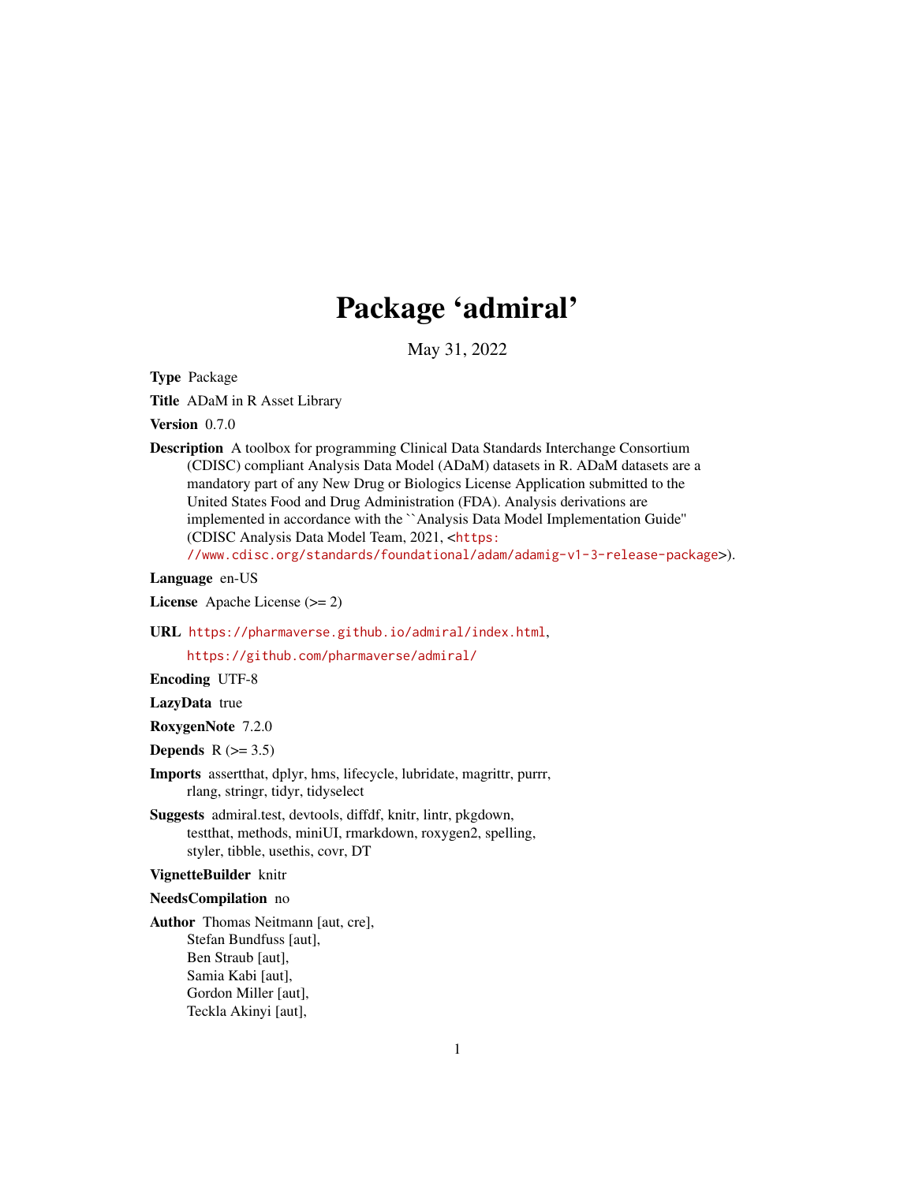# Package 'admiral'

May 31, 2022

**Type** Package

**Title** ADaM in R Asset Library

**Version** 0.7.0

**Description** A toolbox for programming Clinical Data Standards Interchange Consortium (CDISC) compliant Analysis Data Model (ADaM) datasets in R. ADaM datasets are a mandatory part of any New Drug or Biologics License Application submitted to the United States Food and Drug Administration (FDA). Analysis derivations are implemented in accordance with the ``Analysis Data Model Implementation Guide'' (CDISC Analysis Data Model Team, 2021, <https://www.cdisc.org/standards/foundational/adam/adamig-v1-3-release-package>).

**Language** en-US

**License** Apache License (>= 2)

**URL** https://pharmaverse.github.io/admiral/index.html, https://github.com/pharmaverse/admiral/

**Encoding** UTF-8

**LazyData** true

**RoxygenNote** 7.2.0

**Depends** R (>= 3.5)

**Imports** assertthat, dplyr, hms, lifecycle, lubridate, magrittr, purrr, rlang, stringr, tidyr, tidyselect

**Suggests** admiral.test, devtools, diffdf, knitr, lintr, pkgdown, testthat, methods, miniUI, rmarkdown, roxygen2, spelling, styler, tibble, usethis, covr, DT

**VignetteBuilder** knitr

**NeedsCompilation** no

**Author** Thomas Neitmann [aut, cre],
Stefan Bundfuss [aut],
Ben Straub [aut],
Samia Kabi [aut],
Gordon Miller [aut],
Teckla Akinyi [aut],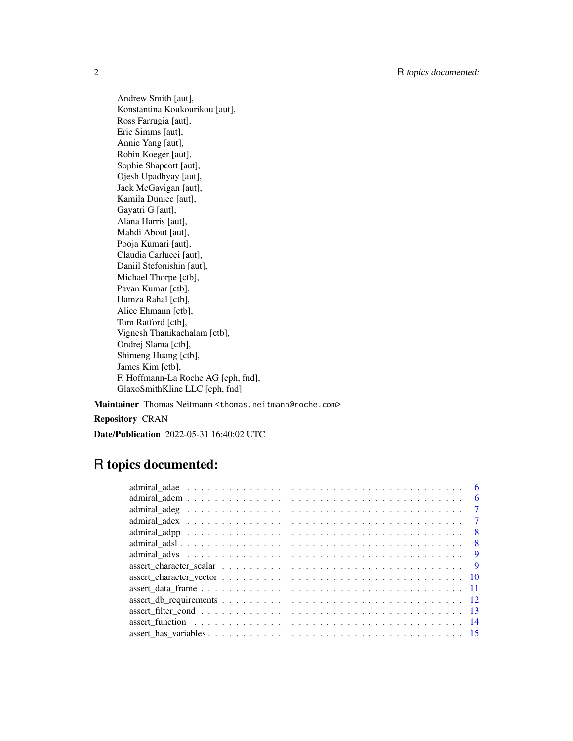Andrew Smith [aut],
Konstantina Koukourikou [aut],
Ross Farrugia [aut],
Eric Simms [aut],
Annie Yang [aut],
Robin Koeger [aut],
Sophie Shapcott [aut],
Ojesh Upadhyay [aut],
Jack McGavigan [aut],
Kamila Duniec [aut],
Gayatri G [aut],
Alana Harris [aut],
Mahdi About [aut],
Pooja Kumari [aut],
Claudia Carlucci [aut],
Daniil Stefonishin [aut],
Michael Thorpe [ctb],
Pavan Kumar [ctb],
Hamza Rahal [ctb],
Alice Ehmann [ctb],
Tom Ratford [ctb],
Vignesh Thanikachalam [ctb],
Ondrej Slama [ctb],
Shimeng Huang [ctb],
James Kim [ctb],
F. Hoffmann-La Roche AG [cph, fnd],
GlaxoSmithKline LLC [cph, fnd]

**Maintainer** Thomas Neitmann <thomas.neitmann@roche.com>

**Repository** CRAN

**Date/Publication** 2022-05-31 16:40:02 UTC

# R topics documented:

- admiral_adae . . . . . . . . . . . . . . . . . . . . . . . . . . . . . . . . . . . . . . 6
- admiral_adcm . . . . . . . . . . . . . . . . . . . . . . . . . . . . . . . . . . . . . . 6
- admiral_adeg . . . . . . . . . . . . . . . . . . . . . . . . . . . . . . . . . . . . . . 7
- admiral_adex . . . . . . . . . . . . . . . . . . . . . . . . . . . . . . . . . . . . . . 7
- admiral_adpp . . . . . . . . . . . . . . . . . . . . . . . . . . . . . . . . . . . . . . 8
- admiral_adsl . . . . . . . . . . . . . . . . . . . . . . . . . . . . . . . . . . . . . . 8
- admiral_advs . . . . . . . . . . . . . . . . . . . . . . . . . . . . . . . . . . . . . . 9
- assert_character_scalar . . . . . . . . . . . . . . . . . . . . . . . . . . . . . . . . 9
- assert_character_vector . . . . . . . . . . . . . . . . . . . . . . . . . . . . . . . . 10
- assert_data_frame . . . . . . . . . . . . . . . . . . . . . . . . . . . . . . . . . . . 11
- assert_db_requirements . . . . . . . . . . . . . . . . . . . . . . . . . . . . . . . . 12
- assert_filter_cond . . . . . . . . . . . . . . . . . . . . . . . . . . . . . . . . . . . 13
- assert_function . . . . . . . . . . . . . . . . . . . . . . . . . . . . . . . . . . . . . 14
- assert_has_variables . . . . . . . . . . . . . . . . . . . . . . . . . . . . . . . . . . 15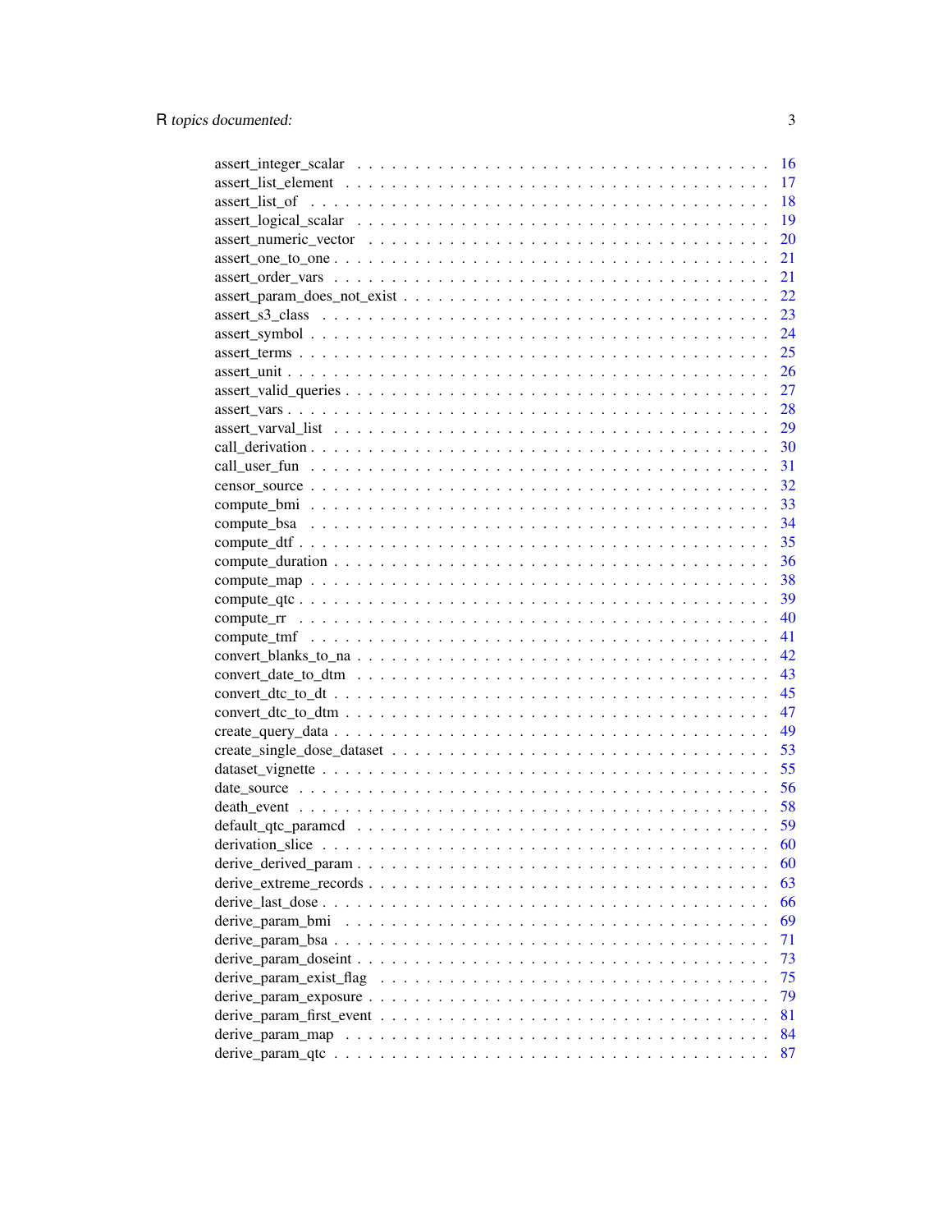assert_integer_scalar . . . . . . . . . . . . . . . . . . . . . . . . . . . . . . . . 16
assert_list_element . . . . . . . . . . . . . . . . . . . . . . . . . . . . . . . . . 17
assert_list_of . . . . . . . . . . . . . . . . . . . . . . . . . . . . . . . . . . . 18
assert_logical_scalar . . . . . . . . . . . . . . . . . . . . . . . . . . . . . . . . 19
assert_numeric_vector . . . . . . . . . . . . . . . . . . . . . . . . . . . . . . . . 20
assert_one_to_one . . . . . . . . . . . . . . . . . . . . . . . . . . . . . . . . . . 21
assert_order_vars . . . . . . . . . . . . . . . . . . . . . . . . . . . . . . . . . . 21
assert_param_does_not_exist . . . . . . . . . . . . . . . . . . . . . . . . . . . . 22
assert_s3_class . . . . . . . . . . . . . . . . . . . . . . . . . . . . . . . . . . . 23
assert_symbol . . . . . . . . . . . . . . . . . . . . . . . . . . . . . . . . . . . . 24
assert_terms . . . . . . . . . . . . . . . . . . . . . . . . . . . . . . . . . . . . . 25
assert_unit . . . . . . . . . . . . . . . . . . . . . . . . . . . . . . . . . . . . . 26
assert_valid_queries . . . . . . . . . . . . . . . . . . . . . . . . . . . . . . . . . 27
assert_vars . . . . . . . . . . . . . . . . . . . . . . . . . . . . . . . . . . . . . 28
assert_varval_list . . . . . . . . . . . . . . . . . . . . . . . . . . . . . . . . . . 29
call_derivation . . . . . . . . . . . . . . . . . . . . . . . . . . . . . . . . . . . 30
call_user_fun . . . . . . . . . . . . . . . . . . . . . . . . . . . . . . . . . . . . 31
censor_source . . . . . . . . . . . . . . . . . . . . . . . . . . . . . . . . . . . . 32
compute_bmi . . . . . . . . . . . . . . . . . . . . . . . . . . . . . . . . . . . . . 33
compute_bsa . . . . . . . . . . . . . . . . . . . . . . . . . . . . . . . . . . . . . 34
compute_dtf . . . . . . . . . . . . . . . . . . . . . . . . . . . . . . . . . . . . . 35
compute_duration . . . . . . . . . . . . . . . . . . . . . . . . . . . . . . . . . . 36
compute_map . . . . . . . . . . . . . . . . . . . . . . . . . . . . . . . . . . . . . 38
compute_qtc . . . . . . . . . . . . . . . . . . . . . . . . . . . . . . . . . . . . . 39
compute_rr . . . . . . . . . . . . . . . . . . . . . . . . . . . . . . . . . . . . . . 40
compute_tmf . . . . . . . . . . . . . . . . . . . . . . . . . . . . . . . . . . . . . 41
convert_blanks_to_na . . . . . . . . . . . . . . . . . . . . . . . . . . . . . . . . 42
convert_date_to_dtm . . . . . . . . . . . . . . . . . . . . . . . . . . . . . . . . . 43
convert_dtc_to_dt . . . . . . . . . . . . . . . . . . . . . . . . . . . . . . . . . . 45
convert_dtc_to_dtm . . . . . . . . . . . . . . . . . . . . . . . . . . . . . . . . . 47
create_query_data . . . . . . . . . . . . . . . . . . . . . . . . . . . . . . . . . . 49
create_single_dose_dataset . . . . . . . . . . . . . . . . . . . . . . . . . . . . . 53
dataset_vignette . . . . . . . . . . . . . . . . . . . . . . . . . . . . . . . . . . . 55
date_source . . . . . . . . . . . . . . . . . . . . . . . . . . . . . . . . . . . . . 56
death_event . . . . . . . . . . . . . . . . . . . . . . . . . . . . . . . . . . . . . 58
default_qtc_paramcd . . . . . . . . . . . . . . . . . . . . . . . . . . . . . . . . . 59
derivation_slice . . . . . . . . . . . . . . . . . . . . . . . . . . . . . . . . . . . 60
derive_derived_param . . . . . . . . . . . . . . . . . . . . . . . . . . . . . . . . 60
derive_extreme_records . . . . . . . . . . . . . . . . . . . . . . . . . . . . . . . 63
derive_last_dose . . . . . . . . . . . . . . . . . . . . . . . . . . . . . . . . . . . 66
derive_param_bmi . . . . . . . . . . . . . . . . . . . . . . . . . . . . . . . . . . . 69
derive_param_bsa . . . . . . . . . . . . . . . . . . . . . . . . . . . . . . . . . . . 71
derive_param_doseint . . . . . . . . . . . . . . . . . . . . . . . . . . . . . . . . . 73
derive_param_exist_flag . . . . . . . . . . . . . . . . . . . . . . . . . . . . . . . 75
derive_param_exposure . . . . . . . . . . . . . . . . . . . . . . . . . . . . . . . . 79
derive_param_first_event . . . . . . . . . . . . . . . . . . . . . . . . . . . . . . 81
derive_param_map . . . . . . . . . . . . . . . . . . . . . . . . . . . . . . . . . . . 84
derive_param_qtc . . . . . . . . . . . . . . . . . . . . . . . . . . . . . . . . . . . 87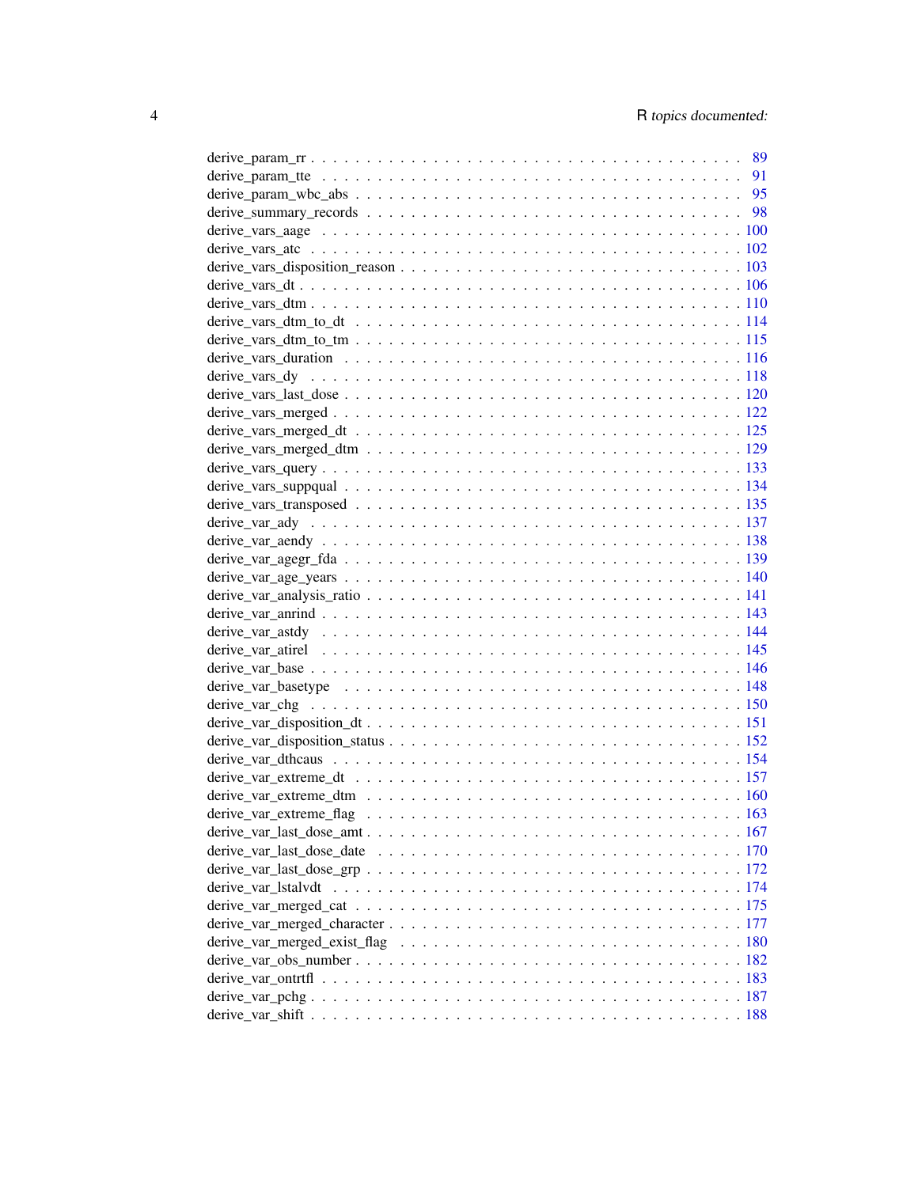derive_param_rr . . . . . . . . . . . . . . . . . . . . . . . . . . . . . . . . . . . . . 89
derive_param_tte . . . . . . . . . . . . . . . . . . . . . . . . . . . . . . . . . . . . . 91
derive_param_wbc_abs . . . . . . . . . . . . . . . . . . . . . . . . . . . . . . . . . . . 95
derive_summary_records . . . . . . . . . . . . . . . . . . . . . . . . . . . . . . . . . 98
derive_vars_aage . . . . . . . . . . . . . . . . . . . . . . . . . . . . . . . . . . . . . 100
derive_vars_atc . . . . . . . . . . . . . . . . . . . . . . . . . . . . . . . . . . . . . . 102
derive_vars_disposition_reason . . . . . . . . . . . . . . . . . . . . . . . . . . . . . 103
derive_vars_dt . . . . . . . . . . . . . . . . . . . . . . . . . . . . . . . . . . . . . . . 106
derive_vars_dtm . . . . . . . . . . . . . . . . . . . . . . . . . . . . . . . . . . . . . . 110
derive_vars_dtm_to_dt . . . . . . . . . . . . . . . . . . . . . . . . . . . . . . . . . . 114
derive_vars_dtm_to_tm . . . . . . . . . . . . . . . . . . . . . . . . . . . . . . . . . . 115
derive_vars_duration . . . . . . . . . . . . . . . . . . . . . . . . . . . . . . . . . . . 116
derive_vars_dy . . . . . . . . . . . . . . . . . . . . . . . . . . . . . . . . . . . . . . . 118
derive_vars_last_dose . . . . . . . . . . . . . . . . . . . . . . . . . . . . . . . . . . . 120
derive_vars_merged . . . . . . . . . . . . . . . . . . . . . . . . . . . . . . . . . . . . 122
derive_vars_merged_dt . . . . . . . . . . . . . . . . . . . . . . . . . . . . . . . . . . 125
derive_vars_merged_dtm . . . . . . . . . . . . . . . . . . . . . . . . . . . . . . . . . 129
derive_vars_query . . . . . . . . . . . . . . . . . . . . . . . . . . . . . . . . . . . . . 133
derive_vars_suppqual . . . . . . . . . . . . . . . . . . . . . . . . . . . . . . . . . . . 134
derive_vars_transposed . . . . . . . . . . . . . . . . . . . . . . . . . . . . . . . . . . 135
derive_var_ady . . . . . . . . . . . . . . . . . . . . . . . . . . . . . . . . . . . . . . . 137
derive_var_aendy . . . . . . . . . . . . . . . . . . . . . . . . . . . . . . . . . . . . . 138
derive_var_agegr_fda . . . . . . . . . . . . . . . . . . . . . . . . . . . . . . . . . . . 139
derive_var_age_years . . . . . . . . . . . . . . . . . . . . . . . . . . . . . . . . . . . 140
derive_var_analysis_ratio . . . . . . . . . . . . . . . . . . . . . . . . . . . . . . . . . 141
derive_var_anrind . . . . . . . . . . . . . . . . . . . . . . . . . . . . . . . . . . . . . 143
derive_var_astdy . . . . . . . . . . . . . . . . . . . . . . . . . . . . . . . . . . . . . . 144
derive_var_atirel . . . . . . . . . . . . . . . . . . . . . . . . . . . . . . . . . . . . . . 145
derive_var_base . . . . . . . . . . . . . . . . . . . . . . . . . . . . . . . . . . . . . . 146
derive_var_basetype . . . . . . . . . . . . . . . . . . . . . . . . . . . . . . . . . . . . 148
derive_var_chg . . . . . . . . . . . . . . . . . . . . . . . . . . . . . . . . . . . . . . . 150
derive_var_disposition_dt . . . . . . . . . . . . . . . . . . . . . . . . . . . . . . . . . 151
derive_var_disposition_status . . . . . . . . . . . . . . . . . . . . . . . . . . . . . . . 152
derive_var_dthcaus . . . . . . . . . . . . . . . . . . . . . . . . . . . . . . . . . . . . . 154
derive_var_extreme_dt . . . . . . . . . . . . . . . . . . . . . . . . . . . . . . . . . . . 157
derive_var_extreme_dtm . . . . . . . . . . . . . . . . . . . . . . . . . . . . . . . . . . 160
derive_var_extreme_flag . . . . . . . . . . . . . . . . . . . . . . . . . . . . . . . . . . 163
derive_var_last_dose_amt . . . . . . . . . . . . . . . . . . . . . . . . . . . . . . . . . 167
derive_var_last_dose_date . . . . . . . . . . . . . . . . . . . . . . . . . . . . . . . . . 170
derive_var_last_dose_grp . . . . . . . . . . . . . . . . . . . . . . . . . . . . . . . . . 172
derive_var_lstalvdt . . . . . . . . . . . . . . . . . . . . . . . . . . . . . . . . . . . . . 174
derive_var_merged_cat . . . . . . . . . . . . . . . . . . . . . . . . . . . . . . . . . . . 175
derive_var_merged_character . . . . . . . . . . . . . . . . . . . . . . . . . . . . . . . 177
derive_var_merged_exist_flag . . . . . . . . . . . . . . . . . . . . . . . . . . . . . . . 180
derive_var_obs_number . . . . . . . . . . . . . . . . . . . . . . . . . . . . . . . . . . 182
derive_var_ontrtfl . . . . . . . . . . . . . . . . . . . . . . . . . . . . . . . . . . . . . 183
derive_var_pchg . . . . . . . . . . . . . . . . . . . . . . . . . . . . . . . . . . . . . . 187
derive_var_shift . . . . . . . . . . . . . . . . . . . . . . . . . . . . . . . . . . . . . . 188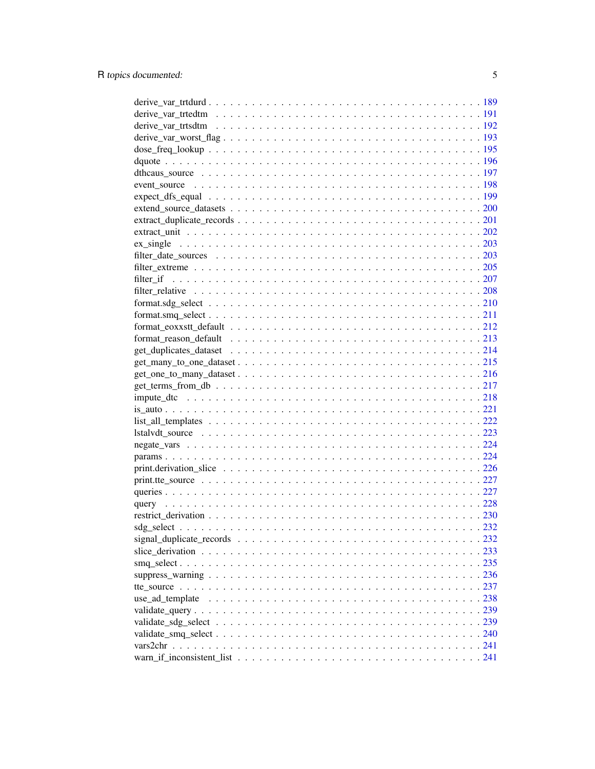derive_var_trtdurd . . . . . . . . . . . . . . . . . . . . . . . . . . . . . . . . . . . . 189
derive_var_trtedtm . . . . . . . . . . . . . . . . . . . . . . . . . . . . . . . . . . . . 191
derive_var_trtsdtm . . . . . . . . . . . . . . . . . . . . . . . . . . . . . . . . . . . . 192
derive_var_worst_flag . . . . . . . . . . . . . . . . . . . . . . . . . . . . . . . . . . . 193
dose_freq_lookup . . . . . . . . . . . . . . . . . . . . . . . . . . . . . . . . . . . . . 195
dquote . . . . . . . . . . . . . . . . . . . . . . . . . . . . . . . . . . . . . . . . . . 196
dthcaus_source . . . . . . . . . . . . . . . . . . . . . . . . . . . . . . . . . . . . . . 197
event_source . . . . . . . . . . . . . . . . . . . . . . . . . . . . . . . . . . . . . . . 198
expect_dfs_equal . . . . . . . . . . . . . . . . . . . . . . . . . . . . . . . . . . . . . 199
extend_source_datasets . . . . . . . . . . . . . . . . . . . . . . . . . . . . . . . . . . 200
extract_duplicate_records . . . . . . . . . . . . . . . . . . . . . . . . . . . . . . . . . 201
extract_unit . . . . . . . . . . . . . . . . . . . . . . . . . . . . . . . . . . . . . . . 202
ex_single . . . . . . . . . . . . . . . . . . . . . . . . . . . . . . . . . . . . . . . . . 203
filter_date_sources . . . . . . . . . . . . . . . . . . . . . . . . . . . . . . . . . . . . 203
filter_extreme . . . . . . . . . . . . . . . . . . . . . . . . . . . . . . . . . . . . . . 205
filter_if . . . . . . . . . . . . . . . . . . . . . . . . . . . . . . . . . . . . . . . . . 207
filter_relative . . . . . . . . . . . . . . . . . . . . . . . . . . . . . . . . . . . . . . 208
format.sdg_select . . . . . . . . . . . . . . . . . . . . . . . . . . . . . . . . . . . . . 210
format.smq_select . . . . . . . . . . . . . . . . . . . . . . . . . . . . . . . . . . . . . 211
format_eoxxstt_default . . . . . . . . . . . . . . . . . . . . . . . . . . . . . . . . . . 212
format_reason_default . . . . . . . . . . . . . . . . . . . . . . . . . . . . . . . . . . . 213
get_duplicates_dataset . . . . . . . . . . . . . . . . . . . . . . . . . . . . . . . . . . 214
get_many_to_one_dataset . . . . . . . . . . . . . . . . . . . . . . . . . . . . . . . . . . 215
get_one_to_many_dataset . . . . . . . . . . . . . . . . . . . . . . . . . . . . . . . . . . 216
get_terms_from_db . . . . . . . . . . . . . . . . . . . . . . . . . . . . . . . . . . . . . 217
impute_dtc . . . . . . . . . . . . . . . . . . . . . . . . . . . . . . . . . . . . . . . . 218
is_auto . . . . . . . . . . . . . . . . . . . . . . . . . . . . . . . . . . . . . . . . . . 221
list_all_templates . . . . . . . . . . . . . . . . . . . . . . . . . . . . . . . . . . . . 222
lstalvdt_source . . . . . . . . . . . . . . . . . . . . . . . . . . . . . . . . . . . . . . 223
negate_vars . . . . . . . . . . . . . . . . . . . . . . . . . . . . . . . . . . . . . . . . 224
params . . . . . . . . . . . . . . . . . . . . . . . . . . . . . . . . . . . . . . . . . . 224
print.derivation_slice . . . . . . . . . . . . . . . . . . . . . . . . . . . . . . . . . . 226
print.tte_source . . . . . . . . . . . . . . . . . . . . . . . . . . . . . . . . . . . . . 227
queries . . . . . . . . . . . . . . . . . . . . . . . . . . . . . . . . . . . . . . . . . . 227
query . . . . . . . . . . . . . . . . . . . . . . . . . . . . . . . . . . . . . . . . . . . 228
restrict_derivation . . . . . . . . . . . . . . . . . . . . . . . . . . . . . . . . . . . . 230
sdg_select . . . . . . . . . . . . . . . . . . . . . . . . . . . . . . . . . . . . . . . . 232
signal_duplicate_records . . . . . . . . . . . . . . . . . . . . . . . . . . . . . . . . . 232
slice_derivation . . . . . . . . . . . . . . . . . . . . . . . . . . . . . . . . . . . . . 233
smq_select . . . . . . . . . . . . . . . . . . . . . . . . . . . . . . . . . . . . . . . . 235
suppress_warning . . . . . . . . . . . . . . . . . . . . . . . . . . . . . . . . . . . . . 236
tte_source . . . . . . . . . . . . . . . . . . . . . . . . . . . . . . . . . . . . . . . . 237
use_ad_template . . . . . . . . . . . . . . . . . . . . . . . . . . . . . . . . . . . . . . 238
validate_query . . . . . . . . . . . . . . . . . . . . . . . . . . . . . . . . . . . . . . 239
validate_sdg_select . . . . . . . . . . . . . . . . . . . . . . . . . . . . . . . . . . . . 239
validate_smq_select . . . . . . . . . . . . . . . . . . . . . . . . . . . . . . . . . . . . 240
vars2chr . . . . . . . . . . . . . . . . . . . . . . . . . . . . . . . . . . . . . . . . . 241
warn_if_inconsistent_list . . . . . . . . . . . . . . . . . . . . . . . . . . . . . . . . . 241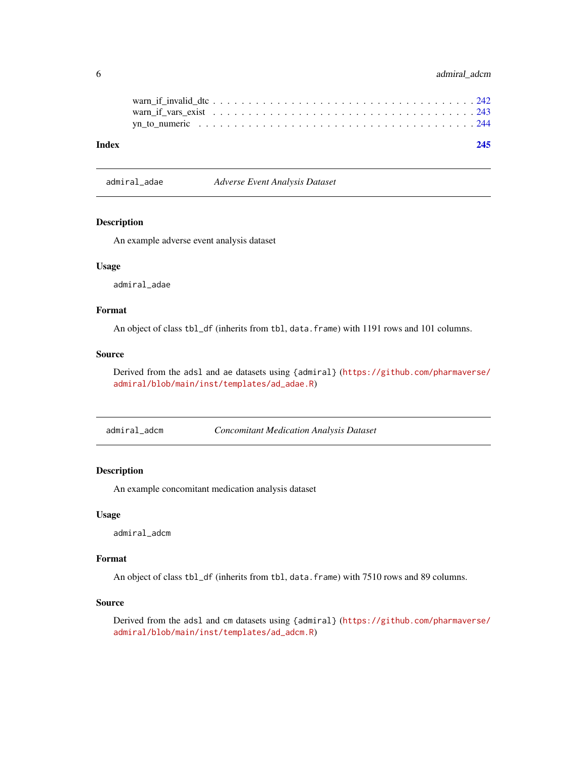warn_if_invalid_dtc . . . . . . . . . . . . . . . . . . . . . . . . . . . . . . . . . . . . 242
warn_if_vars_exist . . . . . . . . . . . . . . . . . . . . . . . . . . . . . . . . . . . . 243
yn_to_numeric . . . . . . . . . . . . . . . . . . . . . . . . . . . . . . . . . . . . 244

**Index** **245**

---

## admiral_adae — *Adverse Event Analysis Dataset*

### Description

An example adverse event analysis dataset

### Usage

```
admiral_adae
```

### Format

An object of class `tbl_df` (inherits from `tbl`, `data.frame`) with 1191 rows and 101 columns.

### Source

Derived from the `adsl` and `ae` datasets using `{admiral}` (https://github.com/pharmaverse/admiral/blob/main/inst/templates/ad_adae.R)

---

## admiral_adcm — *Concomitant Medication Analysis Dataset*

### Description

An example concomitant medication analysis dataset

### Usage

```
admiral_adcm
```

### Format

An object of class `tbl_df` (inherits from `tbl`, `data.frame`) with 7510 rows and 89 columns.

### Source

Derived from the `adsl` and `cm` datasets using `{admiral}` (https://github.com/pharmaverse/admiral/blob/main/inst/templates/ad_adcm.R)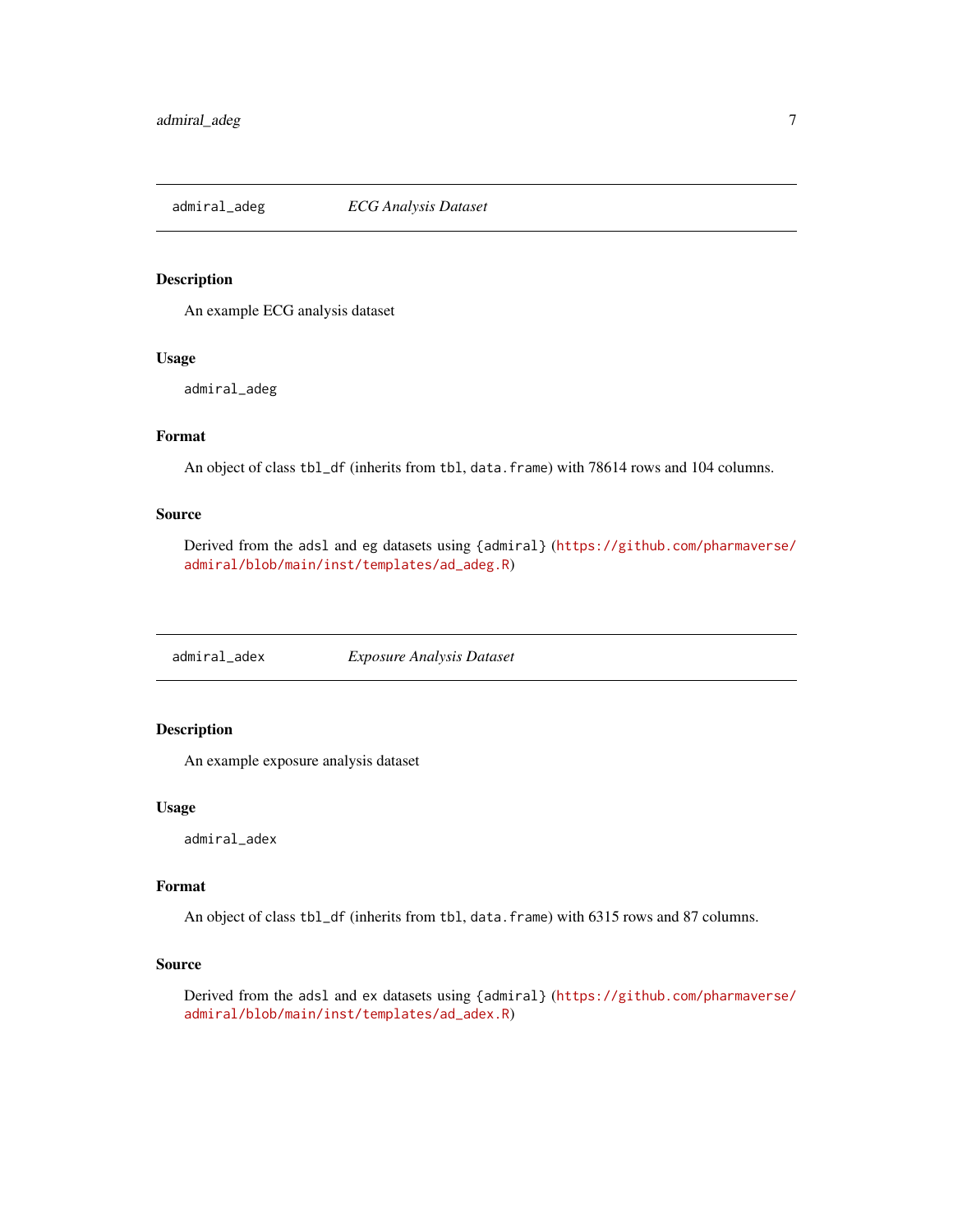## admiral_adeg — *ECG Analysis Dataset*

### Description

An example ECG analysis dataset

### Usage

```
admiral_adeg
```

### Format

An object of class `tbl_df` (inherits from `tbl`, `data.frame`) with 78614 rows and 104 columns.

### Source

Derived from the `adsl` and `eg` datasets using `{admiral}` (https://github.com/pharmaverse/admiral/blob/main/inst/templates/ad_adeg.R)

## admiral_adex — *Exposure Analysis Dataset*

### Description

An example exposure analysis dataset

### Usage

```
admiral_adex
```

### Format

An object of class `tbl_df` (inherits from `tbl`, `data.frame`) with 6315 rows and 87 columns.

### Source

Derived from the `adsl` and `ex` datasets using `{admiral}` (https://github.com/pharmaverse/admiral/blob/main/inst/templates/ad_adex.R)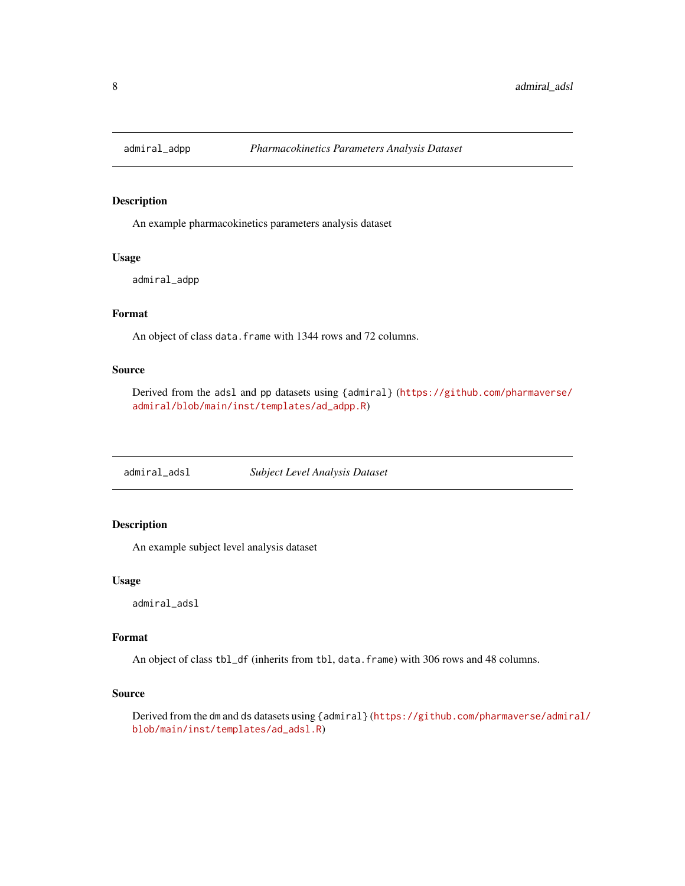## admiral_adpp — *Pharmacokinetics Parameters Analysis Dataset*

### Description

An example pharmacokinetics parameters analysis dataset

### Usage

```
admiral_adpp
```

### Format

An object of class `data.frame` with 1344 rows and 72 columns.

### Source

Derived from the `adsl` and `pp` datasets using `{admiral}` (https://github.com/pharmaverse/admiral/blob/main/inst/templates/ad_adpp.R)

## admiral_adsl — *Subject Level Analysis Dataset*

### Description

An example subject level analysis dataset

### Usage

```
admiral_adsl
```

### Format

An object of class `tbl_df` (inherits from `tbl`, `data.frame`) with 306 rows and 48 columns.

### Source

Derived from the `dm` and `ds` datasets using `{admiral}` (https://github.com/pharmaverse/admiral/blob/main/inst/templates/ad_adsl.R)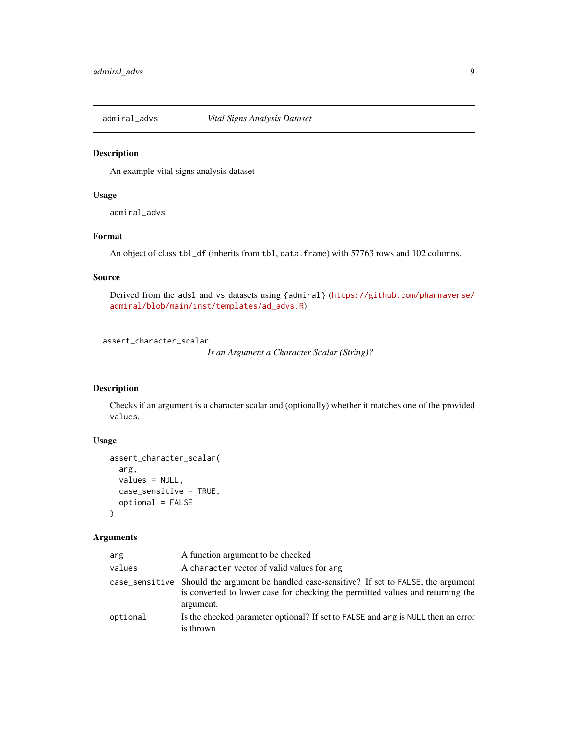## admiral_advs *Vital Signs Analysis Dataset*

### Description

An example vital signs analysis dataset

### Usage

```
admiral_advs
```

### Format

An object of class `tbl_df` (inherits from `tbl`, `data.frame`) with 57763 rows and 102 columns.

### Source

Derived from the `adsl` and `vs` datasets using `{admiral}` (https://github.com/pharmaverse/admiral/blob/main/inst/templates/ad_advs.R)

## assert_character_scalar *Is an Argument a Character Scalar (String)?*

### Description

Checks if an argument is a character scalar and (optionally) whether it matches one of the provided `values`.

### Usage

```
assert_character_scalar(
  arg,
  values = NULL,
  case_sensitive = TRUE,
  optional = FALSE
)
```

### Arguments

| | |
|---|---|
| `arg` | A function argument to be checked |
| `values` | A `character` vector of valid values for `arg` |
| `case_sensitive` | Should the argument be handled case-sensitive? If set to `FALSE`, the argument is converted to lower case for checking the permitted values and returning the argument. |
| `optional` | Is the checked parameter optional? If set to `FALSE` and `arg` is `NULL` then an error is thrown |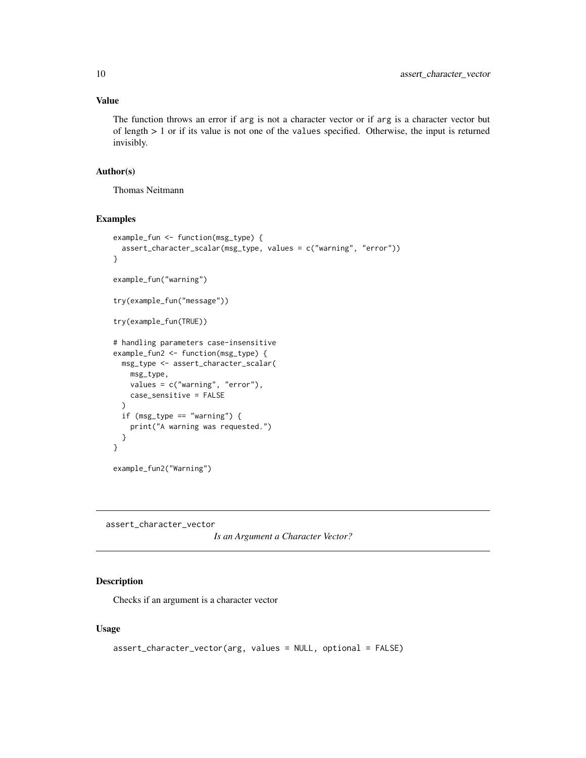### Value

The function throws an error if `arg` is not a character vector or if `arg` is a character vector but of length > 1 or if its value is not one of the `values` specified. Otherwise, the input is returned invisibly.

### Author(s)

Thomas Neitmann

### Examples

```
example_fun <- function(msg_type) {
  assert_character_scalar(msg_type, values = c("warning", "error"))
}

example_fun("warning")

try(example_fun("message"))

try(example_fun(TRUE))

# handling parameters case-insensitive
example_fun2 <- function(msg_type) {
  msg_type <- assert_character_scalar(
    msg_type,
    values = c("warning", "error"),
    case_sensitive = FALSE
  )
  if (msg_type == "warning") {
    print("A warning was requested.")
  }
}

example_fun2("Warning")
```

---

## assert_character_vector

*Is an Argument a Character Vector?*

---

### Description

Checks if an argument is a character vector

### Usage

```
assert_character_vector(arg, values = NULL, optional = FALSE)
```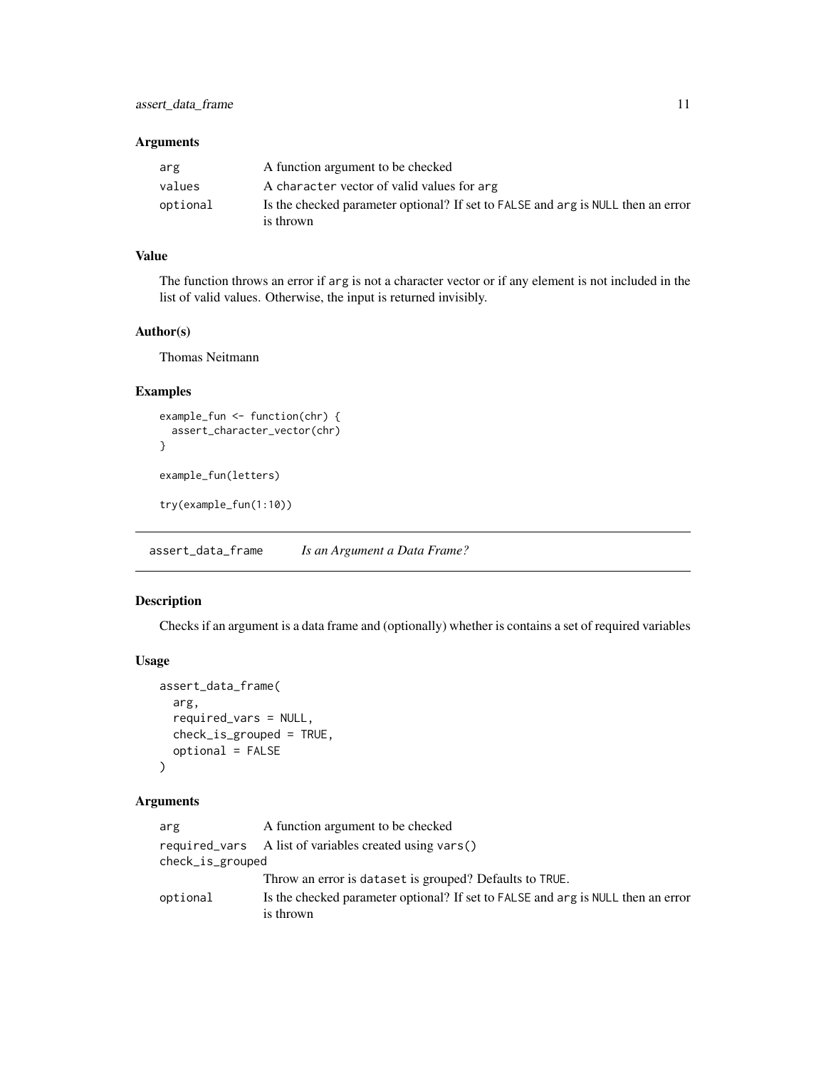### Arguments

| | |
|---|---|
| `arg` | A function argument to be checked |
| `values` | A `character` vector of valid values for `arg` |
| `optional` | Is the checked parameter optional? If set to `FALSE` and `arg` is `NULL` then an error is thrown |

### Value

The function throws an error if `arg` is not a character vector or if any element is not included in the list of valid values. Otherwise, the input is returned invisibly.

### Author(s)

Thomas Neitmann

### Examples

```
example_fun <- function(chr) {
  assert_character_vector(chr)
}

example_fun(letters)

try(example_fun(1:10))
```

---

## assert_data_frame    *Is an Argument a Data Frame?*

### Description

Checks if an argument is a data frame and (optionally) whether is contains a set of required variables

### Usage

```
assert_data_frame(
  arg,
  required_vars = NULL,
  check_is_grouped = TRUE,
  optional = FALSE
)
```

### Arguments

| | |
|---|---|
| `arg` | A function argument to be checked |
| `required_vars` | A list of variables created using `vars()` |
| `check_is_grouped` | Throw an error is `dataset` is grouped? Defaults to `TRUE`. |
| `optional` | Is the checked parameter optional? If set to `FALSE` and `arg` is `NULL` then an error is thrown |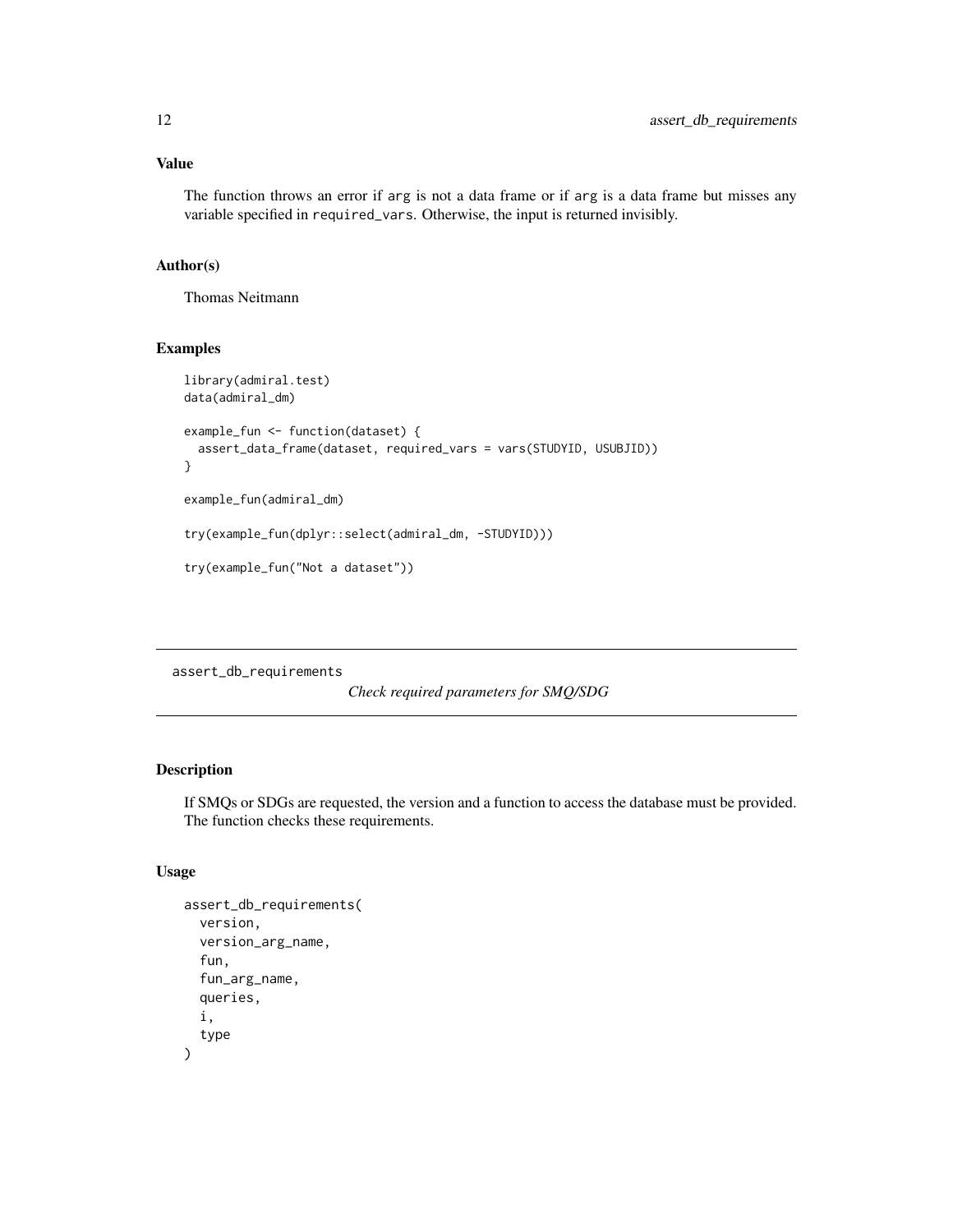### Value

The function throws an error if `arg` is not a data frame or if `arg` is a data frame but misses any variable specified in `required_vars`. Otherwise, the input is returned invisibly.

### Author(s)

Thomas Neitmann

### Examples

```
library(admiral.test)
data(admiral_dm)

example_fun <- function(dataset) {
  assert_data_frame(dataset, required_vars = vars(STUDYID, USUBJID))
}

example_fun(admiral_dm)

try(example_fun(dplyr::select(admiral_dm, -STUDYID)))

try(example_fun("Not a dataset"))
```

---

## assert_db_requirements

*Check required parameters for SMQ/SDG*

---

### Description

If SMQs or SDGs are requested, the version and a function to access the database must be provided. The function checks these requirements.

### Usage

```
assert_db_requirements(
  version,
  version_arg_name,
  fun,
  fun_arg_name,
  queries,
  i,
  type
)
```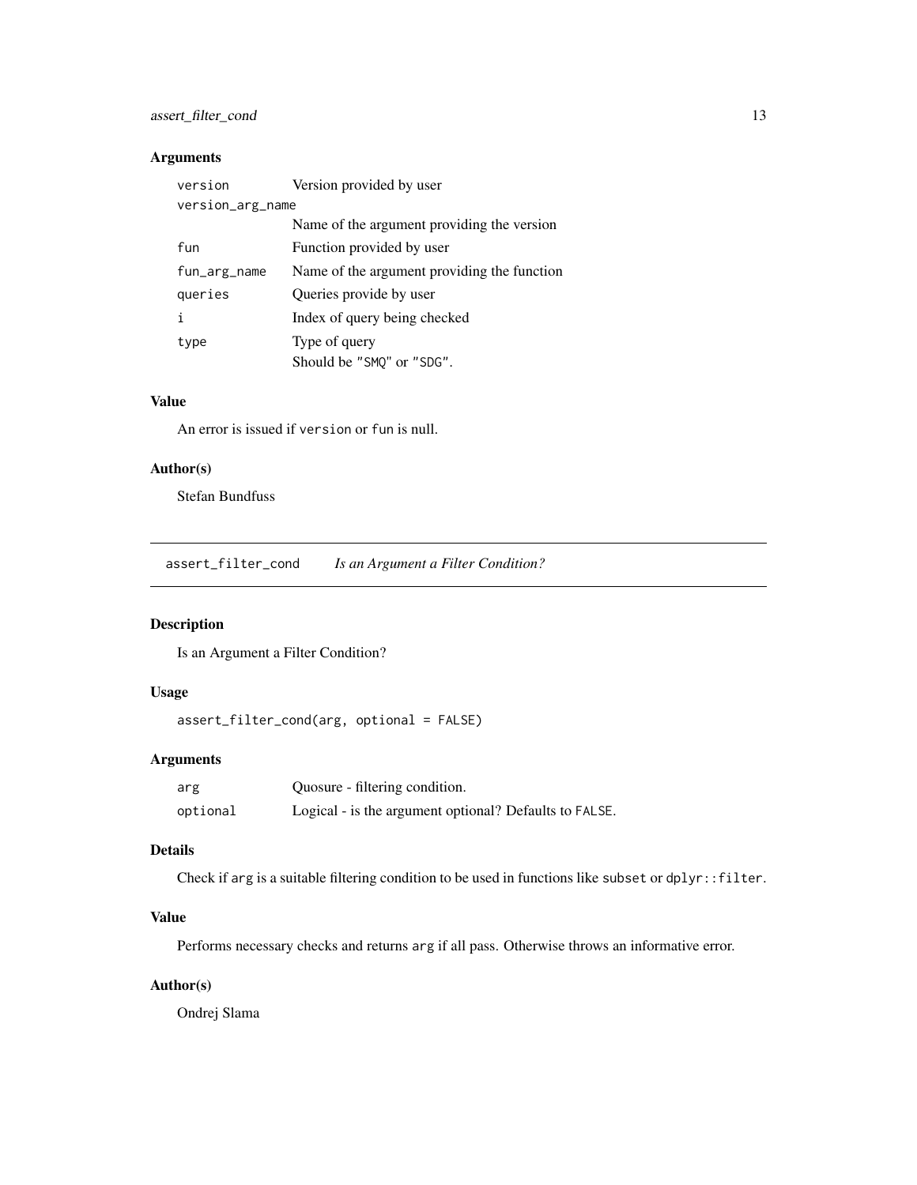### Arguments

| | |
|---|---|
| `version` | Version provided by user |
| `version_arg_name` | Name of the argument providing the version |
| `fun` | Function provided by user |
| `fun_arg_name` | Name of the argument providing the function |
| `queries` | Queries provide by user |
| `i` | Index of query being checked |
| `type` | Type of query<br>Should be "`SMQ`" or "`SDG`". |

### Value

An error is issued if `version` or `fun` is null.

### Author(s)

Stefan Bundfuss

---

## assert_filter_cond    *Is an Argument a Filter Condition?*

---

### Description

Is an Argument a Filter Condition?

### Usage

```
assert_filter_cond(arg, optional = FALSE)
```

### Arguments

| | |
|---|---|
| `arg` | Quosure - filtering condition. |
| `optional` | Logical - is the argument optional? Defaults to `FALSE`. |

### Details

Check if `arg` is a suitable filtering condition to be used in functions like `subset` or `dplyr::filter`.

### Value

Performs necessary checks and returns `arg` if all pass. Otherwise throws an informative error.

### Author(s)

Ondrej Slama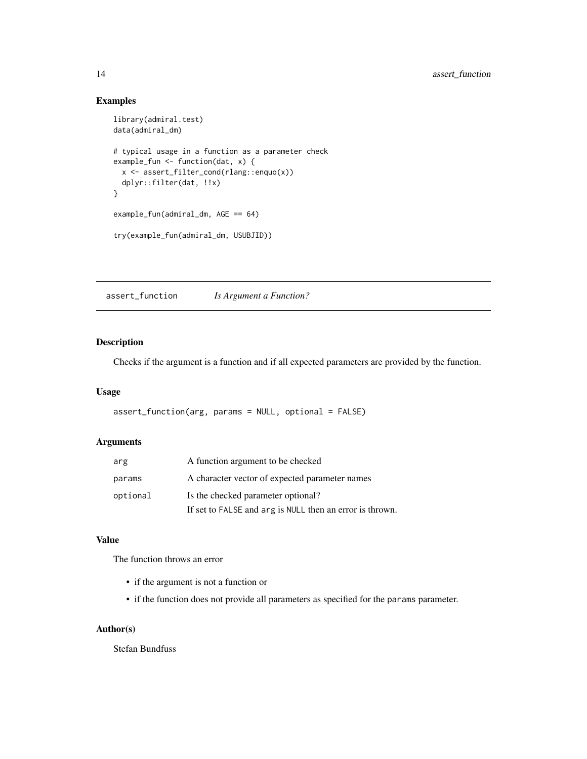## Examples

```
library(admiral.test)
data(admiral_dm)

# typical usage in a function as a parameter check
example_fun <- function(dat, x) {
  x <- assert_filter_cond(rlang::enquo(x))
  dplyr::filter(dat, !!x)
}

example_fun(admiral_dm, AGE == 64)

try(example_fun(admiral_dm, USUBJID))
```

---

# assert_function *Is Argument a Function?*

---

## Description

Checks if the argument is a function and if all expected parameters are provided by the function.

## Usage

```
assert_function(arg, params = NULL, optional = FALSE)
```

## Arguments

| | |
|---|---|
| `arg` | A function argument to be checked |
| `params` | A character vector of expected parameter names |
| `optional` | Is the checked parameter optional?<br>If set to `FALSE` and `arg` is `NULL` then an error is thrown. |

## Value

The function throws an error

- if the argument is not a function or
- if the function does not provide all parameters as specified for the `params` parameter.

## Author(s)

Stefan Bundfuss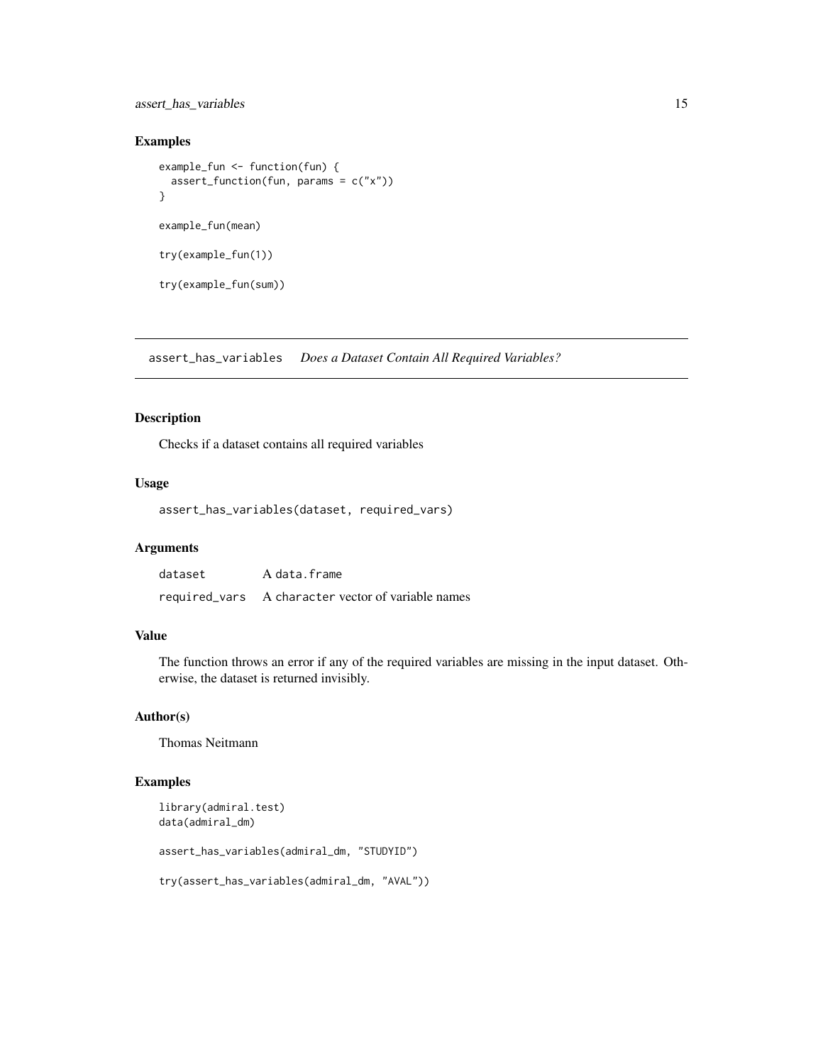### Examples

```
example_fun <- function(fun) {
  assert_function(fun, params = c("x"))
}

example_fun(mean)

try(example_fun(1))

try(example_fun(sum))
```

---

## assert_has_variables *Does a Dataset Contain All Required Variables?*

---

### Description

Checks if a dataset contains all required variables

### Usage

```
assert_has_variables(dataset, required_vars)
```

### Arguments

| | |
|---|---|
| dataset | A `data.frame` |
| required_vars | A `character` vector of variable names |

### Value

The function throws an error if any of the required variables are missing in the input dataset. Otherwise, the dataset is returned invisibly.

### Author(s)

Thomas Neitmann

### Examples

```
library(admiral.test)
data(admiral_dm)

assert_has_variables(admiral_dm, "STUDYID")

try(assert_has_variables(admiral_dm, "AVAL"))
```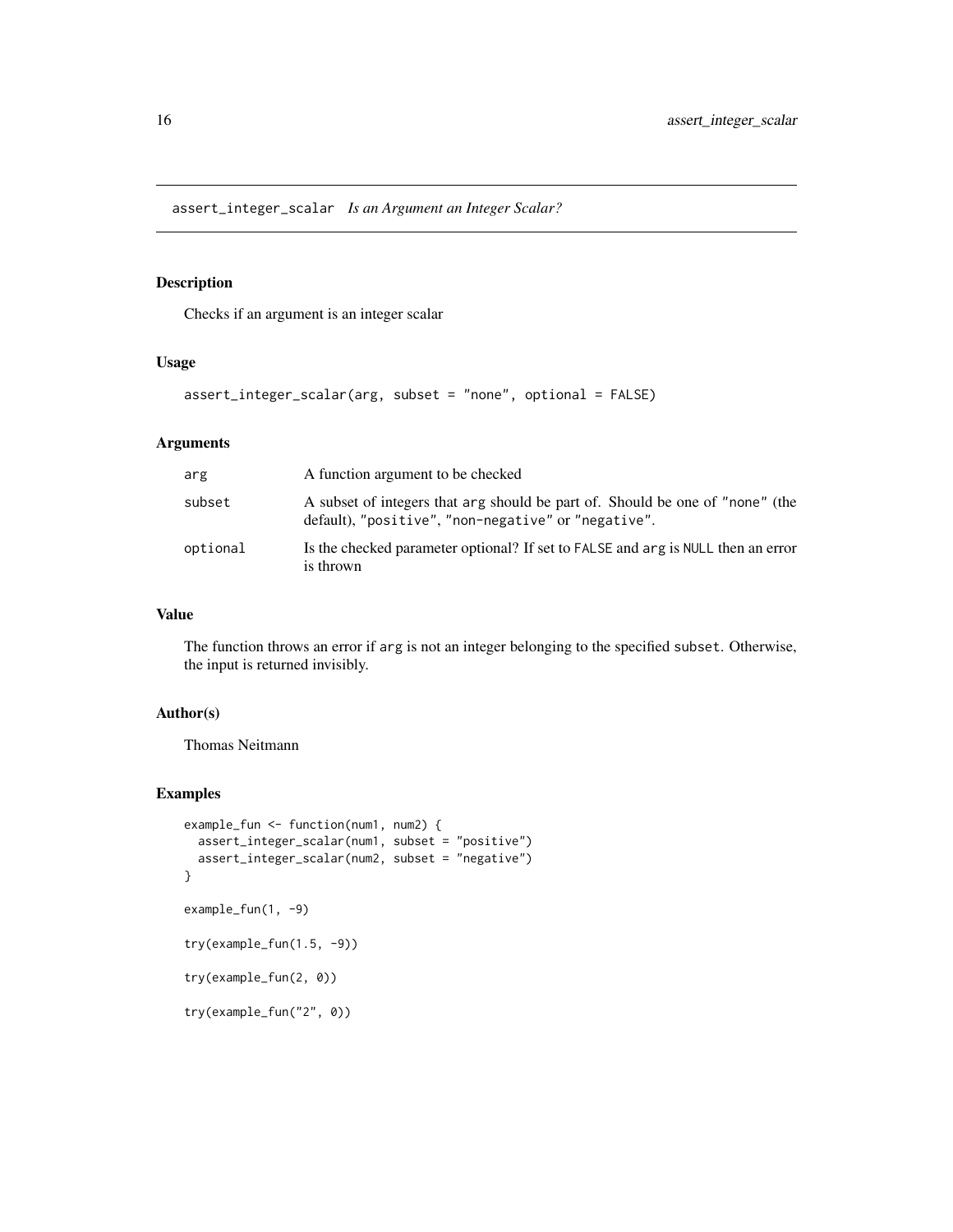## assert_integer_scalar *Is an Argument an Integer Scalar?*

### Description

Checks if an argument is an integer scalar

### Usage

```
assert_integer_scalar(arg, subset = "none", optional = FALSE)
```

### Arguments

| | |
|---|---|
| `arg` | A function argument to be checked |
| `subset` | A subset of integers that `arg` should be part of. Should be one of `"none"` (the default), `"positive"`, `"non-negative"` or `"negative"`. |
| `optional` | Is the checked parameter optional? If set to `FALSE` and `arg` is `NULL` then an error is thrown |

### Value

The function throws an error if `arg` is not an integer belonging to the specified `subset`. Otherwise, the input is returned invisibly.

### Author(s)

Thomas Neitmann

### Examples

```
example_fun <- function(num1, num2) {
  assert_integer_scalar(num1, subset = "positive")
  assert_integer_scalar(num2, subset = "negative")
}

example_fun(1, -9)

try(example_fun(1.5, -9))

try(example_fun(2, 0))

try(example_fun("2", 0))
```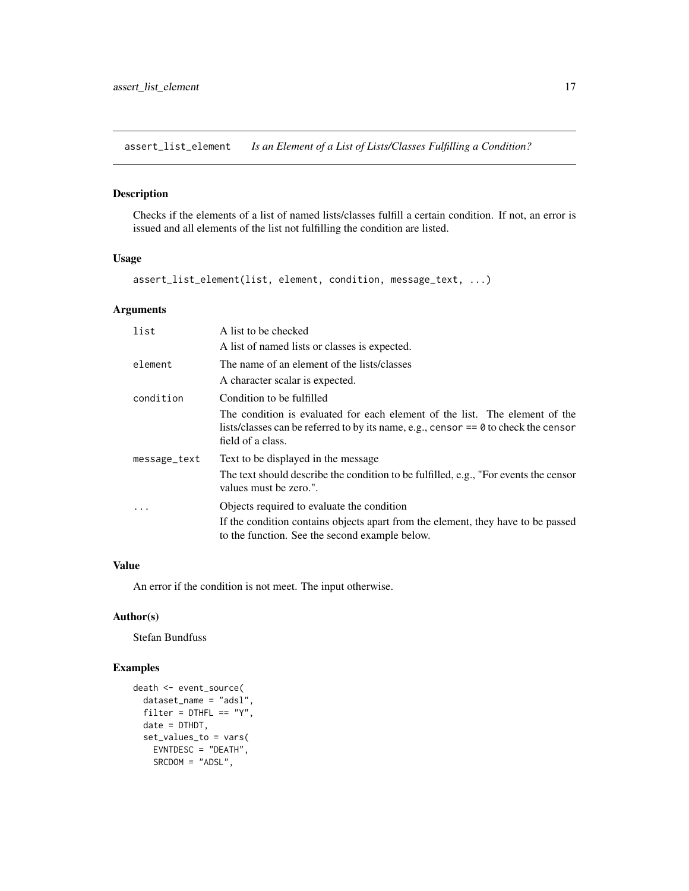## assert_list_element *Is an Element of a List of Lists/Classes Fulfilling a Condition?*

### Description

Checks if the elements of a list of named lists/classes fulfill a certain condition. If not, an error is issued and all elements of the list not fulfilling the condition are listed.

### Usage

```
assert_list_element(list, element, condition, message_text, ...)
```

### Arguments

| | |
|---|---|
| `list` | A list to be checked<br>A list of named lists or classes is expected. |
| `element` | The name of an element of the lists/classes<br>A character scalar is expected. |
| `condition` | Condition to be fulfilled<br>The condition is evaluated for each element of the list. The element of the lists/classes can be referred to by its name, e.g., `censor == 0` to check the `censor` field of a class. |
| `message_text` | Text to be displayed in the message<br>The text should describe the condition to be fulfilled, e.g., "For events the censor values must be zero.". |
| `...` | Objects required to evaluate the condition<br>If the condition contains objects apart from the element, they have to be passed to the function. See the second example below. |

### Value

An error if the condition is not meet. The input otherwise.

### Author(s)

Stefan Bundfuss

### Examples

```
death <- event_source(
  dataset_name = "adsl",
  filter = DTHFL == "Y",
  date = DTHDT,
  set_values_to = vars(
    EVNTDESC = "DEATH",
    SRCDOM = "ADSL",
```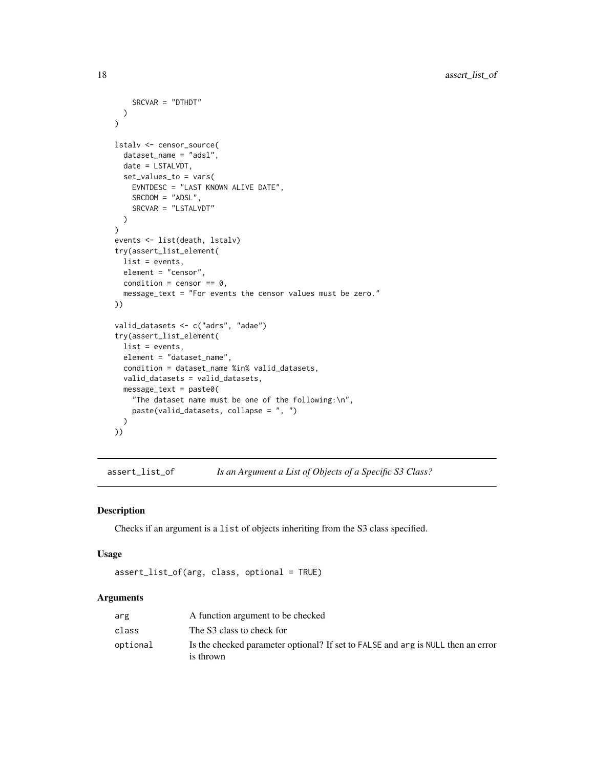```
    SRCVAR = "DTHDT"
  )
)

lstalv <- censor_source(
  dataset_name = "adsl",
  date = LSTALVDT,
  set_values_to = vars(
    EVNTDESC = "LAST KNOWN ALIVE DATE",
    SRCDOM = "ADSL",
    SRCVAR = "LSTALVDT"
  )
)
events <- list(death, lstalv)
try(assert_list_element(
  list = events,
  element = "censor",
  condition = censor == 0,
  message_text = "For events the censor values must be zero."
))

valid_datasets <- c("adrs", "adae")
try(assert_list_element(
  list = events,
  element = "dataset_name",
  condition = dataset_name %in% valid_datasets,
  valid_datasets = valid_datasets,
  message_text = paste0(
    "The dataset name must be one of the following:\n",
    paste(valid_datasets, collapse = ", ")
  )
))
```

## assert_list_of — *Is an Argument a List of Objects of a Specific S3 Class?*

### Description

Checks if an argument is a `list` of objects inheriting from the S3 class specified.

### Usage

```
assert_list_of(arg, class, optional = TRUE)
```

### Arguments

| | |
|---|---|
| `arg` | A function argument to be checked |
| `class` | The S3 class to check for |
| `optional` | Is the checked parameter optional? If set to `FALSE` and `arg` is `NULL` then an error is thrown |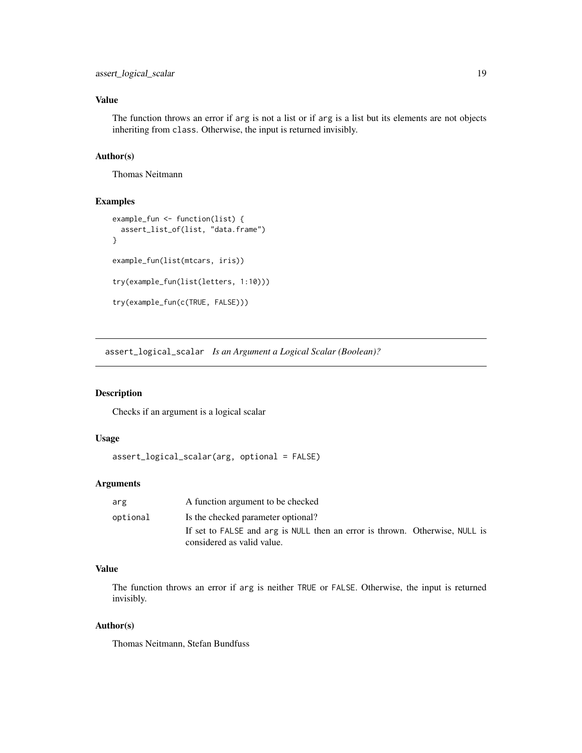### Value

The function throws an error if `arg` is not a list or if `arg` is a list but its elements are not objects inheriting from `class`. Otherwise, the input is returned invisibly.

### Author(s)

Thomas Neitmann

### Examples

```
example_fun <- function(list) {
  assert_list_of(list, "data.frame")
}

example_fun(list(mtcars, iris))

try(example_fun(list(letters, 1:10)))

try(example_fun(c(TRUE, FALSE)))
```

---

## assert_logical_scalar *Is an Argument a Logical Scalar (Boolean)?*

### Description

Checks if an argument is a logical scalar

### Usage

```
assert_logical_scalar(arg, optional = FALSE)
```

### Arguments

| | |
|---|---|
| `arg` | A function argument to be checked |
| `optional` | Is the checked parameter optional?<br>If set to `FALSE` and `arg` is `NULL` then an error is thrown. Otherwise, `NULL` is considered as valid value. |

### Value

The function throws an error if `arg` is neither `TRUE` or `FALSE`. Otherwise, the input is returned invisibly.

### Author(s)

Thomas Neitmann, Stefan Bundfuss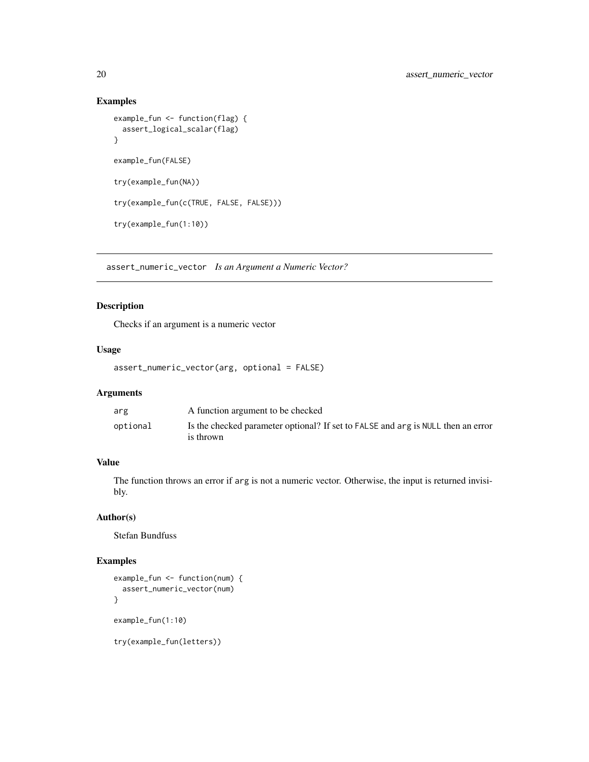### Examples

```
example_fun <- function(flag) {
  assert_logical_scalar(flag)
}

example_fun(FALSE)

try(example_fun(NA))

try(example_fun(c(TRUE, FALSE, FALSE)))

try(example_fun(1:10))
```

---

## assert_numeric_vector *Is an Argument a Numeric Vector?*

---

### Description

Checks if an argument is a numeric vector

### Usage

```
assert_numeric_vector(arg, optional = FALSE)
```

### Arguments

| | |
|---|---|
| arg | A function argument to be checked |
| optional | Is the checked parameter optional? If set to FALSE and arg is NULL then an error is thrown |

### Value

The function throws an error if arg is not a numeric vector. Otherwise, the input is returned invisibly.

### Author(s)

Stefan Bundfuss

### Examples

```
example_fun <- function(num) {
  assert_numeric_vector(num)
}

example_fun(1:10)

try(example_fun(letters))
```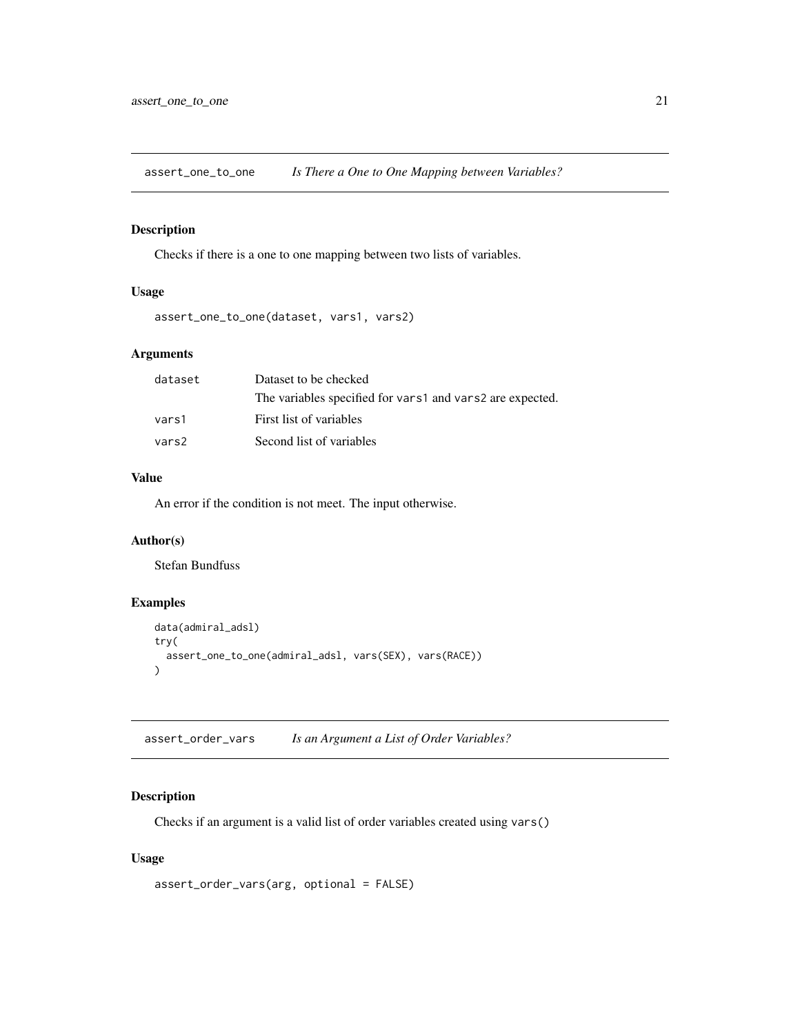## assert_one_to_one — *Is There a One to One Mapping between Variables?*

### Description

Checks if there is a one to one mapping between two lists of variables.

### Usage

```
assert_one_to_one(dataset, vars1, vars2)
```

### Arguments

| | |
|---|---|
| `dataset` | Dataset to be checked<br>The variables specified for `vars1` and `vars2` are expected. |
| `vars1` | First list of variables |
| `vars2` | Second list of variables |

### Value

An error if the condition is not meet. The input otherwise.

### Author(s)

Stefan Bundfuss

### Examples

```
data(admiral_adsl)
try(
  assert_one_to_one(admiral_adsl, vars(SEX), vars(RACE))
)
```

## assert_order_vars — *Is an Argument a List of Order Variables?*

### Description

Checks if an argument is a valid list of order variables created using `vars()`

### Usage

```
assert_order_vars(arg, optional = FALSE)
```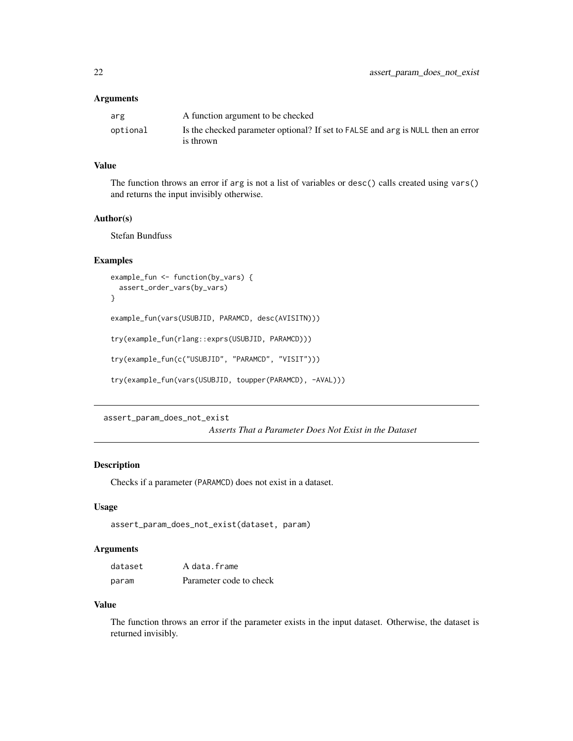### Arguments

| | |
|---|---|
| arg | A function argument to be checked |
| optional | Is the checked parameter optional? If set to FALSE and arg is NULL then an error is thrown |

### Value

The function throws an error if arg is not a list of variables or desc() calls created using vars() and returns the input invisibly otherwise.

### Author(s)

Stefan Bundfuss

### Examples

```
example_fun <- function(by_vars) {
  assert_order_vars(by_vars)
}

example_fun(vars(USUBJID, PARAMCD, desc(AVISITN)))

try(example_fun(rlang::exprs(USUBJID, PARAMCD)))

try(example_fun(c("USUBJID", "PARAMCD", "VISIT")))

try(example_fun(vars(USUBJID, toupper(PARAMCD), -AVAL)))
```

## assert_param_does_not_exist    *Asserts That a Parameter Does Not Exist in the Dataset*

### Description

Checks if a parameter (PARAMCD) does not exist in a dataset.

### Usage

```
assert_param_does_not_exist(dataset, param)
```

### Arguments

| | |
|---|---|
| dataset | A data.frame |
| param | Parameter code to check |

### Value

The function throws an error if the parameter exists in the input dataset. Otherwise, the dataset is returned invisibly.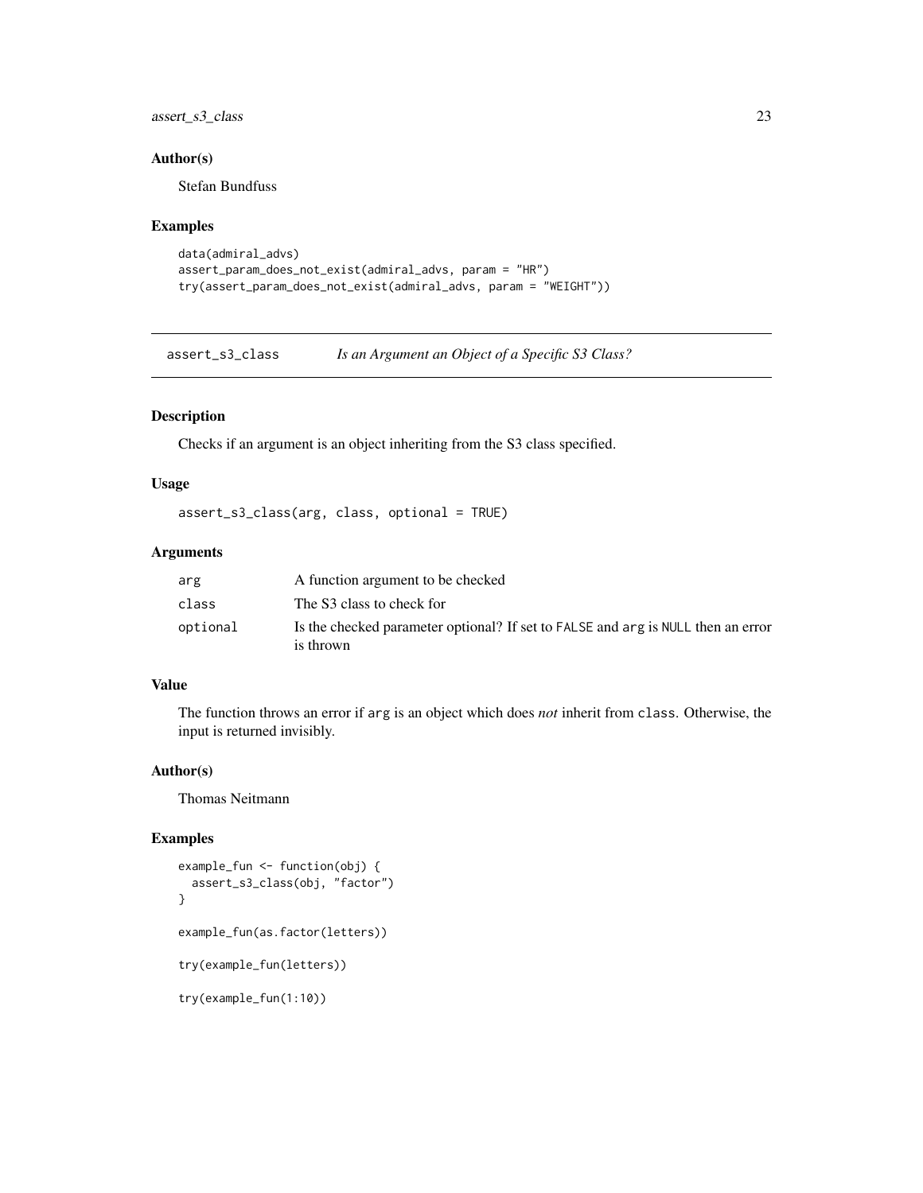### Author(s)

Stefan Bundfuss

### Examples

```
data(admiral_advs)
assert_param_does_not_exist(admiral_advs, param = "HR")
try(assert_param_does_not_exist(admiral_advs, param = "WEIGHT"))
```

---

## assert_s3_class *Is an Argument an Object of a Specific S3 Class?*

### Description

Checks if an argument is an object inheriting from the S3 class specified.

### Usage

```
assert_s3_class(arg, class, optional = TRUE)
```

### Arguments

| | |
|---|---|
| arg | A function argument to be checked |
| class | The S3 class to check for |
| optional | Is the checked parameter optional? If set to FALSE and arg is NULL then an error is thrown |

### Value

The function throws an error if arg is an object which does *not* inherit from class. Otherwise, the input is returned invisibly.

### Author(s)

Thomas Neitmann

### Examples

```
example_fun <- function(obj) {
  assert_s3_class(obj, "factor")
}

example_fun(as.factor(letters))

try(example_fun(letters))

try(example_fun(1:10))
```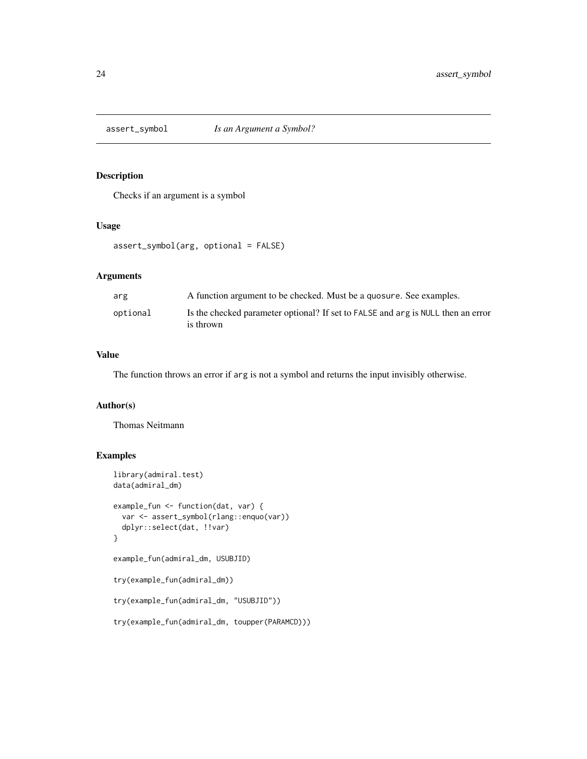# assert_symbol *Is an Argument a Symbol?*

## Description

Checks if an argument is a symbol

## Usage

```
assert_symbol(arg, optional = FALSE)
```

## Arguments

| | |
|---|---|
| arg | A function argument to be checked. Must be a `quosure`. See examples. |
| optional | Is the checked parameter optional? If set to `FALSE` and `arg` is `NULL` then an error is thrown |

## Value

The function throws an error if `arg` is not a symbol and returns the input invisibly otherwise.

## Author(s)

Thomas Neitmann

## Examples

```
library(admiral.test)
data(admiral_dm)

example_fun <- function(dat, var) {
  var <- assert_symbol(rlang::enquo(var))
  dplyr::select(dat, !!var)
}

example_fun(admiral_dm, USUBJID)

try(example_fun(admiral_dm))

try(example_fun(admiral_dm, "USUBJID"))

try(example_fun(admiral_dm, toupper(PARAMCD)))
```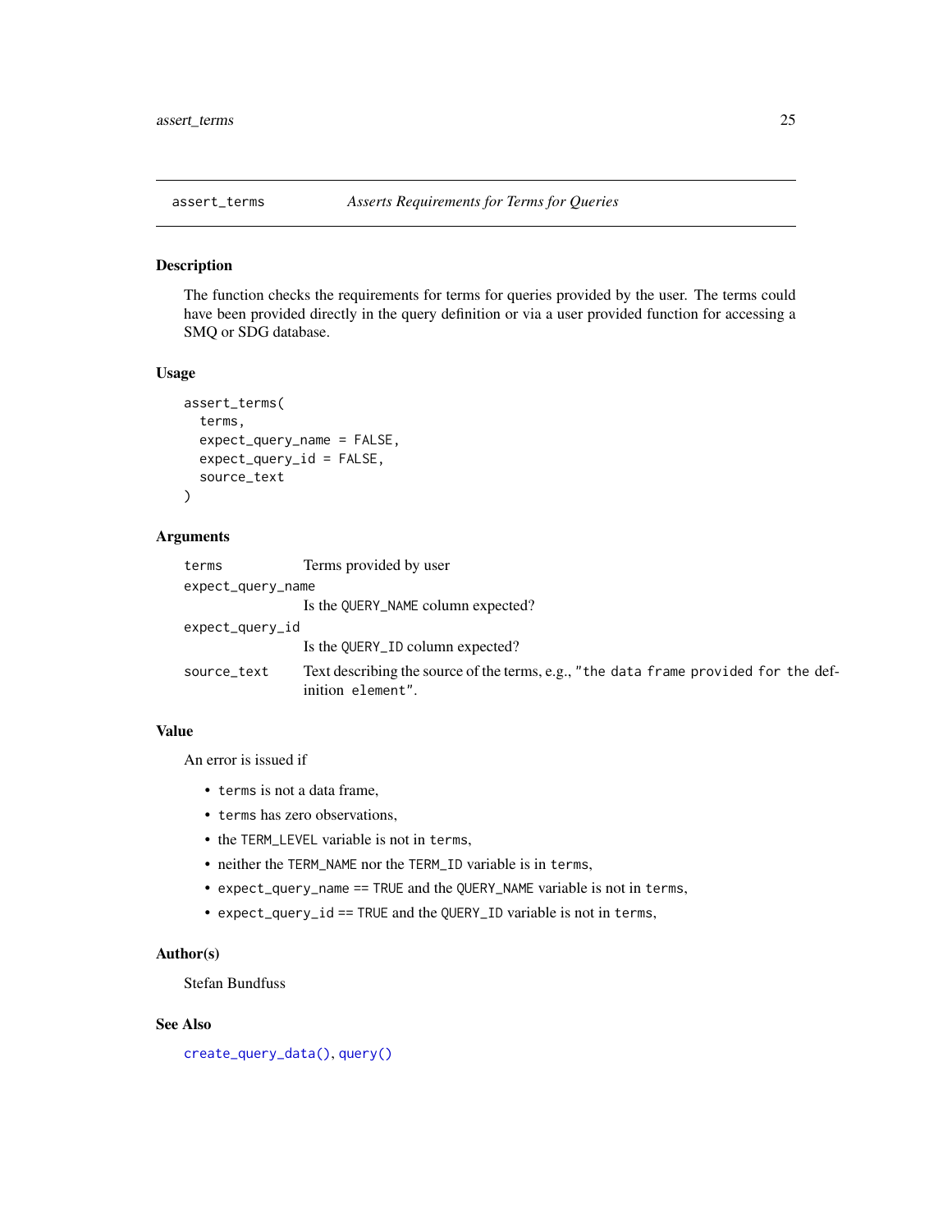## assert_terms — *Asserts Requirements for Terms for Queries*

### Description

The function checks the requirements for terms for queries provided by the user. The terms could have been provided directly in the query definition or via a user provided function for accessing a SMQ or SDG database.

### Usage

```
assert_terms(
  terms,
  expect_query_name = FALSE,
  expect_query_id = FALSE,
  source_text
)
```

### Arguments

- `terms` — Terms provided by user
- `expect_query_name` — Is the `QUERY_NAME` column expected?
- `expect_query_id` — Is the `QUERY_ID` column expected?
- `source_text` — Text describing the source of the terms, e.g., `"the data frame provided for the definition element"`.

### Value

An error is issued if

- `terms` is not a data frame,
- `terms` has zero observations,
- the `TERM_LEVEL` variable is not in `terms`,
- neither the `TERM_NAME` nor the `TERM_ID` variable is in `terms`,
- `expect_query_name == TRUE` and the `QUERY_NAME` variable is not in `terms`,
- `expect_query_id == TRUE` and the `QUERY_ID` variable is not in `terms`,

### Author(s)

Stefan Bundfuss

### See Also

`create_query_data()`, `query()`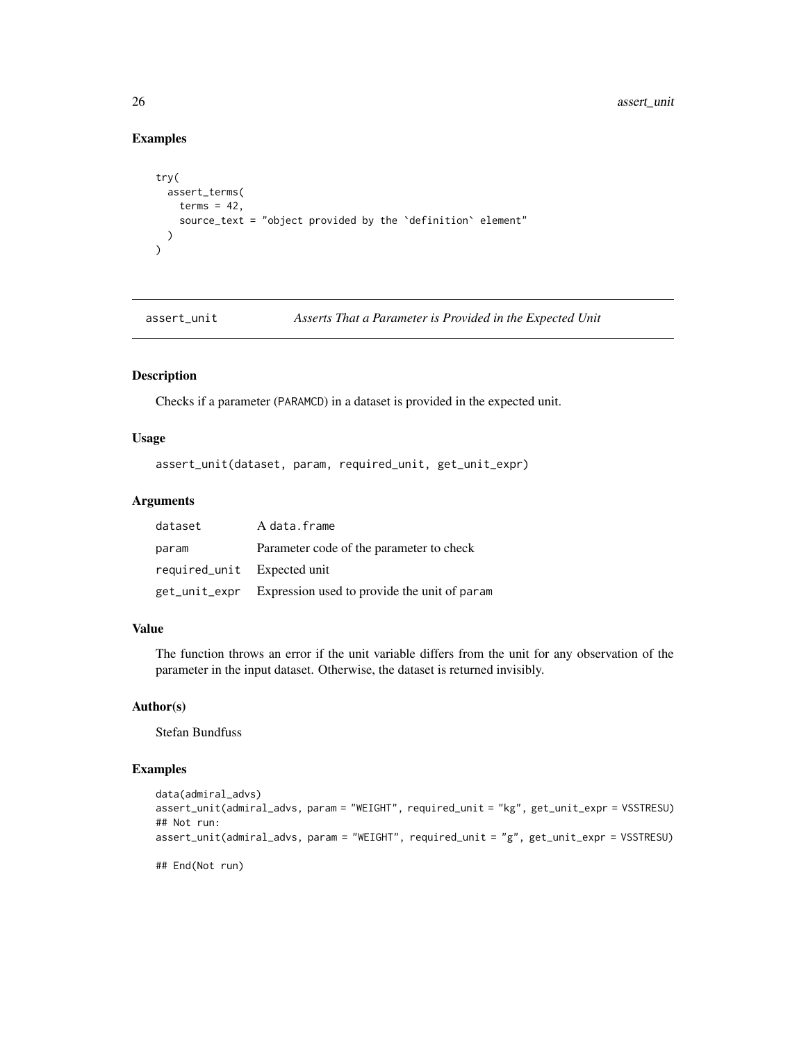### Examples

```
try(
  assert_terms(
    terms = 42,
    source_text = "object provided by the `definition` element"
  )
)
```

---

## assert_unit — *Asserts That a Parameter is Provided in the Expected Unit*

### Description

Checks if a parameter (PARAMCD) in a dataset is provided in the expected unit.

### Usage

```
assert_unit(dataset, param, required_unit, get_unit_expr)
```

### Arguments

| | |
|---|---|
| dataset | A data.frame |
| param | Parameter code of the parameter to check |
| required_unit | Expected unit |
| get_unit_expr | Expression used to provide the unit of param |

### Value

The function throws an error if the unit variable differs from the unit for any observation of the parameter in the input dataset. Otherwise, the dataset is returned invisibly.

### Author(s)

Stefan Bundfuss

### Examples

```
data(admiral_advs)
assert_unit(admiral_advs, param = "WEIGHT", required_unit = "kg", get_unit_expr = VSSTRESU)
## Not run:
assert_unit(admiral_advs, param = "WEIGHT", required_unit = "g", get_unit_expr = VSSTRESU)

## End(Not run)
```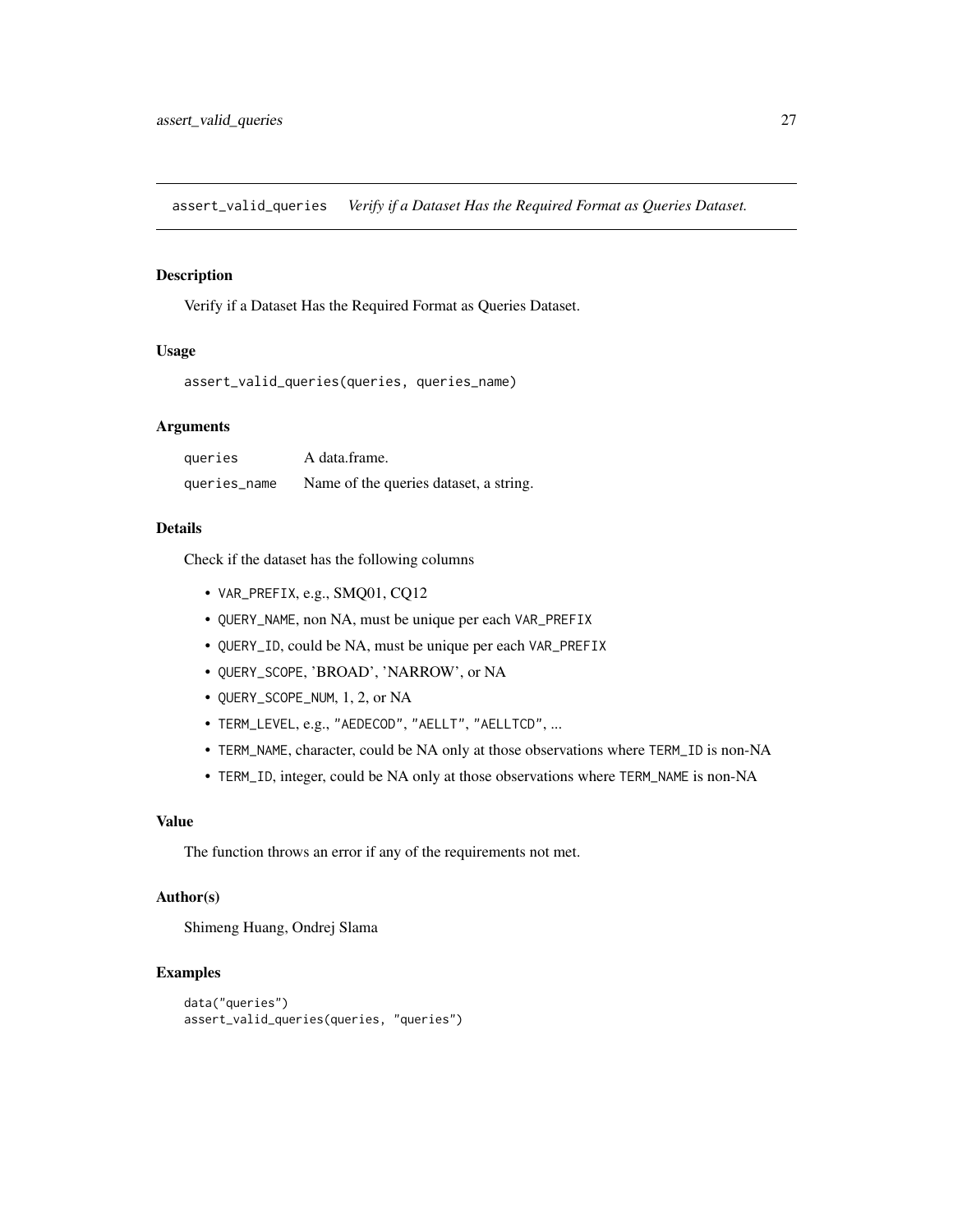assert_valid_queries *Verify if a Dataset Has the Required Format as Queries Dataset.*

## Description

Verify if a Dataset Has the Required Format as Queries Dataset.

## Usage

```
assert_valid_queries(queries, queries_name)
```

## Arguments

| | |
|---|---|
| queries | A data.frame. |
| queries_name | Name of the queries dataset, a string. |

## Details

Check if the dataset has the following columns

- `VAR_PREFIX`, e.g., SMQ01, CQ12
- `QUERY_NAME`, non NA, must be unique per each `VAR_PREFIX`
- `QUERY_ID`, could be NA, must be unique per each `VAR_PREFIX`
- `QUERY_SCOPE`, 'BROAD', 'NARROW', or NA
- `QUERY_SCOPE_NUM`, 1, 2, or NA
- `TERM_LEVEL`, e.g., `"AEDECOD"`, `"AELLT"`, `"AELLTCD"`, ...
- `TERM_NAME`, character, could be NA only at those observations where `TERM_ID` is non-NA
- `TERM_ID`, integer, could be NA only at those observations where `TERM_NAME` is non-NA

## Value

The function throws an error if any of the requirements not met.

## Author(s)

Shimeng Huang, Ondrej Slama

## Examples

```
data("queries")
assert_valid_queries(queries, "queries")
```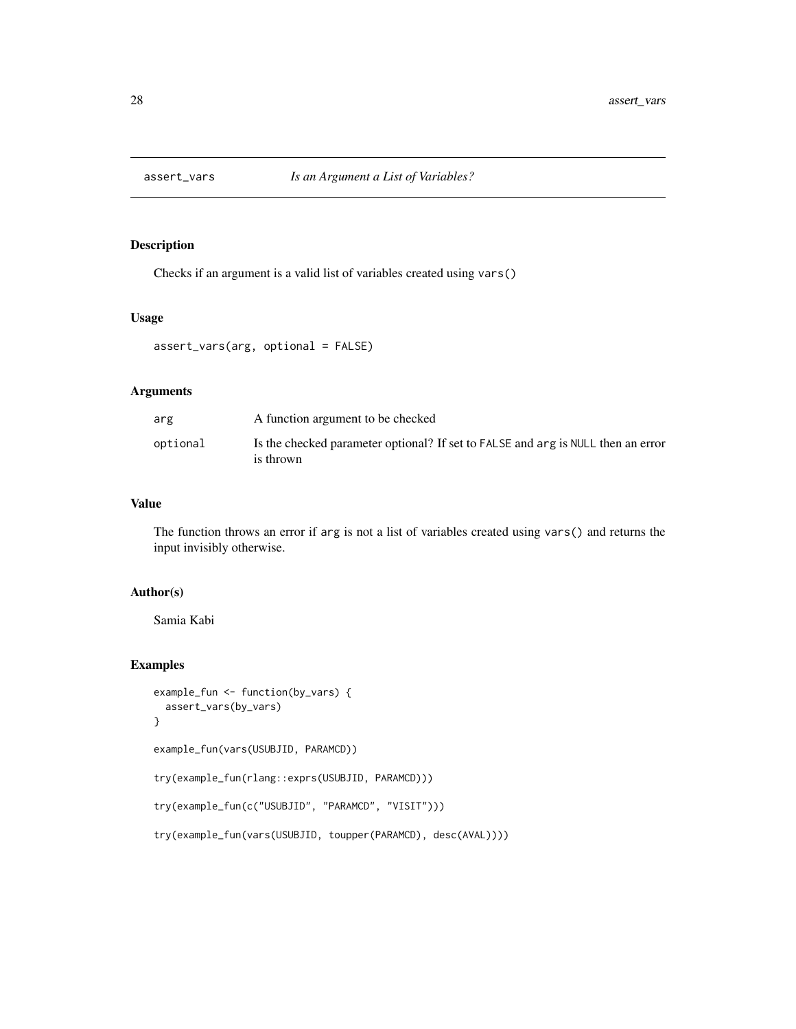# assert_vars *Is an Argument a List of Variables?*

## Description

Checks if an argument is a valid list of variables created using `vars()`

## Usage

```
assert_vars(arg, optional = FALSE)
```

## Arguments

| | |
|---|---|
| `arg` | A function argument to be checked |
| `optional` | Is the checked parameter optional? If set to `FALSE` and `arg` is `NULL` then an error is thrown |

## Value

The function throws an error if `arg` is not a list of variables created using `vars()` and returns the input invisibly otherwise.

## Author(s)

Samia Kabi

## Examples

```
example_fun <- function(by_vars) {
  assert_vars(by_vars)
}

example_fun(vars(USUBJID, PARAMCD))

try(example_fun(rlang::exprs(USUBJID, PARAMCD)))

try(example_fun(c("USUBJID", "PARAMCD", "VISIT")))

try(example_fun(vars(USUBJID, toupper(PARAMCD), desc(AVAL))))
```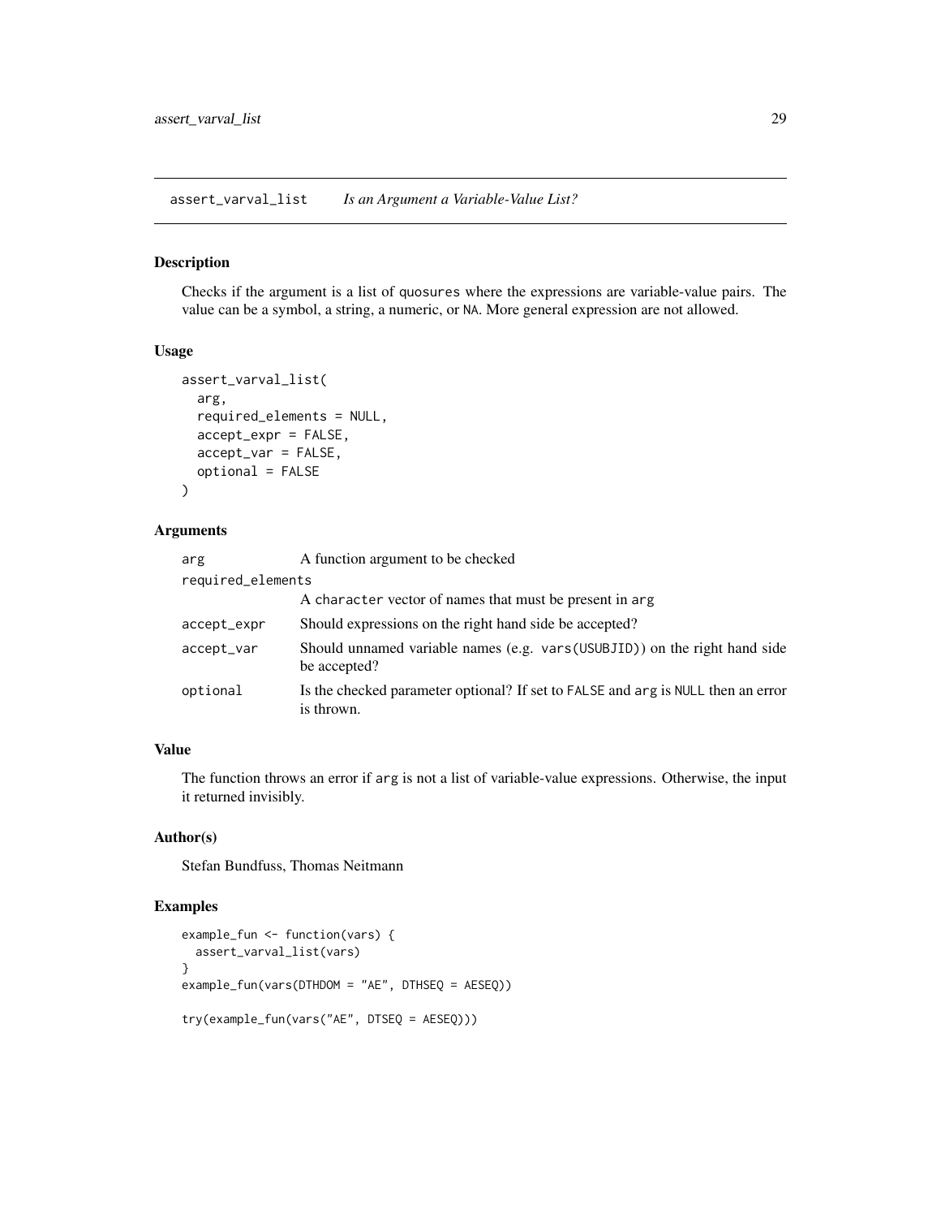assert_varval_list    *Is an Argument a Variable-Value List?*

## Description

Checks if the argument is a list of quosures where the expressions are variable-value pairs. The value can be a symbol, a string, a numeric, or NA. More general expression are not allowed.

## Usage

```
assert_varval_list(
  arg,
  required_elements = NULL,
  accept_expr = FALSE,
  accept_var = FALSE,
  optional = FALSE
)
```

## Arguments

| | |
|---|---|
| arg | A function argument to be checked |
| required_elements | A character vector of names that must be present in arg |
| accept_expr | Should expressions on the right hand side be accepted? |
| accept_var | Should unnamed variable names (e.g. vars(USUBJID)) on the right hand side be accepted? |
| optional | Is the checked parameter optional? If set to FALSE and arg is NULL then an error is thrown. |

## Value

The function throws an error if arg is not a list of variable-value expressions. Otherwise, the input it returned invisibly.

## Author(s)

Stefan Bundfuss, Thomas Neitmann

## Examples

```
example_fun <- function(vars) {
  assert_varval_list(vars)
}
example_fun(vars(DTHDOM = "AE", DTHSEQ = AESEQ))

try(example_fun(vars("AE", DTSEQ = AESEQ)))
```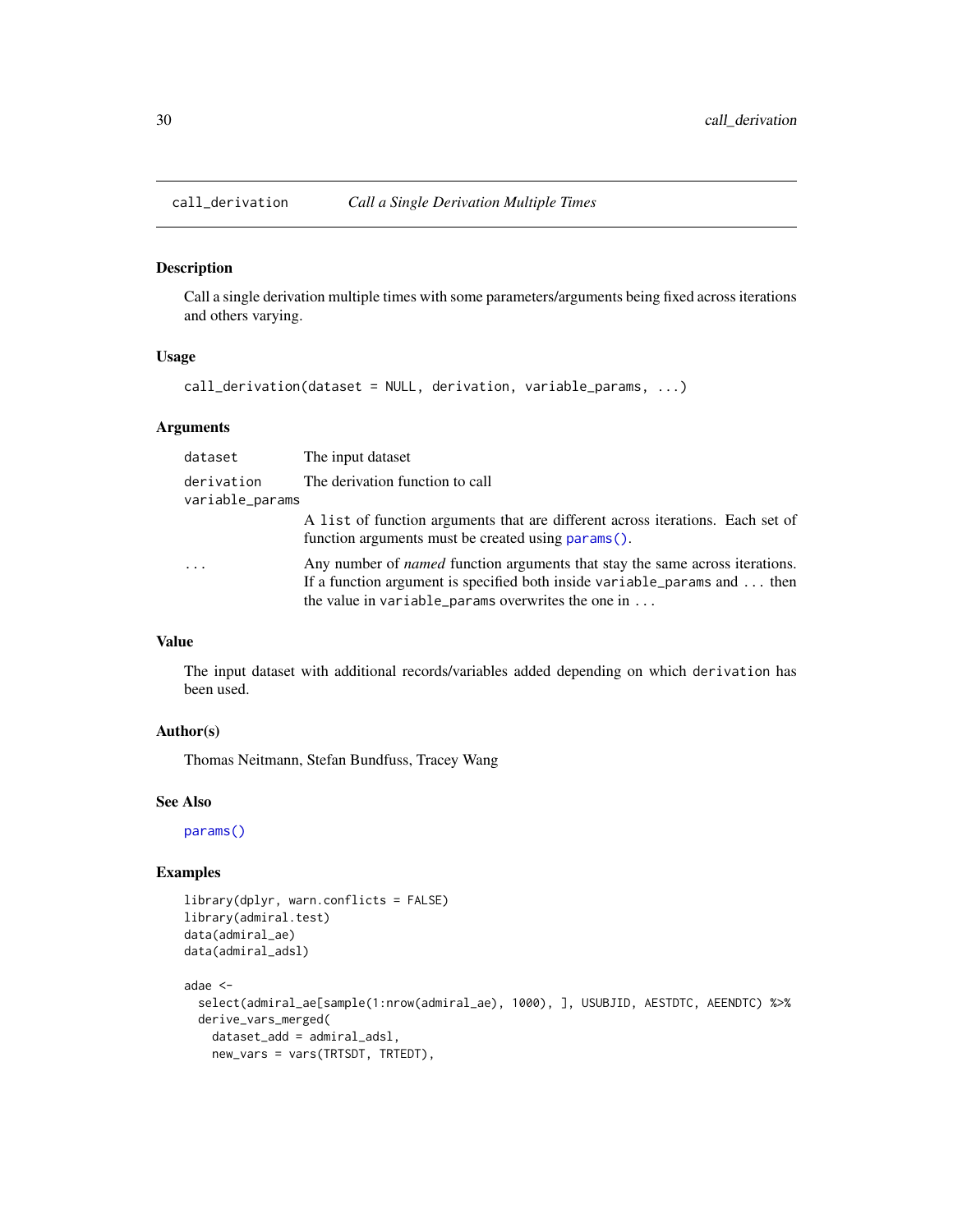# call_derivation — *Call a Single Derivation Multiple Times*

## Description

Call a single derivation multiple times with some parameters/arguments being fixed across iterations and others varying.

## Usage

```
call_derivation(dataset = NULL, derivation, variable_params, ...)
```

## Arguments

| Argument | Description |
|---|---|
| `dataset` | The input dataset |
| `derivation` | The derivation function to call |
| `variable_params` | A `list` of function arguments that are different across iterations. Each set of function arguments must be created using `params()`. |
| `...` | Any number of *named* function arguments that stay the same across iterations. If a function argument is specified both inside `variable_params` and `...` then the value in `variable_params` overwrites the one in `...` |

## Value

The input dataset with additional records/variables added depending on which `derivation` has been used.

## Author(s)

Thomas Neitmann, Stefan Bundfuss, Tracey Wang

## See Also

`params()`

## Examples

```
library(dplyr, warn.conflicts = FALSE)
library(admiral.test)
data(admiral_ae)
data(admiral_adsl)

adae <-
  select(admiral_ae[sample(1:nrow(admiral_ae), 1000), ], USUBJID, AESTDTC, AEENDTC) %>%
  derive_vars_merged(
    dataset_add = admiral_adsl,
    new_vars = vars(TRTSDT, TRTEDT),
```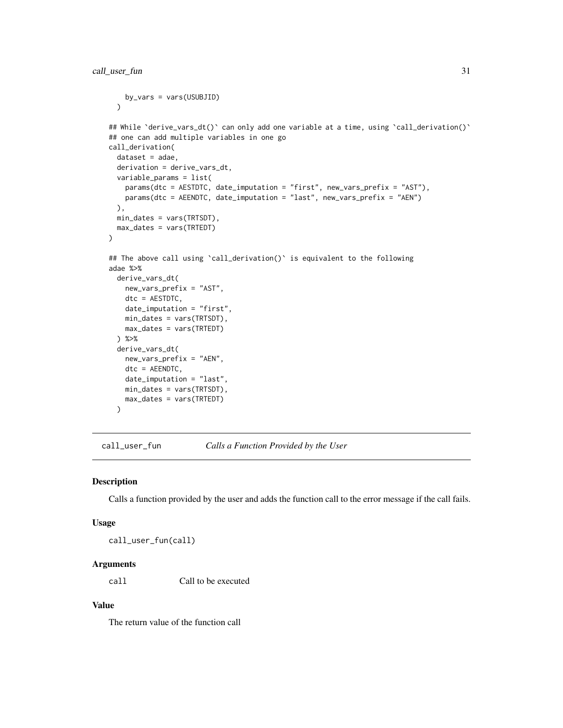```
    by_vars = vars(USUBJID)
  )

## While `derive_vars_dt()` can only add one variable at a time, using `call_derivation()`
## one can add multiple variables in one go
call_derivation(
  dataset = adae,
  derivation = derive_vars_dt,
  variable_params = list(
    params(dtc = AESTDTC, date_imputation = "first", new_vars_prefix = "AST"),
    params(dtc = AEENDTC, date_imputation = "last", new_vars_prefix = "AEN")
  ),
  min_dates = vars(TRTSDT),
  max_dates = vars(TRTEDT)
)

## The above call using `call_derivation()` is equivalent to the following
adae %>%
  derive_vars_dt(
    new_vars_prefix = "AST",
    dtc = AESTDTC,
    date_imputation = "first",
    min_dates = vars(TRTSDT),
    max_dates = vars(TRTEDT)
  ) %>%
  derive_vars_dt(
    new_vars_prefix = "AEN",
    dtc = AEENDTC,
    date_imputation = "last",
    min_dates = vars(TRTSDT),
    max_dates = vars(TRTEDT)
  )
```

## call_user_fun — *Calls a Function Provided by the User*

### Description

Calls a function provided by the user and adds the function call to the error message if the call fails.

### Usage

```
call_user_fun(call)
```

### Arguments

| | |
|---|---|
| call | Call to be executed |

### Value

The return value of the function call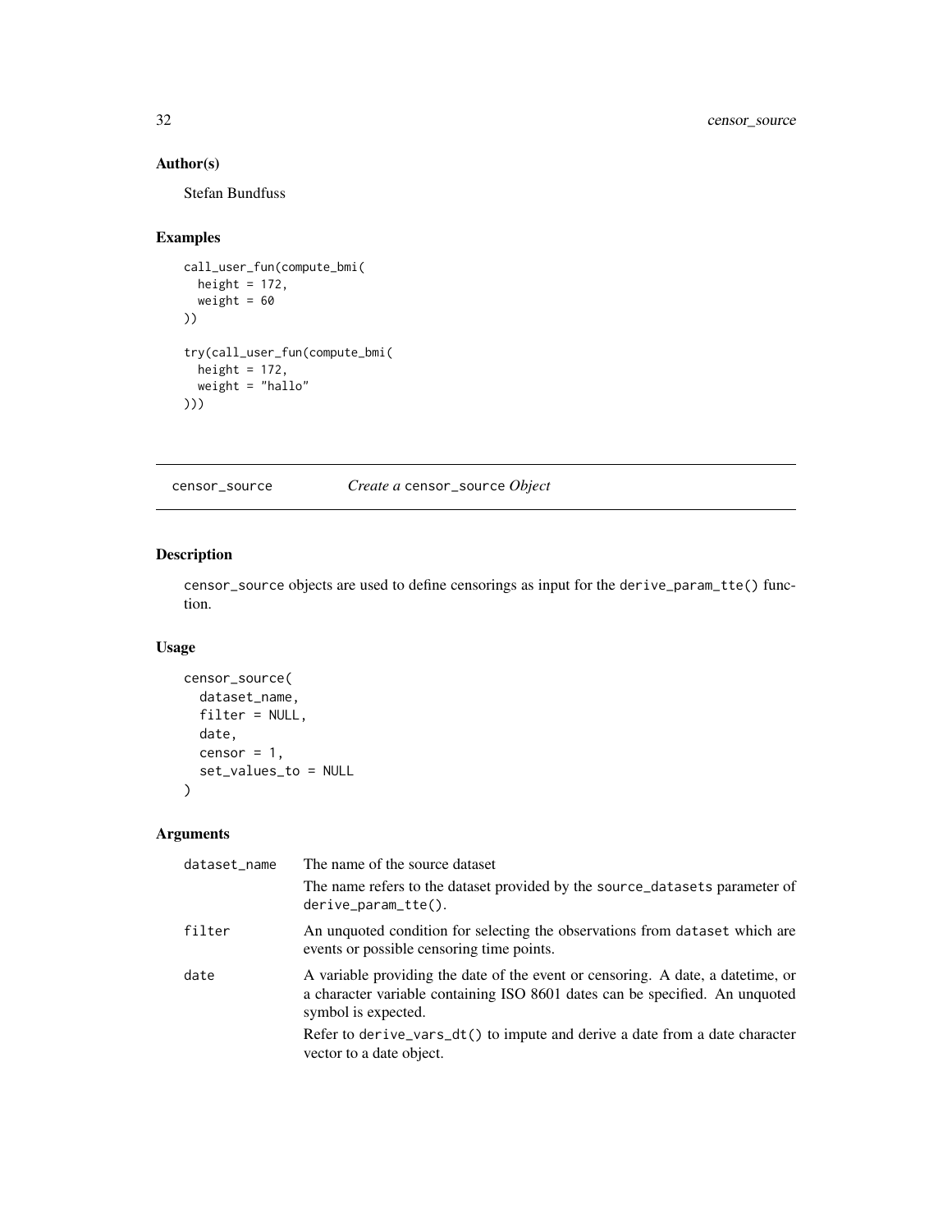## Author(s)

Stefan Bundfuss

## Examples

```
call_user_fun(compute_bmi(
  height = 172,
  weight = 60
))

try(call_user_fun(compute_bmi(
  height = 172,
  weight = "hallo"
)))
```

---

# censor_source — *Create a* censor_source *Object*

---

## Description

censor_source objects are used to define censorings as input for the derive_param_tte() function.

## Usage

```
censor_source(
  dataset_name,
  filter = NULL,
  date,
  censor = 1,
  set_values_to = NULL
)
```

## Arguments

| | |
|---|---|
| dataset_name | The name of the source dataset<br><br>The name refers to the dataset provided by the source_datasets parameter of derive_param_tte(). |
| filter | An unquoted condition for selecting the observations from dataset which are events or possible censoring time points. |
| date | A variable providing the date of the event or censoring. A date, a datetime, or a character variable containing ISO 8601 dates can be specified. An unquoted symbol is expected.<br><br>Refer to derive_vars_dt() to impute and derive a date from a date character vector to a date object. |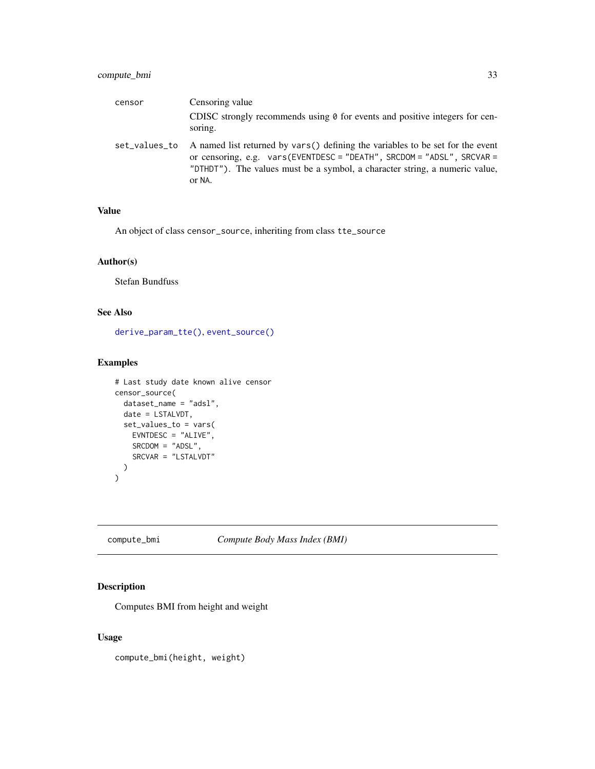| | |
|---|---|
| censor | Censoring value<br><br>CDISC strongly recommends using 0 for events and positive integers for censoring. |
| set_values_to | A named list returned by vars() defining the variables to be set for the event or censoring, e.g. vars(EVENTDESC = "DEATH", SRCDOM = "ADSL", SRCVAR = "DTHDT"). The values must be a symbol, a character string, a numeric value, or NA. |

### Value

An object of class censor_source, inheriting from class tte_source

### Author(s)

Stefan Bundfuss

### See Also

derive_param_tte(), event_source()

### Examples

```
# Last study date known alive censor
censor_source(
  dataset_name = "adsl",
  date = LSTALVDT,
  set_values_to = vars(
    EVNTDESC = "ALIVE",
    SRCDOM = "ADSL",
    SRCVAR = "LSTALVDT"
  )
)
```

---

## compute_bmi &nbsp;&nbsp;&nbsp;&nbsp; *Compute Body Mass Index (BMI)*

---

### Description

Computes BMI from height and weight

### Usage

```
compute_bmi(height, weight)
```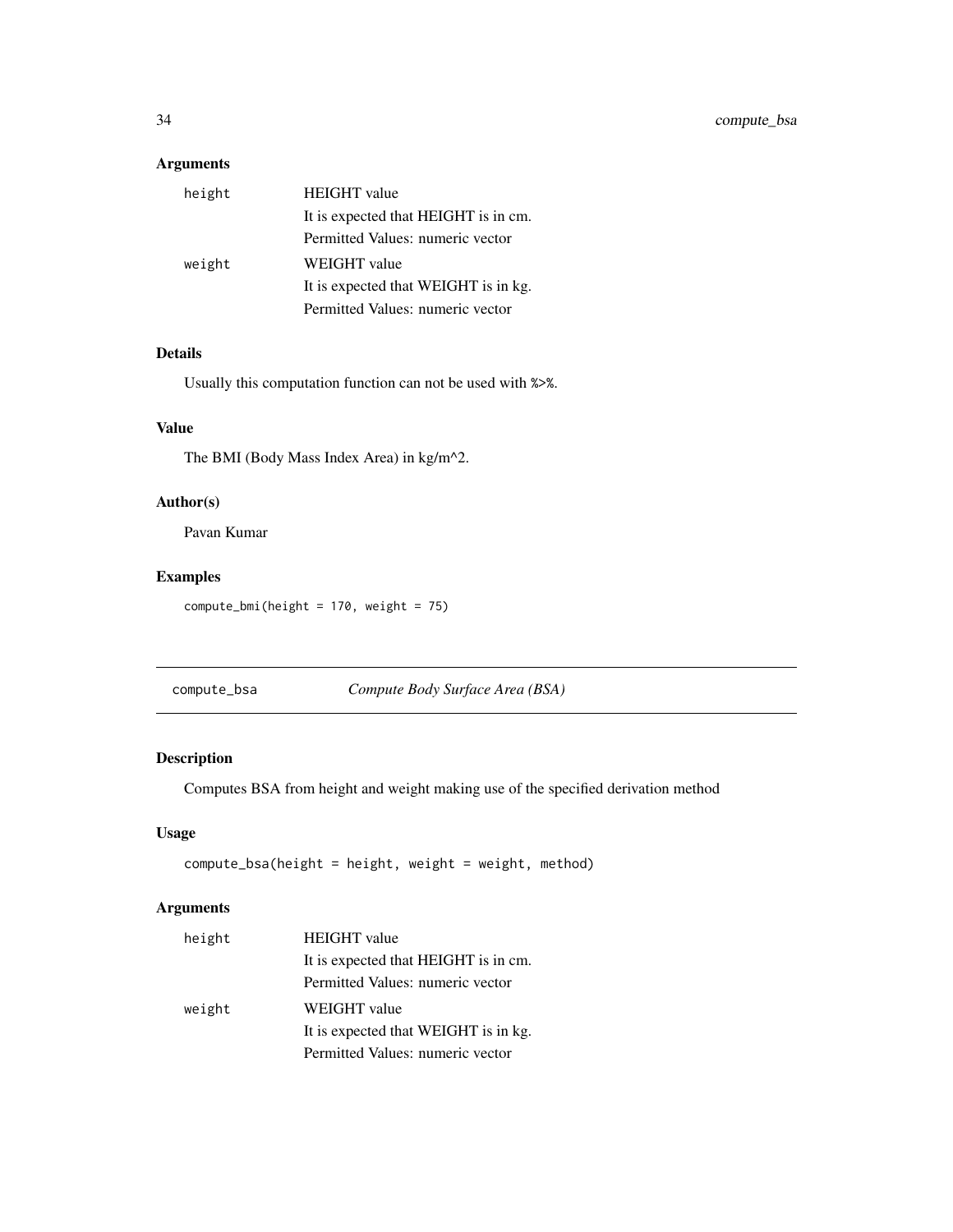### Arguments

| | |
|---|---|
| `height` | HEIGHT value<br>It is expected that HEIGHT is in cm.<br>Permitted Values: numeric vector |
| `weight` | WEIGHT value<br>It is expected that WEIGHT is in kg.<br>Permitted Values: numeric vector |

### Details

Usually this computation function can not be used with `%>%`.

### Value

The BMI (Body Mass Index Area) in kg/m^2.

### Author(s)

Pavan Kumar

### Examples

```
compute_bmi(height = 170, weight = 75)
```

---

## `compute_bsa` *Compute Body Surface Area (BSA)*

---

### Description

Computes BSA from height and weight making use of the specified derivation method

### Usage

```
compute_bsa(height = height, weight = weight, method)
```

### Arguments

| | |
|---|---|
| `height` | HEIGHT value<br>It is expected that HEIGHT is in cm.<br>Permitted Values: numeric vector |
| `weight` | WEIGHT value<br>It is expected that WEIGHT is in kg.<br>Permitted Values: numeric vector |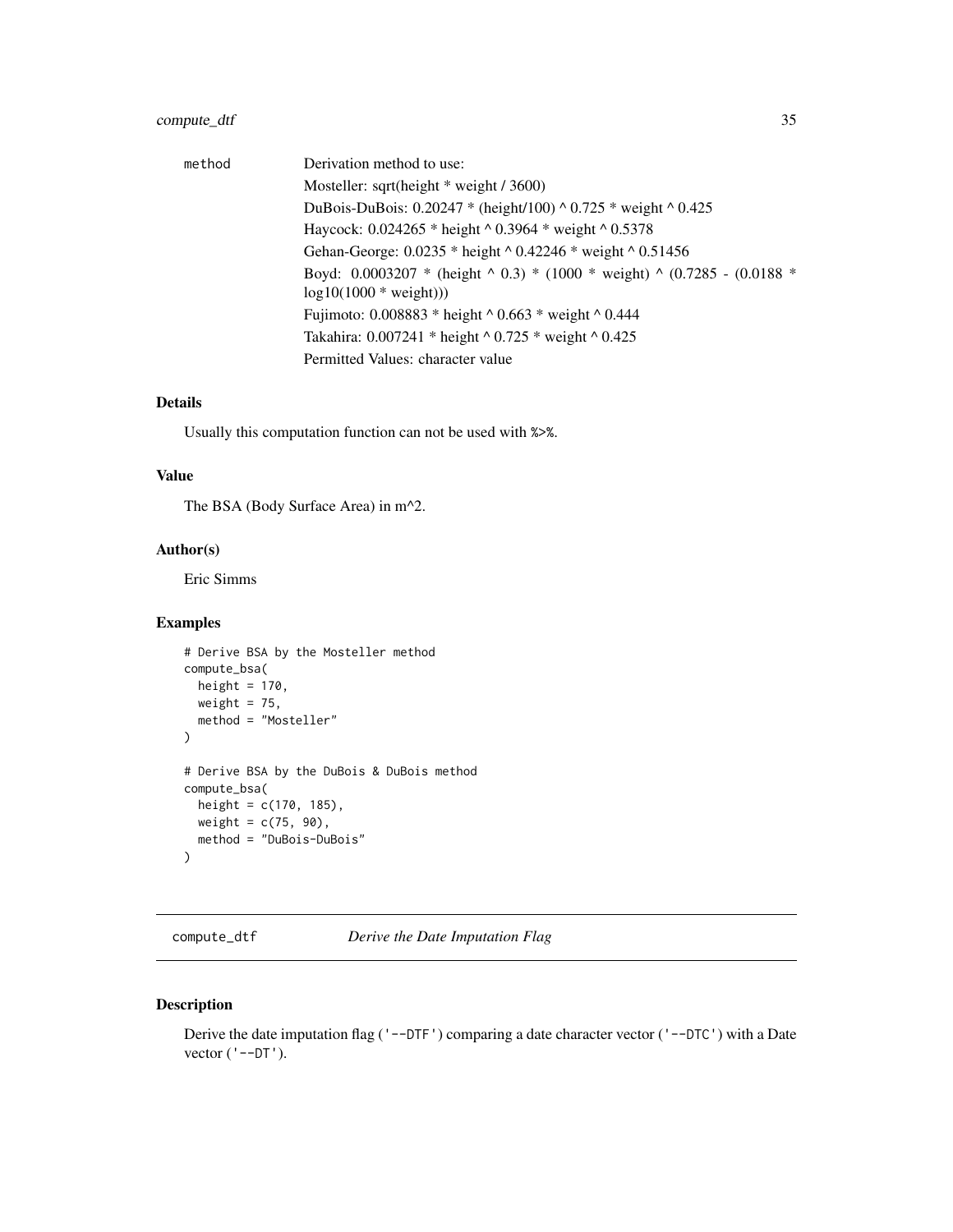| | |
|---|---|
| method | Derivation method to use:<br>Mosteller: sqrt(height * weight / 3600)<br>DuBois-DuBois: 0.20247 * (height/100) ^ 0.725 * weight ^ 0.425<br>Haycock: 0.024265 * height ^ 0.3964 * weight ^ 0.5378<br>Gehan-George: 0.0235 * height ^ 0.42246 * weight ^ 0.51456<br>Boyd: 0.0003207 * (height ^ 0.3) * (1000 * weight) ^ (0.7285 - (0.0188 * log10(1000 * weight)))<br>Fujimoto: 0.008883 * height ^ 0.663 * weight ^ 0.444<br>Takahira: 0.007241 * height ^ 0.725 * weight ^ 0.425<br>Permitted Values: character value |

### Details

Usually this computation function can not be used with %>%.

### Value

The BSA (Body Surface Area) in m^2.

### Author(s)

Eric Simms

### Examples

```
# Derive BSA by the Mosteller method
compute_bsa(
  height = 170,
  weight = 75,
  method = "Mosteller"
)

# Derive BSA by the DuBois & DuBois method
compute_bsa(
  height = c(170, 185),
  weight = c(75, 90),
  method = "DuBois-DuBois"
)
```

## compute_dtf *Derive the Date Imputation Flag*

### Description

Derive the date imputation flag ('--DTF') comparing a date character vector ('--DTC') with a Date vector ('--DT').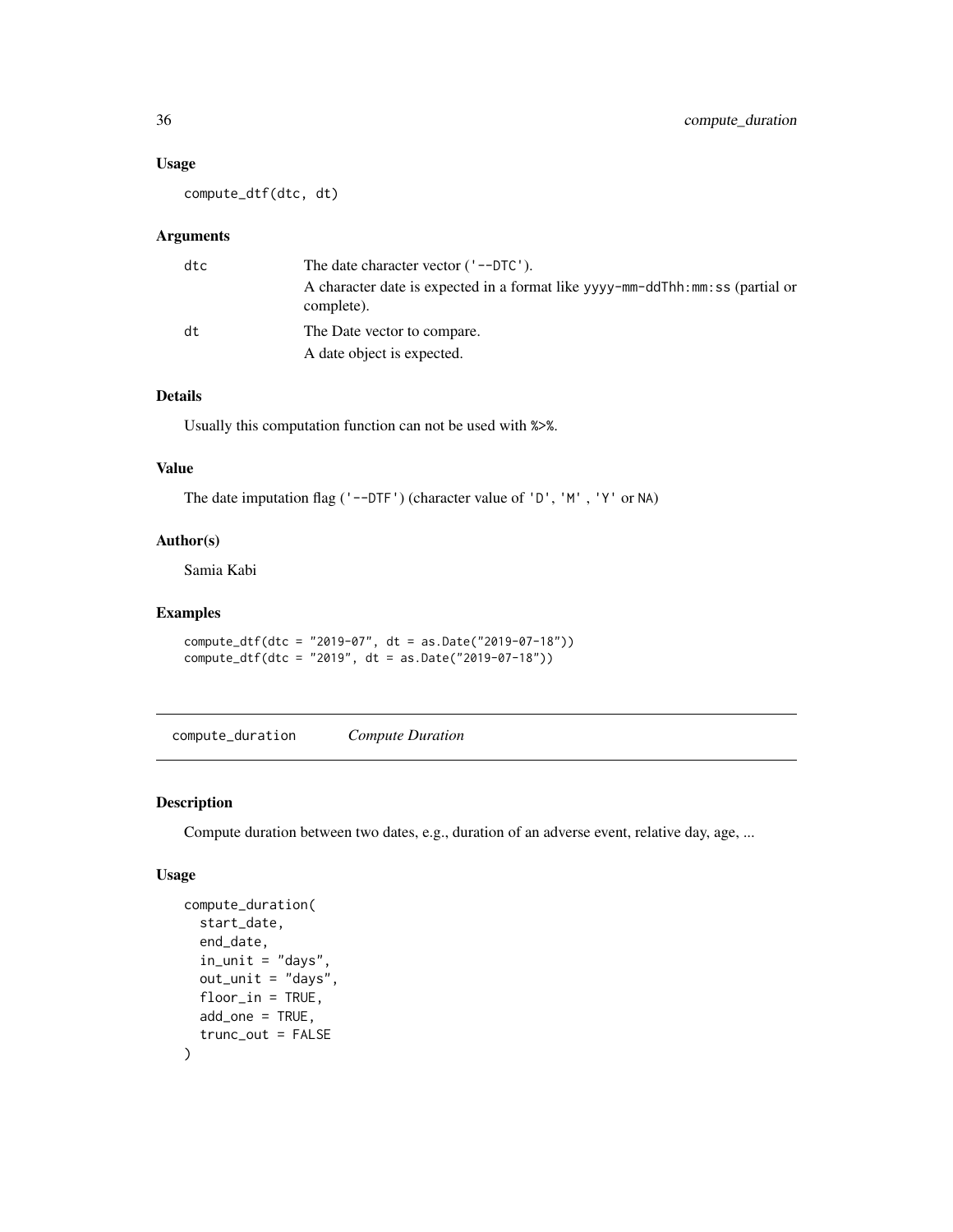### Usage

```
compute_dtf(dtc, dt)
```

### Arguments

| | |
|---|---|
| dtc | The date character vector ('--DTC').<br>A character date is expected in a format like yyyy-mm-ddThh:mm:ss (partial or complete). |
| dt | The Date vector to compare.<br>A date object is expected. |

### Details

Usually this computation function can not be used with %>%.

### Value

The date imputation flag ('--DTF') (character value of 'D', 'M' , 'Y' or NA)

### Author(s)

Samia Kabi

### Examples

```
compute_dtf(dtc = "2019-07", dt = as.Date("2019-07-18"))
compute_dtf(dtc = "2019", dt = as.Date("2019-07-18"))
```

---

## compute_duration *Compute Duration*

---

### Description

Compute duration between two dates, e.g., duration of an adverse event, relative day, age, ...

### Usage

```
compute_duration(
  start_date,
  end_date,
  in_unit = "days",
  out_unit = "days",
  floor_in = TRUE,
  add_one = TRUE,
  trunc_out = FALSE
)
```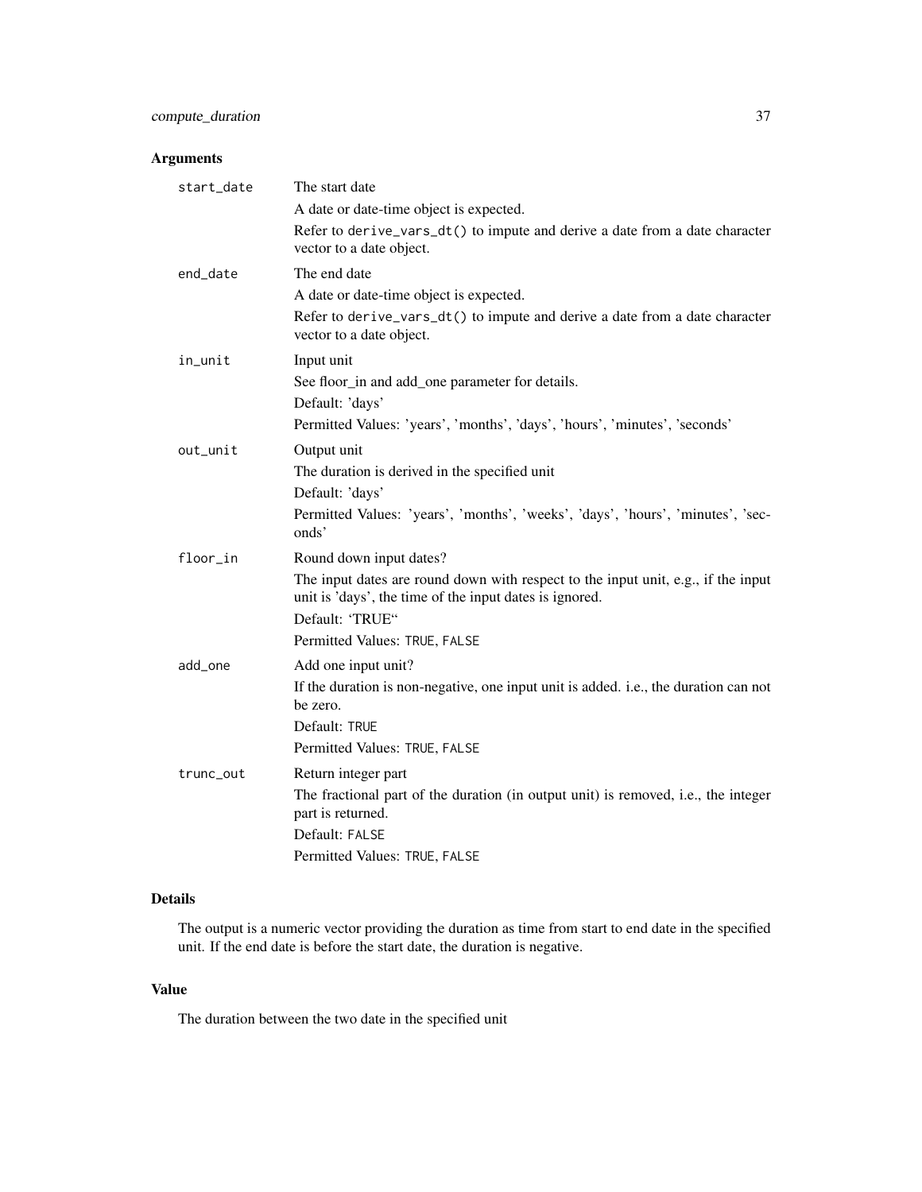## Arguments

**start_date** The start date

A date or date-time object is expected.

Refer to `derive_vars_dt()` to impute and derive a date from a date character vector to a date object.

**end_date** The end date

A date or date-time object is expected.

Refer to `derive_vars_dt()` to impute and derive a date from a date character vector to a date object.

**in_unit** Input unit

See floor_in and add_one parameter for details.

Default: 'days'

Permitted Values: 'years', 'months', 'days', 'hours', 'minutes', 'seconds'

**out_unit** Output unit

The duration is derived in the specified unit

Default: 'days'

Permitted Values: 'years', 'months', 'weeks', 'days', 'hours', 'minutes', 'seconds'

**floor_in** Round down input dates?

The input dates are round down with respect to the input unit, e.g., if the input unit is 'days', the time of the input dates is ignored.

Default: 'TRUE"

Permitted Values: `TRUE`, `FALSE`

**add_one** Add one input unit?

If the duration is non-negative, one input unit is added. i.e., the duration can not be zero.

Default: `TRUE`

Permitted Values: `TRUE`, `FALSE`

**trunc_out** Return integer part

The fractional part of the duration (in output unit) is removed, i.e., the integer part is returned.

Default: `FALSE`

Permitted Values: `TRUE`, `FALSE`

## Details

The output is a numeric vector providing the duration as time from start to end date in the specified unit. If the end date is before the start date, the duration is negative.

## Value

The duration between the two date in the specified unit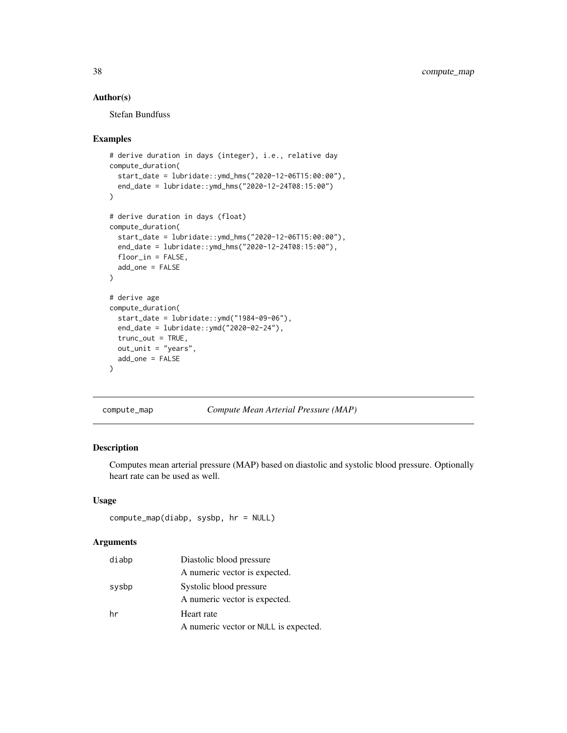### Author(s)

Stefan Bundfuss

### Examples

```
# derive duration in days (integer), i.e., relative day
compute_duration(
  start_date = lubridate::ymd_hms("2020-12-06T15:00:00"),
  end_date = lubridate::ymd_hms("2020-12-24T08:15:00")
)

# derive duration in days (float)
compute_duration(
  start_date = lubridate::ymd_hms("2020-12-06T15:00:00"),
  end_date = lubridate::ymd_hms("2020-12-24T08:15:00"),
  floor_in = FALSE,
  add_one = FALSE
)

# derive age
compute_duration(
  start_date = lubridate::ymd("1984-09-06"),
  end_date = lubridate::ymd("2020-02-24"),
  trunc_out = TRUE,
  out_unit = "years",
  add_one = FALSE
)
```

---

## compute_map — *Compute Mean Arterial Pressure (MAP)*

### Description

Computes mean arterial pressure (MAP) based on diastolic and systolic blood pressure. Optionally heart rate can be used as well.

### Usage

```
compute_map(diabp, sysbp, hr = NULL)
```

### Arguments

| | |
|---|---|
| `diabp` | Diastolic blood pressure<br>A numeric vector is expected. |
| `sysbp` | Systolic blood pressure<br>A numeric vector is expected. |
| `hr` | Heart rate<br>A numeric vector or `NULL` is expected. |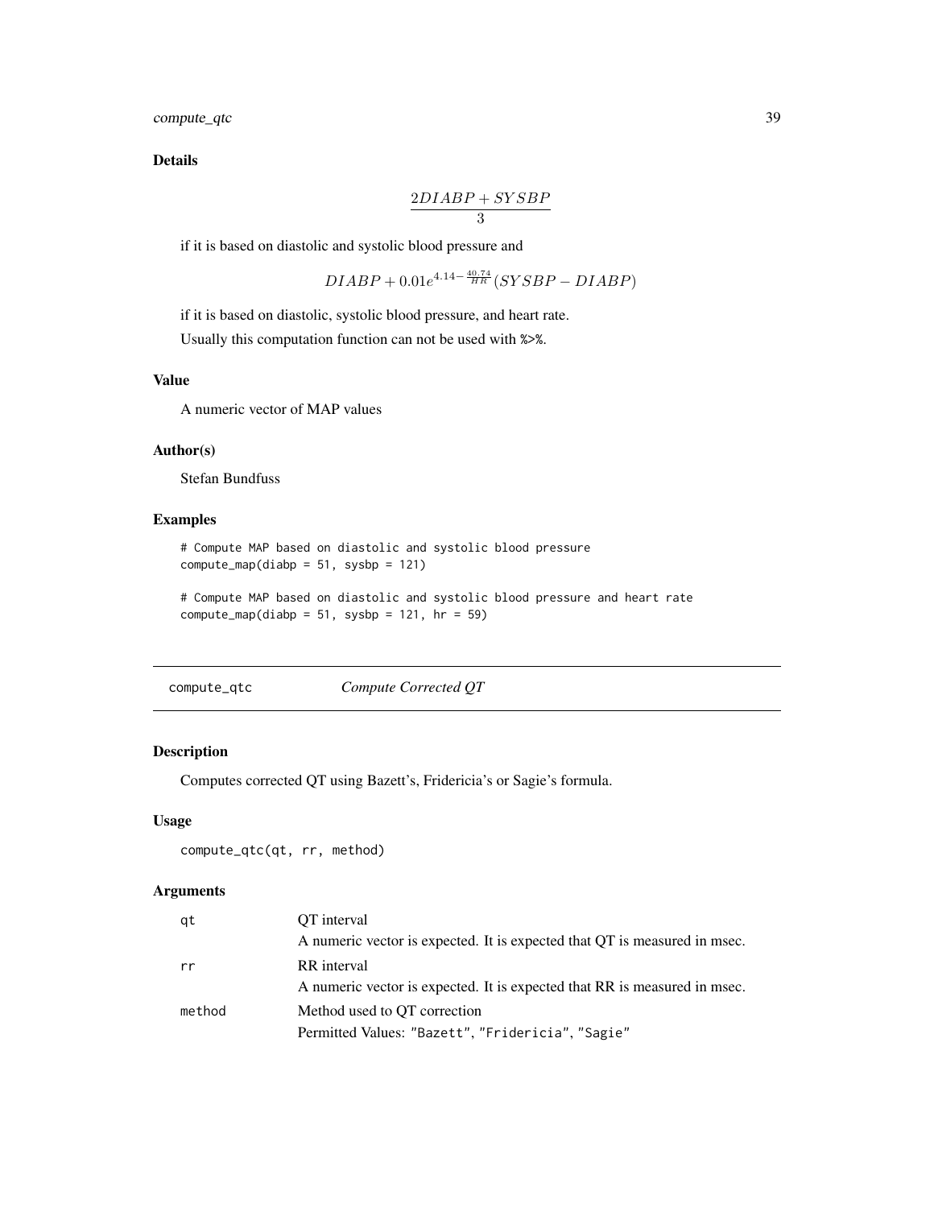### Details

$$\frac{2DIABP + SYSBP}{3}$$

if it is based on diastolic and systolic blood pressure and

$$DIABP + 0.01e^{4.14 - \frac{40.74}{HR}}(SYSBP - DIABP)$$

if it is based on diastolic, systolic blood pressure, and heart rate.

Usually this computation function can not be used with %>%.

### Value

A numeric vector of MAP values

### Author(s)

Stefan Bundfuss

### Examples

```
# Compute MAP based on diastolic and systolic blood pressure
compute_map(diabp = 51, sysbp = 121)

# Compute MAP based on diastolic and systolic blood pressure and heart rate
compute_map(diabp = 51, sysbp = 121, hr = 59)
```

---

## compute_qtc — *Compute Corrected QT*

### Description

Computes corrected QT using Bazett's, Fridericia's or Sagie's formula.

### Usage

```
compute_qtc(qt, rr, method)
```

### Arguments

| | |
|---|---|
| `qt` | QT interval<br>A numeric vector is expected. It is expected that QT is measured in msec. |
| `rr` | RR interval<br>A numeric vector is expected. It is expected that RR is measured in msec. |
| `method` | Method used to QT correction<br>Permitted Values: `"Bazett"`, `"Fridericia"`, `"Sagie"` |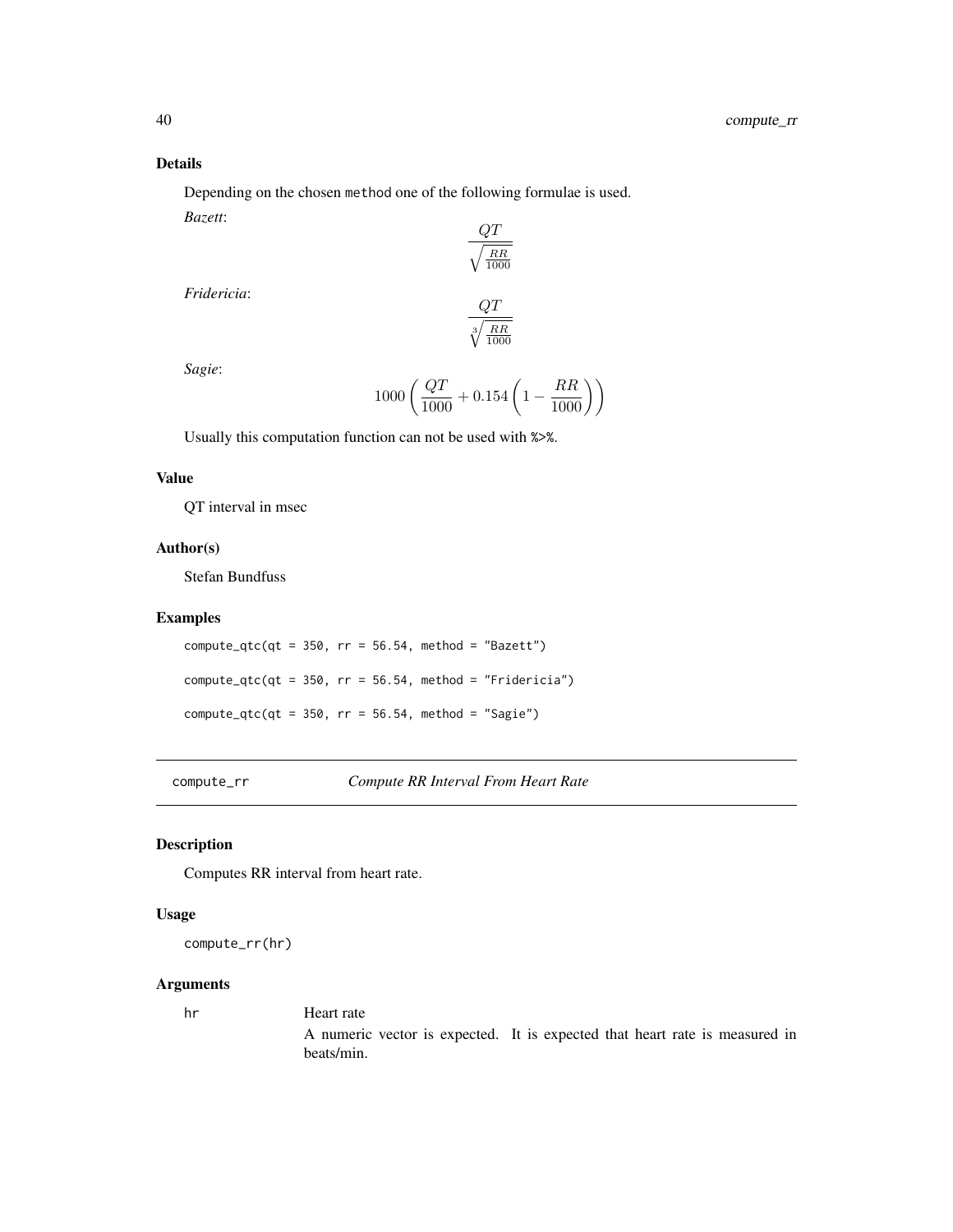### Details

Depending on the chosen method one of the following formulae is used.

*Bazett*:

$$\frac{QT}{\sqrt{\frac{RR}{1000}}}$$

*Fridericia*:

$$\frac{QT}{\sqrt[3]{\frac{RR}{1000}}}$$

*Sagie*:

$$1000\left(\frac{QT}{1000} + 0.154\left(1 - \frac{RR}{1000}\right)\right)$$

Usually this computation function can not be used with %>%.

### Value

QT interval in msec

### Author(s)

Stefan Bundfuss

### Examples

```
compute_qtc(qt = 350, rr = 56.54, method = "Bazett")

compute_qtc(qt = 350, rr = 56.54, method = "Fridericia")

compute_qtc(qt = 350, rr = 56.54, method = "Sagie")
```

---

## compute_rr *Compute RR Interval From Heart Rate*

### Description

Computes RR interval from heart rate.

### Usage

```
compute_rr(hr)
```

### Arguments

| | |
|---|---|
| hr | Heart rate<br>A numeric vector is expected. It is expected that heart rate is measured in beats/min. |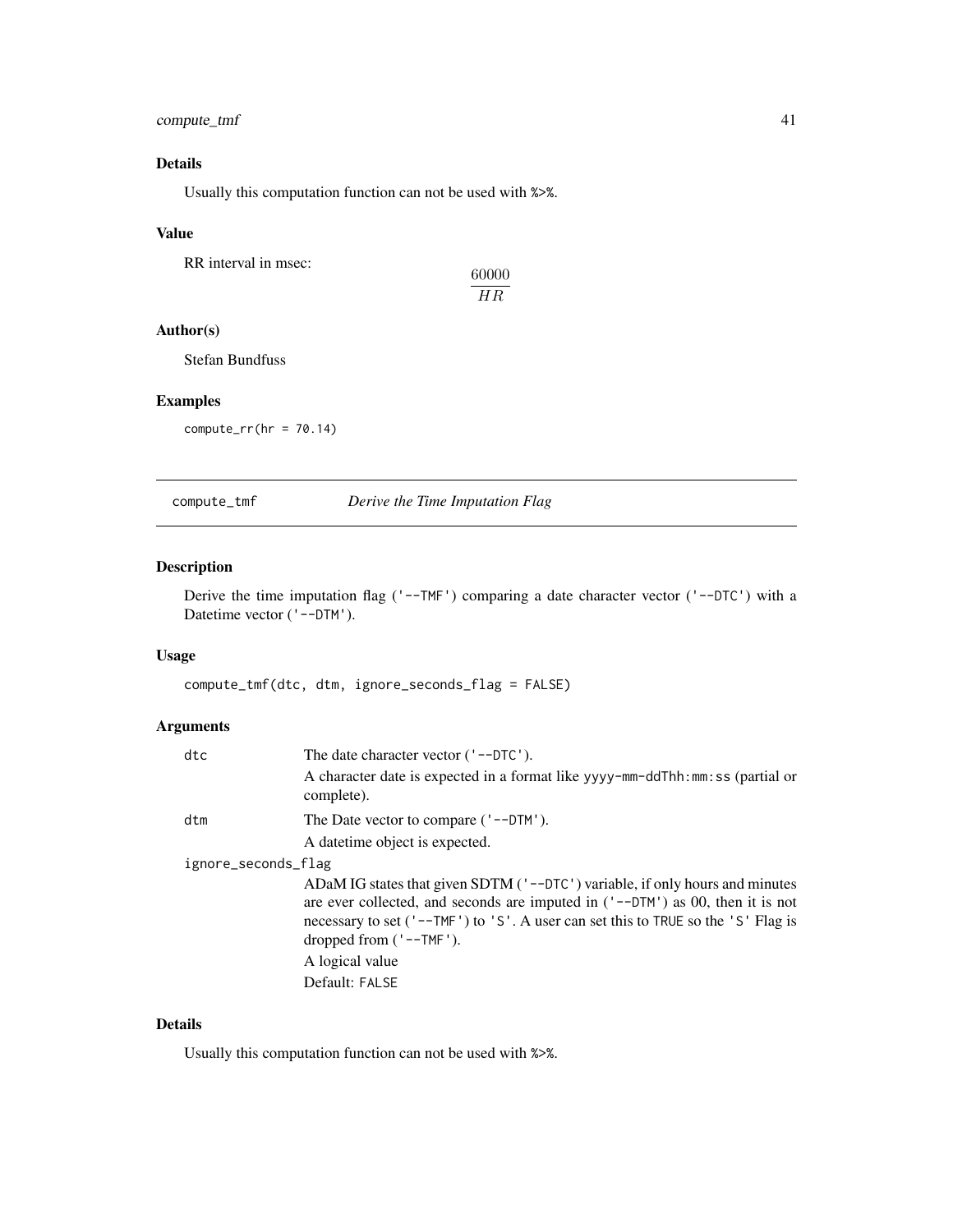### Details

Usually this computation function can not be used with %>%.

### Value

RR interval in msec:

$$\frac{60000}{HR}$$

### Author(s)

Stefan Bundfuss

### Examples

```
compute_rr(hr = 70.14)
```

---

## compute_tmf — *Derive the Time Imputation Flag*

---

### Description

Derive the time imputation flag ('--TMF') comparing a date character vector ('--DTC') with a Datetime vector ('--DTM').

### Usage

```
compute_tmf(dtc, dtm, ignore_seconds_flag = FALSE)
```

### Arguments

`dtc` — The date character vector ('--DTC').
A character date is expected in a format like yyyy-mm-ddThh:mm:ss (partial or complete).

`dtm` — The Date vector to compare ('--DTM').
A datetime object is expected.

`ignore_seconds_flag` — ADaM IG states that given SDTM ('--DTC') variable, if only hours and minutes are ever collected, and seconds are imputed in ('--DTM') as 00, then it is not necessary to set ('--TMF') to 'S'. A user can set this to TRUE so the 'S' Flag is dropped from ('--TMF').
A logical value
Default: FALSE

### Details

Usually this computation function can not be used with %>%.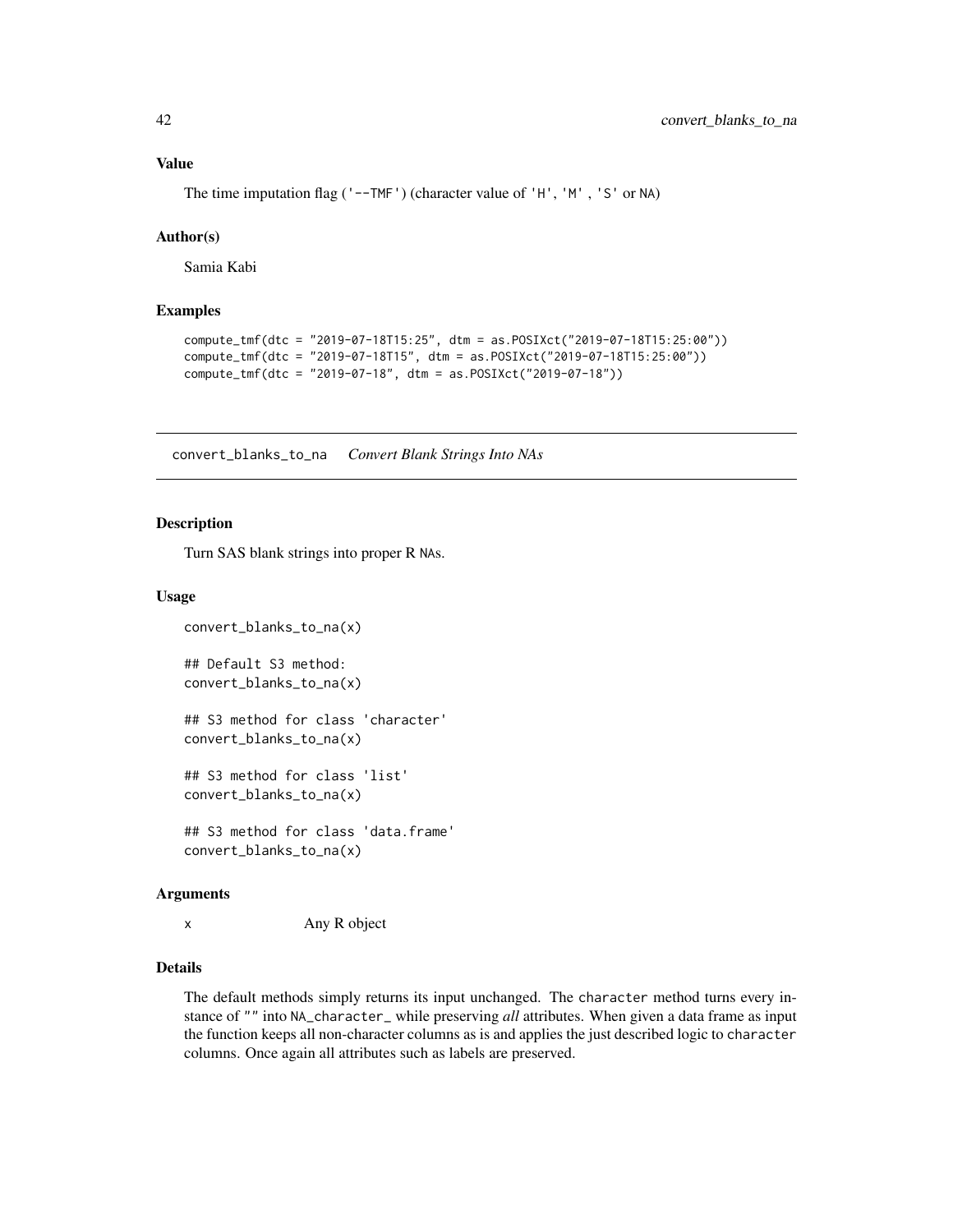### Value

The time imputation flag ('--TMF') (character value of 'H', 'M' , 'S' or NA)

### Author(s)

Samia Kabi

### Examples

```
compute_tmf(dtc = "2019-07-18T15:25", dtm = as.POSIXct("2019-07-18T15:25:00"))
compute_tmf(dtc = "2019-07-18T15", dtm = as.POSIXct("2019-07-18T15:25:00"))
compute_tmf(dtc = "2019-07-18", dtm = as.POSIXct("2019-07-18"))
```

---

## convert_blanks_to_na    *Convert Blank Strings Into NAs*

### Description

Turn SAS blank strings into proper R NAs.

### Usage

```
convert_blanks_to_na(x)

## Default S3 method:
convert_blanks_to_na(x)

## S3 method for class 'character'
convert_blanks_to_na(x)

## S3 method for class 'list'
convert_blanks_to_na(x)

## S3 method for class 'data.frame'
convert_blanks_to_na(x)
```

### Arguments

| | |
|---|---|
| x | Any R object |

### Details

The default methods simply returns its input unchanged. The character method turns every instance of "" into NA_character_ while preserving *all* attributes. When given a data frame as input the function keeps all non-character columns as is and applies the just described logic to character columns. Once again all attributes such as labels are preserved.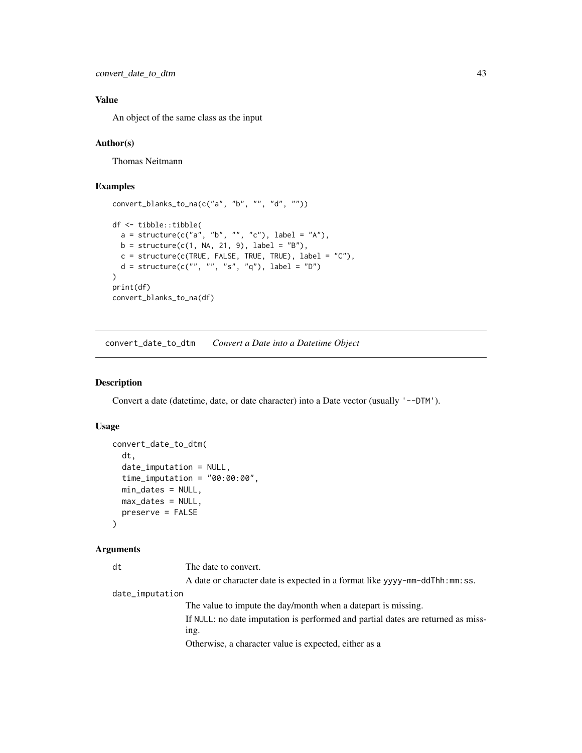### Value

An object of the same class as the input

### Author(s)

Thomas Neitmann

### Examples

```
convert_blanks_to_na(c("a", "b", "", "d", ""))

df <- tibble::tibble(
  a = structure(c("a", "b", "", "c"), label = "A"),
  b = structure(c(1, NA, 21, 9), label = "B"),
  c = structure(c(TRUE, FALSE, TRUE, TRUE), label = "C"),
  d = structure(c("", "", "s", "q"), label = "D")
)
print(df)
convert_blanks_to_na(df)
```

---

## convert_date_to_dtm    *Convert a Date into a Datetime Object*

---

### Description

Convert a date (datetime, date, or date character) into a Date vector (usually `'--DTM'`).

### Usage

```
convert_date_to_dtm(
  dt,
  date_imputation = NULL,
  time_imputation = "00:00:00",
  min_dates = NULL,
  max_dates = NULL,
  preserve = FALSE
)
```

### Arguments

`dt` The date to convert.

A date or character date is expected in a format like `yyyy-mm-ddThh:mm:ss`.

`date_imputation`

The value to impute the day/month when a datepart is missing.

If `NULL`: no date imputation is performed and partial dates are returned as missing.

Otherwise, a character value is expected, either as a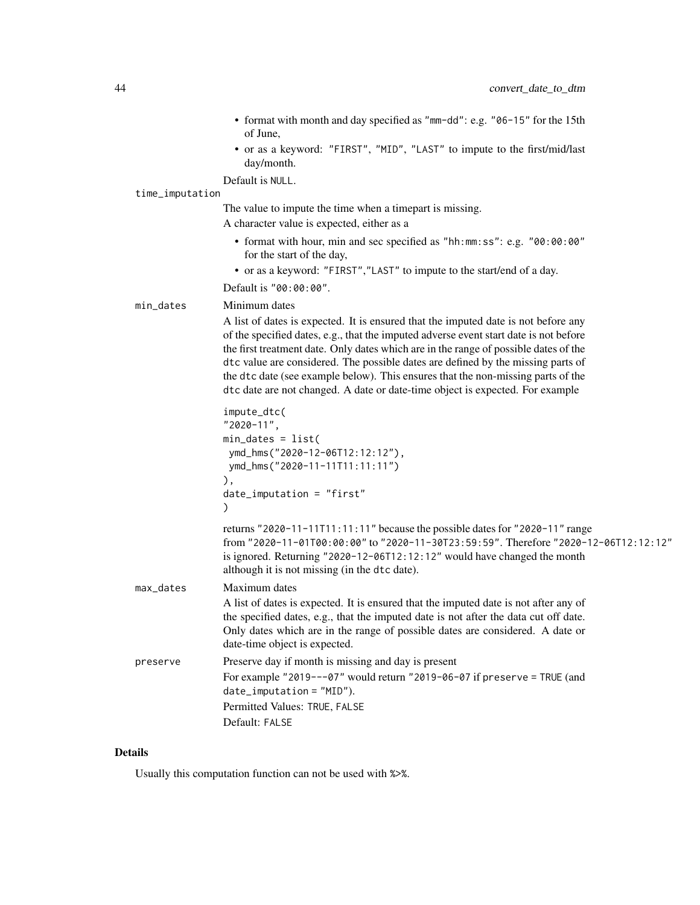- format with month and day specified as "mm-dd": e.g. "06-15" for the 15th of June,
- or as a keyword: "FIRST", "MID", "LAST" to impute to the first/mid/last day/month.

Default is NULL.

**time_imputation**

The value to impute the time when a timepart is missing.

A character value is expected, either as a

- format with hour, min and sec specified as "hh:mm:ss": e.g. "00:00:00" for the start of the day,
- or as a keyword: "FIRST","LAST" to impute to the start/end of a day.

Default is "00:00:00".

**min_dates**

Minimum dates

A list of dates is expected. It is ensured that the imputed date is not before any of the specified dates, e.g., that the imputed adverse event start date is not before the first treatment date. Only dates which are in the range of possible dates of the dtc value are considered. The possible dates are defined by the missing parts of the dtc date (see example below). This ensures that the non-missing parts of the dtc date are not changed. A date or date-time object is expected. For example

```
impute_dtc(
"2020-11",
min_dates = list(
 ymd_hms("2020-12-06T12:12:12"),
 ymd_hms("2020-11-11T11:11:11")
),
date_imputation = "first"
)
```

returns "2020-11-11T11:11:11" because the possible dates for "2020-11" range from "2020-11-01T00:00:00" to "2020-11-30T23:59:59". Therefore "2020-12-06T12:12:12" is ignored. Returning "2020-12-06T12:12:12" would have changed the month although it is not missing (in the dtc date).

**max_dates**

Maximum dates

A list of dates is expected. It is ensured that the imputed date is not after any of the specified dates, e.g., that the imputed date is not after the data cut off date. Only dates which are in the range of possible dates are considered. A date or date-time object is expected.

**preserve**

Preserve day if month is missing and day is present

For example "2019---07" would return "2019-06-07 if preserve = TRUE (and date_imputation = "MID").

Permitted Values: TRUE, FALSE

Default: FALSE

## Details

Usually this computation function can not be used with %>%.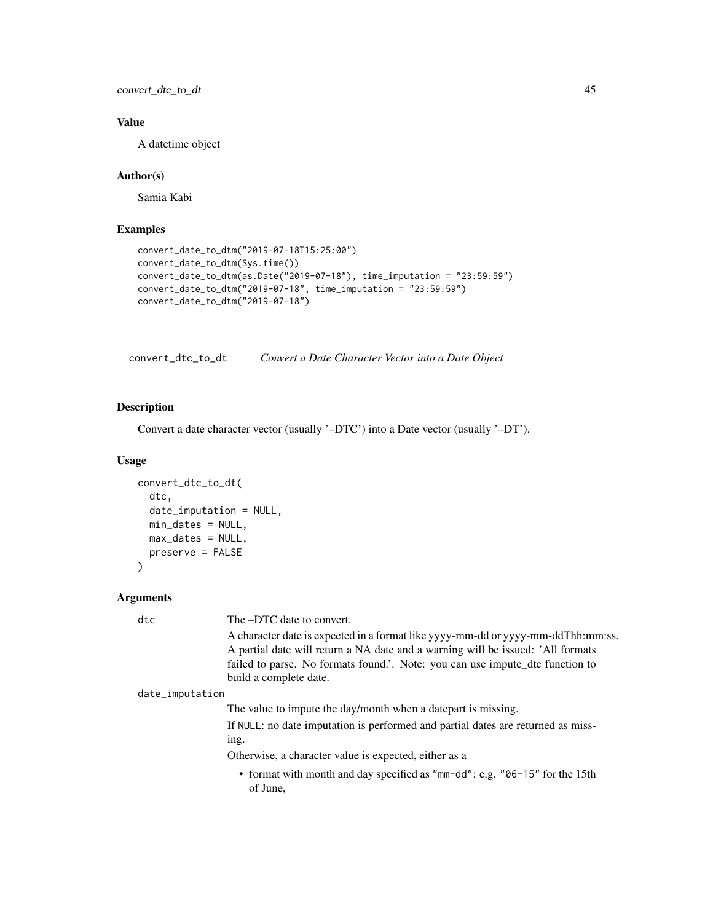### Value

A datetime object

### Author(s)

Samia Kabi

### Examples

```
convert_date_to_dtm("2019-07-18T15:25:00")
convert_date_to_dtm(Sys.time())
convert_date_to_dtm(as.Date("2019-07-18"), time_imputation = "23:59:59")
convert_date_to_dtm("2019-07-18", time_imputation = "23:59:59")
convert_date_to_dtm("2019-07-18")
```

---

## convert_dtc_to_dt *Convert a Date Character Vector into a Date Object*

### Description

Convert a date character vector (usually '–DTC') into a Date vector (usually '–DT').

### Usage

```
convert_dtc_to_dt(
  dtc,
  date_imputation = NULL,
  min_dates = NULL,
  max_dates = NULL,
  preserve = FALSE
)
```

### Arguments

**dtc**
The –DTC date to convert.

A character date is expected in a format like yyyy-mm-dd or yyyy-mm-ddThh:mm:ss. A partial date will return a NA date and a warning will be issued: 'All formats failed to parse. No formats found.'. Note: you can use impute_dtc function to build a complete date.

**date_imputation**
The value to impute the day/month when a datepart is missing.

If `NULL`: no date imputation is performed and partial dates are returned as missing.

Otherwise, a character value is expected, either as a

- format with month and day specified as `"mm-dd"`: e.g. `"06-15"` for the 15th of June,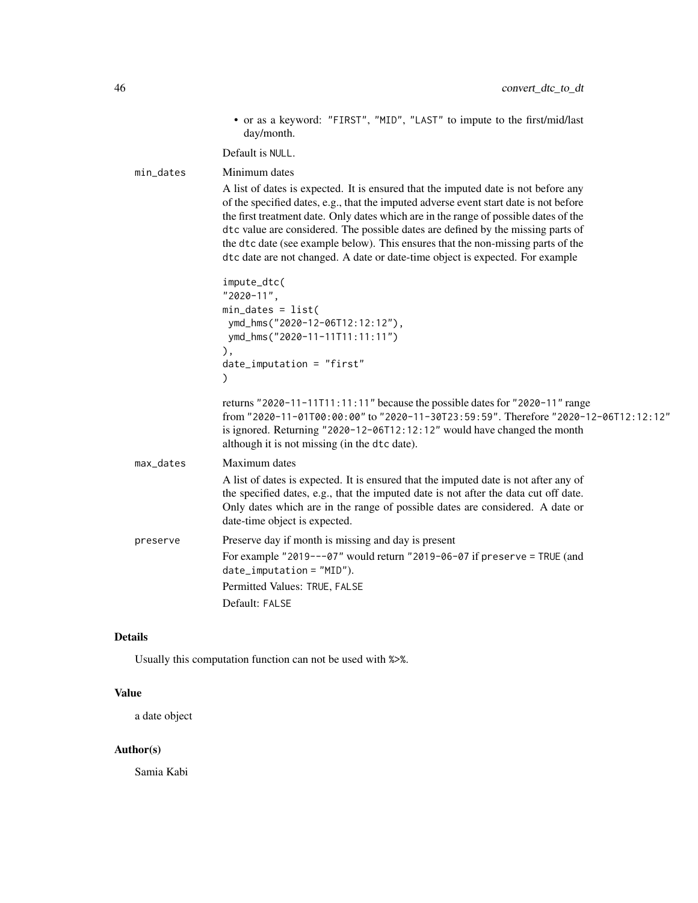- or as a keyword: "FIRST", "MID", "LAST" to impute to the first/mid/last day/month.

Default is NULL.

min_dates
: Minimum dates

A list of dates is expected. It is ensured that the imputed date is not before any of the specified dates, e.g., that the imputed adverse event start date is not before the first treatment date. Only dates which are in the range of possible dates of the dtc value are considered. The possible dates are defined by the missing parts of the dtc date (see example below). This ensures that the non-missing parts of the dtc date are not changed. A date or date-time object is expected. For example

```
impute_dtc(
"2020-11",
min_dates = list(
 ymd_hms("2020-12-06T12:12:12"),
 ymd_hms("2020-11-11T11:11:11")
),
date_imputation = "first"
)
```

returns "2020-11-11T11:11:11" because the possible dates for "2020-11" range from "2020-11-01T00:00:00" to "2020-11-30T23:59:59". Therefore "2020-12-06T12:12:12" is ignored. Returning "2020-12-06T12:12:12" would have changed the month although it is not missing (in the dtc date).

max_dates
: Maximum dates

A list of dates is expected. It is ensured that the imputed date is not after any of the specified dates, e.g., that the imputed date is not after the data cut off date. Only dates which are in the range of possible dates are considered. A date or date-time object is expected.

preserve
: Preserve day if month is missing and day is present

For example "2019---07" would return "2019-06-07 if preserve = TRUE (and date_imputation = "MID").

Permitted Values: TRUE, FALSE

Default: FALSE

## Details

Usually this computation function can not be used with %>%.

## Value

a date object

## Author(s)

Samia Kabi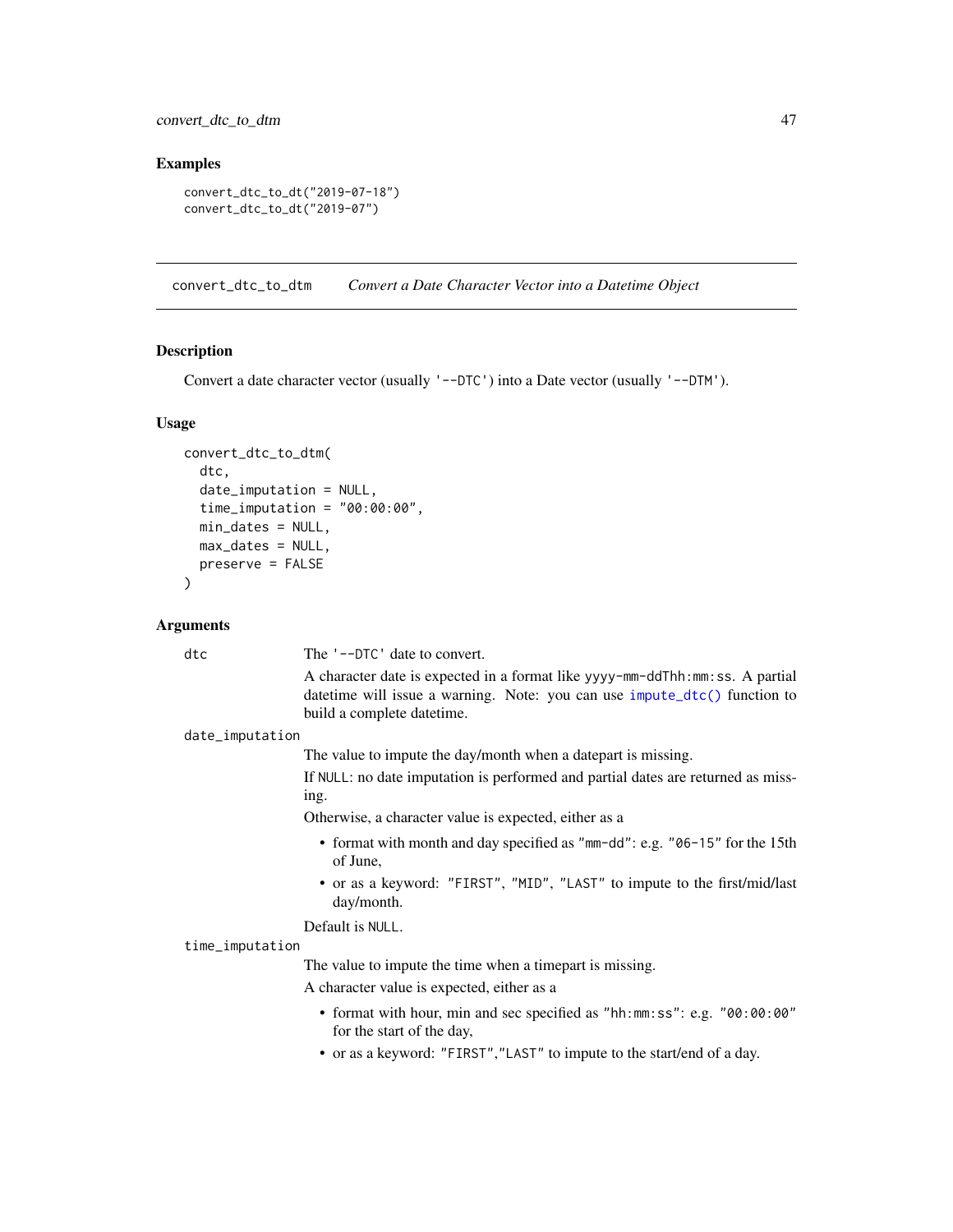## Examples

```
convert_dtc_to_dt("2019-07-18")
convert_dtc_to_dt("2019-07")
```

---

# convert_dtc_to_dtm    *Convert a Date Character Vector into a Datetime Object*

## Description

Convert a date character vector (usually '--DTC') into a Date vector (usually '--DTM').

## Usage

```
convert_dtc_to_dtm(
  dtc,
  date_imputation = NULL,
  time_imputation = "00:00:00",
  min_dates = NULL,
  max_dates = NULL,
  preserve = FALSE
)
```

## Arguments

`dtc`

The '--DTC' date to convert.

A character date is expected in a format like yyyy-mm-ddThh:mm:ss. A partial datetime will issue a warning. Note: you can use impute_dtc() function to build a complete datetime.

`date_imputation`

The value to impute the day/month when a datepart is missing.

If NULL: no date imputation is performed and partial dates are returned as missing.

Otherwise, a character value is expected, either as a

- format with month and day specified as "mm-dd": e.g. "06-15" for the 15th of June,
- or as a keyword: "FIRST", "MID", "LAST" to impute to the first/mid/last day/month.

Default is NULL.

`time_imputation`

The value to impute the time when a timepart is missing.

A character value is expected, either as a

- format with hour, min and sec specified as "hh:mm:ss": e.g. "00:00:00" for the start of the day,
- or as a keyword: "FIRST","LAST" to impute to the start/end of a day.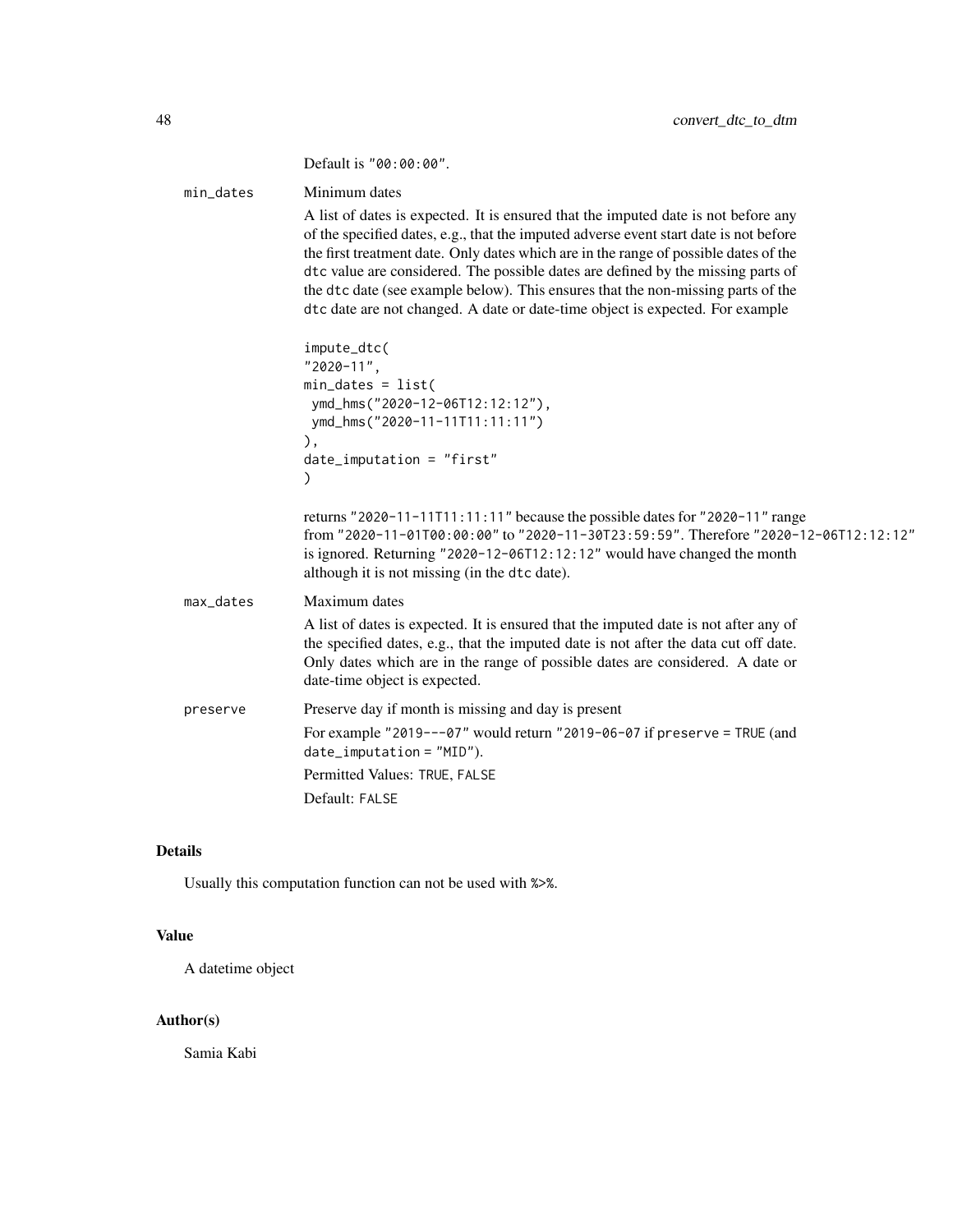Default is "00:00:00".

min_dates
: Minimum dates

  A list of dates is expected. It is ensured that the imputed date is not before any of the specified dates, e.g., that the imputed adverse event start date is not before the first treatment date. Only dates which are in the range of possible dates of the dtc value are considered. The possible dates are defined by the missing parts of the dtc date (see example below). This ensures that the non-missing parts of the dtc date are not changed. A date or date-time object is expected. For example

```
impute_dtc(
"2020-11",
min_dates = list(
 ymd_hms("2020-12-06T12:12:12"),
 ymd_hms("2020-11-11T11:11:11")
),
date_imputation = "first"
)
```

  returns "2020-11-11T11:11:11" because the possible dates for "2020-11" range from "2020-11-01T00:00:00" to "2020-11-30T23:59:59". Therefore "2020-12-06T12:12:12" is ignored. Returning "2020-12-06T12:12:12" would have changed the month although it is not missing (in the dtc date).

max_dates
: Maximum dates

  A list of dates is expected. It is ensured that the imputed date is not after any of the specified dates, e.g., that the imputed date is not after the data cut off date. Only dates which are in the range of possible dates are considered. A date or date-time object is expected.

preserve
: Preserve day if month is missing and day is present

  For example "2019---07" would return "2019-06-07 if preserve = TRUE (and date_imputation = "MID").

  Permitted Values: TRUE, FALSE

  Default: FALSE

## Details

Usually this computation function can not be used with %>%.

## Value

A datetime object

## Author(s)

Samia Kabi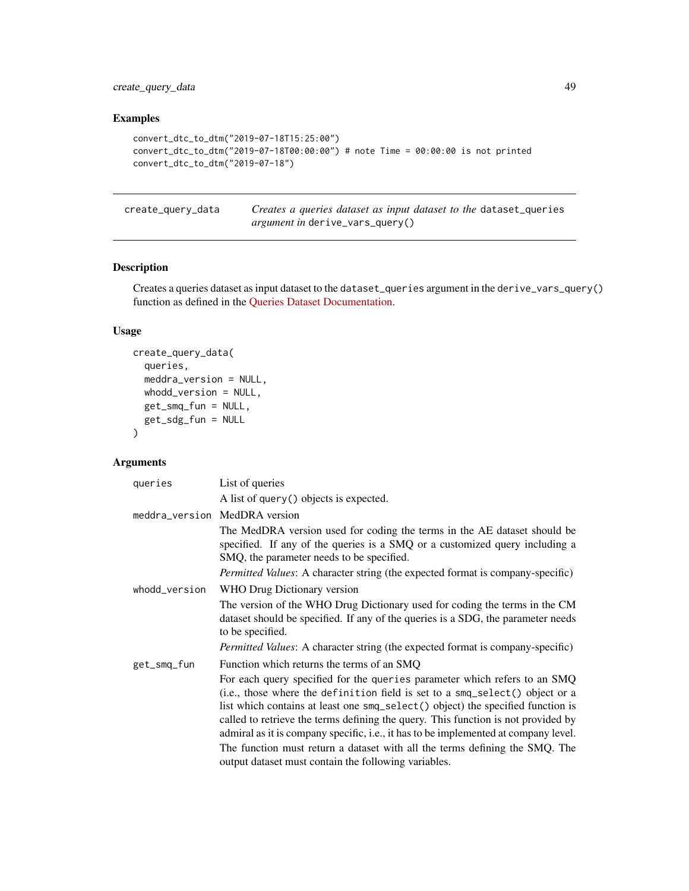### Examples

```
convert_dtc_to_dtm("2019-07-18T15:25:00")
convert_dtc_to_dtm("2019-07-18T00:00:00") # note Time = 00:00:00 is not printed
convert_dtc_to_dtm("2019-07-18")
```

---

## create_query_data — *Creates a queries dataset as input dataset to the* `dataset_queries` *argument in* `derive_vars_query()`

### Description

Creates a queries dataset as input dataset to the `dataset_queries` argument in the `derive_vars_query()` function as defined in the Queries Dataset Documentation.

### Usage

```
create_query_data(
  queries,
  meddra_version = NULL,
  whodd_version = NULL,
  get_smq_fun = NULL,
  get_sdg_fun = NULL
)
```

### Arguments

`queries` List of queries

A list of `query()` objects is expected.

`meddra_version` MedDRA version

The MedDRA version used for coding the terms in the AE dataset should be specified. If any of the queries is a SMQ or a customized query including a SMQ, the parameter needs to be specified.

*Permitted Values*: A character string (the expected format is company-specific)

`whodd_version` WHO Drug Dictionary version

The version of the WHO Drug Dictionary used for coding the terms in the CM dataset should be specified. If any of the queries is a SDG, the parameter needs to be specified.

*Permitted Values*: A character string (the expected format is company-specific)

`get_smq_fun` Function which returns the terms of an SMQ

For each query specified for the `queries` parameter which refers to an SMQ (i.e., those where the `definition` field is set to a `smq_select()` object or a list which contains at least one `smq_select()` object) the specified function is called to retrieve the terms defining the query. This function is not provided by admiral as it is company specific, i.e., it has to be implemented at company level.

The function must return a dataset with all the terms defining the SMQ. The output dataset must contain the following variables.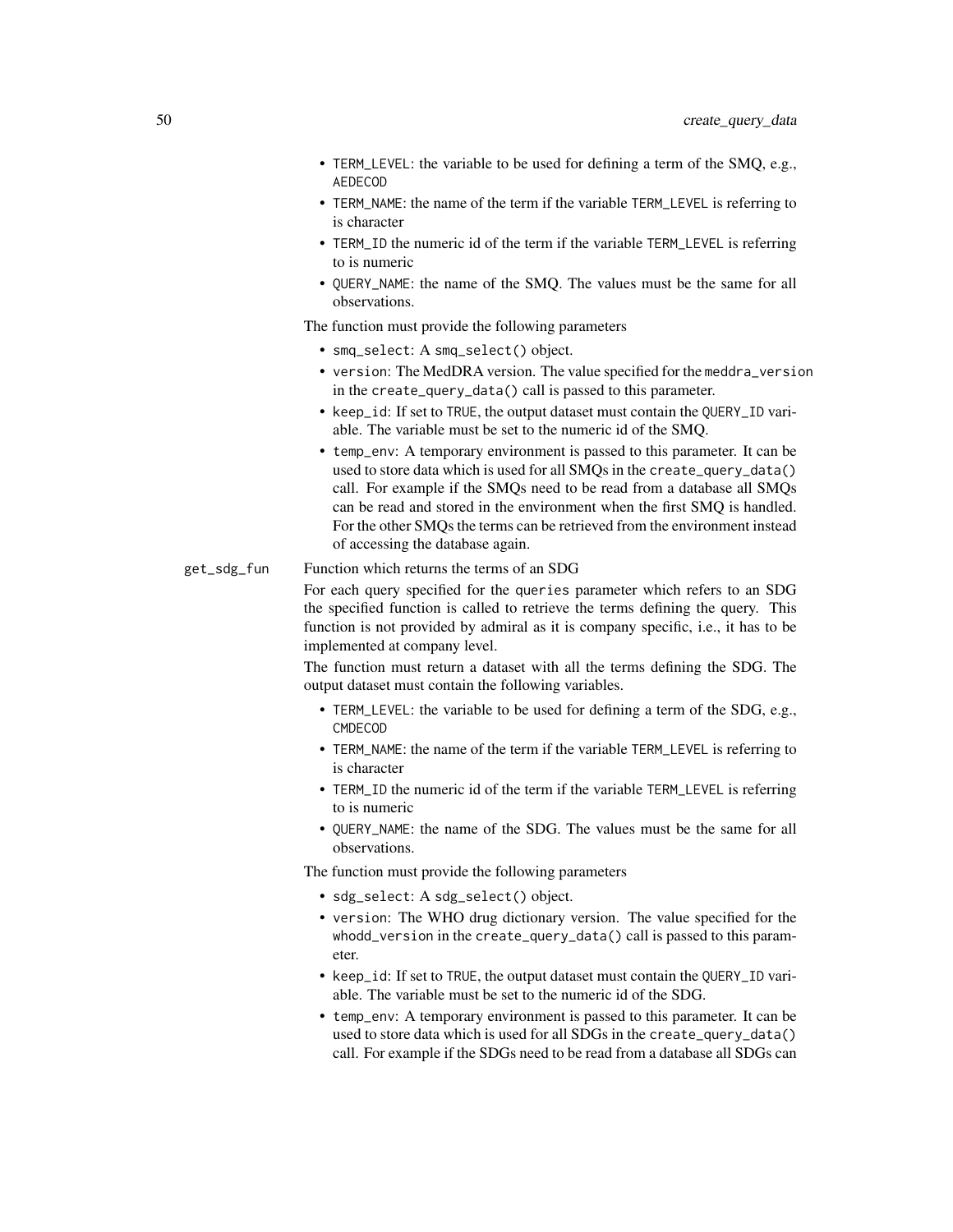- `TERM_LEVEL`: the variable to be used for defining a term of the SMQ, e.g., `AEDECOD`
- `TERM_NAME`: the name of the term if the variable `TERM_LEVEL` is referring to is character
- `TERM_ID` the numeric id of the term if the variable `TERM_LEVEL` is referring to is numeric
- `QUERY_NAME`: the name of the SMQ. The values must be the same for all observations.

The function must provide the following parameters

- `smq_select`: A `smq_select()` object.
- `version`: The MedDRA version. The value specified for the `meddra_version` in the `create_query_data()` call is passed to this parameter.
- `keep_id`: If set to `TRUE`, the output dataset must contain the `QUERY_ID` variable. The variable must be set to the numeric id of the SMQ.
- `temp_env`: A temporary environment is passed to this parameter. It can be used to store data which is used for all SMQs in the `create_query_data()` call. For example if the SMQs need to be read from a database all SMQs can be read and stored in the environment when the first SMQ is handled. For the other SMQs the terms can be retrieved from the environment instead of accessing the database again.

`get_sdg_fun` Function which returns the terms of an SDG

For each query specified for the `queries` parameter which refers to an SDG the specified function is called to retrieve the terms defining the query. This function is not provided by admiral as it is company specific, i.e., it has to be implemented at company level.

The function must return a dataset with all the terms defining the SDG. The output dataset must contain the following variables.

- `TERM_LEVEL`: the variable to be used for defining a term of the SDG, e.g., `CMDECOD`
- `TERM_NAME`: the name of the term if the variable `TERM_LEVEL` is referring to is character
- `TERM_ID` the numeric id of the term if the variable `TERM_LEVEL` is referring to is numeric
- `QUERY_NAME`: the name of the SDG. The values must be the same for all observations.

The function must provide the following parameters

- `sdg_select`: A `sdg_select()` object.
- `version`: The WHO drug dictionary version. The value specified for the `whodd_version` in the `create_query_data()` call is passed to this parameter.
- `keep_id`: If set to `TRUE`, the output dataset must contain the `QUERY_ID` variable. The variable must be set to the numeric id of the SDG.
- `temp_env`: A temporary environment is passed to this parameter. It can be used to store data which is used for all SDGs in the `create_query_data()` call. For example if the SDGs need to be read from a database all SDGs can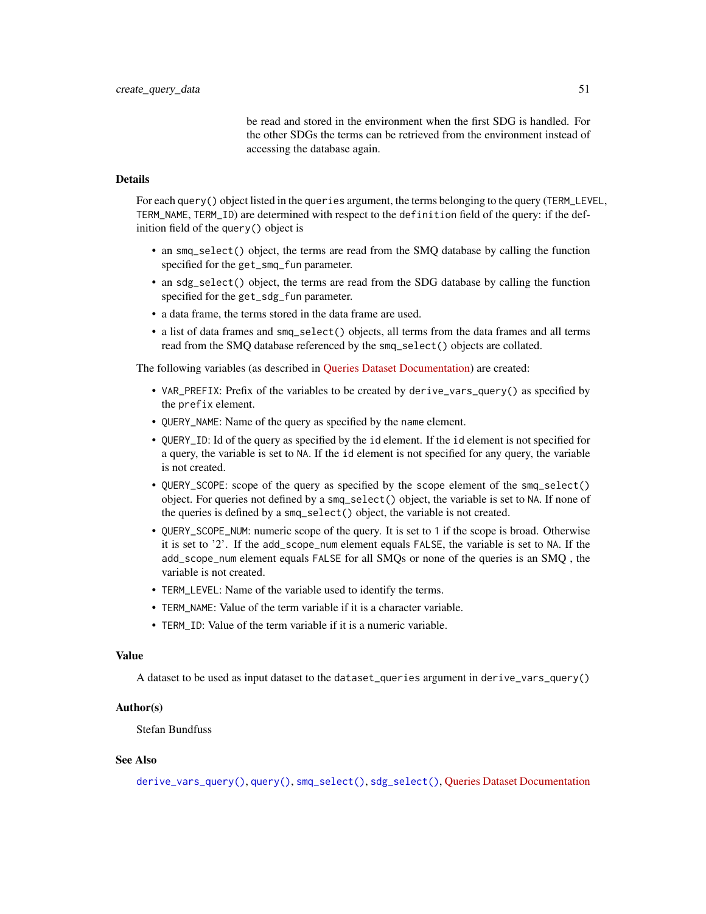be read and stored in the environment when the first SDG is handled. For the other SDGs the terms can be retrieved from the environment instead of accessing the database again.

### Details

For each `query()` object listed in the `queries` argument, the terms belonging to the query (`TERM_LEVEL`, `TERM_NAME`, `TERM_ID`) are determined with respect to the `definition` field of the query: if the definition field of the `query()` object is

- an `smq_select()` object, the terms are read from the SMQ database by calling the function specified for the `get_smq_fun` parameter.
- an `sdg_select()` object, the terms are read from the SDG database by calling the function specified for the `get_sdg_fun` parameter.
- a data frame, the terms stored in the data frame are used.
- a list of data frames and `smq_select()` objects, all terms from the data frames and all terms read from the SMQ database referenced by the `smq_select()` objects are collated.

The following variables (as described in Queries Dataset Documentation) are created:

- `VAR_PREFIX`: Prefix of the variables to be created by `derive_vars_query()` as specified by the `prefix` element.
- `QUERY_NAME`: Name of the query as specified by the `name` element.
- `QUERY_ID`: Id of the query as specified by the `id` element. If the `id` element is not specified for a query, the variable is set to `NA`. If the `id` element is not specified for any query, the variable is not created.
- `QUERY_SCOPE`: scope of the query as specified by the `scope` element of the `smq_select()` object. For queries not defined by a `smq_select()` object, the variable is set to `NA`. If none of the queries is defined by a `smq_select()` object, the variable is not created.
- `QUERY_SCOPE_NUM`: numeric scope of the query. It is set to `1` if the scope is broad. Otherwise it is set to '2'. If the `add_scope_num` element equals `FALSE`, the variable is set to `NA`. If the `add_scope_num` element equals `FALSE` for all SMQs or none of the queries is an SMQ , the variable is not created.
- `TERM_LEVEL`: Name of the variable used to identify the terms.
- `TERM_NAME`: Value of the term variable if it is a character variable.
- `TERM_ID`: Value of the term variable if it is a numeric variable.

### Value

A dataset to be used as input dataset to the `dataset_queries` argument in `derive_vars_query()`

### Author(s)

Stefan Bundfuss

### See Also

`derive_vars_query()`, `query()`, `smq_select()`, `sdg_select()`, Queries Dataset Documentation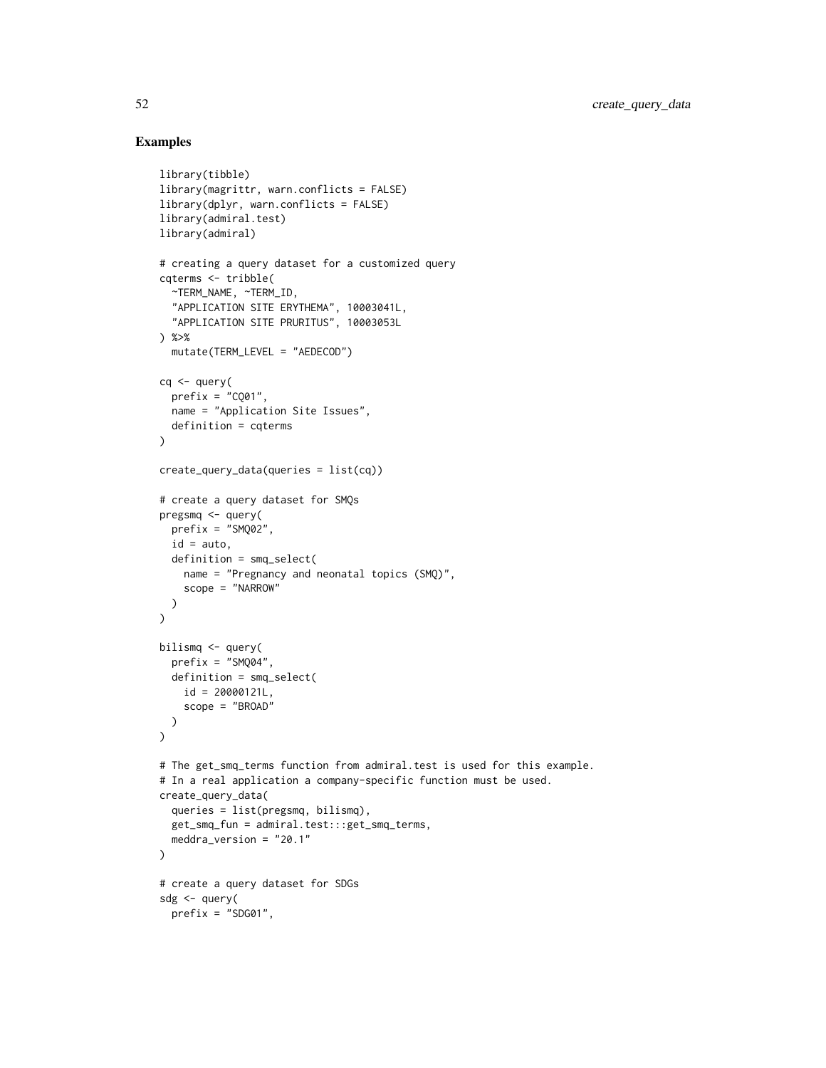## Examples

```
library(tibble)
library(magrittr, warn.conflicts = FALSE)
library(dplyr, warn.conflicts = FALSE)
library(admiral.test)
library(admiral)

# creating a query dataset for a customized query
cqterms <- tribble(
  ~TERM_NAME, ~TERM_ID,
  "APPLICATION SITE ERYTHEMA", 10003041L,
  "APPLICATION SITE PRURITUS", 10003053L
) %>%
  mutate(TERM_LEVEL = "AEDECOD")

cq <- query(
  prefix = "CQ01",
  name = "Application Site Issues",
  definition = cqterms
)

create_query_data(queries = list(cq))

# create a query dataset for SMQs
pregsmq <- query(
  prefix = "SMQ02",
  id = auto,
  definition = smq_select(
    name = "Pregnancy and neonatal topics (SMQ)",
    scope = "NARROW"
  )
)

bilismq <- query(
  prefix = "SMQ04",
  definition = smq_select(
    id = 20000121L,
    scope = "BROAD"
  )
)

# The get_smq_terms function from admiral.test is used for this example.
# In a real application a company-specific function must be used.
create_query_data(
  queries = list(pregsmq, bilismq),
  get_smq_fun = admiral.test:::get_smq_terms,
  meddra_version = "20.1"
)

# create a query dataset for SDGs
sdg <- query(
  prefix = "SDG01",
```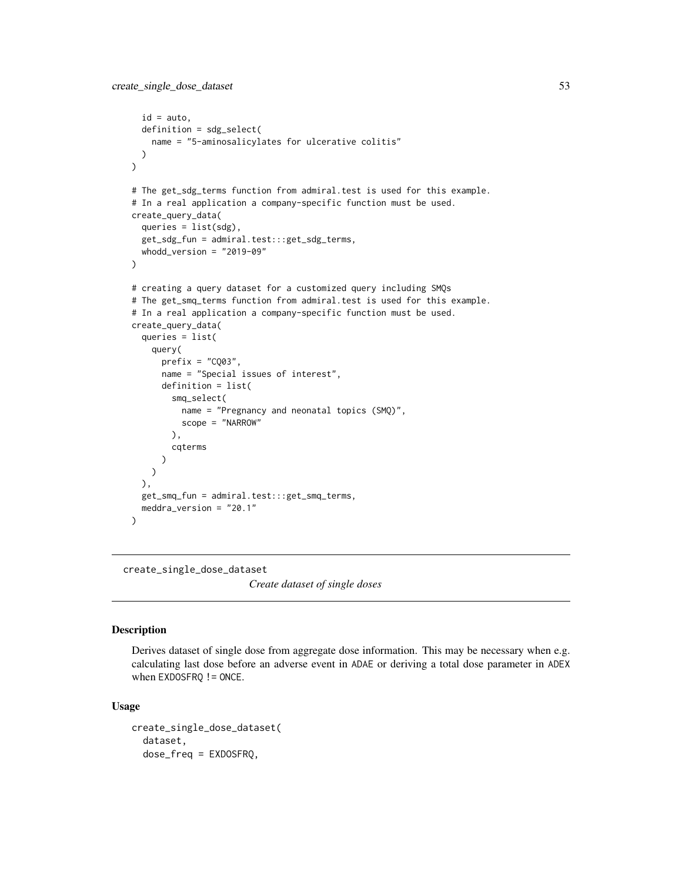```
    id = auto,
    definition = sdg_select(
      name = "5-aminosalicylates for ulcerative colitis"
    )
  )

# The get_sdg_terms function from admiral.test is used for this example.
# In a real application a company-specific function must be used.
create_query_data(
  queries = list(sdg),
  get_sdg_fun = admiral.test:::get_sdg_terms,
  whodd_version = "2019-09"
)

# creating a query dataset for a customized query including SMQs
# The get_smq_terms function from admiral.test is used for this example.
# In a real application a company-specific function must be used.
create_query_data(
  queries = list(
    query(
      prefix = "CQ03",
      name = "Special issues of interest",
      definition = list(
        smq_select(
          name = "Pregnancy and neonatal topics (SMQ)",
          scope = "NARROW"
        ),
        cqterms
      )
    )
  ),
  get_smq_fun = admiral.test:::get_smq_terms,
  meddra_version = "20.1"
)
```

---

## create_single_dose_dataset

*Create dataset of single doses*

---

### Description

Derives dataset of single dose from aggregate dose information. This may be necessary when e.g. calculating last dose before an adverse event in ADAE or deriving a total dose parameter in ADEX when EXDOSFRQ != ONCE.

### Usage

```
create_single_dose_dataset(
  dataset,
  dose_freq = EXDOSFRQ,
```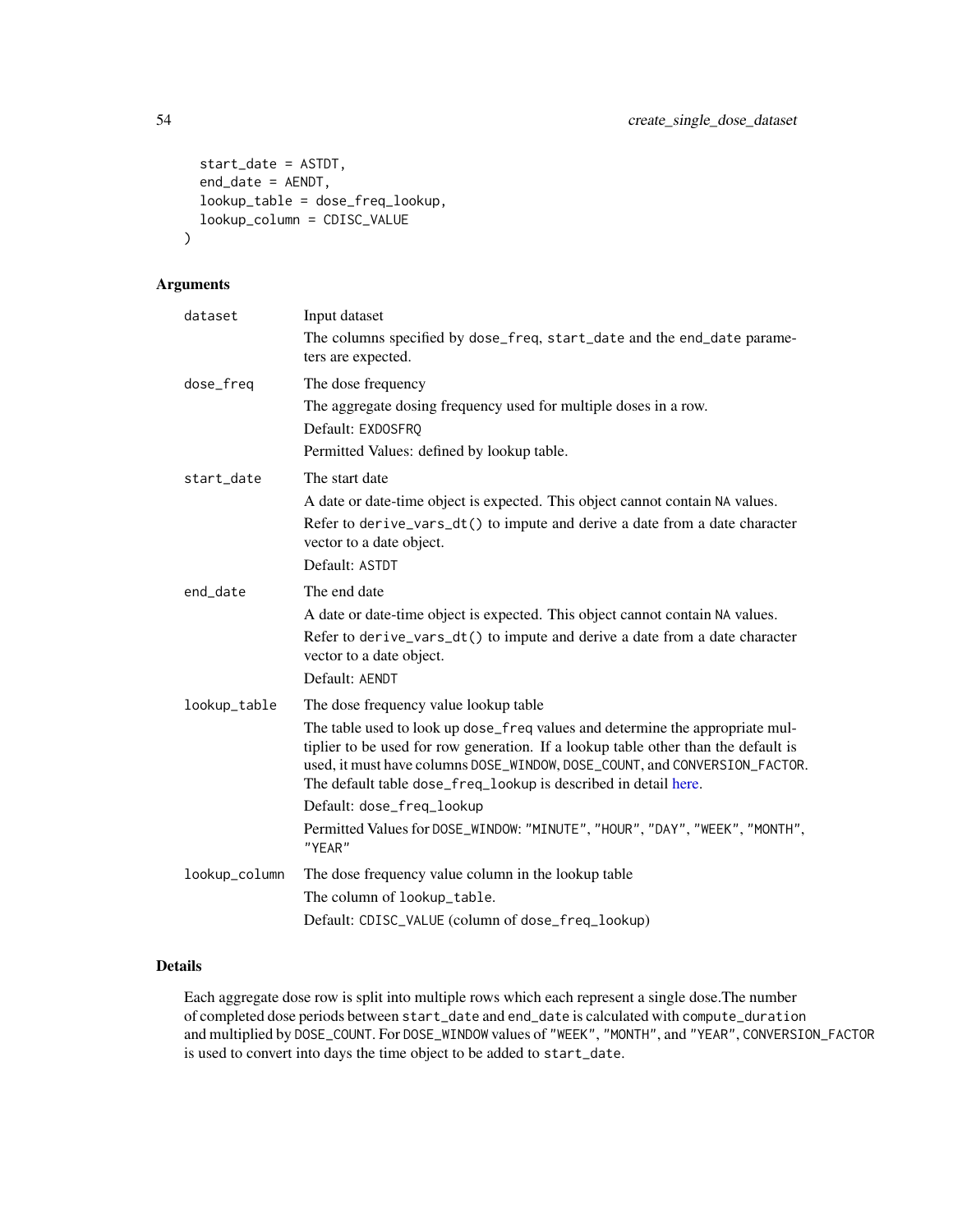```
  start_date = ASTDT,
  end_date = AENDT,
  lookup_table = dose_freq_lookup,
  lookup_column = CDISC_VALUE
)
```

## Arguments

**dataset**
Input dataset

The columns specified by dose_freq, start_date and the end_date parameters are expected.

**dose_freq**
The dose frequency

The aggregate dosing frequency used for multiple doses in a row.

Default: EXDOSFRQ

Permitted Values: defined by lookup table.

**start_date**
The start date

A date or date-time object is expected. This object cannot contain NA values.

Refer to derive_vars_dt() to impute and derive a date from a date character vector to a date object.

Default: ASTDT

**end_date**
The end date

A date or date-time object is expected. This object cannot contain NA values.

Refer to derive_vars_dt() to impute and derive a date from a date character vector to a date object.

Default: AENDT

**lookup_table**
The dose frequency value lookup table

The table used to look up dose_freq values and determine the appropriate multiplier to be used for row generation. If a lookup table other than the default is used, it must have columns DOSE_WINDOW, DOSE_COUNT, and CONVERSION_FACTOR. The default table dose_freq_lookup is described in detail here.

Default: dose_freq_lookup

Permitted Values for DOSE_WINDOW: "MINUTE", "HOUR", "DAY", "WEEK", "MONTH", "YEAR"

**lookup_column**
The dose frequency value column in the lookup table

The column of lookup_table.

Default: CDISC_VALUE (column of dose_freq_lookup)

## Details

Each aggregate dose row is split into multiple rows which each represent a single dose.The number of completed dose periods between start_date and end_date is calculated with compute_duration and multiplied by DOSE_COUNT. For DOSE_WINDOW values of "WEEK", "MONTH", and "YEAR", CONVERSION_FACTOR is used to convert into days the time object to be added to start_date.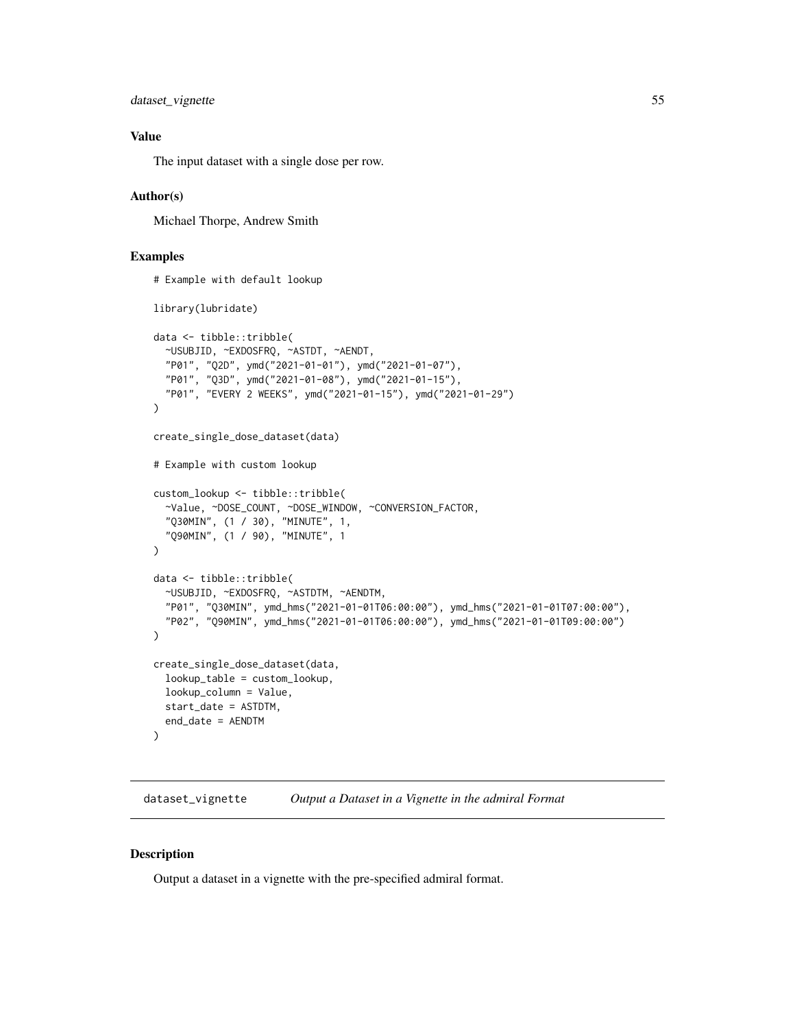### Value

The input dataset with a single dose per row.

### Author(s)

Michael Thorpe, Andrew Smith

### Examples

```
# Example with default lookup

library(lubridate)

data <- tibble::tribble(
  ~USUBJID, ~EXDOSFRQ, ~ASTDT, ~AENDT,
  "P01", "Q2D", ymd("2021-01-01"), ymd("2021-01-07"),
  "P01", "Q3D", ymd("2021-01-08"), ymd("2021-01-15"),
  "P01", "EVERY 2 WEEKS", ymd("2021-01-15"), ymd("2021-01-29")
)

create_single_dose_dataset(data)

# Example with custom lookup

custom_lookup <- tibble::tribble(
  ~Value, ~DOSE_COUNT, ~DOSE_WINDOW, ~CONVERSION_FACTOR,
  "Q30MIN", (1 / 30), "MINUTE", 1,
  "Q90MIN", (1 / 90), "MINUTE", 1
)

data <- tibble::tribble(
  ~USUBJID, ~EXDOSFRQ, ~ASTDTM, ~AENDTM,
  "P01", "Q30MIN", ymd_hms("2021-01-01T06:00:00"), ymd_hms("2021-01-01T07:00:00"),
  "P02", "Q90MIN", ymd_hms("2021-01-01T06:00:00"), ymd_hms("2021-01-01T09:00:00")
)

create_single_dose_dataset(data,
  lookup_table = custom_lookup,
  lookup_column = Value,
  start_date = ASTDTM,
  end_date = AENDTM
)
```

## dataset_vignette *Output a Dataset in a Vignette in the admiral Format*

### Description

Output a dataset in a vignette with the pre-specified admiral format.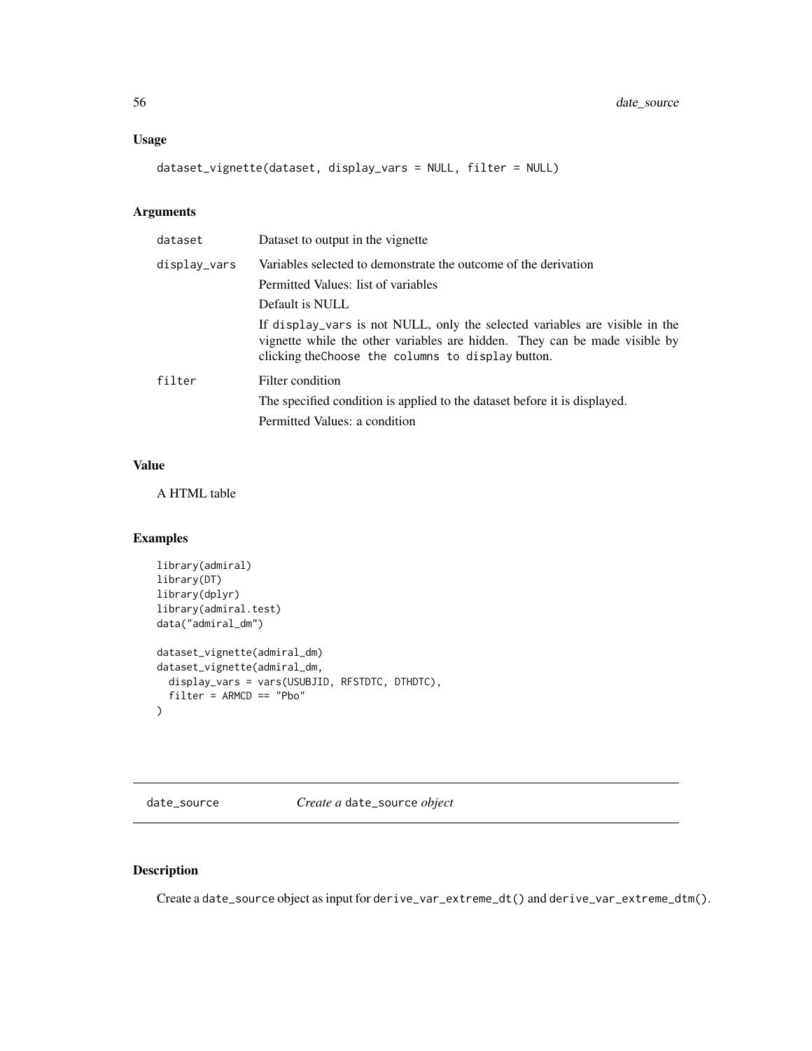## Usage

```
dataset_vignette(dataset, display_vars = NULL, filter = NULL)
```

## Arguments

| | |
|---|---|
| `dataset` | Dataset to output in the vignette |
| `display_vars` | Variables selected to demonstrate the outcome of the derivation<br>Permitted Values: list of variables<br>Default is NULL<br>If `display_vars` is not NULL, only the selected variables are visible in the vignette while the other variables are hidden. They can be made visible by clicking the`Choose the columns to display` button. |
| `filter` | Filter condition<br>The specified condition is applied to the dataset before it is displayed.<br>Permitted Values: a condition |

## Value

A HTML table

## Examples

```
library(admiral)
library(DT)
library(dplyr)
library(admiral.test)
data("admiral_dm")

dataset_vignette(admiral_dm)
dataset_vignette(admiral_dm,
  display_vars = vars(USUBJID, RFSTDTC, DTHDTC),
  filter = ARMCD == "Pbo"
)
```

---

# date_source — *Create a* `date_source` *object*

## Description

Create a `date_source` object as input for `derive_var_extreme_dt()` and `derive_var_extreme_dtm()`.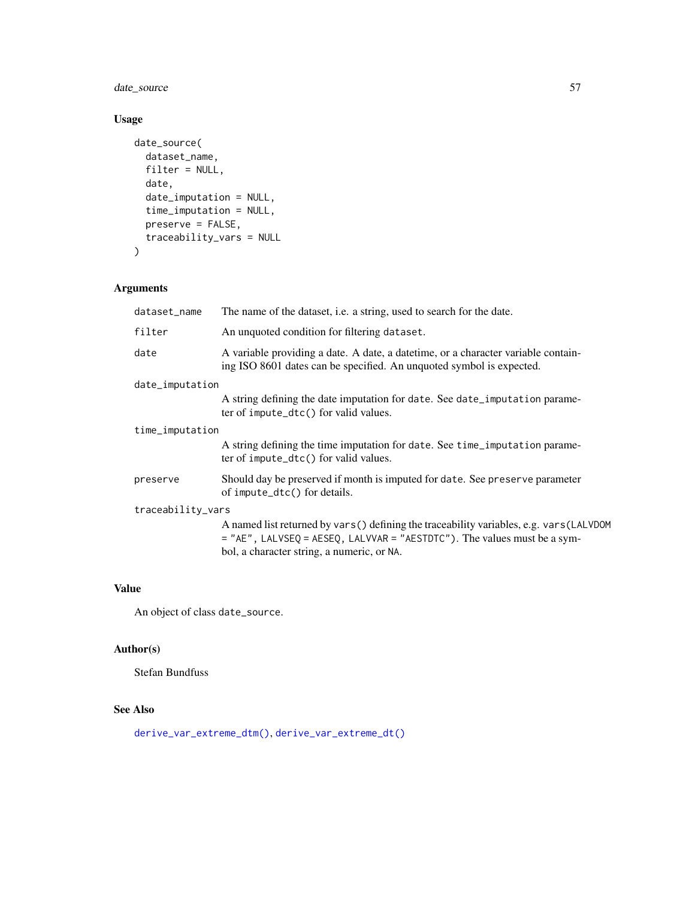## Usage

```
date_source(
  dataset_name,
  filter = NULL,
  date,
  date_imputation = NULL,
  time_imputation = NULL,
  preserve = FALSE,
  traceability_vars = NULL
)
```

## Arguments

| | |
|---|---|
| `dataset_name` | The name of the dataset, i.e. a string, used to search for the date. |
| `filter` | An unquoted condition for filtering `dataset`. |
| `date` | A variable providing a date. A date, a datetime, or a character variable containing ISO 8601 dates can be specified. An unquoted symbol is expected. |
| `date_imputation` | A string defining the date imputation for `date`. See `date_imputation` parameter of `impute_dtc()` for valid values. |
| `time_imputation` | A string defining the time imputation for `date`. See `time_imputation` parameter of `impute_dtc()` for valid values. |
| `preserve` | Should day be preserved if month is imputed for `date`. See `preserve` parameter of `impute_dtc()` for details. |
| `traceability_vars` | A named list returned by `vars()` defining the traceability variables, e.g. `vars(LALVDOM = "AE", LALVSEQ = AESEQ, LALVVAR = "AESTDTC")`. The values must be a symbol, a character string, a numeric, or `NA`. |

## Value

An object of class `date_source`.

## Author(s)

Stefan Bundfuss

## See Also

`derive_var_extreme_dtm()`, `derive_var_extreme_dt()`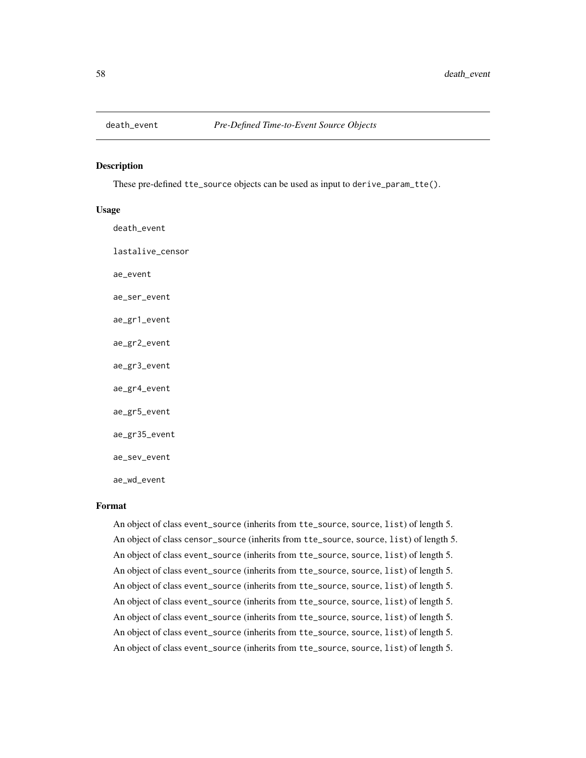death_event *Pre-Defined Time-to-Event Source Objects*

## Description

These pre-defined `tte_source` objects can be used as input to `derive_param_tte()`.

## Usage

```
death_event

lastalive_censor

ae_event

ae_ser_event

ae_gr1_event

ae_gr2_event

ae_gr3_event

ae_gr4_event

ae_gr5_event

ae_gr35_event

ae_sev_event

ae_wd_event
```

## Format

An object of class `event_source` (inherits from `tte_source`, `source`, `list`) of length 5.

An object of class `censor_source` (inherits from `tte_source`, `source`, `list`) of length 5.

An object of class `event_source` (inherits from `tte_source`, `source`, `list`) of length 5.

An object of class `event_source` (inherits from `tte_source`, `source`, `list`) of length 5.

An object of class `event_source` (inherits from `tte_source`, `source`, `list`) of length 5.

An object of class `event_source` (inherits from `tte_source`, `source`, `list`) of length 5.

An object of class `event_source` (inherits from `tte_source`, `source`, `list`) of length 5.

An object of class `event_source` (inherits from `tte_source`, `source`, `list`) of length 5.

An object of class `event_source` (inherits from `tte_source`, `source`, `list`) of length 5.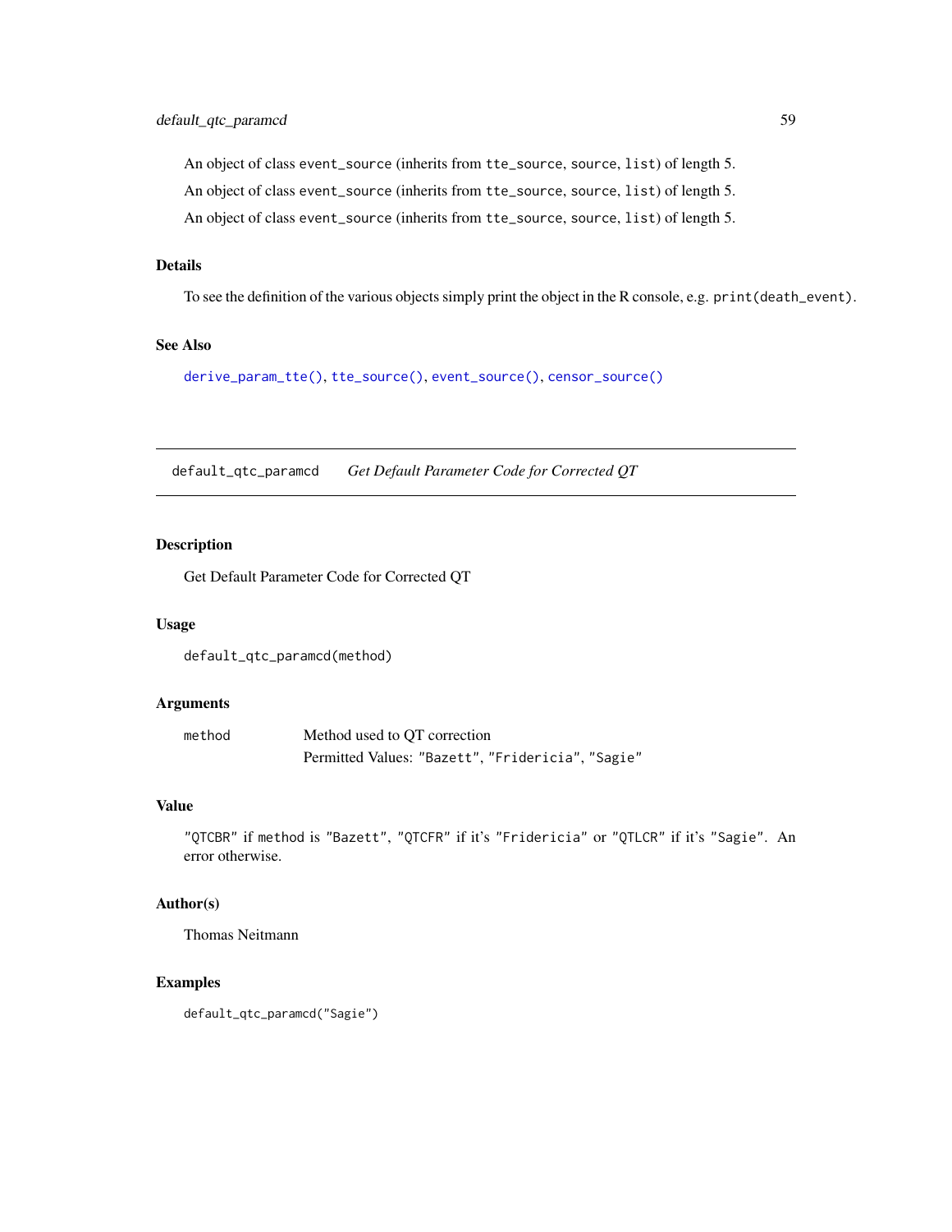An object of class `event_source` (inherits from `tte_source`, `source`, `list`) of length 5.

An object of class `event_source` (inherits from `tte_source`, `source`, `list`) of length 5.

An object of class `event_source` (inherits from `tte_source`, `source`, `list`) of length 5.

### Details

To see the definition of the various objects simply print the object in the R console, e.g. `print(death_event)`.

### See Also

`derive_param_tte()`, `tte_source()`, `event_source()`, `censor_source()`

---

## default_qtc_paramcd — *Get Default Parameter Code for Corrected QT*

### Description

Get Default Parameter Code for Corrected QT

### Usage

```
default_qtc_paramcd(method)
```

### Arguments

| | |
|---|---|
| `method` | Method used to QT correction<br>Permitted Values: `"Bazett"`, `"Fridericia"`, `"Sagie"` |

### Value

`"QTCBR"` if `method` is `"Bazett"`, `"QTCFR"` if it's `"Fridericia"` or `"QTLCR"` if it's `"Sagie"`. An error otherwise.

### Author(s)

Thomas Neitmann

### Examples

```
default_qtc_paramcd("Sagie")
```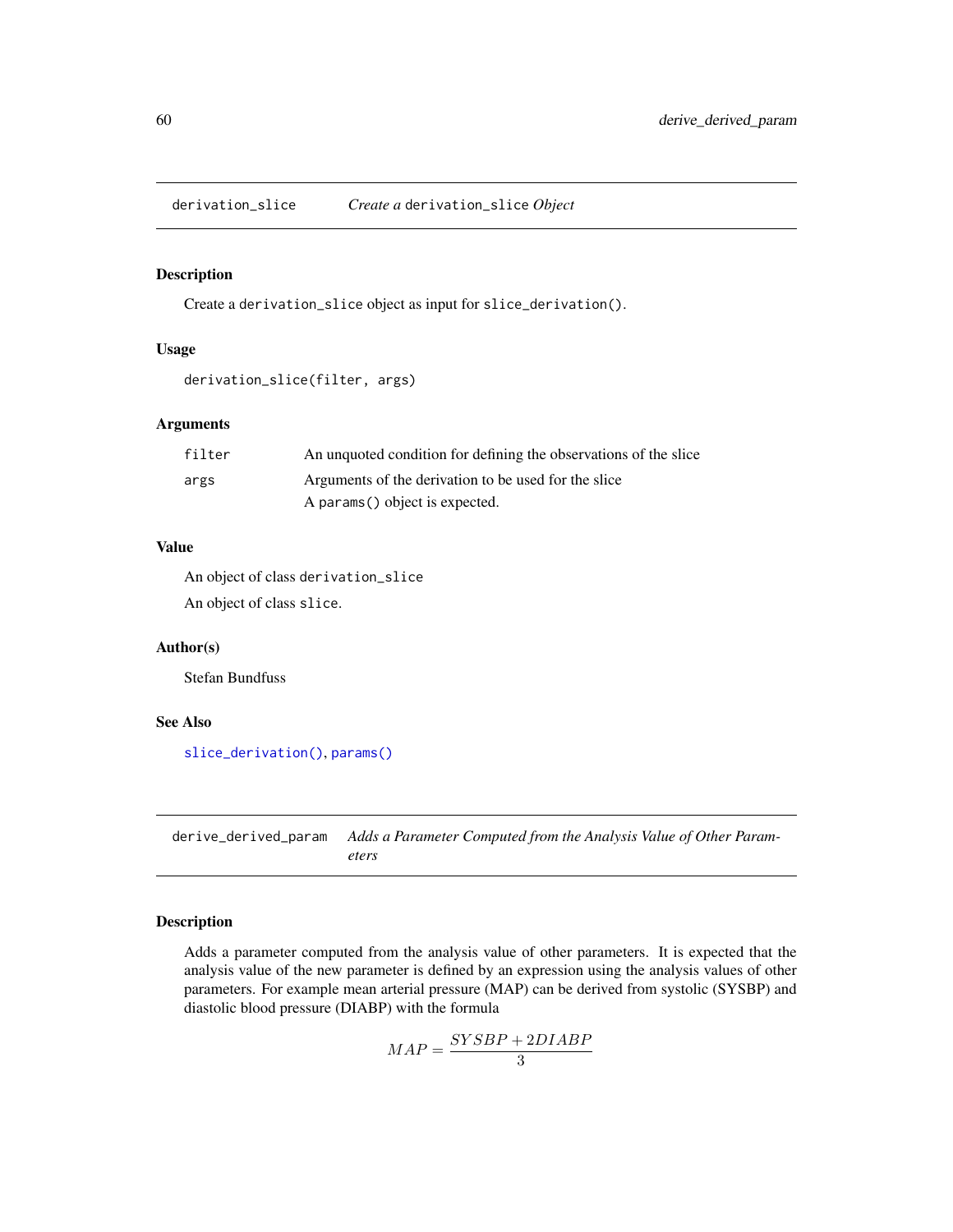## derivation_slice *Create a* `derivation_slice` *Object*

### Description

Create a `derivation_slice` object as input for `slice_derivation()`.

### Usage

```
derivation_slice(filter, args)
```

### Arguments

| | |
|---|---|
| `filter` | An unquoted condition for defining the observations of the slice |
| `args` | Arguments of the derivation to be used for the slice<br>A `params()` object is expected. |

### Value

An object of class `derivation_slice`

An object of class `slice`.

### Author(s)

Stefan Bundfuss

### See Also

`slice_derivation()`, `params()`

## derive_derived_param *Adds a Parameter Computed from the Analysis Value of Other Parameters*

### Description

Adds a parameter computed from the analysis value of other parameters. It is expected that the analysis value of the new parameter is defined by an expression using the analysis values of other parameters. For example mean arterial pressure (MAP) can be derived from systolic (SYSBP) and diastolic blood pressure (DIABP) with the formula

$$MAP = \frac{SYSBP + 2DIABP}{3}$$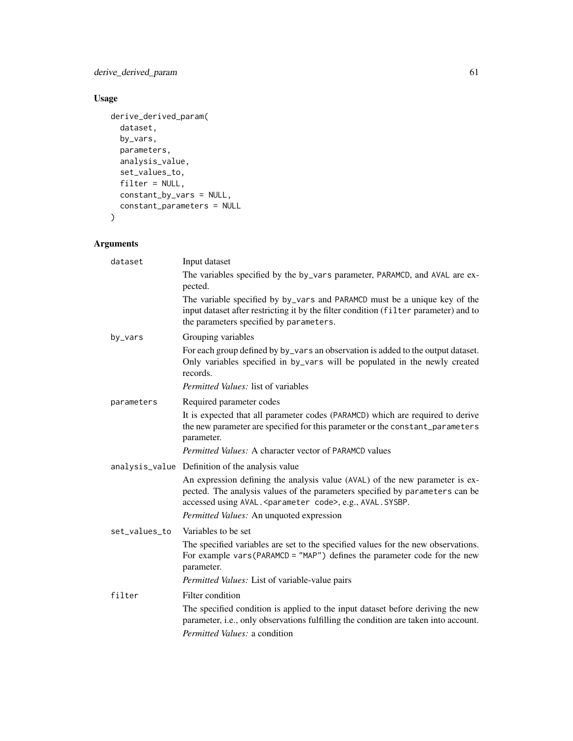## Usage

```
derive_derived_param(
  dataset,
  by_vars,
  parameters,
  analysis_value,
  set_values_to,
  filter = NULL,
  constant_by_vars = NULL,
  constant_parameters = NULL
)
```

## Arguments

**dataset**
Input dataset

The variables specified by the `by_vars` parameter, `PARAMCD`, and `AVAL` are expected.

The variable specified by `by_vars` and `PARAMCD` must be a unique key of the input dataset after restricting it by the filter condition (`filter` parameter) and to the parameters specified by `parameters`.

**by_vars**
Grouping variables

For each group defined by `by_vars` an observation is added to the output dataset. Only variables specified in `by_vars` will be populated in the newly created records.

*Permitted Values:* list of variables

**parameters**
Required parameter codes

It is expected that all parameter codes (`PARAMCD`) which are required to derive the new parameter are specified for this parameter or the `constant_parameters` parameter.

*Permitted Values:* A character vector of `PARAMCD` values

**analysis_value**
Definition of the analysis value

An expression defining the analysis value (`AVAL`) of the new parameter is expected. The analysis values of the parameters specified by `parameters` can be accessed using `AVAL.<parameter code>`, e.g., `AVAL.SYSBP`.

*Permitted Values:* An unquoted expression

**set_values_to**
Variables to be set

The specified variables are set to the specified values for the new observations. For example `vars(PARAMCD = "MAP")` defines the parameter code for the new parameter.

*Permitted Values:* List of variable-value pairs

**filter**
Filter condition

The specified condition is applied to the input dataset before deriving the new parameter, i.e., only observations fulfilling the condition are taken into account.

*Permitted Values:* a condition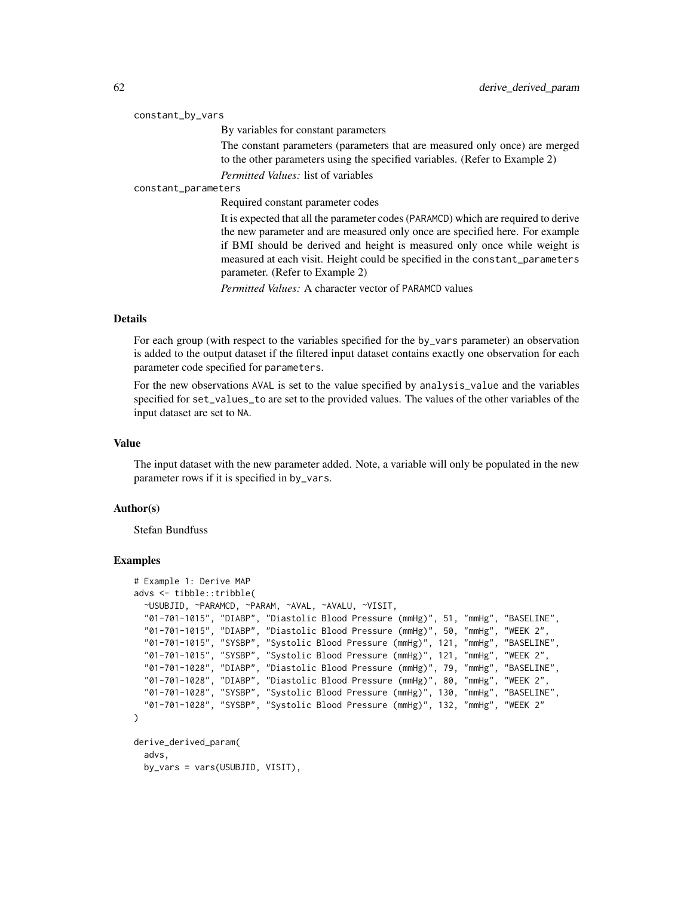`constant_by_vars`

By variables for constant parameters

The constant parameters (parameters that are measured only once) are merged to the other parameters using the specified variables. (Refer to Example 2)

*Permitted Values:* list of variables

`constant_parameters`

Required constant parameter codes

It is expected that all the parameter codes (PARAMCD) which are required to derive the new parameter and are measured only once are specified here. For example if BMI should be derived and height is measured only once while weight is measured at each visit. Height could be specified in the `constant_parameters` parameter. (Refer to Example 2)

*Permitted Values:* A character vector of PARAMCD values

### Details

For each group (with respect to the variables specified for the `by_vars` parameter) an observation is added to the output dataset if the filtered input dataset contains exactly one observation for each parameter code specified for `parameters`.

For the new observations AVAL is set to the value specified by `analysis_value` and the variables specified for `set_values_to` are set to the provided values. The values of the other variables of the input dataset are set to NA.

### Value

The input dataset with the new parameter added. Note, a variable will only be populated in the new parameter rows if it is specified in `by_vars`.

### Author(s)

Stefan Bundfuss

### Examples

```
# Example 1: Derive MAP
advs <- tibble::tribble(
  ~USUBJID, ~PARAMCD, ~PARAM, ~AVAL, ~AVALU, ~VISIT,
  "01-701-1015", "DIABP", "Diastolic Blood Pressure (mmHg)", 51, "mmHg", "BASELINE",
  "01-701-1015", "DIABP", "Diastolic Blood Pressure (mmHg)", 50, "mmHg", "WEEK 2",
  "01-701-1015", "SYSBP", "Systolic Blood Pressure (mmHg)", 121, "mmHg", "BASELINE",
  "01-701-1015", "SYSBP", "Systolic Blood Pressure (mmHg)", 121, "mmHg", "WEEK 2",
  "01-701-1028", "DIABP", "Diastolic Blood Pressure (mmHg)", 79, "mmHg", "BASELINE",
  "01-701-1028", "DIABP", "Diastolic Blood Pressure (mmHg)", 80, "mmHg", "WEEK 2",
  "01-701-1028", "SYSBP", "Systolic Blood Pressure (mmHg)", 130, "mmHg", "BASELINE",
  "01-701-1028", "SYSBP", "Systolic Blood Pressure (mmHg)", 132, "mmHg", "WEEK 2"
)

derive_derived_param(
  advs,
  by_vars = vars(USUBJID, VISIT),
```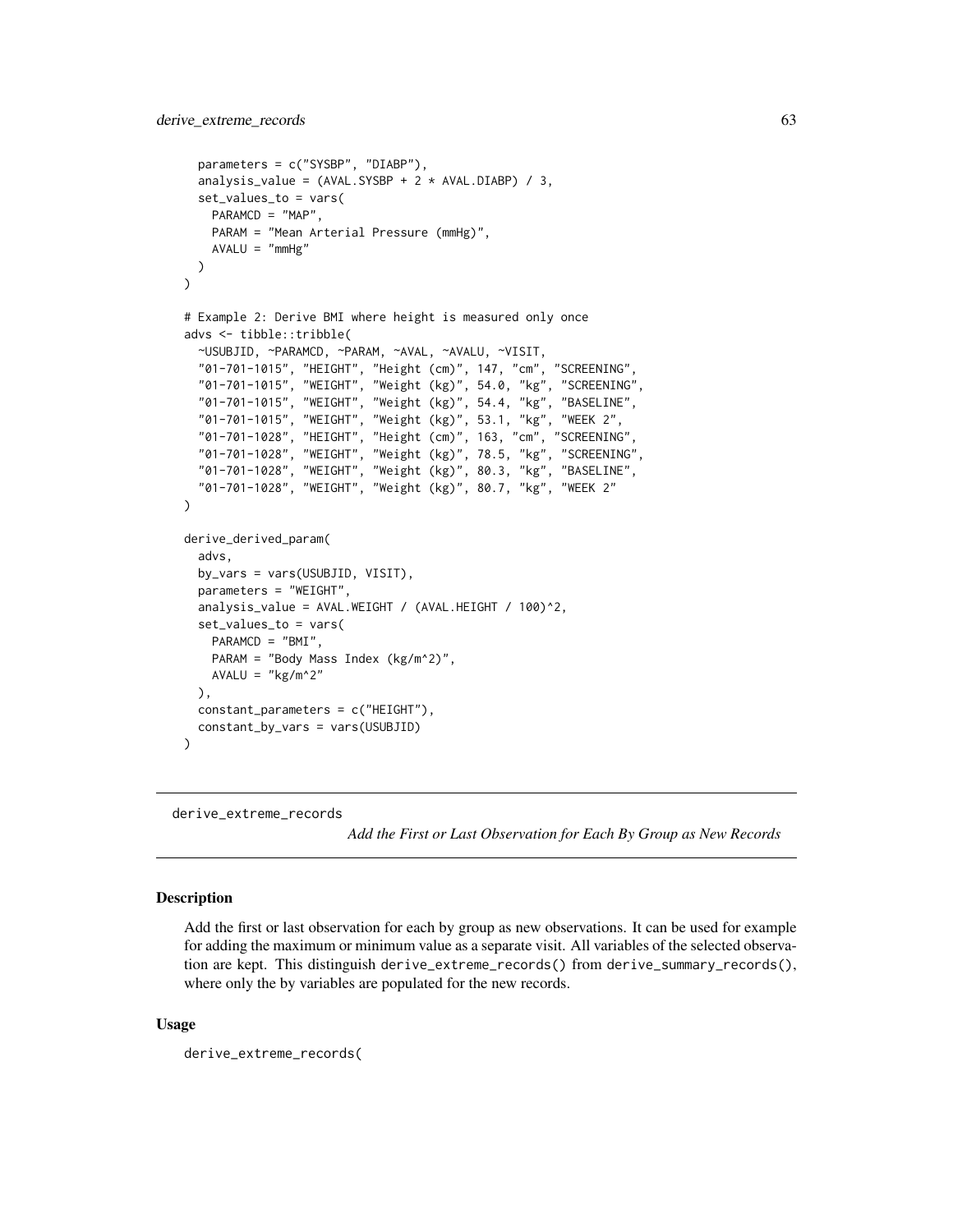```
  parameters = c("SYSBP", "DIABP"),
  analysis_value = (AVAL.SYSBP + 2 * AVAL.DIABP) / 3,
  set_values_to = vars(
    PARAMCD = "MAP",
    PARAM = "Mean Arterial Pressure (mmHg)",
    AVALU = "mmHg"
  )
)

# Example 2: Derive BMI where height is measured only once
advs <- tibble::tribble(
  ~USUBJID, ~PARAMCD, ~PARAM, ~AVAL, ~AVALU, ~VISIT,
  "01-701-1015", "HEIGHT", "Height (cm)", 147, "cm", "SCREENING",
  "01-701-1015", "WEIGHT", "Weight (kg)", 54.0, "kg", "SCREENING",
  "01-701-1015", "WEIGHT", "Weight (kg)", 54.4, "kg", "BASELINE",
  "01-701-1015", "WEIGHT", "Weight (kg)", 53.1, "kg", "WEEK 2",
  "01-701-1028", "HEIGHT", "Height (cm)", 163, "cm", "SCREENING",
  "01-701-1028", "WEIGHT", "Weight (kg)", 78.5, "kg", "SCREENING",
  "01-701-1028", "WEIGHT", "Weight (kg)", 80.3, "kg", "BASELINE",
  "01-701-1028", "WEIGHT", "Weight (kg)", 80.7, "kg", "WEEK 2"
)

derive_derived_param(
  advs,
  by_vars = vars(USUBJID, VISIT),
  parameters = "WEIGHT",
  analysis_value = AVAL.WEIGHT / (AVAL.HEIGHT / 100)^2,
  set_values_to = vars(
    PARAMCD = "BMI",
    PARAM = "Body Mass Index (kg/m^2)",
    AVALU = "kg/m^2"
  ),
  constant_parameters = c("HEIGHT"),
  constant_by_vars = vars(USUBJID)
)
```

---

## derive_extreme_records

*Add the First or Last Observation for Each By Group as New Records*

---

### Description

Add the first or last observation for each by group as new observations. It can be used for example for adding the maximum or minimum value as a separate visit. All variables of the selected observation are kept. This distinguish derive_extreme_records() from derive_summary_records(), where only the by variables are populated for the new records.

### Usage

```
derive_extreme_records(
```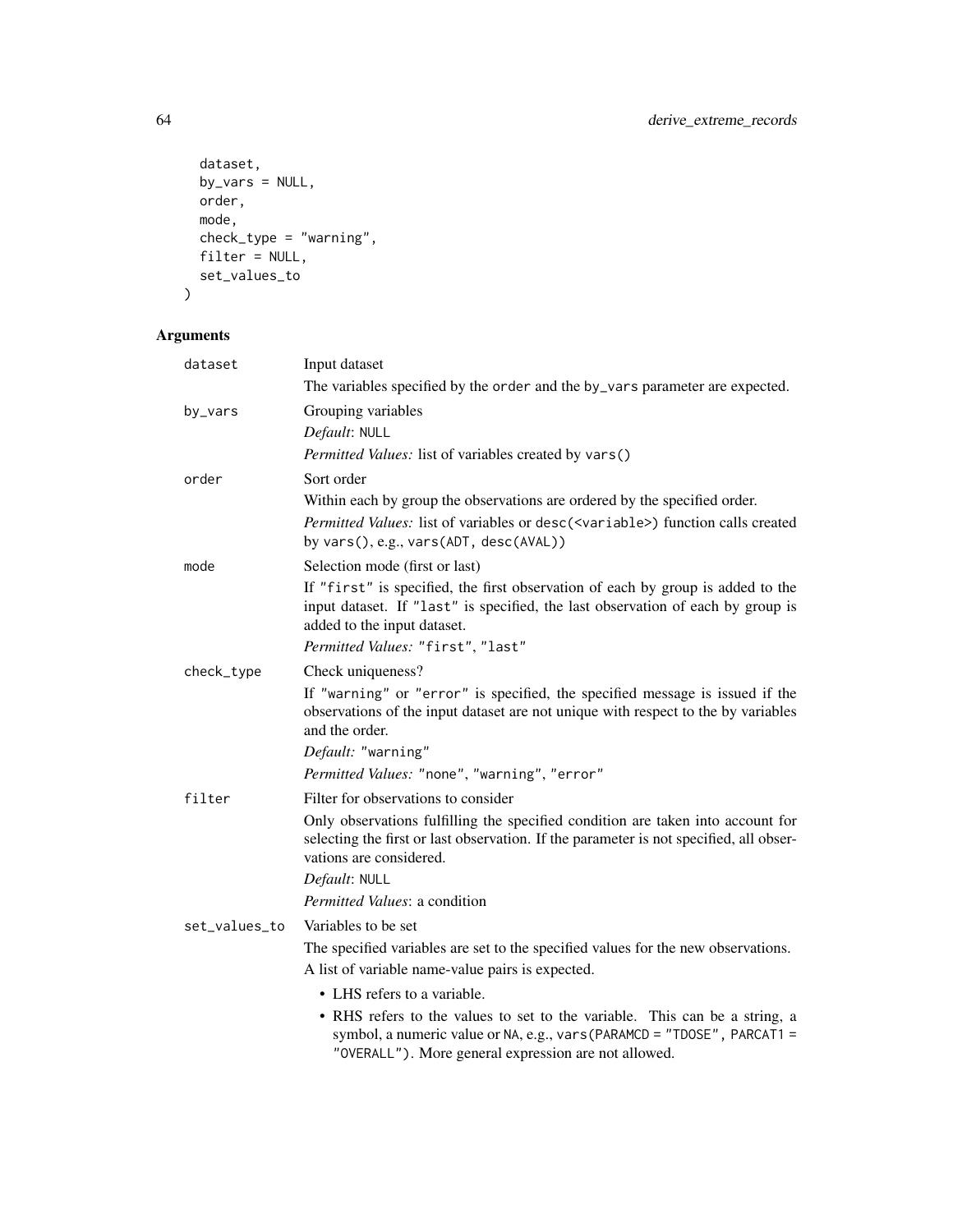```
  dataset,
  by_vars = NULL,
  order,
  mode,
  check_type = "warning",
  filter = NULL,
  set_values_to
)
```

## Arguments

`dataset`
: Input dataset

  The variables specified by the `order` and the `by_vars` parameter are expected.

`by_vars`
: Grouping variables

  *Default*: `NULL`

  *Permitted Values:* list of variables created by `vars()`

`order`
: Sort order

  Within each by group the observations are ordered by the specified order.

  *Permitted Values:* list of variables or `desc(<variable>)` function calls created by `vars()`, e.g., `vars(ADT, desc(AVAL))`

`mode`
: Selection mode (first or last)

  If `"first"` is specified, the first observation of each by group is added to the input dataset. If `"last"` is specified, the last observation of each by group is added to the input dataset.

  *Permitted Values:* `"first"`, `"last"`

`check_type`
: Check uniqueness?

  If `"warning"` or `"error"` is specified, the specified message is issued if the observations of the input dataset are not unique with respect to the by variables and the order.

  *Default:* `"warning"`

  *Permitted Values:* `"none"`, `"warning"`, `"error"`

`filter`
: Filter for observations to consider

  Only observations fulfilling the specified condition are taken into account for selecting the first or last observation. If the parameter is not specified, all observations are considered.

  *Default*: `NULL`

  *Permitted Values*: a condition

`set_values_to`
: Variables to be set

  The specified variables are set to the specified values for the new observations.

  A list of variable name-value pairs is expected.

  - LHS refers to a variable.
  - RHS refers to the values to set to the variable. This can be a string, a symbol, a numeric value or `NA`, e.g., `vars(PARAMCD = "TDOSE", PARCAT1 = "OVERALL")`. More general expression are not allowed.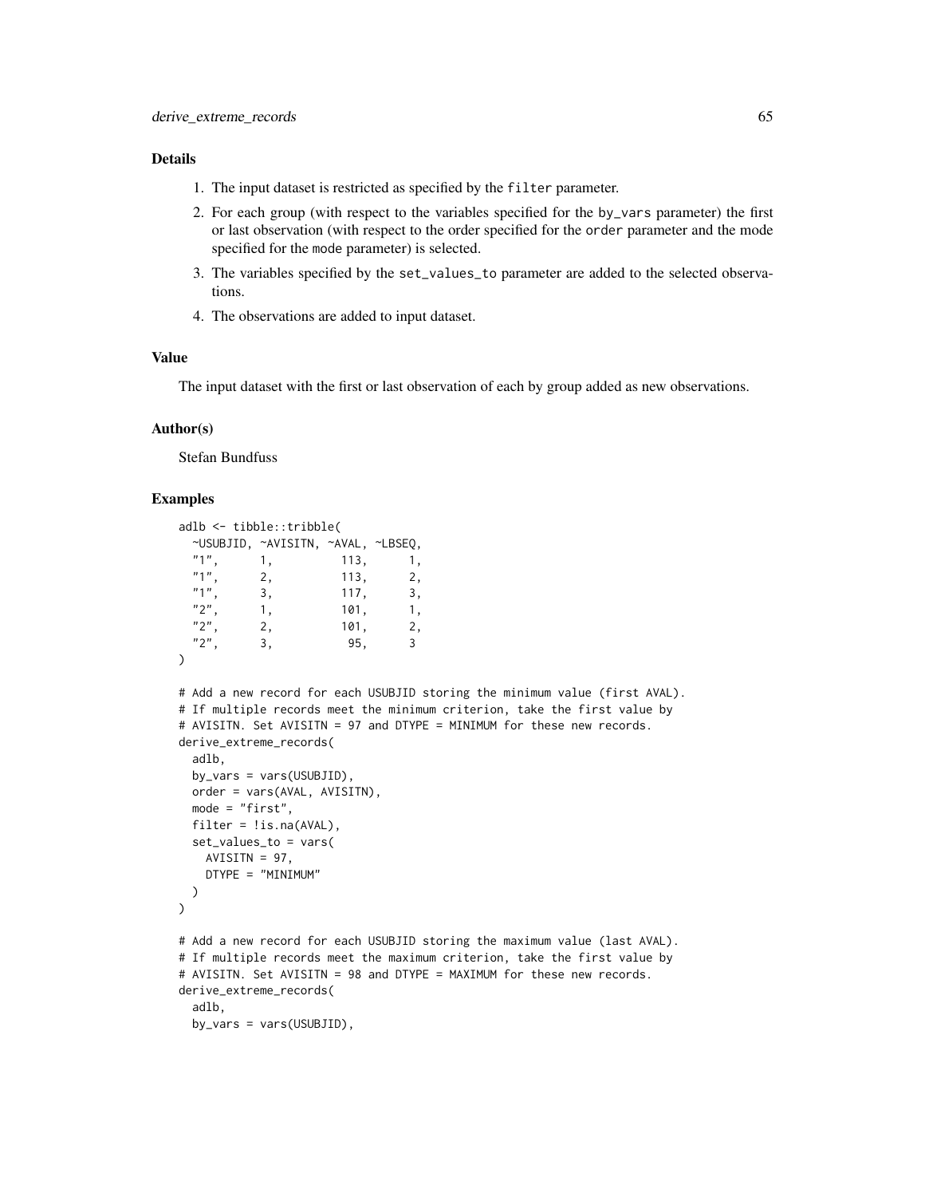### Details

1. The input dataset is restricted as specified by the `filter` parameter.
2. For each group (with respect to the variables specified for the by_vars parameter) the first or last observation (with respect to the order specified for the `order` parameter and the mode specified for the `mode` parameter) is selected.
3. The variables specified by the `set_values_to` parameter are added to the selected observations.
4. The observations are added to input dataset.

### Value

The input dataset with the first or last observation of each by group added as new observations.

### Author(s)

Stefan Bundfuss

### Examples

```
adlb <- tibble::tribble(
  ~USUBJID, ~AVISITN, ~AVAL, ~LBSEQ,
  "1",      1,          113,      1,
  "1",      2,          113,      2,
  "1",      3,          117,      3,
  "2",      1,          101,      1,
  "2",      2,          101,      2,
  "2",      3,           95,      3
)

# Add a new record for each USUBJID storing the minimum value (first AVAL).
# If multiple records meet the minimum criterion, take the first value by
# AVISITN. Set AVISITN = 97 and DTYPE = MINIMUM for these new records.
derive_extreme_records(
  adlb,
  by_vars = vars(USUBJID),
  order = vars(AVAL, AVISITN),
  mode = "first",
  filter = !is.na(AVAL),
  set_values_to = vars(
    AVISITN = 97,
    DTYPE = "MINIMUM"
  )
)

# Add a new record for each USUBJID storing the maximum value (last AVAL).
# If multiple records meet the maximum criterion, take the first value by
# AVISITN. Set AVISITN = 98 and DTYPE = MAXIMUM for these new records.
derive_extreme_records(
  adlb,
  by_vars = vars(USUBJID),
```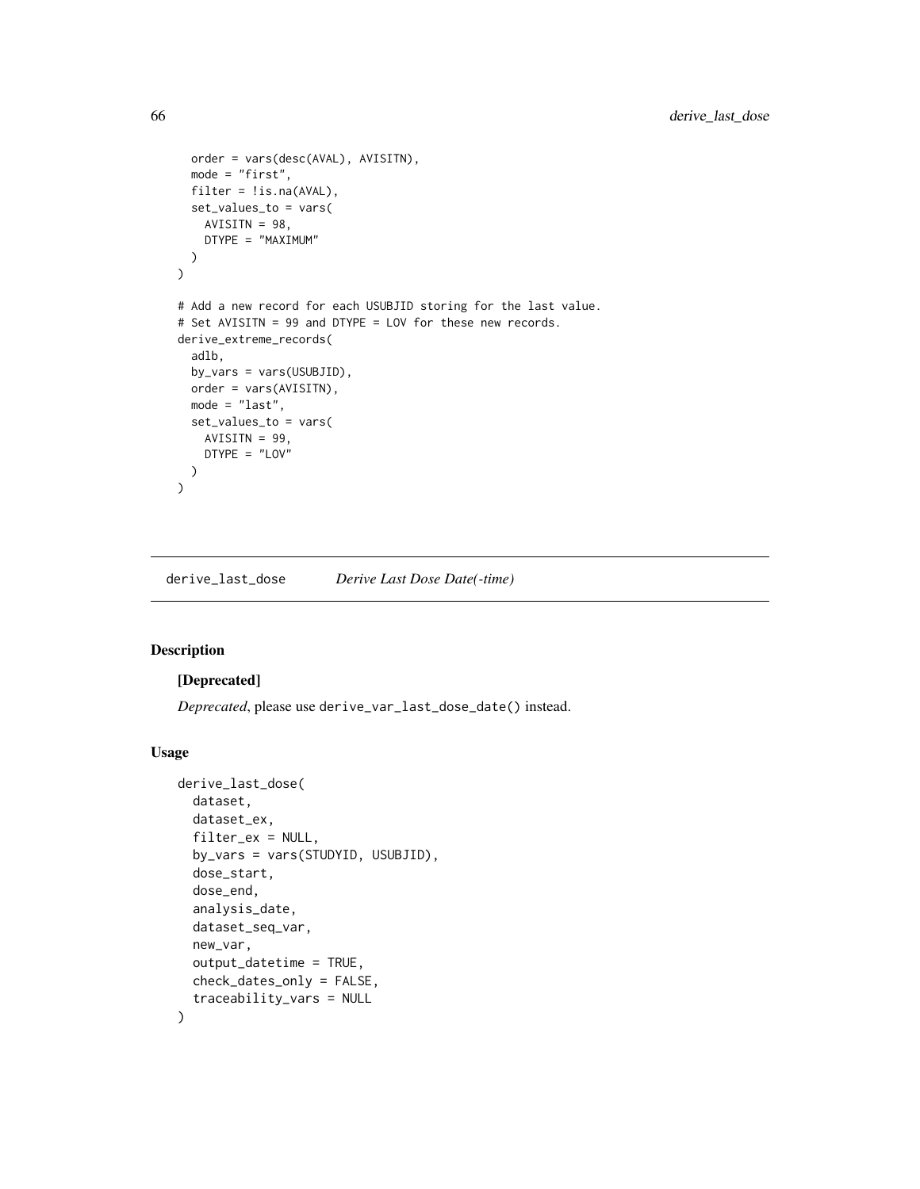```
  order = vars(desc(AVAL), AVISITN),
  mode = "first",
  filter = !is.na(AVAL),
  set_values_to = vars(
    AVISITN = 98,
    DTYPE = "MAXIMUM"
  )
)

# Add a new record for each USUBJID storing for the last value.
# Set AVISITN = 99 and DTYPE = LOV for these new records.
derive_extreme_records(
  adlb,
  by_vars = vars(USUBJID),
  order = vars(AVISITN),
  mode = "last",
  set_values_to = vars(
    AVISITN = 99,
    DTYPE = "LOV"
  )
)
```

---

## derive_last_dose    *Derive Last Dose Date(-time)*

---

### Description

**[Deprecated]**

*Deprecated*, please use `derive_var_last_dose_date()` instead.

### Usage

```
derive_last_dose(
  dataset,
  dataset_ex,
  filter_ex = NULL,
  by_vars = vars(STUDYID, USUBJID),
  dose_start,
  dose_end,
  analysis_date,
  dataset_seq_var,
  new_var,
  output_datetime = TRUE,
  check_dates_only = FALSE,
  traceability_vars = NULL
)
```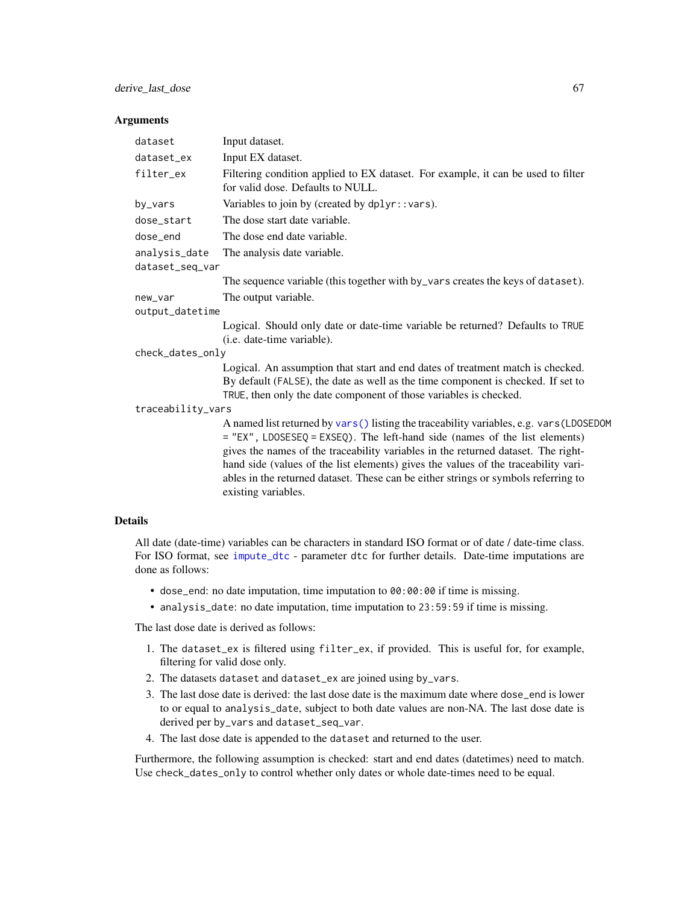### Arguments

| | |
|---|---|
| `dataset` | Input dataset. |
| `dataset_ex` | Input EX dataset. |
| `filter_ex` | Filtering condition applied to EX dataset. For example, it can be used to filter for valid dose. Defaults to NULL. |
| `by_vars` | Variables to join by (created by `dplyr::vars`). |
| `dose_start` | The dose start date variable. |
| `dose_end` | The dose end date variable. |
| `analysis_date` | The analysis date variable. |
| `dataset_seq_var` | The sequence variable (this together with `by_vars` creates the keys of `dataset`). |
| `new_var` | The output variable. |
| `output_datetime` | Logical. Should only date or date-time variable be returned? Defaults to `TRUE` (i.e. date-time variable). |
| `check_dates_only` | Logical. An assumption that start and end dates of treatment match is checked. By default (`FALSE`), the date as well as the time component is checked. If set to `TRUE`, then only the date component of those variables is checked. |
| `traceability_vars` | A named list returned by `vars()` listing the traceability variables, e.g. `vars(LDOSEDOM = "EX", LDOSESEQ = EXSEQ)`. The left-hand side (names of the list elements) gives the names of the traceability variables in the returned dataset. The right-hand side (values of the list elements) gives the values of the traceability variables in the returned dataset. These can be either strings or symbols referring to existing variables. |

### Details

All date (date-time) variables can be characters in standard ISO format or of date / date-time class. For ISO format, see `impute_dtc` - parameter `dtc` for further details. Date-time imputations are done as follows:

- `dose_end`: no date imputation, time imputation to `00:00:00` if time is missing.
- `analysis_date`: no date imputation, time imputation to `23:59:59` if time is missing.

The last dose date is derived as follows:

1. The `dataset_ex` is filtered using `filter_ex`, if provided. This is useful for, for example, filtering for valid dose only.
2. The datasets `dataset` and `dataset_ex` are joined using `by_vars`.
3. The last dose date is derived: the last dose date is the maximum date where `dose_end` is lower to or equal to `analysis_date`, subject to both date values are non-NA. The last dose date is derived per `by_vars` and `dataset_seq_var`.
4. The last dose date is appended to the `dataset` and returned to the user.

Furthermore, the following assumption is checked: start and end dates (datetimes) need to match. Use `check_dates_only` to control whether only dates or whole date-times need to be equal.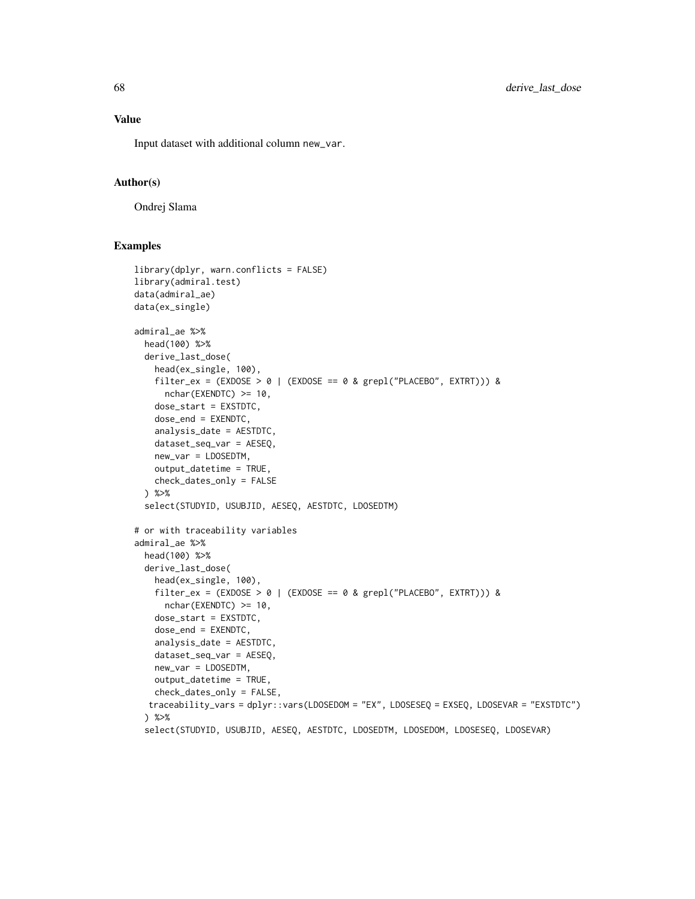## Value

Input dataset with additional column `new_var`.

## Author(s)

Ondrej Slama

## Examples

```
library(dplyr, warn.conflicts = FALSE)
library(admiral.test)
data(admiral_ae)
data(ex_single)

admiral_ae %>%
  head(100) %>%
  derive_last_dose(
    head(ex_single, 100),
    filter_ex = (EXDOSE > 0 | (EXDOSE == 0 & grepl("PLACEBO", EXTRT))) &
      nchar(EXENDTC) >= 10,
    dose_start = EXSTDTC,
    dose_end = EXENDTC,
    analysis_date = AESTDTC,
    dataset_seq_var = AESEQ,
    new_var = LDOSEDTM,
    output_datetime = TRUE,
    check_dates_only = FALSE
  ) %>%
  select(STUDYID, USUBJID, AESEQ, AESTDTC, LDOSEDTM)

# or with traceability variables
admiral_ae %>%
  head(100) %>%
  derive_last_dose(
    head(ex_single, 100),
    filter_ex = (EXDOSE > 0 | (EXDOSE == 0 & grepl("PLACEBO", EXTRT))) &
      nchar(EXENDTC) >= 10,
    dose_start = EXSTDTC,
    dose_end = EXENDTC,
    analysis_date = AESTDTC,
    dataset_seq_var = AESEQ,
    new_var = LDOSEDTM,
    output_datetime = TRUE,
    check_dates_only = FALSE,
   traceability_vars = dplyr::vars(LDOSEDOM = "EX", LDOSESEQ = EXSEQ, LDOSEVAR = "EXSTDTC")
  ) %>%
  select(STUDYID, USUBJID, AESEQ, AESTDTC, LDOSEDTM, LDOSEDOM, LDOSESEQ, LDOSEVAR)
```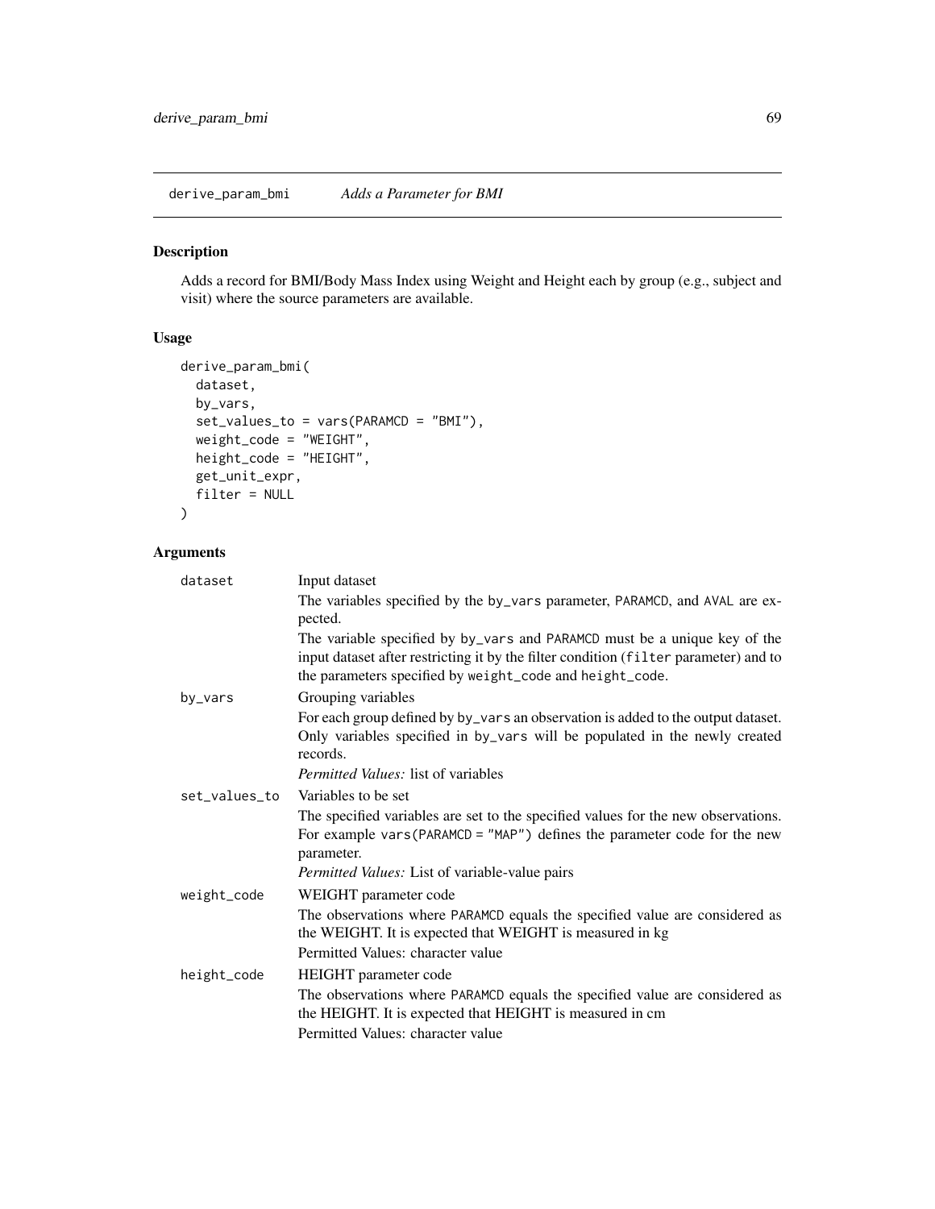## derive_param_bmi    *Adds a Parameter for BMI*

### Description

Adds a record for BMI/Body Mass Index using Weight and Height each by group (e.g., subject and visit) where the source parameters are available.

### Usage

```
derive_param_bmi(
  dataset,
  by_vars,
  set_values_to = vars(PARAMCD = "BMI"),
  weight_code = "WEIGHT",
  height_code = "HEIGHT",
  get_unit_expr,
  filter = NULL
)
```

### Arguments

**dataset**
: Input dataset

  The variables specified by the `by_vars` parameter, `PARAMCD`, and `AVAL` are expected.

  The variable specified by `by_vars` and `PARAMCD` must be a unique key of the input dataset after restricting it by the filter condition (`filter` parameter) and to the parameters specified by `weight_code` and `height_code`.

**by_vars**
: Grouping variables

  For each group defined by `by_vars` an observation is added to the output dataset. Only variables specified in `by_vars` will be populated in the newly created records.

  *Permitted Values:* list of variables

**set_values_to**
: Variables to be set

  The specified variables are set to the specified values for the new observations. For example `vars(PARAMCD = "MAP")` defines the parameter code for the new parameter.

  *Permitted Values:* List of variable-value pairs

**weight_code**
: WEIGHT parameter code

  The observations where `PARAMCD` equals the specified value are considered as the WEIGHT. It is expected that WEIGHT is measured in kg

  Permitted Values: character value

**height_code**
: HEIGHT parameter code

  The observations where `PARAMCD` equals the specified value are considered as the HEIGHT. It is expected that HEIGHT is measured in cm

  Permitted Values: character value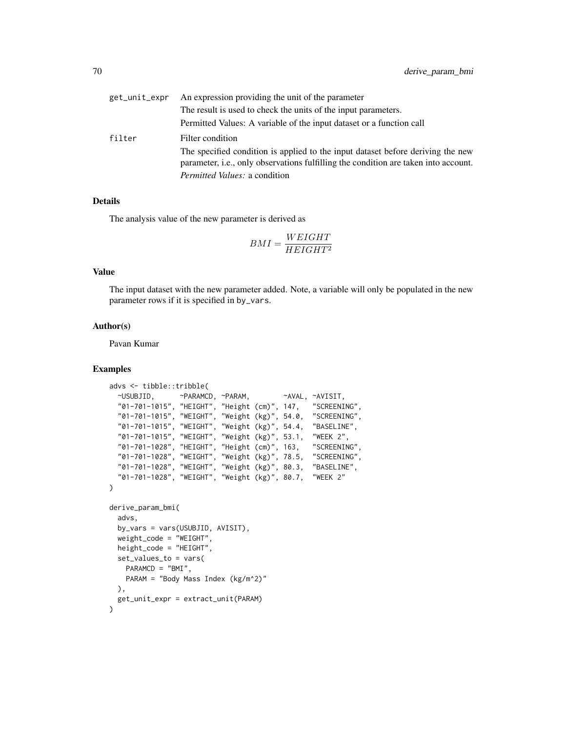| | |
|---|---|
| get_unit_expr | An expression providing the unit of the parameter<br>The result is used to check the units of the input parameters.<br>Permitted Values: A variable of the input dataset or a function call |
| filter | Filter condition<br>The specified condition is applied to the input dataset before deriving the new parameter, i.e., only observations fulfilling the condition are taken into account.<br>*Permitted Values:* a condition |

## Details

The analysis value of the new parameter is derived as

$$BMI = \frac{WEIGHT}{HEIGHT^2}$$

## Value

The input dataset with the new parameter added. Note, a variable will only be populated in the new parameter rows if it is specified in by_vars.

## Author(s)

Pavan Kumar

## Examples

```
advs <- tibble::tribble(
  ~USUBJID,      ~PARAMCD, ~PARAM,        ~AVAL, ~AVISIT,
  "01-701-1015", "HEIGHT", "Height (cm)", 147,   "SCREENING",
  "01-701-1015", "WEIGHT", "Weight (kg)", 54.0,  "SCREENING",
  "01-701-1015", "WEIGHT", "Weight (kg)", 54.4,  "BASELINE",
  "01-701-1015", "WEIGHT", "Weight (kg)", 53.1,  "WEEK 2",
  "01-701-1028", "HEIGHT", "Height (cm)", 163,   "SCREENING",
  "01-701-1028", "WEIGHT", "Weight (kg)", 78.5,  "SCREENING",
  "01-701-1028", "WEIGHT", "Weight (kg)", 80.3,  "BASELINE",
  "01-701-1028", "WEIGHT", "Weight (kg)", 80.7,  "WEEK 2"
)

derive_param_bmi(
  advs,
  by_vars = vars(USUBJID, AVISIT),
  weight_code = "WEIGHT",
  height_code = "HEIGHT",
  set_values_to = vars(
    PARAMCD = "BMI",
    PARAM = "Body Mass Index (kg/m^2)"
  ),
  get_unit_expr = extract_unit(PARAM)
)
```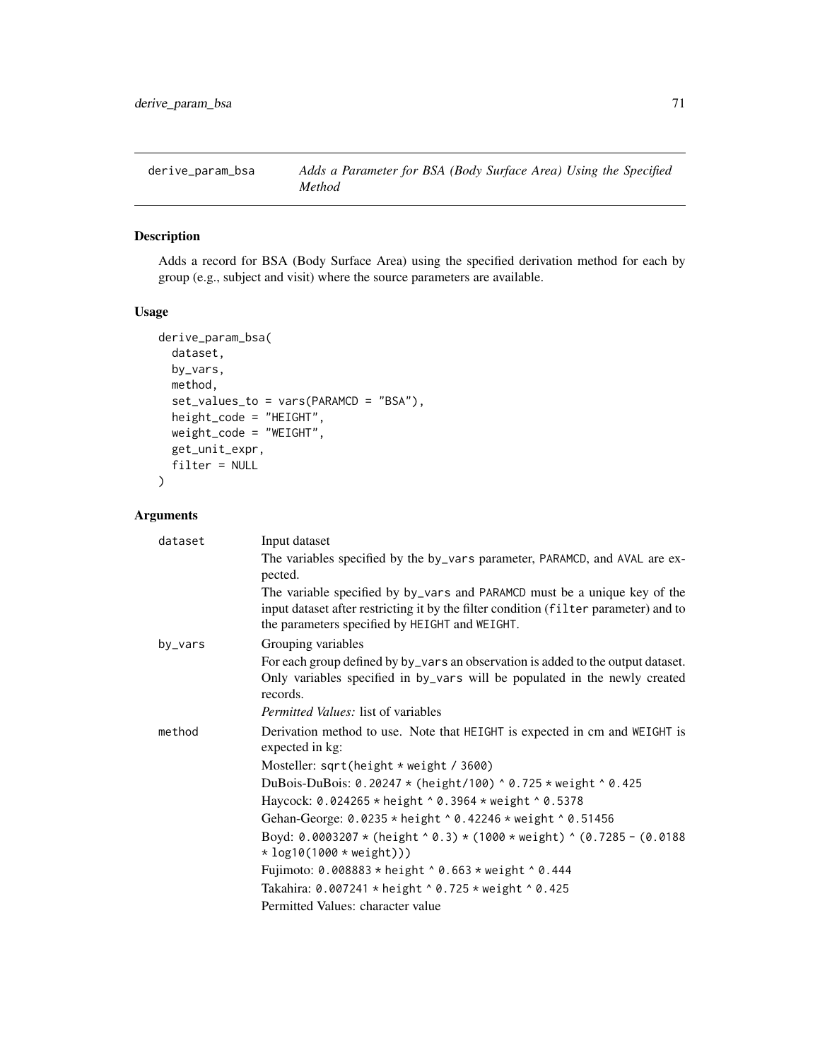## derive_param_bsa — *Adds a Parameter for BSA (Body Surface Area) Using the Specified Method*

### Description

Adds a record for BSA (Body Surface Area) using the specified derivation method for each by group (e.g., subject and visit) where the source parameters are available.

### Usage

```
derive_param_bsa(
  dataset,
  by_vars,
  method,
  set_values_to = vars(PARAMCD = "BSA"),
  height_code = "HEIGHT",
  weight_code = "WEIGHT",
  get_unit_expr,
  filter = NULL
)
```

### Arguments

**dataset** Input dataset

The variables specified by the by_vars parameter, PARAMCD, and AVAL are expected.

The variable specified by by_vars and PARAMCD must be a unique key of the input dataset after restricting it by the filter condition (filter parameter) and to the parameters specified by HEIGHT and WEIGHT.

**by_vars** Grouping variables

For each group defined by by_vars an observation is added to the output dataset. Only variables specified in by_vars will be populated in the newly created records.

*Permitted Values:* list of variables

**method** Derivation method to use. Note that HEIGHT is expected in cm and WEIGHT is expected in kg:

Mosteller: `sqrt(height * weight / 3600)`

DuBois-DuBois: `0.20247 * (height/100) ^ 0.725 * weight ^ 0.425`

Haycock: `0.024265 * height ^ 0.3964 * weight ^ 0.5378`

Gehan-George: `0.0235 * height ^ 0.42246 * weight ^ 0.51456`

Boyd: `0.0003207 * (height ^ 0.3) * (1000 * weight) ^ (0.7285 - (0.0188 * log10(1000 * weight)))`

Fujimoto: `0.008883 * height ^ 0.663 * weight ^ 0.444`

Takahira: `0.007241 * height ^ 0.725 * weight ^ 0.425`

Permitted Values: character value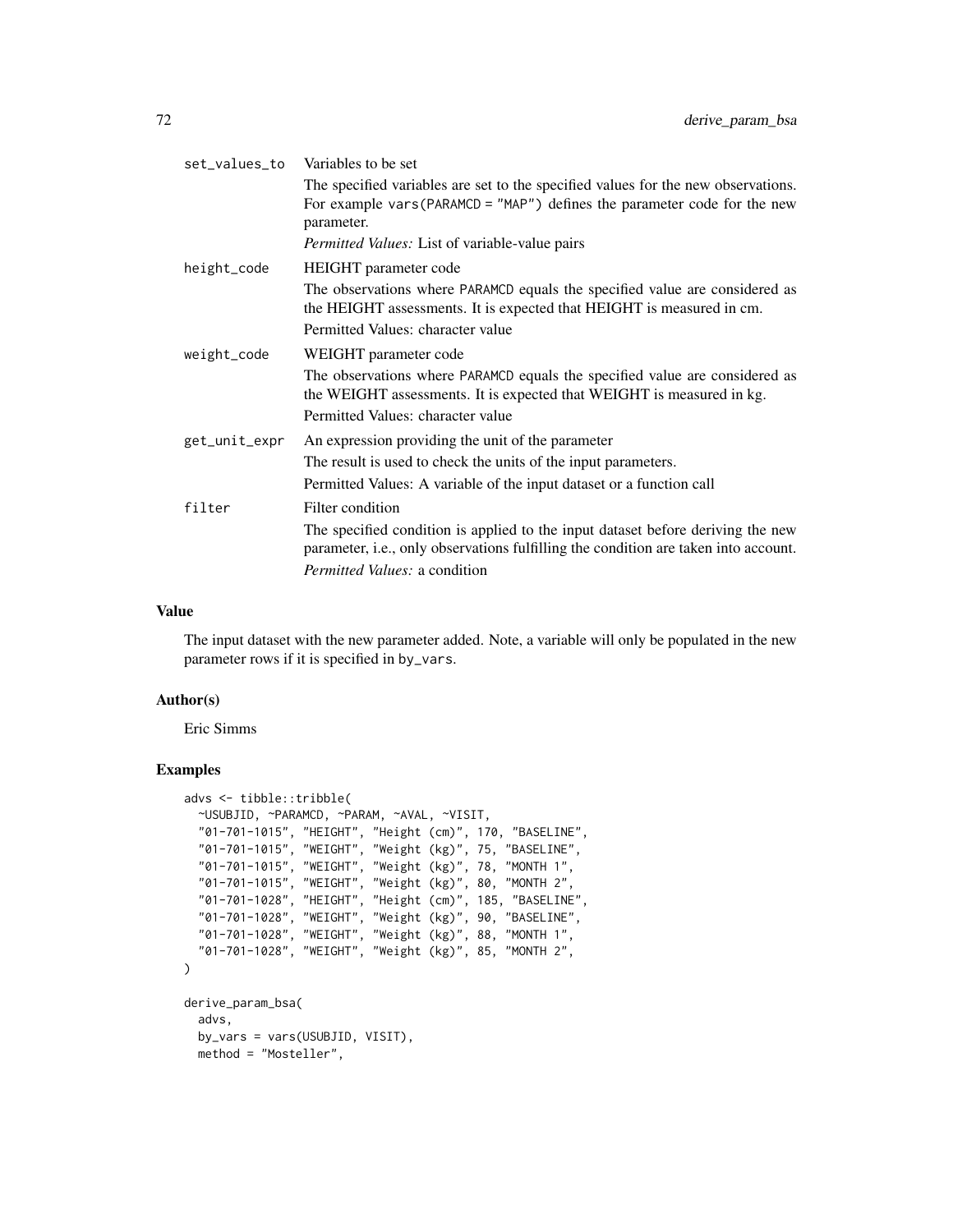| | |
|---|---|
| set_values_to | Variables to be set<br>The specified variables are set to the specified values for the new observations. For example vars(PARAMCD = "MAP") defines the parameter code for the new parameter.<br>*Permitted Values:* List of variable-value pairs |
| height_code | HEIGHT parameter code<br>The observations where PARAMCD equals the specified value are considered as the HEIGHT assessments. It is expected that HEIGHT is measured in cm.<br>Permitted Values: character value |
| weight_code | WEIGHT parameter code<br>The observations where PARAMCD equals the specified value are considered as the WEIGHT assessments. It is expected that WEIGHT is measured in kg.<br>Permitted Values: character value |
| get_unit_expr | An expression providing the unit of the parameter<br>The result is used to check the units of the input parameters.<br>Permitted Values: A variable of the input dataset or a function call |
| filter | Filter condition<br>The specified condition is applied to the input dataset before deriving the new parameter, i.e., only observations fulfilling the condition are taken into account.<br>*Permitted Values:* a condition |

## Value

The input dataset with the new parameter added. Note, a variable will only be populated in the new parameter rows if it is specified in by_vars.

## Author(s)

Eric Simms

## Examples

```
advs <- tibble::tribble(
  ~USUBJID, ~PARAMCD, ~PARAM, ~AVAL, ~VISIT,
  "01-701-1015", "HEIGHT", "Height (cm)", 170, "BASELINE",
  "01-701-1015", "WEIGHT", "Weight (kg)", 75, "BASELINE",
  "01-701-1015", "WEIGHT", "Weight (kg)", 78, "MONTH 1",
  "01-701-1015", "WEIGHT", "Weight (kg)", 80, "MONTH 2",
  "01-701-1028", "HEIGHT", "Height (cm)", 185, "BASELINE",
  "01-701-1028", "WEIGHT", "Weight (kg)", 90, "BASELINE",
  "01-701-1028", "WEIGHT", "Weight (kg)", 88, "MONTH 1",
  "01-701-1028", "WEIGHT", "Weight (kg)", 85, "MONTH 2",
)

derive_param_bsa(
  advs,
  by_vars = vars(USUBJID, VISIT),
  method = "Mosteller",
```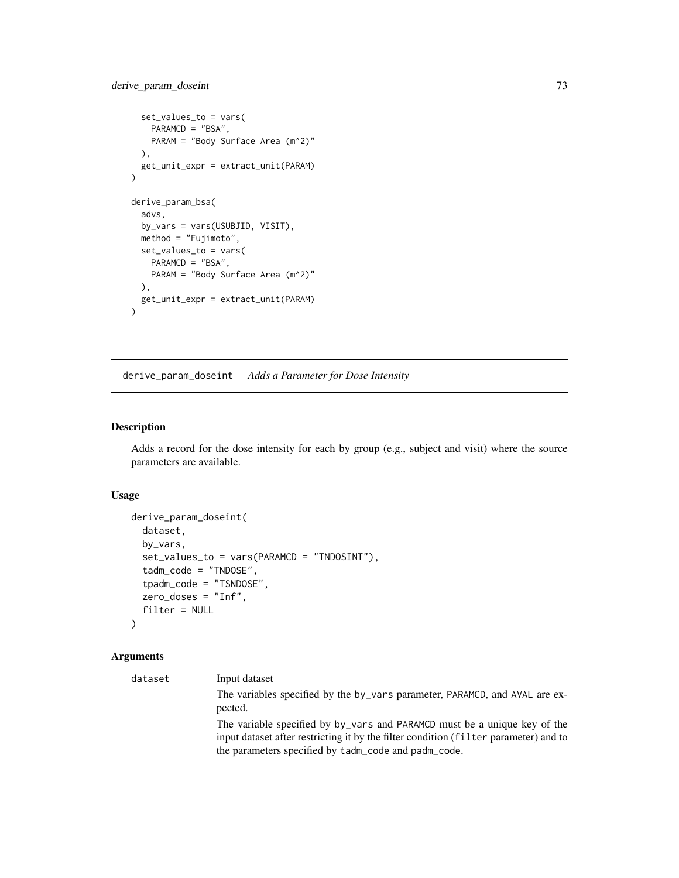```
  set_values_to = vars(
    PARAMCD = "BSA",
    PARAM = "Body Surface Area (m^2)"
  ),
  get_unit_expr = extract_unit(PARAM)
)

derive_param_bsa(
  advs,
  by_vars = vars(USUBJID, VISIT),
  method = "Fujimoto",
  set_values_to = vars(
    PARAMCD = "BSA",
    PARAM = "Body Surface Area (m^2)"
  ),
  get_unit_expr = extract_unit(PARAM)
)
```

## derive_param_doseint *Adds a Parameter for Dose Intensity*

### Description

Adds a record for the dose intensity for each by group (e.g., subject and visit) where the source parameters are available.

### Usage

```
derive_param_doseint(
  dataset,
  by_vars,
  set_values_to = vars(PARAMCD = "TNDOSINT"),
  tadm_code = "TNDOSE",
  tpadm_code = "TSNDOSE",
  zero_doses = "Inf",
  filter = NULL
)
```

### Arguments

`dataset` Input dataset

The variables specified by the `by_vars` parameter, `PARAMCD`, and `AVAL` are expected.

The variable specified by `by_vars` and `PARAMCD` must be a unique key of the input dataset after restricting it by the filter condition (`filter` parameter) and to the parameters specified by `tadm_code` and `padm_code`.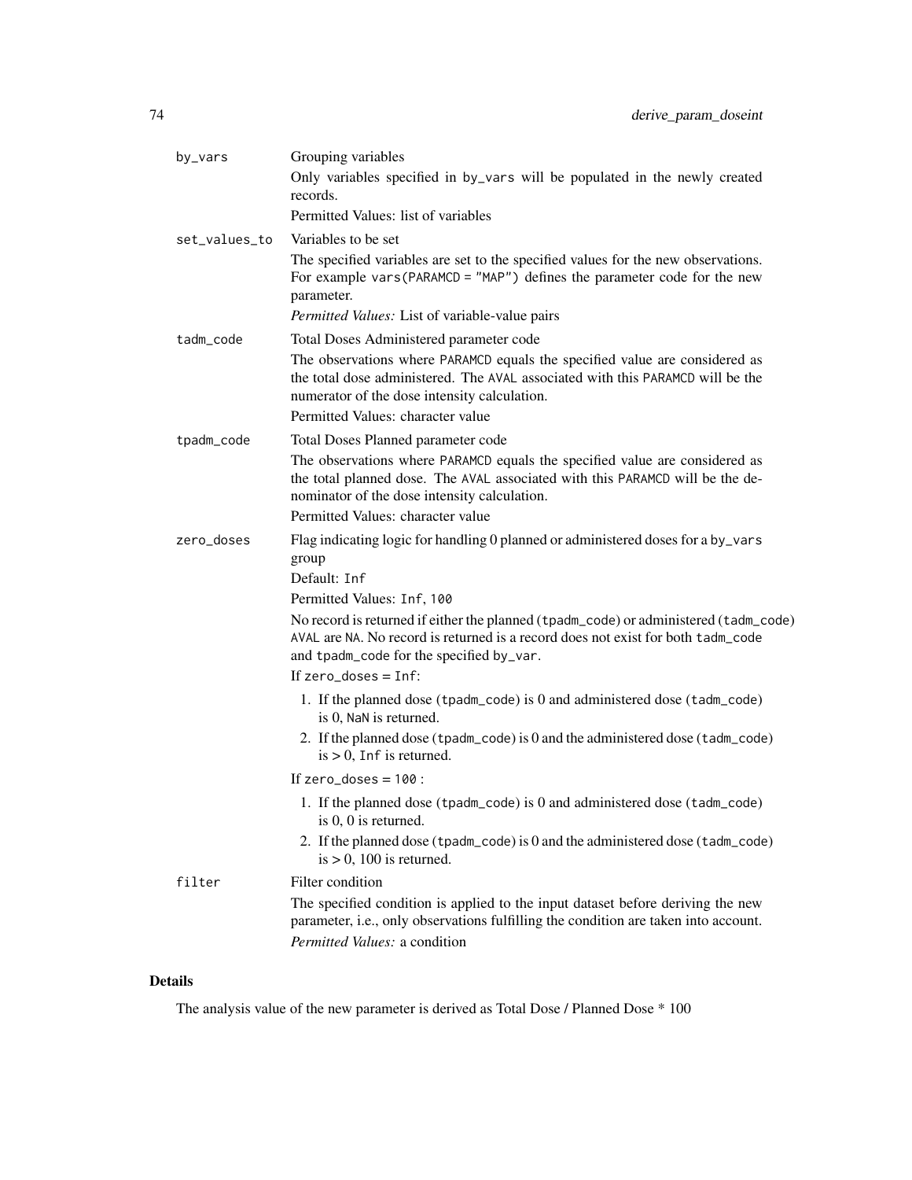`by_vars`
: Grouping variables

  Only variables specified in `by_vars` will be populated in the newly created records.

  Permitted Values: list of variables

`set_values_to`
: Variables to be set

  The specified variables are set to the specified values for the new observations. For example `vars(PARAMCD = "MAP")` defines the parameter code for the new parameter.

  *Permitted Values:* List of variable-value pairs

`tadm_code`
: Total Doses Administered parameter code

  The observations where `PARAMCD` equals the specified value are considered as the total dose administered. The `AVAL` associated with this `PARAMCD` will be the numerator of the dose intensity calculation.

  Permitted Values: character value

`tpadm_code`
: Total Doses Planned parameter code

  The observations where `PARAMCD` equals the specified value are considered as the total planned dose. The `AVAL` associated with this `PARAMCD` will be the denominator of the dose intensity calculation.

  Permitted Values: character value

`zero_doses`
: Flag indicating logic for handling 0 planned or administered doses for a `by_vars` group

  Default: `Inf`

  Permitted Values: `Inf`, `100`

  No record is returned if either the planned (`tpadm_code`) or administered (`tadm_code`) `AVAL` are `NA`. No record is returned is a record does not exist for both `tadm_code` and `tpadm_code` for the specified `by_var`.

  If `zero_doses = Inf`:

  1. If the planned dose (`tpadm_code`) is 0 and administered dose (`tadm_code`) is 0, `NaN` is returned.
  2. If the planned dose (`tpadm_code`) is 0 and the administered dose (`tadm_code`) is > 0, `Inf` is returned.

  If `zero_doses = 100` :

  1. If the planned dose (`tpadm_code`) is 0 and administered dose (`tadm_code`) is 0, 0 is returned.
  2. If the planned dose (`tpadm_code`) is 0 and the administered dose (`tadm_code`) is > 0, 100 is returned.

`filter`
: Filter condition

  The specified condition is applied to the input dataset before deriving the new parameter, i.e., only observations fulfilling the condition are taken into account.

  *Permitted Values:* a condition

## Details

The analysis value of the new parameter is derived as Total Dose / Planned Dose * 100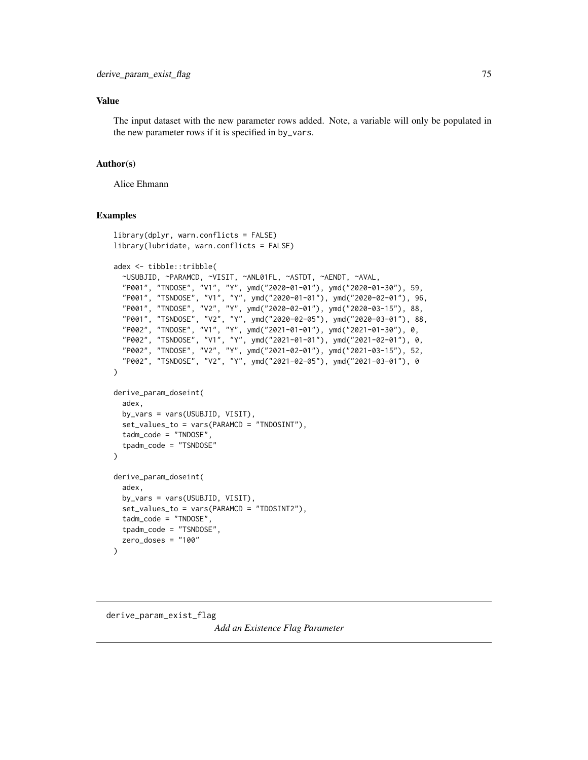### Value

The input dataset with the new parameter rows added. Note, a variable will only be populated in the new parameter rows if it is specified in `by_vars`.

### Author(s)

Alice Ehmann

### Examples

```
library(dplyr, warn.conflicts = FALSE)
library(lubridate, warn.conflicts = FALSE)

adex <- tibble::tribble(
  ~USUBJID, ~PARAMCD, ~VISIT, ~ANL01FL, ~ASTDT, ~AENDT, ~AVAL,
  "P001", "TNDOSE", "V1", "Y", ymd("2020-01-01"), ymd("2020-01-30"), 59,
  "P001", "TSNDOSE", "V1", "Y", ymd("2020-01-01"), ymd("2020-02-01"), 96,
  "P001", "TNDOSE", "V2", "Y", ymd("2020-02-01"), ymd("2020-03-15"), 88,
  "P001", "TSNDOSE", "V2", "Y", ymd("2020-02-05"), ymd("2020-03-01"), 88,
  "P002", "TNDOSE", "V1", "Y", ymd("2021-01-01"), ymd("2021-01-30"), 0,
  "P002", "TSNDOSE", "V1", "Y", ymd("2021-01-01"), ymd("2021-02-01"), 0,
  "P002", "TNDOSE", "V2", "Y", ymd("2021-02-01"), ymd("2021-03-15"), 52,
  "P002", "TSNDOSE", "V2", "Y", ymd("2021-02-05"), ymd("2021-03-01"), 0
)

derive_param_doseint(
  adex,
  by_vars = vars(USUBJID, VISIT),
  set_values_to = vars(PARAMCD = "TNDOSINT"),
  tadm_code = "TNDOSE",
  tpadm_code = "TSNDOSE"
)

derive_param_doseint(
  adex,
  by_vars = vars(USUBJID, VISIT),
  set_values_to = vars(PARAMCD = "TDOSINT2"),
  tadm_code = "TNDOSE",
  tpadm_code = "TSNDOSE",
  zero_doses = "100"
)
```

---

`derive_param_exist_flag` *Add an Existence Flag Parameter*

---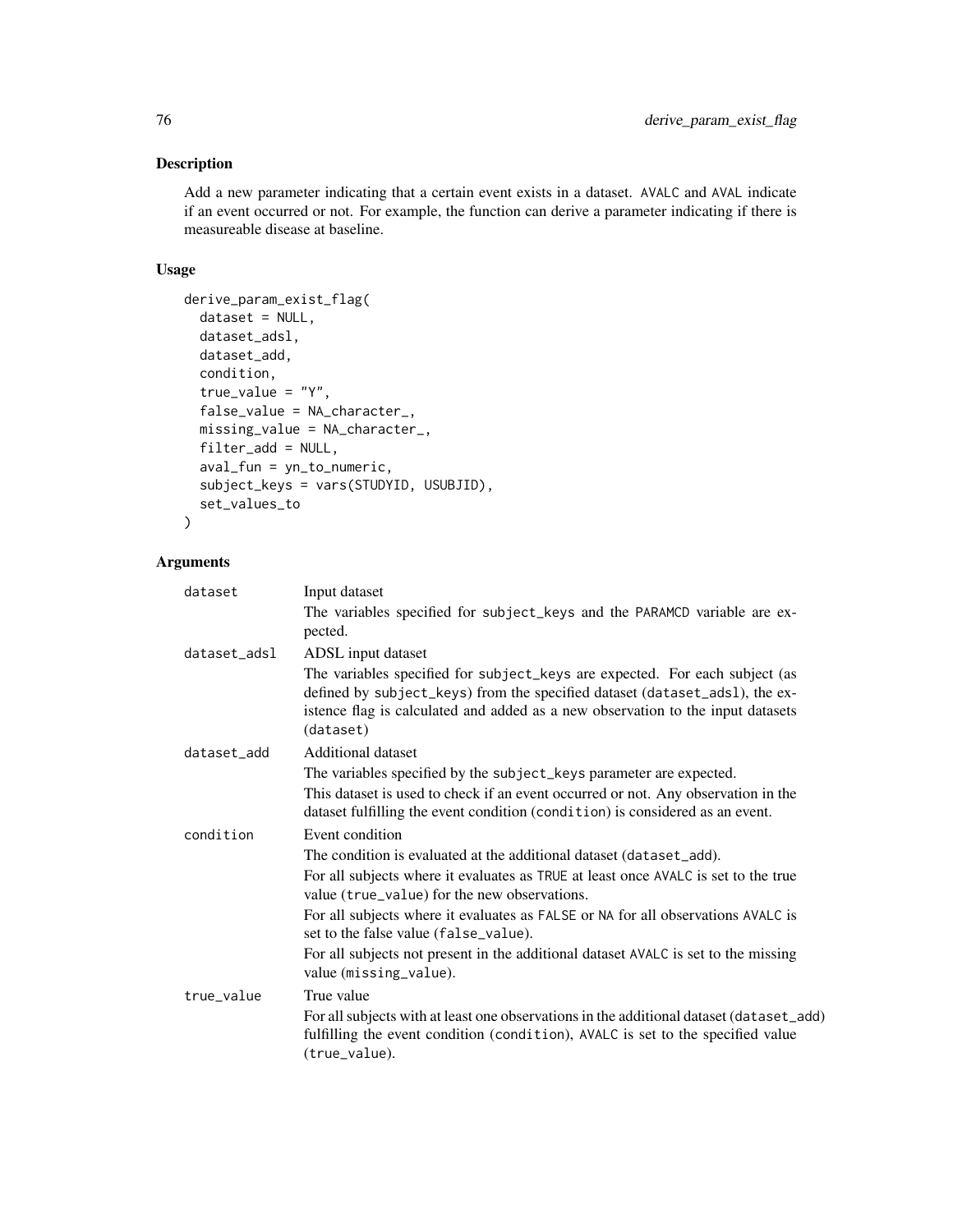## Description

Add a new parameter indicating that a certain event exists in a dataset. AVALC and AVAL indicate if an event occurred or not. For example, the function can derive a parameter indicating if there is measureable disease at baseline.

## Usage

```
derive_param_exist_flag(
  dataset = NULL,
  dataset_adsl,
  dataset_add,
  condition,
  true_value = "Y",
  false_value = NA_character_,
  missing_value = NA_character_,
  filter_add = NULL,
  aval_fun = yn_to_numeric,
  subject_keys = vars(STUDYID, USUBJID),
  set_values_to
)
```

## Arguments

`dataset`
: Input dataset

  The variables specified for subject_keys and the PARAMCD variable are expected.

`dataset_adsl`
: ADSL input dataset

  The variables specified for subject_keys are expected. For each subject (as defined by subject_keys) from the specified dataset (dataset_adsl), the existence flag is calculated and added as a new observation to the input datasets (dataset)

`dataset_add`
: Additional dataset

  The variables specified by the subject_keys parameter are expected.

  This dataset is used to check if an event occurred or not. Any observation in the dataset fulfilling the event condition (condition) is considered as an event.

`condition`
: Event condition

  The condition is evaluated at the additional dataset (dataset_add).

  For all subjects where it evaluates as TRUE at least once AVALC is set to the true value (true_value) for the new observations.

  For all subjects where it evaluates as FALSE or NA for all observations AVALC is set to the false value (false_value).

  For all subjects not present in the additional dataset AVALC is set to the missing value (missing_value).

`true_value`
: True value

  For all subjects with at least one observations in the additional dataset (dataset_add) fulfilling the event condition (condition), AVALC is set to the specified value (true_value).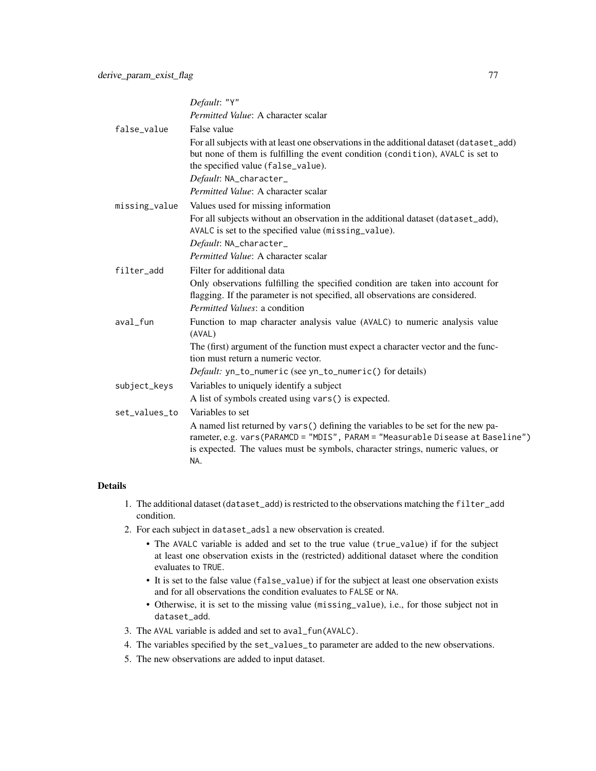*Default*: "Y"

*Permitted Value*: A character scalar

`false_value`
: False value

  For all subjects with at least one observations in the additional dataset (`dataset_add`) but none of them is fulfilling the event condition (`condition`), AVALC is set to the specified value (`false_value`).

  *Default*: NA_character_

  *Permitted Value*: A character scalar

`missing_value`
: Values used for missing information

  For all subjects without an observation in the additional dataset (`dataset_add`), AVALC is set to the specified value (`missing_value`).

  *Default*: NA_character_

  *Permitted Value*: A character scalar

`filter_add`
: Filter for additional data

  Only observations fulfilling the specified condition are taken into account for flagging. If the parameter is not specified, all observations are considered.

  *Permitted Values*: a condition

`aval_fun`
: Function to map character analysis value (AVALC) to numeric analysis value (AVAL)

  The (first) argument of the function must expect a character vector and the function must return a numeric vector.

  *Default:* `yn_to_numeric` (see `yn_to_numeric()` for details)

`subject_keys`
: Variables to uniquely identify a subject

  A list of symbols created using `vars()` is expected.

`set_values_to`
: Variables to set

  A named list returned by `vars()` defining the variables to be set for the new parameter, e.g. `vars(PARAMCD = "MDIS", PARAM = "Measurable Disease at Baseline")` is expected. The values must be symbols, character strings, numeric values, or NA.

## Details

1. The additional dataset (`dataset_add`) is restricted to the observations matching the `filter_add` condition.
2. For each subject in `dataset_adsl` a new observation is created.
   - The AVALC variable is added and set to the true value (`true_value`) if for the subject at least one observation exists in the (restricted) additional dataset where the condition evaluates to TRUE.
   - It is set to the false value (`false_value`) if for the subject at least one observation exists and for all observations the condition evaluates to FALSE or NA.
   - Otherwise, it is set to the missing value (`missing_value`), i.e., for those subject not in `dataset_add`.
3. The AVAL variable is added and set to `aval_fun(AVALC)`.
4. The variables specified by the `set_values_to` parameter are added to the new observations.
5. The new observations are added to input dataset.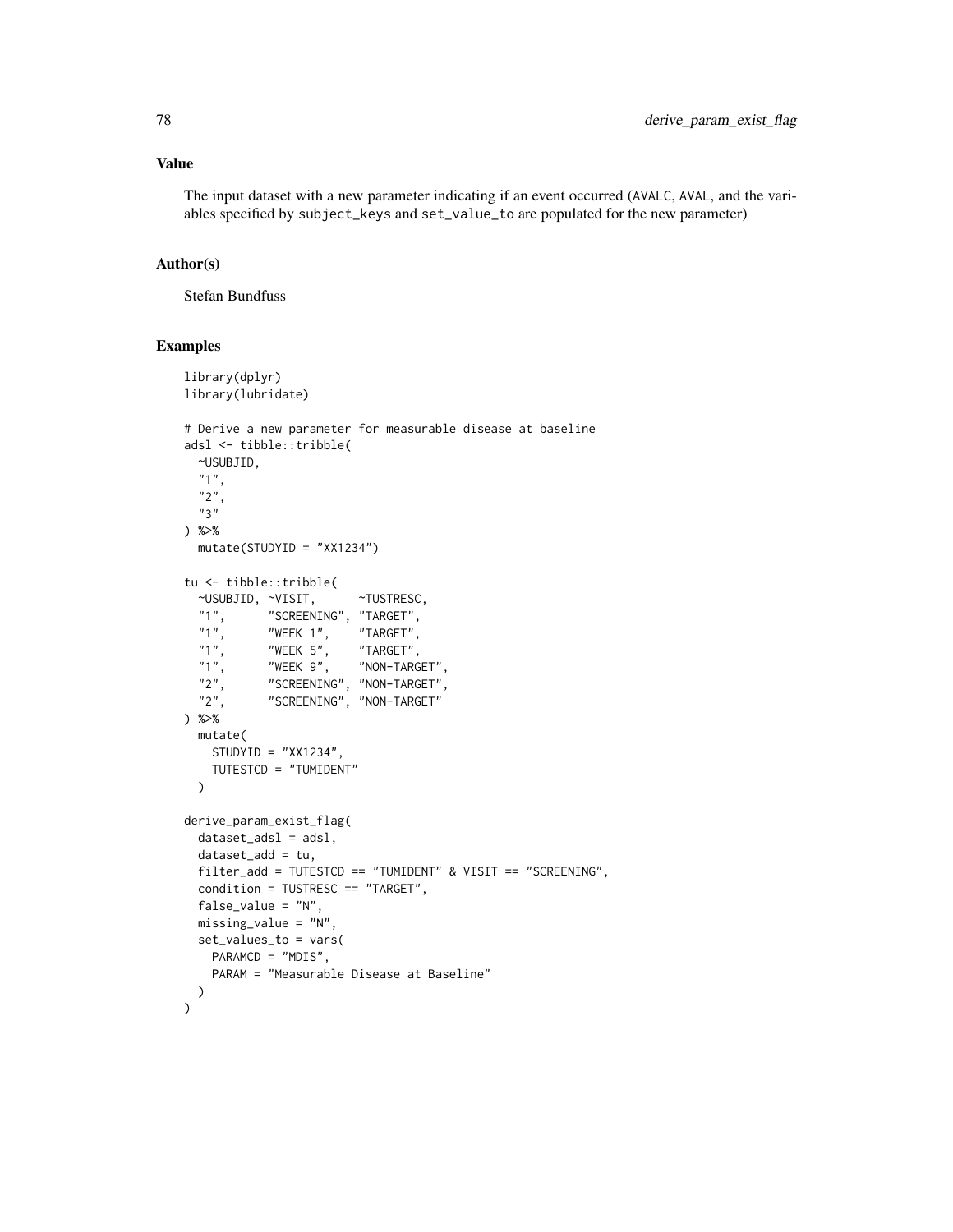## Value

The input dataset with a new parameter indicating if an event occurred (AVALC, AVAL, and the variables specified by subject_keys and set_value_to are populated for the new parameter)

## Author(s)

Stefan Bundfuss

## Examples

```
library(dplyr)
library(lubridate)

# Derive a new parameter for measurable disease at baseline
adsl <- tibble::tribble(
  ~USUBJID,
  "1",
  "2",
  "3"
) %>%
  mutate(STUDYID = "XX1234")

tu <- tibble::tribble(
  ~USUBJID, ~VISIT,      ~TUSTRESC,
  "1",      "SCREENING", "TARGET",
  "1",      "WEEK 1",    "TARGET",
  "1",      "WEEK 5",    "TARGET",
  "1",      "WEEK 9",    "NON-TARGET",
  "2",      "SCREENING", "NON-TARGET",
  "2",      "SCREENING", "NON-TARGET"
) %>%
  mutate(
    STUDYID = "XX1234",
    TUTESTCD = "TUMIDENT"
  )

derive_param_exist_flag(
  dataset_adsl = adsl,
  dataset_add = tu,
  filter_add = TUTESTCD == "TUMIDENT" & VISIT == "SCREENING",
  condition = TUSTRESC == "TARGET",
  false_value = "N",
  missing_value = "N",
  set_values_to = vars(
    PARAMCD = "MDIS",
    PARAM = "Measurable Disease at Baseline"
  )
)
```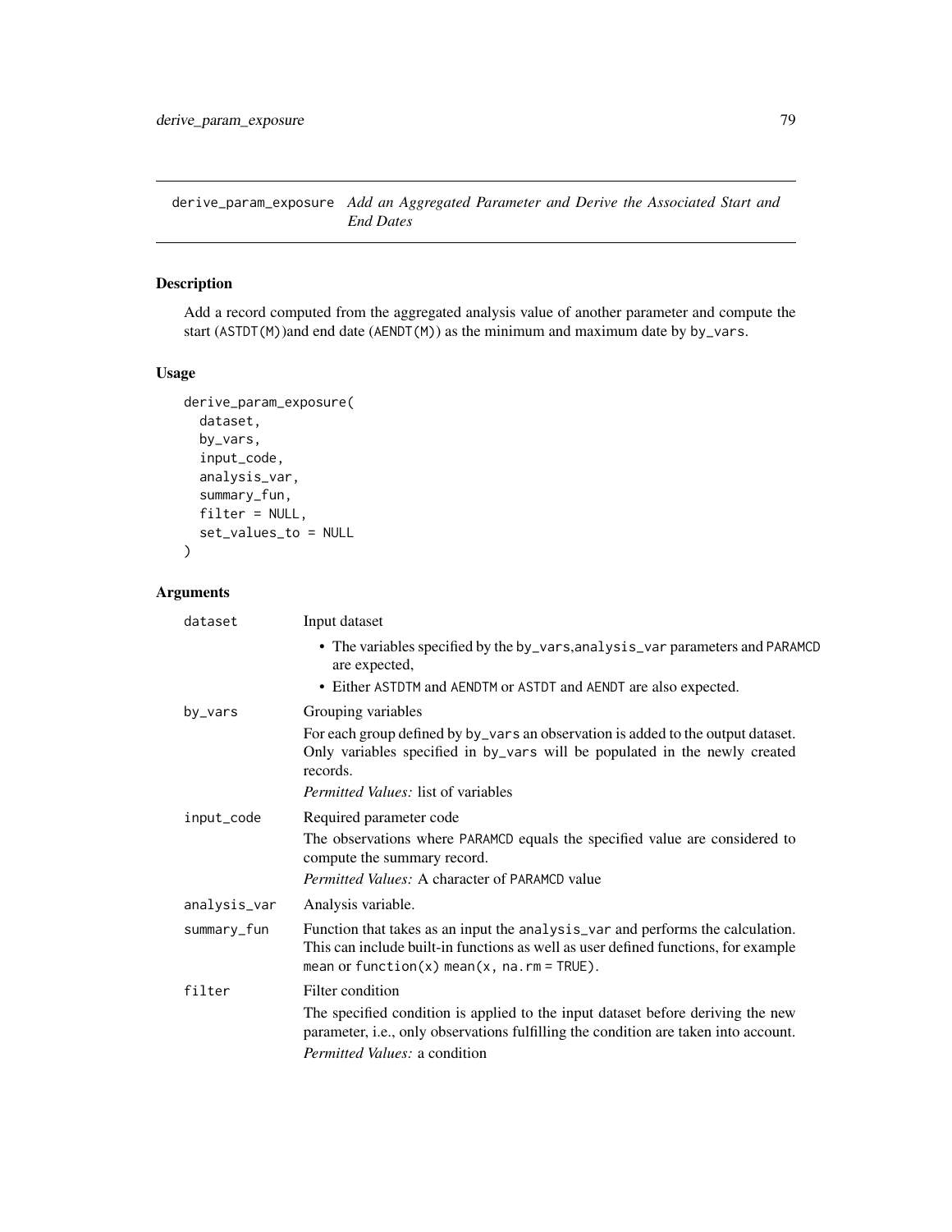# derive_param_exposure *Add an Aggregated Parameter and Derive the Associated Start and End Dates*

## Description

Add a record computed from the aggregated analysis value of another parameter and compute the start (ASTDT(M))and end date (AENDT(M)) as the minimum and maximum date by by_vars.

## Usage

```
derive_param_exposure(
  dataset,
  by_vars,
  input_code,
  analysis_var,
  summary_fun,
  filter = NULL,
  set_values_to = NULL
)
```

## Arguments

**dataset**
Input dataset

- The variables specified by the by_vars,analysis_var parameters and PARAMCD are expected,
- Either ASTDTM and AENDTM or ASTDT and AENDT are also expected.

**by_vars**
Grouping variables

For each group defined by by_vars an observation is added to the output dataset. Only variables specified in by_vars will be populated in the newly created records.

*Permitted Values:* list of variables

**input_code**
Required parameter code

The observations where PARAMCD equals the specified value are considered to compute the summary record.

*Permitted Values:* A character of PARAMCD value

**analysis_var**
Analysis variable.

**summary_fun**
Function that takes as an input the analysis_var and performs the calculation. This can include built-in functions as well as user defined functions, for example mean or function(x) mean(x, na.rm = TRUE).

**filter**
Filter condition

The specified condition is applied to the input dataset before deriving the new parameter, i.e., only observations fulfilling the condition are taken into account.

*Permitted Values:* a condition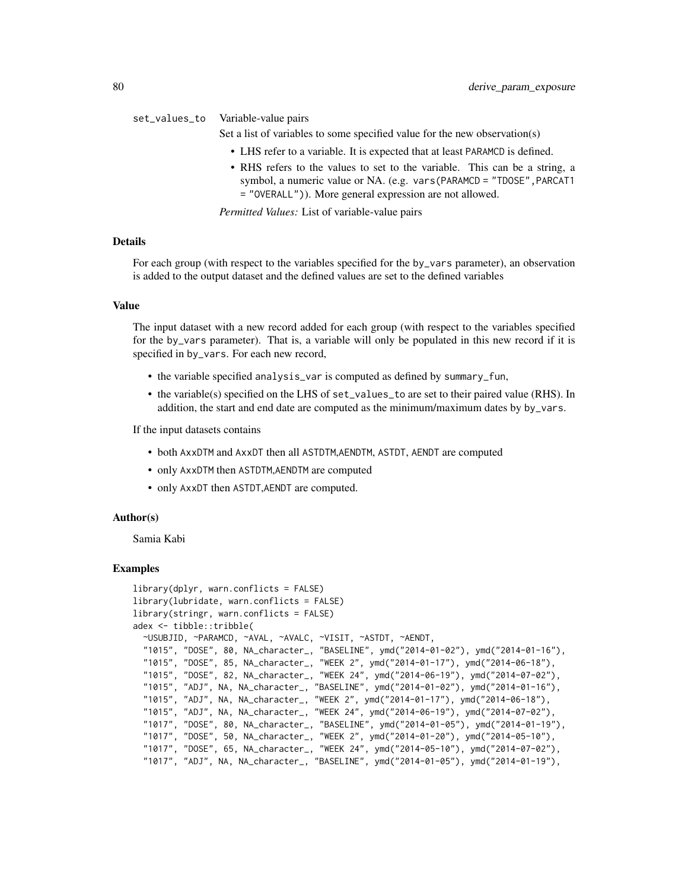set_values_to Variable-value pairs

Set a list of variables to some specified value for the new observation(s)

- LHS refer to a variable. It is expected that at least PARAMCD is defined.
- RHS refers to the values to set to the variable. This can be a string, a symbol, a numeric value or NA. (e.g. vars(PARAMCD = "TDOSE",PARCAT1 = "OVERALL")). More general expression are not allowed.

*Permitted Values:* List of variable-value pairs

### Details

For each group (with respect to the variables specified for the by_vars parameter), an observation is added to the output dataset and the defined values are set to the defined variables

### Value

The input dataset with a new record added for each group (with respect to the variables specified for the by_vars parameter). That is, a variable will only be populated in this new record if it is specified in by_vars. For each new record,

- the variable specified analysis_var is computed as defined by summary_fun,
- the variable(s) specified on the LHS of set_values_to are set to their paired value (RHS). In addition, the start and end date are computed as the minimum/maximum dates by by_vars.

If the input datasets contains

- both AxxDTM and AxxDT then all ASTDTM,AENDTM, ASTDT, AENDT are computed
- only AxxDTM then ASTDTM,AENDTM are computed
- only AxxDT then ASTDT,AENDT are computed.

### Author(s)

Samia Kabi

### Examples

```
library(dplyr, warn.conflicts = FALSE)
library(lubridate, warn.conflicts = FALSE)
library(stringr, warn.conflicts = FALSE)
adex <- tibble::tribble(
  ~USUBJID, ~PARAMCD, ~AVAL, ~AVALC, ~VISIT, ~ASTDT, ~AENDT,
  "1015", "DOSE", 80, NA_character_, "BASELINE", ymd("2014-01-02"), ymd("2014-01-16"),
  "1015", "DOSE", 85, NA_character_, "WEEK 2", ymd("2014-01-17"), ymd("2014-06-18"),
  "1015", "DOSE", 82, NA_character_, "WEEK 24", ymd("2014-06-19"), ymd("2014-07-02"),
  "1015", "ADJ", NA, NA_character_, "BASELINE", ymd("2014-01-02"), ymd("2014-01-16"),
  "1015", "ADJ", NA, NA_character_, "WEEK 2", ymd("2014-01-17"), ymd("2014-06-18"),
  "1015", "ADJ", NA, NA_character_, "WEEK 24", ymd("2014-06-19"), ymd("2014-07-02"),
  "1017", "DOSE", 80, NA_character_, "BASELINE", ymd("2014-01-05"), ymd("2014-01-19"),
  "1017", "DOSE", 50, NA_character_, "WEEK 2", ymd("2014-01-20"), ymd("2014-05-10"),
  "1017", "DOSE", 65, NA_character_, "WEEK 24", ymd("2014-05-10"), ymd("2014-07-02"),
  "1017", "ADJ", NA, NA_character_, "BASELINE", ymd("2014-01-05"), ymd("2014-01-19"),
```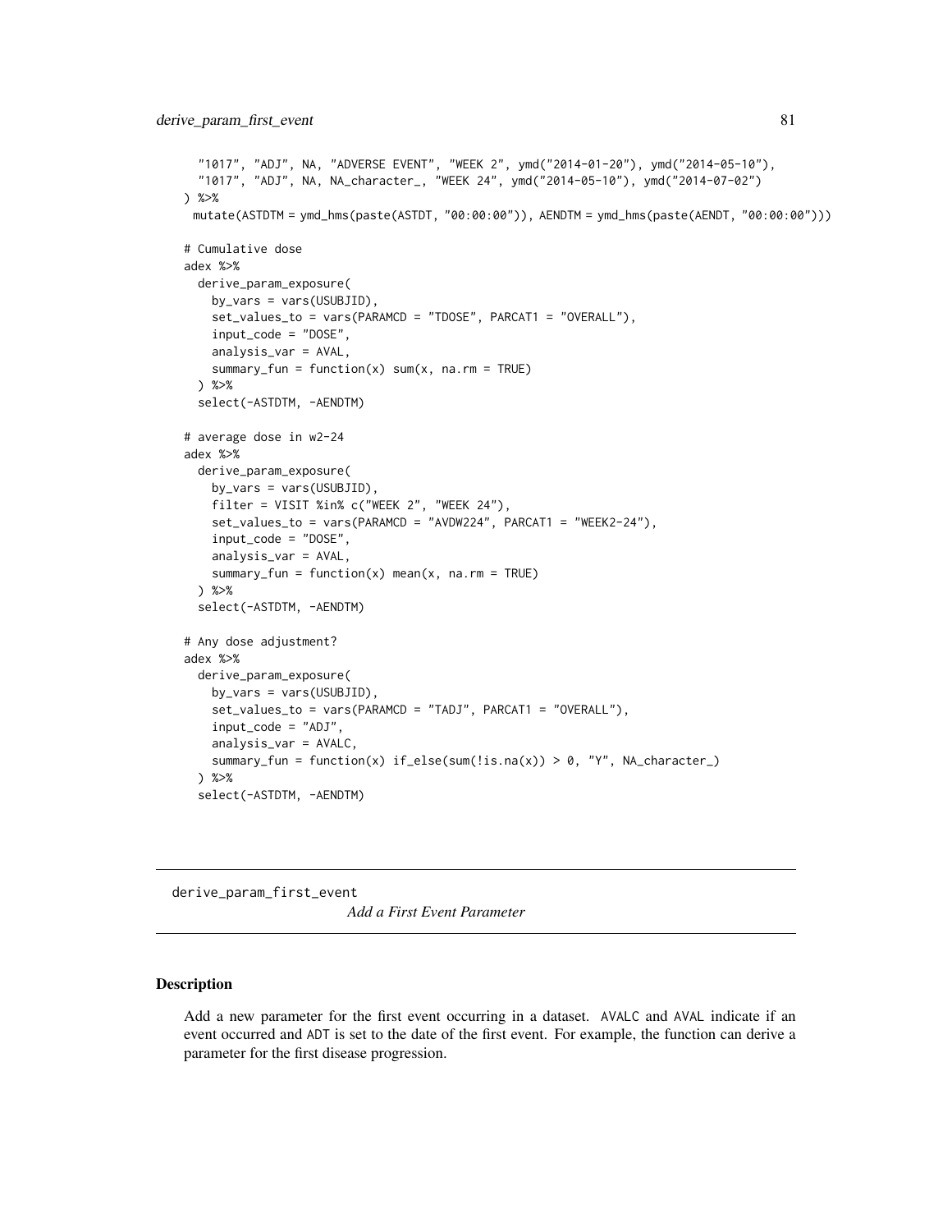```
    "1017", "ADJ", NA, "ADVERSE EVENT", "WEEK 2", ymd("2014-01-20"), ymd("2014-05-10"),
    "1017", "ADJ", NA, NA_character_, "WEEK 24", ymd("2014-05-10"), ymd("2014-07-02")
  ) %>%
   mutate(ASTDTM = ymd_hms(paste(ASTDT, "00:00:00")), AENDTM = ymd_hms(paste(AENDT, "00:00:00")))

  # Cumulative dose
  adex %>%
    derive_param_exposure(
      by_vars = vars(USUBJID),
      set_values_to = vars(PARAMCD = "TDOSE", PARCAT1 = "OVERALL"),
      input_code = "DOSE",
      analysis_var = AVAL,
      summary_fun = function(x) sum(x, na.rm = TRUE)
    ) %>%
    select(-ASTDTM, -AENDTM)

  # average dose in w2-24
  adex %>%
    derive_param_exposure(
      by_vars = vars(USUBJID),
      filter = VISIT %in% c("WEEK 2", "WEEK 24"),
      set_values_to = vars(PARAMCD = "AVDW224", PARCAT1 = "WEEK2-24"),
      input_code = "DOSE",
      analysis_var = AVAL,
      summary_fun = function(x) mean(x, na.rm = TRUE)
    ) %>%
    select(-ASTDTM, -AENDTM)

  # Any dose adjustment?
  adex %>%
    derive_param_exposure(
      by_vars = vars(USUBJID),
      set_values_to = vars(PARAMCD = "TADJ", PARCAT1 = "OVERALL"),
      input_code = "ADJ",
      analysis_var = AVALC,
      summary_fun = function(x) if_else(sum(!is.na(x)) > 0, "Y", NA_character_)
    ) %>%
    select(-ASTDTM, -AENDTM)
```

---

## derive_param_first_event — *Add a First Event Parameter*

---

### Description

Add a new parameter for the first event occurring in a dataset. AVALC and AVAL indicate if an event occurred and ADT is set to the date of the first event. For example, the function can derive a parameter for the first disease progression.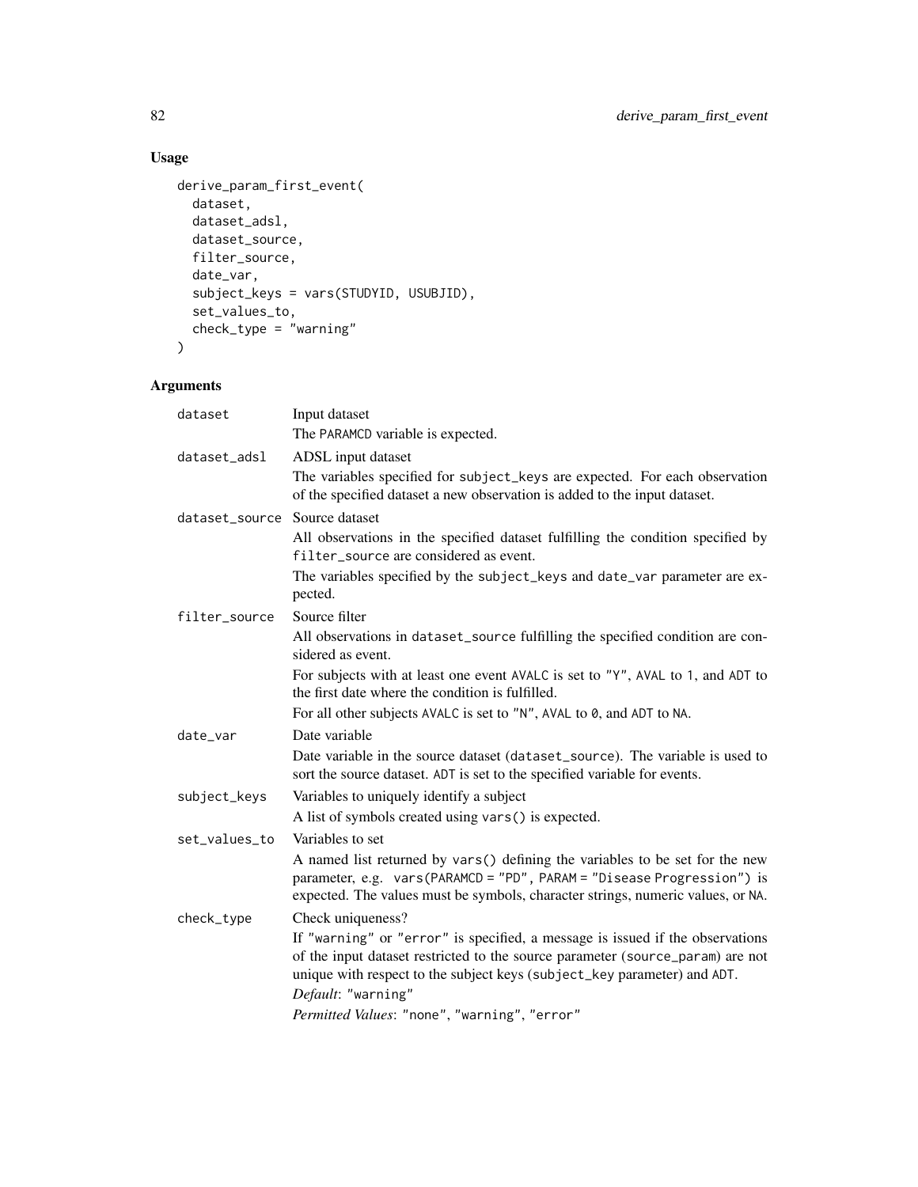## Usage

```
derive_param_first_event(
  dataset,
  dataset_adsl,
  dataset_source,
  filter_source,
  date_var,
  subject_keys = vars(STUDYID, USUBJID),
  set_values_to,
  check_type = "warning"
)
```

## Arguments

| | |
|---|---|
| `dataset` | Input dataset<br>The `PARAMCD` variable is expected. |
| `dataset_adsl` | ADSL input dataset<br>The variables specified for `subject_keys` are expected. For each observation of the specified dataset a new observation is added to the input dataset. |
| `dataset_source` | Source dataset<br>All observations in the specified dataset fulfilling the condition specified by `filter_source` are considered as event.<br>The variables specified by the `subject_keys` and `date_var` parameter are expected. |
| `filter_source` | Source filter<br>All observations in `dataset_source` fulfilling the specified condition are considered as event.<br>For subjects with at least one event `AVALC` is set to `"Y"`, `AVAL` to `1`, and `ADT` to the first date where the condition is fulfilled.<br>For all other subjects `AVALC` is set to `"N"`, `AVAL` to `0`, and `ADT` to `NA`. |
| `date_var` | Date variable<br>Date variable in the source dataset (`dataset_source`). The variable is used to sort the source dataset. `ADT` is set to the specified variable for events. |
| `subject_keys` | Variables to uniquely identify a subject<br>A list of symbols created using `vars()` is expected. |
| `set_values_to` | Variables to set<br>A named list returned by `vars()` defining the variables to be set for the new parameter, e.g. `vars(PARAMCD = "PD", PARAM = "Disease Progression")` is expected. The values must be symbols, character strings, numeric values, or `NA`. |
| `check_type` | Check uniqueness?<br>If `"warning"` or `"error"` is specified, a message is issued if the observations of the input dataset restricted to the source parameter (`source_param`) are not unique with respect to the subject keys (`subject_key` parameter) and `ADT`.<br>*Default*: `"warning"`<br>*Permitted Values*: `"none"`, `"warning"`, `"error"` |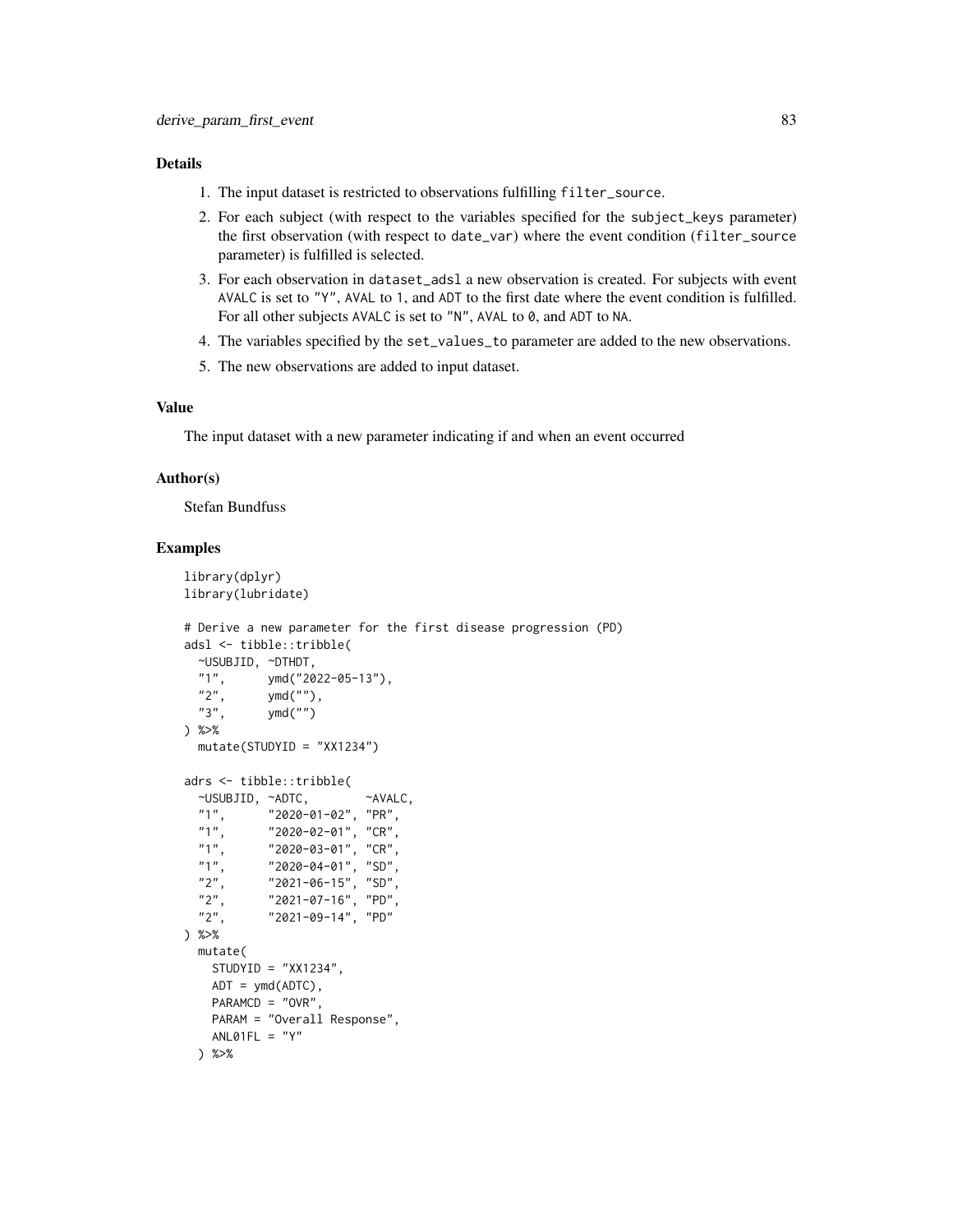### Details

1. The input dataset is restricted to observations fulfilling `filter_source`.
2. For each subject (with respect to the variables specified for the `subject_keys` parameter) the first observation (with respect to `date_var`) where the event condition (`filter_source` parameter) is fulfilled is selected.
3. For each observation in `dataset_adsl` a new observation is created. For subjects with event `AVALC` is set to `"Y"`, `AVAL` to `1`, and `ADT` to the first date where the event condition is fulfilled. For all other subjects `AVALC` is set to `"N"`, `AVAL` to `0`, and `ADT` to `NA`.
4. The variables specified by the `set_values_to` parameter are added to the new observations.
5. The new observations are added to input dataset.

### Value

The input dataset with a new parameter indicating if and when an event occurred

### Author(s)

Stefan Bundfuss

### Examples

```
library(dplyr)
library(lubridate)

# Derive a new parameter for the first disease progression (PD)
adsl <- tibble::tribble(
  ~USUBJID, ~DTHDT,
  "1",      ymd("2022-05-13"),
  "2",      ymd(""),
  "3",      ymd("")
) %>%
  mutate(STUDYID = "XX1234")

adrs <- tibble::tribble(
  ~USUBJID, ~ADTC,        ~AVALC,
  "1",      "2020-01-02", "PR",
  "1",      "2020-02-01", "CR",
  "1",      "2020-03-01", "CR",
  "1",      "2020-04-01", "SD",
  "2",      "2021-06-15", "SD",
  "2",      "2021-07-16", "PD",
  "2",      "2021-09-14", "PD"
) %>%
  mutate(
    STUDYID = "XX1234",
    ADT = ymd(ADTC),
    PARAMCD = "OVR",
    PARAM = "Overall Response",
    ANL01FL = "Y"
  ) %>%
```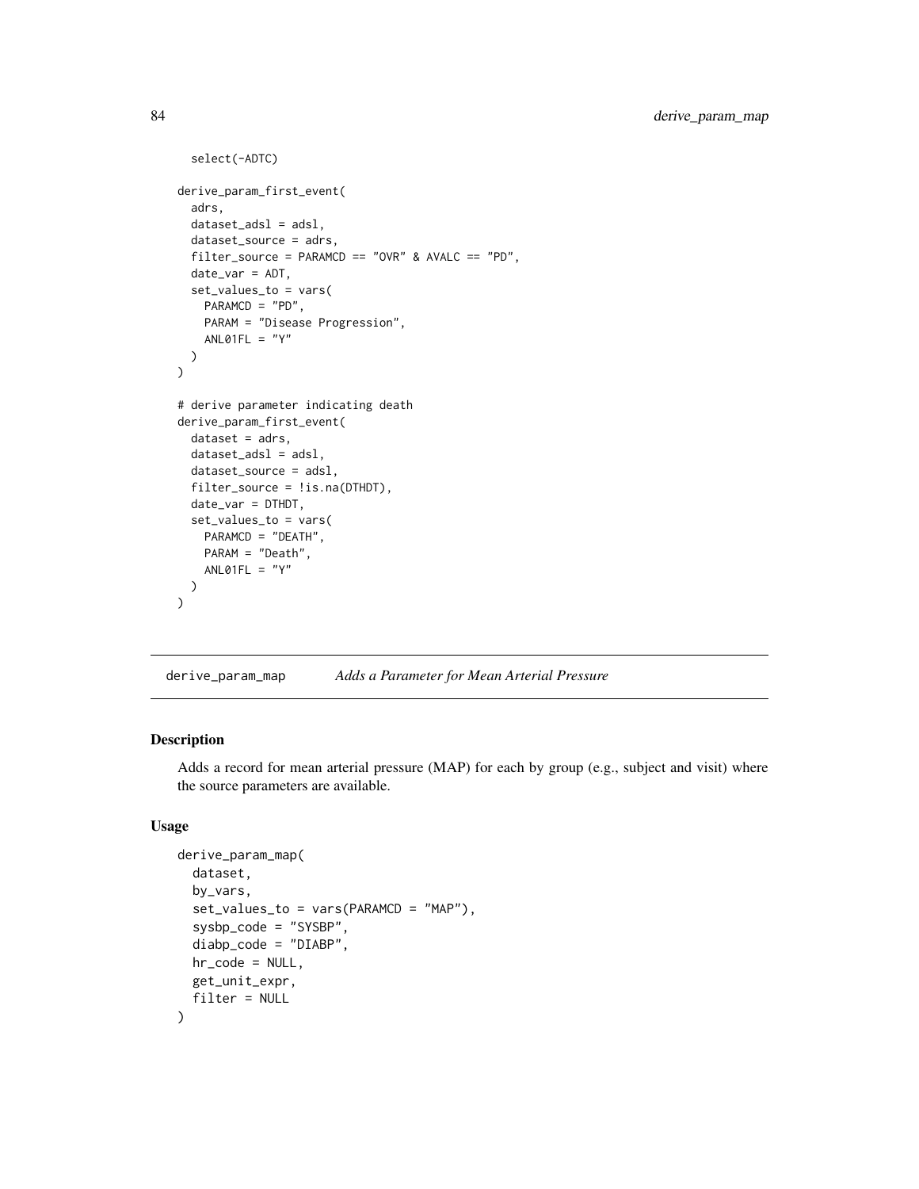```
  select(-ADTC)

derive_param_first_event(
  adrs,
  dataset_adsl = adsl,
  dataset_source = adrs,
  filter_source = PARAMCD == "OVR" & AVALC == "PD",
  date_var = ADT,
  set_values_to = vars(
    PARAMCD = "PD",
    PARAM = "Disease Progression",
    ANL01FL = "Y"
  )
)

# derive parameter indicating death
derive_param_first_event(
  dataset = adrs,
  dataset_adsl = adsl,
  dataset_source = adsl,
  filter_source = !is.na(DTHDT),
  date_var = DTHDT,
  set_values_to = vars(
    PARAMCD = "DEATH",
    PARAM = "Death",
    ANL01FL = "Y"
  )
)
```

## derive_param_map *Adds a Parameter for Mean Arterial Pressure*

### Description

Adds a record for mean arterial pressure (MAP) for each by group (e.g., subject and visit) where the source parameters are available.

### Usage

```
derive_param_map(
  dataset,
  by_vars,
  set_values_to = vars(PARAMCD = "MAP"),
  sysbp_code = "SYSBP",
  diabp_code = "DIABP",
  hr_code = NULL,
  get_unit_expr,
  filter = NULL
)
```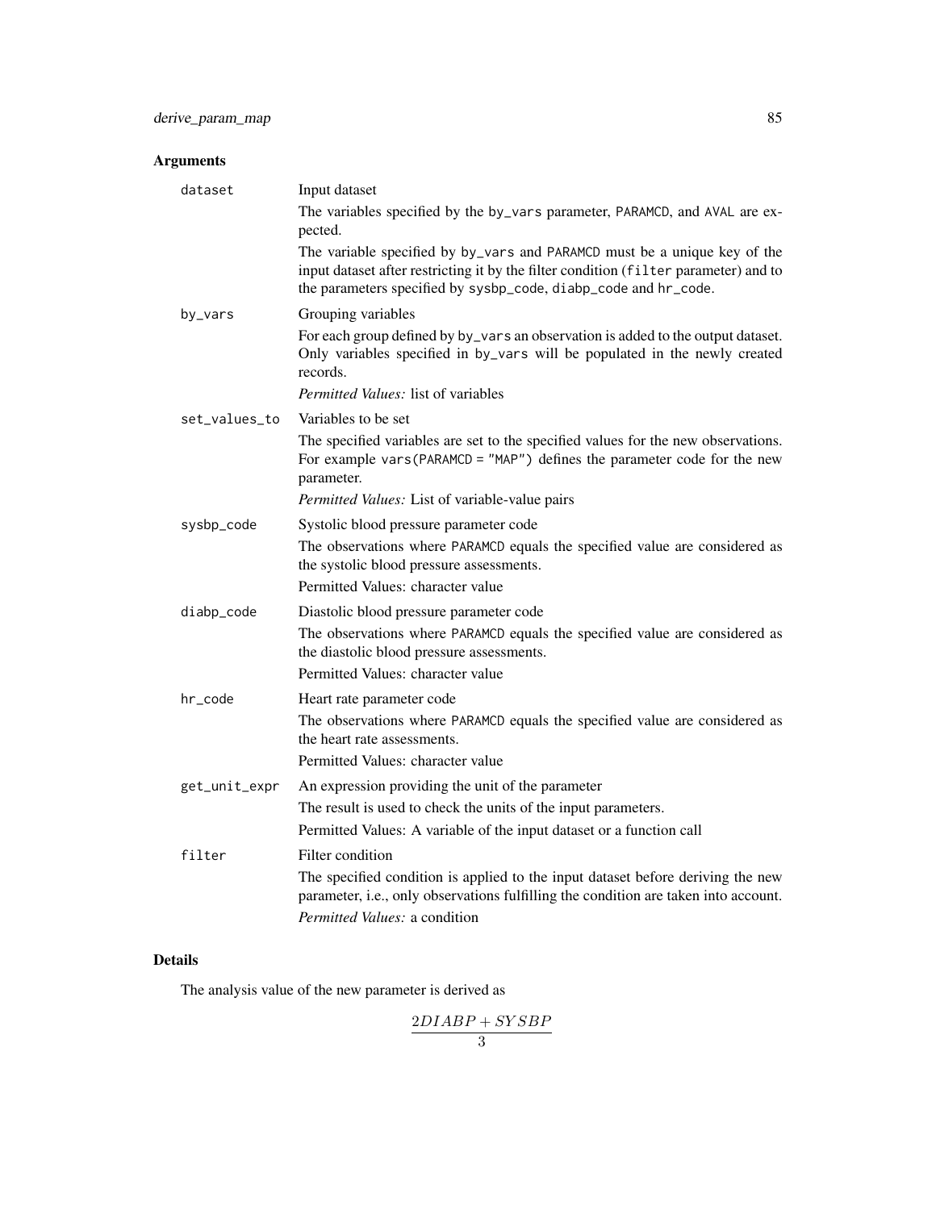## Arguments

**dataset**
Input dataset

The variables specified by the `by_vars` parameter, `PARAMCD`, and `AVAL` are expected.

The variable specified by `by_vars` and `PARAMCD` must be a unique key of the input dataset after restricting it by the filter condition (`filter` parameter) and to the parameters specified by `sysbp_code`, `diabp_code` and `hr_code`.

**by_vars**
Grouping variables

For each group defined by `by_vars` an observation is added to the output dataset. Only variables specified in `by_vars` will be populated in the newly created records.

*Permitted Values:* list of variables

**set_values_to**
Variables to be set

The specified variables are set to the specified values for the new observations. For example `vars(PARAMCD = "MAP")` defines the parameter code for the new parameter.

*Permitted Values:* List of variable-value pairs

**sysbp_code**
Systolic blood pressure parameter code

The observations where `PARAMCD` equals the specified value are considered as the systolic blood pressure assessments.

Permitted Values: character value

**diabp_code**
Diastolic blood pressure parameter code

The observations where `PARAMCD` equals the specified value are considered as the diastolic blood pressure assessments.

Permitted Values: character value

**hr_code**
Heart rate parameter code

The observations where `PARAMCD` equals the specified value are considered as the heart rate assessments.

Permitted Values: character value

**get_unit_expr**
An expression providing the unit of the parameter

The result is used to check the units of the input parameters.

Permitted Values: A variable of the input dataset or a function call

**filter**
Filter condition

The specified condition is applied to the input dataset before deriving the new parameter, i.e., only observations fulfilling the condition are taken into account.

*Permitted Values:* a condition

## Details

The analysis value of the new parameter is derived as

$$\frac{2DIABP + SYSBP}{3}$$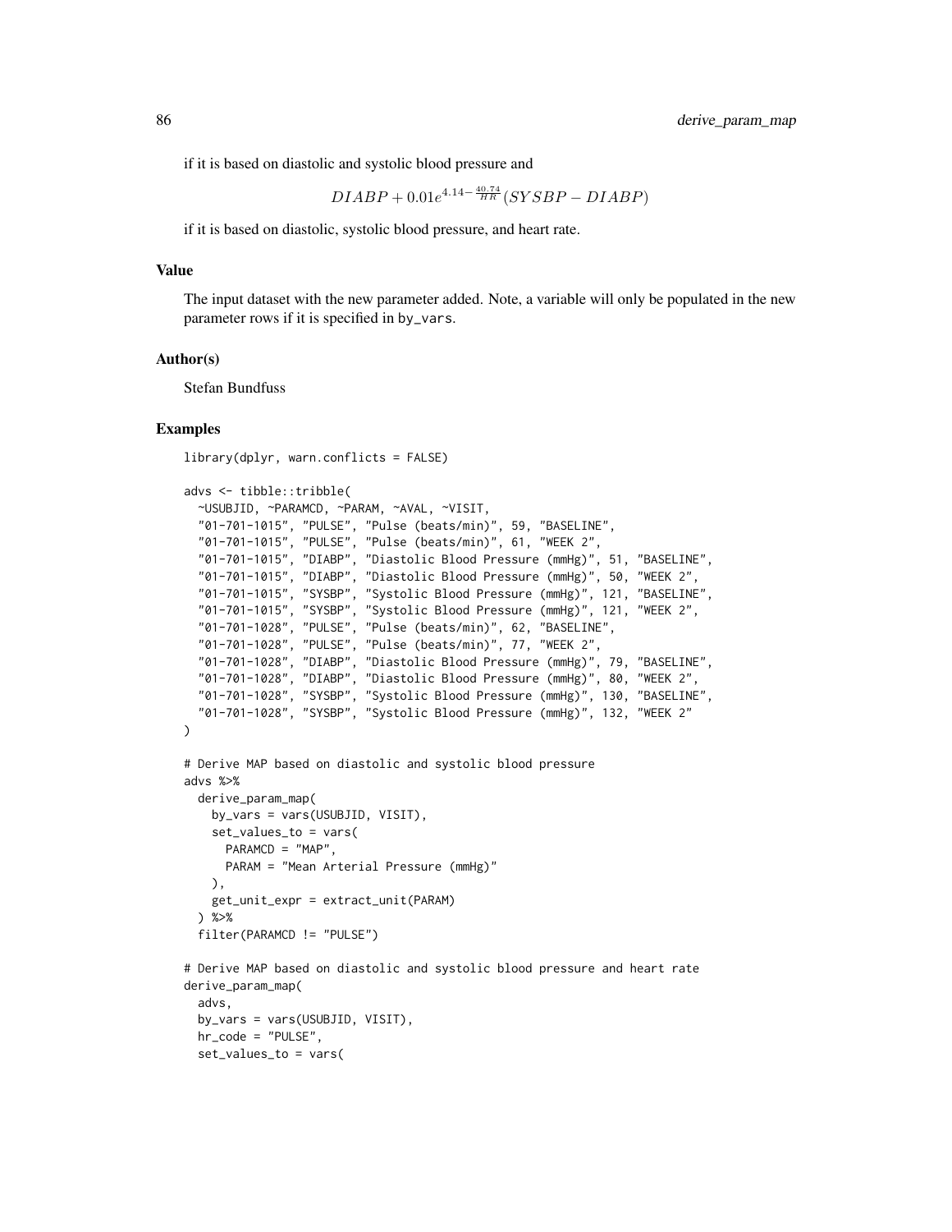if it is based on diastolic and systolic blood pressure and

$$DIABP + 0.01e^{4.14 - \frac{40.74}{HR}}(SYSBP - DIABP)$$

if it is based on diastolic, systolic blood pressure, and heart rate.

### Value

The input dataset with the new parameter added. Note, a variable will only be populated in the new parameter rows if it is specified in `by_vars`.

### Author(s)

Stefan Bundfuss

### Examples

```
library(dplyr, warn.conflicts = FALSE)

advs <- tibble::tribble(
  ~USUBJID, ~PARAMCD, ~PARAM, ~AVAL, ~VISIT,
  "01-701-1015", "PULSE", "Pulse (beats/min)", 59, "BASELINE",
  "01-701-1015", "PULSE", "Pulse (beats/min)", 61, "WEEK 2",
  "01-701-1015", "DIABP", "Diastolic Blood Pressure (mmHg)", 51, "BASELINE",
  "01-701-1015", "DIABP", "Diastolic Blood Pressure (mmHg)", 50, "WEEK 2",
  "01-701-1015", "SYSBP", "Systolic Blood Pressure (mmHg)", 121, "BASELINE",
  "01-701-1015", "SYSBP", "Systolic Blood Pressure (mmHg)", 121, "WEEK 2",
  "01-701-1028", "PULSE", "Pulse (beats/min)", 62, "BASELINE",
  "01-701-1028", "PULSE", "Pulse (beats/min)", 77, "WEEK 2",
  "01-701-1028", "DIABP", "Diastolic Blood Pressure (mmHg)", 79, "BASELINE",
  "01-701-1028", "DIABP", "Diastolic Blood Pressure (mmHg)", 80, "WEEK 2",
  "01-701-1028", "SYSBP", "Systolic Blood Pressure (mmHg)", 130, "BASELINE",
  "01-701-1028", "SYSBP", "Systolic Blood Pressure (mmHg)", 132, "WEEK 2"
)

# Derive MAP based on diastolic and systolic blood pressure
advs %>%
  derive_param_map(
    by_vars = vars(USUBJID, VISIT),
    set_values_to = vars(
      PARAMCD = "MAP",
      PARAM = "Mean Arterial Pressure (mmHg)"
    ),
    get_unit_expr = extract_unit(PARAM)
  ) %>%
  filter(PARAMCD != "PULSE")

# Derive MAP based on diastolic and systolic blood pressure and heart rate
derive_param_map(
  advs,
  by_vars = vars(USUBJID, VISIT),
  hr_code = "PULSE",
  set_values_to = vars(
```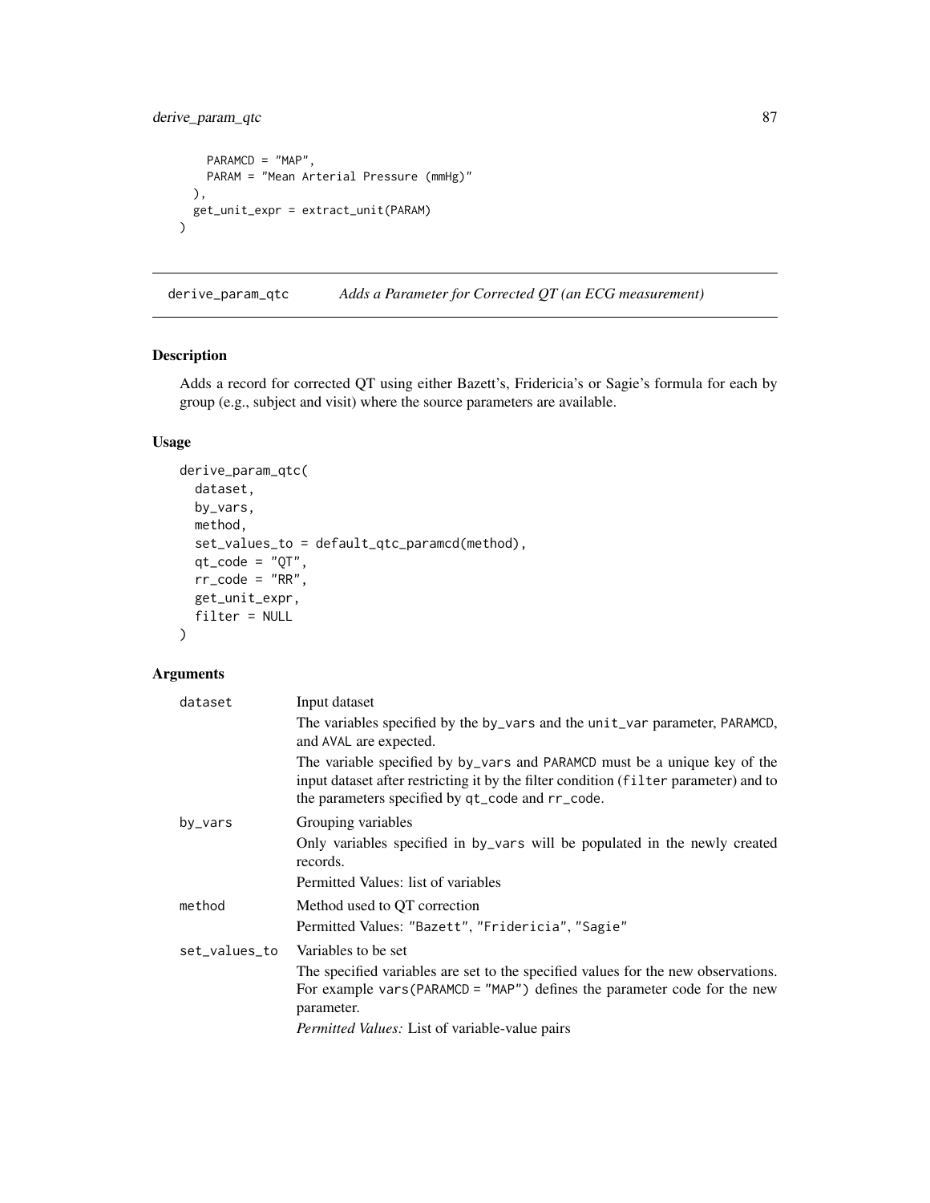```
    PARAMCD = "MAP",
    PARAM = "Mean Arterial Pressure (mmHg)"
  ),
  get_unit_expr = extract_unit(PARAM)
)
```

## derive_param_qtc    *Adds a Parameter for Corrected QT (an ECG measurement)*

### Description

Adds a record for corrected QT using either Bazett's, Fridericia's or Sagie's formula for each by group (e.g., subject and visit) where the source parameters are available.

### Usage

```
derive_param_qtc(
  dataset,
  by_vars,
  method,
  set_values_to = default_qtc_paramcd(method),
  qt_code = "QT",
  rr_code = "RR",
  get_unit_expr,
  filter = NULL
)
```

### Arguments

| | |
|---|---|
| `dataset` | Input dataset<br>The variables specified by the `by_vars` and the `unit_var` parameter, `PARAMCD`, and `AVAL` are expected.<br>The variable specified by `by_vars` and `PARAMCD` must be a unique key of the input dataset after restricting it by the filter condition (`filter` parameter) and to the parameters specified by `qt_code` and `rr_code`. |
| `by_vars` | Grouping variables<br>Only variables specified in `by_vars` will be populated in the newly created records.<br>Permitted Values: list of variables |
| `method` | Method used to QT correction<br>Permitted Values: `"Bazett"`, `"Fridericia"`, `"Sagie"` |
| `set_values_to` | Variables to be set<br>The specified variables are set to the specified values for the new observations. For example `vars(PARAMCD = "MAP")` defines the parameter code for the new parameter.<br>*Permitted Values:* List of variable-value pairs |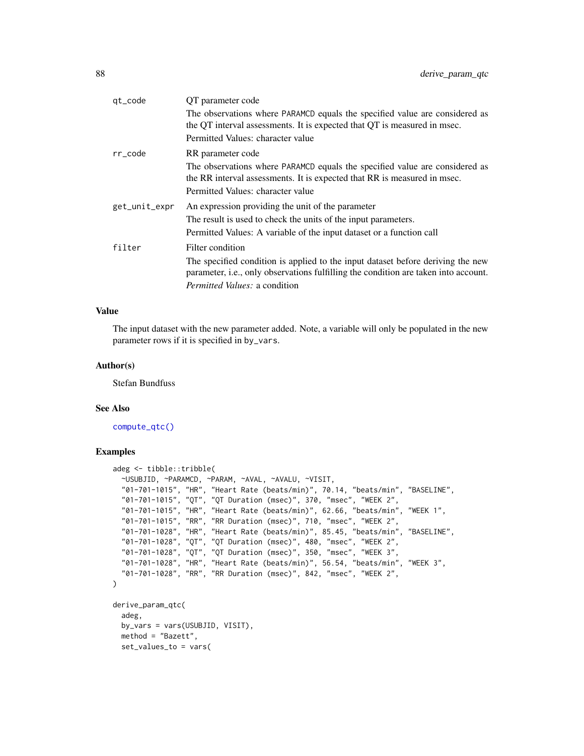| | |
|---|---|
| qt_code | QT parameter code<br>The observations where PARAMCD equals the specified value are considered as the QT interval assessments. It is expected that QT is measured in msec.<br>Permitted Values: character value |
| rr_code | RR parameter code<br>The observations where PARAMCD equals the specified value are considered as the RR interval assessments. It is expected that RR is measured in msec.<br>Permitted Values: character value |
| get_unit_expr | An expression providing the unit of the parameter<br>The result is used to check the units of the input parameters.<br>Permitted Values: A variable of the input dataset or a function call |
| filter | Filter condition<br>The specified condition is applied to the input dataset before deriving the new parameter, i.e., only observations fulfilling the condition are taken into account.<br>*Permitted Values:* a condition |

### Value

The input dataset with the new parameter added. Note, a variable will only be populated in the new parameter rows if it is specified in by_vars.

### Author(s)

Stefan Bundfuss

### See Also

compute_qtc()

### Examples

```
adeg <- tibble::tribble(
  ~USUBJID, ~PARAMCD, ~PARAM, ~AVAL, ~AVALU, ~VISIT,
  "01-701-1015", "HR", "Heart Rate (beats/min)", 70.14, "beats/min", "BASELINE",
  "01-701-1015", "QT", "QT Duration (msec)", 370, "msec", "WEEK 2",
  "01-701-1015", "HR", "Heart Rate (beats/min)", 62.66, "beats/min", "WEEK 1",
  "01-701-1015", "RR", "RR Duration (msec)", 710, "msec", "WEEK 2",
  "01-701-1028", "HR", "Heart Rate (beats/min)", 85.45, "beats/min", "BASELINE",
  "01-701-1028", "QT", "QT Duration (msec)", 480, "msec", "WEEK 2",
  "01-701-1028", "QT", "QT Duration (msec)", 350, "msec", "WEEK 3",
  "01-701-1028", "HR", "Heart Rate (beats/min)", 56.54, "beats/min", "WEEK 3",
  "01-701-1028", "RR", "RR Duration (msec)", 842, "msec", "WEEK 2",
)

derive_param_qtc(
  adeg,
  by_vars = vars(USUBJID, VISIT),
  method = "Bazett",
  set_values_to = vars(
```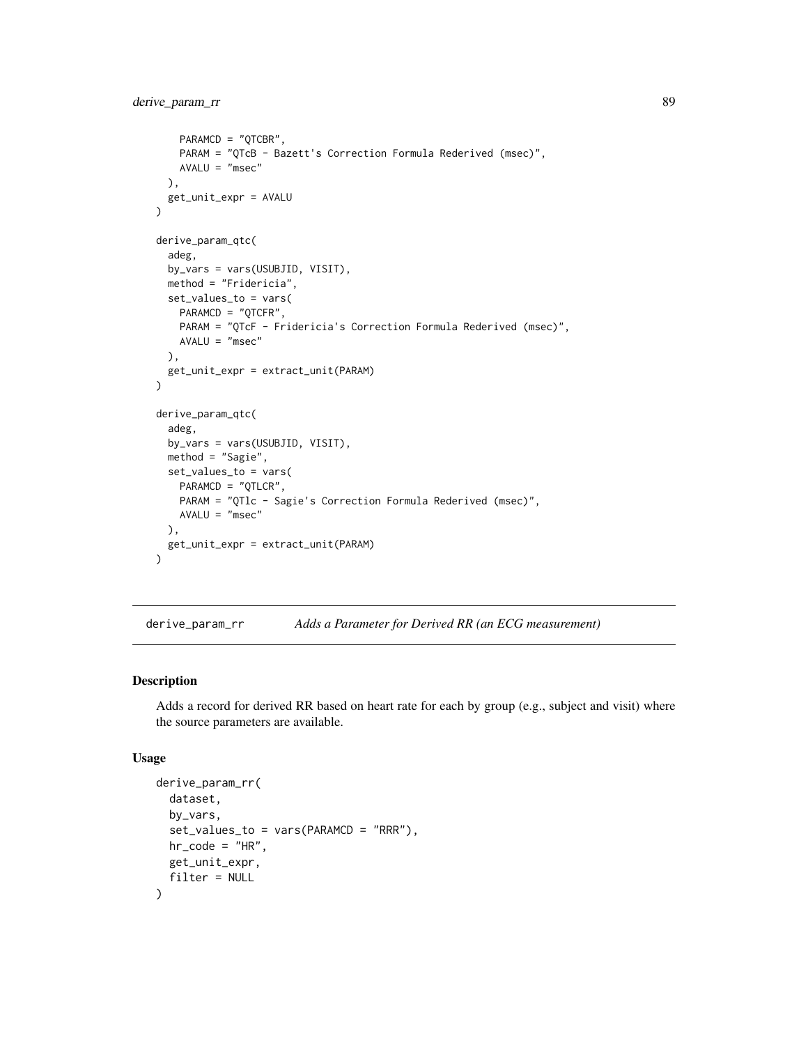```
    PARAMCD = "QTCBR",
    PARAM = "QTcB - Bazett's Correction Formula Rederived (msec)",
    AVALU = "msec"
  ),
  get_unit_expr = AVALU
)

derive_param_qtc(
  adeg,
  by_vars = vars(USUBJID, VISIT),
  method = "Fridericia",
  set_values_to = vars(
    PARAMCD = "QTCFR",
    PARAM = "QTcF - Fridericia's Correction Formula Rederived (msec)",
    AVALU = "msec"
  ),
  get_unit_expr = extract_unit(PARAM)
)

derive_param_qtc(
  adeg,
  by_vars = vars(USUBJID, VISIT),
  method = "Sagie",
  set_values_to = vars(
    PARAMCD = "QTLCR",
    PARAM = "QTlc - Sagie's Correction Formula Rederived (msec)",
    AVALU = "msec"
  ),
  get_unit_expr = extract_unit(PARAM)
)
```

---

## derive_param_rr — *Adds a Parameter for Derived RR (an ECG measurement)*

### Description

Adds a record for derived RR based on heart rate for each by group (e.g., subject and visit) where the source parameters are available.

### Usage

```
derive_param_rr(
  dataset,
  by_vars,
  set_values_to = vars(PARAMCD = "RRR"),
  hr_code = "HR",
  get_unit_expr,
  filter = NULL
)
```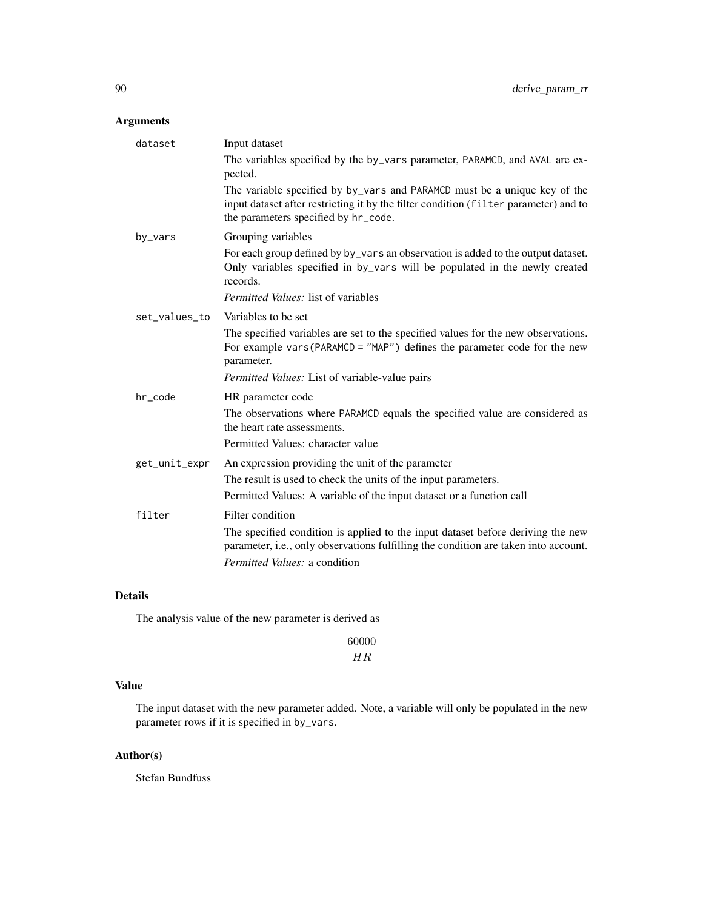## Arguments

**dataset** Input dataset

The variables specified by the by_vars parameter, PARAMCD, and AVAL are expected.

The variable specified by by_vars and PARAMCD must be a unique key of the input dataset after restricting it by the filter condition (filter parameter) and to the parameters specified by hr_code.

**by_vars** Grouping variables

For each group defined by by_vars an observation is added to the output dataset. Only variables specified in by_vars will be populated in the newly created records.

*Permitted Values:* list of variables

**set_values_to** Variables to be set

The specified variables are set to the specified values for the new observations. For example vars(PARAMCD = "MAP") defines the parameter code for the new parameter.

*Permitted Values:* List of variable-value pairs

**hr_code** HR parameter code

The observations where PARAMCD equals the specified value are considered as the heart rate assessments.

Permitted Values: character value

**get_unit_expr** An expression providing the unit of the parameter

The result is used to check the units of the input parameters.

Permitted Values: A variable of the input dataset or a function call

**filter** Filter condition

The specified condition is applied to the input dataset before deriving the new parameter, i.e., only observations fulfilling the condition are taken into account.

*Permitted Values:* a condition

## Details

The analysis value of the new parameter is derived as

$$\frac{60000}{HR}$$

## Value

The input dataset with the new parameter added. Note, a variable will only be populated in the new parameter rows if it is specified in by_vars.

## Author(s)

Stefan Bundfuss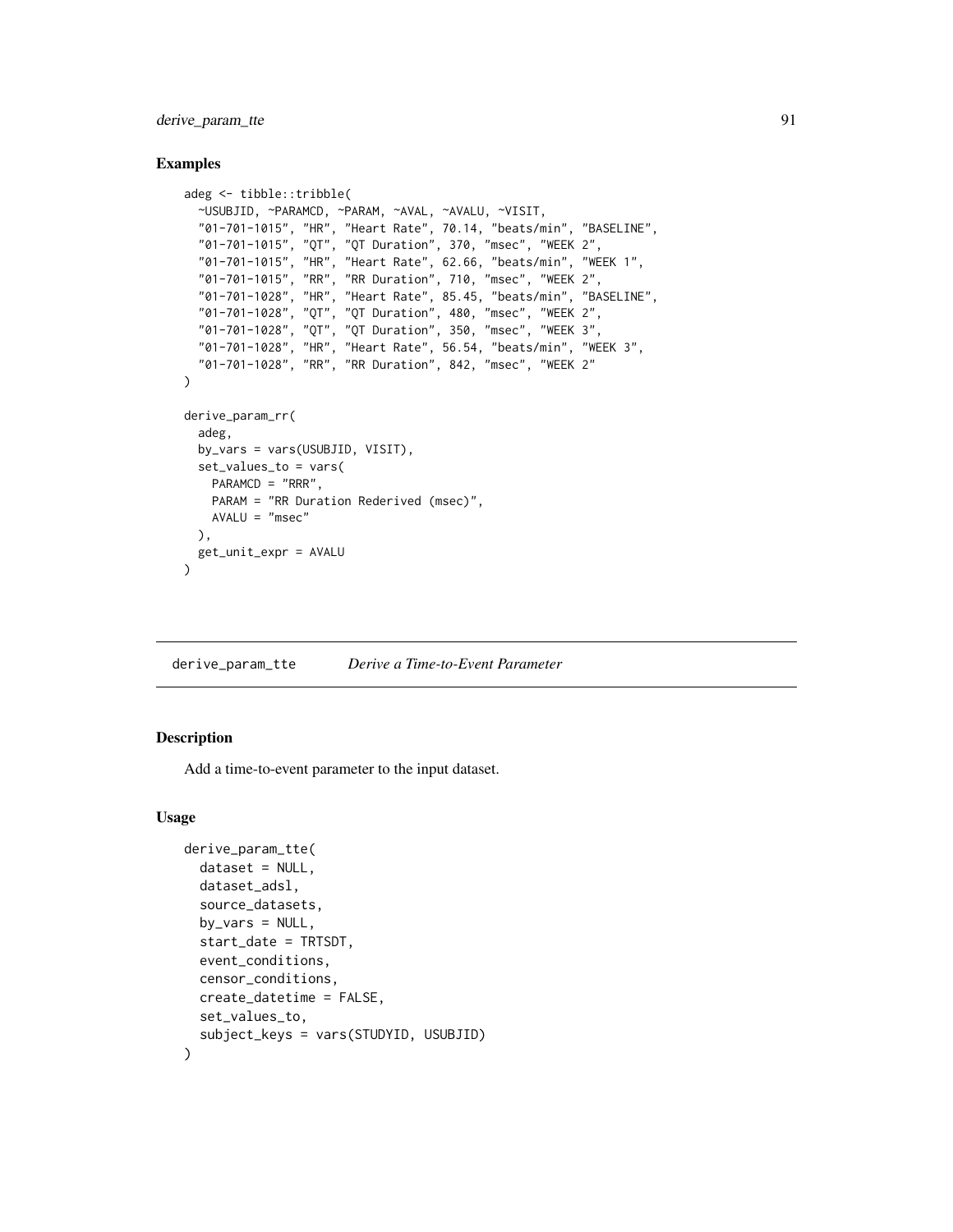## Examples

```
adeg <- tibble::tribble(
  ~USUBJID, ~PARAMCD, ~PARAM, ~AVAL, ~AVALU, ~VISIT,
  "01-701-1015", "HR", "Heart Rate", 70.14, "beats/min", "BASELINE",
  "01-701-1015", "QT", "QT Duration", 370, "msec", "WEEK 2",
  "01-701-1015", "HR", "Heart Rate", 62.66, "beats/min", "WEEK 1",
  "01-701-1015", "RR", "RR Duration", 710, "msec", "WEEK 2",
  "01-701-1028", "HR", "Heart Rate", 85.45, "beats/min", "BASELINE",
  "01-701-1028", "QT", "QT Duration", 480, "msec", "WEEK 2",
  "01-701-1028", "QT", "QT Duration", 350, "msec", "WEEK 3",
  "01-701-1028", "HR", "Heart Rate", 56.54, "beats/min", "WEEK 3",
  "01-701-1028", "RR", "RR Duration", 842, "msec", "WEEK 2"
)

derive_param_rr(
  adeg,
  by_vars = vars(USUBJID, VISIT),
  set_values_to = vars(
    PARAMCD = "RRR",
    PARAM = "RR Duration Rederived (msec)",
    AVALU = "msec"
  ),
  get_unit_expr = AVALU
)
```

---

# derive_param_tte *Derive a Time-to-Event Parameter*

---

## Description

Add a time-to-event parameter to the input dataset.

## Usage

```
derive_param_tte(
  dataset = NULL,
  dataset_adsl,
  source_datasets,
  by_vars = NULL,
  start_date = TRTSDT,
  event_conditions,
  censor_conditions,
  create_datetime = FALSE,
  set_values_to,
  subject_keys = vars(STUDYID, USUBJID)
)
```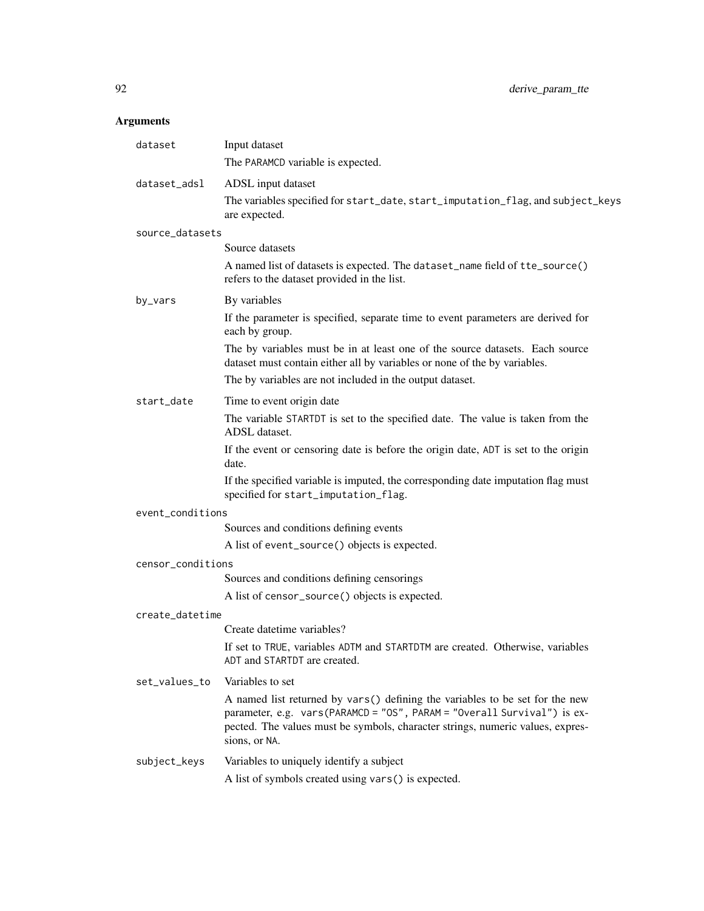## Arguments

`dataset`
: Input dataset

  The `PARAMCD` variable is expected.

`dataset_adsl`
: ADSL input dataset

  The variables specified for `start_date`, `start_imputation_flag`, and `subject_keys` are expected.

`source_datasets`
: Source datasets

  A named list of datasets is expected. The `dataset_name` field of `tte_source()` refers to the dataset provided in the list.

`by_vars`
: By variables

  If the parameter is specified, separate time to event parameters are derived for each by group.

  The by variables must be in at least one of the source datasets. Each source dataset must contain either all by variables or none of the by variables.

  The by variables are not included in the output dataset.

`start_date`
: Time to event origin date

  The variable `STARTDT` is set to the specified date. The value is taken from the ADSL dataset.

  If the event or censoring date is before the origin date, `ADT` is set to the origin date.

  If the specified variable is imputed, the corresponding date imputation flag must specified for `start_imputation_flag`.

`event_conditions`
: Sources and conditions defining events

  A list of `event_source()` objects is expected.

`censor_conditions`
: Sources and conditions defining censorings

  A list of `censor_source()` objects is expected.

`create_datetime`
: Create datetime variables?

  If set to `TRUE`, variables `ADTM` and `STARTDTM` are created. Otherwise, variables `ADT` and `STARTDT` are created.

`set_values_to`
: Variables to set

  A named list returned by `vars()` defining the variables to be set for the new parameter, e.g. `vars(PARAMCD = "OS", PARAM = "Overall Survival")` is expected. The values must be symbols, character strings, numeric values, expressions, or `NA`.

`subject_keys`
: Variables to uniquely identify a subject

  A list of symbols created using `vars()` is expected.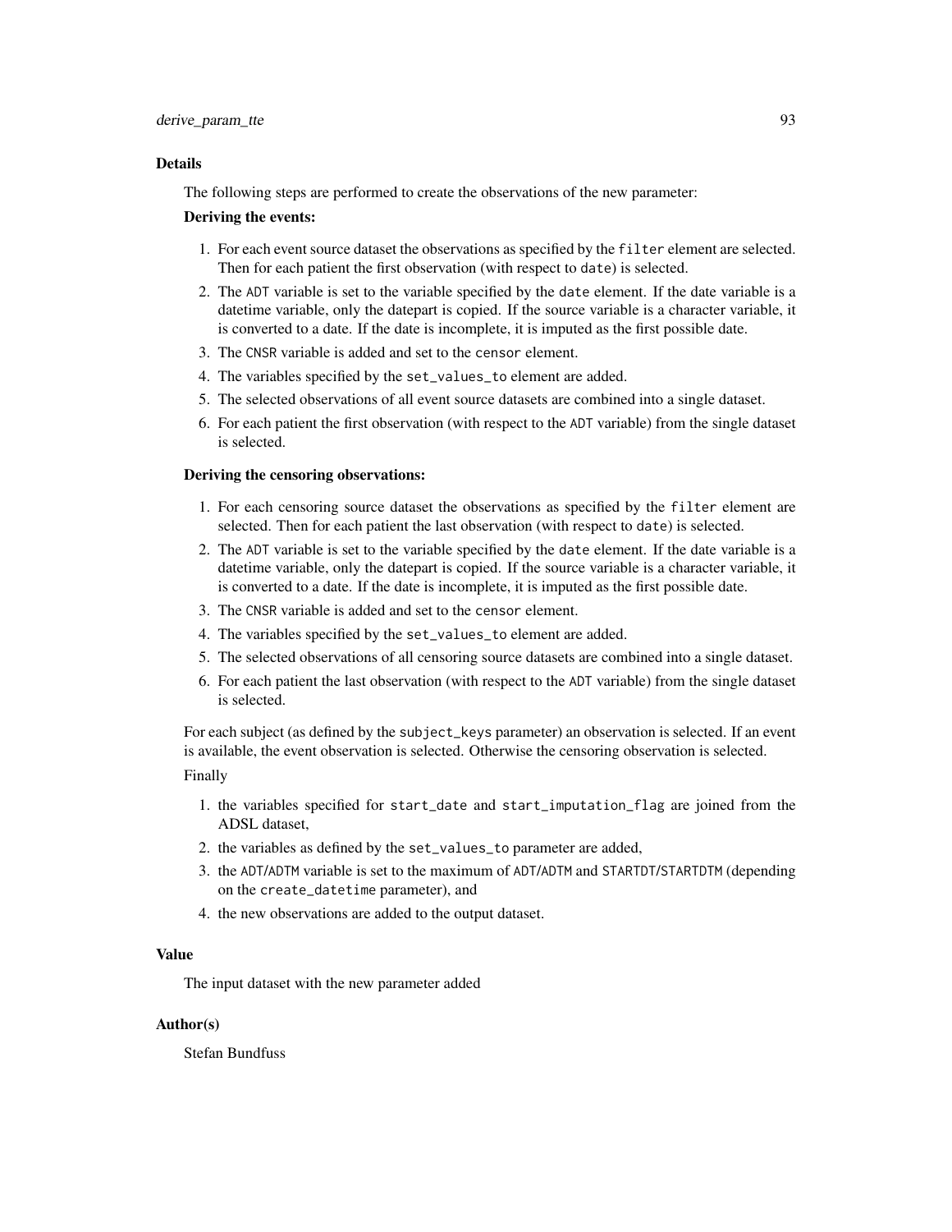### Details

The following steps are performed to create the observations of the new parameter:

**Deriving the events:**

1. For each event source dataset the observations as specified by the `filter` element are selected. Then for each patient the first observation (with respect to `date`) is selected.
2. The `ADT` variable is set to the variable specified by the `date` element. If the date variable is a datetime variable, only the datepart is copied. If the source variable is a character variable, it is converted to a date. If the date is incomplete, it is imputed as the first possible date.
3. The `CNSR` variable is added and set to the `censor` element.
4. The variables specified by the `set_values_to` element are added.
5. The selected observations of all event source datasets are combined into a single dataset.
6. For each patient the first observation (with respect to the `ADT` variable) from the single dataset is selected.

**Deriving the censoring observations:**

1. For each censoring source dataset the observations as specified by the `filter` element are selected. Then for each patient the last observation (with respect to `date`) is selected.
2. The `ADT` variable is set to the variable specified by the `date` element. If the date variable is a datetime variable, only the datepart is copied. If the source variable is a character variable, it is converted to a date. If the date is incomplete, it is imputed as the first possible date.
3. The `CNSR` variable is added and set to the `censor` element.
4. The variables specified by the `set_values_to` element are added.
5. The selected observations of all censoring source datasets are combined into a single dataset.
6. For each patient the last observation (with respect to the `ADT` variable) from the single dataset is selected.

For each subject (as defined by the `subject_keys` parameter) an observation is selected. If an event is available, the event observation is selected. Otherwise the censoring observation is selected.

Finally

1. the variables specified for `start_date` and `start_imputation_flag` are joined from the ADSL dataset,
2. the variables as defined by the `set_values_to` parameter are added,
3. the `ADT`/`ADTM` variable is set to the maximum of `ADT`/`ADTM` and `STARTDT`/`STARTDTM` (depending on the `create_datetime` parameter), and
4. the new observations are added to the output dataset.

### Value

The input dataset with the new parameter added

### Author(s)

Stefan Bundfuss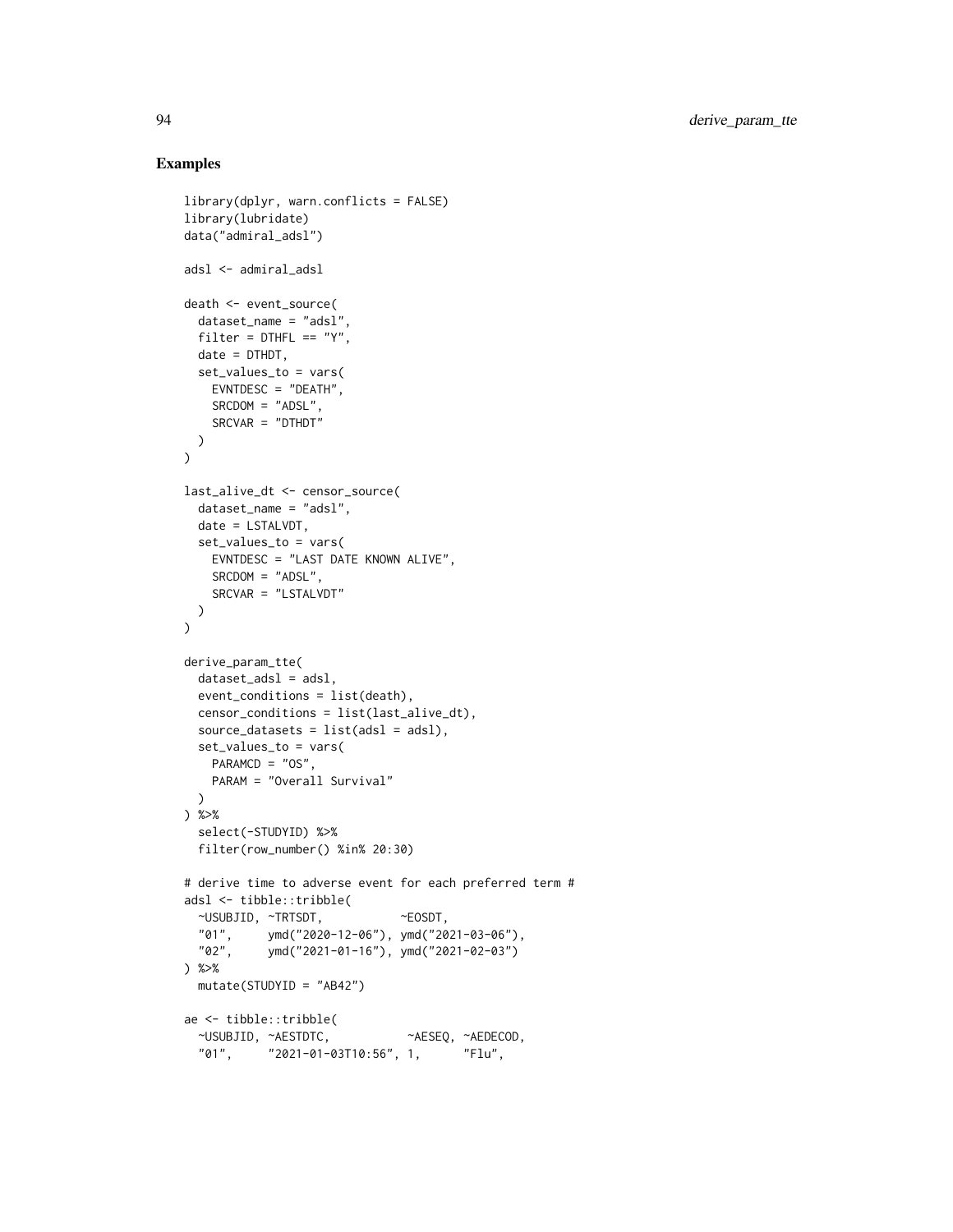## Examples

```
library(dplyr, warn.conflicts = FALSE)
library(lubridate)
data("admiral_adsl")

adsl <- admiral_adsl

death <- event_source(
  dataset_name = "adsl",
  filter = DTHFL == "Y",
  date = DTHDT,
  set_values_to = vars(
    EVNTDESC = "DEATH",
    SRCDOM = "ADSL",
    SRCVAR = "DTHDT"
  )
)

last_alive_dt <- censor_source(
  dataset_name = "adsl",
  date = LSTALVDT,
  set_values_to = vars(
    EVNTDESC = "LAST DATE KNOWN ALIVE",
    SRCDOM = "ADSL",
    SRCVAR = "LSTALVDT"
  )
)

derive_param_tte(
  dataset_adsl = adsl,
  event_conditions = list(death),
  censor_conditions = list(last_alive_dt),
  source_datasets = list(adsl = adsl),
  set_values_to = vars(
    PARAMCD = "OS",
    PARAM = "Overall Survival"
  )
) %>%
  select(-STUDYID) %>%
  filter(row_number() %in% 20:30)

# derive time to adverse event for each preferred term #
adsl <- tibble::tribble(
  ~USUBJID, ~TRTSDT,           ~EOSDT,
  "01",     ymd("2020-12-06"), ymd("2021-03-06"),
  "02",     ymd("2021-01-16"), ymd("2021-02-03")
) %>%
  mutate(STUDYID = "AB42")

ae <- tibble::tribble(
  ~USUBJID, ~AESTDTC,           ~AESEQ, ~AEDECOD,
  "01",     "2021-01-03T10:56", 1,      "Flu",
```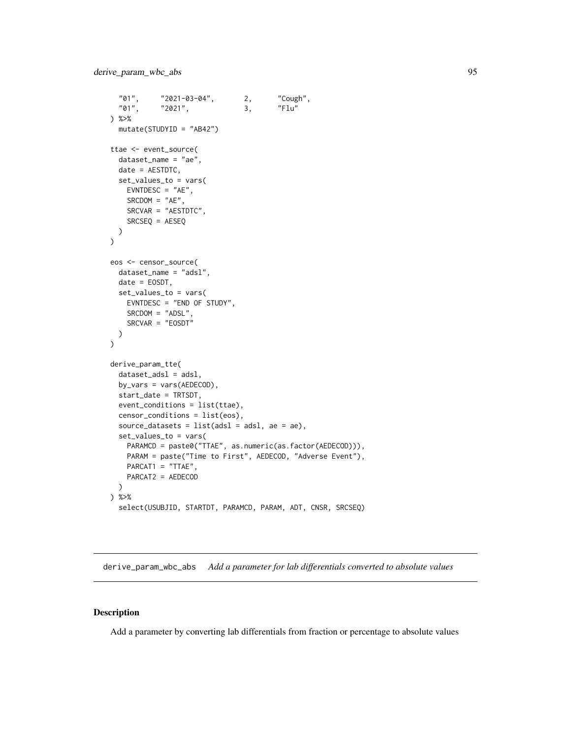```
  "01",     "2021-03-04",       2,      "Cough",
  "01",     "2021",             3,      "Flu"
) %>%
  mutate(STUDYID = "AB42")

ttae <- event_source(
  dataset_name = "ae",
  date = AESTDTC,
  set_values_to = vars(
    EVNTDESC = "AE",
    SRCDOM = "AE",
    SRCVAR = "AESTDTC",
    SRCSEQ = AESEQ
  )
)

eos <- censor_source(
  dataset_name = "adsl",
  date = EOSDT,
  set_values_to = vars(
    EVNTDESC = "END OF STUDY",
    SRCDOM = "ADSL",
    SRCVAR = "EOSDT"
  )
)

derive_param_tte(
  dataset_adsl = adsl,
  by_vars = vars(AEDECOD),
  start_date = TRTSDT,
  event_conditions = list(ttae),
  censor_conditions = list(eos),
  source_datasets = list(adsl = adsl, ae = ae),
  set_values_to = vars(
    PARAMCD = paste0("TTAE", as.numeric(as.factor(AEDECOD))),
    PARAM = paste("Time to First", AEDECOD, "Adverse Event"),
    PARCAT1 = "TTAE",
    PARCAT2 = AEDECOD
  )
) %>%
  select(USUBJID, STARTDT, PARAMCD, PARAM, ADT, CNSR, SRCSEQ)
```

---

## derive_param_wbc_abs *Add a parameter for lab differentials converted to absolute values*

---

### Description

Add a parameter by converting lab differentials from fraction or percentage to absolute values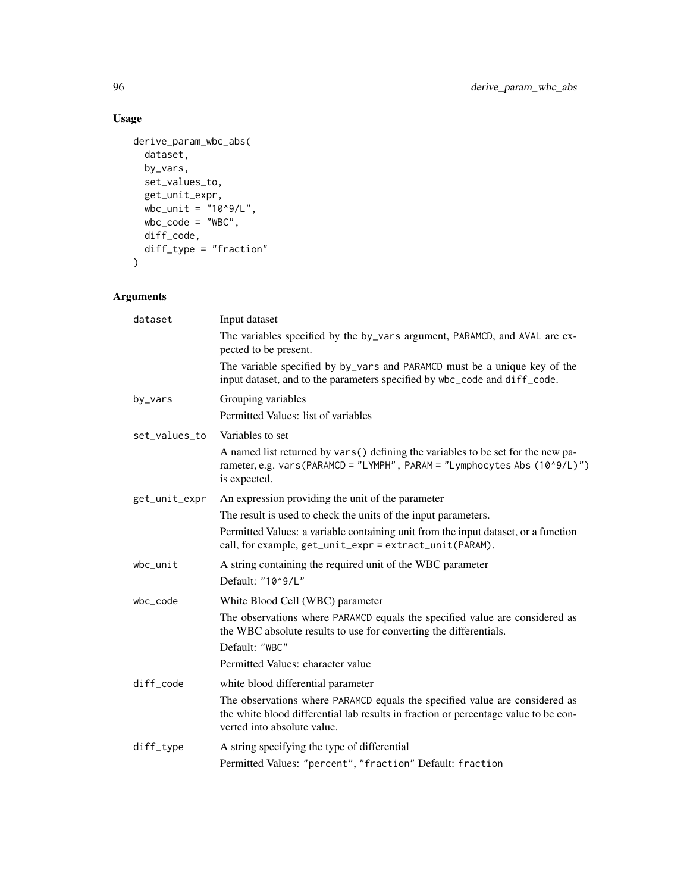## Usage

```
derive_param_wbc_abs(
  dataset,
  by_vars,
  set_values_to,
  get_unit_expr,
  wbc_unit = "10^9/L",
  wbc_code = "WBC",
  diff_code,
  diff_type = "fraction"
)
```

## Arguments

| | |
|---|---|
| dataset | Input dataset<br>The variables specified by the by_vars argument, PARAMCD, and AVAL are expected to be present.<br>The variable specified by by_vars and PARAMCD must be a unique key of the input dataset, and to the parameters specified by wbc_code and diff_code. |
| by_vars | Grouping variables<br>Permitted Values: list of variables |
| set_values_to | Variables to set<br>A named list returned by vars() defining the variables to be set for the new parameter, e.g. vars(PARAMCD = "LYMPH", PARAM = "Lymphocytes Abs (10^9/L)") is expected. |
| get_unit_expr | An expression providing the unit of the parameter<br>The result is used to check the units of the input parameters.<br>Permitted Values: a variable containing unit from the input dataset, or a function call, for example, get_unit_expr = extract_unit(PARAM). |
| wbc_unit | A string containing the required unit of the WBC parameter<br>Default: "10^9/L" |
| wbc_code | White Blood Cell (WBC) parameter<br>The observations where PARAMCD equals the specified value are considered as the WBC absolute results to use for converting the differentials.<br>Default: "WBC"<br>Permitted Values: character value |
| diff_code | white blood differential parameter<br>The observations where PARAMCD equals the specified value are considered as the white blood differential lab results in fraction or percentage value to be converted into absolute value. |
| diff_type | A string specifying the type of differential<br>Permitted Values: "percent", "fraction" Default: fraction |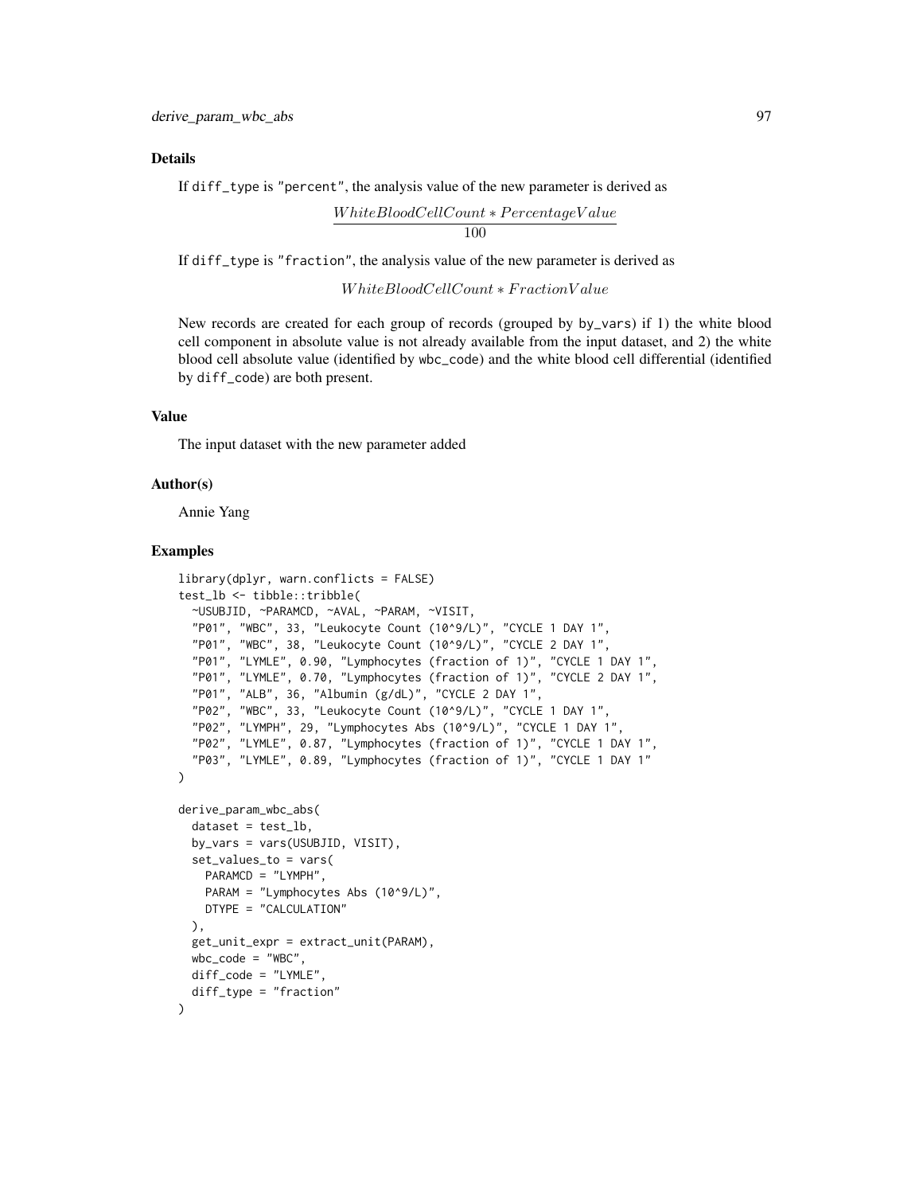## Details

If `diff_type` is "percent", the analysis value of the new parameter is derived as

$$\frac{WhiteBloodCellCount * PercentageValue}{100}$$

If `diff_type` is "fraction", the analysis value of the new parameter is derived as

$$WhiteBloodCellCount * FractionValue$$

New records are created for each group of records (grouped by `by_vars`) if 1) the white blood cell component in absolute value is not already available from the input dataset, and 2) the white blood cell absolute value (identified by `wbc_code`) and the white blood cell differential (identified by `diff_code`) are both present.

## Value

The input dataset with the new parameter added

## Author(s)

Annie Yang

## Examples

```
library(dplyr, warn.conflicts = FALSE)
test_lb <- tibble::tribble(
  ~USUBJID, ~PARAMCD, ~AVAL, ~PARAM, ~VISIT,
  "P01", "WBC", 33, "Leukocyte Count (10^9/L)", "CYCLE 1 DAY 1",
  "P01", "WBC", 38, "Leukocyte Count (10^9/L)", "CYCLE 2 DAY 1",
  "P01", "LYMLE", 0.90, "Lymphocytes (fraction of 1)", "CYCLE 1 DAY 1",
  "P01", "LYMLE", 0.70, "Lymphocytes (fraction of 1)", "CYCLE 2 DAY 1",
  "P01", "ALB", 36, "Albumin (g/dL)", "CYCLE 2 DAY 1",
  "P02", "WBC", 33, "Leukocyte Count (10^9/L)", "CYCLE 1 DAY 1",
  "P02", "LYMPH", 29, "Lymphocytes Abs (10^9/L)", "CYCLE 1 DAY 1",
  "P02", "LYMLE", 0.87, "Lymphocytes (fraction of 1)", "CYCLE 1 DAY 1",
  "P03", "LYMLE", 0.89, "Lymphocytes (fraction of 1)", "CYCLE 1 DAY 1"
)

derive_param_wbc_abs(
  dataset = test_lb,
  by_vars = vars(USUBJID, VISIT),
  set_values_to = vars(
    PARAMCD = "LYMPH",
    PARAM = "Lymphocytes Abs (10^9/L)",
    DTYPE = "CALCULATION"
  ),
  get_unit_expr = extract_unit(PARAM),
  wbc_code = "WBC",
  diff_code = "LYMLE",
  diff_type = "fraction"
)
```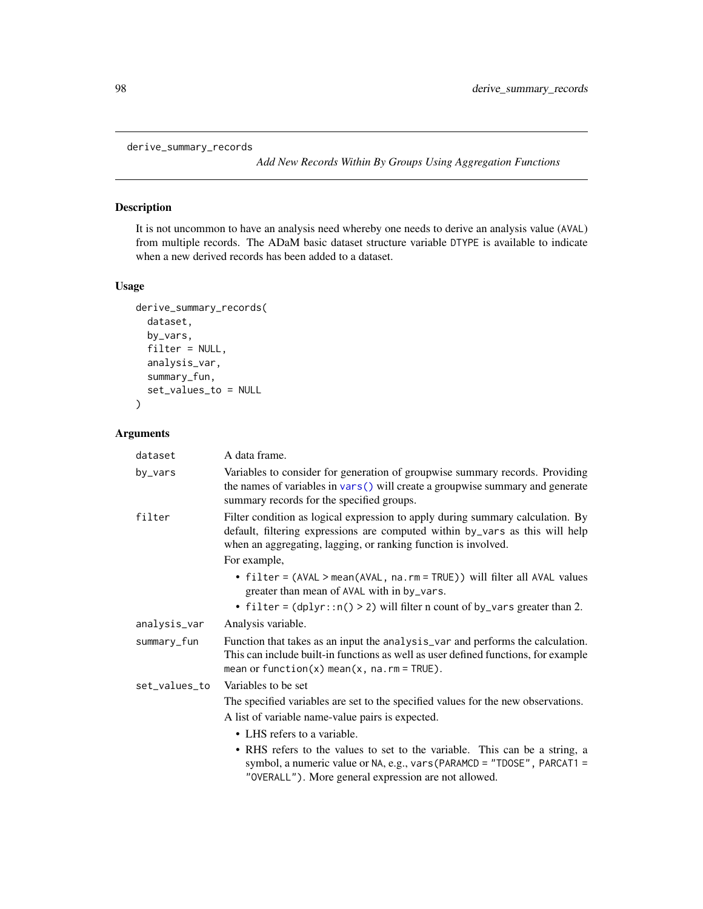derive_summary_records

*Add New Records Within By Groups Using Aggregation Functions*

## Description

It is not uncommon to have an analysis need whereby one needs to derive an analysis value (AVAL) from multiple records. The ADaM basic dataset structure variable DTYPE is available to indicate when a new derived records has been added to a dataset.

## Usage

```
derive_summary_records(
  dataset,
  by_vars,
  filter = NULL,
  analysis_var,
  summary_fun,
  set_values_to = NULL
)
```

## Arguments

`dataset` A data frame.

`by_vars` Variables to consider for generation of groupwise summary records. Providing the names of variables in `vars()` will create a groupwise summary and generate summary records for the specified groups.

`filter` Filter condition as logical expression to apply during summary calculation. By default, filtering expressions are computed within `by_vars` as this will help when an aggregating, lagging, or ranking function is involved.

For example,

- `filter = (AVAL > mean(AVAL, na.rm = TRUE))` will filter all AVAL values greater than mean of AVAL with in `by_vars`.
- `filter = (dplyr::n() > 2)` will filter n count of `by_vars` greater than 2.

`analysis_var` Analysis variable.

`summary_fun` Function that takes as an input the `analysis_var` and performs the calculation. This can include built-in functions as well as user defined functions, for example `mean` or `function(x) mean(x, na.rm = TRUE)`.

`set_values_to` Variables to be set

The specified variables are set to the specified values for the new observations.

A list of variable name-value pairs is expected.

- LHS refers to a variable.
- RHS refers to the values to set to the variable. This can be a string, a symbol, a numeric value or NA, e.g., `vars(PARAMCD = "TDOSE", PARCAT1 = "OVERALL")`. More general expression are not allowed.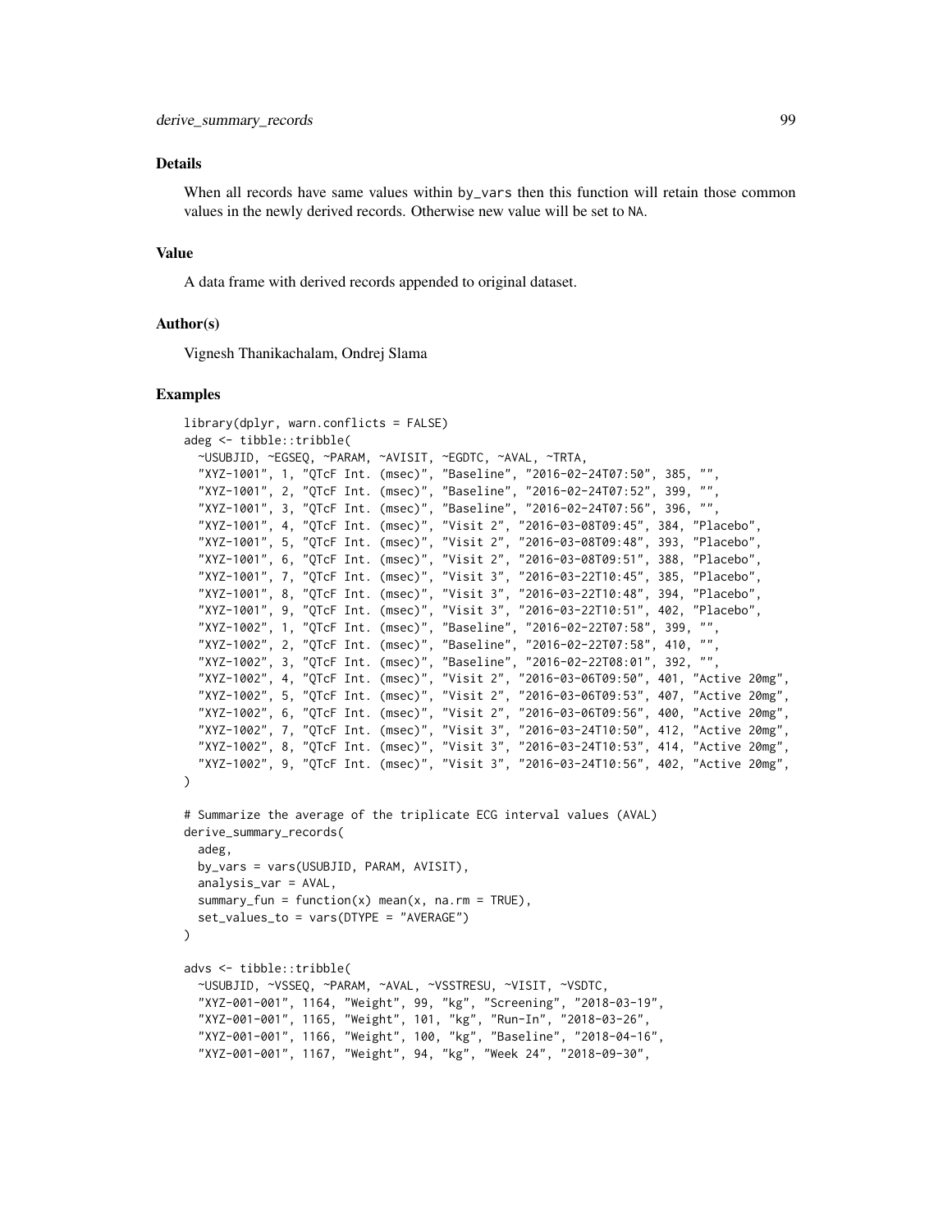### Details

When all records have same values within `by_vars` then this function will retain those common values in the newly derived records. Otherwise new value will be set to `NA`.

### Value

A data frame with derived records appended to original dataset.

### Author(s)

Vignesh Thanikachalam, Ondrej Slama

### Examples

```
library(dplyr, warn.conflicts = FALSE)
adeg <- tibble::tribble(
  ~USUBJID, ~EGSEQ, ~PARAM, ~AVISIT, ~EGDTC, ~AVAL, ~TRTA,
  "XYZ-1001", 1, "QTcF Int. (msec)", "Baseline", "2016-02-24T07:50", 385, "",
  "XYZ-1001", 2, "QTcF Int. (msec)", "Baseline", "2016-02-24T07:52", 399, "",
  "XYZ-1001", 3, "QTcF Int. (msec)", "Baseline", "2016-02-24T07:56", 396, "",
  "XYZ-1001", 4, "QTcF Int. (msec)", "Visit 2", "2016-03-08T09:45", 384, "Placebo",
  "XYZ-1001", 5, "QTcF Int. (msec)", "Visit 2", "2016-03-08T09:48", 393, "Placebo",
  "XYZ-1001", 6, "QTcF Int. (msec)", "Visit 2", "2016-03-08T09:51", 388, "Placebo",
  "XYZ-1001", 7, "QTcF Int. (msec)", "Visit 3", "2016-03-22T10:45", 385, "Placebo",
  "XYZ-1001", 8, "QTcF Int. (msec)", "Visit 3", "2016-03-22T10:48", 394, "Placebo",
  "XYZ-1001", 9, "QTcF Int. (msec)", "Visit 3", "2016-03-22T10:51", 402, "Placebo",
  "XYZ-1002", 1, "QTcF Int. (msec)", "Baseline", "2016-02-22T07:58", 399, "",
  "XYZ-1002", 2, "QTcF Int. (msec)", "Baseline", "2016-02-22T07:58", 410, "",
  "XYZ-1002", 3, "QTcF Int. (msec)", "Baseline", "2016-02-22T08:01", 392, "",
  "XYZ-1002", 4, "QTcF Int. (msec)", "Visit 2", "2016-03-06T09:50", 401, "Active 20mg",
  "XYZ-1002", 5, "QTcF Int. (msec)", "Visit 2", "2016-03-06T09:53", 407, "Active 20mg",
  "XYZ-1002", 6, "QTcF Int. (msec)", "Visit 2", "2016-03-06T09:56", 400, "Active 20mg",
  "XYZ-1002", 7, "QTcF Int. (msec)", "Visit 3", "2016-03-24T10:50", 412, "Active 20mg",
  "XYZ-1002", 8, "QTcF Int. (msec)", "Visit 3", "2016-03-24T10:53", 414, "Active 20mg",
  "XYZ-1002", 9, "QTcF Int. (msec)", "Visit 3", "2016-03-24T10:56", 402, "Active 20mg",
)

# Summarize the average of the triplicate ECG interval values (AVAL)
derive_summary_records(
  adeg,
  by_vars = vars(USUBJID, PARAM, AVISIT),
  analysis_var = AVAL,
  summary_fun = function(x) mean(x, na.rm = TRUE),
  set_values_to = vars(DTYPE = "AVERAGE")
)

advs <- tibble::tribble(
  ~USUBJID, ~VSSEQ, ~PARAM, ~AVAL, ~VSSTRESU, ~VISIT, ~VSDTC,
  "XYZ-001-001", 1164, "Weight", 99, "kg", "Screening", "2018-03-19",
  "XYZ-001-001", 1165, "Weight", 101, "kg", "Run-In", "2018-03-26",
  "XYZ-001-001", 1166, "Weight", 100, "kg", "Baseline", "2018-04-16",
  "XYZ-001-001", 1167, "Weight", 94, "kg", "Week 24", "2018-09-30",
```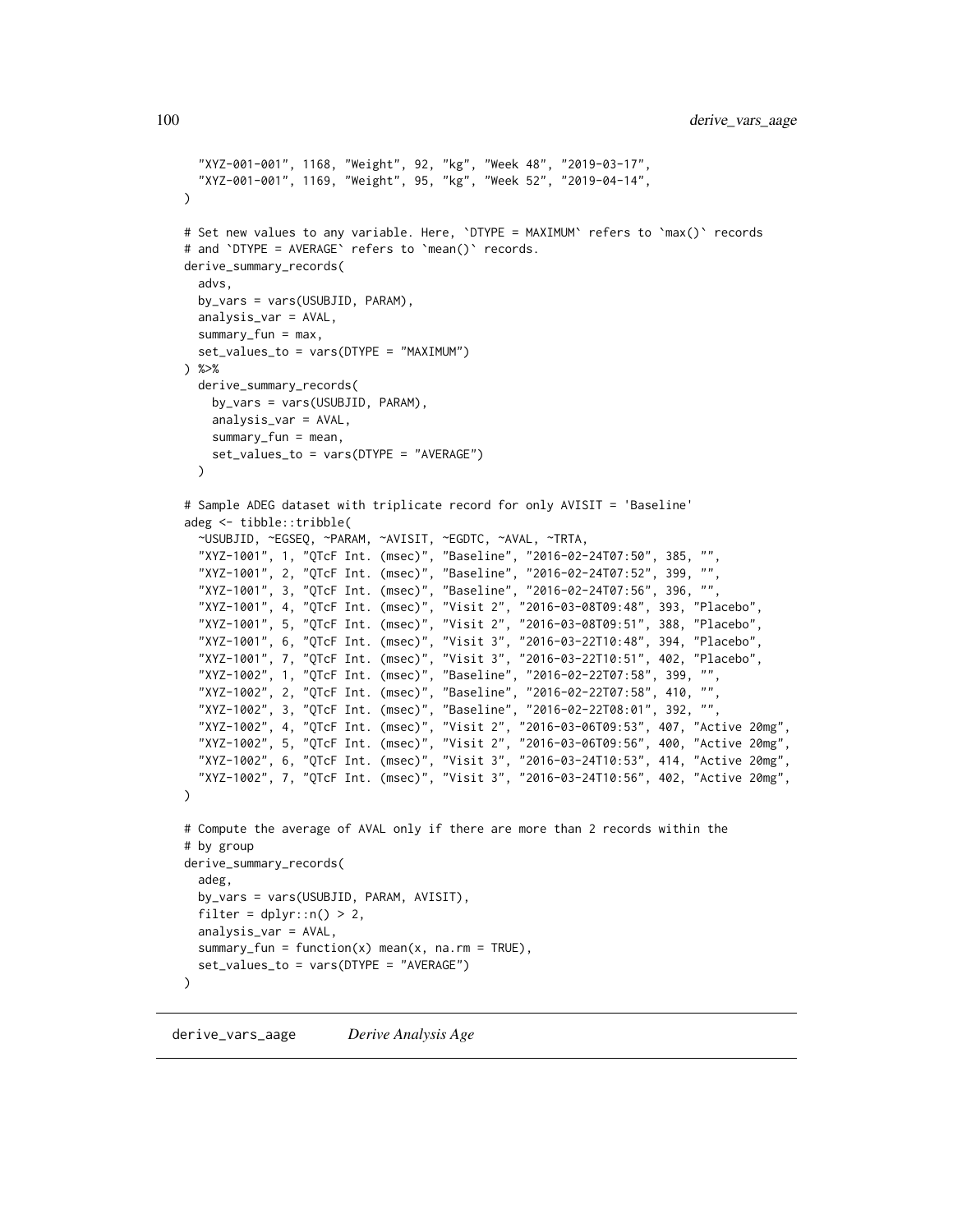```
  "XYZ-001-001", 1168, "Weight", 92, "kg", "Week 48", "2019-03-17",
  "XYZ-001-001", 1169, "Weight", 95, "kg", "Week 52", "2019-04-14",
)

# Set new values to any variable. Here, `DTYPE = MAXIMUM` refers to `max()` records
# and `DTYPE = AVERAGE` refers to `mean()` records.
derive_summary_records(
  advs,
  by_vars = vars(USUBJID, PARAM),
  analysis_var = AVAL,
  summary_fun = max,
  set_values_to = vars(DTYPE = "MAXIMUM")
) %>%
  derive_summary_records(
    by_vars = vars(USUBJID, PARAM),
    analysis_var = AVAL,
    summary_fun = mean,
    set_values_to = vars(DTYPE = "AVERAGE")
  )

# Sample ADEG dataset with triplicate record for only AVISIT = 'Baseline'
adeg <- tibble::tribble(
  ~USUBJID, ~EGSEQ, ~PARAM, ~AVISIT, ~EGDTC, ~AVAL, ~TRTA,
  "XYZ-1001", 1, "QTcF Int. (msec)", "Baseline", "2016-02-24T07:50", 385, "",
  "XYZ-1001", 2, "QTcF Int. (msec)", "Baseline", "2016-02-24T07:52", 399, "",
  "XYZ-1001", 3, "QTcF Int. (msec)", "Baseline", "2016-02-24T07:56", 396, "",
  "XYZ-1001", 4, "QTcF Int. (msec)", "Visit 2", "2016-03-08T09:48", 393, "Placebo",
  "XYZ-1001", 5, "QTcF Int. (msec)", "Visit 2", "2016-03-08T09:51", 388, "Placebo",
  "XYZ-1001", 6, "QTcF Int. (msec)", "Visit 3", "2016-03-22T10:48", 394, "Placebo",
  "XYZ-1001", 7, "QTcF Int. (msec)", "Visit 3", "2016-03-22T10:51", 402, "Placebo",
  "XYZ-1002", 1, "QTcF Int. (msec)", "Baseline", "2016-02-22T07:58", 399, "",
  "XYZ-1002", 2, "QTcF Int. (msec)", "Baseline", "2016-02-22T07:58", 410, "",
  "XYZ-1002", 3, "QTcF Int. (msec)", "Baseline", "2016-02-22T08:01", 392, "",
  "XYZ-1002", 4, "QTcF Int. (msec)", "Visit 2", "2016-03-06T09:53", 407, "Active 20mg",
  "XYZ-1002", 5, "QTcF Int. (msec)", "Visit 2", "2016-03-06T09:56", 400, "Active 20mg",
  "XYZ-1002", 6, "QTcF Int. (msec)", "Visit 3", "2016-03-24T10:53", 414, "Active 20mg",
  "XYZ-1002", 7, "QTcF Int. (msec)", "Visit 3", "2016-03-24T10:56", 402, "Active 20mg",
)

# Compute the average of AVAL only if there are more than 2 records within the
# by group
derive_summary_records(
  adeg,
  by_vars = vars(USUBJID, PARAM, AVISIT),
  filter = dplyr::n() > 2,
  analysis_var = AVAL,
  summary_fun = function(x) mean(x, na.rm = TRUE),
  set_values_to = vars(DTYPE = "AVERAGE")
)
```

## derive_vars_aage *Derive Analysis Age*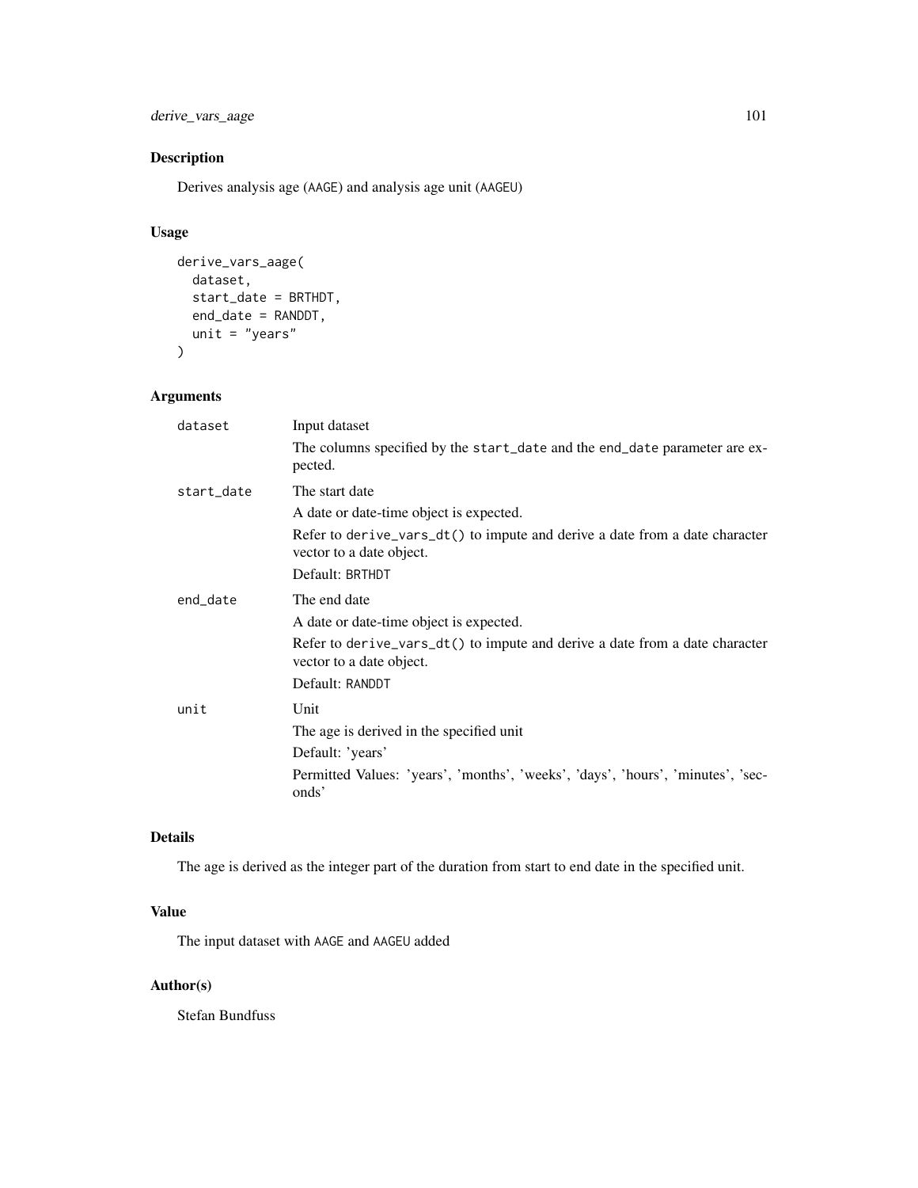## Description

Derives analysis age (AAGE) and analysis age unit (AAGEU)

## Usage

```
derive_vars_aage(
  dataset,
  start_date = BRTHDT,
  end_date = RANDDT,
  unit = "years"
)
```

## Arguments

| | |
|---|---|
| dataset | Input dataset<br>The columns specified by the start_date and the end_date parameter are expected. |
| start_date | The start date<br>A date or date-time object is expected.<br>Refer to derive_vars_dt() to impute and derive a date from a date character vector to a date object.<br>Default: BRTHDT |
| end_date | The end date<br>A date or date-time object is expected.<br>Refer to derive_vars_dt() to impute and derive a date from a date character vector to a date object.<br>Default: RANDDT |
| unit | Unit<br>The age is derived in the specified unit<br>Default: 'years'<br>Permitted Values: 'years', 'months', 'weeks', 'days', 'hours', 'minutes', 'seconds' |

## Details

The age is derived as the integer part of the duration from start to end date in the specified unit.

## Value

The input dataset with AAGE and AAGEU added

## Author(s)

Stefan Bundfuss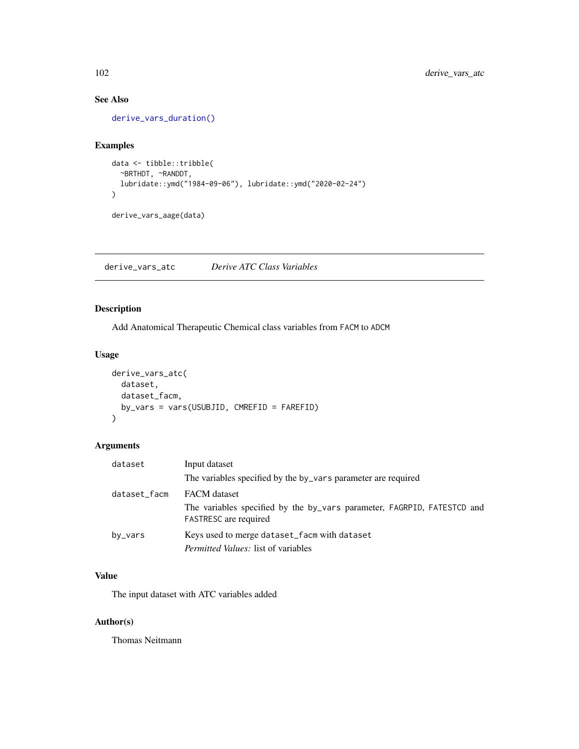### See Also

derive_vars_duration()

### Examples

```
data <- tibble::tribble(
  ~BRTHDT, ~RANDDT,
  lubridate::ymd("1984-09-06"), lubridate::ymd("2020-02-24")
)

derive_vars_aage(data)
```

---

## derive_vars_atc    *Derive ATC Class Variables*

### Description

Add Anatomical Therapeutic Chemical class variables from FACM to ADCM

### Usage

```
derive_vars_atc(
  dataset,
  dataset_facm,
  by_vars = vars(USUBJID, CMREFID = FAREFID)
)
```

### Arguments

| | |
|---|---|
| dataset | Input dataset<br>The variables specified by the by_vars parameter are required |
| dataset_facm | FACM dataset<br>The variables specified by the by_vars parameter, FAGRPID, FATESTCD and FASTRESC are required |
| by_vars | Keys used to merge dataset_facm with dataset<br>*Permitted Values:* list of variables |

### Value

The input dataset with ATC variables added

### Author(s)

Thomas Neitmann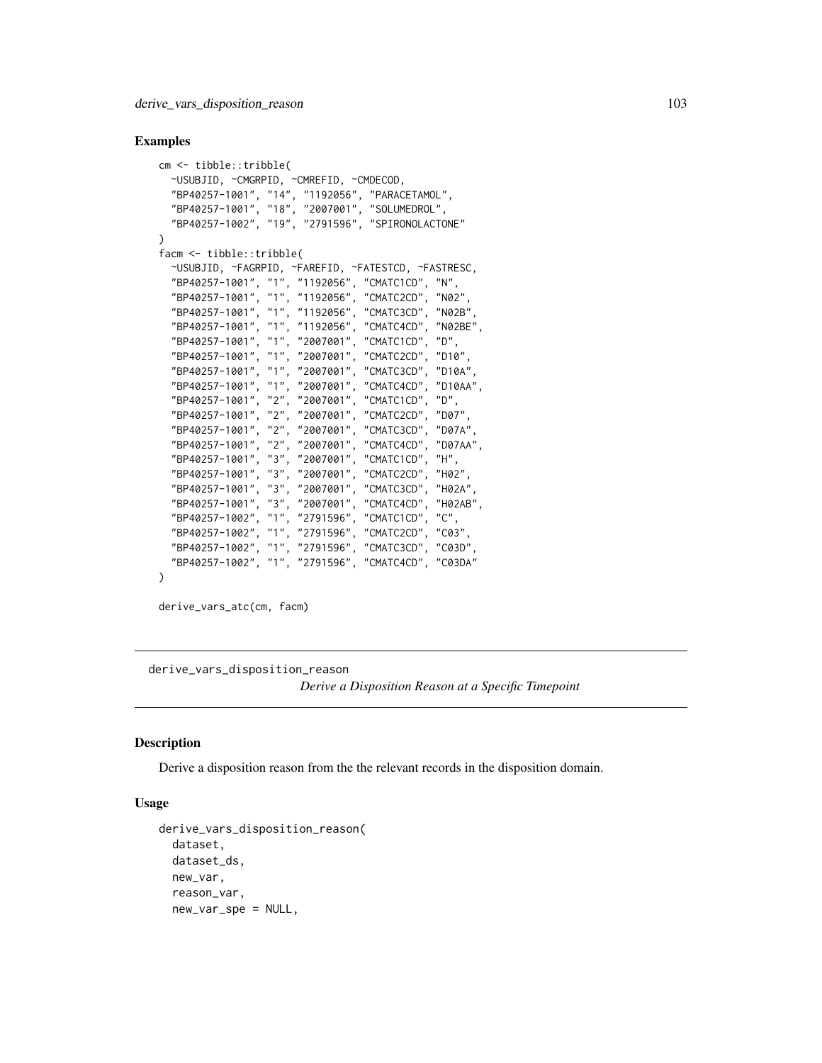### Examples

```
cm <- tibble::tribble(
  ~USUBJID, ~CMGRPID, ~CMREFID, ~CMDECOD,
  "BP40257-1001", "14", "1192056", "PARACETAMOL",
  "BP40257-1001", "18", "2007001", "SOLUMEDROL",
  "BP40257-1002", "19", "2791596", "SPIRONOLACTONE"
)
facm <- tibble::tribble(
  ~USUBJID, ~FAGRPID, ~FAREFID, ~FATESTCD, ~FASTRESC,
  "BP40257-1001", "1", "1192056", "CMATC1CD", "N",
  "BP40257-1001", "1", "1192056", "CMATC2CD", "N02",
  "BP40257-1001", "1", "1192056", "CMATC3CD", "N02B",
  "BP40257-1001", "1", "1192056", "CMATC4CD", "N02BE",
  "BP40257-1001", "1", "2007001", "CMATC1CD", "D",
  "BP40257-1001", "1", "2007001", "CMATC2CD", "D10",
  "BP40257-1001", "1", "2007001", "CMATC3CD", "D10A",
  "BP40257-1001", "1", "2007001", "CMATC4CD", "D10AA",
  "BP40257-1001", "2", "2007001", "CMATC1CD", "D",
  "BP40257-1001", "2", "2007001", "CMATC2CD", "D07",
  "BP40257-1001", "2", "2007001", "CMATC3CD", "D07A",
  "BP40257-1001", "2", "2007001", "CMATC4CD", "D07AA",
  "BP40257-1001", "3", "2007001", "CMATC1CD", "H",
  "BP40257-1001", "3", "2007001", "CMATC2CD", "H02",
  "BP40257-1001", "3", "2007001", "CMATC3CD", "H02A",
  "BP40257-1001", "3", "2007001", "CMATC4CD", "H02AB",
  "BP40257-1002", "1", "2791596", "CMATC1CD", "C",
  "BP40257-1002", "1", "2791596", "CMATC2CD", "C03",
  "BP40257-1002", "1", "2791596", "CMATC3CD", "C03D",
  "BP40257-1002", "1", "2791596", "CMATC4CD", "C03DA"
)

derive_vars_atc(cm, facm)
```

---

## derive_vars_disposition_reason

*Derive a Disposition Reason at a Specific Timepoint*

---

### Description

Derive a disposition reason from the the relevant records in the disposition domain.

### Usage

```
derive_vars_disposition_reason(
  dataset,
  dataset_ds,
  new_var,
  reason_var,
  new_var_spe = NULL,
```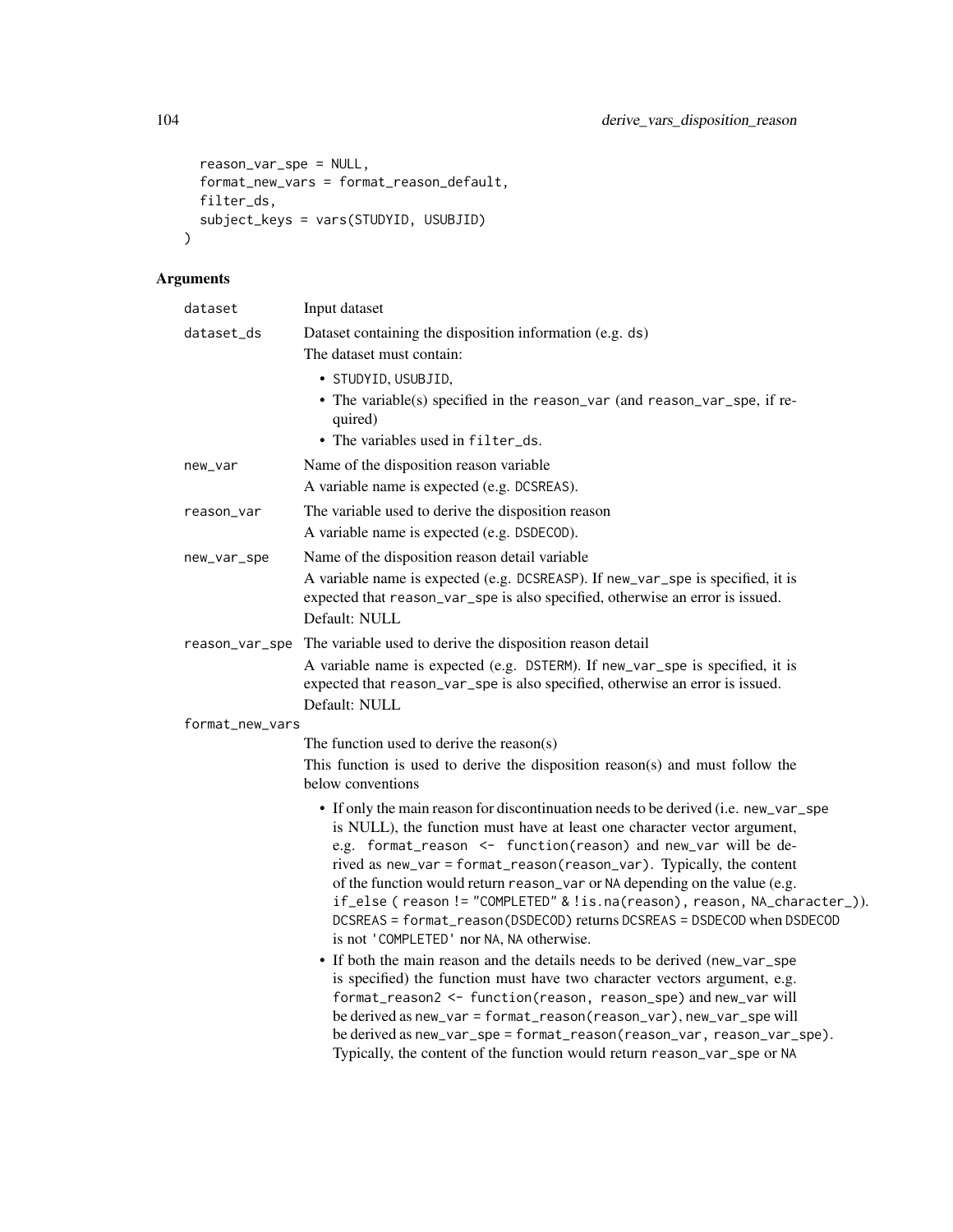```
  reason_var_spe = NULL,
  format_new_vars = format_reason_default,
  filter_ds,
  subject_keys = vars(STUDYID, USUBJID)
)
```

## Arguments

**dataset** Input dataset

**dataset_ds** Dataset containing the disposition information (e.g. `ds`)

The dataset must contain:

- `STUDYID`, `USUBJID`,
- The variable(s) specified in the `reason_var` (and `reason_var_spe`, if required)
- The variables used in `filter_ds`.

**new_var** Name of the disposition reason variable

A variable name is expected (e.g. `DCSREAS`).

**reason_var** The variable used to derive the disposition reason

A variable name is expected (e.g. `DSDECOD`).

**new_var_spe** Name of the disposition reason detail variable

A variable name is expected (e.g. `DCSREASP`). If `new_var_spe` is specified, it is expected that `reason_var_spe` is also specified, otherwise an error is issued.

Default: NULL

**reason_var_spe** The variable used to derive the disposition reason detail

A variable name is expected (e.g. `DSTERM`). If `new_var_spe` is specified, it is expected that `reason_var_spe` is also specified, otherwise an error is issued.

Default: NULL

**format_new_vars**

The function used to derive the reason(s)

This function is used to derive the disposition reason(s) and must follow the below conventions

- If only the main reason for discontinuation needs to be derived (i.e. `new_var_spe` is NULL), the function must have at least one character vector argument, e.g. `format_reason <- function(reason)` and `new_var` will be derived as `new_var = format_reason(reason_var)`. Typically, the content of the function would return `reason_var` or `NA` depending on the value (e.g. `if_else ( reason != "COMPLETED" & !is.na(reason), reason, NA_character_)`). `DCSREAS = format_reason(DSDECOD)` returns `DCSREAS = DSDECOD` when `DSDECOD` is not `'COMPLETED'` nor `NA`, `NA` otherwise.
- If both the main reason and the details needs to be derived (`new_var_spe` is specified) the function must have two character vectors argument, e.g. `format_reason2 <- function(reason, reason_spe)` and `new_var` will be derived as `new_var = format_reason(reason_var)`, `new_var_spe` will be derived as `new_var_spe = format_reason(reason_var, reason_var_spe)`. Typically, the content of the function would return `reason_var_spe` or `NA`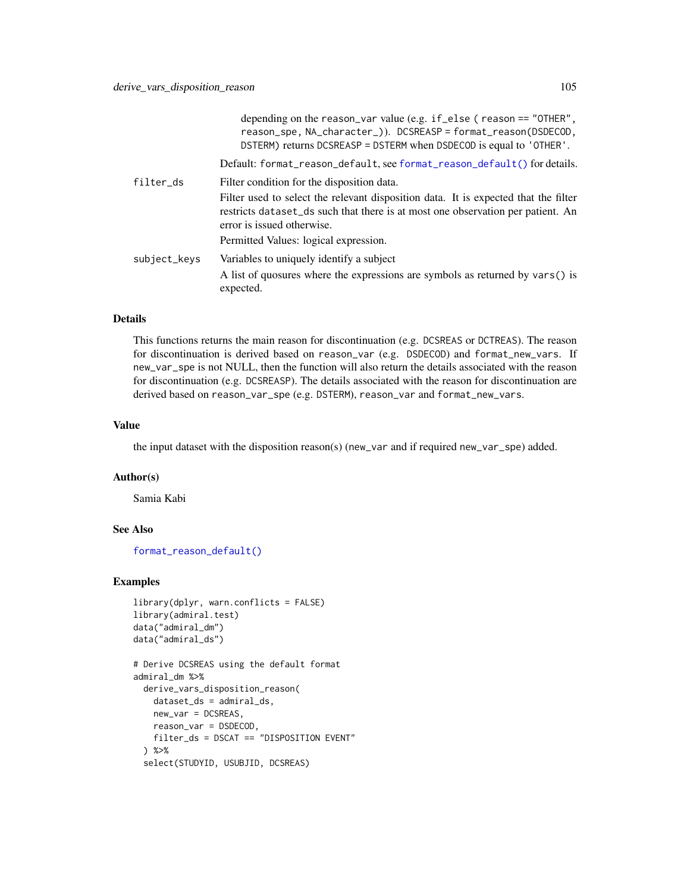depending on the reason_var value (e.g. if_else ( reason == "OTHER", reason_spe, NA_character_)). DCSREASP = format_reason(DSDECOD, DSTERM) returns DCSREASP = DSTERM when DSDECOD is equal to 'OTHER'.

Default: format_reason_default, see format_reason_default() for details.

filter_ds
: Filter condition for the disposition data.

  Filter used to select the relevant disposition data. It is expected that the filter restricts dataset_ds such that there is at most one observation per patient. An error is issued otherwise.

  Permitted Values: logical expression.

subject_keys
: Variables to uniquely identify a subject

  A list of quosures where the expressions are symbols as returned by vars() is expected.

## Details

This functions returns the main reason for discontinuation (e.g. DCSREAS or DCTREAS). The reason for discontinuation is derived based on reason_var (e.g. DSDECOD) and format_new_vars. If new_var_spe is not NULL, then the function will also return the details associated with the reason for discontinuation (e.g. DCSREASP). The details associated with the reason for discontinuation are derived based on reason_var_spe (e.g. DSTERM), reason_var and format_new_vars.

## Value

the input dataset with the disposition reason(s) (new_var and if required new_var_spe) added.

## Author(s)

Samia Kabi

## See Also

format_reason_default()

## Examples

```
library(dplyr, warn.conflicts = FALSE)
library(admiral.test)
data("admiral_dm")
data("admiral_ds")

# Derive DCSREAS using the default format
admiral_dm %>%
  derive_vars_disposition_reason(
    dataset_ds = admiral_ds,
    new_var = DCSREAS,
    reason_var = DSDECOD,
    filter_ds = DSCAT == "DISPOSITION EVENT"
  ) %>%
  select(STUDYID, USUBJID, DCSREAS)
```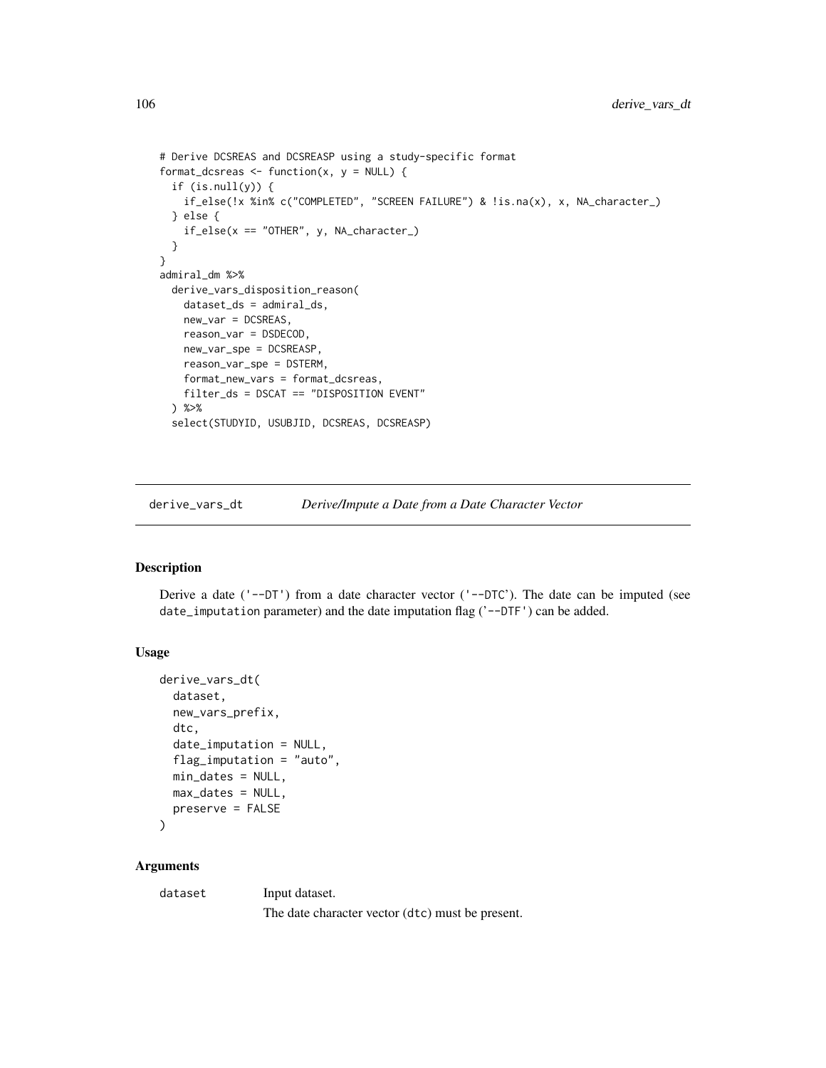```
# Derive DCSREAS and DCSREASP using a study-specific format
format_dcsreas <- function(x, y = NULL) {
  if (is.null(y)) {
    if_else(!x %in% c("COMPLETED", "SCREEN FAILURE") & !is.na(x), x, NA_character_)
  } else {
    if_else(x == "OTHER", y, NA_character_)
  }
}
admiral_dm %>%
  derive_vars_disposition_reason(
    dataset_ds = admiral_ds,
    new_var = DCSREAS,
    reason_var = DSDECOD,
    new_var_spe = DCSREASP,
    reason_var_spe = DSTERM,
    format_new_vars = format_dcsreas,
    filter_ds = DSCAT == "DISPOSITION EVENT"
  ) %>%
  select(STUDYID, USUBJID, DCSREAS, DCSREASP)
```

---

## derive_vars_dt — *Derive/Impute a Date from a Date Character Vector*

### Description

Derive a date ('`--DT`') from a date character vector ('`--DTC`'). The date can be imputed (see `date_imputation` parameter) and the date imputation flag ('`--DTF`') can be added.

### Usage

```
derive_vars_dt(
  dataset,
  new_vars_prefix,
  dtc,
  date_imputation = NULL,
  flag_imputation = "auto",
  min_dates = NULL,
  max_dates = NULL,
  preserve = FALSE
)
```

### Arguments

`dataset` Input dataset.

The date character vector (`dtc`) must be present.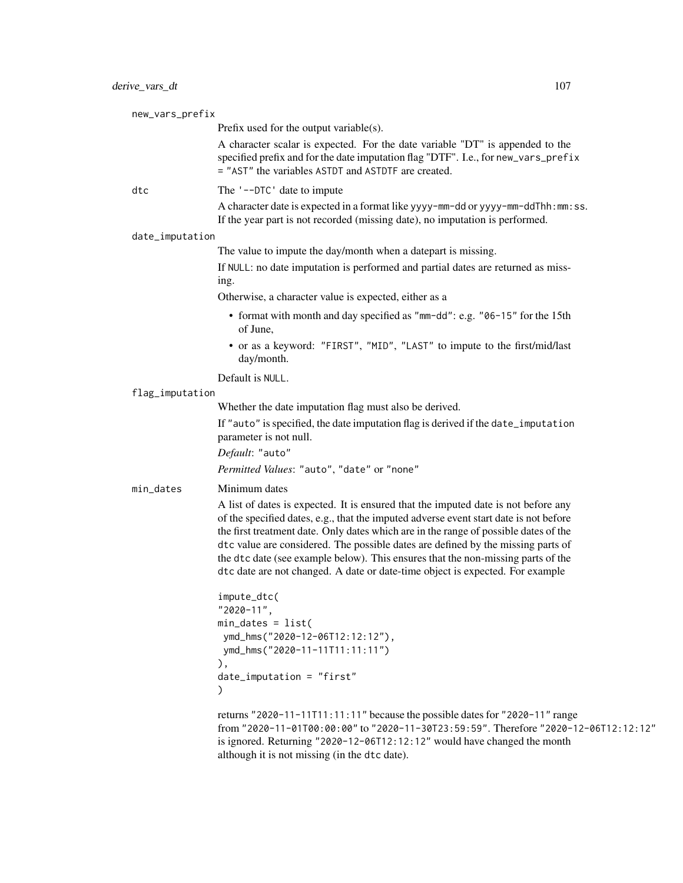new_vars_prefix

Prefix used for the output variable(s).

A character scalar is expected. For the date variable "DT" is appended to the specified prefix and for the date imputation flag "DTF". I.e., for `new_vars_prefix = "AST"` the variables `ASTDT` and `ASTDTF` are created.

dtc

The `'--DTC'` date to impute

A character date is expected in a format like `yyyy-mm-dd` or `yyyy-mm-ddThh:mm:ss`. If the year part is not recorded (missing date), no imputation is performed.

date_imputation

The value to impute the day/month when a datepart is missing.

If `NULL`: no date imputation is performed and partial dates are returned as missing.

Otherwise, a character value is expected, either as a

- format with month and day specified as `"mm-dd"`: e.g. `"06-15"` for the 15th of June,
- or as a keyword: `"FIRST"`, `"MID"`, `"LAST"` to impute to the first/mid/last day/month.

Default is `NULL`.

flag_imputation

Whether the date imputation flag must also be derived.

If `"auto"` is specified, the date imputation flag is derived if the `date_imputation` parameter is not null.

*Default*: `"auto"`

*Permitted Values*: `"auto"`, `"date"` or `"none"`

min_dates

Minimum dates

A list of dates is expected. It is ensured that the imputed date is not before any of the specified dates, e.g., that the imputed adverse event start date is not before the first treatment date. Only dates which are in the range of possible dates of the `dtc` value are considered. The possible dates are defined by the missing parts of the `dtc` date (see example below). This ensures that the non-missing parts of the `dtc` date are not changed. A date or date-time object is expected. For example

```
impute_dtc(
"2020-11",
min_dates = list(
 ymd_hms("2020-12-06T12:12:12"),
 ymd_hms("2020-11-11T11:11:11")
),
date_imputation = "first"
)
```

returns `"2020-11-11T11:11:11"` because the possible dates for `"2020-11"` range from `"2020-11-01T00:00:00"` to `"2020-11-30T23:59:59"`. Therefore `"2020-12-06T12:12:12"` is ignored. Returning `"2020-12-06T12:12:12"` would have changed the month although it is not missing (in the `dtc` date).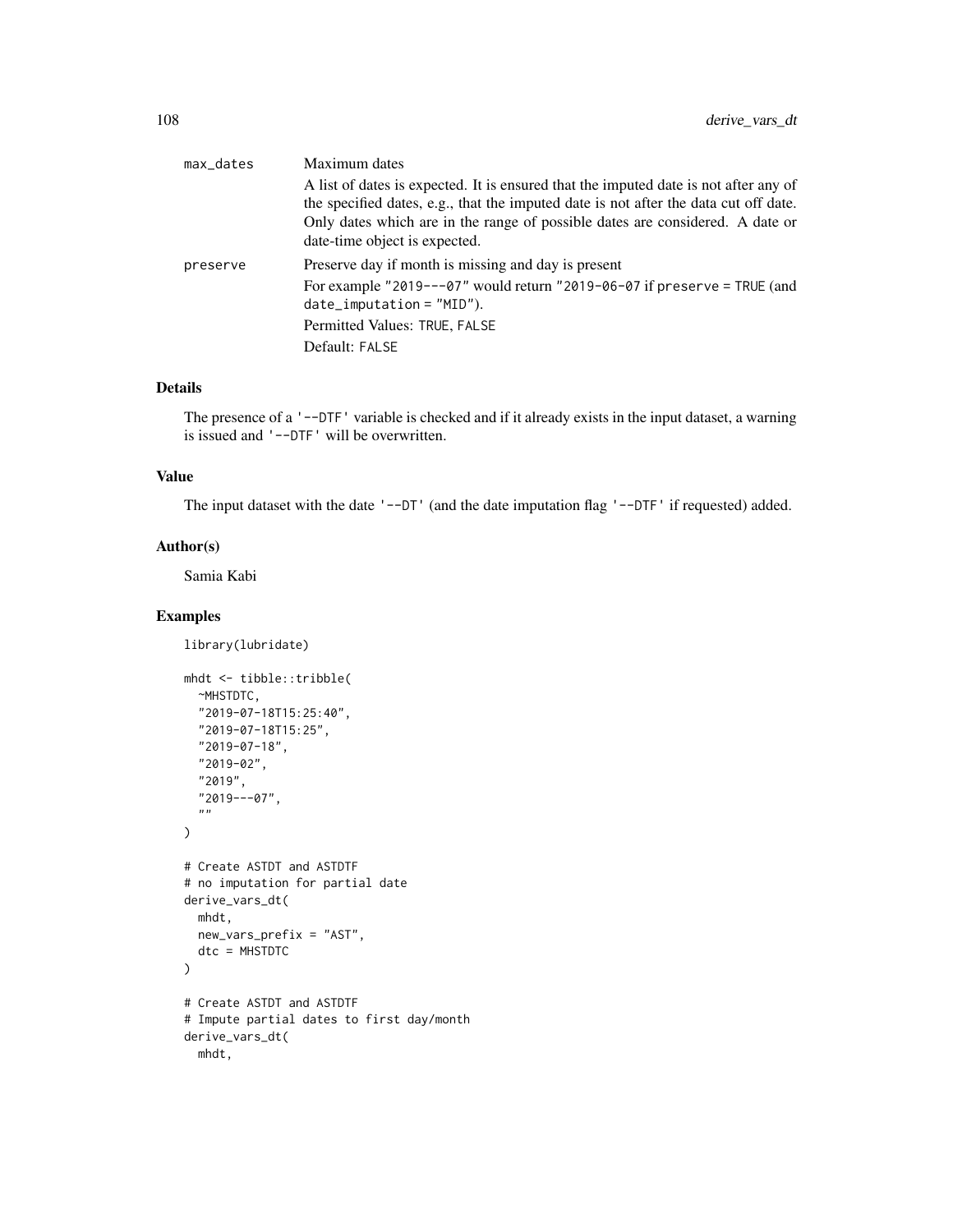| | |
|---|---|
| `max_dates` | Maximum dates<br>A list of dates is expected. It is ensured that the imputed date is not after any of the specified dates, e.g., that the imputed date is not after the data cut off date. Only dates which are in the range of possible dates are considered. A date or date-time object is expected. |
| `preserve` | Preserve day if month is missing and day is present<br>For example `"2019---07"` would return `"2019-06-07` if `preserve = TRUE` (and `date_imputation = "MID"`).<br>Permitted Values: `TRUE`, `FALSE`<br>Default: `FALSE` |

### Details

The presence of a `'--DTF'` variable is checked and if it already exists in the input dataset, a warning is issued and `'--DTF'` will be overwritten.

### Value

The input dataset with the date `'--DT'` (and the date imputation flag `'--DTF'` if requested) added.

### Author(s)

Samia Kabi

### Examples

```
library(lubridate)

mhdt <- tibble::tribble(
  ~MHSTDTC,
  "2019-07-18T15:25:40",
  "2019-07-18T15:25",
  "2019-07-18",
  "2019-02",
  "2019",
  "2019---07",
  ""
)

# Create ASTDT and ASTDTF
# no imputation for partial date
derive_vars_dt(
  mhdt,
  new_vars_prefix = "AST",
  dtc = MHSTDTC
)

# Create ASTDT and ASTDTF
# Impute partial dates to first day/month
derive_vars_dt(
  mhdt,
```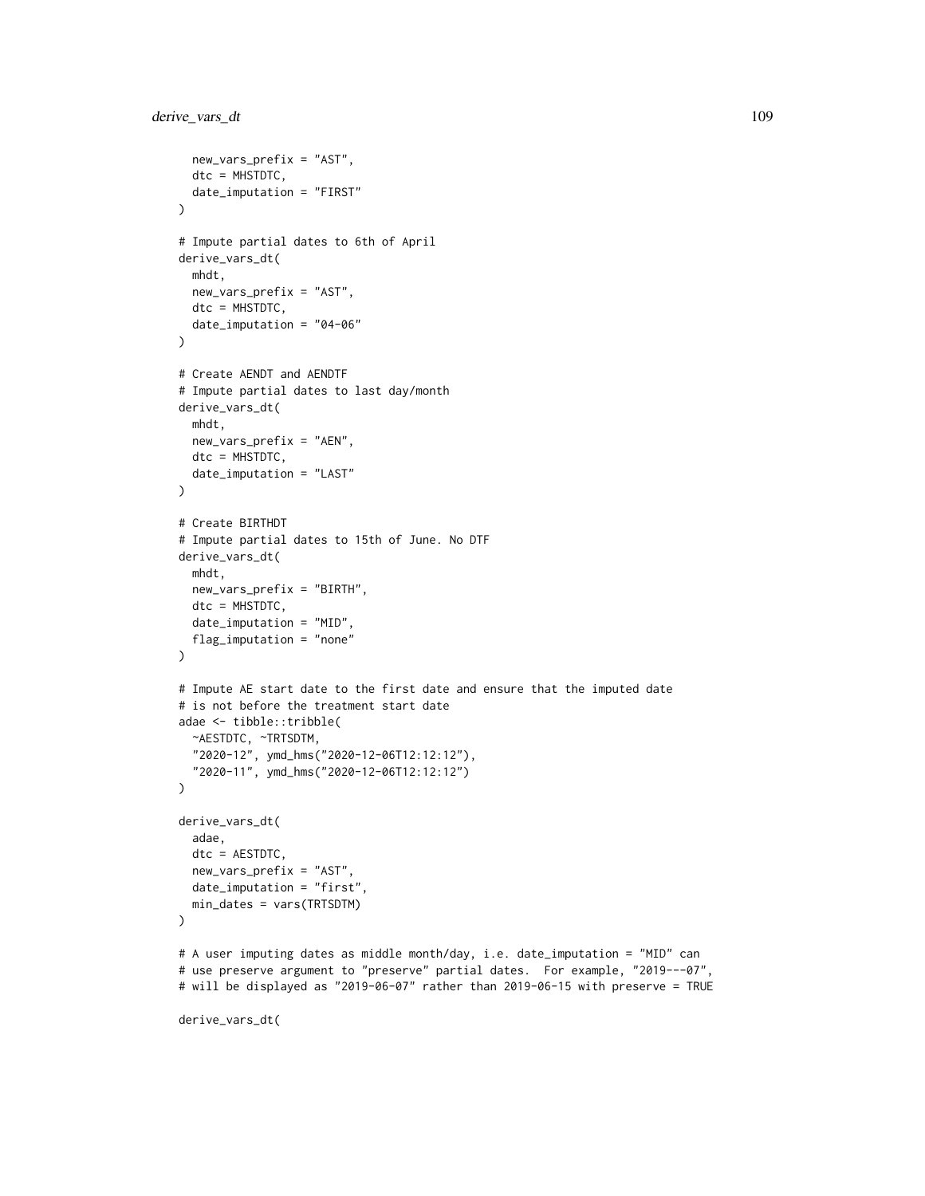```
  new_vars_prefix = "AST",
  dtc = MHSTDTC,
  date_imputation = "FIRST"
)

# Impute partial dates to 6th of April
derive_vars_dt(
  mhdt,
  new_vars_prefix = "AST",
  dtc = MHSTDTC,
  date_imputation = "04-06"
)

# Create AENDT and AENDTF
# Impute partial dates to last day/month
derive_vars_dt(
  mhdt,
  new_vars_prefix = "AEN",
  dtc = MHSTDTC,
  date_imputation = "LAST"
)

# Create BIRTHDT
# Impute partial dates to 15th of June. No DTF
derive_vars_dt(
  mhdt,
  new_vars_prefix = "BIRTH",
  dtc = MHSTDTC,
  date_imputation = "MID",
  flag_imputation = "none"
)

# Impute AE start date to the first date and ensure that the imputed date
# is not before the treatment start date
adae <- tibble::tribble(
  ~AESTDTC, ~TRTSDTM,
  "2020-12", ymd_hms("2020-12-06T12:12:12"),
  "2020-11", ymd_hms("2020-12-06T12:12:12")
)

derive_vars_dt(
  adae,
  dtc = AESTDTC,
  new_vars_prefix = "AST",
  date_imputation = "first",
  min_dates = vars(TRTSDTM)
)

# A user imputing dates as middle month/day, i.e. date_imputation = "MID" can
# use preserve argument to "preserve" partial dates.  For example, "2019---07",
# will be displayed as "2019-06-07" rather than 2019-06-15 with preserve = TRUE

derive_vars_dt(
```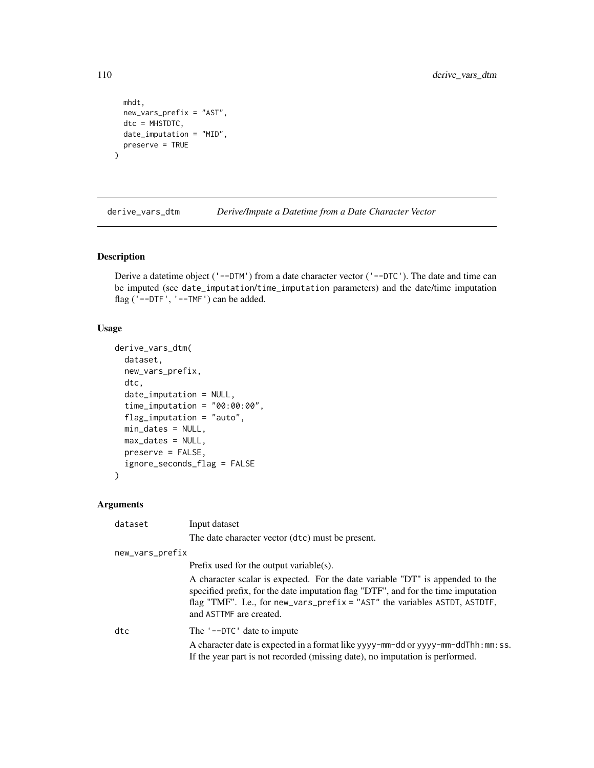```
  mhdt,
  new_vars_prefix = "AST",
  dtc = MHSTDTC,
  date_imputation = "MID",
  preserve = TRUE
)
```

## derive_vars_dtm *Derive/Impute a Datetime from a Date Character Vector*

### Description

Derive a datetime object ('--DTM') from a date character vector ('--DTC'). The date and time can be imputed (see date_imputation/time_imputation parameters) and the date/time imputation flag ('--DTF', '--TMF') can be added.

### Usage

```
derive_vars_dtm(
  dataset,
  new_vars_prefix,
  dtc,
  date_imputation = NULL,
  time_imputation = "00:00:00",
  flag_imputation = "auto",
  min_dates = NULL,
  max_dates = NULL,
  preserve = FALSE,
  ignore_seconds_flag = FALSE
)
```

### Arguments

**dataset** Input dataset

The date character vector (dtc) must be present.

**new_vars_prefix**

Prefix used for the output variable(s).

A character scalar is expected. For the date variable "DT" is appended to the specified prefix, for the date imputation flag "DTF", and for the time imputation flag "TMF". I.e., for new_vars_prefix = "AST" the variables ASTDT, ASTDTF, and ASTTMF are created.

**dtc** The '--DTC' date to impute

A character date is expected in a format like yyyy-mm-dd or yyyy-mm-ddThh:mm:ss. If the year part is not recorded (missing date), no imputation is performed.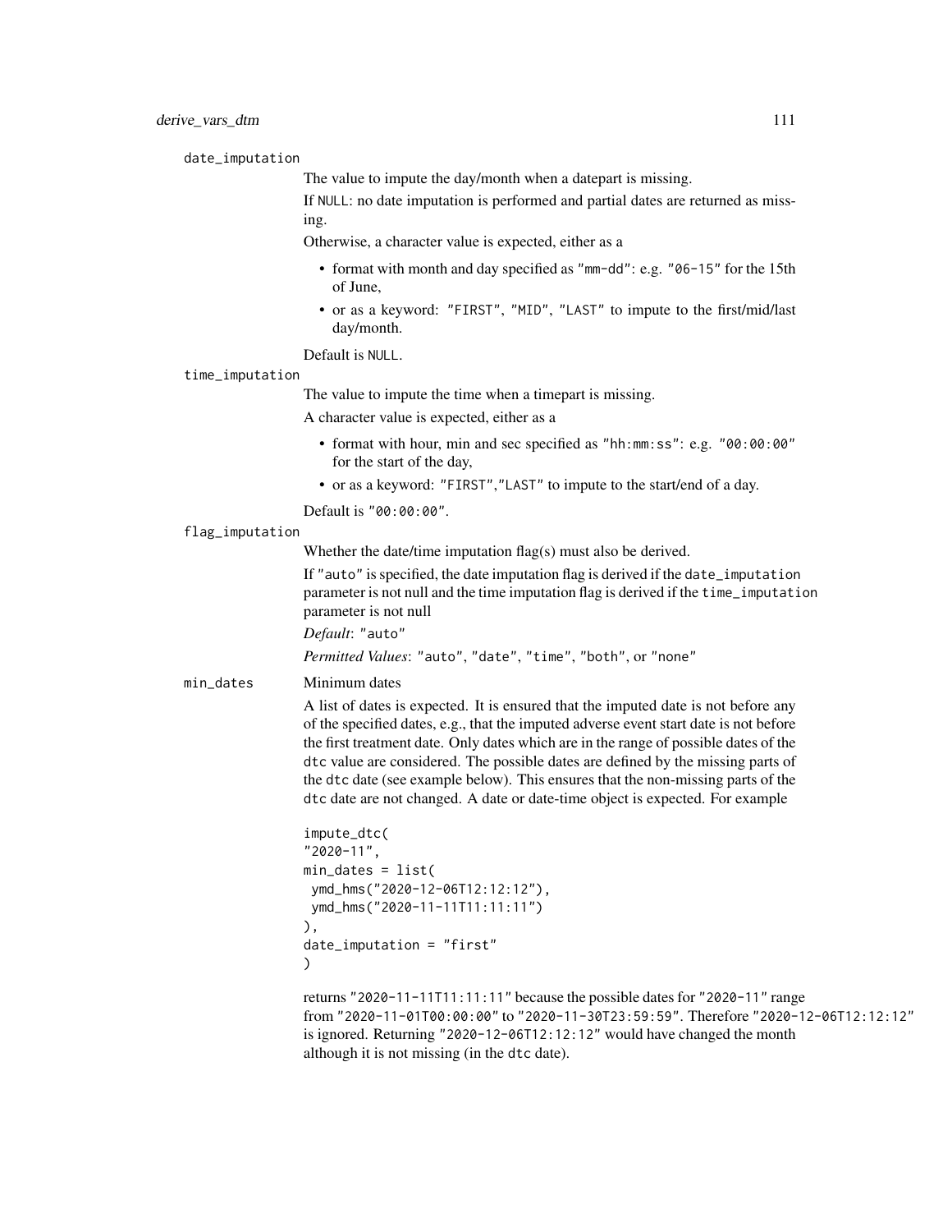date_imputation

The value to impute the day/month when a datepart is missing.

If NULL: no date imputation is performed and partial dates are returned as missing.

Otherwise, a character value is expected, either as a

- format with month and day specified as "mm-dd": e.g. "06-15" for the 15th of June,
- or as a keyword: "FIRST", "MID", "LAST" to impute to the first/mid/last day/month.

Default is NULL.

time_imputation

The value to impute the time when a timepart is missing.

A character value is expected, either as a

- format with hour, min and sec specified as "hh:mm:ss": e.g. "00:00:00" for the start of the day,
- or as a keyword: "FIRST","LAST" to impute to the start/end of a day.

Default is "00:00:00".

flag_imputation

Whether the date/time imputation flag(s) must also be derived.

If "auto" is specified, the date imputation flag is derived if the date_imputation parameter is not null and the time imputation flag is derived if the time_imputation parameter is not null

*Default*: "auto"

*Permitted Values*: "auto", "date", "time", "both", or "none"

min_dates

Minimum dates

A list of dates is expected. It is ensured that the imputed date is not before any of the specified dates, e.g., that the imputed adverse event start date is not before the first treatment date. Only dates which are in the range of possible dates of the dtc value are considered. The possible dates are defined by the missing parts of the dtc date (see example below). This ensures that the non-missing parts of the dtc date are not changed. A date or date-time object is expected. For example

```
impute_dtc(
"2020-11",
min_dates = list(
 ymd_hms("2020-12-06T12:12:12"),
 ymd_hms("2020-11-11T11:11:11")
),
date_imputation = "first"
)
```

returns "2020-11-11T11:11:11" because the possible dates for "2020-11" range from "2020-11-01T00:00:00" to "2020-11-30T23:59:59". Therefore "2020-12-06T12:12:12" is ignored. Returning "2020-12-06T12:12:12" would have changed the month although it is not missing (in the dtc date).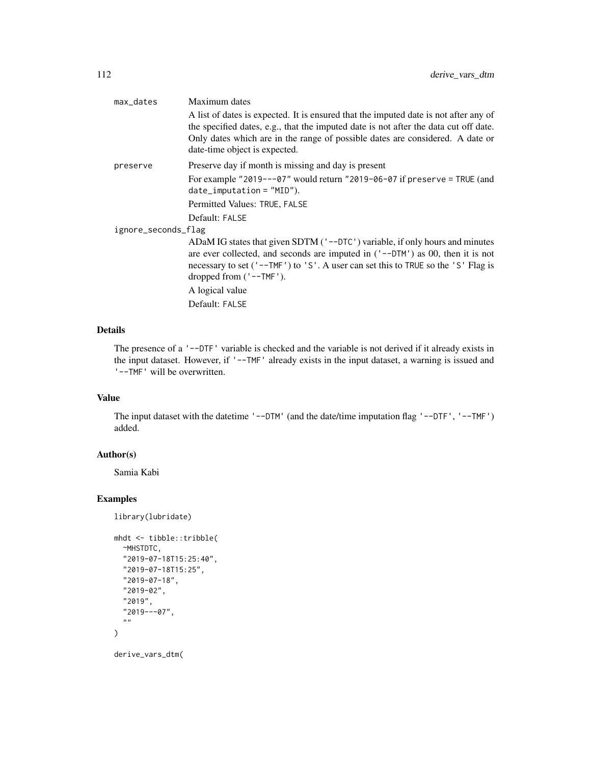`max_dates` Maximum dates

A list of dates is expected. It is ensured that the imputed date is not after any of the specified dates, e.g., that the imputed date is not after the data cut off date. Only dates which are in the range of possible dates are considered. A date or date-time object is expected.

`preserve` Preserve day if month is missing and day is present

For example `"2019---07"` would return `"2019-06-07` if `preserve = TRUE` (and `date_imputation = "MID"`).

Permitted Values: `TRUE`, `FALSE`

Default: `FALSE`

`ignore_seconds_flag`

ADaM IG states that given SDTM (`'--DTC'`) variable, if only hours and minutes are ever collected, and seconds are imputed in (`'--DTM'`) as 00, then it is not necessary to set (`'--TMF'`) to `'S'`. A user can set this to `TRUE` so the `'S'` Flag is dropped from (`'--TMF'`).

A logical value

Default: `FALSE`

## Details

The presence of a `'--DTF'` variable is checked and the variable is not derived if it already exists in the input dataset. However, if `'--TMF'` already exists in the input dataset, a warning is issued and `'--TMF'` will be overwritten.

## Value

The input dataset with the datetime `'--DTM'` (and the date/time imputation flag `'--DTF'`, `'--TMF'`) added.

## Author(s)

Samia Kabi

## Examples

```
library(lubridate)

mhdt <- tibble::tribble(
  ~MHSTDTC,
  "2019-07-18T15:25:40",
  "2019-07-18T15:25",
  "2019-07-18",
  "2019-02",
  "2019",
  "2019---07",
  ""
)

derive_vars_dtm(
```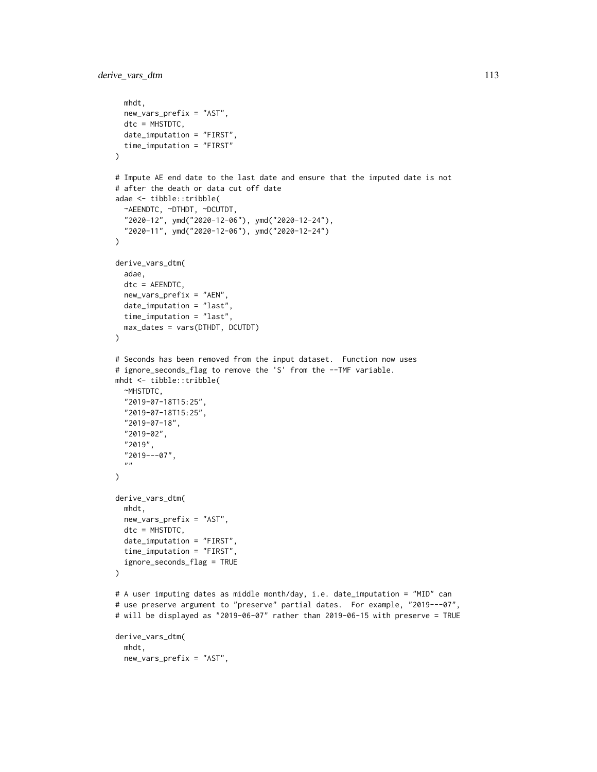```
  mhdt,
  new_vars_prefix = "AST",
  dtc = MHSTDTC,
  date_imputation = "FIRST",
  time_imputation = "FIRST"
)

# Impute AE end date to the last date and ensure that the imputed date is not
# after the death or data cut off date
adae <- tibble::tribble(
  ~AEENDTC, ~DTHDT, ~DCUTDT,
  "2020-12", ymd("2020-12-06"), ymd("2020-12-24"),
  "2020-11", ymd("2020-12-06"), ymd("2020-12-24")
)

derive_vars_dtm(
  adae,
  dtc = AEENDTC,
  new_vars_prefix = "AEN",
  date_imputation = "last",
  time_imputation = "last",
  max_dates = vars(DTHDT, DCUTDT)
)

# Seconds has been removed from the input dataset.  Function now uses
# ignore_seconds_flag to remove the 'S' from the --TMF variable.
mhdt <- tibble::tribble(
  ~MHSTDTC,
  "2019-07-18T15:25",
  "2019-07-18T15:25",
  "2019-07-18",
  "2019-02",
  "2019",
  "2019---07",
  ""
)

derive_vars_dtm(
  mhdt,
  new_vars_prefix = "AST",
  dtc = MHSTDTC,
  date_imputation = "FIRST",
  time_imputation = "FIRST",
  ignore_seconds_flag = TRUE
)

# A user imputing dates as middle month/day, i.e. date_imputation = "MID" can
# use preserve argument to "preserve" partial dates.  For example, "2019---07",
# will be displayed as "2019-06-07" rather than 2019-06-15 with preserve = TRUE

derive_vars_dtm(
  mhdt,
  new_vars_prefix = "AST",
```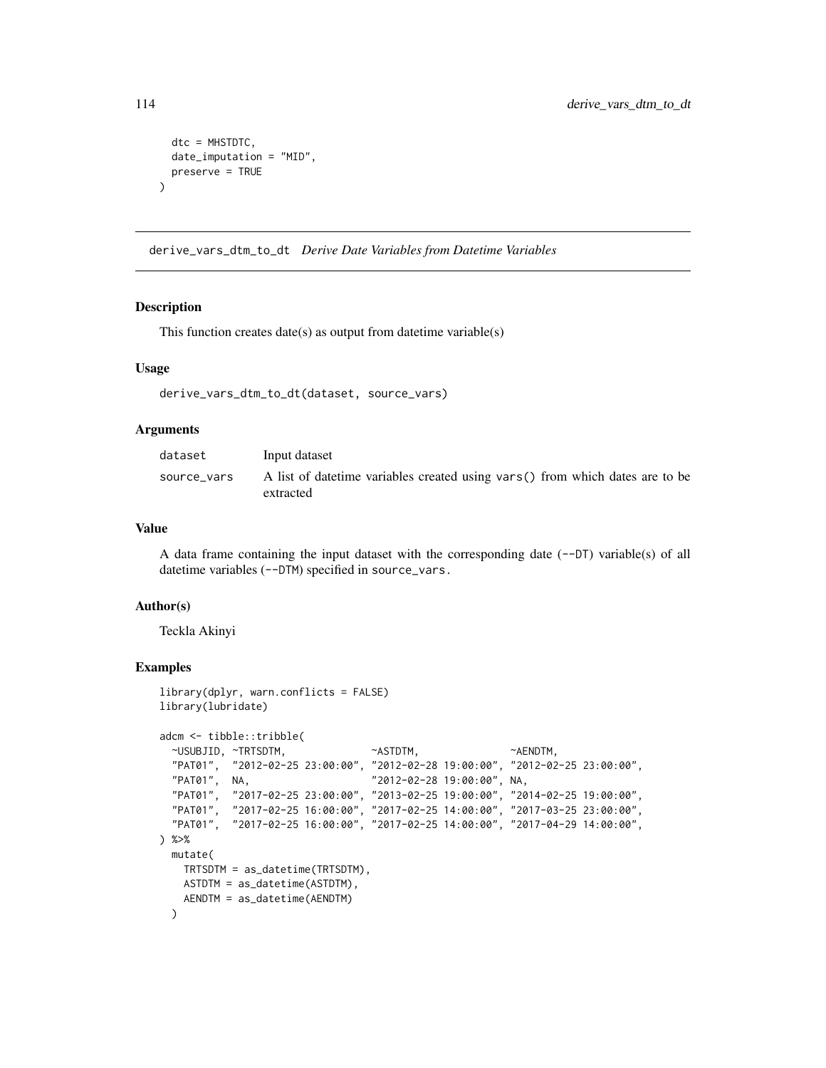```
  dtc = MHSTDTC,
  date_imputation = "MID",
  preserve = TRUE
)
```

## derive_vars_dtm_to_dt *Derive Date Variables from Datetime Variables*

### Description

This function creates date(s) as output from datetime variable(s)

### Usage

```
derive_vars_dtm_to_dt(dataset, source_vars)
```

### Arguments

| | |
|---|---|
| dataset | Input dataset |
| source_vars | A list of datetime variables created using `vars()` from which dates are to be extracted |

### Value

A data frame containing the input dataset with the corresponding date (`--DT`) variable(s) of all datetime variables (`--DTM`) specified in `source_vars`.

### Author(s)

Teckla Akinyi

### Examples

```
library(dplyr, warn.conflicts = FALSE)
library(lubridate)

adcm <- tibble::tribble(
  ~USUBJID, ~TRTSDTM,              ~ASTDTM,               ~AENDTM,
  "PAT01",  "2012-02-25 23:00:00", "2012-02-28 19:00:00", "2012-02-25 23:00:00",
  "PAT01",  NA,                    "2012-02-28 19:00:00", NA,
  "PAT01",  "2017-02-25 23:00:00", "2013-02-25 19:00:00", "2014-02-25 19:00:00",
  "PAT01",  "2017-02-25 16:00:00", "2017-02-25 14:00:00", "2017-03-25 23:00:00",
  "PAT01",  "2017-02-25 16:00:00", "2017-02-25 14:00:00", "2017-04-29 14:00:00",
) %>%
  mutate(
    TRTSDTM = as_datetime(TRTSDTM),
    ASTDTM = as_datetime(ASTDTM),
    AENDTM = as_datetime(AENDTM)
  )
```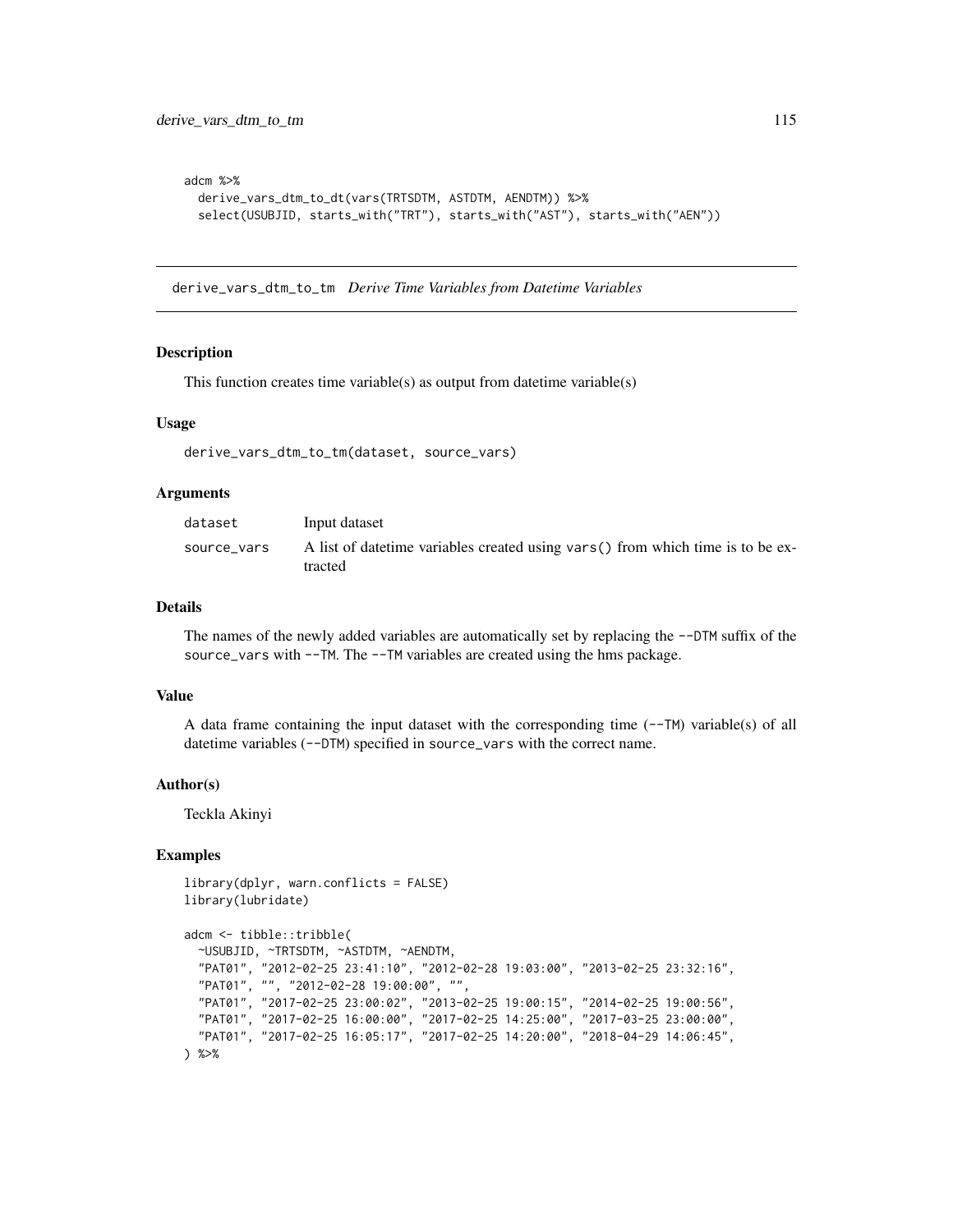```
adcm %>%
  derive_vars_dtm_to_dt(vars(TRTSDTM, ASTDTM, AENDTM)) %>%
  select(USUBJID, starts_with("TRT"), starts_with("AST"), starts_with("AEN"))
```

## derive_vars_dtm_to_tm *Derive Time Variables from Datetime Variables*

### Description

This function creates time variable(s) as output from datetime variable(s)

### Usage

```
derive_vars_dtm_to_tm(dataset, source_vars)
```

### Arguments

| | |
|---|---|
| `dataset` | Input dataset |
| `source_vars` | A list of datetime variables created using `vars()` from which time is to be extracted |

### Details

The names of the newly added variables are automatically set by replacing the `--DTM` suffix of the `source_vars` with `--TM`. The `--TM` variables are created using the hms package.

### Value

A data frame containing the input dataset with the corresponding time (`--TM`) variable(s) of all datetime variables (`--DTM`) specified in `source_vars` with the correct name.

### Author(s)

Teckla Akinyi

### Examples

```
library(dplyr, warn.conflicts = FALSE)
library(lubridate)

adcm <- tibble::tribble(
  ~USUBJID, ~TRTSDTM, ~ASTDTM, ~AENDTM,
  "PAT01", "2012-02-25 23:41:10", "2012-02-28 19:03:00", "2013-02-25 23:32:16",
  "PAT01", "", "2012-02-28 19:00:00", "",
  "PAT01", "2017-02-25 23:00:02", "2013-02-25 19:00:15", "2014-02-25 19:00:56",
  "PAT01", "2017-02-25 16:00:00", "2017-02-25 14:25:00", "2017-03-25 23:00:00",
  "PAT01", "2017-02-25 16:05:17", "2017-02-25 14:20:00", "2018-04-29 14:06:45",
) %>%
```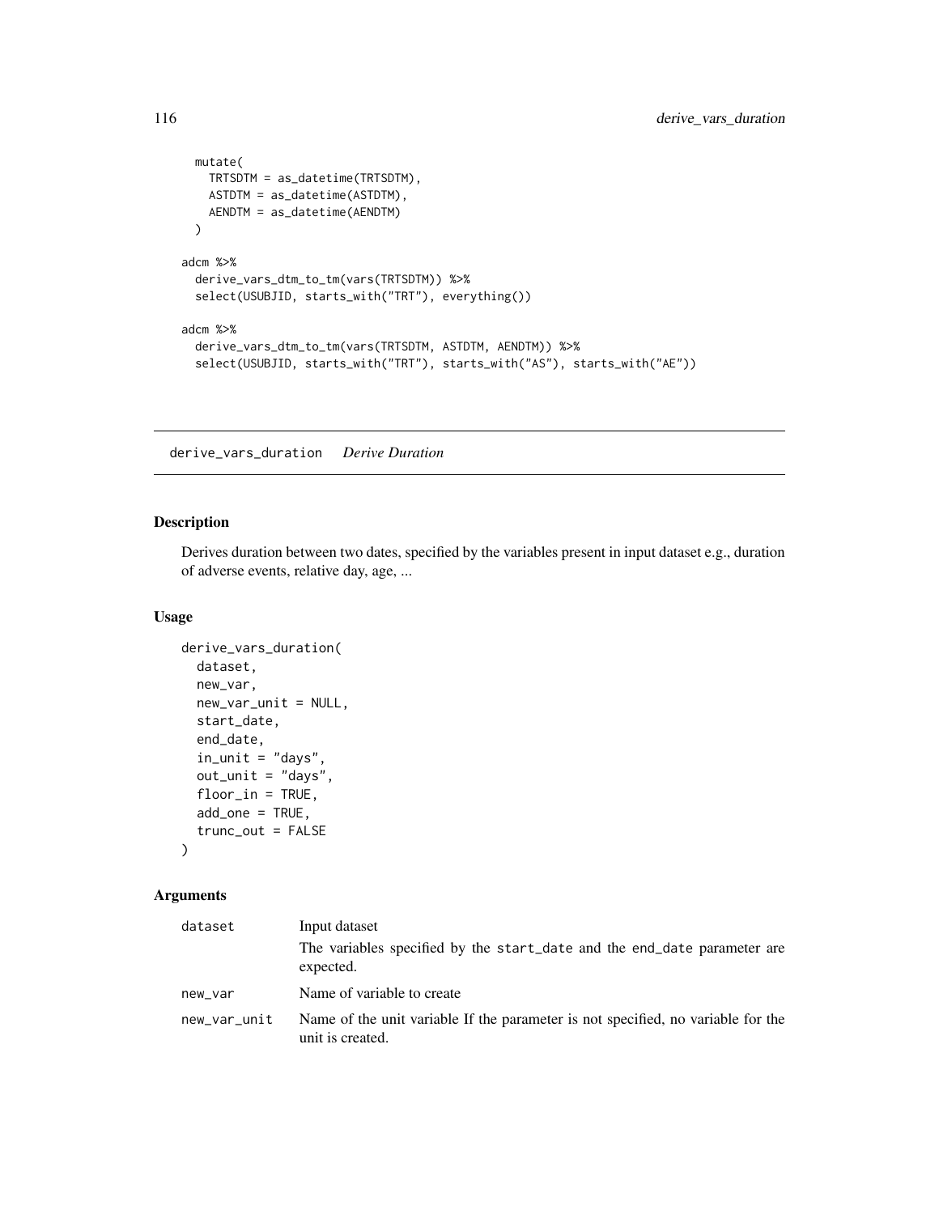```
  mutate(
    TRTSDTM = as_datetime(TRTSDTM),
    ASTDTM = as_datetime(ASTDTM),
    AENDTM = as_datetime(AENDTM)
  )

adcm %>%
  derive_vars_dtm_to_tm(vars(TRTSDTM)) %>%
  select(USUBJID, starts_with("TRT"), everything())

adcm %>%
  derive_vars_dtm_to_tm(vars(TRTSDTM, ASTDTM, AENDTM)) %>%
  select(USUBJID, starts_with("TRT"), starts_with("AS"), starts_with("AE"))
```

---

## derive_vars_duration *Derive Duration*

### Description

Derives duration between two dates, specified by the variables present in input dataset e.g., duration of adverse events, relative day, age, ...

### Usage

```
derive_vars_duration(
  dataset,
  new_var,
  new_var_unit = NULL,
  start_date,
  end_date,
  in_unit = "days",
  out_unit = "days",
  floor_in = TRUE,
  add_one = TRUE,
  trunc_out = FALSE
)
```

### Arguments

| | |
|---|---|
| dataset | Input dataset<br>The variables specified by the start_date and the end_date parameter are expected. |
| new_var | Name of variable to create |
| new_var_unit | Name of the unit variable If the parameter is not specified, no variable for the unit is created. |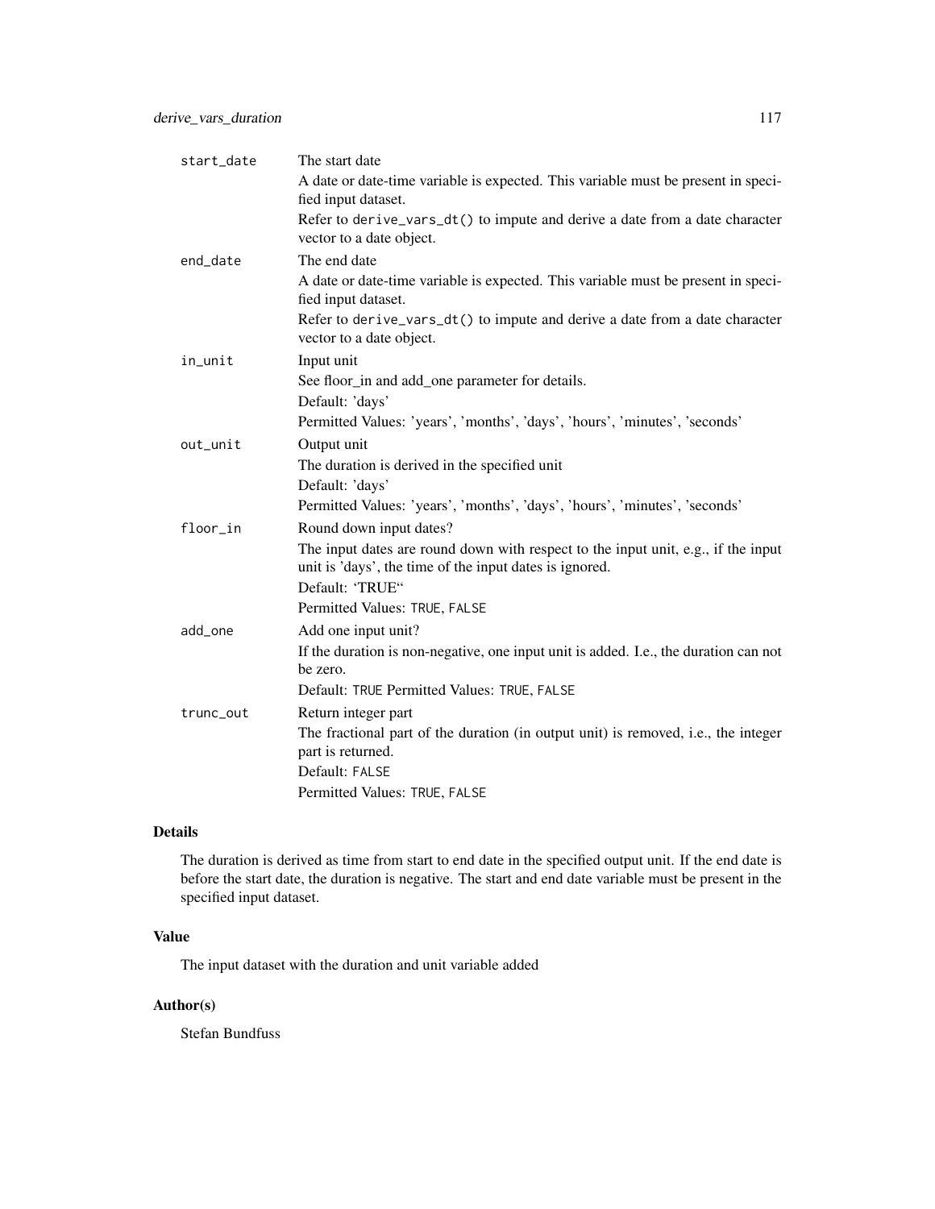`start_date`
: The start date

  A date or date-time variable is expected. This variable must be present in specified input dataset.

  Refer to `derive_vars_dt()` to impute and derive a date from a date character vector to a date object.

`end_date`
: The end date

  A date or date-time variable is expected. This variable must be present in specified input dataset.

  Refer to `derive_vars_dt()` to impute and derive a date from a date character vector to a date object.

`in_unit`
: Input unit

  See floor_in and add_one parameter for details.

  Default: 'days'

  Permitted Values: 'years', 'months', 'days', 'hours', 'minutes', 'seconds'

`out_unit`
: Output unit

  The duration is derived in the specified unit

  Default: 'days'

  Permitted Values: 'years', 'months', 'days', 'hours', 'minutes', 'seconds'

`floor_in`
: Round down input dates?

  The input dates are round down with respect to the input unit, e.g., if the input unit is 'days', the time of the input dates is ignored.

  Default: 'TRUE"

  Permitted Values: `TRUE`, `FALSE`

`add_one`
: Add one input unit?

  If the duration is non-negative, one input unit is added. I.e., the duration can not be zero.

  Default: `TRUE` Permitted Values: `TRUE`, `FALSE`

`trunc_out`
: Return integer part

  The fractional part of the duration (in output unit) is removed, i.e., the integer part is returned.

  Default: `FALSE`

  Permitted Values: `TRUE`, `FALSE`

## Details

The duration is derived as time from start to end date in the specified output unit. If the end date is before the start date, the duration is negative. The start and end date variable must be present in the specified input dataset.

## Value

The input dataset with the duration and unit variable added

## Author(s)

Stefan Bundfuss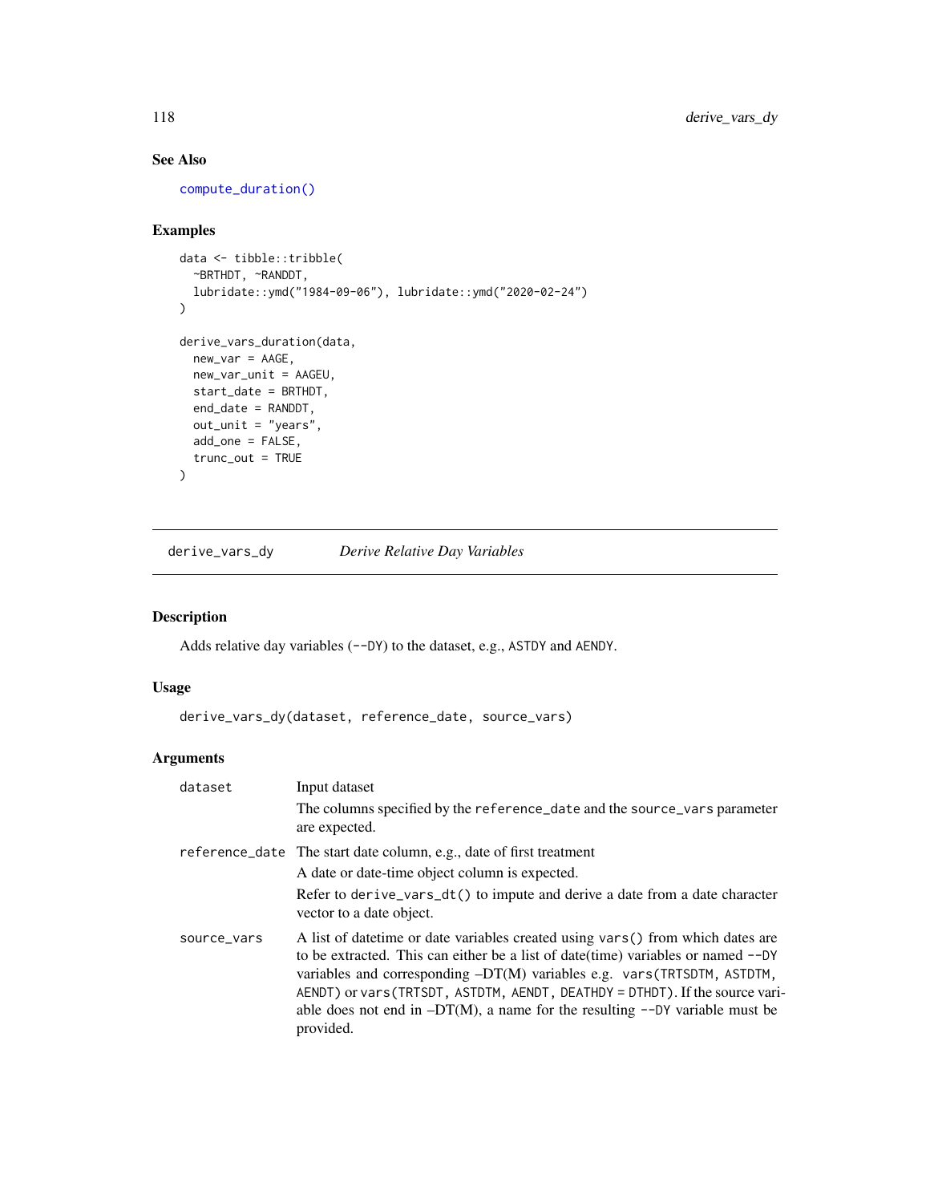### See Also

`compute_duration()`

### Examples

```
data <- tibble::tribble(
  ~BRTHDT, ~RANDDT,
  lubridate::ymd("1984-09-06"), lubridate::ymd("2020-02-24")
)

derive_vars_duration(data,
  new_var = AAGE,
  new_var_unit = AAGEU,
  start_date = BRTHDT,
  end_date = RANDDT,
  out_unit = "years",
  add_one = FALSE,
  trunc_out = TRUE
)
```

---

## derive_vars_dy    *Derive Relative Day Variables*

---

### Description

Adds relative day variables (`--DY`) to the dataset, e.g., `ASTDY` and `AENDY`.

### Usage

```
derive_vars_dy(dataset, reference_date, source_vars)
```

### Arguments

`dataset` Input dataset

The columns specified by the `reference_date` and the `source_vars` parameter are expected.

`reference_date` The start date column, e.g., date of first treatment

A date or date-time object column is expected.

Refer to `derive_vars_dt()` to impute and derive a date from a date character vector to a date object.

`source_vars` A list of datetime or date variables created using `vars()` from which dates are to be extracted. This can either be a list of date(time) variables or named `--DY` variables and corresponding –DT(M) variables e.g. `vars(TRTSDTM, ASTDTM, AENDT)` or `vars(TRTSDT, ASTDTM, AENDT, DEATHDY = DTHDT)`. If the source variable does not end in –DT(M), a name for the resulting `--DY` variable must be provided.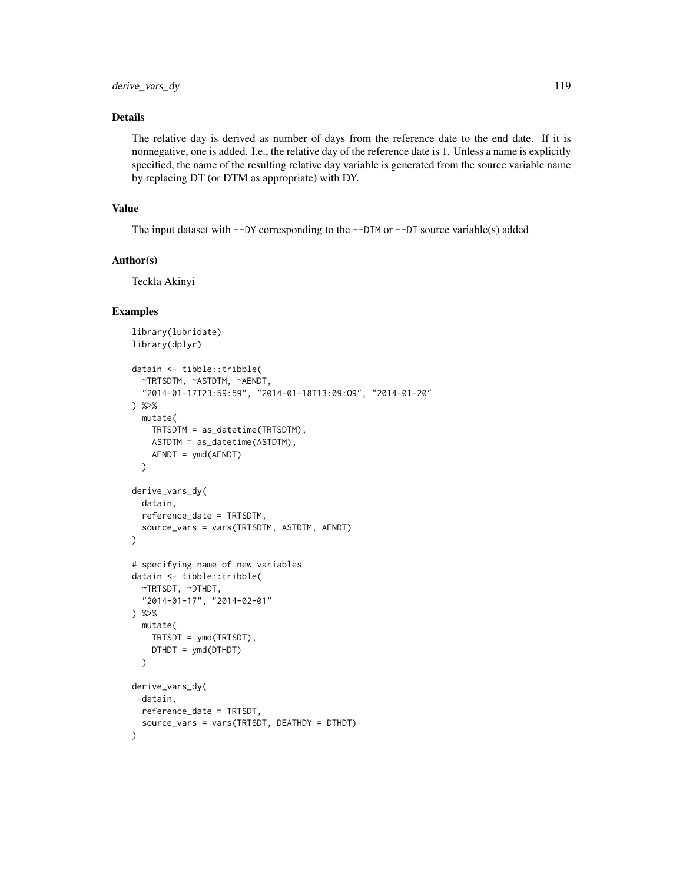### Details

The relative day is derived as number of days from the reference date to the end date. If it is nonnegative, one is added. I.e., the relative day of the reference date is 1. Unless a name is explicitly specified, the name of the resulting relative day variable is generated from the source variable name by replacing DT (or DTM as appropriate) with DY.

### Value

The input dataset with `--DY` corresponding to the `--DTM` or `--DT` source variable(s) added

### Author(s)

Teckla Akinyi

### Examples

```
library(lubridate)
library(dplyr)

datain <- tibble::tribble(
  ~TRTSDTM, ~ASTDTM, ~AENDT,
  "2014-01-17T23:59:59", "2014-01-18T13:09:O9", "2014-01-20"
) %>%
  mutate(
    TRTSDTM = as_datetime(TRTSDTM),
    ASTDTM = as_datetime(ASTDTM),
    AENDT = ymd(AENDT)
  )

derive_vars_dy(
  datain,
  reference_date = TRTSDTM,
  source_vars = vars(TRTSDTM, ASTDTM, AENDT)
)

# specifying name of new variables
datain <- tibble::tribble(
  ~TRTSDT, ~DTHDT,
  "2014-01-17", "2014-02-01"
) %>%
  mutate(
    TRTSDT = ymd(TRTSDT),
    DTHDT = ymd(DTHDT)
  )

derive_vars_dy(
  datain,
  reference_date = TRTSDT,
  source_vars = vars(TRTSDT, DEATHDY = DTHDT)
)
```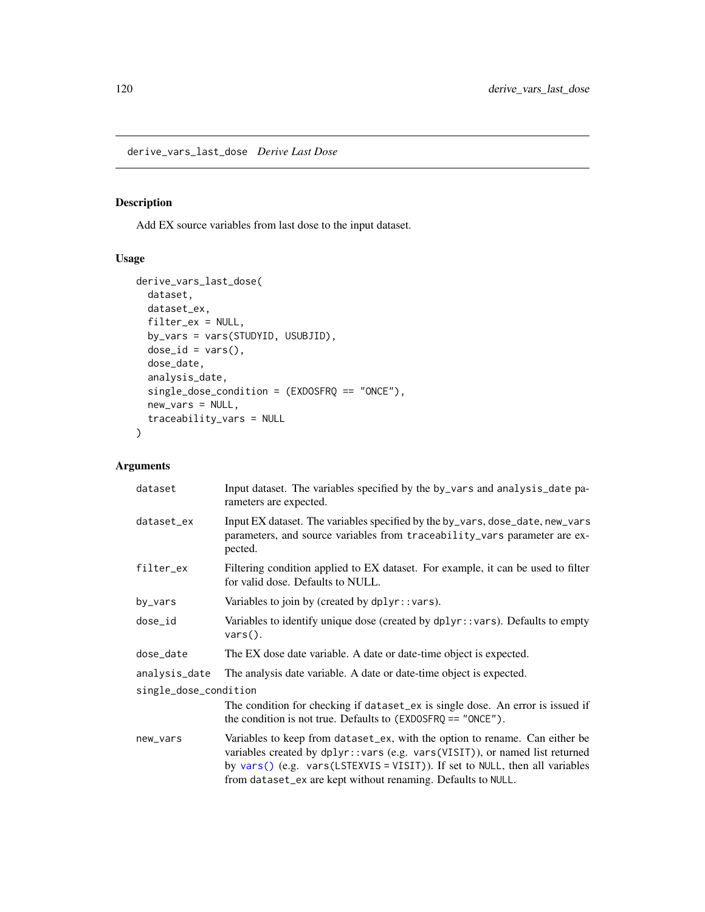## derive_vars_last_dose *Derive Last Dose*

### Description

Add EX source variables from last dose to the input dataset.

### Usage

```
derive_vars_last_dose(
  dataset,
  dataset_ex,
  filter_ex = NULL,
  by_vars = vars(STUDYID, USUBJID),
  dose_id = vars(),
  dose_date,
  analysis_date,
  single_dose_condition = (EXDOSFRQ == "ONCE"),
  new_vars = NULL,
  traceability_vars = NULL
)
```

### Arguments

| | |
|---|---|
| `dataset` | Input dataset. The variables specified by the `by_vars` and `analysis_date` parameters are expected. |
| `dataset_ex` | Input EX dataset. The variables specified by the `by_vars`, `dose_date`, `new_vars` parameters, and source variables from `traceability_vars` parameter are expected. |
| `filter_ex` | Filtering condition applied to EX dataset. For example, it can be used to filter for valid dose. Defaults to NULL. |
| `by_vars` | Variables to join by (created by `dplyr::vars`). |
| `dose_id` | Variables to identify unique dose (created by `dplyr::vars`). Defaults to empty `vars()`. |
| `dose_date` | The EX dose date variable. A date or date-time object is expected. |
| `analysis_date` | The analysis date variable. A date or date-time object is expected. |
| `single_dose_condition` | The condition for checking if `dataset_ex` is single dose. An error is issued if the condition is not true. Defaults to `(EXDOSFRQ == "ONCE")`. |
| `new_vars` | Variables to keep from `dataset_ex`, with the option to rename. Can either be variables created by `dplyr::vars` (e.g. `vars(VISIT)`), or named list returned by `vars()` (e.g. `vars(LSTEXVIS = VISIT)`). If set to `NULL`, then all variables from `dataset_ex` are kept without renaming. Defaults to `NULL`. |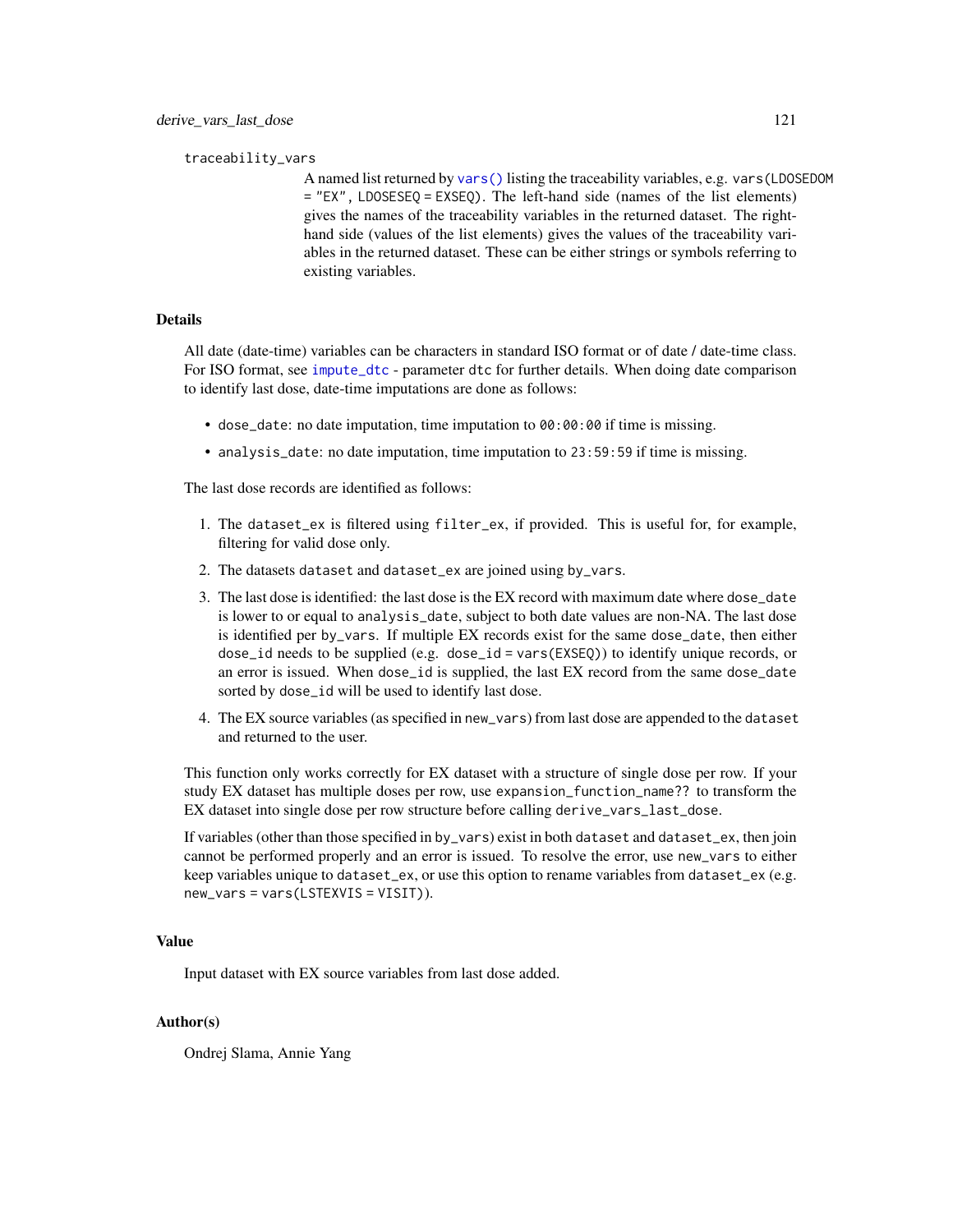traceability_vars

A named list returned by `vars()` listing the traceability variables, e.g. `vars(LDOSEDOM = "EX", LDOSESEQ = EXSEQ)`. The left-hand side (names of the list elements) gives the names of the traceability variables in the returned dataset. The right-hand side (values of the list elements) gives the values of the traceability variables in the returned dataset. These can be either strings or symbols referring to existing variables.

## Details

All date (date-time) variables can be characters in standard ISO format or of date / date-time class. For ISO format, see `impute_dtc` - parameter `dtc` for further details. When doing date comparison to identify last dose, date-time imputations are done as follows:

- `dose_date`: no date imputation, time imputation to `00:00:00` if time is missing.
- `analysis_date`: no date imputation, time imputation to `23:59:59` if time is missing.

The last dose records are identified as follows:

1. The `dataset_ex` is filtered using `filter_ex`, if provided. This is useful for, for example, filtering for valid dose only.
2. The datasets `dataset` and `dataset_ex` are joined using `by_vars`.
3. The last dose is identified: the last dose is the EX record with maximum date where `dose_date` is lower to or equal to `analysis_date`, subject to both date values are non-NA. The last dose is identified per `by_vars`. If multiple EX records exist for the same `dose_date`, then either `dose_id` needs to be supplied (e.g. `dose_id = vars(EXSEQ)`) to identify unique records, or an error is issued. When `dose_id` is supplied, the last EX record from the same `dose_date` sorted by `dose_id` will be used to identify last dose.
4. The EX source variables (as specified in `new_vars`) from last dose are appended to the `dataset` and returned to the user.

This function only works correctly for EX dataset with a structure of single dose per row. If your study EX dataset has multiple doses per row, use `expansion_function_name??` to transform the EX dataset into single dose per row structure before calling `derive_vars_last_dose`.

If variables (other than those specified in `by_vars`) exist in both `dataset` and `dataset_ex`, then join cannot be performed properly and an error is issued. To resolve the error, use `new_vars` to either keep variables unique to `dataset_ex`, or use this option to rename variables from `dataset_ex` (e.g. `new_vars = vars(LSTEXVIS = VISIT)`).

## Value

Input dataset with EX source variables from last dose added.

## Author(s)

Ondrej Slama, Annie Yang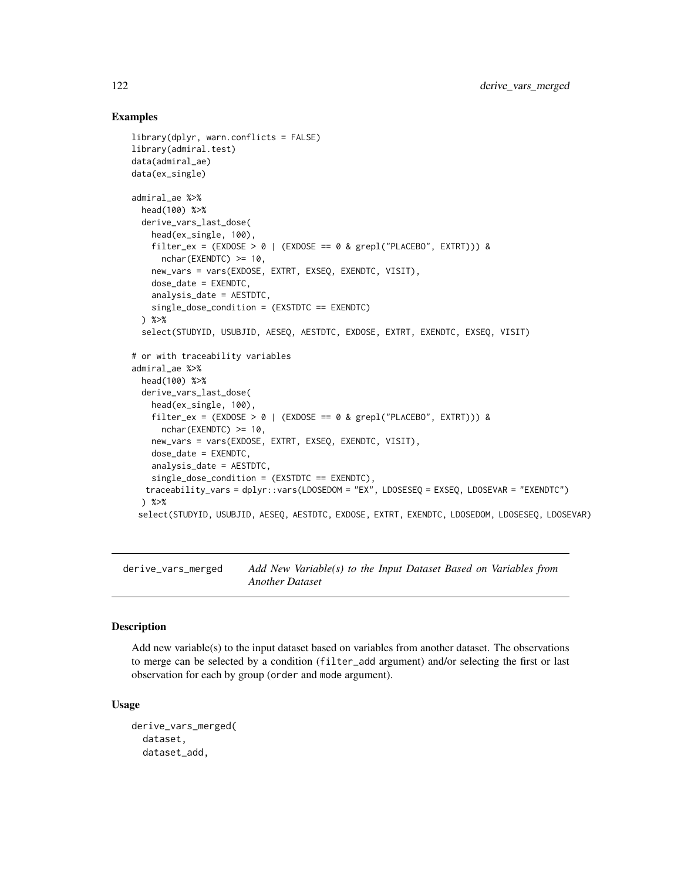## Examples

```
library(dplyr, warn.conflicts = FALSE)
library(admiral.test)
data(admiral_ae)
data(ex_single)

admiral_ae %>%
  head(100) %>%
  derive_vars_last_dose(
    head(ex_single, 100),
    filter_ex = (EXDOSE > 0 | (EXDOSE == 0 & grepl("PLACEBO", EXTRT))) &
      nchar(EXENDTC) >= 10,
    new_vars = vars(EXDOSE, EXTRT, EXSEQ, EXENDTC, VISIT),
    dose_date = EXENDTC,
    analysis_date = AESTDTC,
    single_dose_condition = (EXSTDTC == EXENDTC)
  ) %>%
  select(STUDYID, USUBJID, AESEQ, AESTDTC, EXDOSE, EXTRT, EXENDTC, EXSEQ, VISIT)

# or with traceability variables
admiral_ae %>%
  head(100) %>%
  derive_vars_last_dose(
    head(ex_single, 100),
    filter_ex = (EXDOSE > 0 | (EXDOSE == 0 & grepl("PLACEBO", EXTRT))) &
      nchar(EXENDTC) >= 10,
    new_vars = vars(EXDOSE, EXTRT, EXSEQ, EXENDTC, VISIT),
    dose_date = EXENDTC,
    analysis_date = AESTDTC,
    single_dose_condition = (EXSTDTC == EXENDTC),
   traceability_vars = dplyr::vars(LDOSEDOM = "EX", LDOSESEQ = EXSEQ, LDOSEVAR = "EXENDTC")
  ) %>%
 select(STUDYID, USUBJID, AESEQ, AESTDTC, EXDOSE, EXTRT, EXENDTC, LDOSEDOM, LDOSESEQ, LDOSEVAR)
```

---

# derive_vars_merged — *Add New Variable(s) to the Input Dataset Based on Variables from Another Dataset*

---

## Description

Add new variable(s) to the input dataset based on variables from another dataset. The observations to merge can be selected by a condition (filter_add argument) and/or selecting the first or last observation for each by group (order and mode argument).

## Usage

```
derive_vars_merged(
  dataset,
  dataset_add,
```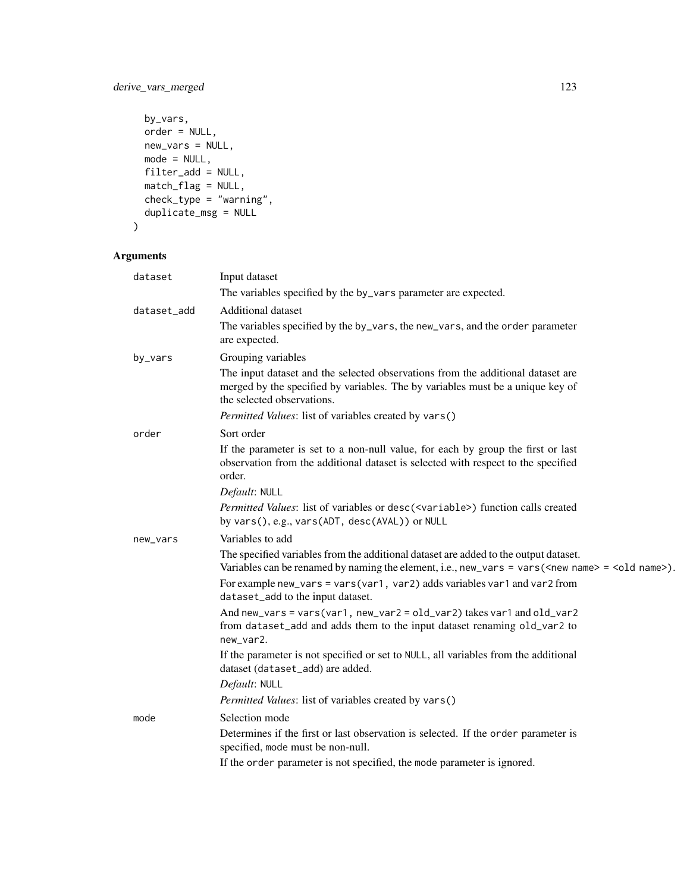```
  by_vars,
  order = NULL,
  new_vars = NULL,
  mode = NULL,
  filter_add = NULL,
  match_flag = NULL,
  check_type = "warning",
  duplicate_msg = NULL
)
```

## Arguments

**dataset**
: Input dataset

  The variables specified by the `by_vars` parameter are expected.

**dataset_add**
: Additional dataset

  The variables specified by the `by_vars`, the `new_vars`, and the `order` parameter are expected.

**by_vars**
: Grouping variables

  The input dataset and the selected observations from the additional dataset are merged by the specified by variables. The by variables must be a unique key of the selected observations.

  *Permitted Values*: list of variables created by `vars()`

**order**
: Sort order

  If the parameter is set to a non-null value, for each by group the first or last observation from the additional dataset is selected with respect to the specified order.

  *Default*: `NULL`

  *Permitted Values*: list of variables or `desc(<variable>)` function calls created by `vars()`, e.g., `vars(ADT, desc(AVAL))` or `NULL`

**new_vars**
: Variables to add

  The specified variables from the additional dataset are added to the output dataset. Variables can be renamed by naming the element, i.e., `new_vars = vars(<new name> = <old name>)`.

  For example `new_vars = vars(var1, var2)` adds variables `var1` and `var2` from `dataset_add` to the input dataset.

  And `new_vars = vars(var1, new_var2 = old_var2)` takes `var1` and `old_var2` from `dataset_add` and adds them to the input dataset renaming `old_var2` to `new_var2`.

  If the parameter is not specified or set to `NULL`, all variables from the additional dataset (`dataset_add`) are added.

  *Default*: `NULL`

  *Permitted Values*: list of variables created by `vars()`

**mode**
: Selection mode

  Determines if the first or last observation is selected. If the `order` parameter is specified, `mode` must be non-null.

  If the `order` parameter is not specified, the `mode` parameter is ignored.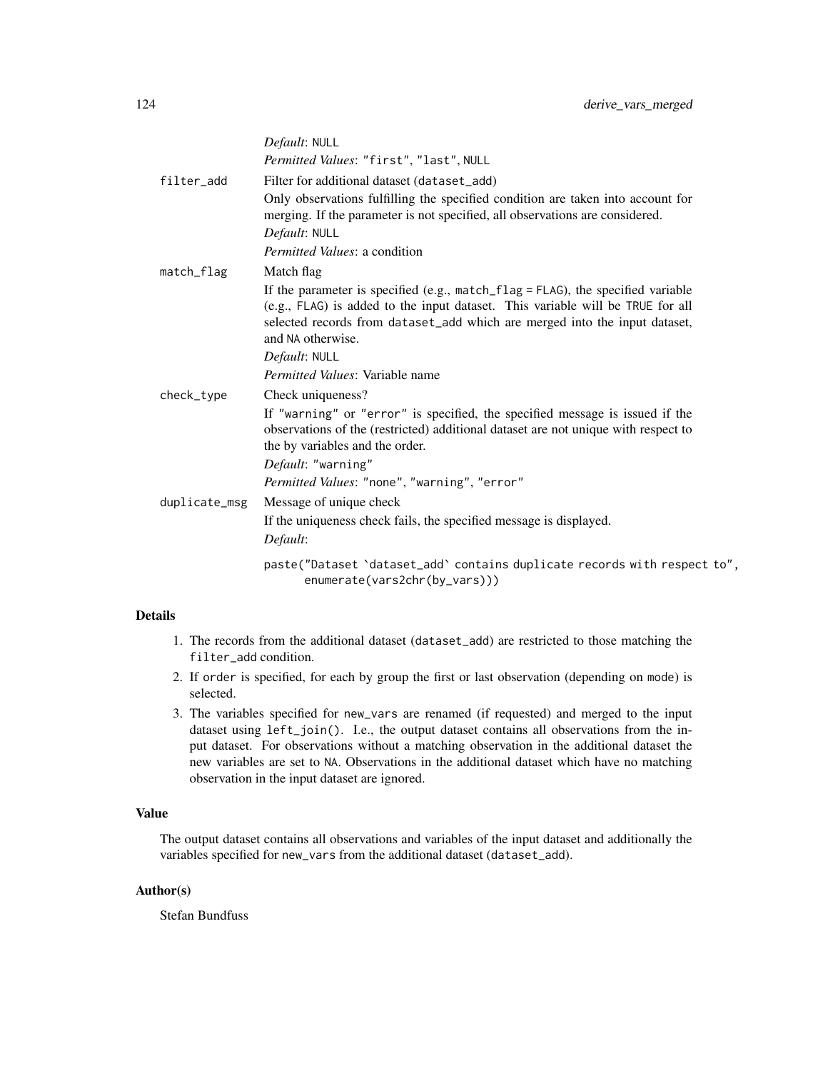*Default*: `NULL`

*Permitted Values*: `"first"`, `"last"`, `NULL`

`filter_add`
: Filter for additional dataset (`dataset_add`)

  Only observations fulfilling the specified condition are taken into account for merging. If the parameter is not specified, all observations are considered.

  *Default*: `NULL`

  *Permitted Values*: a condition

`match_flag`
: Match flag

  If the parameter is specified (e.g., `match_flag = FLAG`), the specified variable (e.g., `FLAG`) is added to the input dataset. This variable will be `TRUE` for all selected records from `dataset_add` which are merged into the input dataset, and `NA` otherwise.

  *Default*: `NULL`

  *Permitted Values*: Variable name

`check_type`
: Check uniqueness?

  If `"warning"` or `"error"` is specified, the specified message is issued if the observations of the (restricted) additional dataset are not unique with respect to the by variables and the order.

  *Default*: `"warning"`

  *Permitted Values*: `"none"`, `"warning"`, `"error"`

`duplicate_msg`
: Message of unique check

  If the uniqueness check fails, the specified message is displayed.

  *Default*:

```
paste("Dataset `dataset_add` contains duplicate records with respect to",
      enumerate(vars2chr(by_vars)))
```

## Details

1. The records from the additional dataset (`dataset_add`) are restricted to those matching the `filter_add` condition.
2. If `order` is specified, for each by group the first or last observation (depending on `mode`) is selected.
3. The variables specified for `new_vars` are renamed (if requested) and merged to the input dataset using `left_join()`. I.e., the output dataset contains all observations from the input dataset. For observations without a matching observation in the additional dataset the new variables are set to `NA`. Observations in the additional dataset which have no matching observation in the input dataset are ignored.

## Value

The output dataset contains all observations and variables of the input dataset and additionally the variables specified for `new_vars` from the additional dataset (`dataset_add`).

## Author(s)

Stefan Bundfuss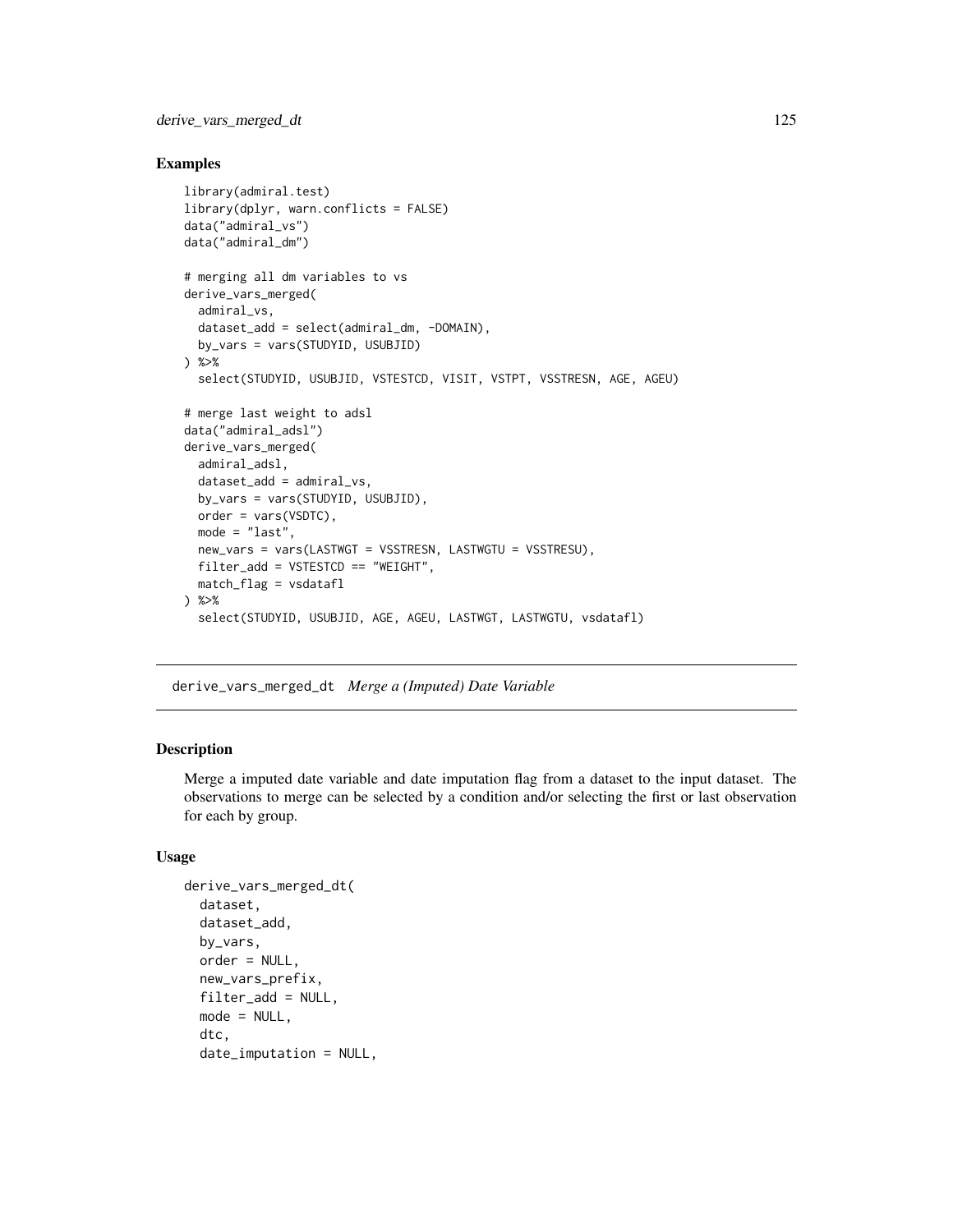### Examples

```
library(admiral.test)
library(dplyr, warn.conflicts = FALSE)
data("admiral_vs")
data("admiral_dm")

# merging all dm variables to vs
derive_vars_merged(
  admiral_vs,
  dataset_add = select(admiral_dm, -DOMAIN),
  by_vars = vars(STUDYID, USUBJID)
) %>%
  select(STUDYID, USUBJID, VSTESTCD, VISIT, VSTPT, VSSTRESN, AGE, AGEU)

# merge last weight to adsl
data("admiral_adsl")
derive_vars_merged(
  admiral_adsl,
  dataset_add = admiral_vs,
  by_vars = vars(STUDYID, USUBJID),
  order = vars(VSDTC),
  mode = "last",
  new_vars = vars(LASTWGT = VSSTRESN, LASTWGTU = VSSTRESU),
  filter_add = VSTESTCD == "WEIGHT",
  match_flag = vsdatafl
) %>%
  select(STUDYID, USUBJID, AGE, AGEU, LASTWGT, LASTWGTU, vsdatafl)
```

---

## derive_vars_merged_dt *Merge a (Imputed) Date Variable*

### Description

Merge a imputed date variable and date imputation flag from a dataset to the input dataset. The observations to merge can be selected by a condition and/or selecting the first or last observation for each by group.

### Usage

```
derive_vars_merged_dt(
  dataset,
  dataset_add,
  by_vars,
  order = NULL,
  new_vars_prefix,
  filter_add = NULL,
  mode = NULL,
  dtc,
  date_imputation = NULL,
```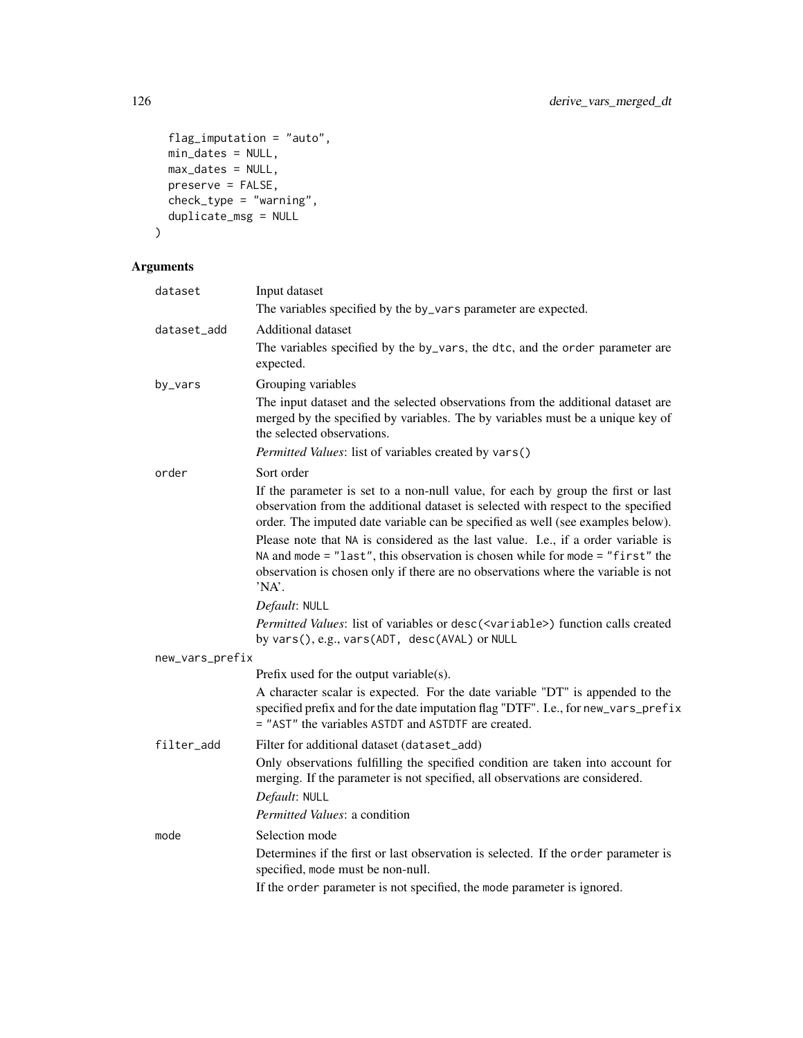```
  flag_imputation = "auto",
  min_dates = NULL,
  max_dates = NULL,
  preserve = FALSE,
  check_type = "warning",
  duplicate_msg = NULL
)
```

## Arguments

`dataset` Input dataset

The variables specified by the `by_vars` parameter are expected.

`dataset_add` Additional dataset

The variables specified by the `by_vars`, the `dtc`, and the `order` parameter are expected.

`by_vars` Grouping variables

The input dataset and the selected observations from the additional dataset are merged by the specified by variables. The by variables must be a unique key of the selected observations.

*Permitted Values*: list of variables created by `vars()`

`order` Sort order

If the parameter is set to a non-null value, for each by group the first or last observation from the additional dataset is selected with respect to the specified order. The imputed date variable can be specified as well (see examples below).

Please note that `NA` is considered as the last value. I.e., if a order variable is `NA` and `mode = "last"`, this observation is chosen while for `mode = "first"` the observation is chosen only if there are no observations where the variable is not 'NA'.

*Default*: `NULL`

*Permitted Values*: list of variables or `desc(<variable>)` function calls created by `vars()`, e.g., `vars(ADT, desc(AVAL)` or `NULL`

`new_vars_prefix`

Prefix used for the output variable(s).

A character scalar is expected. For the date variable "DT" is appended to the specified prefix and for the date imputation flag "DTF". I.e., for `new_vars_prefix = "AST"` the variables `ASTDT` and `ASTDTF` are created.

`filter_add` Filter for additional dataset (`dataset_add`)

Only observations fulfilling the specified condition are taken into account for merging. If the parameter is not specified, all observations are considered.

*Default*: `NULL`

*Permitted Values*: a condition

`mode` Selection mode

Determines if the first or last observation is selected. If the `order` parameter is specified, `mode` must be non-null.

If the `order` parameter is not specified, the `mode` parameter is ignored.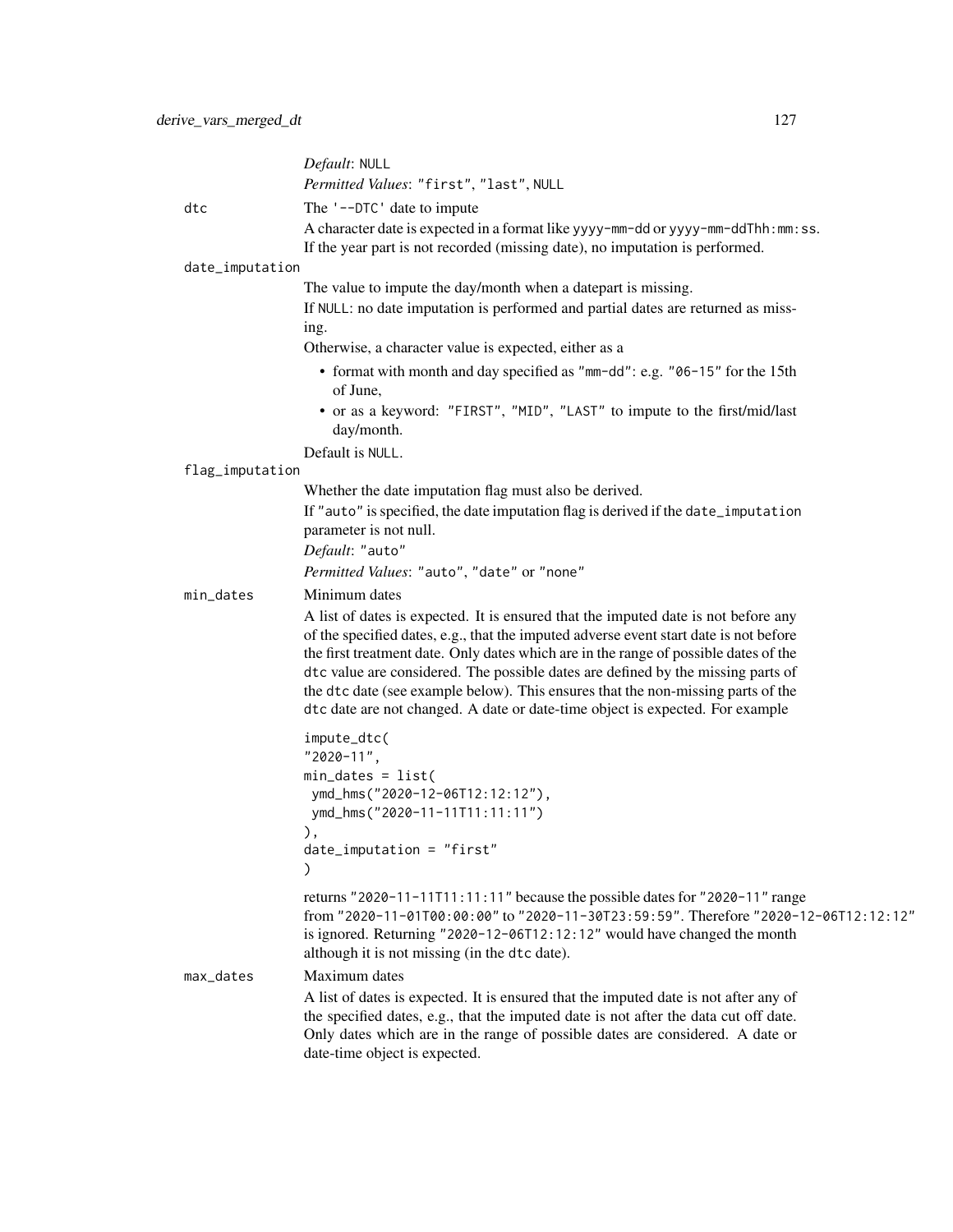*Default*: `NULL`

*Permitted Values*: `"first"`, `"last"`, `NULL`

`dtc`
: The `'--DTC'` date to impute

  A character date is expected in a format like `yyyy-mm-dd` or `yyyy-mm-ddThh:mm:ss`. If the year part is not recorded (missing date), no imputation is performed.

`date_imputation`
: The value to impute the day/month when a datepart is missing.

  If `NULL`: no date imputation is performed and partial dates are returned as missing.

  Otherwise, a character value is expected, either as a

  - format with month and day specified as `"mm-dd"`: e.g. `"06-15"` for the 15th of June,
  - or as a keyword: `"FIRST"`, `"MID"`, `"LAST"` to impute to the first/mid/last day/month.

  Default is `NULL`.

`flag_imputation`
: Whether the date imputation flag must also be derived.

  If `"auto"` is specified, the date imputation flag is derived if the `date_imputation` parameter is not null.

  *Default*: `"auto"`

  *Permitted Values*: `"auto"`, `"date"` or `"none"`

`min_dates`
: Minimum dates

  A list of dates is expected. It is ensured that the imputed date is not before any of the specified dates, e.g., that the imputed adverse event start date is not before the first treatment date. Only dates which are in the range of possible dates of the `dtc` value are considered. The possible dates are defined by the missing parts of the `dtc` date (see example below). This ensures that the non-missing parts of the `dtc` date are not changed. A date or date-time object is expected. For example

```
impute_dtc(
"2020-11",
min_dates = list(
 ymd_hms("2020-12-06T12:12:12"),
 ymd_hms("2020-11-11T11:11:11")
),
date_imputation = "first"
)
```

  returns `"2020-11-11T11:11:11"` because the possible dates for `"2020-11"` range from `"2020-11-01T00:00:00"` to `"2020-11-30T23:59:59"`. Therefore `"2020-12-06T12:12:12"` is ignored. Returning `"2020-12-06T12:12:12"` would have changed the month although it is not missing (in the `dtc` date).

`max_dates`
: Maximum dates

  A list of dates is expected. It is ensured that the imputed date is not after any of the specified dates, e.g., that the imputed date is not after the data cut off date. Only dates which are in the range of possible dates are considered. A date or date-time object is expected.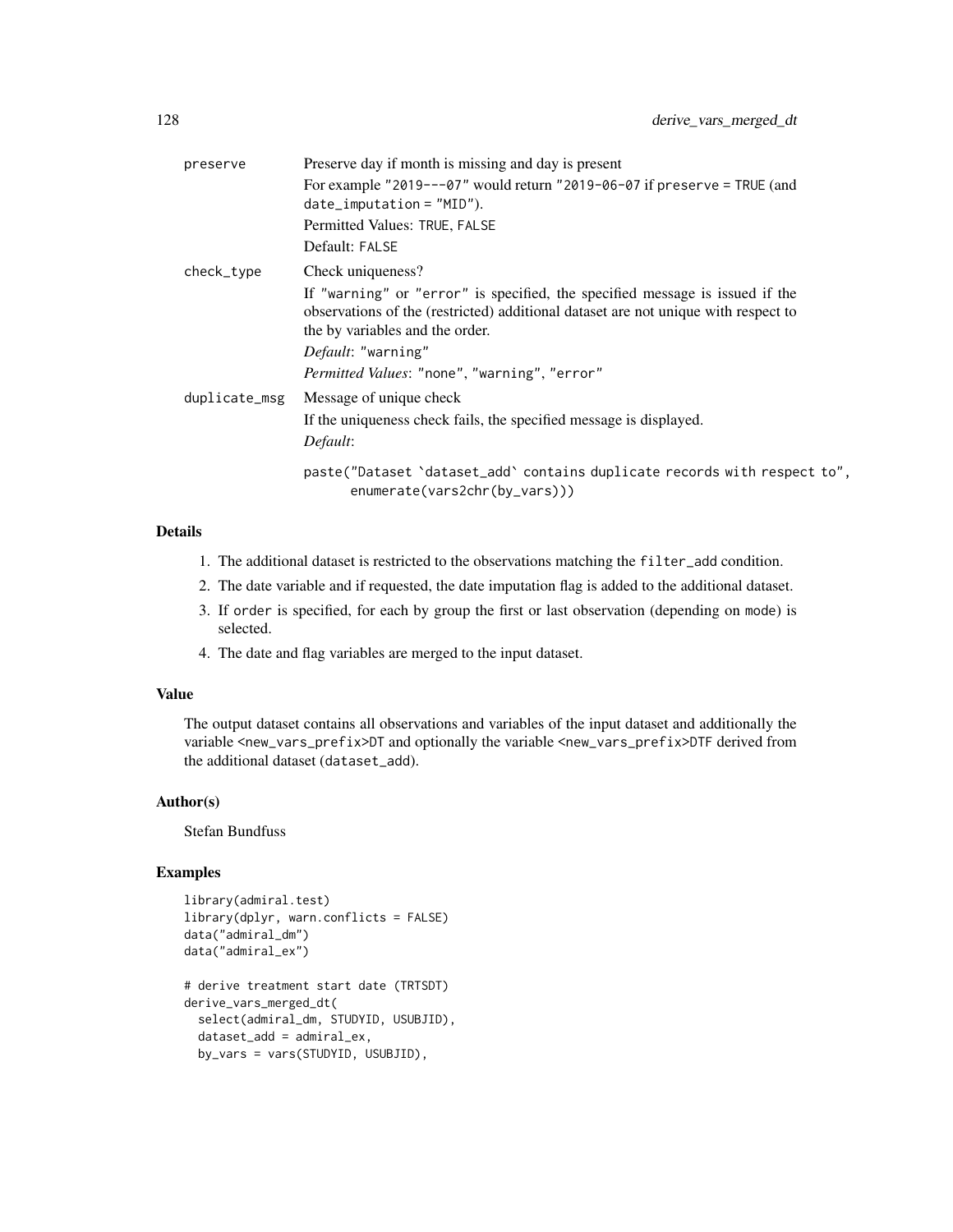preserve
: Preserve day if month is missing and day is present

  For example "2019---07" would return "2019-06-07 if preserve = TRUE (and date_imputation = "MID").

  Permitted Values: TRUE, FALSE

  Default: FALSE

check_type
: Check uniqueness?

  If "warning" or "error" is specified, the specified message is issued if the observations of the (restricted) additional dataset are not unique with respect to the by variables and the order.

  *Default*: "warning"

  *Permitted Values*: "none", "warning", "error"

duplicate_msg
: Message of unique check

  If the uniqueness check fails, the specified message is displayed.

  *Default*:

  ```
  paste("Dataset `dataset_add` contains duplicate records with respect to",
        enumerate(vars2chr(by_vars)))
  ```

## Details

1. The additional dataset is restricted to the observations matching the filter_add condition.
2. The date variable and if requested, the date imputation flag is added to the additional dataset.
3. If order is specified, for each by group the first or last observation (depending on mode) is selected.
4. The date and flag variables are merged to the input dataset.

## Value

The output dataset contains all observations and variables of the input dataset and additionally the variable <new_vars_prefix>DT and optionally the variable <new_vars_prefix>DTF derived from the additional dataset (dataset_add).

## Author(s)

Stefan Bundfuss

## Examples

```
library(admiral.test)
library(dplyr, warn.conflicts = FALSE)
data("admiral_dm")
data("admiral_ex")

# derive treatment start date (TRTSDT)
derive_vars_merged_dt(
  select(admiral_dm, STUDYID, USUBJID),
  dataset_add = admiral_ex,
  by_vars = vars(STUDYID, USUBJID),
```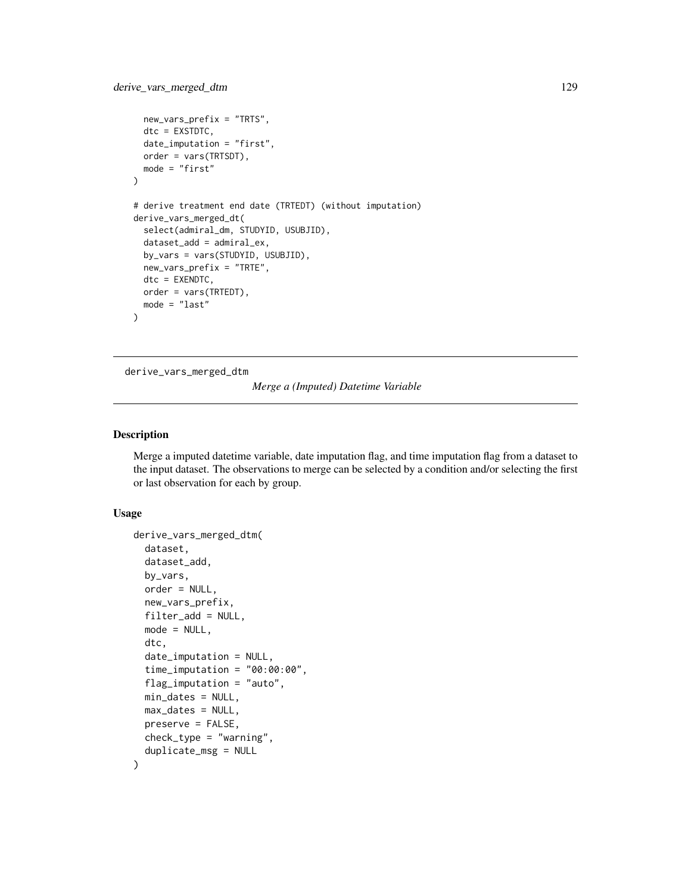```
  new_vars_prefix = "TRTS",
  dtc = EXSTDTC,
  date_imputation = "first",
  order = vars(TRTSDT),
  mode = "first"
)

# derive treatment end date (TRTEDT) (without imputation)
derive_vars_merged_dt(
  select(admiral_dm, STUDYID, USUBJID),
  dataset_add = admiral_ex,
  by_vars = vars(STUDYID, USUBJID),
  new_vars_prefix = "TRTE",
  dtc = EXENDTC,
  order = vars(TRTEDT),
  mode = "last"
)
```

---

derive_vars_merged_dtm    *Merge a (Imputed) Datetime Variable*

---

## Description

Merge a imputed datetime variable, date imputation flag, and time imputation flag from a dataset to the input dataset. The observations to merge can be selected by a condition and/or selecting the first or last observation for each by group.

## Usage

```
derive_vars_merged_dtm(
  dataset,
  dataset_add,
  by_vars,
  order = NULL,
  new_vars_prefix,
  filter_add = NULL,
  mode = NULL,
  dtc,
  date_imputation = NULL,
  time_imputation = "00:00:00",
  flag_imputation = "auto",
  min_dates = NULL,
  max_dates = NULL,
  preserve = FALSE,
  check_type = "warning",
  duplicate_msg = NULL
)
```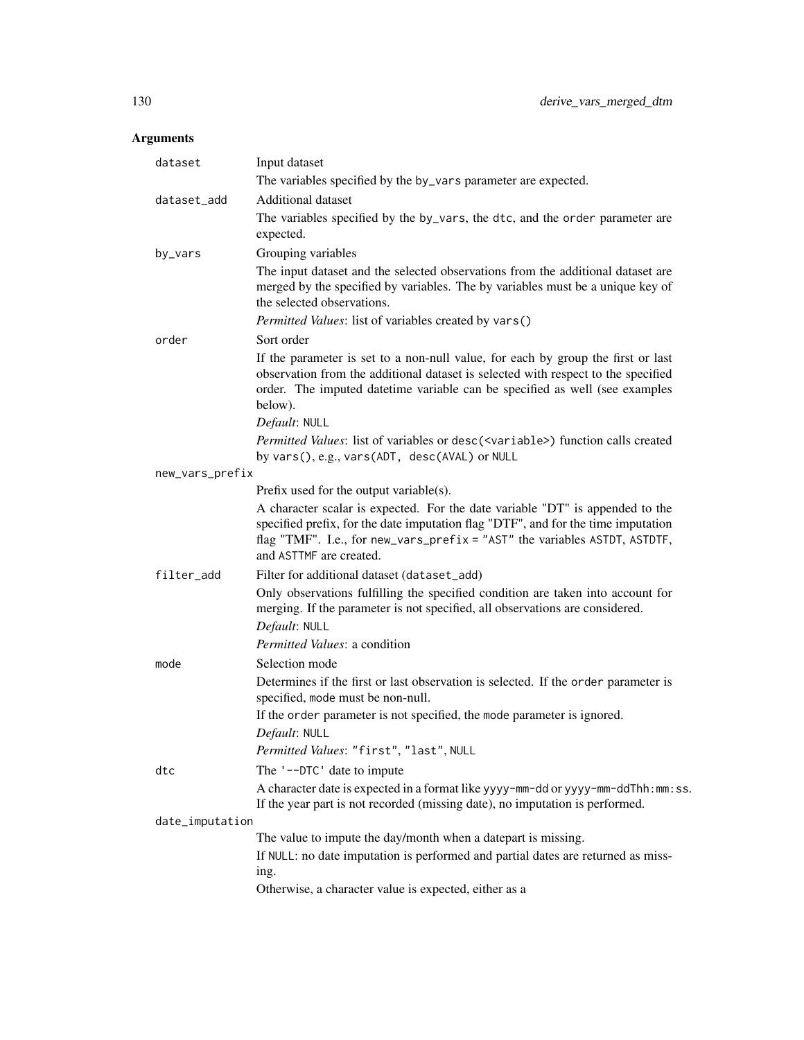## Arguments

`dataset`
: Input dataset

  The variables specified by the `by_vars` parameter are expected.

`dataset_add`
: Additional dataset

  The variables specified by the `by_vars`, the `dtc`, and the `order` parameter are expected.

`by_vars`
: Grouping variables

  The input dataset and the selected observations from the additional dataset are merged by the specified by variables. The by variables must be a unique key of the selected observations.

  *Permitted Values*: list of variables created by `vars()`

`order`
: Sort order

  If the parameter is set to a non-null value, for each by group the first or last observation from the additional dataset is selected with respect to the specified order. The imputed datetime variable can be specified as well (see examples below).

  *Default*: `NULL`

  *Permitted Values*: list of variables or `desc(<variable>)` function calls created by `vars()`, e.g., `vars(ADT, desc(AVAL)` or `NULL`

`new_vars_prefix`
: Prefix used for the output variable(s).

  A character scalar is expected. For the date variable "DT" is appended to the specified prefix, for the date imputation flag "DTF", and for the time imputation flag "TMF". I.e., for `new_vars_prefix = "AST"` the variables `ASTDT`, `ASTDTF`, and `ASTTMF` are created.

`filter_add`
: Filter for additional dataset (`dataset_add`)

  Only observations fulfilling the specified condition are taken into account for merging. If the parameter is not specified, all observations are considered.

  *Default*: `NULL`

  *Permitted Values*: a condition

`mode`
: Selection mode

  Determines if the first or last observation is selected. If the `order` parameter is specified, `mode` must be non-null.

  If the `order` parameter is not specified, the `mode` parameter is ignored.

  *Default*: `NULL`

  *Permitted Values*: `"first"`, `"last"`, `NULL`

`dtc`
: The `'--DTC'` date to impute

  A character date is expected in a format like `yyyy-mm-dd` or `yyyy-mm-ddThh:mm:ss`. If the year part is not recorded (missing date), no imputation is performed.

`date_imputation`
: The value to impute the day/month when a datepart is missing.

  If `NULL`: no date imputation is performed and partial dates are returned as missing.

  Otherwise, a character value is expected, either as a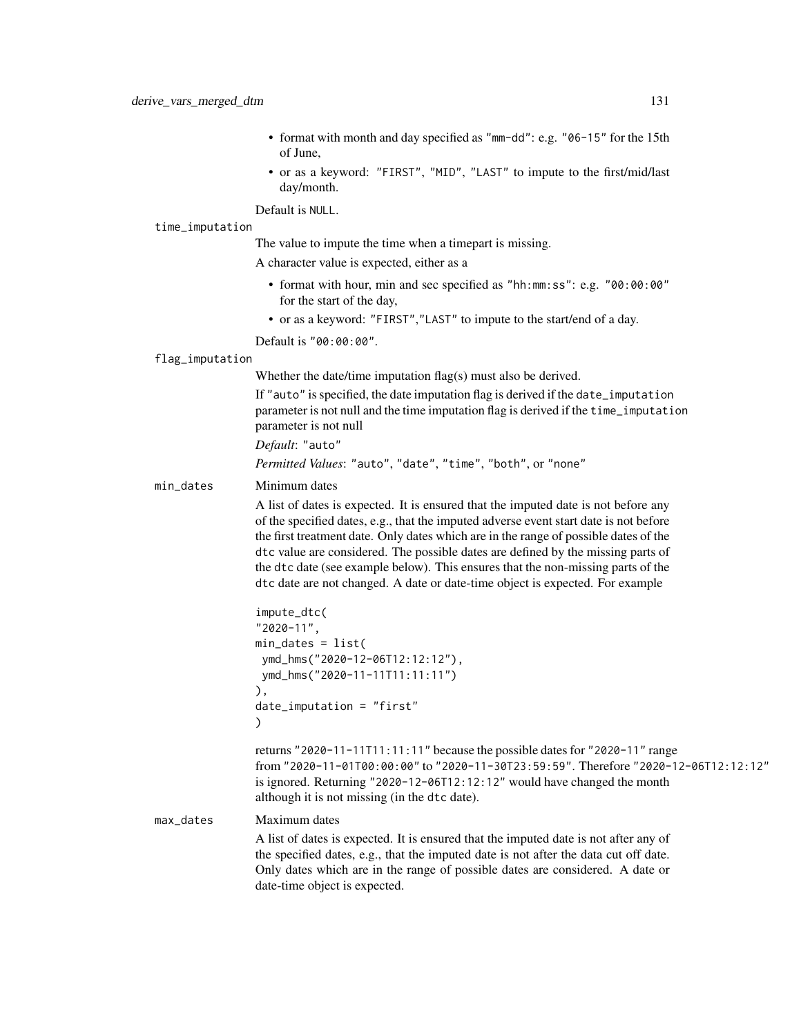- format with month and day specified as "mm-dd": e.g. "06-15" for the 15th of June,
- or as a keyword: "FIRST", "MID", "LAST" to impute to the first/mid/last day/month.

Default is NULL.

`time_imputation`

The value to impute the time when a timepart is missing.

A character value is expected, either as a

- format with hour, min and sec specified as "hh:mm:ss": e.g. "00:00:00" for the start of the day,
- or as a keyword: "FIRST","LAST" to impute to the start/end of a day.

Default is "00:00:00".

`flag_imputation`

Whether the date/time imputation flag(s) must also be derived.

If "auto" is specified, the date imputation flag is derived if the date_imputation parameter is not null and the time imputation flag is derived if the time_imputation parameter is not null

*Default*: "auto"

*Permitted Values*: "auto", "date", "time", "both", or "none"

`min_dates`

Minimum dates

A list of dates is expected. It is ensured that the imputed date is not before any of the specified dates, e.g., that the imputed adverse event start date is not before the first treatment date. Only dates which are in the range of possible dates of the dtc value are considered. The possible dates are defined by the missing parts of the dtc date (see example below). This ensures that the non-missing parts of the dtc date are not changed. A date or date-time object is expected. For example

```
impute_dtc(
"2020-11",
min_dates = list(
 ymd_hms("2020-12-06T12:12:12"),
 ymd_hms("2020-11-11T11:11:11")
),
date_imputation = "first"
)
```

returns "2020-11-11T11:11:11" because the possible dates for "2020-11" range from "2020-11-01T00:00:00" to "2020-11-30T23:59:59". Therefore "2020-12-06T12:12:12" is ignored. Returning "2020-12-06T12:12:12" would have changed the month although it is not missing (in the dtc date).

`max_dates`

Maximum dates

A list of dates is expected. It is ensured that the imputed date is not after any of the specified dates, e.g., that the imputed date is not after the data cut off date. Only dates which are in the range of possible dates are considered. A date or date-time object is expected.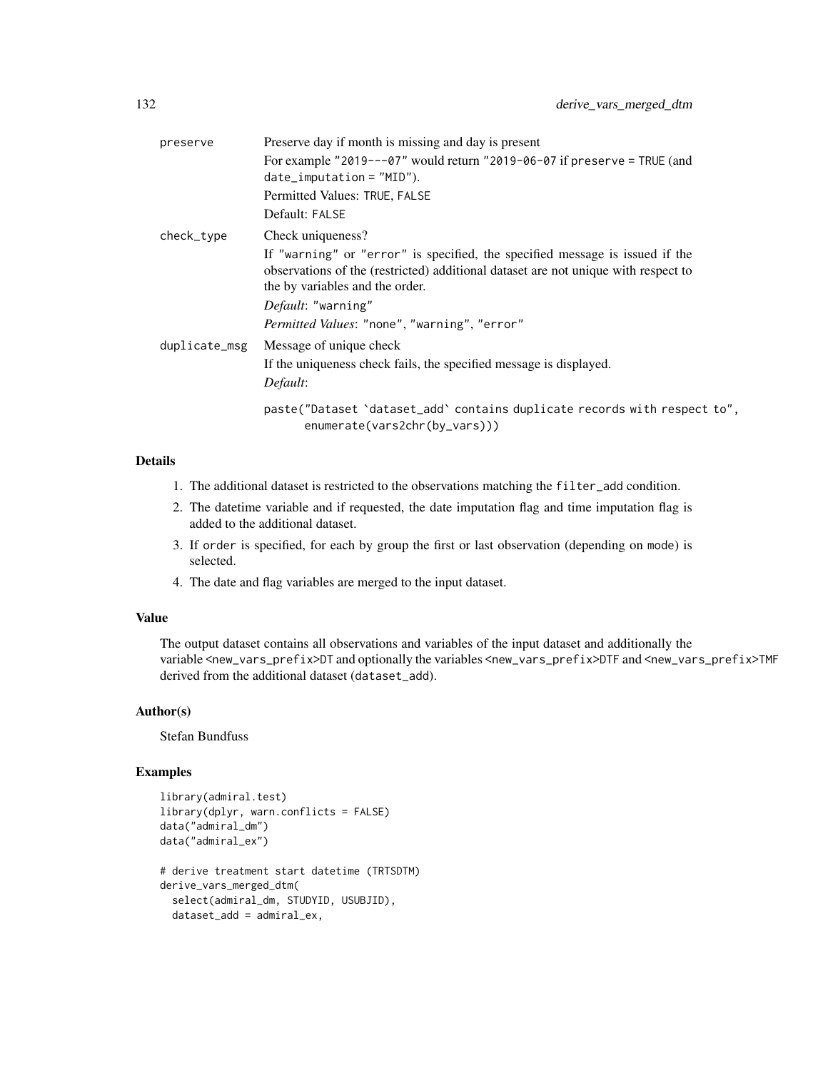preserve
: Preserve day if month is missing and day is present

  For example "2019---07" would return "2019-06-07 if preserve = TRUE (and date_imputation = "MID").

  Permitted Values: TRUE, FALSE

  Default: FALSE

check_type
: Check uniqueness?

  If "warning" or "error" is specified, the specified message is issued if the observations of the (restricted) additional dataset are not unique with respect to the by variables and the order.

  *Default*: "warning"

  *Permitted Values*: "none", "warning", "error"

duplicate_msg
: Message of unique check

  If the uniqueness check fails, the specified message is displayed.

  *Default*:

  ```
  paste("Dataset `dataset_add` contains duplicate records with respect to",
        enumerate(vars2chr(by_vars)))
  ```

## Details

1. The additional dataset is restricted to the observations matching the filter_add condition.
2. The datetime variable and if requested, the date imputation flag and time imputation flag is added to the additional dataset.
3. If order is specified, for each by group the first or last observation (depending on mode) is selected.
4. The date and flag variables are merged to the input dataset.

## Value

The output dataset contains all observations and variables of the input dataset and additionally the variable <new_vars_prefix>DT and optionally the variables <new_vars_prefix>DTF and <new_vars_prefix>TMF derived from the additional dataset (dataset_add).

## Author(s)

Stefan Bundfuss

## Examples

```
library(admiral.test)
library(dplyr, warn.conflicts = FALSE)
data("admiral_dm")
data("admiral_ex")

# derive treatment start datetime (TRTSDTM)
derive_vars_merged_dtm(
  select(admiral_dm, STUDYID, USUBJID),
  dataset_add = admiral_ex,
```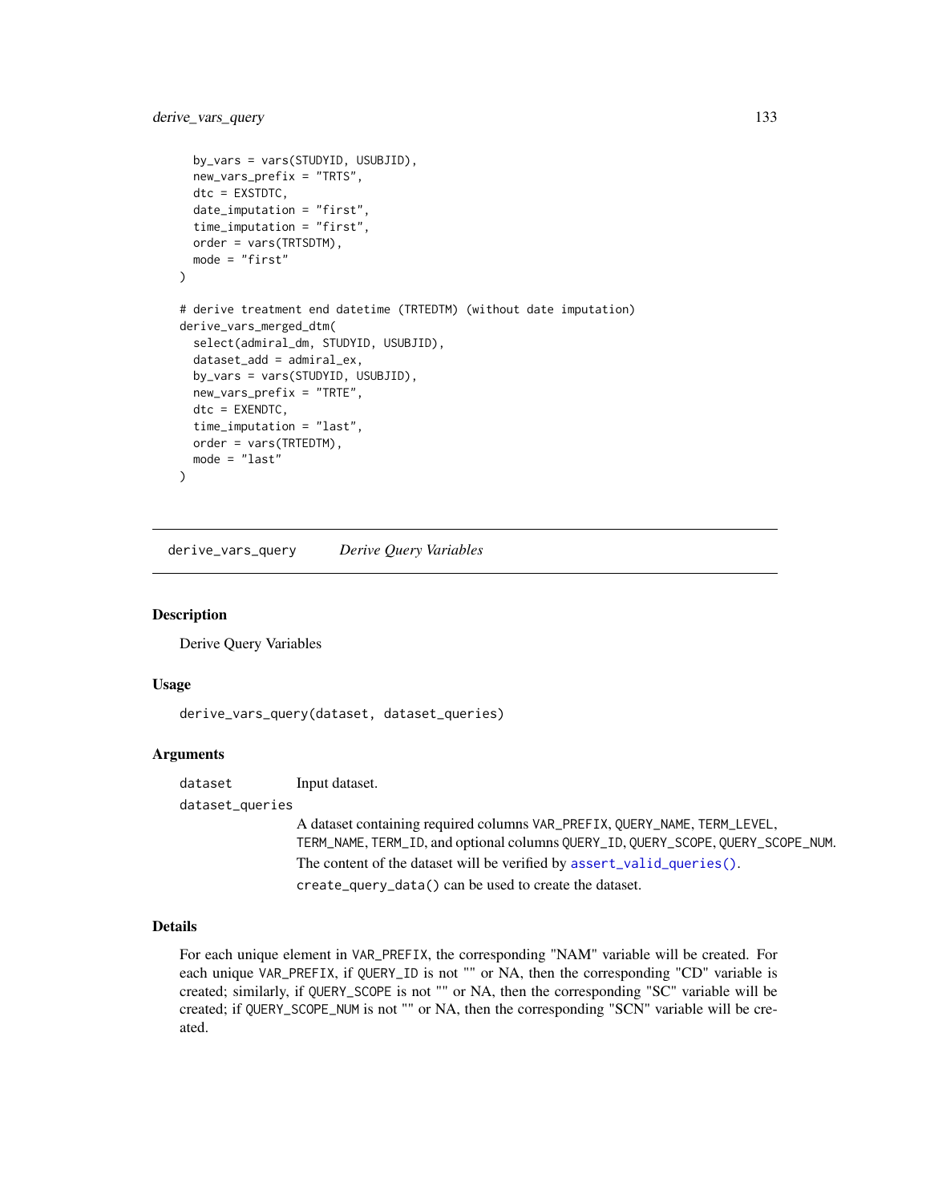```
  by_vars = vars(STUDYID, USUBJID),
  new_vars_prefix = "TRTS",
  dtc = EXSTDTC,
  date_imputation = "first",
  time_imputation = "first",
  order = vars(TRTSDTM),
  mode = "first"
)

# derive treatment end datetime (TRTEDTM) (without date imputation)
derive_vars_merged_dtm(
  select(admiral_dm, STUDYID, USUBJID),
  dataset_add = admiral_ex,
  by_vars = vars(STUDYID, USUBJID),
  new_vars_prefix = "TRTE",
  dtc = EXENDTC,
  time_imputation = "last",
  order = vars(TRTEDTM),
  mode = "last"
)
```

## derive_vars_query    *Derive Query Variables*

### Description

Derive Query Variables

### Usage

```
derive_vars_query(dataset, dataset_queries)
```

### Arguments

`dataset` Input dataset.

`dataset_queries` A dataset containing required columns `VAR_PREFIX`, `QUERY_NAME`, `TERM_LEVEL`, `TERM_NAME`, `TERM_ID`, and optional columns `QUERY_ID`, `QUERY_SCOPE`, `QUERY_SCOPE_NUM`.

The content of the dataset will be verified by `assert_valid_queries()`.

`create_query_data()` can be used to create the dataset.

### Details

For each unique element in `VAR_PREFIX`, the corresponding "NAM" variable will be created. For each unique `VAR_PREFIX`, if `QUERY_ID` is not "" or NA, then the corresponding "CD" variable is created; similarly, if `QUERY_SCOPE` is not "" or NA, then the corresponding "SC" variable will be created; if `QUERY_SCOPE_NUM` is not "" or NA, then the corresponding "SCN" variable will be created.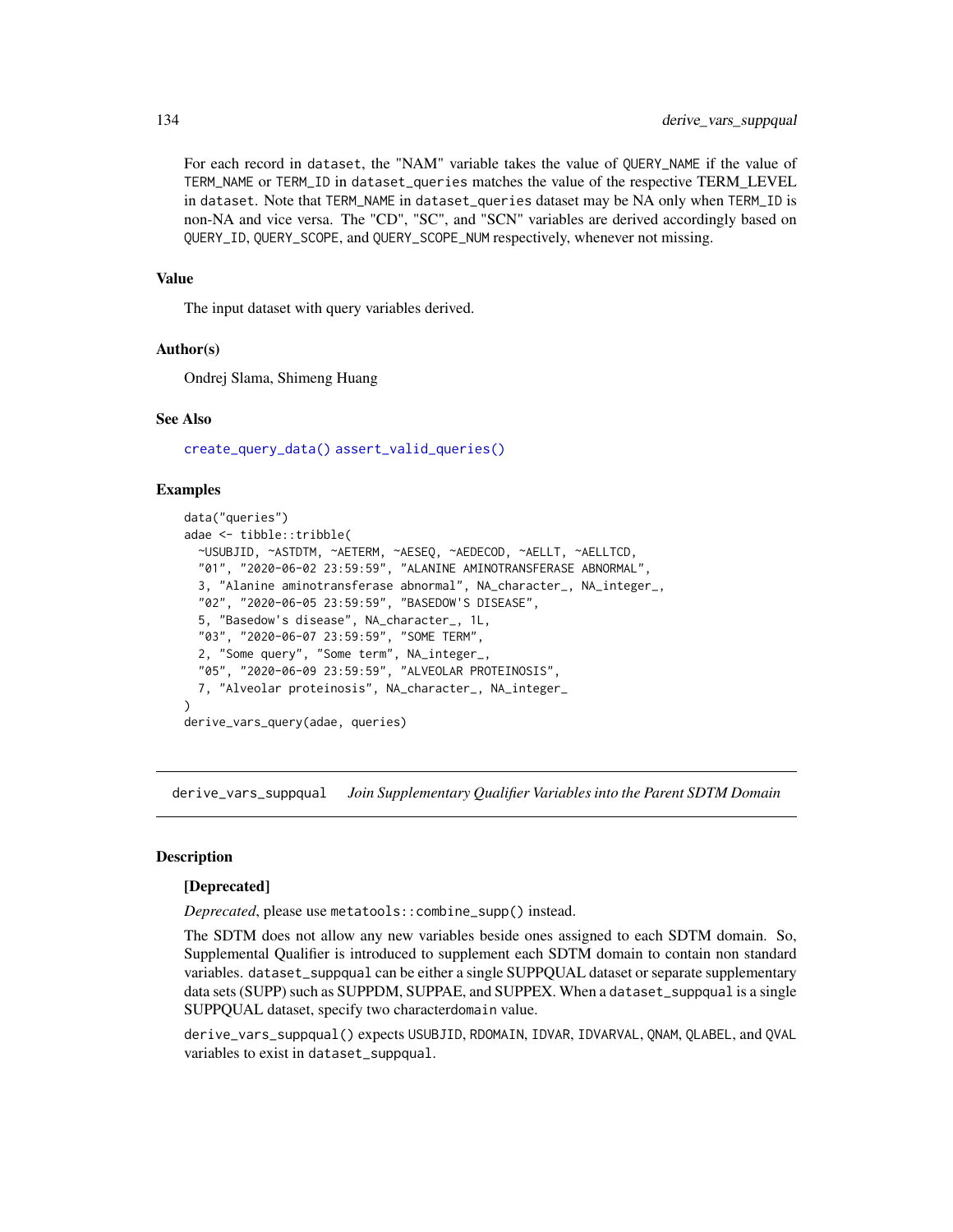For each record in `dataset`, the "NAM" variable takes the value of `QUERY_NAME` if the value of `TERM_NAME` or `TERM_ID` in `dataset_queries` matches the value of the respective TERM_LEVEL in `dataset`. Note that `TERM_NAME` in `dataset_queries` dataset may be NA only when `TERM_ID` is non-NA and vice versa. The "CD", "SC", and "SCN" variables are derived accordingly based on `QUERY_ID`, `QUERY_SCOPE`, and `QUERY_SCOPE_NUM` respectively, whenever not missing.

### Value

The input dataset with query variables derived.

### Author(s)

Ondrej Slama, Shimeng Huang

### See Also

`create_query_data()` `assert_valid_queries()`

### Examples

```
data("queries")
adae <- tibble::tribble(
  ~USUBJID, ~ASTDTM, ~AETERM, ~AESEQ, ~AEDECOD, ~AELLT, ~AELLTCD,
  "01", "2020-06-02 23:59:59", "ALANINE AMINOTRANSFERASE ABNORMAL",
  3, "Alanine aminotransferase abnormal", NA_character_, NA_integer_,
  "02", "2020-06-05 23:59:59", "BASEDOW'S DISEASE",
  5, "Basedow's disease", NA_character_, 1L,
  "03", "2020-06-07 23:59:59", "SOME TERM",
  2, "Some query", "Some term", NA_integer_,
  "05", "2020-06-09 23:59:59", "ALVEOLAR PROTEINOSIS",
  7, "Alveolar proteinosis", NA_character_, NA_integer_
)
derive_vars_query(adae, queries)
```

---

## derive_vars_suppqual *Join Supplementary Qualifier Variables into the Parent SDTM Domain*

### Description

**[Deprecated]**

*Deprecated*, please use `metatools::combine_supp()` instead.

The SDTM does not allow any new variables beside ones assigned to each SDTM domain. So, Supplemental Qualifier is introduced to supplement each SDTM domain to contain non standard variables. `dataset_suppqual` can be either a single SUPPQUAL dataset or separate supplementary data sets (SUPP) such as SUPPDM, SUPPAE, and SUPPEX. When a `dataset_suppqual` is a single SUPPQUAL dataset, specify two characterdomain value.

`derive_vars_suppqual()` expects `USUBJID`, `RDOMAIN`, `IDVAR`, `IDVARVAL`, `QNAM`, `QLABEL`, and `QVAL` variables to exist in `dataset_suppqual`.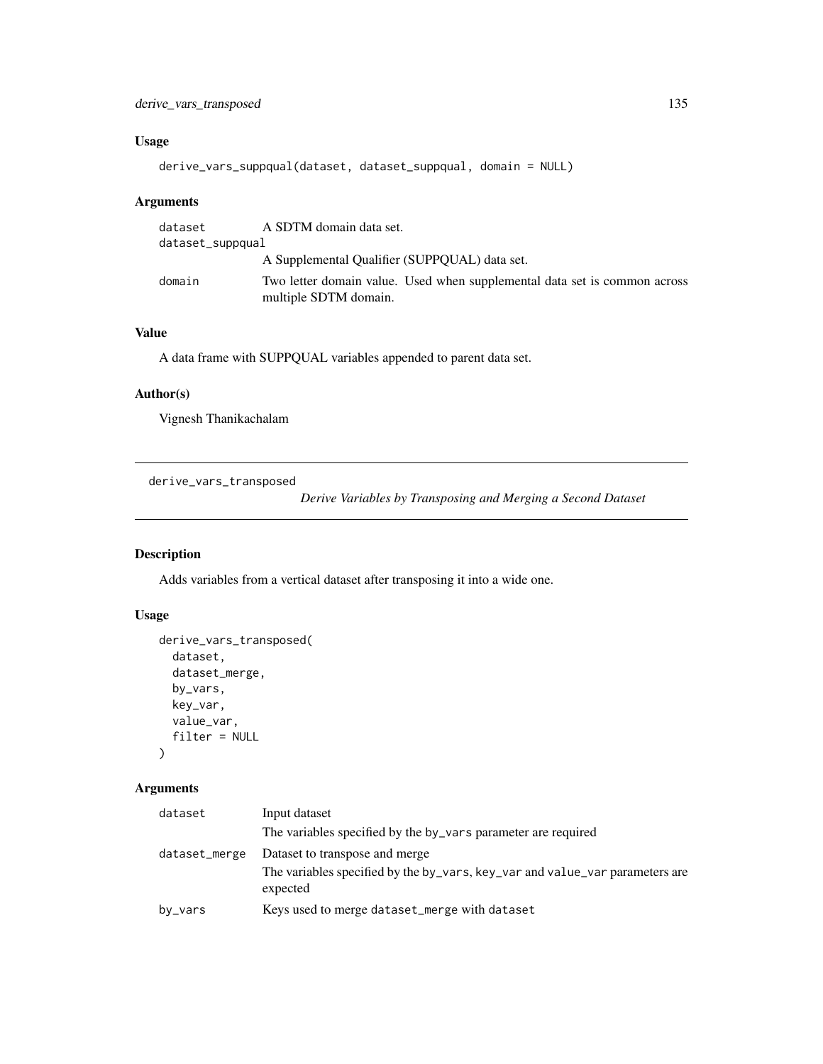### Usage

```
derive_vars_suppqual(dataset, dataset_suppqual, domain = NULL)
```

### Arguments

| | |
|---|---|
| dataset | A SDTM domain data set. |
| dataset_suppqual | A Supplemental Qualifier (SUPPQUAL) data set. |
| domain | Two letter domain value. Used when supplemental data set is common across multiple SDTM domain. |

### Value

A data frame with SUPPQUAL variables appended to parent data set.

### Author(s)

Vignesh Thanikachalam

---

## derive_vars_transposed

*Derive Variables by Transposing and Merging a Second Dataset*

---

### Description

Adds variables from a vertical dataset after transposing it into a wide one.

### Usage

```
derive_vars_transposed(
  dataset,
  dataset_merge,
  by_vars,
  key_var,
  value_var,
  filter = NULL
)
```

### Arguments

| | |
|---|---|
| dataset | Input dataset<br>The variables specified by the `by_vars` parameter are required |
| dataset_merge | Dataset to transpose and merge<br>The variables specified by the `by_vars`, `key_var` and `value_var` parameters are expected |
| by_vars | Keys used to merge `dataset_merge` with `dataset` |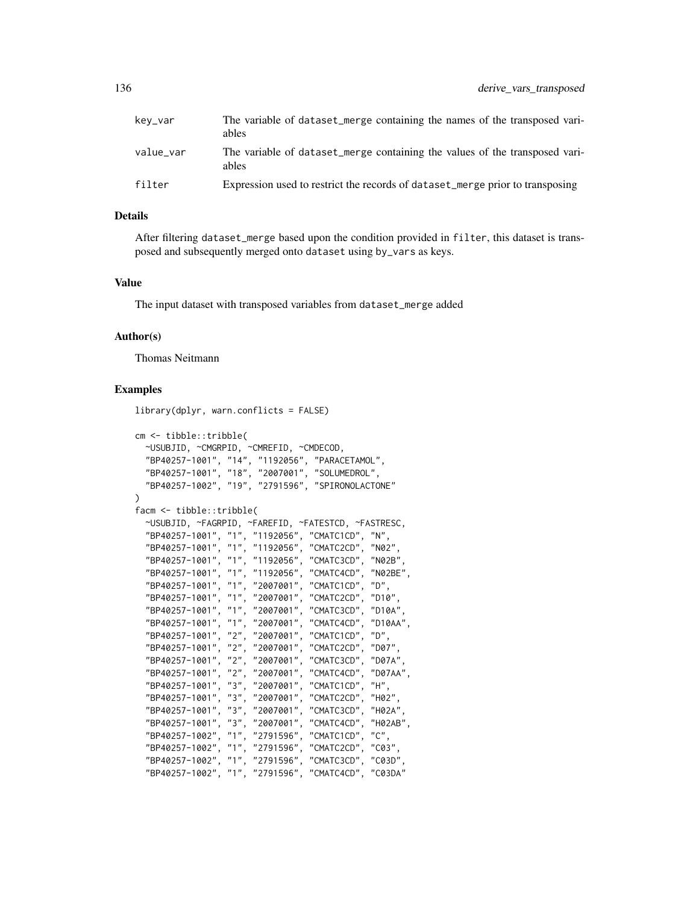| | |
|---|---|
| key_var | The variable of dataset_merge containing the names of the transposed variables |
| value_var | The variable of dataset_merge containing the values of the transposed variables |
| filter | Expression used to restrict the records of dataset_merge prior to transposing |

### Details

After filtering dataset_merge based upon the condition provided in filter, this dataset is transposed and subsequently merged onto dataset using by_vars as keys.

### Value

The input dataset with transposed variables from dataset_merge added

### Author(s)

Thomas Neitmann

### Examples

```
library(dplyr, warn.conflicts = FALSE)

cm <- tibble::tribble(
  ~USUBJID, ~CMGRPID, ~CMREFID, ~CMDECOD,
  "BP40257-1001", "14", "1192056", "PARACETAMOL",
  "BP40257-1001", "18", "2007001", "SOLUMEDROL",
  "BP40257-1002", "19", "2791596", "SPIRONOLACTONE"
)
facm <- tibble::tribble(
  ~USUBJID, ~FAGRPID, ~FAREFID, ~FATESTCD, ~FASTRESC,
  "BP40257-1001", "1", "1192056", "CMATC1CD", "N",
  "BP40257-1001", "1", "1192056", "CMATC2CD", "N02",
  "BP40257-1001", "1", "1192056", "CMATC3CD", "N02B",
  "BP40257-1001", "1", "1192056", "CMATC4CD", "N02BE",
  "BP40257-1001", "1", "2007001", "CMATC1CD", "D",
  "BP40257-1001", "1", "2007001", "CMATC2CD", "D10",
  "BP40257-1001", "1", "2007001", "CMATC3CD", "D10A",
  "BP40257-1001", "1", "2007001", "CMATC4CD", "D10AA",
  "BP40257-1001", "2", "2007001", "CMATC1CD", "D",
  "BP40257-1001", "2", "2007001", "CMATC2CD", "D07",
  "BP40257-1001", "2", "2007001", "CMATC3CD", "D07A",
  "BP40257-1001", "2", "2007001", "CMATC4CD", "D07AA",
  "BP40257-1001", "3", "2007001", "CMATC1CD", "H",
  "BP40257-1001", "3", "2007001", "CMATC2CD", "H02",
  "BP40257-1001", "3", "2007001", "CMATC3CD", "H02A",
  "BP40257-1001", "3", "2007001", "CMATC4CD", "H02AB",
  "BP40257-1002", "1", "2791596", "CMATC1CD", "C",
  "BP40257-1002", "1", "2791596", "CMATC2CD", "C03",
  "BP40257-1002", "1", "2791596", "CMATC3CD", "C03D",
  "BP40257-1002", "1", "2791596", "CMATC4CD", "C03DA"
```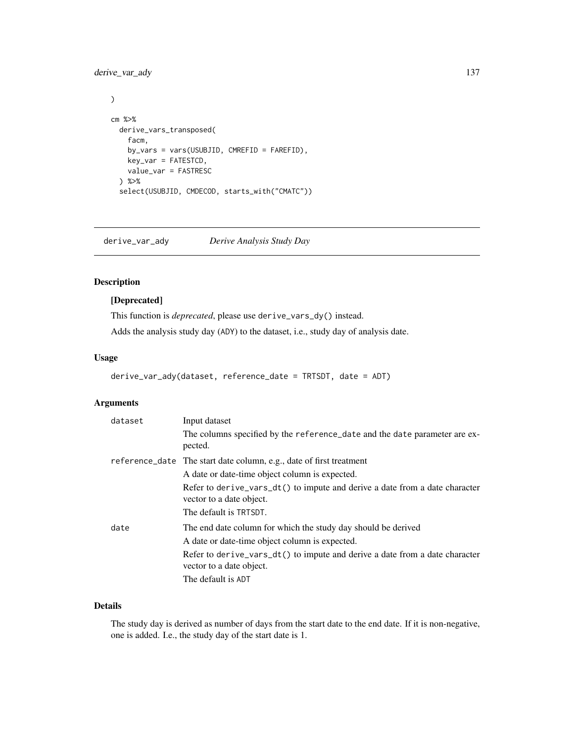```
)

cm %>%
  derive_vars_transposed(
    facm,
    by_vars = vars(USUBJID, CMREFID = FAREFID),
    key_var = FATESTCD,
    value_var = FASTRESC
  ) %>%
  select(USUBJID, CMDECOD, starts_with("CMATC"))
```

## derive_var_ady *Derive Analysis Study Day*

### Description

**[Deprecated]**

This function is *deprecated*, please use derive_vars_dy() instead.

Adds the analysis study day (ADY) to the dataset, i.e., study day of analysis date.

### Usage

```
derive_var_ady(dataset, reference_date = TRTSDT, date = ADT)
```

### Arguments

| | |
|---|---|
| dataset | Input dataset<br>The columns specified by the reference_date and the date parameter are expected. |
| reference_date | The start date column, e.g., date of first treatment<br>A date or date-time object column is expected.<br>Refer to derive_vars_dt() to impute and derive a date from a date character vector to a date object.<br>The default is TRTSDT. |
| date | The end date column for which the study day should be derived<br>A date or date-time object column is expected.<br>Refer to derive_vars_dt() to impute and derive a date from a date character vector to a date object.<br>The default is ADT |

### Details

The study day is derived as number of days from the start date to the end date. If it is non-negative, one is added. I.e., the study day of the start date is 1.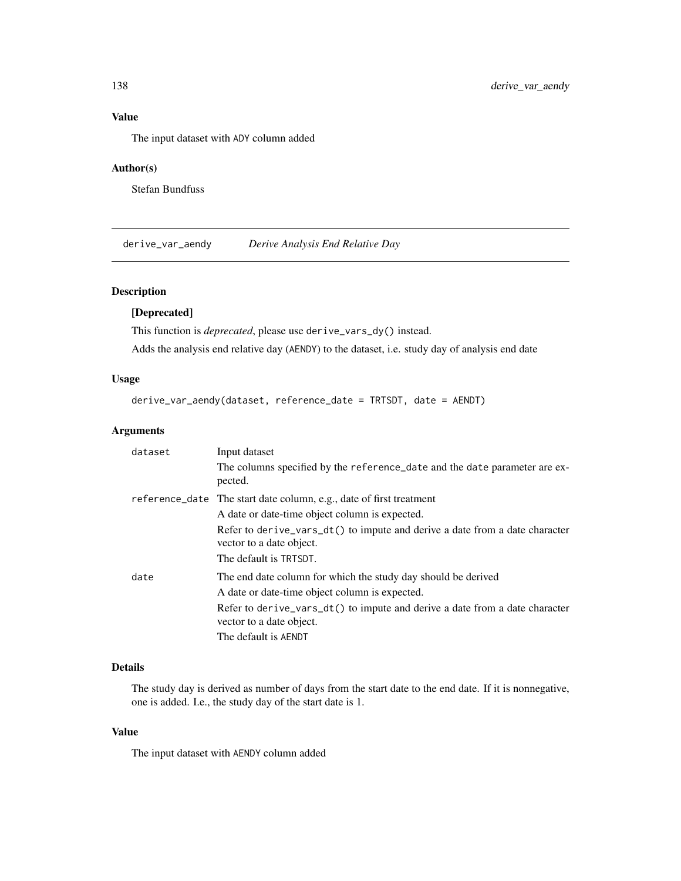## Value

The input dataset with ADY column added

## Author(s)

Stefan Bundfuss

---

# derive_var_aendy    *Derive Analysis End Relative Day*

## Description

**[Deprecated]**

This function is *deprecated*, please use derive_vars_dy() instead.

Adds the analysis end relative day (AENDY) to the dataset, i.e. study day of analysis end date

## Usage

```
derive_var_aendy(dataset, reference_date = TRTSDT, date = AENDT)
```

## Arguments

| | |
|---|---|
| dataset | Input dataset<br>The columns specified by the reference_date and the date parameter are expected. |
| reference_date | The start date column, e.g., date of first treatment<br>A date or date-time object column is expected.<br>Refer to derive_vars_dt() to impute and derive a date from a date character vector to a date object.<br>The default is TRTSDT. |
| date | The end date column for which the study day should be derived<br>A date or date-time object column is expected.<br>Refer to derive_vars_dt() to impute and derive a date from a date character vector to a date object.<br>The default is AENDT |

## Details

The study day is derived as number of days from the start date to the end date. If it is nonnegative, one is added. I.e., the study day of the start date is 1.

## Value

The input dataset with AENDY column added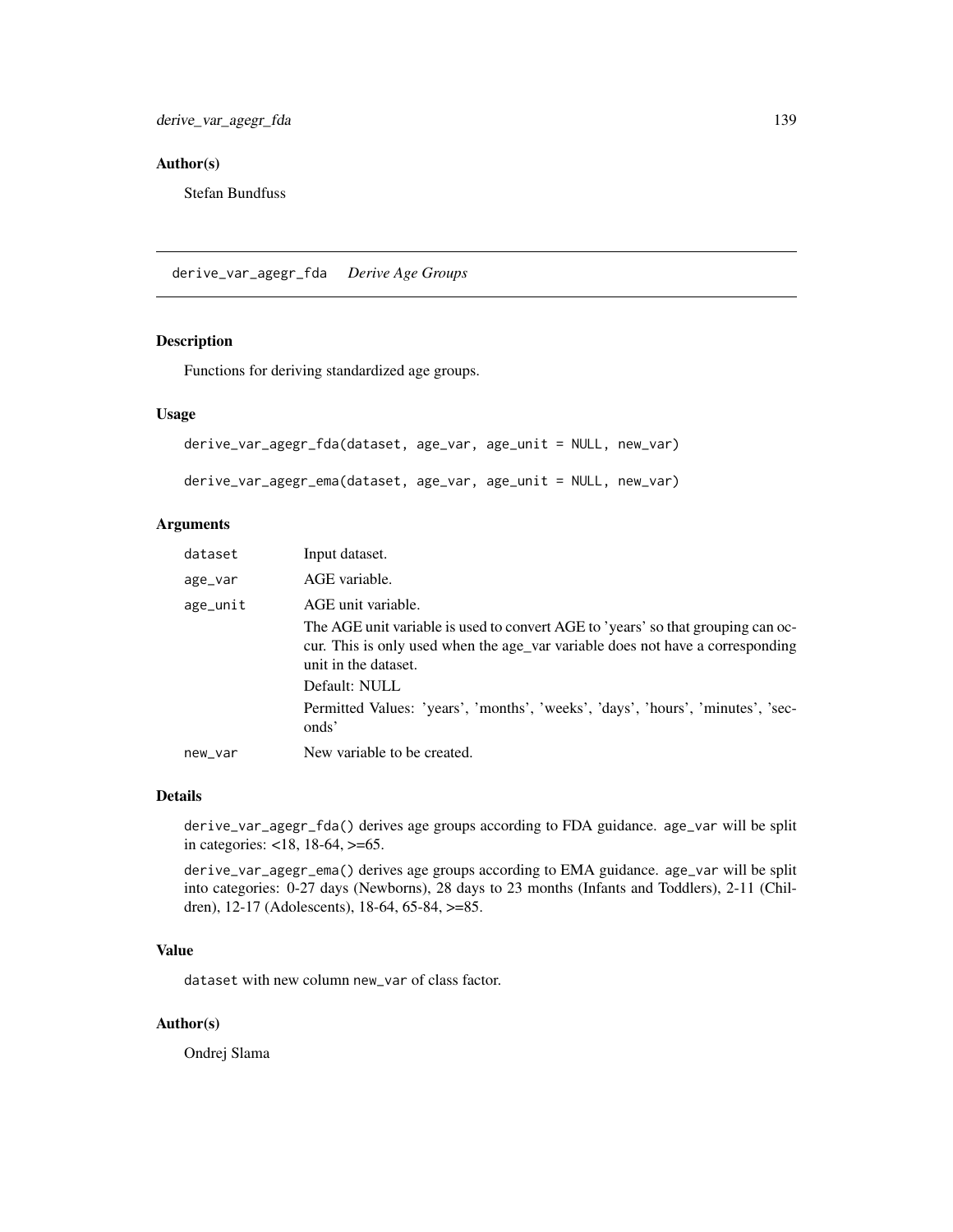## Author(s)

Stefan Bundfuss

---

# derive_var_agegr_fda *Derive Age Groups*

## Description

Functions for deriving standardized age groups.

## Usage

```
derive_var_agegr_fda(dataset, age_var, age_unit = NULL, new_var)

derive_var_agegr_ema(dataset, age_var, age_unit = NULL, new_var)
```

## Arguments

| | |
|---|---|
| `dataset` | Input dataset. |
| `age_var` | AGE variable. |
| `age_unit` | AGE unit variable.<br>The AGE unit variable is used to convert AGE to 'years' so that grouping can occur. This is only used when the age_var variable does not have a corresponding unit in the dataset.<br>Default: NULL<br>Permitted Values: 'years', 'months', 'weeks', 'days', 'hours', 'minutes', 'seconds' |
| `new_var` | New variable to be created. |

## Details

`derive_var_agegr_fda()` derives age groups according to FDA guidance. `age_var` will be split in categories: <18, 18-64, >=65.

`derive_var_agegr_ema()` derives age groups according to EMA guidance. `age_var` will be split into categories: 0-27 days (Newborns), 28 days to 23 months (Infants and Toddlers), 2-11 (Children), 12-17 (Adolescents), 18-64, 65-84, >=85.

## Value

`dataset` with new column `new_var` of class factor.

## Author(s)

Ondrej Slama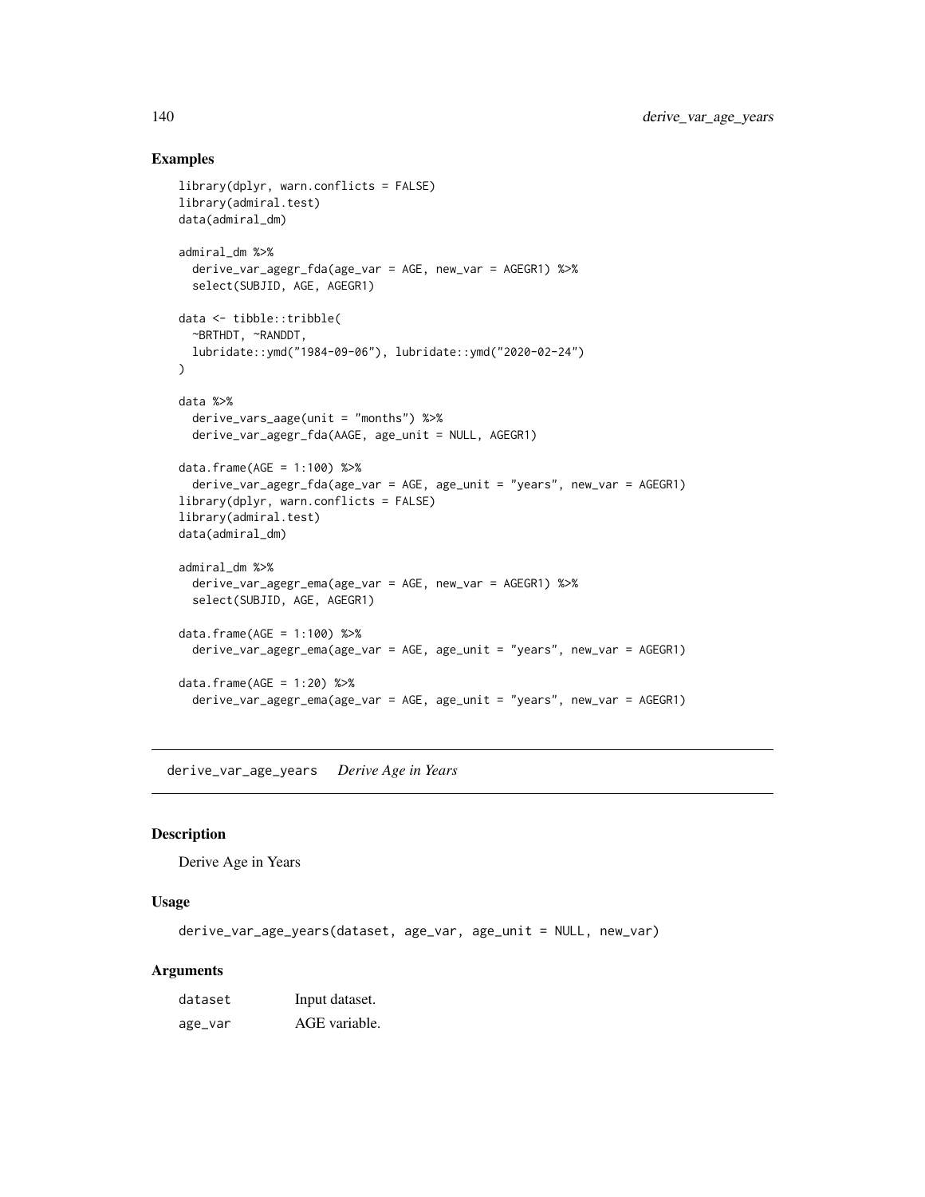## Examples

```
library(dplyr, warn.conflicts = FALSE)
library(admiral.test)
data(admiral_dm)

admiral_dm %>%
  derive_var_agegr_fda(age_var = AGE, new_var = AGEGR1) %>%
  select(SUBJID, AGE, AGEGR1)

data <- tibble::tribble(
  ~BRTHDT, ~RANDDT,
  lubridate::ymd("1984-09-06"), lubridate::ymd("2020-02-24")
)

data %>%
  derive_vars_aage(unit = "months") %>%
  derive_var_agegr_fda(AAGE, age_unit = NULL, AGEGR1)

data.frame(AGE = 1:100) %>%
  derive_var_agegr_fda(age_var = AGE, age_unit = "years", new_var = AGEGR1)
library(dplyr, warn.conflicts = FALSE)
library(admiral.test)
data(admiral_dm)

admiral_dm %>%
  derive_var_agegr_ema(age_var = AGE, new_var = AGEGR1) %>%
  select(SUBJID, AGE, AGEGR1)

data.frame(AGE = 1:100) %>%
  derive_var_agegr_ema(age_var = AGE, age_unit = "years", new_var = AGEGR1)

data.frame(AGE = 1:20) %>%
  derive_var_agegr_ema(age_var = AGE, age_unit = "years", new_var = AGEGR1)
```

---

# derive_var_age_years *Derive Age in Years*

## Description

Derive Age in Years

## Usage

```
derive_var_age_years(dataset, age_var, age_unit = NULL, new_var)
```

## Arguments

| | |
|---|---|
| dataset | Input dataset. |
| age_var | AGE variable. |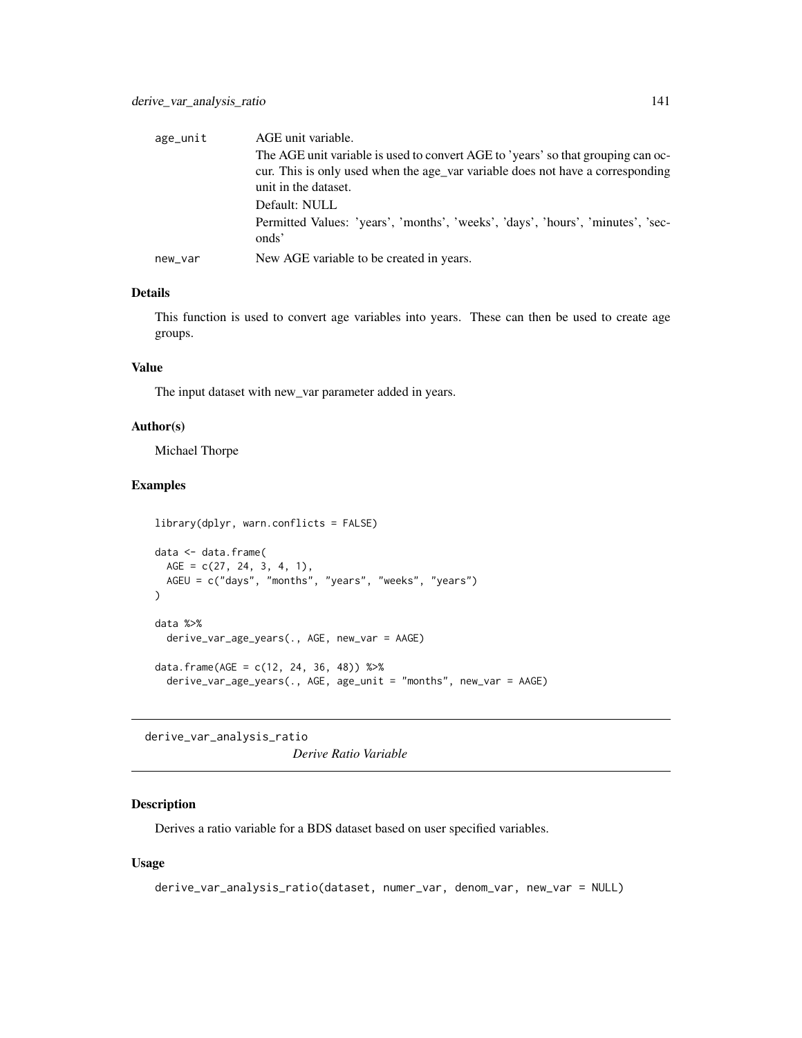| | |
|---|---|
| age_unit | AGE unit variable.<br>The AGE unit variable is used to convert AGE to 'years' so that grouping can occur. This is only used when the age_var variable does not have a corresponding unit in the dataset.<br>Default: NULL<br>Permitted Values: 'years', 'months', 'weeks', 'days', 'hours', 'minutes', 'seconds' |
| new_var | New AGE variable to be created in years. |

### Details

This function is used to convert age variables into years. These can then be used to create age groups.

### Value

The input dataset with new_var parameter added in years.

### Author(s)

Michael Thorpe

### Examples

```
library(dplyr, warn.conflicts = FALSE)

data <- data.frame(
  AGE = c(27, 24, 3, 4, 1),
  AGEU = c("days", "months", "years", "weeks", "years")
)

data %>%
  derive_var_age_years(., AGE, new_var = AAGE)

data.frame(AGE = c(12, 24, 36, 48)) %>%
  derive_var_age_years(., AGE, age_unit = "months", new_var = AAGE)
```

---

## derive_var_analysis_ratio

*Derive Ratio Variable*

### Description

Derives a ratio variable for a BDS dataset based on user specified variables.

### Usage

```
derive_var_analysis_ratio(dataset, numer_var, denom_var, new_var = NULL)
```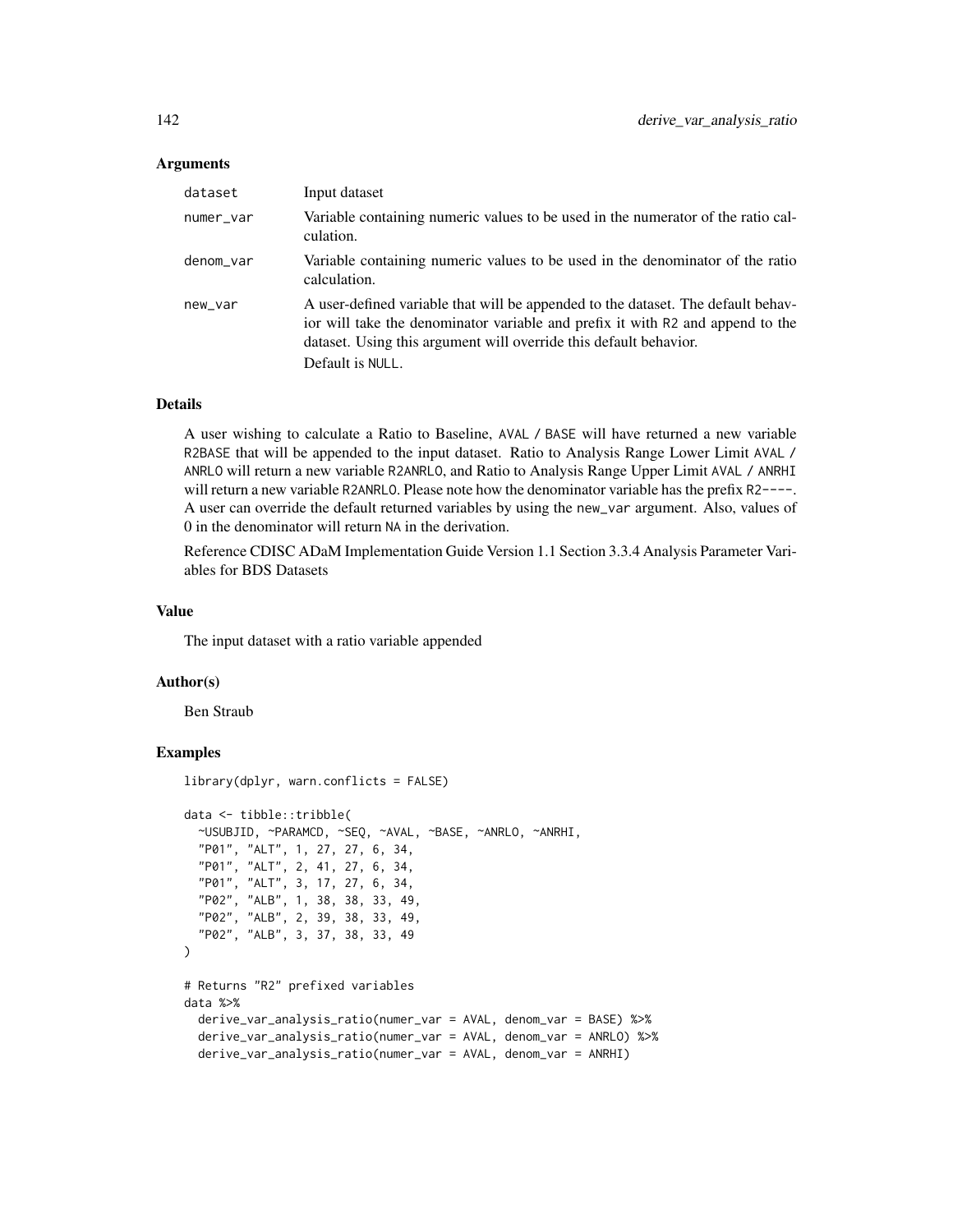### Arguments

| | |
|---|---|
| dataset | Input dataset |
| numer_var | Variable containing numeric values to be used in the numerator of the ratio calculation. |
| denom_var | Variable containing numeric values to be used in the denominator of the ratio calculation. |
| new_var | A user-defined variable that will be appended to the dataset. The default behavior will take the denominator variable and prefix it with R2 and append to the dataset. Using this argument will override this default behavior.<br>Default is NULL. |

### Details

A user wishing to calculate a Ratio to Baseline, AVAL / BASE will have returned a new variable R2BASE that will be appended to the input dataset. Ratio to Analysis Range Lower Limit AVAL / ANRLO will return a new variable R2ANRLO, and Ratio to Analysis Range Upper Limit AVAL / ANRHI will return a new variable R2ANRLO. Please note how the denominator variable has the prefix R2----. A user can override the default returned variables by using the new_var argument. Also, values of 0 in the denominator will return NA in the derivation.

Reference CDISC ADaM Implementation Guide Version 1.1 Section 3.3.4 Analysis Parameter Variables for BDS Datasets

### Value

The input dataset with a ratio variable appended

### Author(s)

Ben Straub

### Examples

```
library(dplyr, warn.conflicts = FALSE)

data <- tibble::tribble(
  ~USUBJID, ~PARAMCD, ~SEQ, ~AVAL, ~BASE, ~ANRLO, ~ANRHI,
  "P01", "ALT", 1, 27, 27, 6, 34,
  "P01", "ALT", 2, 41, 27, 6, 34,
  "P01", "ALT", 3, 17, 27, 6, 34,
  "P02", "ALB", 1, 38, 38, 33, 49,
  "P02", "ALB", 2, 39, 38, 33, 49,
  "P02", "ALB", 3, 37, 38, 33, 49
)

# Returns "R2" prefixed variables
data %>%
  derive_var_analysis_ratio(numer_var = AVAL, denom_var = BASE) %>%
  derive_var_analysis_ratio(numer_var = AVAL, denom_var = ANRLO) %>%
  derive_var_analysis_ratio(numer_var = AVAL, denom_var = ANRHI)
```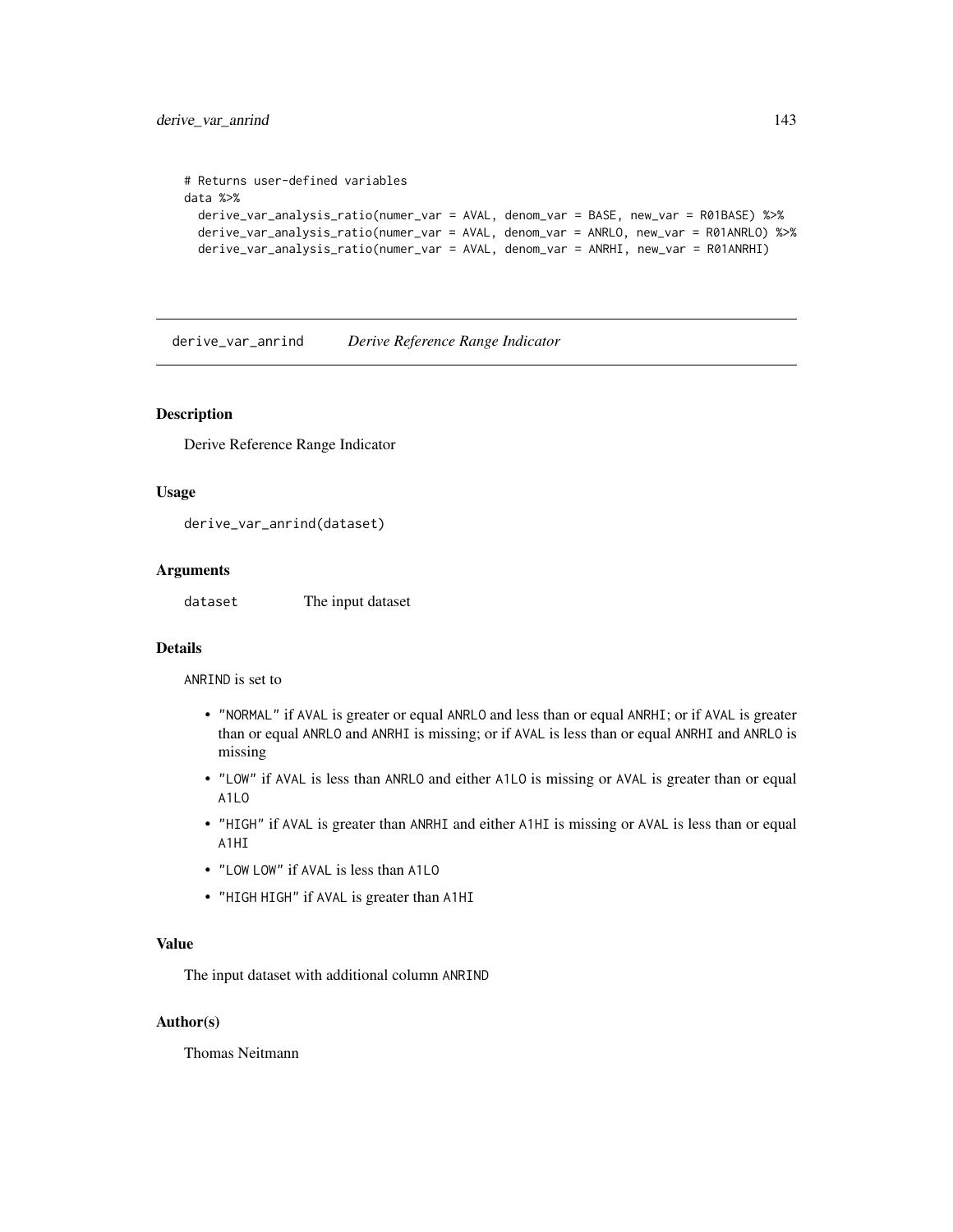```
# Returns user-defined variables
data %>%
  derive_var_analysis_ratio(numer_var = AVAL, denom_var = BASE, new_var = R01BASE) %>%
  derive_var_analysis_ratio(numer_var = AVAL, denom_var = ANRLO, new_var = R01ANRLO) %>%
  derive_var_analysis_ratio(numer_var = AVAL, denom_var = ANRHI, new_var = R01ANRHI)
```

---

## derive_var_anrind *Derive Reference Range Indicator*

---

### Description

Derive Reference Range Indicator

### Usage

```
derive_var_anrind(dataset)
```

### Arguments

| | |
|---|---|
| dataset | The input dataset |

### Details

ANRIND is set to

- "NORMAL" if AVAL is greater or equal ANRLO and less than or equal ANRHI; or if AVAL is greater than or equal ANRLO and ANRHI is missing; or if AVAL is less than or equal ANRHI and ANRLO is missing
- "LOW" if AVAL is less than ANRLO and either A1LO is missing or AVAL is greater than or equal A1LO
- "HIGH" if AVAL is greater than ANRHI and either A1HI is missing or AVAL is less than or equal A1HI
- "LOW LOW" if AVAL is less than A1LO
- "HIGH HIGH" if AVAL is greater than A1HI

### Value

The input dataset with additional column ANRIND

### Author(s)

Thomas Neitmann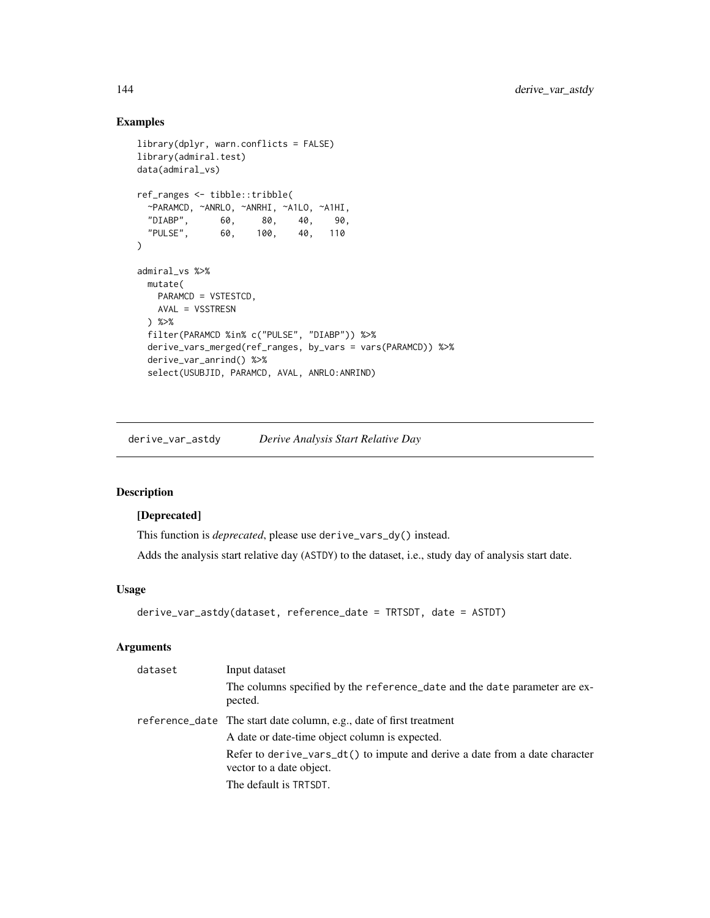## Examples

```
library(dplyr, warn.conflicts = FALSE)
library(admiral.test)
data(admiral_vs)

ref_ranges <- tibble::tribble(
  ~PARAMCD, ~ANRLO, ~ANRHI, ~A1LO, ~A1HI,
  "DIABP",      60,     80,    40,    90,
  "PULSE",      60,    100,    40,   110
)

admiral_vs %>%
  mutate(
    PARAMCD = VSTESTCD,
    AVAL = VSSTRESN
  ) %>%
  filter(PARAMCD %in% c("PULSE", "DIABP")) %>%
  derive_vars_merged(ref_ranges, by_vars = vars(PARAMCD)) %>%
  derive_var_anrind() %>%
  select(USUBJID, PARAMCD, AVAL, ANRLO:ANRIND)
```

---

# derive_var_astdy — *Derive Analysis Start Relative Day*

## Description

**[Deprecated]**

This function is *deprecated*, please use `derive_vars_dy()` instead.

Adds the analysis start relative day (ASTDY) to the dataset, i.e., study day of analysis start date.

## Usage

```
derive_var_astdy(dataset, reference_date = TRTSDT, date = ASTDT)
```

## Arguments

| | |
|---|---|
| dataset | Input dataset<br>The columns specified by the reference_date and the date parameter are expected. |
| reference_date | The start date column, e.g., date of first treatment<br>A date or date-time object column is expected.<br>Refer to derive_vars_dt() to impute and derive a date from a date character vector to a date object.<br>The default is TRTSDT. |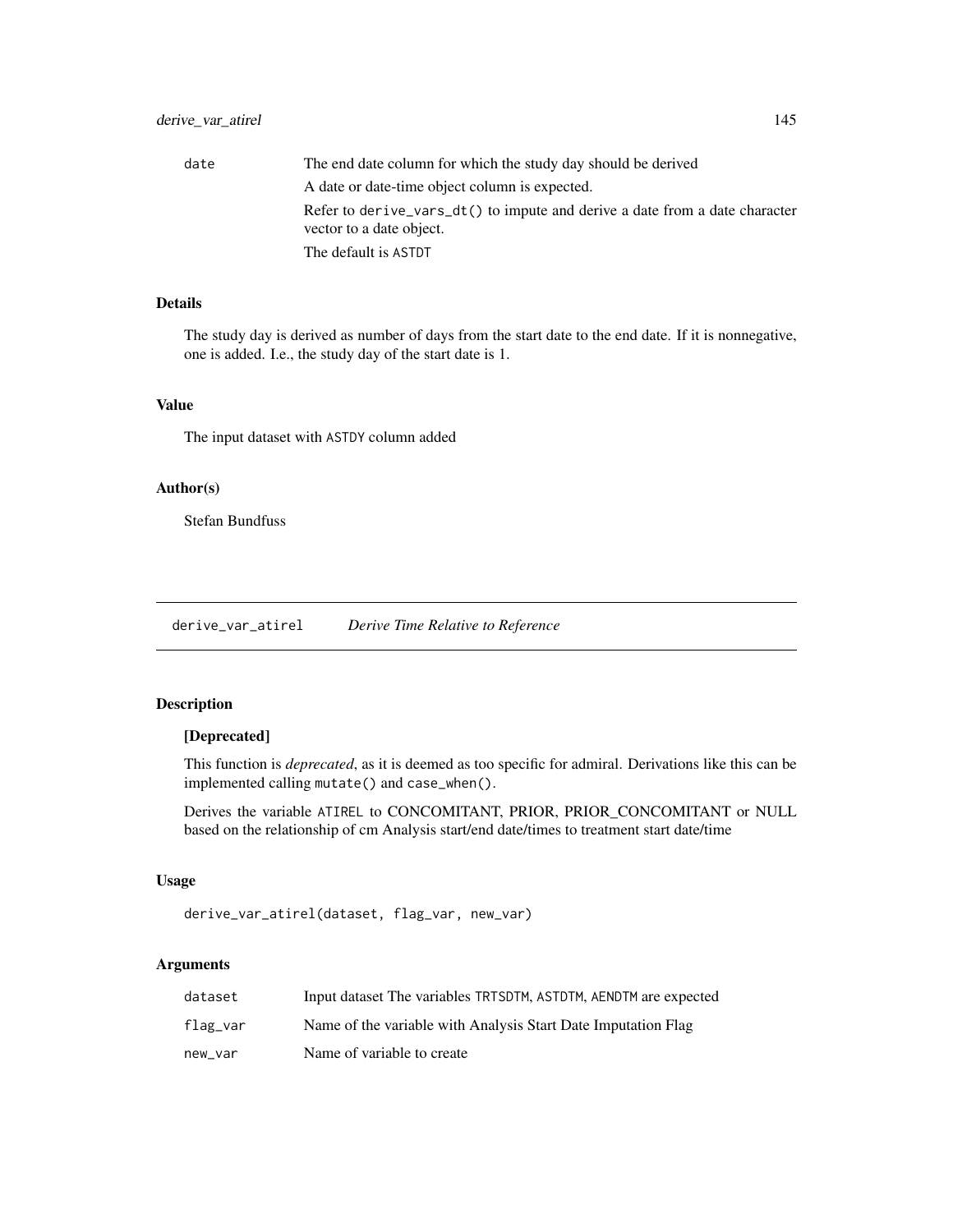| | |
|---|---|
| date | The end date column for which the study day should be derived<br>A date or date-time object column is expected.<br>Refer to `derive_vars_dt()` to impute and derive a date from a date character vector to a date object.<br>The default is `ASTDT` |

### Details

The study day is derived as number of days from the start date to the end date. If it is nonnegative, one is added. I.e., the study day of the start date is 1.

### Value

The input dataset with `ASTDY` column added

### Author(s)

Stefan Bundfuss

---

## derive_var_atirel *Derive Time Relative to Reference*

---

### Description

**[Deprecated]**

This function is *deprecated*, as it is deemed as too specific for admiral. Derivations like this can be implemented calling `mutate()` and `case_when()`.

Derives the variable `ATIREL` to CONCOMITANT, PRIOR, PRIOR_CONCOMITANT or NULL based on the relationship of cm Analysis start/end date/times to treatment start date/time

### Usage

```
derive_var_atirel(dataset, flag_var, new_var)
```

### Arguments

| | |
|---|---|
| dataset | Input dataset The variables `TRTSDTM`, `ASTDTM`, `AENDTM` are expected |
| flag_var | Name of the variable with Analysis Start Date Imputation Flag |
| new_var | Name of variable to create |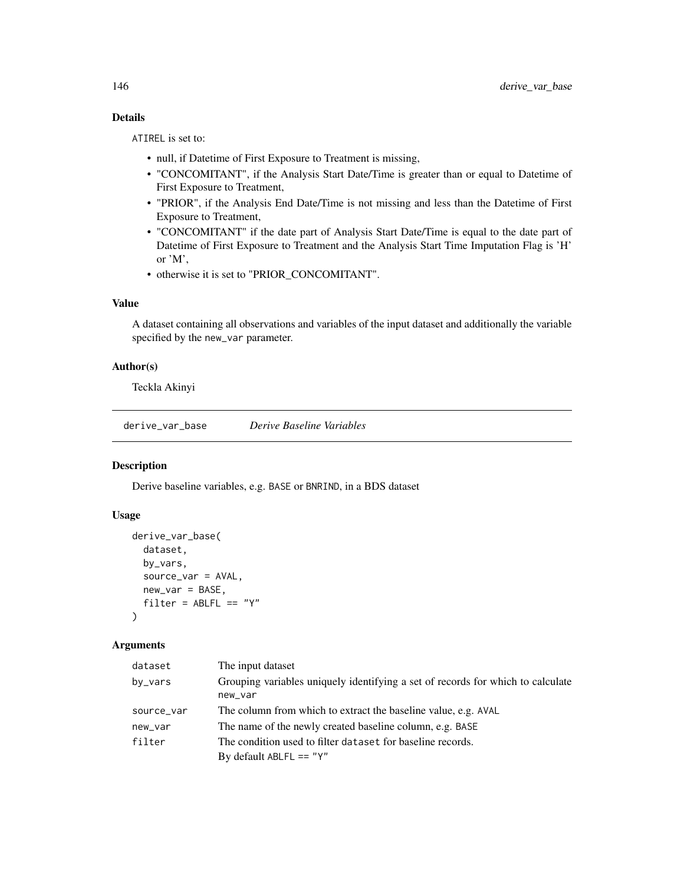### Details

ATIREL is set to:

- null, if Datetime of First Exposure to Treatment is missing,
- "CONCOMITANT", if the Analysis Start Date/Time is greater than or equal to Datetime of First Exposure to Treatment,
- "PRIOR", if the Analysis End Date/Time is not missing and less than the Datetime of First Exposure to Treatment,
- "CONCOMITANT" if the date part of Analysis Start Date/Time is equal to the date part of Datetime of First Exposure to Treatment and the Analysis Start Time Imputation Flag is 'H' or 'M',
- otherwise it is set to "PRIOR_CONCOMITANT".

### Value

A dataset containing all observations and variables of the input dataset and additionally the variable specified by the new_var parameter.

### Author(s)

Teckla Akinyi

## derive_var_base *Derive Baseline Variables*

### Description

Derive baseline variables, e.g. BASE or BNRIND, in a BDS dataset

### Usage

```
derive_var_base(
  dataset,
  by_vars,
  source_var = AVAL,
  new_var = BASE,
  filter = ABLFL == "Y"
)
```

### Arguments

| | |
|---|---|
| dataset | The input dataset |
| by_vars | Grouping variables uniquely identifying a set of records for which to calculate new_var |
| source_var | The column from which to extract the baseline value, e.g. AVAL |
| new_var | The name of the newly created baseline column, e.g. BASE |
| filter | The condition used to filter dataset for baseline records. By default ABLFL == "Y" |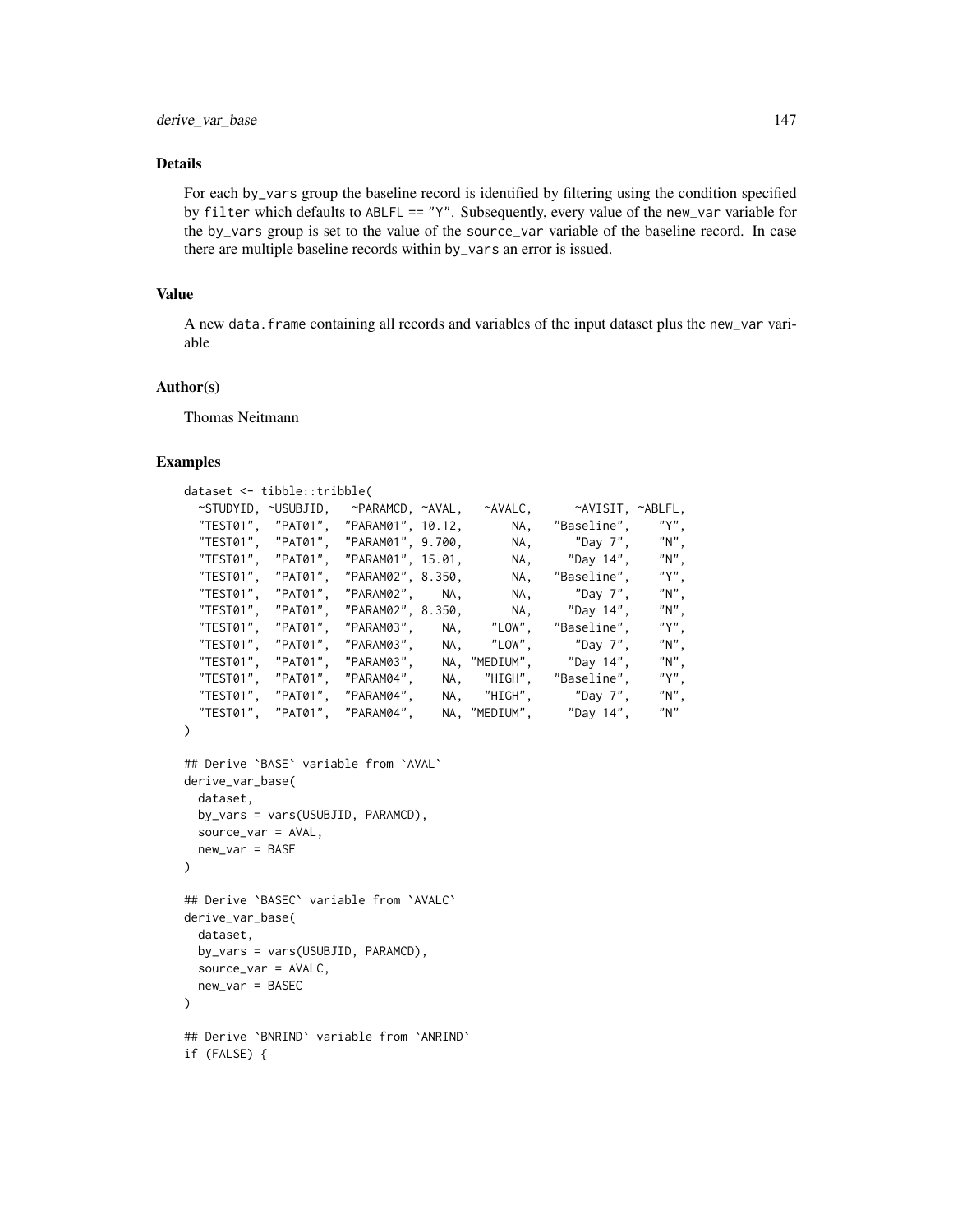### Details

For each `by_vars` group the baseline record is identified by filtering using the condition specified by `filter` which defaults to `ABLFL == "Y"`. Subsequently, every value of the `new_var` variable for the `by_vars` group is set to the value of the `source_var` variable of the baseline record. In case there are multiple baseline records within `by_vars` an error is issued.

### Value

A new `data.frame` containing all records and variables of the input dataset plus the `new_var` variable

### Author(s)

Thomas Neitmann

### Examples

```
dataset <- tibble::tribble(
  ~STUDYID, ~USUBJID,   ~PARAMCD, ~AVAL,   ~AVALC,      ~AVISIT, ~ABLFL,
  "TEST01",  "PAT01",  "PARAM01", 10.12,       NA,   "Baseline",    "Y",
  "TEST01",  "PAT01",  "PARAM01", 9.700,       NA,      "Day 7",    "N",
  "TEST01",  "PAT01",  "PARAM01", 15.01,       NA,     "Day 14",    "N",
  "TEST01",  "PAT01",  "PARAM02", 8.350,       NA,   "Baseline",    "Y",
  "TEST01",  "PAT01",  "PARAM02",    NA,       NA,      "Day 7",    "N",
  "TEST01",  "PAT01",  "PARAM02", 8.350,       NA,     "Day 14",    "N",
  "TEST01",  "PAT01",  "PARAM03",    NA,    "LOW",   "Baseline",    "Y",
  "TEST01",  "PAT01",  "PARAM03",    NA,    "LOW",      "Day 7",    "N",
  "TEST01",  "PAT01",  "PARAM03",    NA, "MEDIUM",     "Day 14",    "N",
  "TEST01",  "PAT01",  "PARAM04",    NA,   "HIGH",   "Baseline",    "Y",
  "TEST01",  "PAT01",  "PARAM04",    NA,   "HIGH",      "Day 7",    "N",
  "TEST01",  "PAT01",  "PARAM04",    NA, "MEDIUM",     "Day 14",    "N"
)

## Derive `BASE` variable from `AVAL`
derive_var_base(
  dataset,
  by_vars = vars(USUBJID, PARAMCD),
  source_var = AVAL,
  new_var = BASE
)

## Derive `BASEC` variable from `AVALC`
derive_var_base(
  dataset,
  by_vars = vars(USUBJID, PARAMCD),
  source_var = AVALC,
  new_var = BASEC
)

## Derive `BNRIND` variable from `ANRIND`
if (FALSE) {
```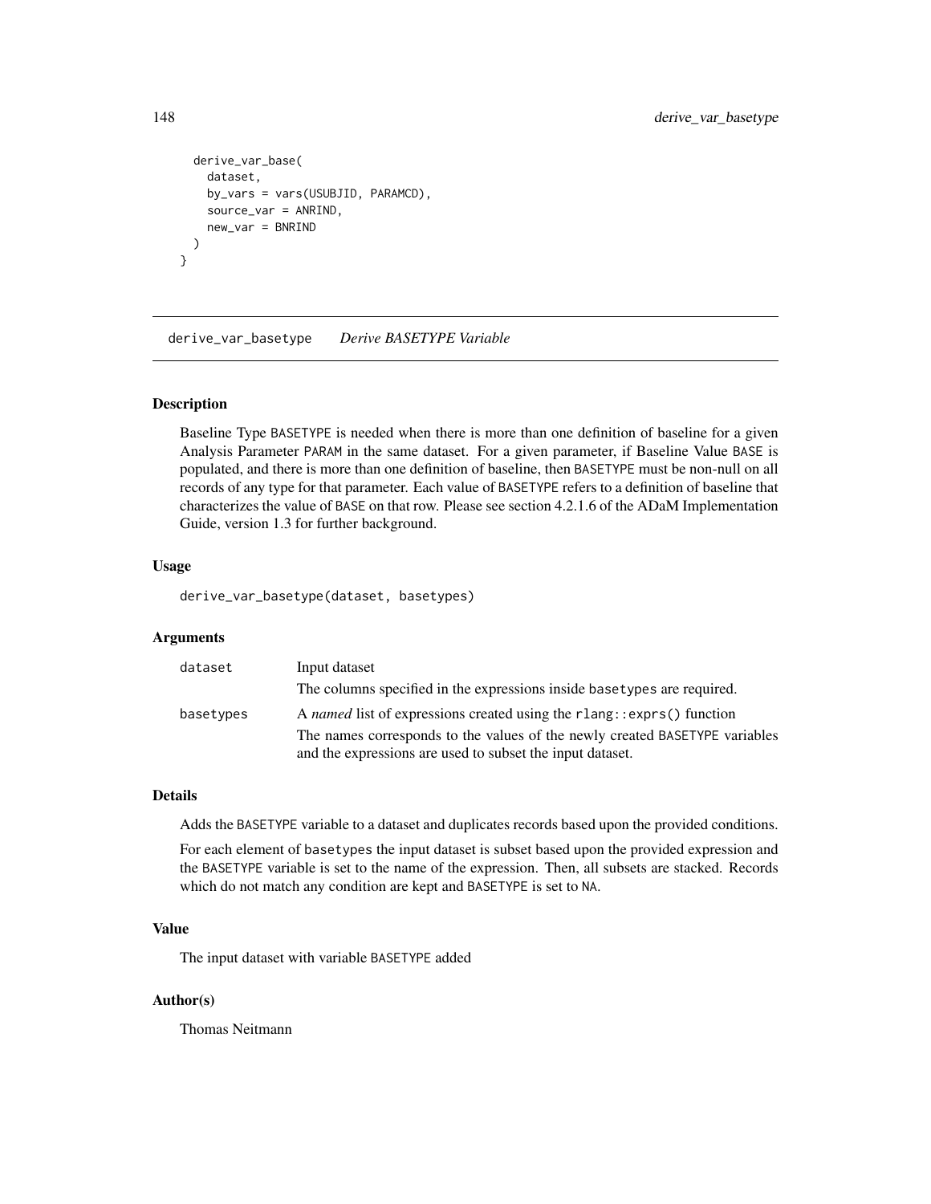```
  derive_var_base(
    dataset,
    by_vars = vars(USUBJID, PARAMCD),
    source_var = ANRIND,
    new_var = BNRIND
  )
}
```

## derive_var_basetype *Derive BASETYPE Variable*

### Description

Baseline Type BASETYPE is needed when there is more than one definition of baseline for a given Analysis Parameter PARAM in the same dataset. For a given parameter, if Baseline Value BASE is populated, and there is more than one definition of baseline, then BASETYPE must be non-null on all records of any type for that parameter. Each value of BASETYPE refers to a definition of baseline that characterizes the value of BASE on that row. Please see section 4.2.1.6 of the ADaM Implementation Guide, version 1.3 for further background.

### Usage

```
derive_var_basetype(dataset, basetypes)
```

### Arguments

| | |
|---|---|
| dataset | Input dataset<br>The columns specified in the expressions inside basetypes are required. |
| basetypes | A *named* list of expressions created using the rlang::exprs() function<br>The names corresponds to the values of the newly created BASETYPE variables and the expressions are used to subset the input dataset. |

### Details

Adds the BASETYPE variable to a dataset and duplicates records based upon the provided conditions.

For each element of basetypes the input dataset is subset based upon the provided expression and the BASETYPE variable is set to the name of the expression. Then, all subsets are stacked. Records which do not match any condition are kept and BASETYPE is set to NA.

### Value

The input dataset with variable BASETYPE added

### Author(s)

Thomas Neitmann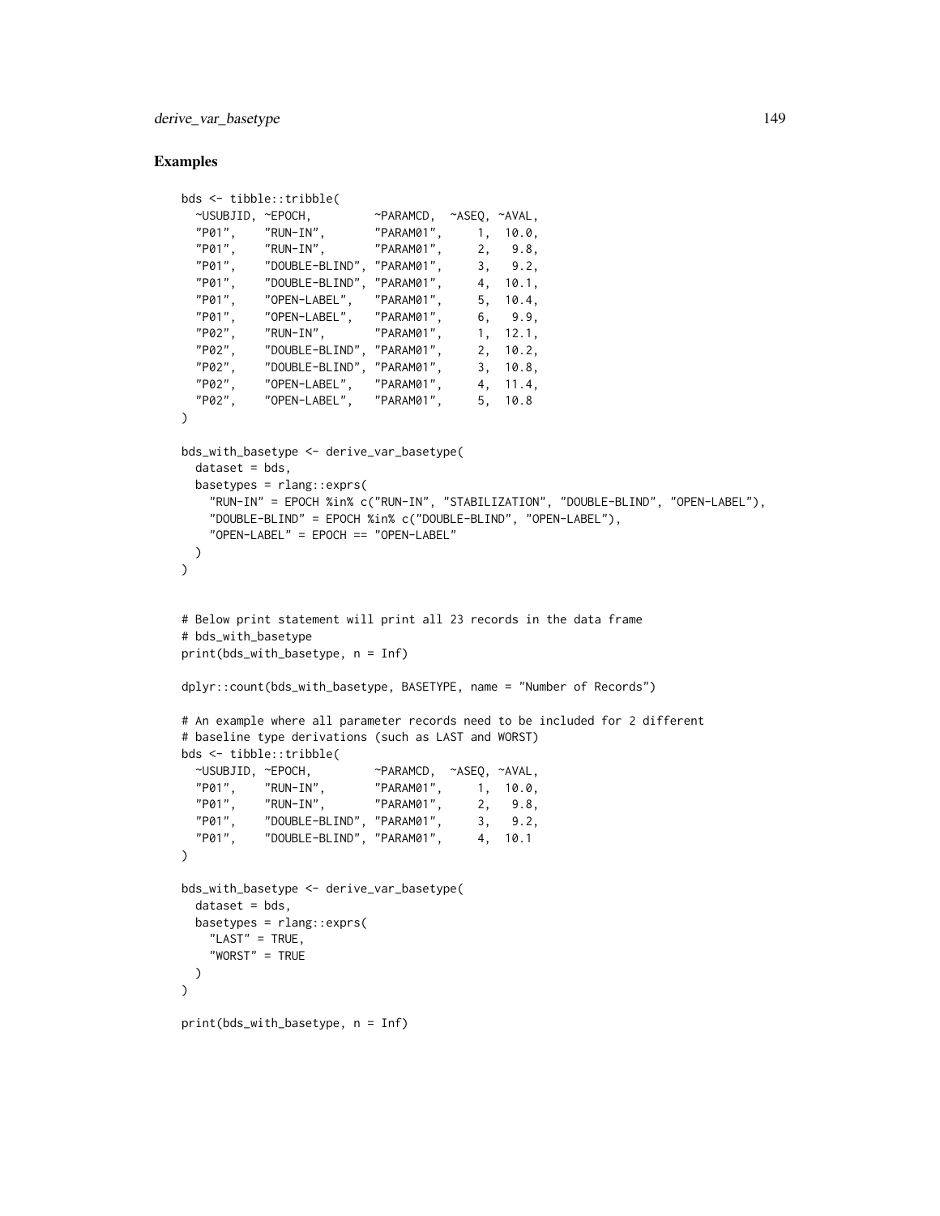## Examples

```
bds <- tibble::tribble(
  ~USUBJID, ~EPOCH,         ~PARAMCD,  ~ASEQ, ~AVAL,
  "P01",    "RUN-IN",       "PARAM01",     1,  10.0,
  "P01",    "RUN-IN",       "PARAM01",     2,   9.8,
  "P01",    "DOUBLE-BLIND", "PARAM01",     3,   9.2,
  "P01",    "DOUBLE-BLIND", "PARAM01",     4,  10.1,
  "P01",    "OPEN-LABEL",   "PARAM01",     5,  10.4,
  "P01",    "OPEN-LABEL",   "PARAM01",     6,   9.9,
  "P02",    "RUN-IN",       "PARAM01",     1,  12.1,
  "P02",    "DOUBLE-BLIND", "PARAM01",     2,  10.2,
  "P02",    "DOUBLE-BLIND", "PARAM01",     3,  10.8,
  "P02",    "OPEN-LABEL",   "PARAM01",     4,  11.4,
  "P02",    "OPEN-LABEL",   "PARAM01",     5,  10.8
)

bds_with_basetype <- derive_var_basetype(
  dataset = bds,
  basetypes = rlang::exprs(
    "RUN-IN" = EPOCH %in% c("RUN-IN", "STABILIZATION", "DOUBLE-BLIND", "OPEN-LABEL"),
    "DOUBLE-BLIND" = EPOCH %in% c("DOUBLE-BLIND", "OPEN-LABEL"),
    "OPEN-LABEL" = EPOCH == "OPEN-LABEL"
  )
)


# Below print statement will print all 23 records in the data frame
# bds_with_basetype
print(bds_with_basetype, n = Inf)

dplyr::count(bds_with_basetype, BASETYPE, name = "Number of Records")

# An example where all parameter records need to be included for 2 different
# baseline type derivations (such as LAST and WORST)
bds <- tibble::tribble(
  ~USUBJID, ~EPOCH,         ~PARAMCD,  ~ASEQ, ~AVAL,
  "P01",    "RUN-IN",       "PARAM01",     1,  10.0,
  "P01",    "RUN-IN",       "PARAM01",     2,   9.8,
  "P01",    "DOUBLE-BLIND", "PARAM01",     3,   9.2,
  "P01",    "DOUBLE-BLIND", "PARAM01",     4,  10.1
)

bds_with_basetype <- derive_var_basetype(
  dataset = bds,
  basetypes = rlang::exprs(
    "LAST" = TRUE,
    "WORST" = TRUE
  )
)

print(bds_with_basetype, n = Inf)
```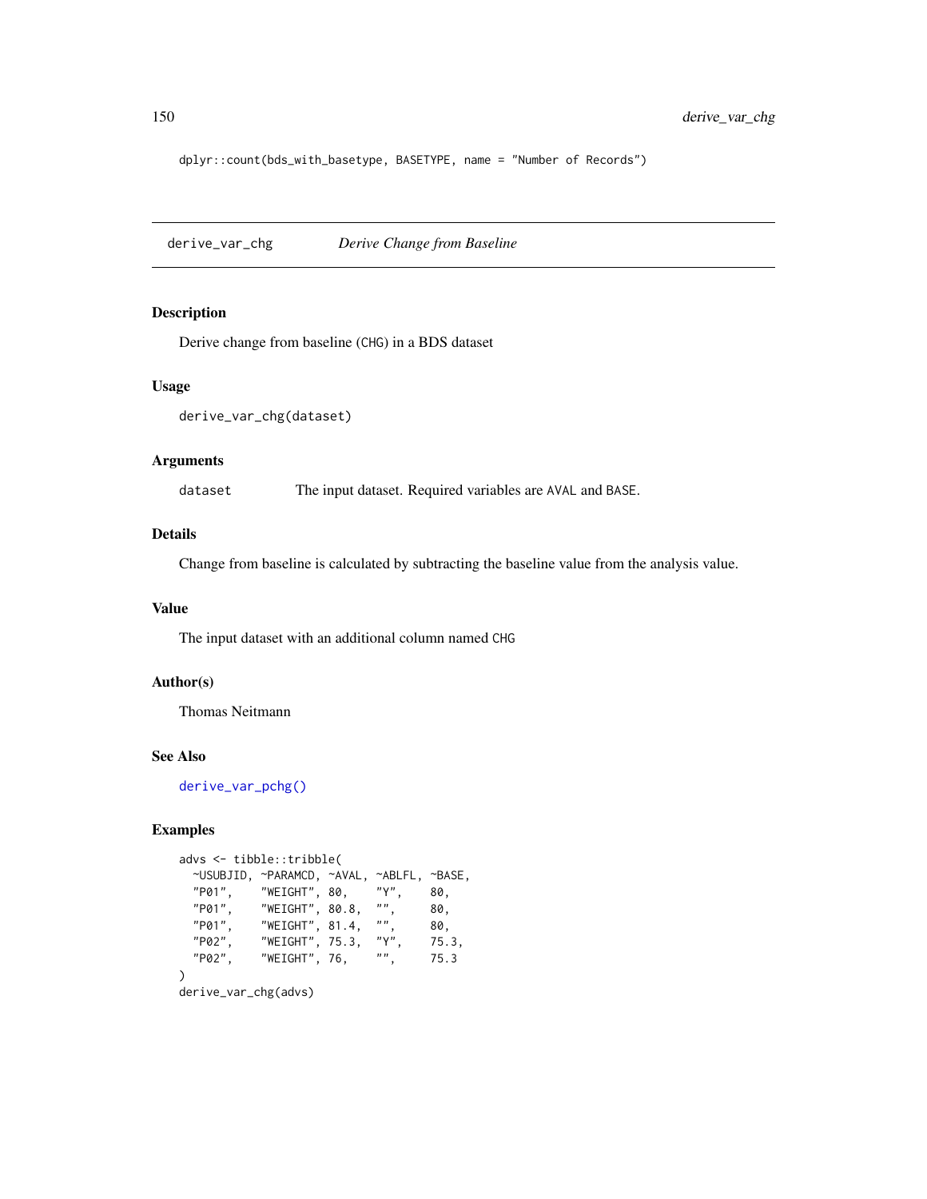```
dplyr::count(bds_with_basetype, BASETYPE, name = "Number of Records")
```

## derive_var_chg — *Derive Change from Baseline*

### Description

Derive change from baseline (CHG) in a BDS dataset

### Usage

```
derive_var_chg(dataset)
```

### Arguments

dataset — The input dataset. Required variables are AVAL and BASE.

### Details

Change from baseline is calculated by subtracting the baseline value from the analysis value.

### Value

The input dataset with an additional column named CHG

### Author(s)

Thomas Neitmann

### See Also

derive_var_pchg()

### Examples

```
advs <- tibble::tribble(
  ~USUBJID, ~PARAMCD, ~AVAL, ~ABLFL, ~BASE,
  "P01",    "WEIGHT", 80,    "Y",    80,
  "P01",    "WEIGHT", 80.8,  "",     80,
  "P01",    "WEIGHT", 81.4,  "",     80,
  "P02",    "WEIGHT", 75.3,  "Y",    75.3,
  "P02",    "WEIGHT", 76,    "",     75.3
)
derive_var_chg(advs)
```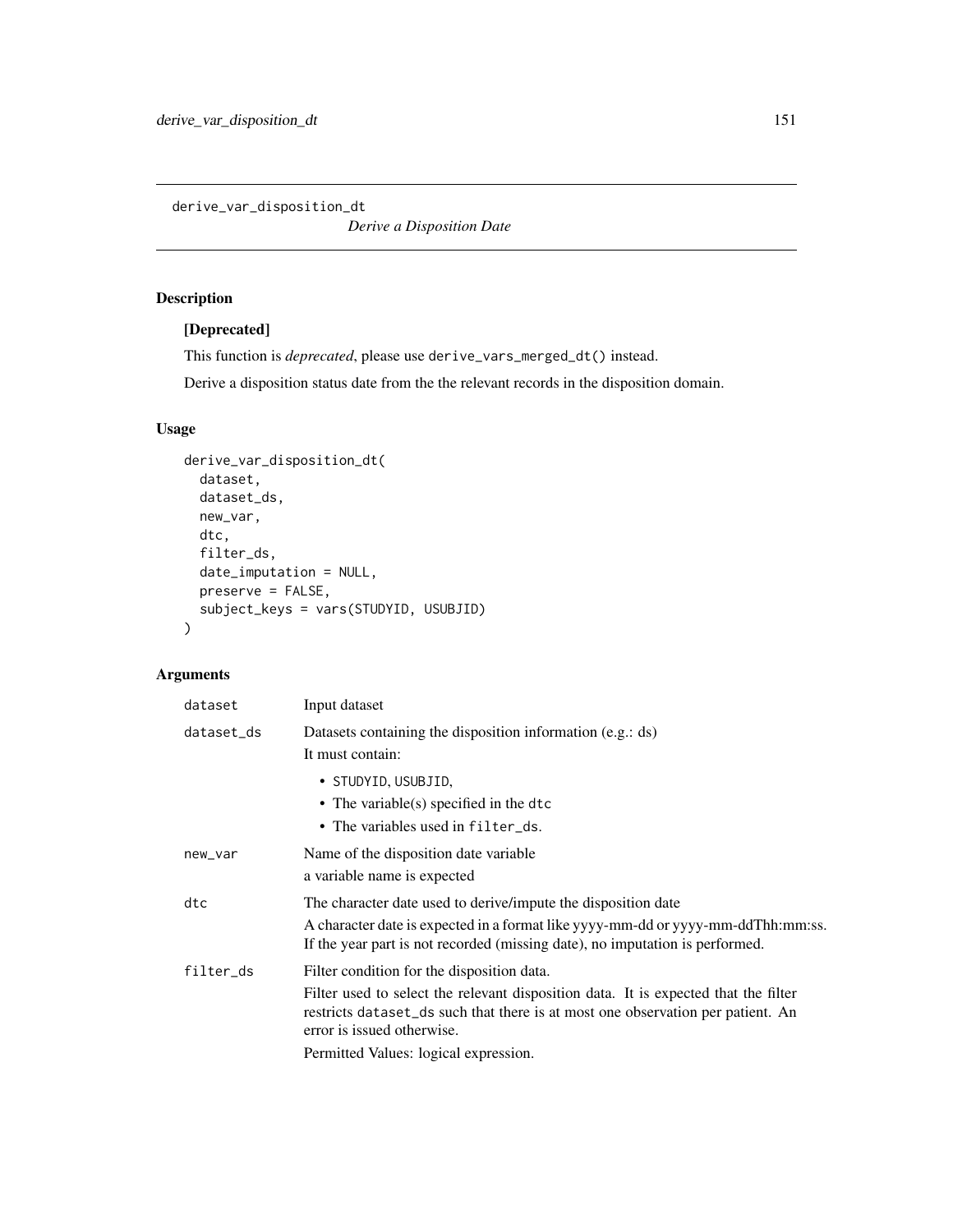derive_var_disposition_dt

*Derive a Disposition Date*

## Description

**[Deprecated]**

This function is *deprecated*, please use `derive_vars_merged_dt()` instead.

Derive a disposition status date from the the relevant records in the disposition domain.

## Usage

```
derive_var_disposition_dt(
  dataset,
  dataset_ds,
  new_var,
  dtc,
  filter_ds,
  date_imputation = NULL,
  preserve = FALSE,
  subject_keys = vars(STUDYID, USUBJID)
)
```

## Arguments

| Argument | Description |
|---|---|
| `dataset` | Input dataset |
| `dataset_ds` | Datasets containing the disposition information (e.g.: ds)<br>It must contain:<br>• `STUDYID`, `USUBJID`,<br>• The variable(s) specified in the `dtc`<br>• The variables used in `filter_ds`. |
| `new_var` | Name of the disposition date variable<br>a variable name is expected |
| `dtc` | The character date used to derive/impute the disposition date<br>A character date is expected in a format like yyyy-mm-dd or yyyy-mm-ddThh:mm:ss. If the year part is not recorded (missing date), no imputation is performed. |
| `filter_ds` | Filter condition for the disposition data.<br>Filter used to select the relevant disposition data. It is expected that the filter restricts `dataset_ds` such that there is at most one observation per patient. An error is issued otherwise.<br>Permitted Values: logical expression. |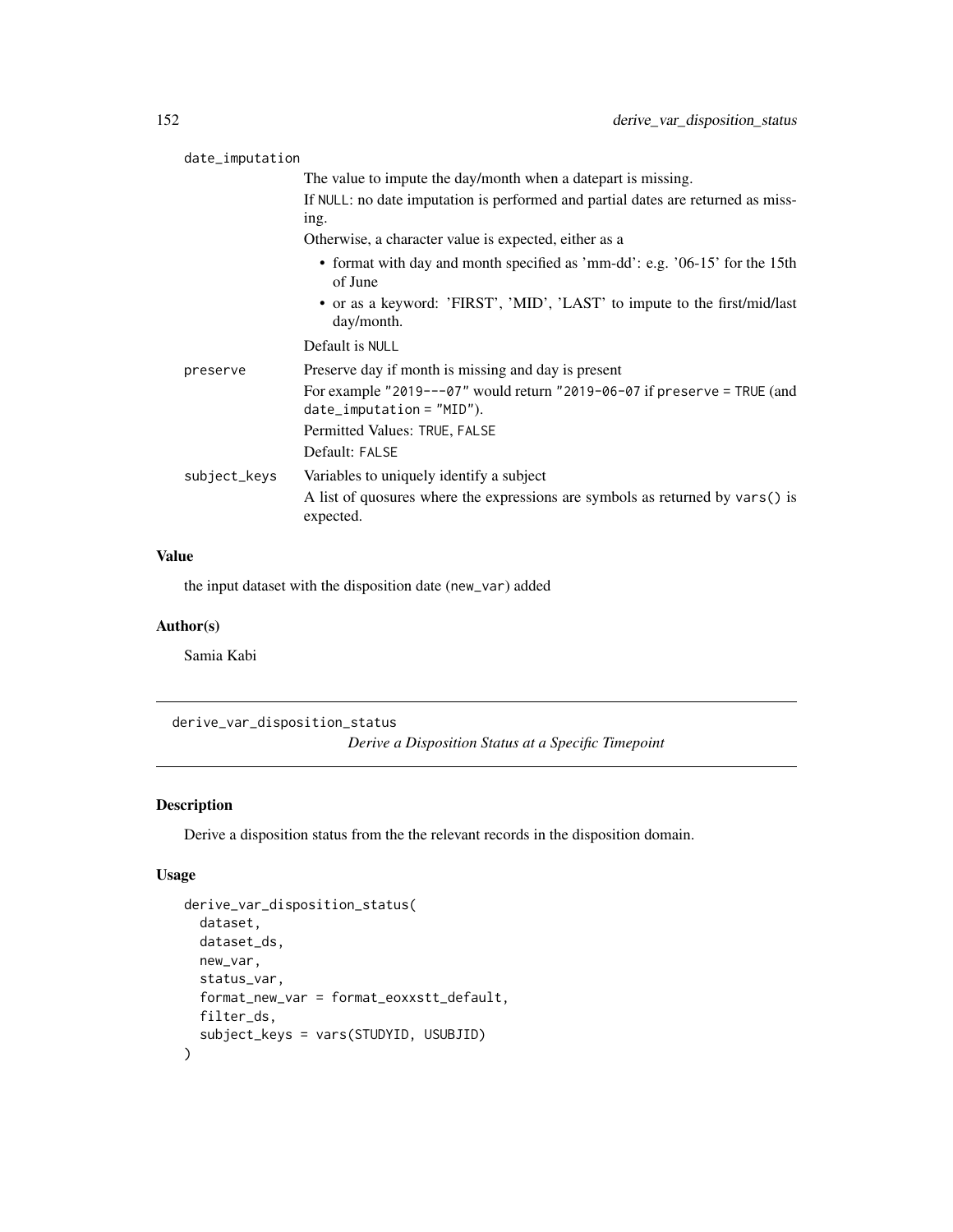date_imputation
: The value to impute the day/month when a datepart is missing.

  If NULL: no date imputation is performed and partial dates are returned as missing.

  Otherwise, a character value is expected, either as a

  - format with day and month specified as 'mm-dd': e.g. '06-15' for the 15th of June
  - or as a keyword: 'FIRST', 'MID', 'LAST' to impute to the first/mid/last day/month.

  Default is NULL

preserve
: Preserve day if month is missing and day is present

  For example "2019---07" would return "2019-06-07 if preserve = TRUE (and date_imputation = "MID").

  Permitted Values: TRUE, FALSE

  Default: FALSE

subject_keys
: Variables to uniquely identify a subject

  A list of quosures where the expressions are symbols as returned by vars() is expected.

### Value

the input dataset with the disposition date (new_var) added

### Author(s)

Samia Kabi

---

## derive_var_disposition_status

*Derive a Disposition Status at a Specific Timepoint*

### Description

Derive a disposition status from the the relevant records in the disposition domain.

### Usage

```
derive_var_disposition_status(
  dataset,
  dataset_ds,
  new_var,
  status_var,
  format_new_var = format_eoxxstt_default,
  filter_ds,
  subject_keys = vars(STUDYID, USUBJID)
)
```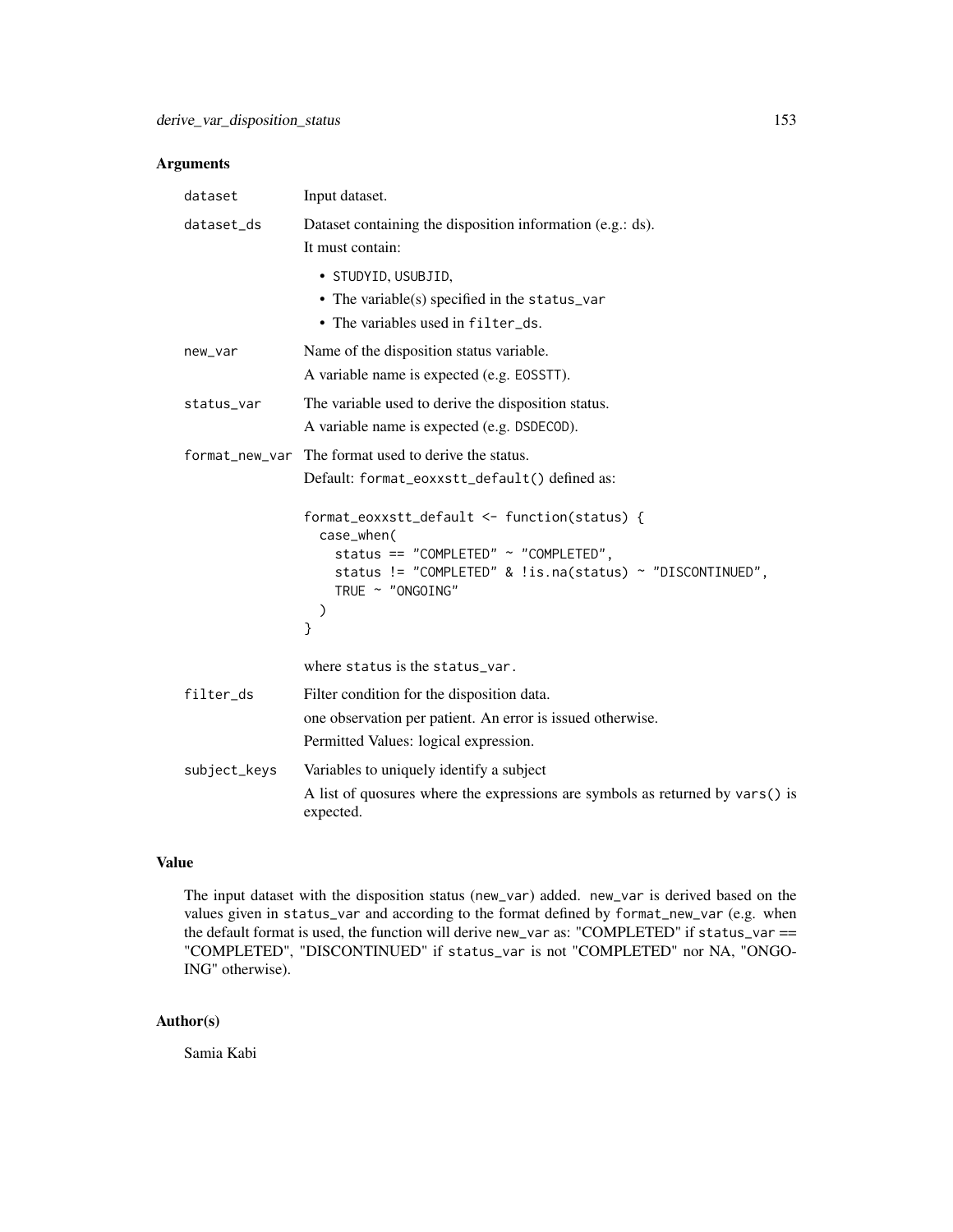## Arguments

| | |
|---|---|
| `dataset` | Input dataset. |
| `dataset_ds` | Dataset containing the disposition information (e.g.: ds).<br>It must contain:<br>• `STUDYID`, `USUBJID`,<br>• The variable(s) specified in the `status_var`<br>• The variables used in `filter_ds`. |
| `new_var` | Name of the disposition status variable.<br>A variable name is expected (e.g. `EOSSTT`). |
| `status_var` | The variable used to derive the disposition status.<br>A variable name is expected (e.g. `DSDECOD`). |
| `format_new_var` | The format used to derive the status.<br>Default: `format_eoxxstt_default()` defined as:<br>`format_eoxxstt_default <- function(status) { case_when( status == "COMPLETED" ~ "COMPLETED", status != "COMPLETED" & !is.na(status) ~ "DISCONTINUED", TRUE ~ "ONGOING" ) }`<br>where `status` is the `status_var`. |
| `filter_ds` | Filter condition for the disposition data.<br>one observation per patient. An error is issued otherwise.<br>Permitted Values: logical expression. |
| `subject_keys` | Variables to uniquely identify a subject<br>A list of quosures where the expressions are symbols as returned by `vars()` is expected. |

Default for `format_new_var`:

```
format_eoxxstt_default <- function(status) {
  case_when(
    status == "COMPLETED" ~ "COMPLETED",
    status != "COMPLETED" & !is.na(status) ~ "DISCONTINUED",
    TRUE ~ "ONGOING"
  )
}
```

## Value

The input dataset with the disposition status (`new_var`) added. `new_var` is derived based on the values given in `status_var` and according to the format defined by `format_new_var` (e.g. when the default format is used, the function will derive `new_var` as: "COMPLETED" if `status_var` == "COMPLETED", "DISCONTINUED" if `status_var` is not "COMPLETED" nor NA, "ONGOING" otherwise).

## Author(s)

Samia Kabi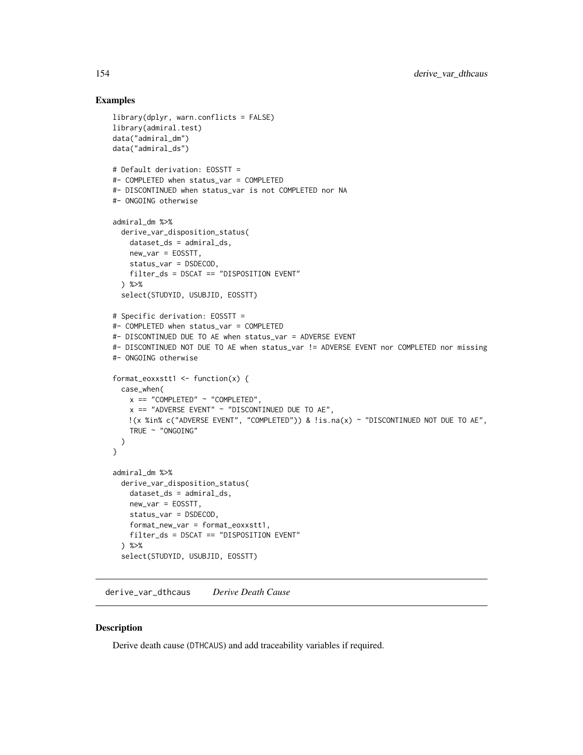## Examples

```
library(dplyr, warn.conflicts = FALSE)
library(admiral.test)
data("admiral_dm")
data("admiral_ds")

# Default derivation: EOSSTT =
#- COMPLETED when status_var = COMPLETED
#- DISCONTINUED when status_var is not COMPLETED nor NA
#- ONGOING otherwise

admiral_dm %>%
  derive_var_disposition_status(
    dataset_ds = admiral_ds,
    new_var = EOSSTT,
    status_var = DSDECOD,
    filter_ds = DSCAT == "DISPOSITION EVENT"
  ) %>%
  select(STUDYID, USUBJID, EOSSTT)

# Specific derivation: EOSSTT =
#- COMPLETED when status_var = COMPLETED
#- DISCONTINUED DUE TO AE when status_var = ADVERSE EVENT
#- DISCONTINUED NOT DUE TO AE when status_var != ADVERSE EVENT nor COMPLETED nor missing
#- ONGOING otherwise

format_eoxxstt1 <- function(x) {
  case_when(
    x == "COMPLETED" ~ "COMPLETED",
    x == "ADVERSE EVENT" ~ "DISCONTINUED DUE TO AE",
    !(x %in% c("ADVERSE EVENT", "COMPLETED")) & !is.na(x) ~ "DISCONTINUED NOT DUE TO AE",
    TRUE ~ "ONGOING"
  )
}

admiral_dm %>%
  derive_var_disposition_status(
    dataset_ds = admiral_ds,
    new_var = EOSSTT,
    status_var = DSDECOD,
    format_new_var = format_eoxxstt1,
    filter_ds = DSCAT == "DISPOSITION EVENT"
  ) %>%
  select(STUDYID, USUBJID, EOSSTT)
```

# derive_var_dthcaus *Derive Death Cause*

## Description

Derive death cause (DTHCAUS) and add traceability variables if required.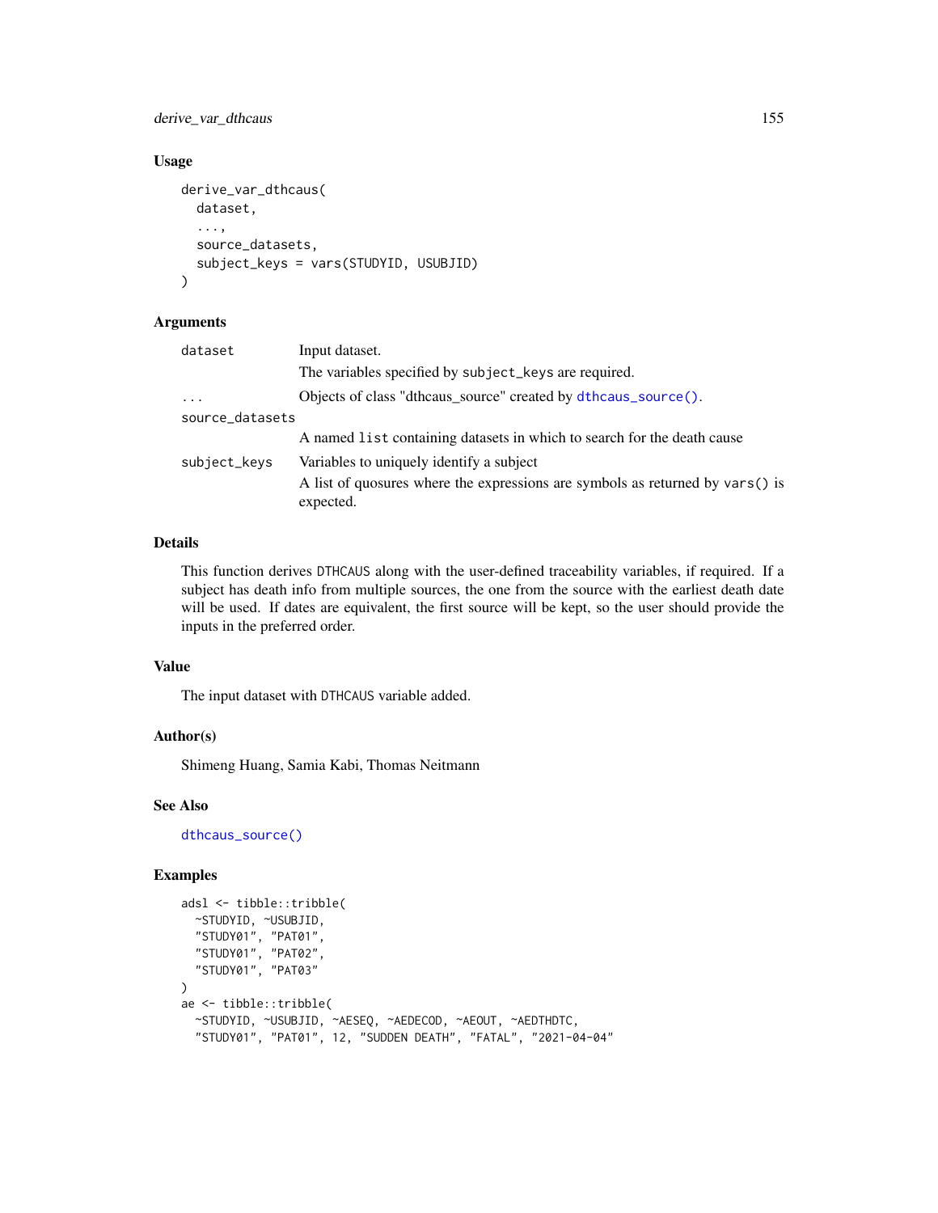## Usage

```
derive_var_dthcaus(
  dataset,
  ...,
  source_datasets,
  subject_keys = vars(STUDYID, USUBJID)
)
```

## Arguments

| | |
|---|---|
| `dataset` | Input dataset. The variables specified by `subject_keys` are required. |
| `...` | Objects of class "dthcaus_source" created by `dthcaus_source()`. |
| `source_datasets` | A named `list` containing datasets in which to search for the death cause |
| `subject_keys` | Variables to uniquely identify a subject. A list of quosures where the expressions are symbols as returned by `vars()` is expected. |

## Details

This function derives `DTHCAUS` along with the user-defined traceability variables, if required. If a subject has death info from multiple sources, the one from the source with the earliest death date will be used. If dates are equivalent, the first source will be kept, so the user should provide the inputs in the preferred order.

## Value

The input dataset with `DTHCAUS` variable added.

## Author(s)

Shimeng Huang, Samia Kabi, Thomas Neitmann

## See Also

`dthcaus_source()`

## Examples

```
adsl <- tibble::tribble(
  ~STUDYID, ~USUBJID,
  "STUDY01", "PAT01",
  "STUDY01", "PAT02",
  "STUDY01", "PAT03"
)
ae <- tibble::tribble(
  ~STUDYID, ~USUBJID, ~AESEQ, ~AEDECOD, ~AEOUT, ~AEDTHDTC,
  "STUDY01", "PAT01", 12, "SUDDEN DEATH", "FATAL", "2021-04-04"
```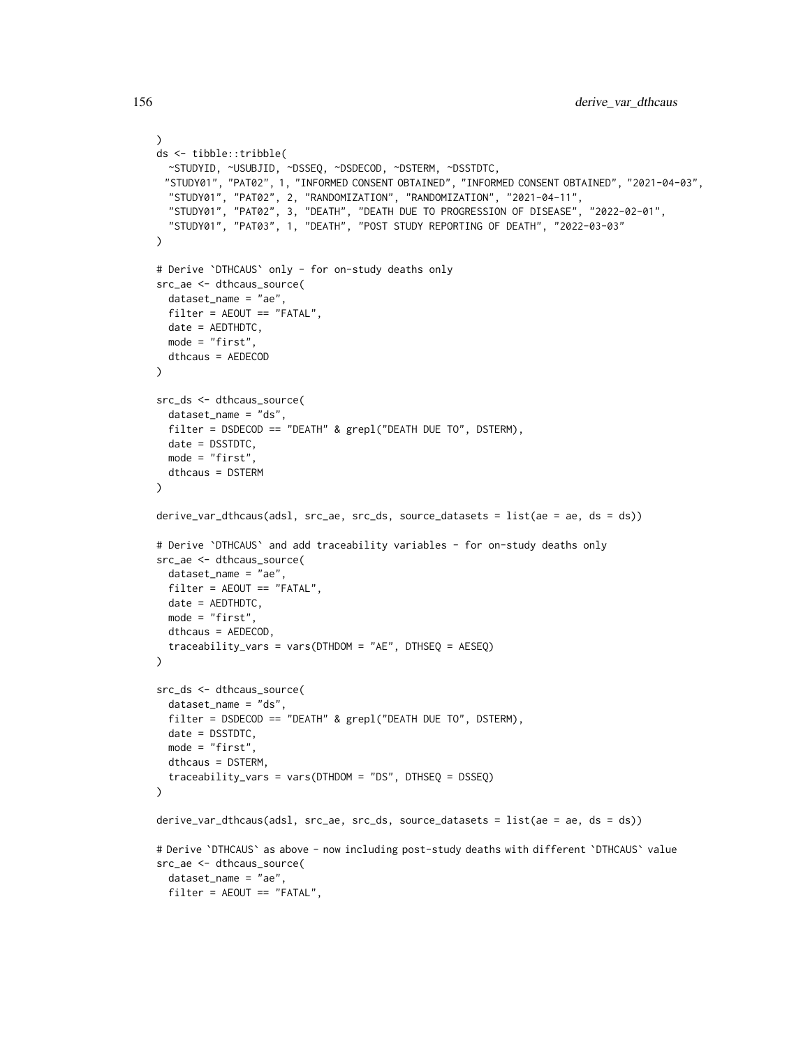```
)
ds <- tibble::tribble(
  ~STUDYID, ~USUBJID, ~DSSEQ, ~DSDECOD, ~DSTERM, ~DSSTDTC,
  "STUDY01", "PAT02", 1, "INFORMED CONSENT OBTAINED", "INFORMED CONSENT OBTAINED", "2021-04-03",
  "STUDY01", "PAT02", 2, "RANDOMIZATION", "RANDOMIZATION", "2021-04-11",
  "STUDY01", "PAT02", 3, "DEATH", "DEATH DUE TO PROGRESSION OF DISEASE", "2022-02-01",
  "STUDY01", "PAT03", 1, "DEATH", "POST STUDY REPORTING OF DEATH", "2022-03-03"
)

# Derive `DTHCAUS` only - for on-study deaths only
src_ae <- dthcaus_source(
  dataset_name = "ae",
  filter = AEOUT == "FATAL",
  date = AEDTHDTC,
  mode = "first",
  dthcaus = AEDECOD
)

src_ds <- dthcaus_source(
  dataset_name = "ds",
  filter = DSDECOD == "DEATH" & grepl("DEATH DUE TO", DSTERM),
  date = DSSTDTC,
  mode = "first",
  dthcaus = DSTERM
)

derive_var_dthcaus(adsl, src_ae, src_ds, source_datasets = list(ae = ae, ds = ds))

# Derive `DTHCAUS` and add traceability variables - for on-study deaths only
src_ae <- dthcaus_source(
  dataset_name = "ae",
  filter = AEOUT == "FATAL",
  date = AEDTHDTC,
  mode = "first",
  dthcaus = AEDECOD,
  traceability_vars = vars(DTHDOM = "AE", DTHSEQ = AESEQ)
)

src_ds <- dthcaus_source(
  dataset_name = "ds",
  filter = DSDECOD == "DEATH" & grepl("DEATH DUE TO", DSTERM),
  date = DSSTDTC,
  mode = "first",
  dthcaus = DSTERM,
  traceability_vars = vars(DTHDOM = "DS", DTHSEQ = DSSEQ)
)

derive_var_dthcaus(adsl, src_ae, src_ds, source_datasets = list(ae = ae, ds = ds))

# Derive `DTHCAUS` as above - now including post-study deaths with different `DTHCAUS` value
src_ae <- dthcaus_source(
  dataset_name = "ae",
  filter = AEOUT == "FATAL",
```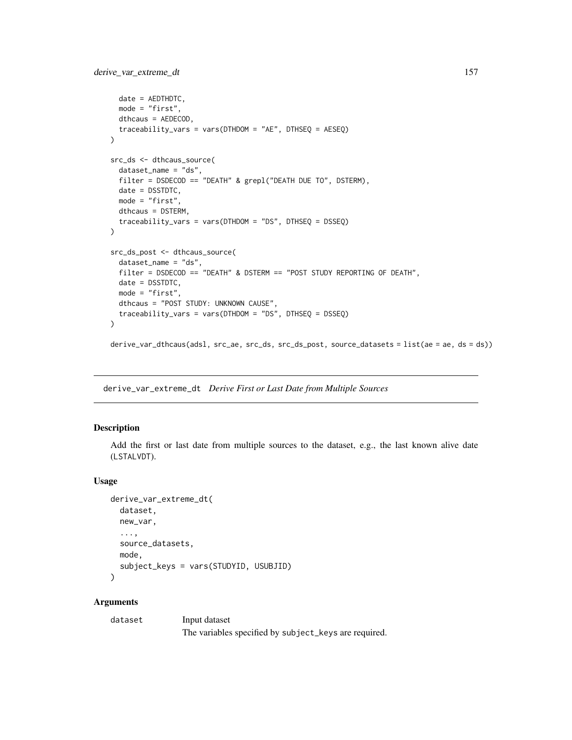```
  date = AEDTHDTC,
  mode = "first",
  dthcaus = AEDECOD,
  traceability_vars = vars(DTHDOM = "AE", DTHSEQ = AESEQ)
)

src_ds <- dthcaus_source(
  dataset_name = "ds",
  filter = DSDECOD == "DEATH" & grepl("DEATH DUE TO", DSTERM),
  date = DSSTDTC,
  mode = "first",
  dthcaus = DSTERM,
  traceability_vars = vars(DTHDOM = "DS", DTHSEQ = DSSEQ)
)

src_ds_post <- dthcaus_source(
  dataset_name = "ds",
  filter = DSDECOD == "DEATH" & DSTERM == "POST STUDY REPORTING OF DEATH",
  date = DSSTDTC,
  mode = "first",
  dthcaus = "POST STUDY: UNKNOWN CAUSE",
  traceability_vars = vars(DTHDOM = "DS", DTHSEQ = DSSEQ)
)

derive_var_dthcaus(adsl, src_ae, src_ds, src_ds_post, source_datasets = list(ae = ae, ds = ds))
```

---

## derive_var_extreme_dt *Derive First or Last Date from Multiple Sources*

---

### Description

Add the first or last date from multiple sources to the dataset, e.g., the last known alive date (LSTALVDT).

### Usage

```
derive_var_extreme_dt(
  dataset,
  new_var,
  ...,
  source_datasets,
  mode,
  subject_keys = vars(STUDYID, USUBJID)
)
```

### Arguments

`dataset` Input dataset

The variables specified by `subject_keys` are required.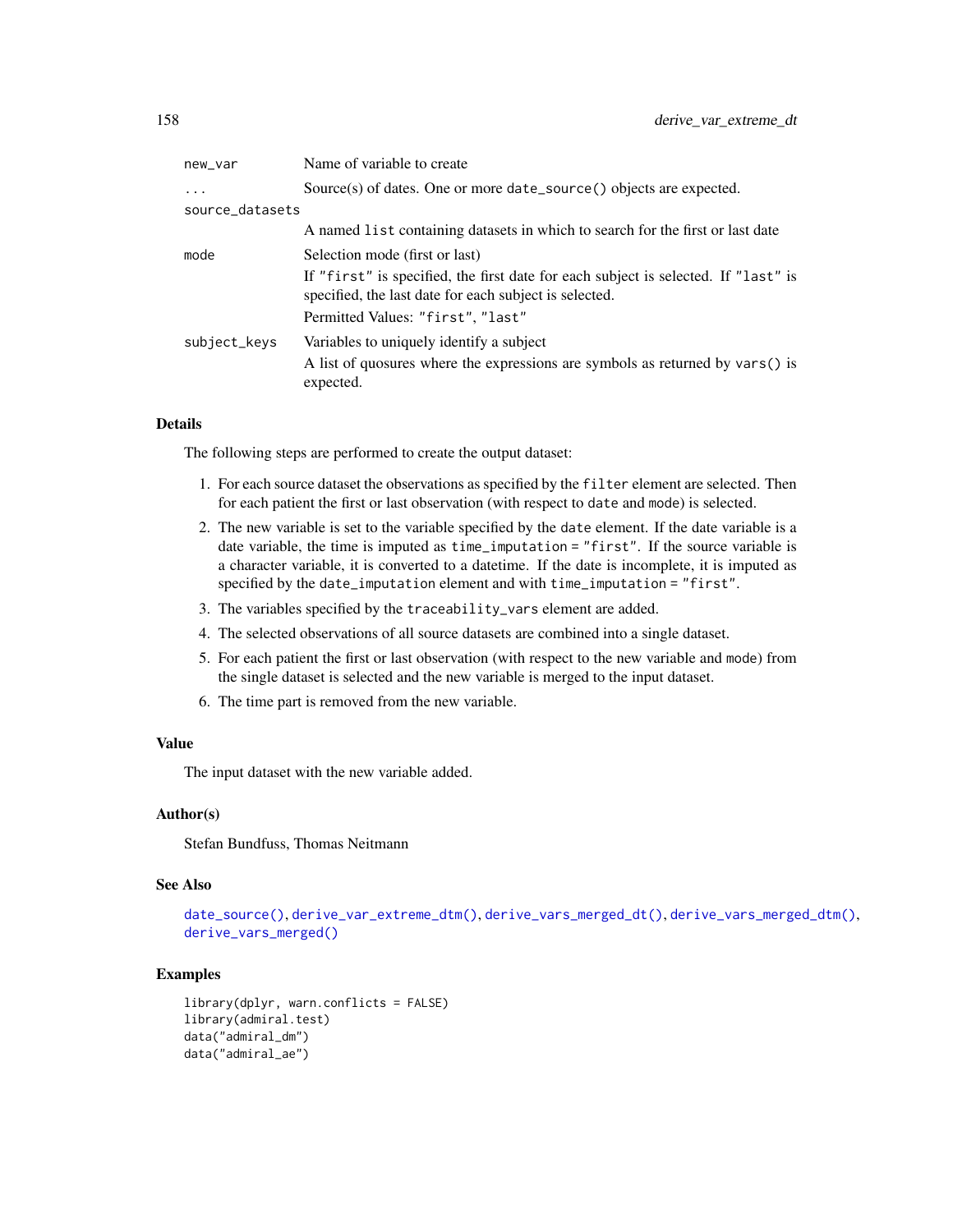| | |
|---|---|
| `new_var` | Name of variable to create |
| `...` | Source(s) of dates. One or more `date_source()` objects are expected. |
| `source_datasets` | A named `list` containing datasets in which to search for the first or last date |
| `mode` | Selection mode (first or last)<br>If `"first"` is specified, the first date for each subject is selected. If `"last"` is specified, the last date for each subject is selected.<br>Permitted Values: `"first"`, `"last"` |
| `subject_keys` | Variables to uniquely identify a subject<br>A list of quosures where the expressions are symbols as returned by `vars()` is expected. |

## Details

The following steps are performed to create the output dataset:

1. For each source dataset the observations as specified by the `filter` element are selected. Then for each patient the first or last observation (with respect to `date` and `mode`) is selected.
2. The new variable is set to the variable specified by the `date` element. If the date variable is a date variable, the time is imputed as `time_imputation = "first"`. If the source variable is a character variable, it is converted to a datetime. If the date is incomplete, it is imputed as specified by the `date_imputation` element and with `time_imputation = "first"`.
3. The variables specified by the `traceability_vars` element are added.
4. The selected observations of all source datasets are combined into a single dataset.
5. For each patient the first or last observation (with respect to the new variable and `mode`) from the single dataset is selected and the new variable is merged to the input dataset.
6. The time part is removed from the new variable.

## Value

The input dataset with the new variable added.

## Author(s)

Stefan Bundfuss, Thomas Neitmann

## See Also

`date_source()`, `derive_var_extreme_dtm()`, `derive_vars_merged_dt()`, `derive_vars_merged_dtm()`, `derive_vars_merged()`

## Examples

```
library(dplyr, warn.conflicts = FALSE)
library(admiral.test)
data("admiral_dm")
data("admiral_ae")
```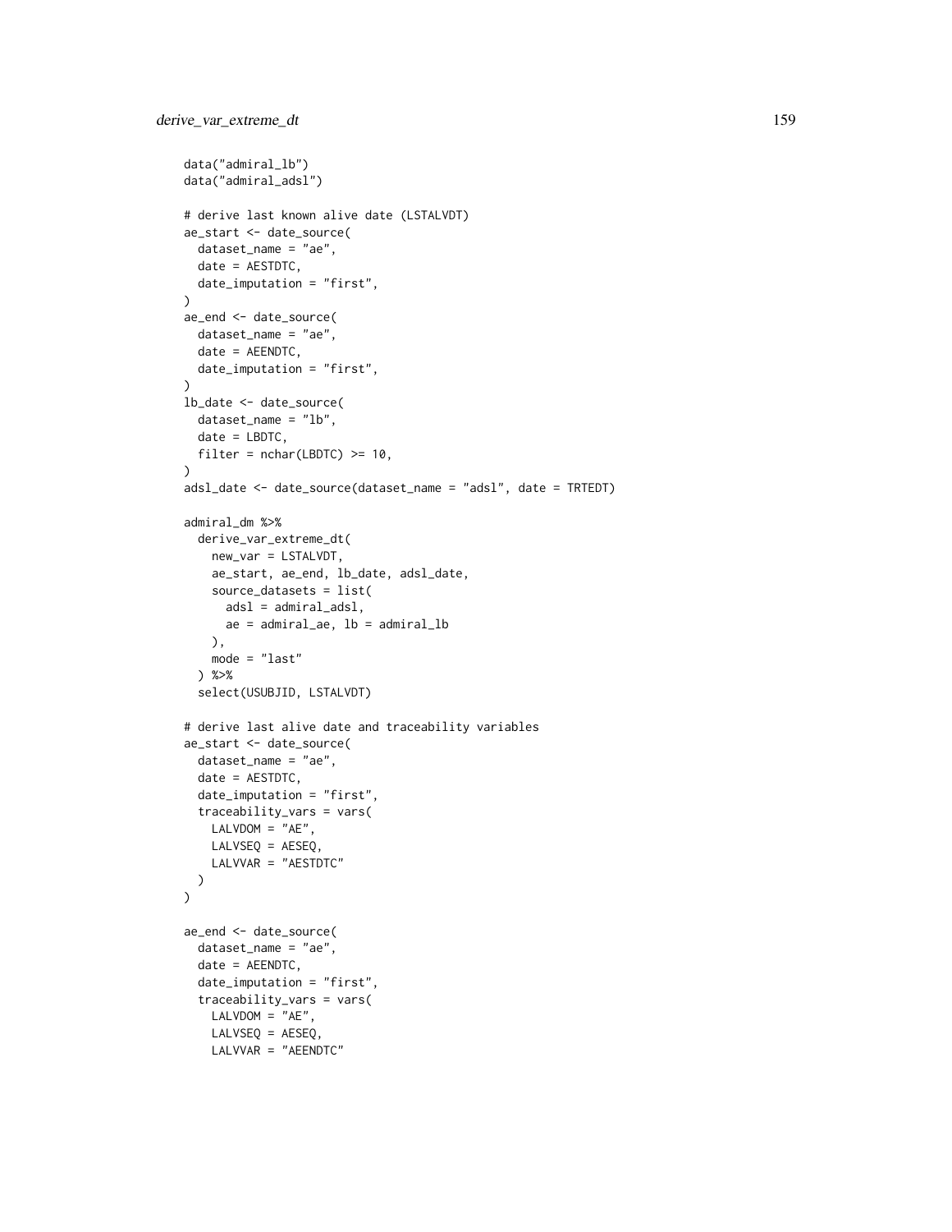```
data("admiral_lb")
data("admiral_adsl")

# derive last known alive date (LSTALVDT)
ae_start <- date_source(
  dataset_name = "ae",
  date = AESTDTC,
  date_imputation = "first",
)
ae_end <- date_source(
  dataset_name = "ae",
  date = AEENDTC,
  date_imputation = "first",
)
lb_date <- date_source(
  dataset_name = "lb",
  date = LBDTC,
  filter = nchar(LBDTC) >= 10,
)
adsl_date <- date_source(dataset_name = "adsl", date = TRTEDT)

admiral_dm %>%
  derive_var_extreme_dt(
    new_var = LSTALVDT,
    ae_start, ae_end, lb_date, adsl_date,
    source_datasets = list(
      adsl = admiral_adsl,
      ae = admiral_ae, lb = admiral_lb
    ),
    mode = "last"
  ) %>%
  select(USUBJID, LSTALVDT)

# derive last alive date and traceability variables
ae_start <- date_source(
  dataset_name = "ae",
  date = AESTDTC,
  date_imputation = "first",
  traceability_vars = vars(
    LALVDOM = "AE",
    LALVSEQ = AESEQ,
    LALVVAR = "AESTDTC"
  )
)

ae_end <- date_source(
  dataset_name = "ae",
  date = AEENDTC,
  date_imputation = "first",
  traceability_vars = vars(
    LALVDOM = "AE",
    LALVSEQ = AESEQ,
    LALVVAR = "AEENDTC"
```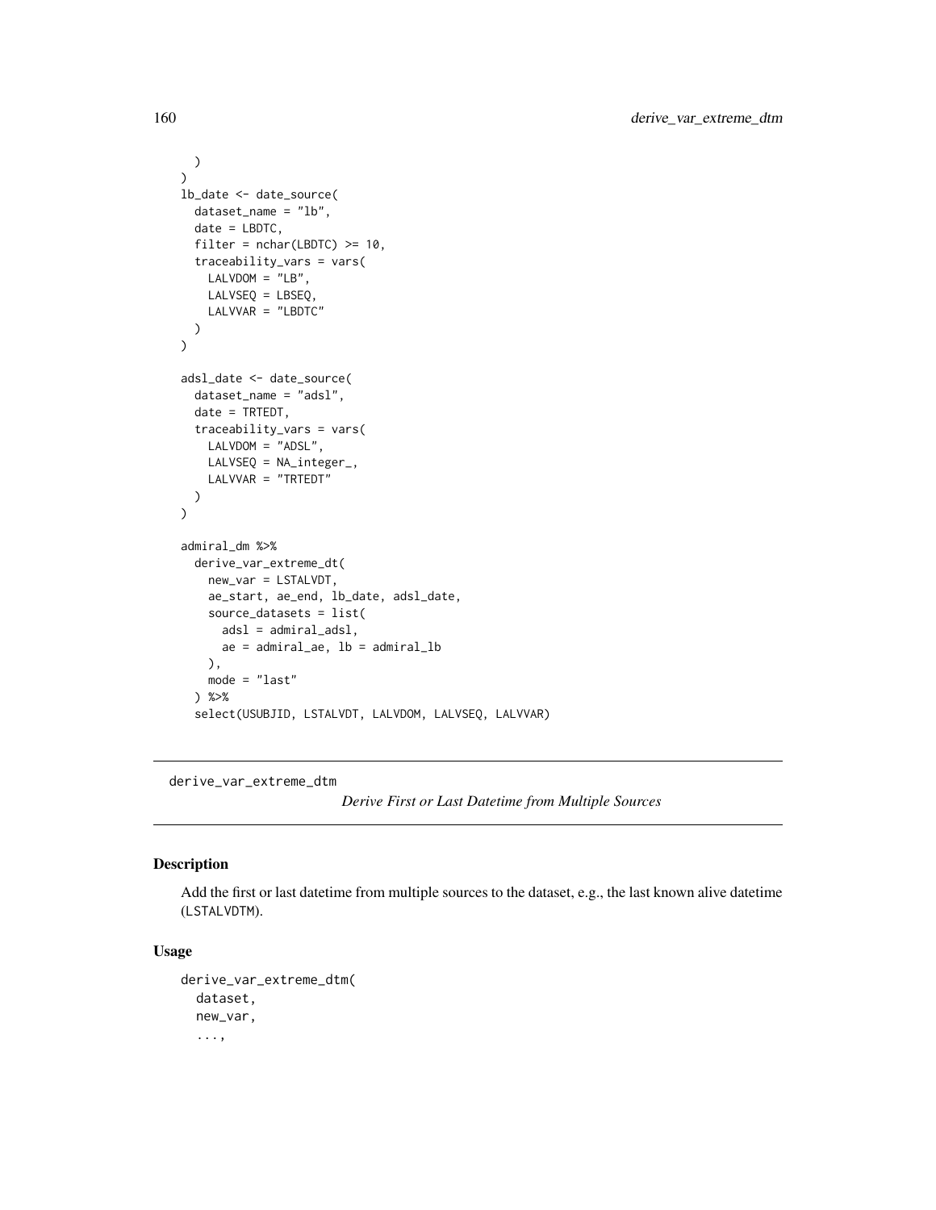```
  )
)
lb_date <- date_source(
  dataset_name = "lb",
  date = LBDTC,
  filter = nchar(LBDTC) >= 10,
  traceability_vars = vars(
    LALVDOM = "LB",
    LALVSEQ = LBSEQ,
    LALVVAR = "LBDTC"
  )
)

adsl_date <- date_source(
  dataset_name = "adsl",
  date = TRTEDT,
  traceability_vars = vars(
    LALVDOM = "ADSL",
    LALVSEQ = NA_integer_,
    LALVVAR = "TRTEDT"
  )
)

admiral_dm %>%
  derive_var_extreme_dt(
    new_var = LSTALVDT,
    ae_start, ae_end, lb_date, adsl_date,
    source_datasets = list(
      adsl = admiral_adsl,
      ae = admiral_ae, lb = admiral_lb
    ),
    mode = "last"
  ) %>%
  select(USUBJID, LSTALVDT, LALVDOM, LALVSEQ, LALVVAR)
```

---

derive_var_extreme_dtm    *Derive First or Last Datetime from Multiple Sources*

---

## Description

Add the first or last datetime from multiple sources to the dataset, e.g., the last known alive datetime (LSTALVDTM).

## Usage

```
derive_var_extreme_dtm(
  dataset,
  new_var,
  ...,
```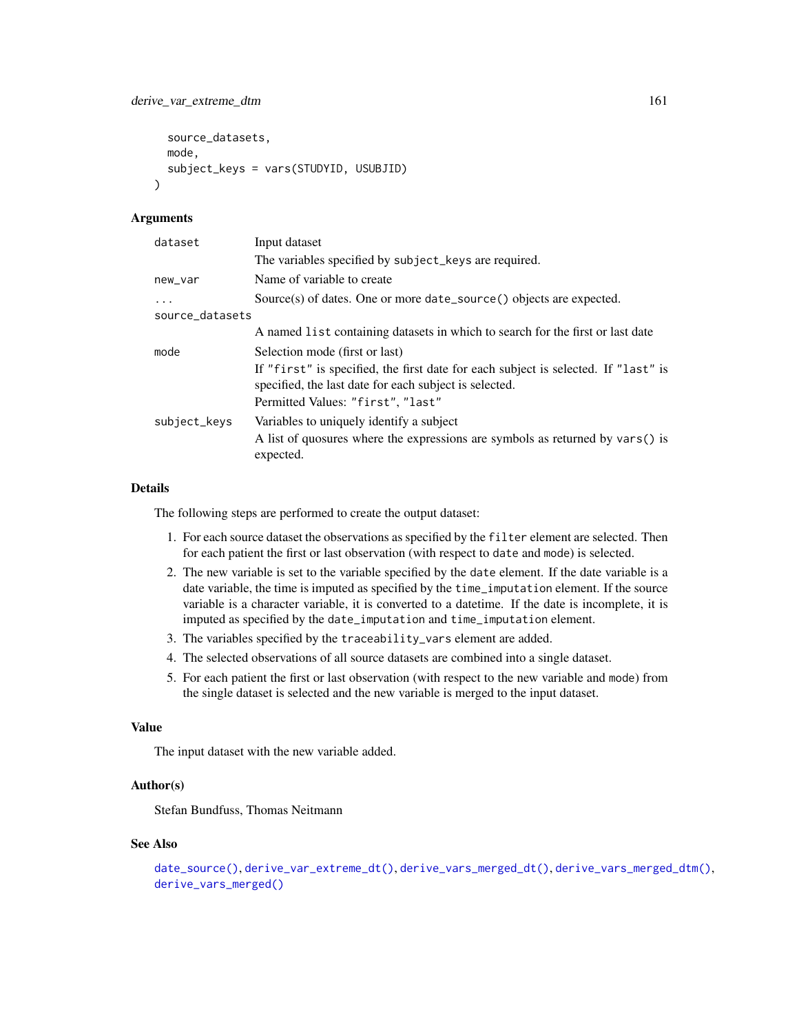```
  source_datasets,
  mode,
  subject_keys = vars(STUDYID, USUBJID)
)
```

### Arguments

| | |
|---|---|
| `dataset` | Input dataset<br>The variables specified by `subject_keys` are required. |
| `new_var` | Name of variable to create |
| `...` | Source(s) of dates. One or more `date_source()` objects are expected. |
| `source_datasets` | A named `list` containing datasets in which to search for the first or last date |
| `mode` | Selection mode (first or last)<br>If `"first"` is specified, the first date for each subject is selected. If `"last"` is specified, the last date for each subject is selected.<br>Permitted Values: `"first"`, `"last"` |
| `subject_keys` | Variables to uniquely identify a subject<br>A list of quosures where the expressions are symbols as returned by `vars()` is expected. |

### Details

The following steps are performed to create the output dataset:

1. For each source dataset the observations as specified by the `filter` element are selected. Then for each patient the first or last observation (with respect to `date` and `mode`) is selected.
2. The new variable is set to the variable specified by the `date` element. If the date variable is a date variable, the time is imputed as specified by the `time_imputation` element. If the source variable is a character variable, it is converted to a datetime. If the date is incomplete, it is imputed as specified by the `date_imputation` and `time_imputation` element.
3. The variables specified by the `traceability_vars` element are added.
4. The selected observations of all source datasets are combined into a single dataset.
5. For each patient the first or last observation (with respect to the new variable and `mode`) from the single dataset is selected and the new variable is merged to the input dataset.

### Value

The input dataset with the new variable added.

### Author(s)

Stefan Bundfuss, Thomas Neitmann

### See Also

`date_source()`, `derive_var_extreme_dt()`, `derive_vars_merged_dt()`, `derive_vars_merged_dtm()`, `derive_vars_merged()`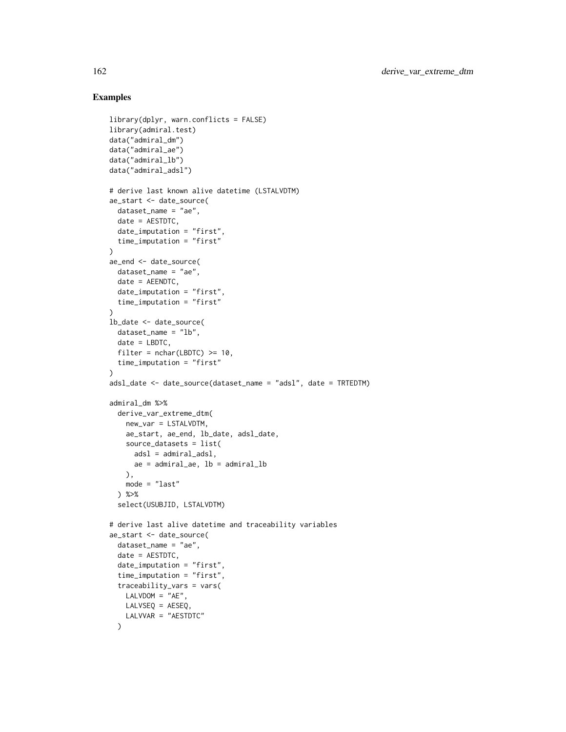## Examples

```
library(dplyr, warn.conflicts = FALSE)
library(admiral.test)
data("admiral_dm")
data("admiral_ae")
data("admiral_lb")
data("admiral_adsl")

# derive last known alive datetime (LSTALVDTM)
ae_start <- date_source(
  dataset_name = "ae",
  date = AESTDTC,
  date_imputation = "first",
  time_imputation = "first"
)
ae_end <- date_source(
  dataset_name = "ae",
  date = AEENDTC,
  date_imputation = "first",
  time_imputation = "first"
)
lb_date <- date_source(
  dataset_name = "lb",
  date = LBDTC,
  filter = nchar(LBDTC) >= 10,
  time_imputation = "first"
)
adsl_date <- date_source(dataset_name = "adsl", date = TRTEDTM)

admiral_dm %>%
  derive_var_extreme_dtm(
    new_var = LSTALVDTM,
    ae_start, ae_end, lb_date, adsl_date,
    source_datasets = list(
      adsl = admiral_adsl,
      ae = admiral_ae, lb = admiral_lb
    ),
    mode = "last"
  ) %>%
  select(USUBJID, LSTALVDTM)

# derive last alive datetime and traceability variables
ae_start <- date_source(
  dataset_name = "ae",
  date = AESTDTC,
  date_imputation = "first",
  time_imputation = "first",
  traceability_vars = vars(
    LALVDOM = "AE",
    LALVSEQ = AESEQ,
    LALVVAR = "AESTDTC"
  )
```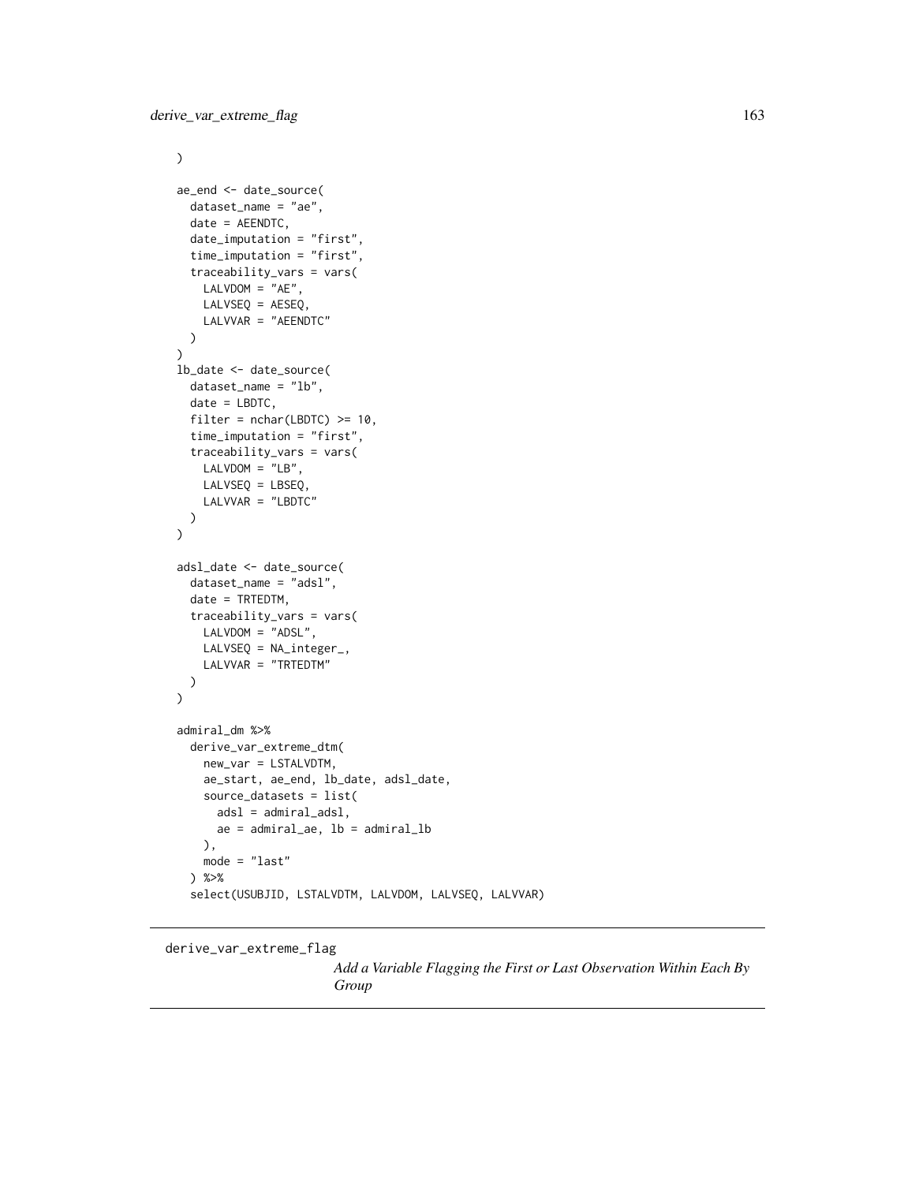```
)

ae_end <- date_source(
  dataset_name = "ae",
  date = AEENDTC,
  date_imputation = "first",
  time_imputation = "first",
  traceability_vars = vars(
    LALVDOM = "AE",
    LALVSEQ = AESEQ,
    LALVVAR = "AEENDTC"
  )
)
lb_date <- date_source(
  dataset_name = "lb",
  date = LBDTC,
  filter = nchar(LBDTC) >= 10,
  time_imputation = "first",
  traceability_vars = vars(
    LALVDOM = "LB",
    LALVSEQ = LBSEQ,
    LALVVAR = "LBDTC"
  )
)

adsl_date <- date_source(
  dataset_name = "adsl",
  date = TRTEDTM,
  traceability_vars = vars(
    LALVDOM = "ADSL",
    LALVSEQ = NA_integer_,
    LALVVAR = "TRTEDTM"
  )
)

admiral_dm %>%
  derive_var_extreme_dtm(
    new_var = LSTALVDTM,
    ae_start, ae_end, lb_date, adsl_date,
    source_datasets = list(
      adsl = admiral_adsl,
      ae = admiral_ae, lb = admiral_lb
    ),
    mode = "last"
  ) %>%
  select(USUBJID, LSTALVDTM, LALVDOM, LALVSEQ, LALVVAR)
```

## derive_var_extreme_flag

*Add a Variable Flagging the First or Last Observation Within Each By Group*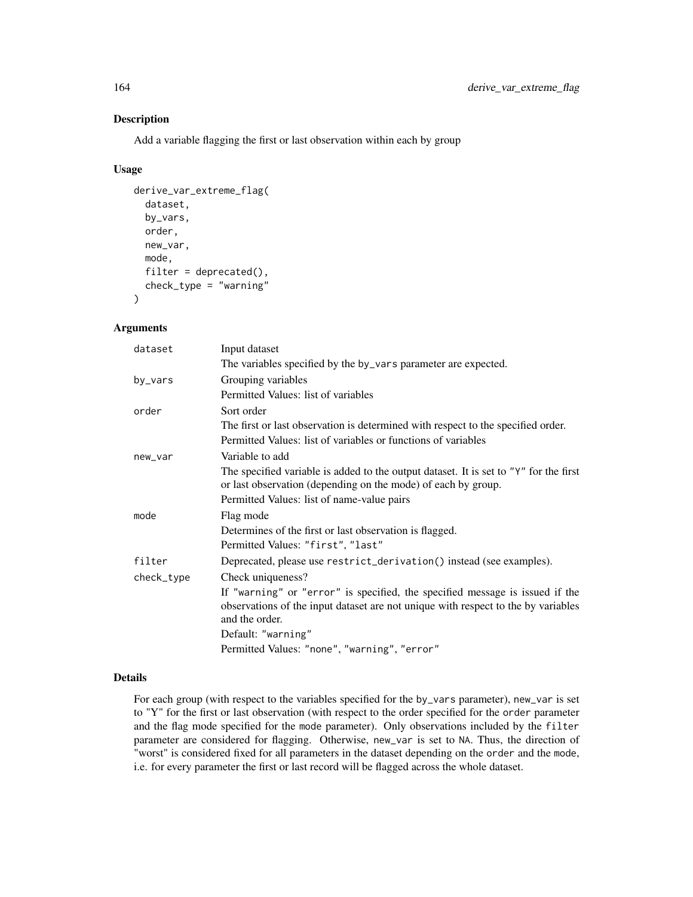### Description

Add a variable flagging the first or last observation within each by group

### Usage

```
derive_var_extreme_flag(
  dataset,
  by_vars,
  order,
  new_var,
  mode,
  filter = deprecated(),
  check_type = "warning"
)
```

### Arguments

| | |
|---|---|
| dataset | Input dataset<br>The variables specified by the `by_vars` parameter are expected. |
| by_vars | Grouping variables<br>Permitted Values: list of variables |
| order | Sort order<br>The first or last observation is determined with respect to the specified order.<br>Permitted Values: list of variables or functions of variables |
| new_var | Variable to add<br>The specified variable is added to the output dataset. It is set to `"Y"` for the first or last observation (depending on the mode) of each by group.<br>Permitted Values: list of name-value pairs |
| mode | Flag mode<br>Determines of the first or last observation is flagged.<br>Permitted Values: `"first"`, `"last"` |
| filter | Deprecated, please use `restrict_derivation()` instead (see examples). |
| check_type | Check uniqueness?<br>If `"warning"` or `"error"` is specified, the specified message is issued if the observations of the input dataset are not unique with respect to the by variables and the order.<br>Default: `"warning"`<br>Permitted Values: `"none"`, `"warning"`, `"error"` |

### Details

For each group (with respect to the variables specified for the `by_vars` parameter), `new_var` is set to "Y" for the first or last observation (with respect to the order specified for the `order` parameter and the flag mode specified for the `mode` parameter). Only observations included by the `filter` parameter are considered for flagging. Otherwise, `new_var` is set to `NA`. Thus, the direction of "worst" is considered fixed for all parameters in the dataset depending on the `order` and the `mode`, i.e. for every parameter the first or last record will be flagged across the whole dataset.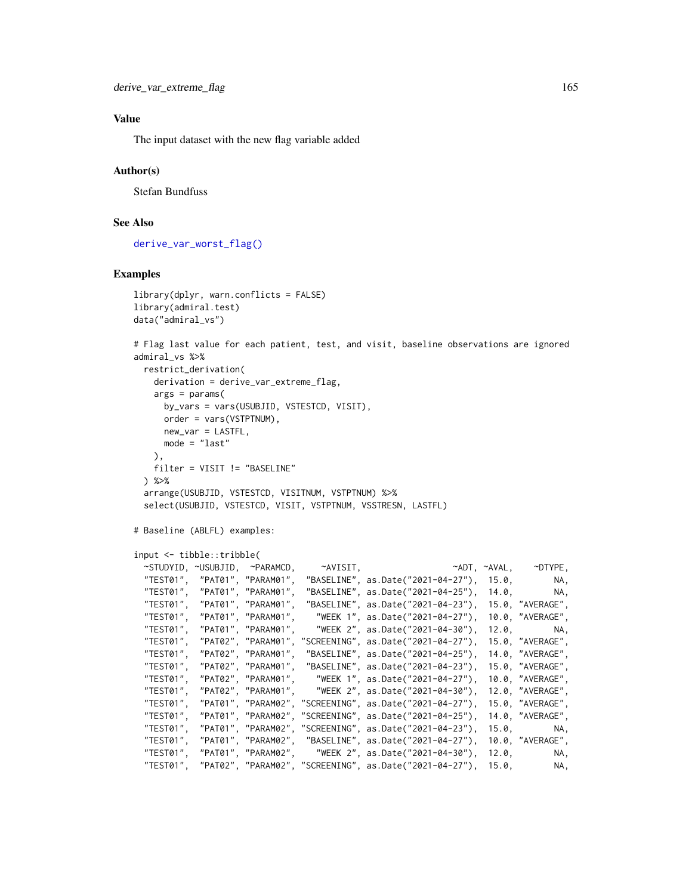## Value

The input dataset with the new flag variable added

## Author(s)

Stefan Bundfuss

## See Also

derive_var_worst_flag()

## Examples

```
library(dplyr, warn.conflicts = FALSE)
library(admiral.test)
data("admiral_vs")

# Flag last value for each patient, test, and visit, baseline observations are ignored
admiral_vs %>%
  restrict_derivation(
    derivation = derive_var_extreme_flag,
    args = params(
      by_vars = vars(USUBJID, VSTESTCD, VISIT),
      order = vars(VSTPTNUM),
      new_var = LASTFL,
      mode = "last"
    ),
    filter = VISIT != "BASELINE"
  ) %>%
  arrange(USUBJID, VSTESTCD, VISITNUM, VSTPTNUM) %>%
  select(USUBJID, VSTESTCD, VISIT, VSTPTNUM, VSSTRESN, LASTFL)

# Baseline (ABLFL) examples:

input <- tibble::tribble(
  ~STUDYID, ~USUBJID,  ~PARAMCD,     ~AVISIT,                  ~ADT, ~AVAL,    ~DTYPE,
  "TEST01",  "PAT01", "PARAM01",  "BASELINE", as.Date("2021-04-27"),  15.0,        NA,
  "TEST01",  "PAT01", "PARAM01",  "BASELINE", as.Date("2021-04-25"),  14.0,        NA,
  "TEST01",  "PAT01", "PARAM01",  "BASELINE", as.Date("2021-04-23"),  15.0, "AVERAGE",
  "TEST01",  "PAT01", "PARAM01",    "WEEK 1", as.Date("2021-04-27"),  10.0, "AVERAGE",
  "TEST01",  "PAT01", "PARAM01",    "WEEK 2", as.Date("2021-04-30"),  12.0,        NA,
  "TEST01",  "PAT02", "PARAM01", "SCREENING", as.Date("2021-04-27"),  15.0, "AVERAGE",
  "TEST01",  "PAT02", "PARAM01",  "BASELINE", as.Date("2021-04-25"),  14.0, "AVERAGE",
  "TEST01",  "PAT02", "PARAM01",  "BASELINE", as.Date("2021-04-23"),  15.0, "AVERAGE",
  "TEST01",  "PAT02", "PARAM01",    "WEEK 1", as.Date("2021-04-27"),  10.0, "AVERAGE",
  "TEST01",  "PAT02", "PARAM01",    "WEEK 2", as.Date("2021-04-30"),  12.0, "AVERAGE",
  "TEST01",  "PAT01", "PARAM02", "SCREENING", as.Date("2021-04-27"),  15.0, "AVERAGE",
  "TEST01",  "PAT01", "PARAM02", "SCREENING", as.Date("2021-04-25"),  14.0, "AVERAGE",
  "TEST01",  "PAT01", "PARAM02", "SCREENING", as.Date("2021-04-23"),  15.0,        NA,
  "TEST01",  "PAT01", "PARAM02",  "BASELINE", as.Date("2021-04-27"),  10.0, "AVERAGE",
  "TEST01",  "PAT01", "PARAM02",    "WEEK 2", as.Date("2021-04-30"),  12.0,        NA,
  "TEST01",  "PAT02", "PARAM02", "SCREENING", as.Date("2021-04-27"),  15.0,        NA,
```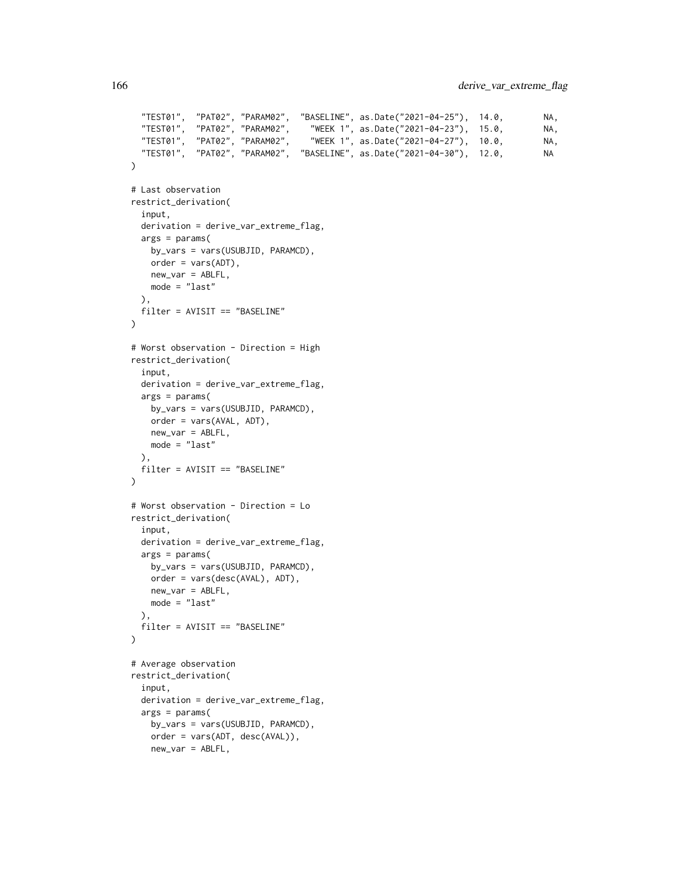```
  "TEST01",  "PAT02", "PARAM02",  "BASELINE", as.Date("2021-04-25"),  14.0,        NA,
  "TEST01",  "PAT02", "PARAM02",    "WEEK 1", as.Date("2021-04-23"),  15.0,        NA,
  "TEST01",  "PAT02", "PARAM02",    "WEEK 1", as.Date("2021-04-27"),  10.0,        NA,
  "TEST01",  "PAT02", "PARAM02",  "BASELINE", as.Date("2021-04-30"),  12.0,        NA
)

# Last observation
restrict_derivation(
  input,
  derivation = derive_var_extreme_flag,
  args = params(
    by_vars = vars(USUBJID, PARAMCD),
    order = vars(ADT),
    new_var = ABLFL,
    mode = "last"
  ),
  filter = AVISIT == "BASELINE"
)

# Worst observation - Direction = High
restrict_derivation(
  input,
  derivation = derive_var_extreme_flag,
  args = params(
    by_vars = vars(USUBJID, PARAMCD),
    order = vars(AVAL, ADT),
    new_var = ABLFL,
    mode = "last"
  ),
  filter = AVISIT == "BASELINE"
)

# Worst observation - Direction = Lo
restrict_derivation(
  input,
  derivation = derive_var_extreme_flag,
  args = params(
    by_vars = vars(USUBJID, PARAMCD),
    order = vars(desc(AVAL), ADT),
    new_var = ABLFL,
    mode = "last"
  ),
  filter = AVISIT == "BASELINE"
)

# Average observation
restrict_derivation(
  input,
  derivation = derive_var_extreme_flag,
  args = params(
    by_vars = vars(USUBJID, PARAMCD),
    order = vars(ADT, desc(AVAL)),
    new_var = ABLFL,
```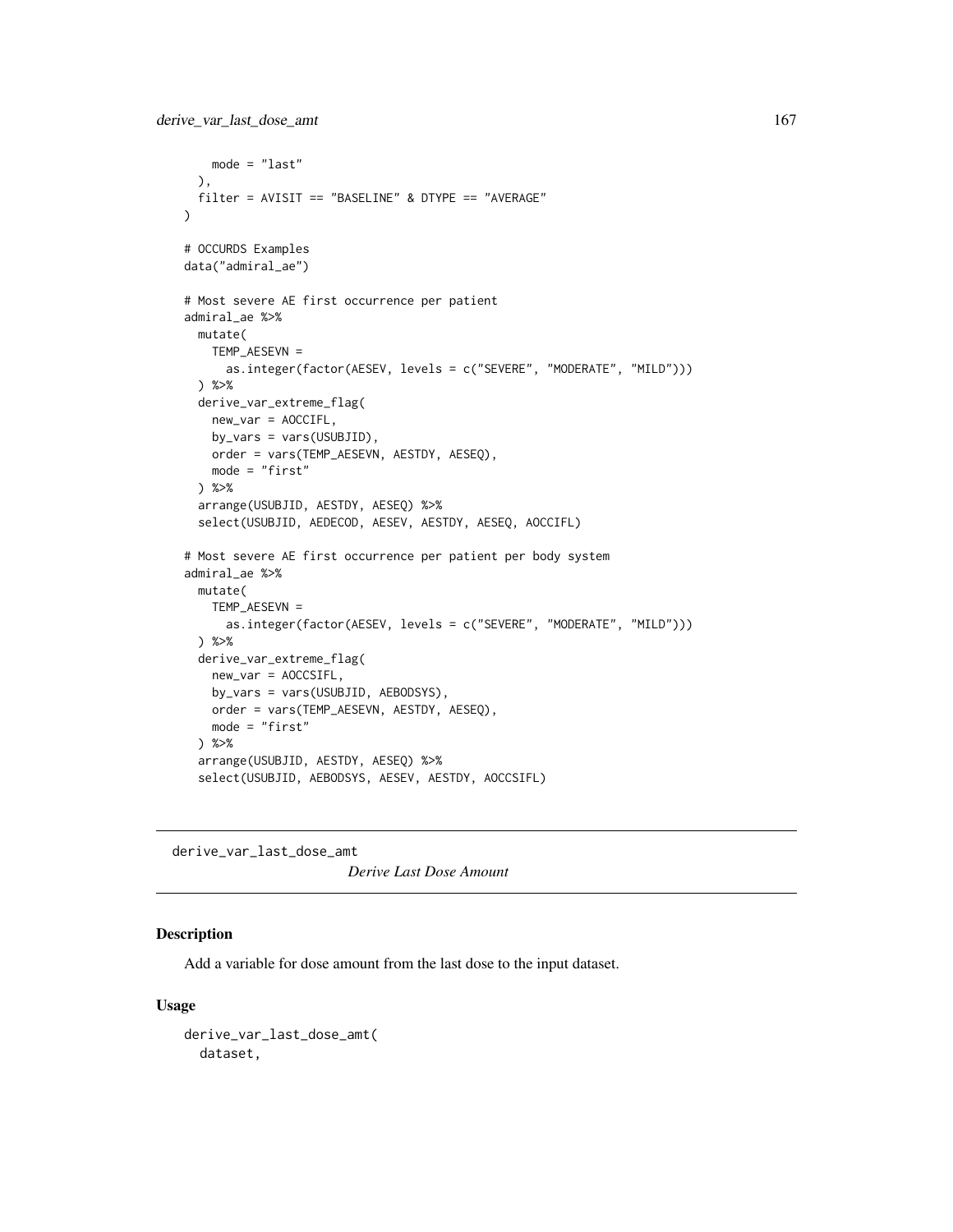```
    mode = "last"
  ),
  filter = AVISIT == "BASELINE" & DTYPE == "AVERAGE"
)

# OCCURDS Examples
data("admiral_ae")

# Most severe AE first occurrence per patient
admiral_ae %>%
  mutate(
    TEMP_AESEVN =
      as.integer(factor(AESEV, levels = c("SEVERE", "MODERATE", "MILD")))
  ) %>%
  derive_var_extreme_flag(
    new_var = AOCCIFL,
    by_vars = vars(USUBJID),
    order = vars(TEMP_AESEVN, AESTDY, AESEQ),
    mode = "first"
  ) %>%
  arrange(USUBJID, AESTDY, AESEQ) %>%
  select(USUBJID, AEDECOD, AESEV, AESTDY, AESEQ, AOCCIFL)

# Most severe AE first occurrence per patient per body system
admiral_ae %>%
  mutate(
    TEMP_AESEVN =
      as.integer(factor(AESEV, levels = c("SEVERE", "MODERATE", "MILD")))
  ) %>%
  derive_var_extreme_flag(
    new_var = AOCCSIFL,
    by_vars = vars(USUBJID, AEBODSYS),
    order = vars(TEMP_AESEVN, AESTDY, AESEQ),
    mode = "first"
  ) %>%
  arrange(USUBJID, AESTDY, AESEQ) %>%
  select(USUBJID, AEBODSYS, AESEV, AESTDY, AOCCSIFL)
```

---

## derive_var_last_dose_amt

*Derive Last Dose Amount*

---

### Description

Add a variable for dose amount from the last dose to the input dataset.

### Usage

```
derive_var_last_dose_amt(
  dataset,
```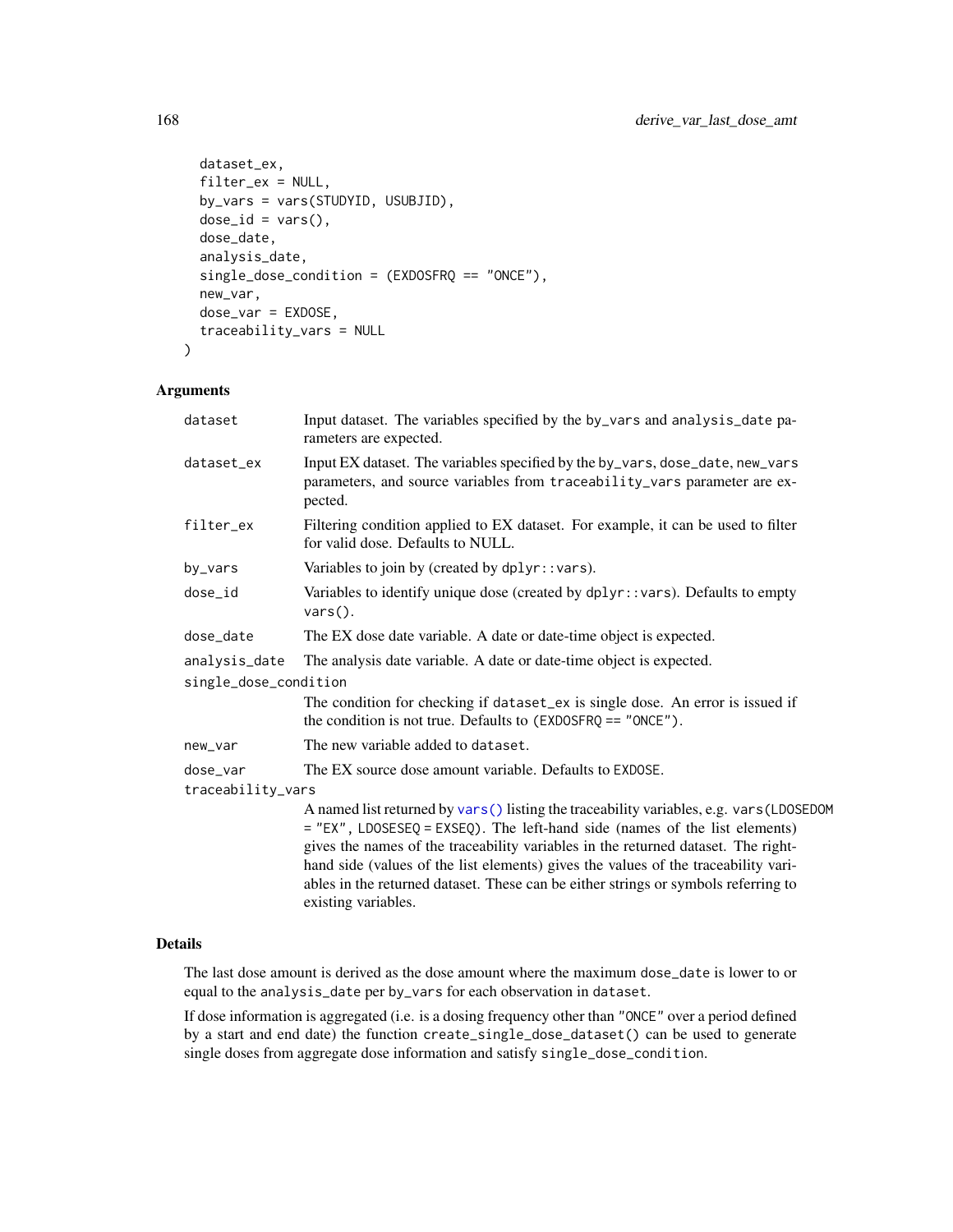```
  dataset_ex,
  filter_ex = NULL,
  by_vars = vars(STUDYID, USUBJID),
  dose_id = vars(),
  dose_date,
  analysis_date,
  single_dose_condition = (EXDOSFRQ == "ONCE"),
  new_var,
  dose_var = EXDOSE,
  traceability_vars = NULL
)
```

## Arguments

- `dataset` Input dataset. The variables specified by the `by_vars` and `analysis_date` parameters are expected.
- `dataset_ex` Input EX dataset. The variables specified by the `by_vars`, `dose_date`, `new_vars` parameters, and source variables from `traceability_vars` parameter are expected.
- `filter_ex` Filtering condition applied to EX dataset. For example, it can be used to filter for valid dose. Defaults to NULL.
- `by_vars` Variables to join by (created by `dplyr::vars`).
- `dose_id` Variables to identify unique dose (created by `dplyr::vars`). Defaults to empty `vars()`.
- `dose_date` The EX dose date variable. A date or date-time object is expected.
- `analysis_date` The analysis date variable. A date or date-time object is expected.
- `single_dose_condition` The condition for checking if `dataset_ex` is single dose. An error is issued if the condition is not true. Defaults to `(EXDOSFRQ == "ONCE")`.
- `new_var` The new variable added to `dataset`.
- `dose_var` The EX source dose amount variable. Defaults to `EXDOSE`.
- `traceability_vars` A named list returned by `vars()` listing the traceability variables, e.g. `vars(LDOSEDOM = "EX", LDOSESEQ = EXSEQ)`. The left-hand side (names of the list elements) gives the names of the traceability variables in the returned dataset. The right-hand side (values of the list elements) gives the values of the traceability variables in the returned dataset. These can be either strings or symbols referring to existing variables.

## Details

The last dose amount is derived as the dose amount where the maximum `dose_date` is lower to or equal to the `analysis_date` per `by_vars` for each observation in `dataset`.

If dose information is aggregated (i.e. is a dosing frequency other than `"ONCE"` over a period defined by a start and end date) the function `create_single_dose_dataset()` can be used to generate single doses from aggregate dose information and satisfy `single_dose_condition`.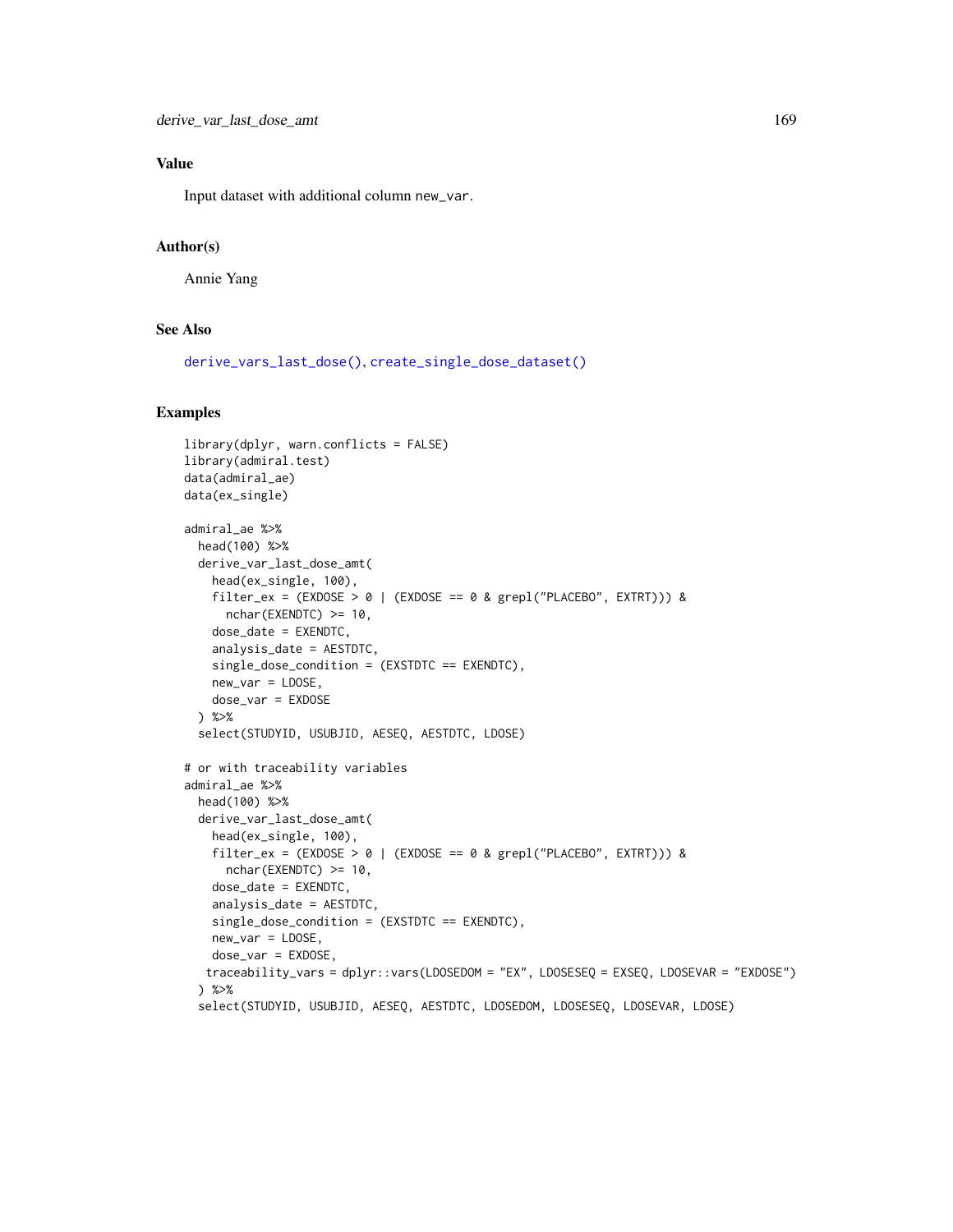## Value

Input dataset with additional column `new_var`.

## Author(s)

Annie Yang

## See Also

`derive_vars_last_dose()`, `create_single_dose_dataset()`

## Examples

```
library(dplyr, warn.conflicts = FALSE)
library(admiral.test)
data(admiral_ae)
data(ex_single)

admiral_ae %>%
  head(100) %>%
  derive_var_last_dose_amt(
    head(ex_single, 100),
    filter_ex = (EXDOSE > 0 | (EXDOSE == 0 & grepl("PLACEBO", EXTRT))) &
      nchar(EXENDTC) >= 10,
    dose_date = EXENDTC,
    analysis_date = AESTDTC,
    single_dose_condition = (EXSTDTC == EXENDTC),
    new_var = LDOSE,
    dose_var = EXDOSE
  ) %>%
  select(STUDYID, USUBJID, AESEQ, AESTDTC, LDOSE)

# or with traceability variables
admiral_ae %>%
  head(100) %>%
  derive_var_last_dose_amt(
    head(ex_single, 100),
    filter_ex = (EXDOSE > 0 | (EXDOSE == 0 & grepl("PLACEBO", EXTRT))) &
      nchar(EXENDTC) >= 10,
    dose_date = EXENDTC,
    analysis_date = AESTDTC,
    single_dose_condition = (EXSTDTC == EXENDTC),
    new_var = LDOSE,
    dose_var = EXDOSE,
   traceability_vars = dplyr::vars(LDOSEDOM = "EX", LDOSESEQ = EXSEQ, LDOSEVAR = "EXDOSE")
  ) %>%
  select(STUDYID, USUBJID, AESEQ, AESTDTC, LDOSEDOM, LDOSESEQ, LDOSEVAR, LDOSE)
```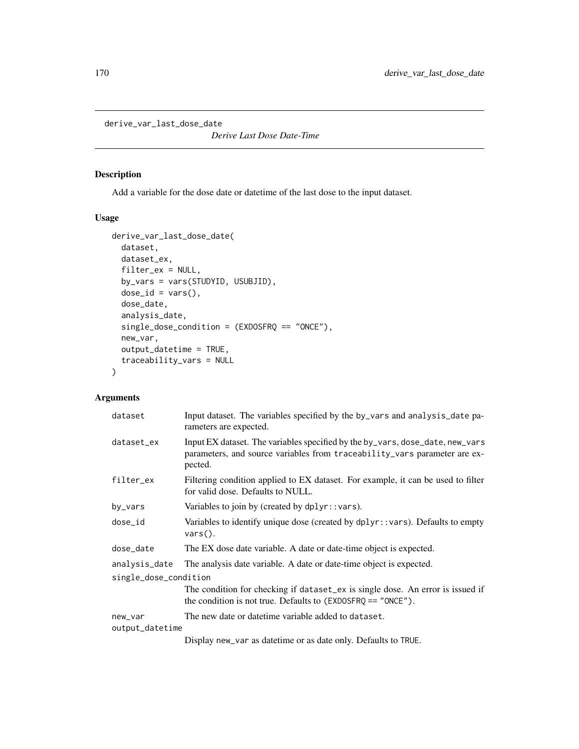derive_var_last_dose_date

*Derive Last Dose Date-Time*

## Description

Add a variable for the dose date or datetime of the last dose to the input dataset.

## Usage

```
derive_var_last_dose_date(
  dataset,
  dataset_ex,
  filter_ex = NULL,
  by_vars = vars(STUDYID, USUBJID),
  dose_id = vars(),
  dose_date,
  analysis_date,
  single_dose_condition = (EXDOSFRQ == "ONCE"),
  new_var,
  output_datetime = TRUE,
  traceability_vars = NULL
)
```

## Arguments

| | |
|---|---|
| dataset | Input dataset. The variables specified by the by_vars and analysis_date parameters are expected. |
| dataset_ex | Input EX dataset. The variables specified by the by_vars, dose_date, new_vars parameters, and source variables from traceability_vars parameter are expected. |
| filter_ex | Filtering condition applied to EX dataset. For example, it can be used to filter for valid dose. Defaults to NULL. |
| by_vars | Variables to join by (created by dplyr::vars). |
| dose_id | Variables to identify unique dose (created by dplyr::vars). Defaults to empty vars(). |
| dose_date | The EX dose date variable. A date or date-time object is expected. |
| analysis_date | The analysis date variable. A date or date-time object is expected. |
| single_dose_condition | The condition for checking if dataset_ex is single dose. An error is issued if the condition is not true. Defaults to (EXDOSFRQ == "ONCE"). |
| new_var | The new date or datetime variable added to dataset. |
| output_datetime | Display new_var as datetime or as date only. Defaults to TRUE. |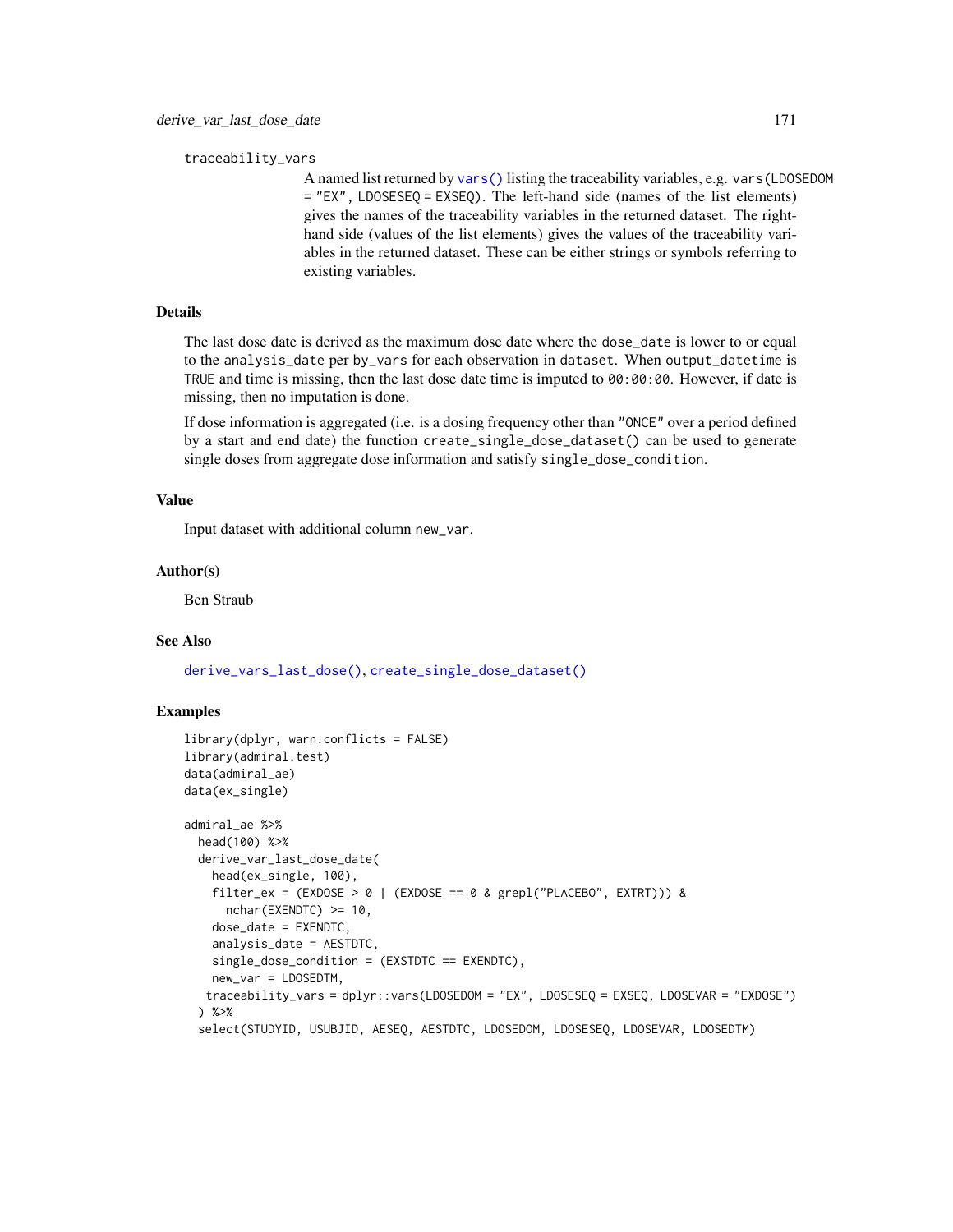traceability_vars

A named list returned by `vars()` listing the traceability variables, e.g. `vars(LDOSEDOM = "EX", LDOSESEQ = EXSEQ)`. The left-hand side (names of the list elements) gives the names of the traceability variables in the returned dataset. The right-hand side (values of the list elements) gives the values of the traceability variables in the returned dataset. These can be either strings or symbols referring to existing variables.

## Details

The last dose date is derived as the maximum dose date where the `dose_date` is lower to or equal to the `analysis_date` per `by_vars` for each observation in `dataset`. When `output_datetime` is `TRUE` and time is missing, then the last dose date time is imputed to `00:00:00`. However, if date is missing, then no imputation is done.

If dose information is aggregated (i.e. is a dosing frequency other than `"ONCE"` over a period defined by a start and end date) the function `create_single_dose_dataset()` can be used to generate single doses from aggregate dose information and satisfy `single_dose_condition`.

## Value

Input dataset with additional column `new_var`.

## Author(s)

Ben Straub

## See Also

`derive_vars_last_dose()`, `create_single_dose_dataset()`

## Examples

```
library(dplyr, warn.conflicts = FALSE)
library(admiral.test)
data(admiral_ae)
data(ex_single)

admiral_ae %>%
  head(100) %>%
  derive_var_last_dose_date(
    head(ex_single, 100),
    filter_ex = (EXDOSE > 0 | (EXDOSE == 0 & grepl("PLACEBO", EXTRT))) &
      nchar(EXENDTC) >= 10,
    dose_date = EXENDTC,
    analysis_date = AESTDTC,
    single_dose_condition = (EXSTDTC == EXENDTC),
    new_var = LDOSEDTM,
   traceability_vars = dplyr::vars(LDOSEDOM = "EX", LDOSESEQ = EXSEQ, LDOSEVAR = "EXDOSE")
  ) %>%
  select(STUDYID, USUBJID, AESEQ, AESTDTC, LDOSEDOM, LDOSESEQ, LDOSEVAR, LDOSEDTM)
```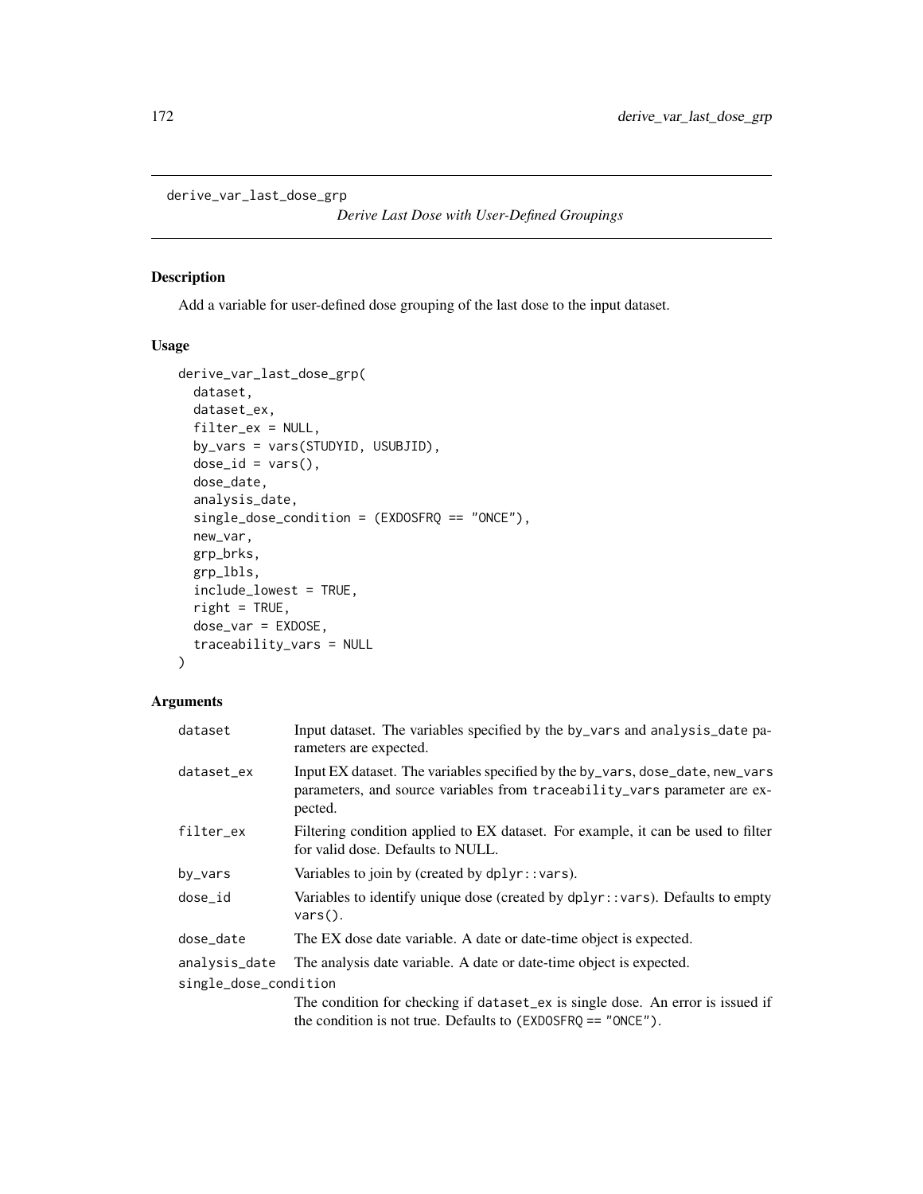derive_var_last_dose_grp

*Derive Last Dose with User-Defined Groupings*

## Description

Add a variable for user-defined dose grouping of the last dose to the input dataset.

## Usage

```
derive_var_last_dose_grp(
  dataset,
  dataset_ex,
  filter_ex = NULL,
  by_vars = vars(STUDYID, USUBJID),
  dose_id = vars(),
  dose_date,
  analysis_date,
  single_dose_condition = (EXDOSFRQ == "ONCE"),
  new_var,
  grp_brks,
  grp_lbls,
  include_lowest = TRUE,
  right = TRUE,
  dose_var = EXDOSE,
  traceability_vars = NULL
)
```

## Arguments

| | |
|---|---|
| dataset | Input dataset. The variables specified by the by_vars and analysis_date parameters are expected. |
| dataset_ex | Input EX dataset. The variables specified by the by_vars, dose_date, new_vars parameters, and source variables from traceability_vars parameter are expected. |
| filter_ex | Filtering condition applied to EX dataset. For example, it can be used to filter for valid dose. Defaults to NULL. |
| by_vars | Variables to join by (created by dplyr::vars). |
| dose_id | Variables to identify unique dose (created by dplyr::vars). Defaults to empty vars(). |
| dose_date | The EX dose date variable. A date or date-time object is expected. |
| analysis_date | The analysis date variable. A date or date-time object is expected. |
| single_dose_condition | The condition for checking if dataset_ex is single dose. An error is issued if the condition is not true. Defaults to (EXDOSFRQ == "ONCE"). |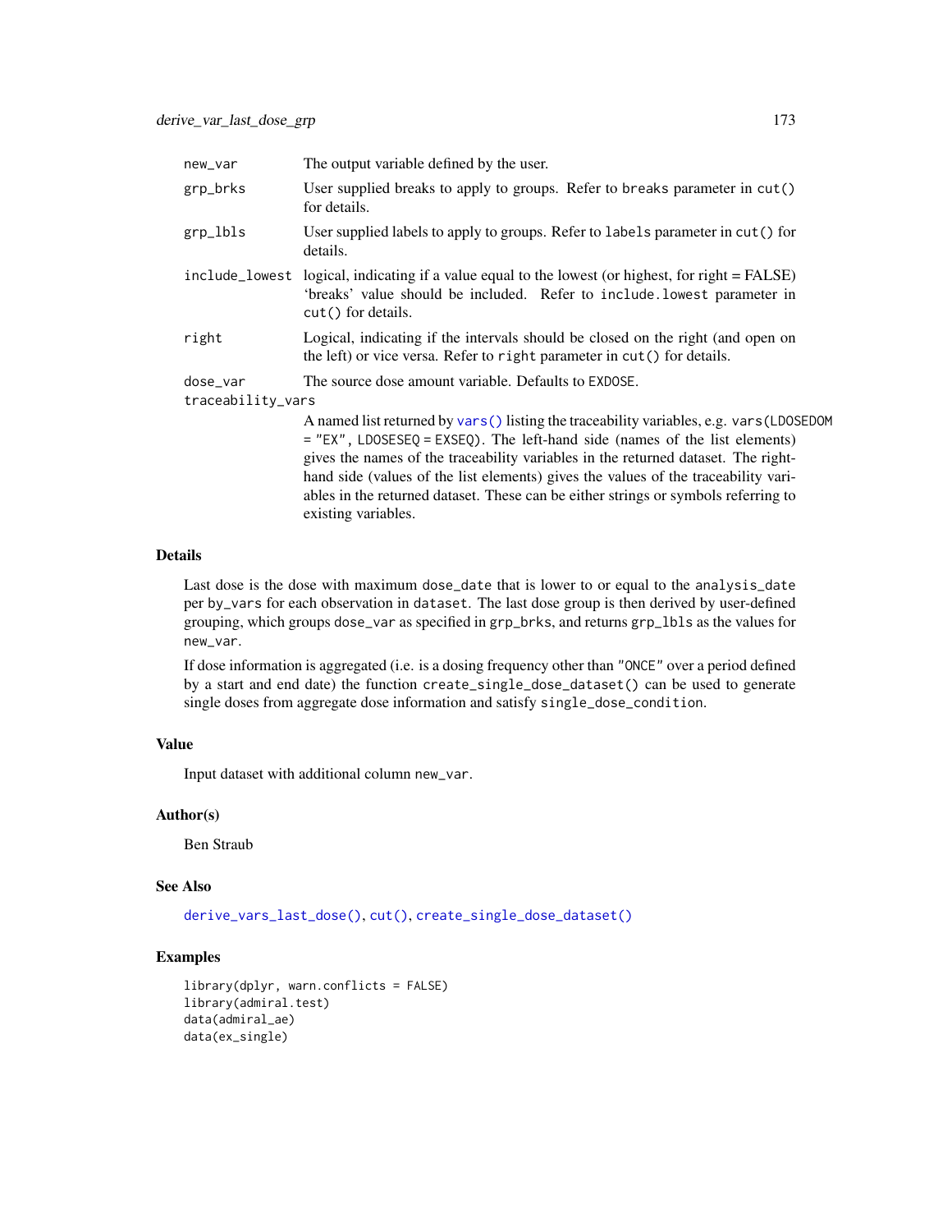| | |
|---|---|
| new_var | The output variable defined by the user. |
| grp_brks | User supplied breaks to apply to groups. Refer to breaks parameter in cut() for details. |
| grp_lbls | User supplied labels to apply to groups. Refer to labels parameter in cut() for details. |
| include_lowest | logical, indicating if a value equal to the lowest (or highest, for right = FALSE) 'breaks' value should be included. Refer to include.lowest parameter in cut() for details. |
| right | Logical, indicating if the intervals should be closed on the right (and open on the left) or vice versa. Refer to right parameter in cut() for details. |
| dose_var | The source dose amount variable. Defaults to EXDOSE. |
| traceability_vars | A named list returned by vars() listing the traceability variables, e.g. vars(LDOSEDOM = "EX", LDOSESEQ = EXSEQ). The left-hand side (names of the list elements) gives the names of the traceability variables in the returned dataset. The right-hand side (values of the list elements) gives the values of the traceability variables in the returned dataset. These can be either strings or symbols referring to existing variables. |

## Details

Last dose is the dose with maximum dose_date that is lower to or equal to the analysis_date per by_vars for each observation in dataset. The last dose group is then derived by user-defined grouping, which groups dose_var as specified in grp_brks, and returns grp_lbls as the values for new_var.

If dose information is aggregated (i.e. is a dosing frequency other than "ONCE" over a period defined by a start and end date) the function create_single_dose_dataset() can be used to generate single doses from aggregate dose information and satisfy single_dose_condition.

## Value

Input dataset with additional column new_var.

## Author(s)

Ben Straub

## See Also

derive_vars_last_dose(), cut(), create_single_dose_dataset()

## Examples

```
library(dplyr, warn.conflicts = FALSE)
library(admiral.test)
data(admiral_ae)
data(ex_single)
```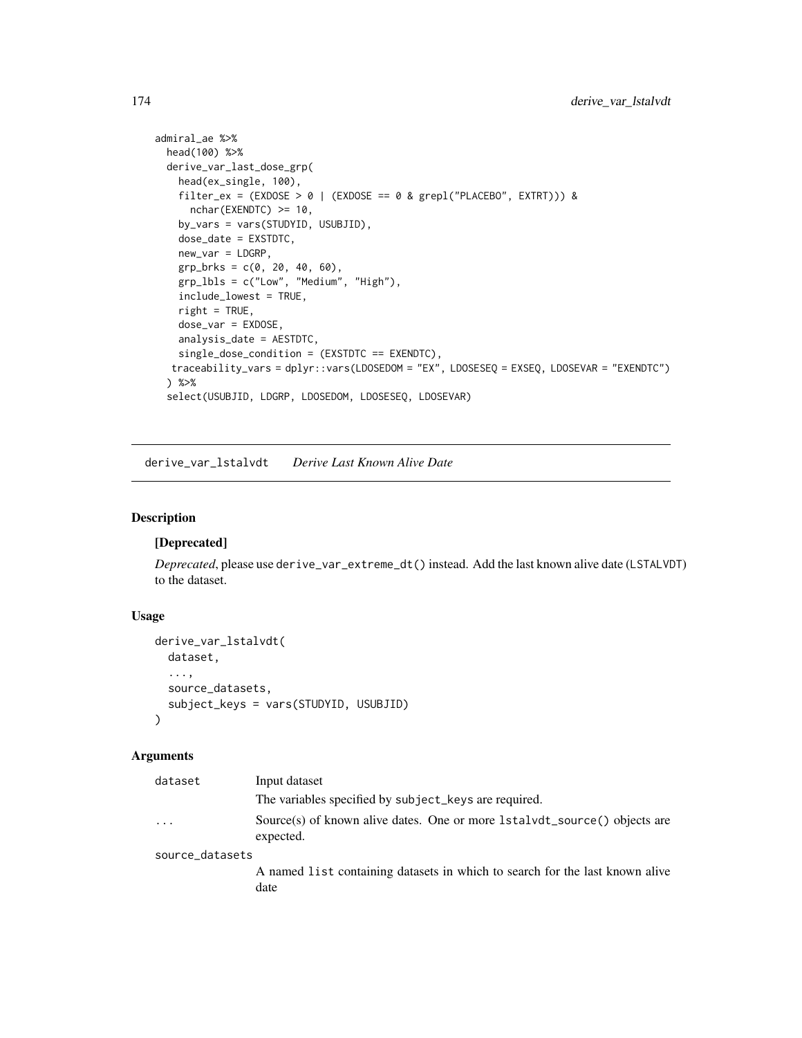```
admiral_ae %>%
  head(100) %>%
  derive_var_last_dose_grp(
    head(ex_single, 100),
    filter_ex = (EXDOSE > 0 | (EXDOSE == 0 & grepl("PLACEBO", EXTRT))) &
      nchar(EXENDTC) >= 10,
    by_vars = vars(STUDYID, USUBJID),
    dose_date = EXSTDTC,
    new_var = LDGRP,
    grp_brks = c(0, 20, 40, 60),
    grp_lbls = c("Low", "Medium", "High"),
    include_lowest = TRUE,
    right = TRUE,
    dose_var = EXDOSE,
    analysis_date = AESTDTC,
    single_dose_condition = (EXSTDTC == EXENDTC),
   traceability_vars = dplyr::vars(LDOSEDOM = "EX", LDOSESEQ = EXSEQ, LDOSEVAR = "EXENDTC")
  ) %>%
  select(USUBJID, LDGRP, LDOSEDOM, LDOSESEQ, LDOSEVAR)
```

---

## derive_var_lstalvdt *Derive Last Known Alive Date*

### Description

**[Deprecated]**

*Deprecated*, please use `derive_var_extreme_dt()` instead. Add the last known alive date (LSTALVDT) to the dataset.

### Usage

```
derive_var_lstalvdt(
  dataset,
  ...,
  source_datasets,
  subject_keys = vars(STUDYID, USUBJID)
)
```

### Arguments

| | |
|---|---|
| `dataset` | Input dataset<br>The variables specified by `subject_keys` are required. |
| `...` | Source(s) of known alive dates. One or more `lstalvdt_source()` objects are expected. |
| `source_datasets` | A named `list` containing datasets in which to search for the last known alive date |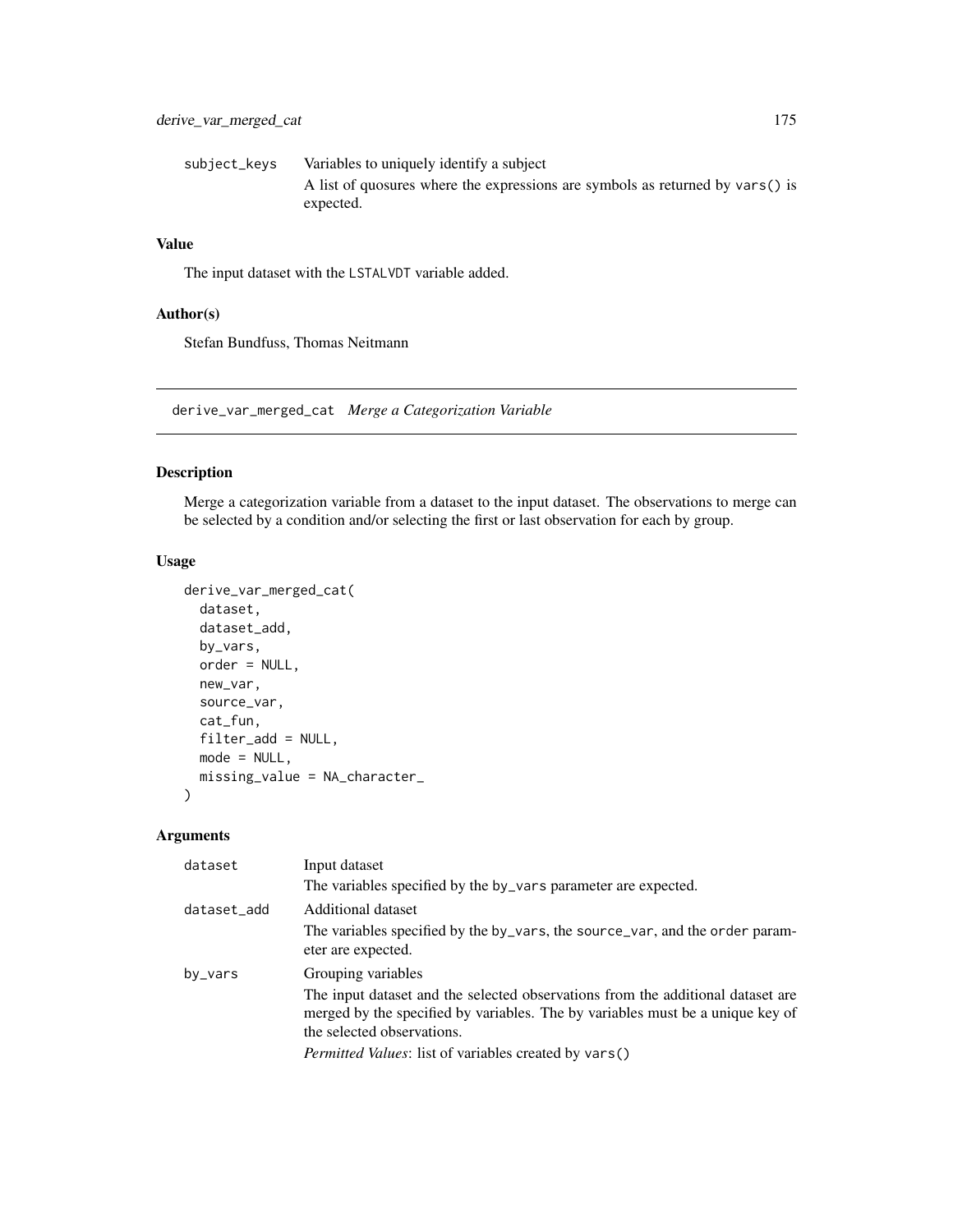subject_keys
: Variables to uniquely identify a subject

  A list of quosures where the expressions are symbols as returned by `vars()` is expected.

### Value

The input dataset with the `LSTALVDT` variable added.

### Author(s)

Stefan Bundfuss, Thomas Neitmann

---

## derive_var_merged_cat *Merge a Categorization Variable*

### Description

Merge a categorization variable from a dataset to the input dataset. The observations to merge can be selected by a condition and/or selecting the first or last observation for each by group.

### Usage

```
derive_var_merged_cat(
  dataset,
  dataset_add,
  by_vars,
  order = NULL,
  new_var,
  source_var,
  cat_fun,
  filter_add = NULL,
  mode = NULL,
  missing_value = NA_character_
)
```

### Arguments

dataset
: Input dataset

  The variables specified by the `by_vars` parameter are expected.

dataset_add
: Additional dataset

  The variables specified by the `by_vars`, the `source_var`, and the `order` parameter are expected.

by_vars
: Grouping variables

  The input dataset and the selected observations from the additional dataset are merged by the specified by variables. The by variables must be a unique key of the selected observations.

  *Permitted Values*: list of variables created by `vars()`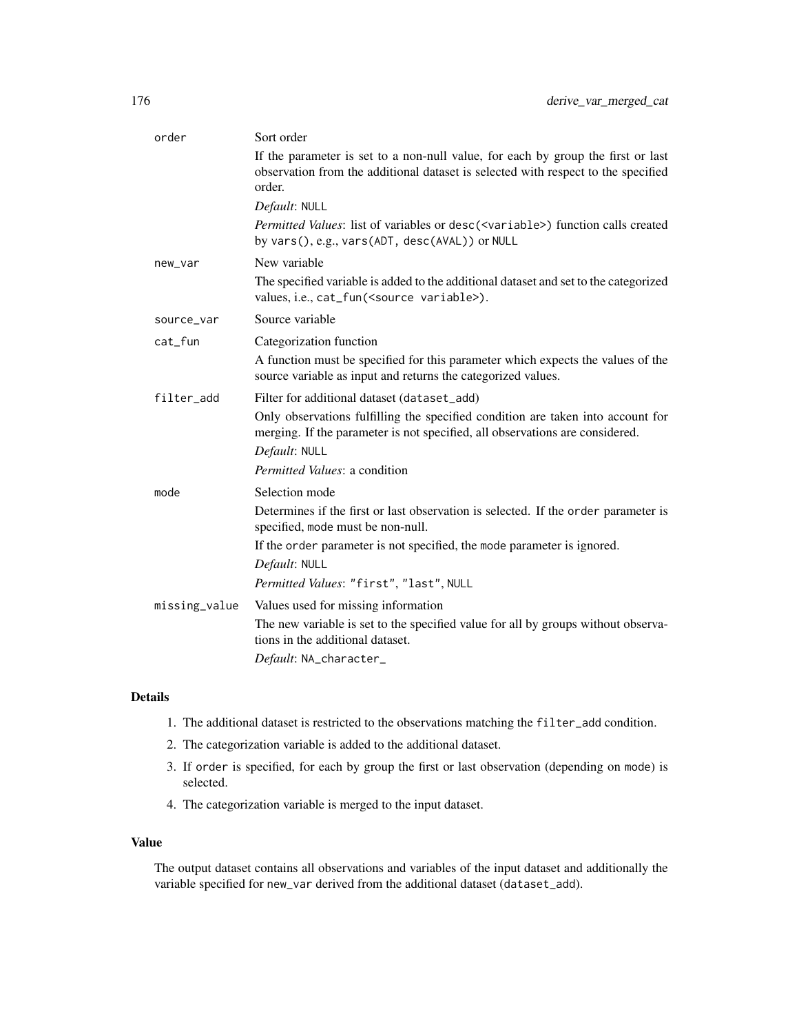| | |
|---|---|
| order | Sort order<br>If the parameter is set to a non-null value, for each by group the first or last observation from the additional dataset is selected with respect to the specified order.<br>*Default*: `NULL`<br>*Permitted Values*: list of variables or `desc(<variable>)` function calls created by `vars()`, e.g., `vars(ADT, desc(AVAL))` or `NULL` |
| new_var | New variable<br>The specified variable is added to the additional dataset and set to the categorized values, i.e., `cat_fun(<source variable>)`. |
| source_var | Source variable |
| cat_fun | Categorization function<br>A function must be specified for this parameter which expects the values of the source variable as input and returns the categorized values. |
| filter_add | Filter for additional dataset (`dataset_add`)<br>Only observations fulfilling the specified condition are taken into account for merging. If the parameter is not specified, all observations are considered.<br>*Default*: `NULL`<br>*Permitted Values*: a condition |
| mode | Selection mode<br>Determines if the first or last observation is selected. If the `order` parameter is specified, `mode` must be non-null.<br>If the `order` parameter is not specified, the `mode` parameter is ignored.<br>*Default*: `NULL`<br>*Permitted Values*: `"first"`, `"last"`, `NULL` |
| missing_value | Values used for missing information<br>The new variable is set to the specified value for all by groups without observations in the additional dataset.<br>*Default*: `NA_character_` |

## Details

1. The additional dataset is restricted to the observations matching the `filter_add` condition.
2. The categorization variable is added to the additional dataset.
3. If `order` is specified, for each by group the first or last observation (depending on `mode`) is selected.
4. The categorization variable is merged to the input dataset.

## Value

The output dataset contains all observations and variables of the input dataset and additionally the variable specified for `new_var` derived from the additional dataset (`dataset_add`).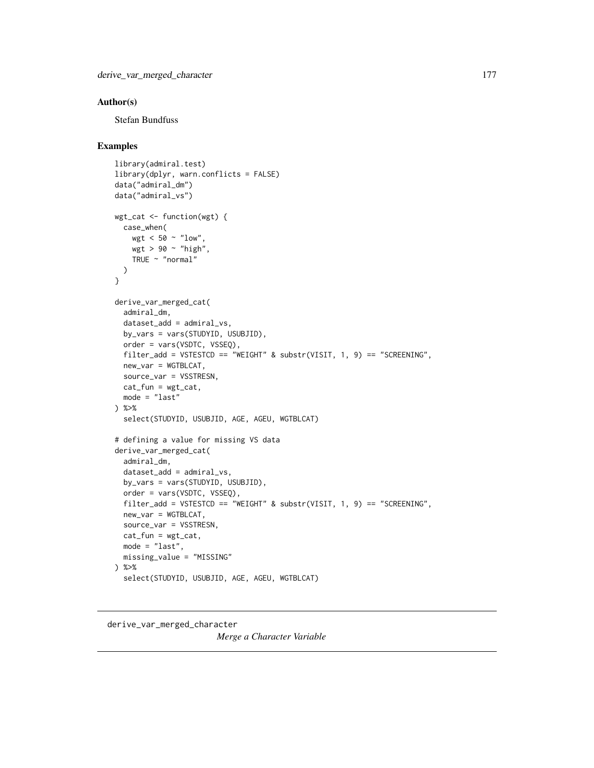### Author(s)

Stefan Bundfuss

### Examples

```
library(admiral.test)
library(dplyr, warn.conflicts = FALSE)
data("admiral_dm")
data("admiral_vs")

wgt_cat <- function(wgt) {
  case_when(
    wgt < 50 ~ "low",
    wgt > 90 ~ "high",
    TRUE ~ "normal"
  )
}

derive_var_merged_cat(
  admiral_dm,
  dataset_add = admiral_vs,
  by_vars = vars(STUDYID, USUBJID),
  order = vars(VSDTC, VSSEQ),
  filter_add = VSTESTCD == "WEIGHT" & substr(VISIT, 1, 9) == "SCREENING",
  new_var = WGTBLCAT,
  source_var = VSSTRESN,
  cat_fun = wgt_cat,
  mode = "last"
) %>%
  select(STUDYID, USUBJID, AGE, AGEU, WGTBLCAT)

# defining a value for missing VS data
derive_var_merged_cat(
  admiral_dm,
  dataset_add = admiral_vs,
  by_vars = vars(STUDYID, USUBJID),
  order = vars(VSDTC, VSSEQ),
  filter_add = VSTESTCD == "WEIGHT" & substr(VISIT, 1, 9) == "SCREENING",
  new_var = WGTBLCAT,
  source_var = VSSTRESN,
  cat_fun = wgt_cat,
  mode = "last",
  missing_value = "MISSING"
) %>%
  select(STUDYID, USUBJID, AGE, AGEU, WGTBLCAT)
```

---

## derive_var_merged_character *Merge a Character Variable*

---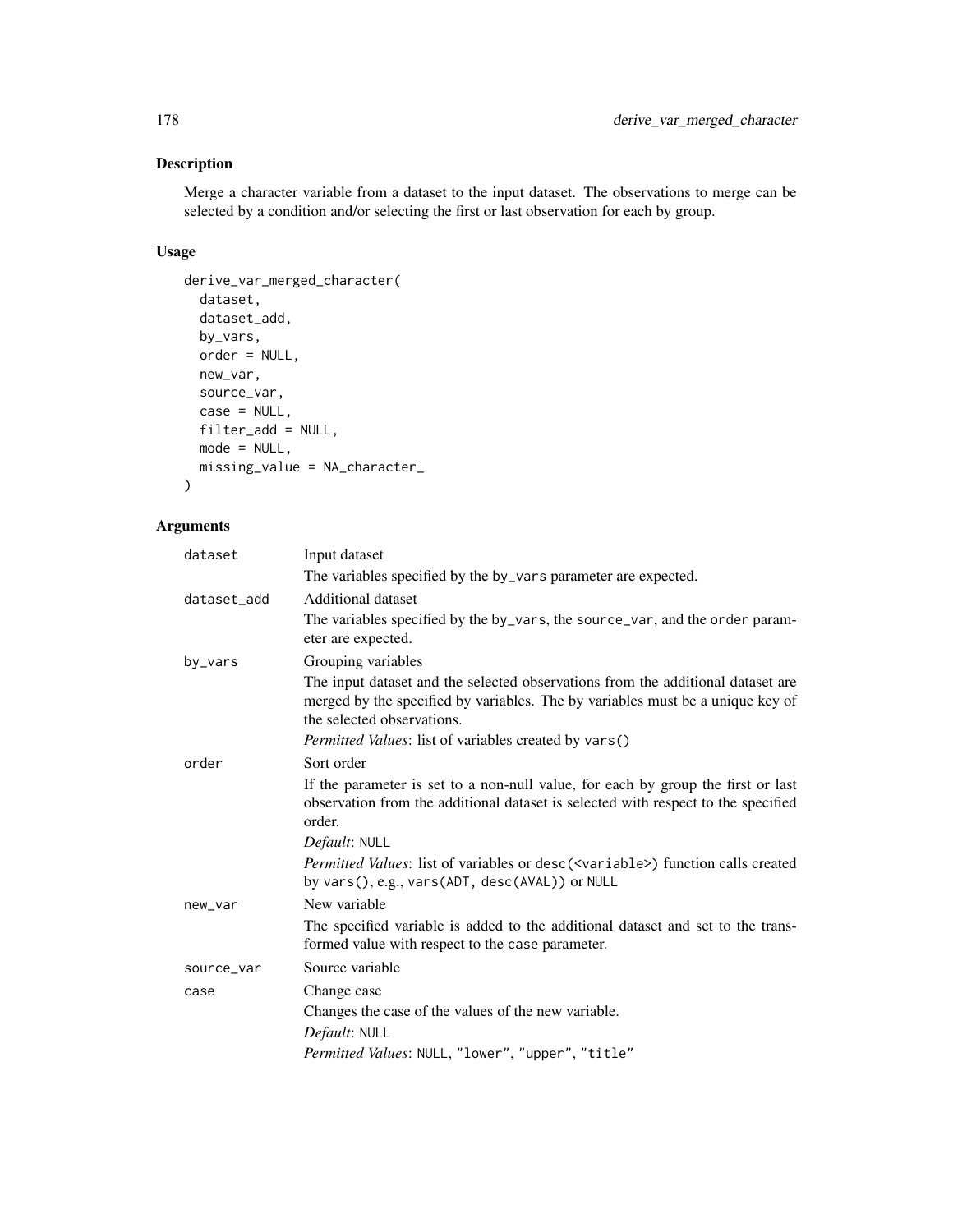## Description

Merge a character variable from a dataset to the input dataset. The observations to merge can be selected by a condition and/or selecting the first or last observation for each by group.

## Usage

```
derive_var_merged_character(
  dataset,
  dataset_add,
  by_vars,
  order = NULL,
  new_var,
  source_var,
  case = NULL,
  filter_add = NULL,
  mode = NULL,
  missing_value = NA_character_
)
```

## Arguments

`dataset` Input dataset

The variables specified by the `by_vars` parameter are expected.

`dataset_add` Additional dataset

The variables specified by the `by_vars`, the `source_var`, and the `order` parameter are expected.

`by_vars` Grouping variables

The input dataset and the selected observations from the additional dataset are merged by the specified by variables. The by variables must be a unique key of the selected observations.

*Permitted Values*: list of variables created by `vars()`

`order` Sort order

If the parameter is set to a non-null value, for each by group the first or last observation from the additional dataset is selected with respect to the specified order.

*Default*: `NULL`

*Permitted Values*: list of variables or `desc(<variable>)` function calls created by `vars()`, e.g., `vars(ADT, desc(AVAL))` or `NULL`

`new_var` New variable

The specified variable is added to the additional dataset and set to the transformed value with respect to the `case` parameter.

`source_var` Source variable

`case` Change case

Changes the case of the values of the new variable.

*Default*: `NULL`

*Permitted Values*: `NULL`, `"lower"`, `"upper"`, `"title"`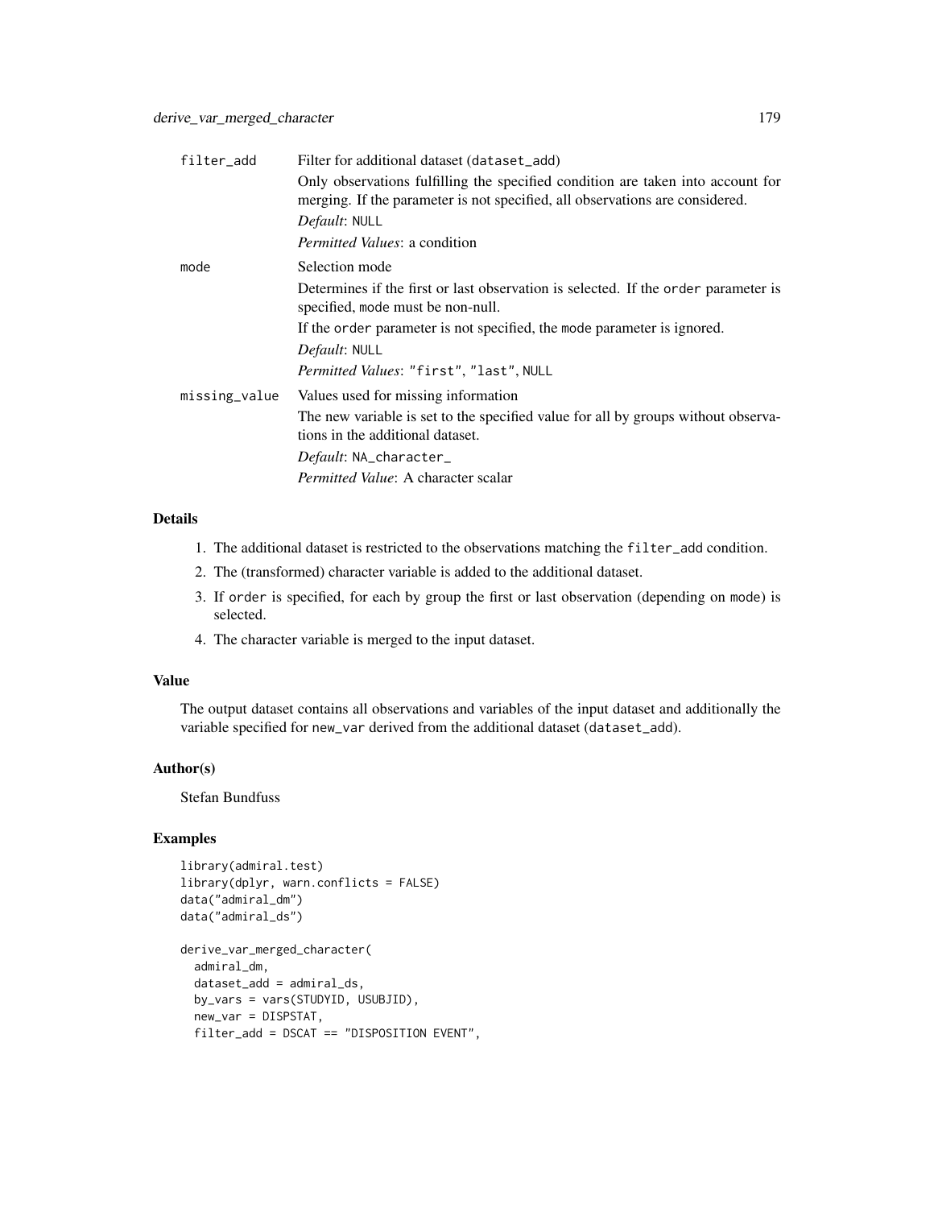filter_add
: Filter for additional dataset (`dataset_add`)

  Only observations fulfilling the specified condition are taken into account for merging. If the parameter is not specified, all observations are considered.

  *Default*: `NULL`

  *Permitted Values*: a condition

mode
: Selection mode

  Determines if the first or last observation is selected. If the `order` parameter is specified, `mode` must be non-null.

  If the `order` parameter is not specified, the `mode` parameter is ignored.

  *Default*: `NULL`

  *Permitted Values*: `"first"`, `"last"`, `NULL`

missing_value
: Values used for missing information

  The new variable is set to the specified value for all by groups without observations in the additional dataset.

  *Default*: `NA_character_`

  *Permitted Value*: A character scalar

### Details

1. The additional dataset is restricted to the observations matching the `filter_add` condition.
2. The (transformed) character variable is added to the additional dataset.
3. If `order` is specified, for each by group the first or last observation (depending on `mode`) is selected.
4. The character variable is merged to the input dataset.

### Value

The output dataset contains all observations and variables of the input dataset and additionally the variable specified for `new_var` derived from the additional dataset (`dataset_add`).

### Author(s)

Stefan Bundfuss

### Examples

```
library(admiral.test)
library(dplyr, warn.conflicts = FALSE)
data("admiral_dm")
data("admiral_ds")

derive_var_merged_character(
  admiral_dm,
  dataset_add = admiral_ds,
  by_vars = vars(STUDYID, USUBJID),
  new_var = DISPSTAT,
  filter_add = DSCAT == "DISPOSITION EVENT",
```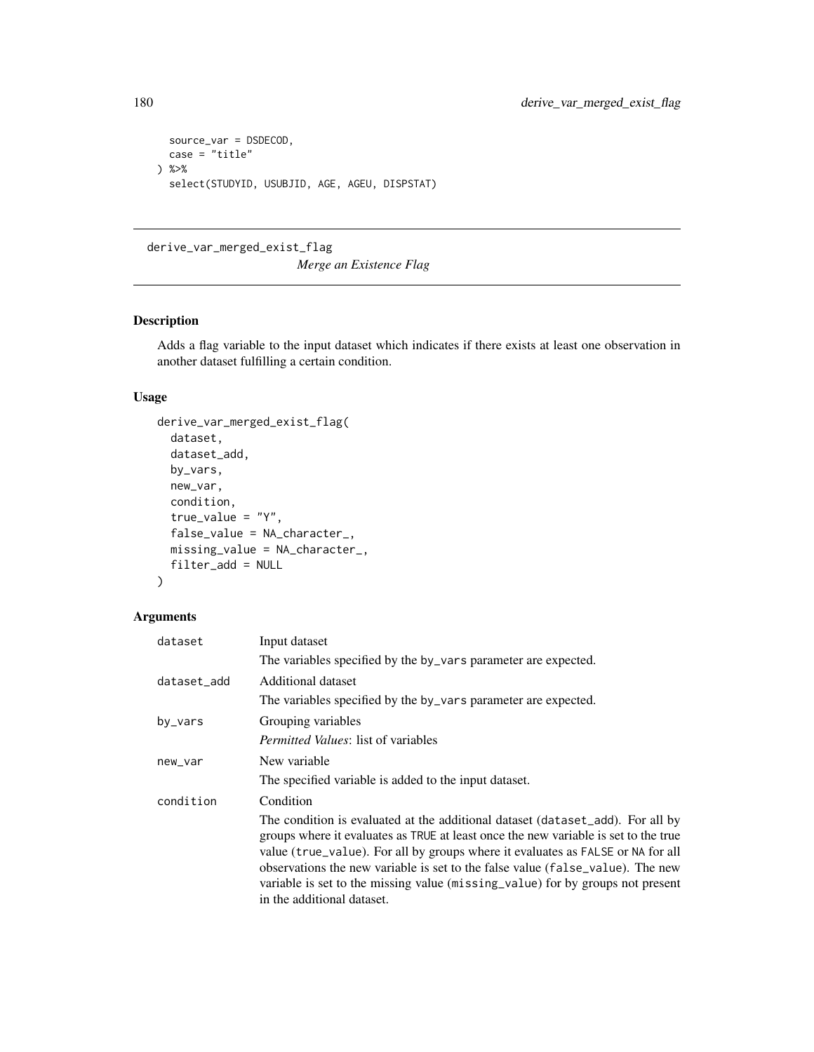```
  source_var = DSDECOD,
  case = "title"
) %>%
  select(STUDYID, USUBJID, AGE, AGEU, DISPSTAT)
```

## derive_var_merged_exist_flag

*Merge an Existence Flag*

### Description

Adds a flag variable to the input dataset which indicates if there exists at least one observation in another dataset fulfilling a certain condition.

### Usage

```
derive_var_merged_exist_flag(
  dataset,
  dataset_add,
  by_vars,
  new_var,
  condition,
  true_value = "Y",
  false_value = NA_character_,
  missing_value = NA_character_,
  filter_add = NULL
)
```

### Arguments

| Argument | Description |
|---|---|
| `dataset` | Input dataset<br>The variables specified by the `by_vars` parameter are expected. |
| `dataset_add` | Additional dataset<br>The variables specified by the `by_vars` parameter are expected. |
| `by_vars` | Grouping variables<br>*Permitted Values*: list of variables |
| `new_var` | New variable<br>The specified variable is added to the input dataset. |
| `condition` | Condition<br>The condition is evaluated at the additional dataset (`dataset_add`). For all by groups where it evaluates as `TRUE` at least once the new variable is set to the true value (`true_value`). For all by groups where it evaluates as `FALSE` or `NA` for all observations the new variable is set to the false value (`false_value`). The new variable is set to the missing value (`missing_value`) for by groups not present in the additional dataset. |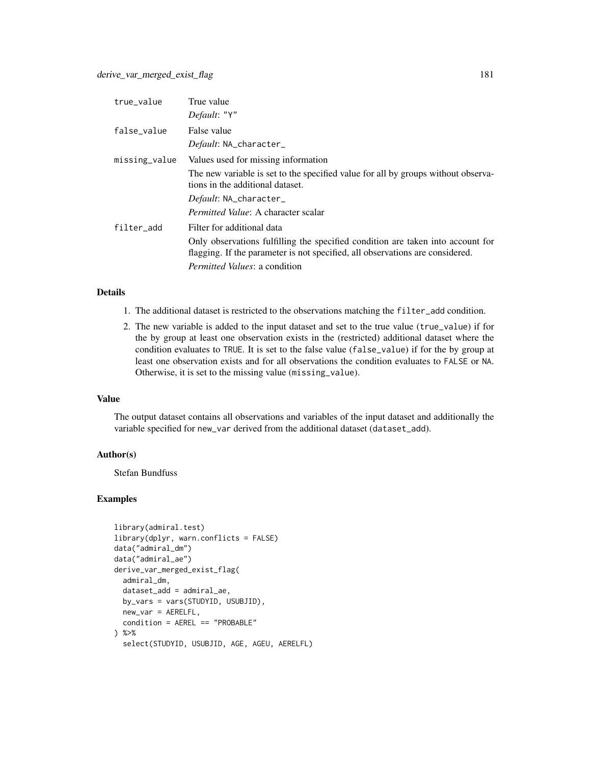| | |
|---|---|
| `true_value` | True value<br>*Default*: `"Y"` |
| `false_value` | False value<br>*Default*: `NA_character_` |
| `missing_value` | Values used for missing information<br>The new variable is set to the specified value for all by groups without observations in the additional dataset.<br>*Default*: `NA_character_`<br>*Permitted Value*: A character scalar |
| `filter_add` | Filter for additional data<br>Only observations fulfilling the specified condition are taken into account for flagging. If the parameter is not specified, all observations are considered.<br>*Permitted Values*: a condition |

### Details

1. The additional dataset is restricted to the observations matching the `filter_add` condition.
2. The new variable is added to the input dataset and set to the true value (`true_value`) if for the by group at least one observation exists in the (restricted) additional dataset where the condition evaluates to `TRUE`. It is set to the false value (`false_value`) if for the by group at least one observation exists and for all observations the condition evaluates to `FALSE` or `NA`. Otherwise, it is set to the missing value (`missing_value`).

### Value

The output dataset contains all observations and variables of the input dataset and additionally the variable specified for `new_var` derived from the additional dataset (`dataset_add`).

### Author(s)

Stefan Bundfuss

### Examples

```
library(admiral.test)
library(dplyr, warn.conflicts = FALSE)
data("admiral_dm")
data("admiral_ae")
derive_var_merged_exist_flag(
  admiral_dm,
  dataset_add = admiral_ae,
  by_vars = vars(STUDYID, USUBJID),
  new_var = AERELFL,
  condition = AEREL == "PROBABLE"
) %>%
  select(STUDYID, USUBJID, AGE, AGEU, AERELFL)
```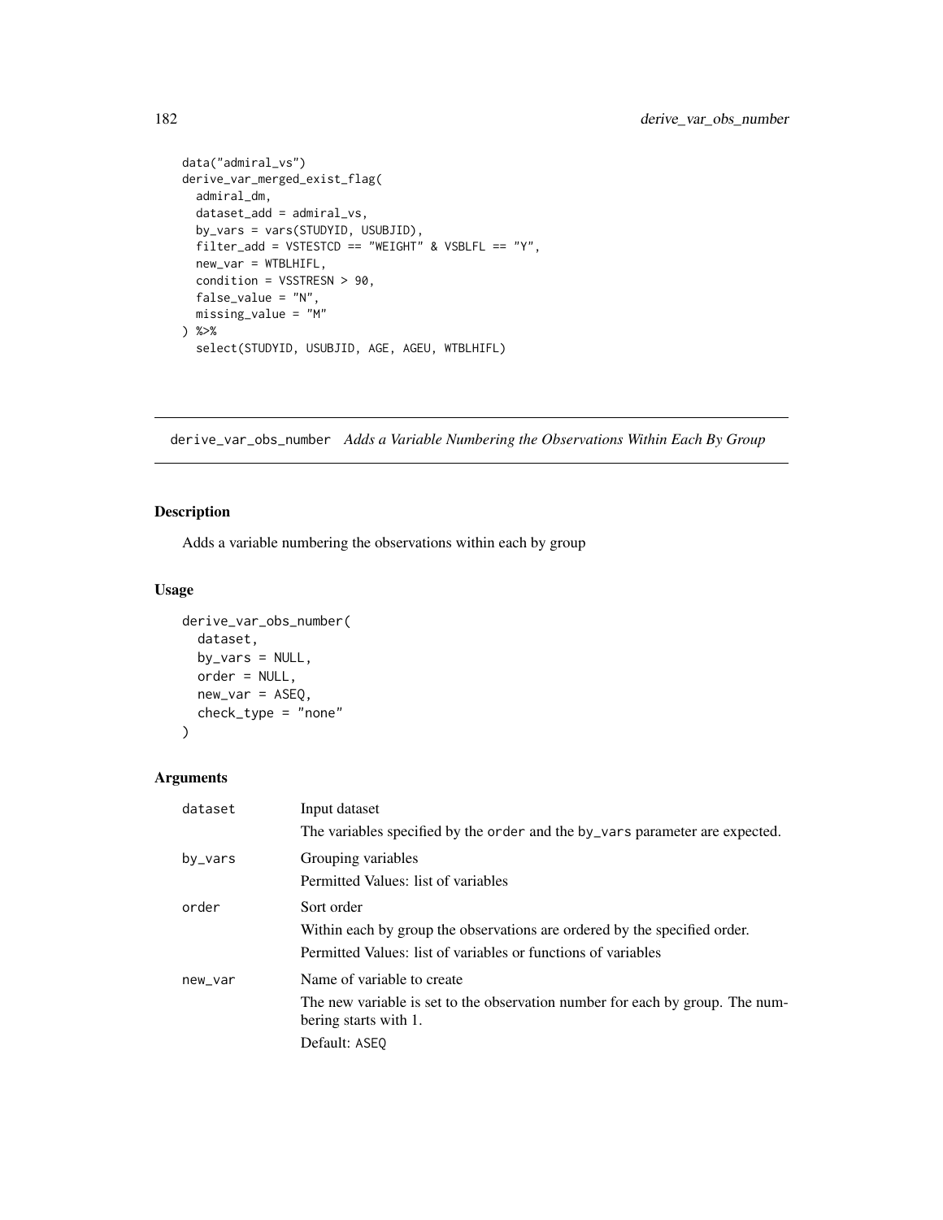```
data("admiral_vs")
derive_var_merged_exist_flag(
  admiral_dm,
  dataset_add = admiral_vs,
  by_vars = vars(STUDYID, USUBJID),
  filter_add = VSTESTCD == "WEIGHT" & VSBLFL == "Y",
  new_var = WTBLHIFL,
  condition = VSSTRESN > 90,
  false_value = "N",
  missing_value = "M"
) %>%
  select(STUDYID, USUBJID, AGE, AGEU, WTBLHIFL)
```

---

## derive_var_obs_number *Adds a Variable Numbering the Observations Within Each By Group*

---

### Description

Adds a variable numbering the observations within each by group

### Usage

```
derive_var_obs_number(
  dataset,
  by_vars = NULL,
  order = NULL,
  new_var = ASEQ,
  check_type = "none"
)
```

### Arguments

| | |
|---|---|
| dataset | Input dataset<br>The variables specified by the order and the by_vars parameter are expected. |
| by_vars | Grouping variables<br>Permitted Values: list of variables |
| order | Sort order<br>Within each by group the observations are ordered by the specified order.<br>Permitted Values: list of variables or functions of variables |
| new_var | Name of variable to create<br>The new variable is set to the observation number for each by group. The numbering starts with 1.<br>Default: ASEQ |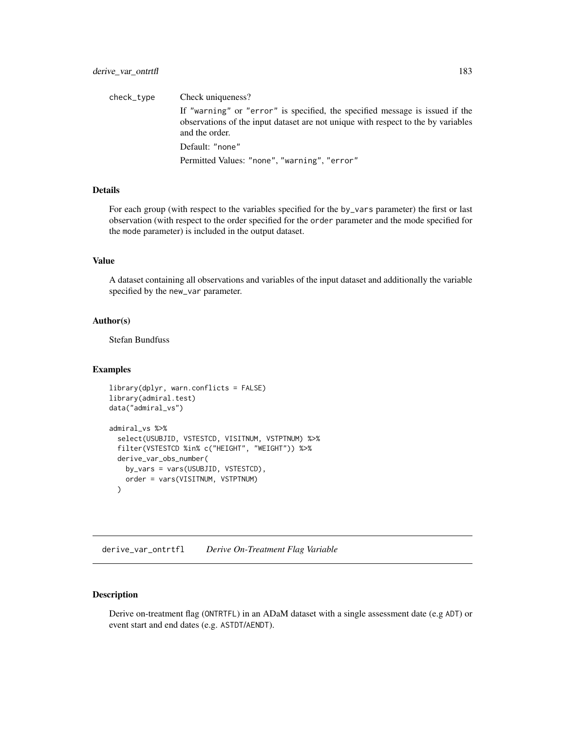check_type Check uniqueness?

If "warning" or "error" is specified, the specified message is issued if the observations of the input dataset are not unique with respect to the by variables and the order.

Default: "none"

Permitted Values: "none", "warning", "error"

### Details

For each group (with respect to the variables specified for the by_vars parameter) the first or last observation (with respect to the order specified for the order parameter and the mode specified for the mode parameter) is included in the output dataset.

### Value

A dataset containing all observations and variables of the input dataset and additionally the variable specified by the new_var parameter.

### Author(s)

Stefan Bundfuss

### Examples

```
library(dplyr, warn.conflicts = FALSE)
library(admiral.test)
data("admiral_vs")

admiral_vs %>%
  select(USUBJID, VSTESTCD, VISITNUM, VSTPTNUM) %>%
  filter(VSTESTCD %in% c("HEIGHT", "WEIGHT")) %>%
  derive_var_obs_number(
    by_vars = vars(USUBJID, VSTESTCD),
    order = vars(VISITNUM, VSTPTNUM)
  )
```

## derive_var_ontrtfl *Derive On-Treatment Flag Variable*

### Description

Derive on-treatment flag (ONTRTFL) in an ADaM dataset with a single assessment date (e.g ADT) or event start and end dates (e.g. ASTDT/AENDT).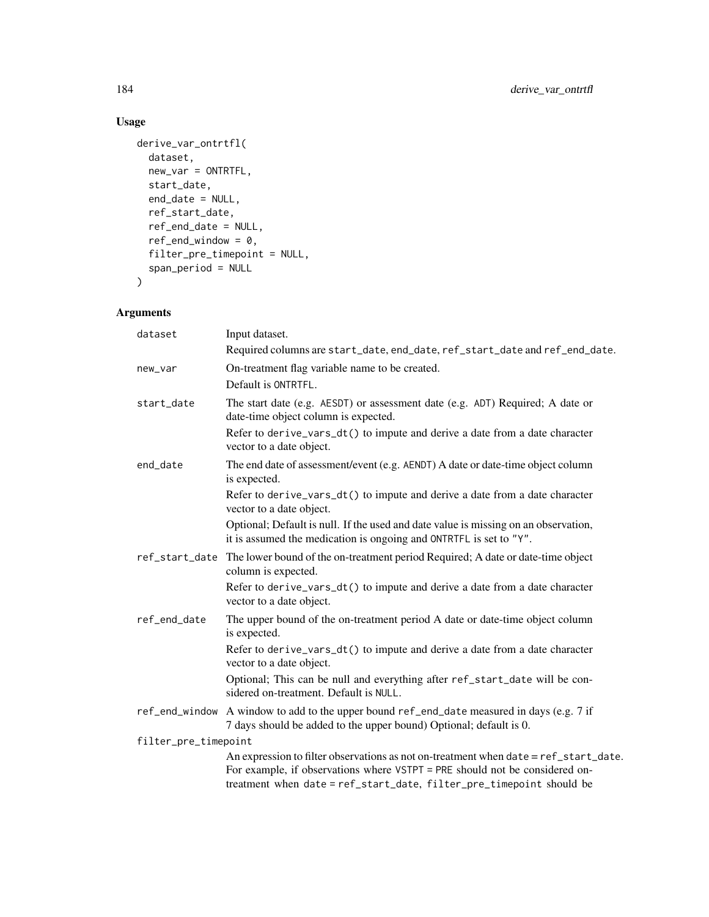## Usage

```
derive_var_ontrtfl(
  dataset,
  new_var = ONTRTFL,
  start_date,
  end_date = NULL,
  ref_start_date,
  ref_end_date = NULL,
  ref_end_window = 0,
  filter_pre_timepoint = NULL,
  span_period = NULL
)
```

## Arguments

| | |
|---|---|
| dataset | Input dataset.<br>Required columns are `start_date`, `end_date`, `ref_start_date` and `ref_end_date`. |
| new_var | On-treatment flag variable name to be created.<br>Default is `ONTRTFL`. |
| start_date | The start date (e.g. `AESDT`) or assessment date (e.g. `ADT`) Required; A date or date-time object column is expected.<br>Refer to `derive_vars_dt()` to impute and derive a date from a date character vector to a date object. |
| end_date | The end date of assessment/event (e.g. `AENDT`) A date or date-time object column is expected.<br>Refer to `derive_vars_dt()` to impute and derive a date from a date character vector to a date object.<br>Optional; Default is null. If the used and date value is missing on an observation, it is assumed the medication is ongoing and `ONTRTFL` is set to `"Y"`. |
| ref_start_date | The lower bound of the on-treatment period Required; A date or date-time object column is expected.<br>Refer to `derive_vars_dt()` to impute and derive a date from a date character vector to a date object. |
| ref_end_date | The upper bound of the on-treatment period A date or date-time object column is expected.<br>Refer to `derive_vars_dt()` to impute and derive a date from a date character vector to a date object.<br>Optional; This can be null and everything after `ref_start_date` will be considered on-treatment. Default is `NULL`. |
| ref_end_window | A window to add to the upper bound `ref_end_date` measured in days (e.g. 7 if 7 days should be added to the upper bound) Optional; default is 0. |
| filter_pre_timepoint | An expression to filter observations as not on-treatment when `date = ref_start_date`. For example, if observations where `VSTPT = PRE` should not be considered on-treatment when `date = ref_start_date`, `filter_pre_timepoint` should be |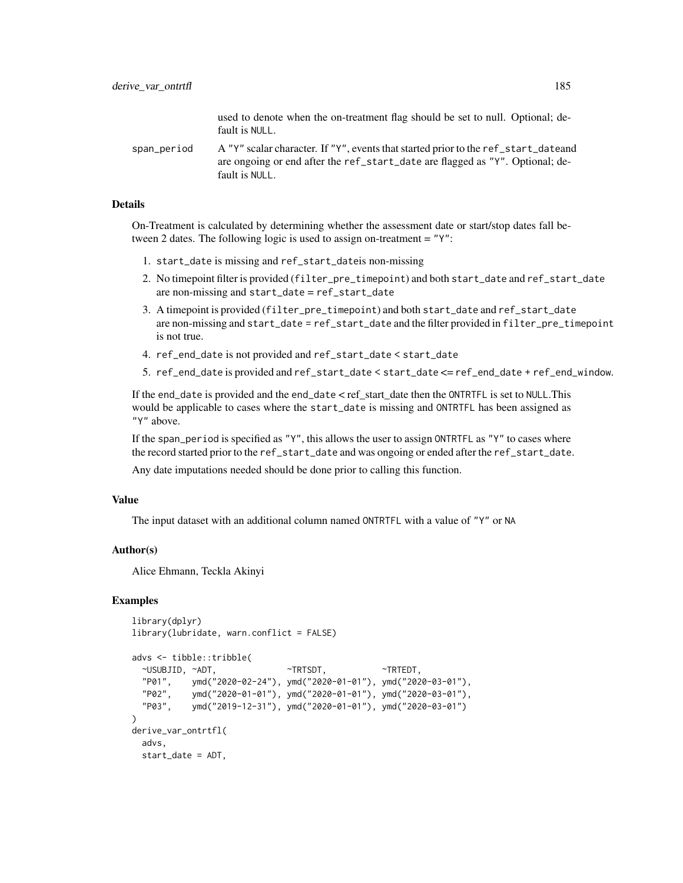used to denote when the on-treatment flag should be set to null. Optional; default is `NULL`.

span_period
: A `"Y"` scalar character. If `"Y"`, events that started prior to the `ref_start_date`and are ongoing or end after the `ref_start_date` are flagged as `"Y"`. Optional; default is `NULL`.

### Details

On-Treatment is calculated by determining whether the assessment date or start/stop dates fall between 2 dates. The following logic is used to assign on-treatment = `"Y"`:

1. `start_date` is missing and `ref_start_date`is non-missing
2. No timepoint filter is provided (`filter_pre_timepoint`) and both `start_date` and `ref_start_date` are non-missing and `start_date` = `ref_start_date`
3. A timepoint is provided (`filter_pre_timepoint`) and both `start_date` and `ref_start_date` are non-missing and `start_date = ref_start_date` and the filter provided in `filter_pre_timepoint` is not true.
4. `ref_end_date` is not provided and `ref_start_date < start_date`
5. `ref_end_date` is provided and `ref_start_date < start_date <= ref_end_date + ref_end_window`.

If the `end_date` is provided and the `end_date` < ref_start_date then the `ONTRTFL` is set to `NULL`.This would be applicable to cases where the `start_date` is missing and `ONTRTFL` has been assigned as `"Y"` above.

If the `span_period` is specified as `"Y"`, this allows the user to assign `ONTRTFL` as `"Y"` to cases where the record started prior to the `ref_start_date` and was ongoing or ended after the `ref_start_date`.

Any date imputations needed should be done prior to calling this function.

### Value

The input dataset with an additional column named `ONTRTFL` with a value of `"Y"` or `NA`

### Author(s)

Alice Ehmann, Teckla Akinyi

### Examples

```
library(dplyr)
library(lubridate, warn.conflict = FALSE)

advs <- tibble::tribble(
  ~USUBJID, ~ADT,              ~TRTSDT,           ~TRTEDT,
  "P01",    ymd("2020-02-24"), ymd("2020-01-01"), ymd("2020-03-01"),
  "P02",    ymd("2020-01-01"), ymd("2020-01-01"), ymd("2020-03-01"),
  "P03",    ymd("2019-12-31"), ymd("2020-01-01"), ymd("2020-03-01")
)
derive_var_ontrtfl(
  advs,
  start_date = ADT,
```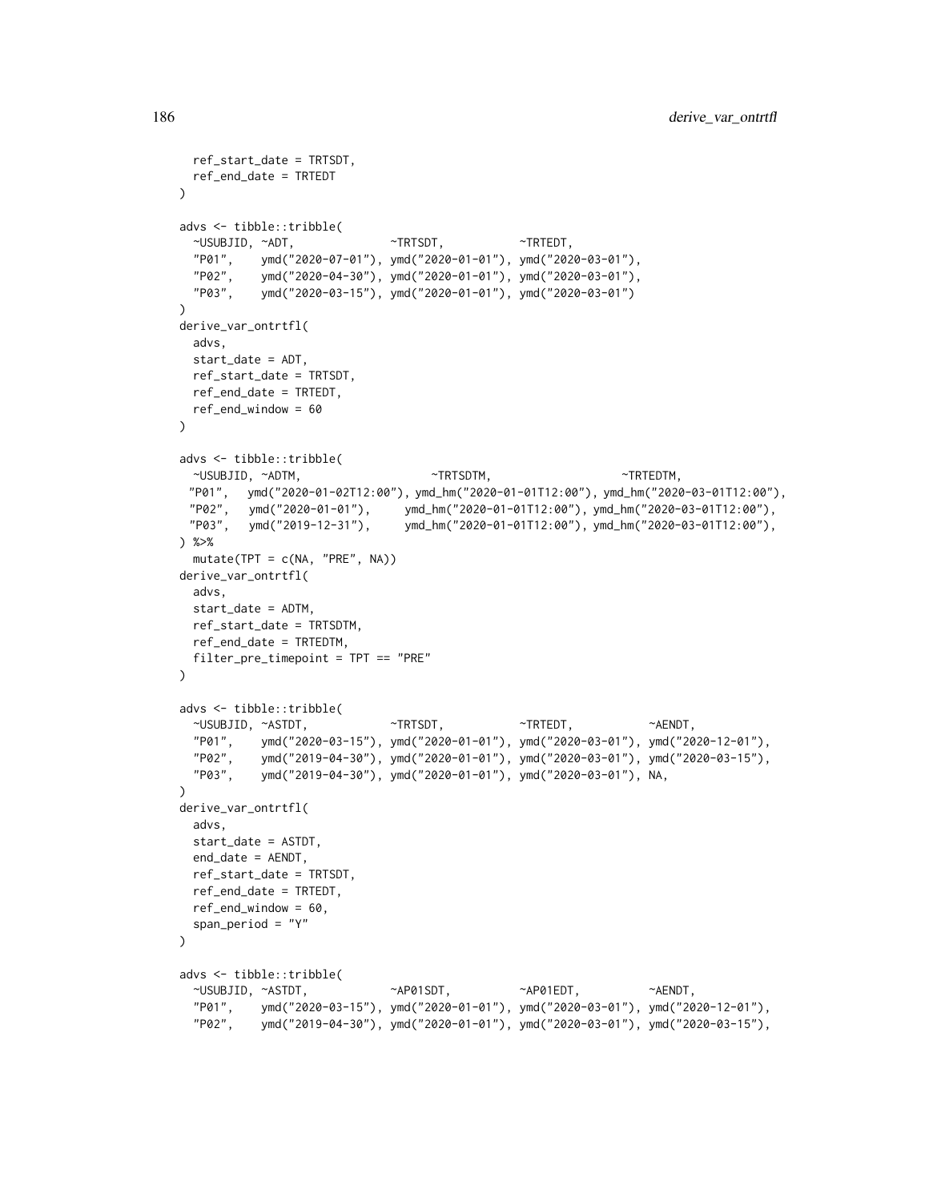```
  ref_start_date = TRTSDT,
  ref_end_date = TRTEDT
)

advs <- tibble::tribble(
  ~USUBJID, ~ADT,              ~TRTSDT,           ~TRTEDT,
  "P01",    ymd("2020-07-01"), ymd("2020-01-01"), ymd("2020-03-01"),
  "P02",    ymd("2020-04-30"), ymd("2020-01-01"), ymd("2020-03-01"),
  "P03",    ymd("2020-03-15"), ymd("2020-01-01"), ymd("2020-03-01")
)
derive_var_ontrtfl(
  advs,
  start_date = ADT,
  ref_start_date = TRTSDT,
  ref_end_date = TRTEDT,
  ref_end_window = 60
)

advs <- tibble::tribble(
  ~USUBJID, ~ADTM,                   ~TRTSDTM,                   ~TRTEDTM,
 "P01",   ymd("2020-01-02T12:00"), ymd_hm("2020-01-01T12:00"), ymd_hm("2020-03-01T12:00"),
 "P02",   ymd("2020-01-01"),     ymd_hm("2020-01-01T12:00"), ymd_hm("2020-03-01T12:00"),
 "P03",   ymd("2019-12-31"),     ymd_hm("2020-01-01T12:00"), ymd_hm("2020-03-01T12:00"),
) %>%
  mutate(TPT = c(NA, "PRE", NA))
derive_var_ontrtfl(
  advs,
  start_date = ADTM,
  ref_start_date = TRTSDTM,
  ref_end_date = TRTEDTM,
  filter_pre_timepoint = TPT == "PRE"
)

advs <- tibble::tribble(
  ~USUBJID, ~ASTDT,            ~TRTSDT,           ~TRTEDT,           ~AENDT,
  "P01",    ymd("2020-03-15"), ymd("2020-01-01"), ymd("2020-03-01"), ymd("2020-12-01"),
  "P02",    ymd("2019-04-30"), ymd("2020-01-01"), ymd("2020-03-01"), ymd("2020-03-15"),
  "P03",    ymd("2019-04-30"), ymd("2020-01-01"), ymd("2020-03-01"), NA,
)
derive_var_ontrtfl(
  advs,
  start_date = ASTDT,
  end_date = AENDT,
  ref_start_date = TRTSDT,
  ref_end_date = TRTEDT,
  ref_end_window = 60,
  span_period = "Y"
)

advs <- tibble::tribble(
  ~USUBJID, ~ASTDT,            ~AP01SDT,          ~AP01EDT,          ~AENDT,
  "P01",    ymd("2020-03-15"), ymd("2020-01-01"), ymd("2020-03-01"), ymd("2020-12-01"),
  "P02",    ymd("2019-04-30"), ymd("2020-01-01"), ymd("2020-03-01"), ymd("2020-03-15"),
```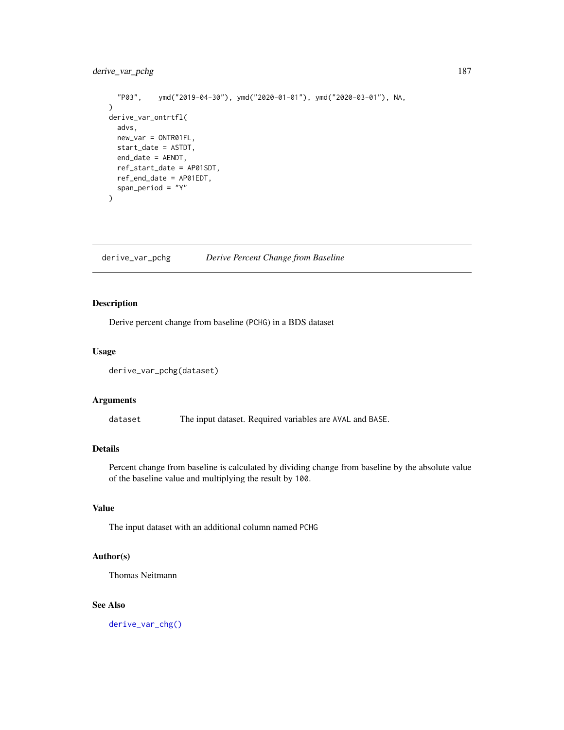```
  "P03",    ymd("2019-04-30"), ymd("2020-01-01"), ymd("2020-03-01"), NA,
)
derive_var_ontrtfl(
  advs,
  new_var = ONTR01FL,
  start_date = ASTDT,
  end_date = AENDT,
  ref_start_date = AP01SDT,
  ref_end_date = AP01EDT,
  span_period = "Y"
)
```

---

## derive_var_pchg — *Derive Percent Change from Baseline*

---

### Description

Derive percent change from baseline (PCHG) in a BDS dataset

### Usage

```
derive_var_pchg(dataset)
```

### Arguments

| | |
|---|---|
| dataset | The input dataset. Required variables are AVAL and BASE. |

### Details

Percent change from baseline is calculated by dividing change from baseline by the absolute value of the baseline value and multiplying the result by 100.

### Value

The input dataset with an additional column named PCHG

### Author(s)

Thomas Neitmann

### See Also

derive_var_chg()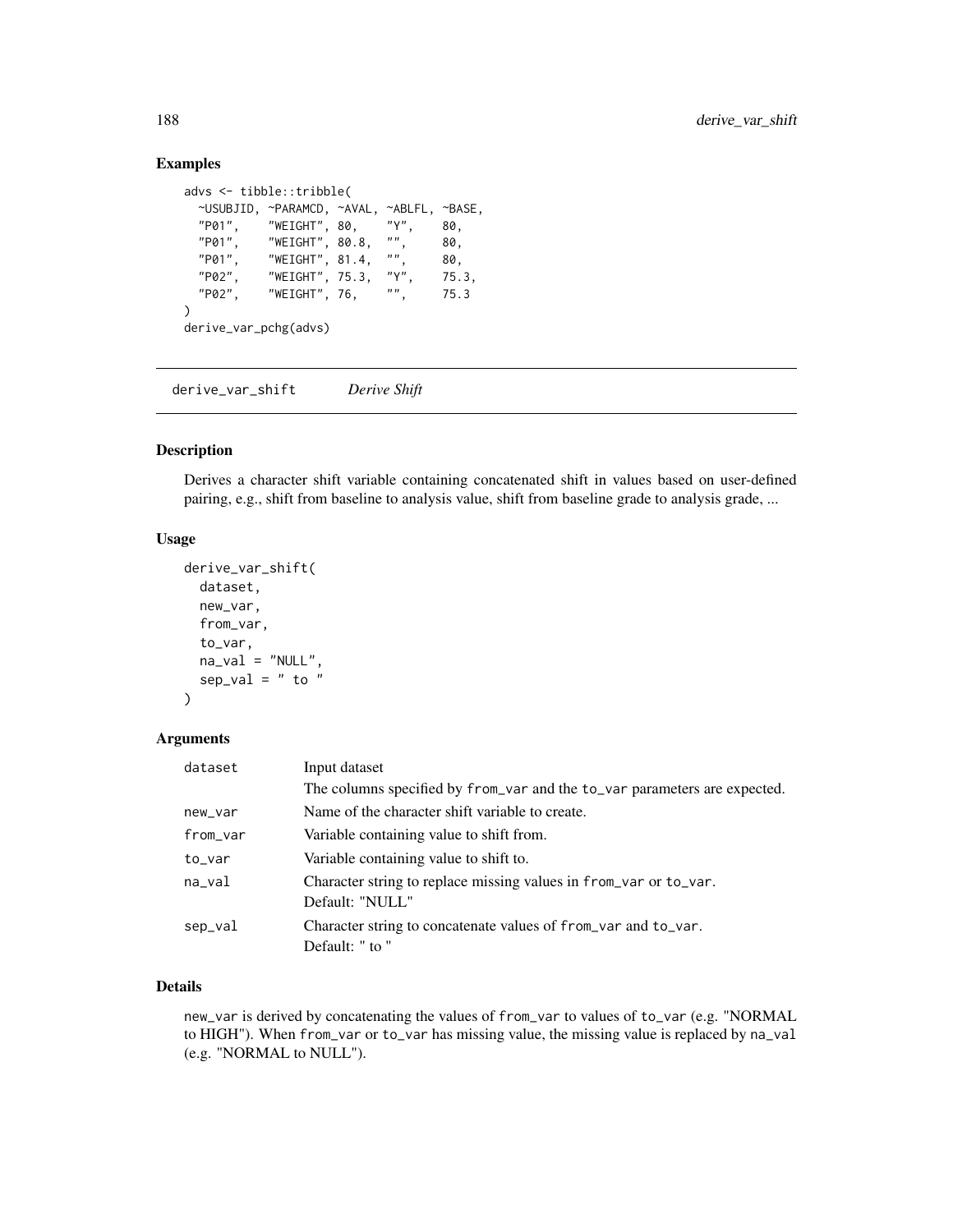## Examples

```
advs <- tibble::tribble(
  ~USUBJID, ~PARAMCD, ~AVAL, ~ABLFL, ~BASE,
  "P01",    "WEIGHT", 80,    "Y",    80,
  "P01",    "WEIGHT", 80.8,  "",     80,
  "P01",    "WEIGHT", 81.4,  "",     80,
  "P02",    "WEIGHT", 75.3,  "Y",    75.3,
  "P02",    "WEIGHT", 76,    "",     75.3
)
derive_var_pchg(advs)
```

---

# derive_var_shift *Derive Shift*

## Description

Derives a character shift variable containing concatenated shift in values based on user-defined pairing, e.g., shift from baseline to analysis value, shift from baseline grade to analysis grade, ...

## Usage

```
derive_var_shift(
  dataset,
  new_var,
  from_var,
  to_var,
  na_val = "NULL",
  sep_val = " to "
)
```

## Arguments

| | |
|---|---|
| dataset | Input dataset<br>The columns specified by from_var and the to_var parameters are expected. |
| new_var | Name of the character shift variable to create. |
| from_var | Variable containing value to shift from. |
| to_var | Variable containing value to shift to. |
| na_val | Character string to replace missing values in from_var or to_var.<br>Default: "NULL" |
| sep_val | Character string to concatenate values of from_var and to_var.<br>Default: " to " |

## Details

new_var is derived by concatenating the values of from_var to values of to_var (e.g. "NORMAL to HIGH"). When from_var or to_var has missing value, the missing value is replaced by na_val (e.g. "NORMAL to NULL").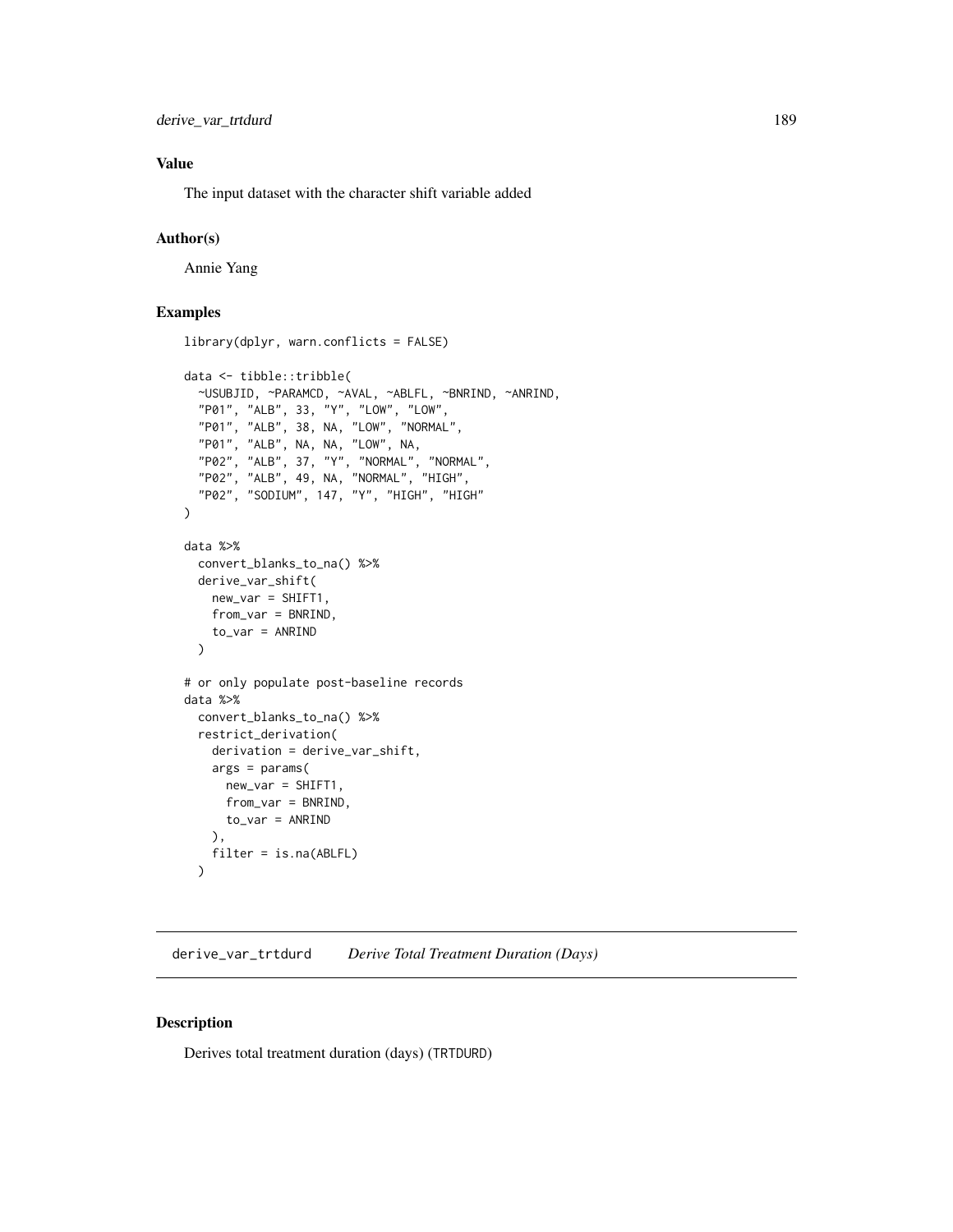### Value

The input dataset with the character shift variable added

### Author(s)

Annie Yang

### Examples

```
library(dplyr, warn.conflicts = FALSE)

data <- tibble::tribble(
  ~USUBJID, ~PARAMCD, ~AVAL, ~ABLFL, ~BNRIND, ~ANRIND,
  "P01", "ALB", 33, "Y", "LOW", "LOW",
  "P01", "ALB", 38, NA, "LOW", "NORMAL",
  "P01", "ALB", NA, NA, "LOW", NA,
  "P02", "ALB", 37, "Y", "NORMAL", "NORMAL",
  "P02", "ALB", 49, NA, "NORMAL", "HIGH",
  "P02", "SODIUM", 147, "Y", "HIGH", "HIGH"
)

data %>%
  convert_blanks_to_na() %>%
  derive_var_shift(
    new_var = SHIFT1,
    from_var = BNRIND,
    to_var = ANRIND
  )

# or only populate post-baseline records
data %>%
  convert_blanks_to_na() %>%
  restrict_derivation(
    derivation = derive_var_shift,
    args = params(
      new_var = SHIFT1,
      from_var = BNRIND,
      to_var = ANRIND
    ),
    filter = is.na(ABLFL)
  )
```

---

## derive_var_trtdurd *Derive Total Treatment Duration (Days)*

### Description

Derives total treatment duration (days) (TRTDURD)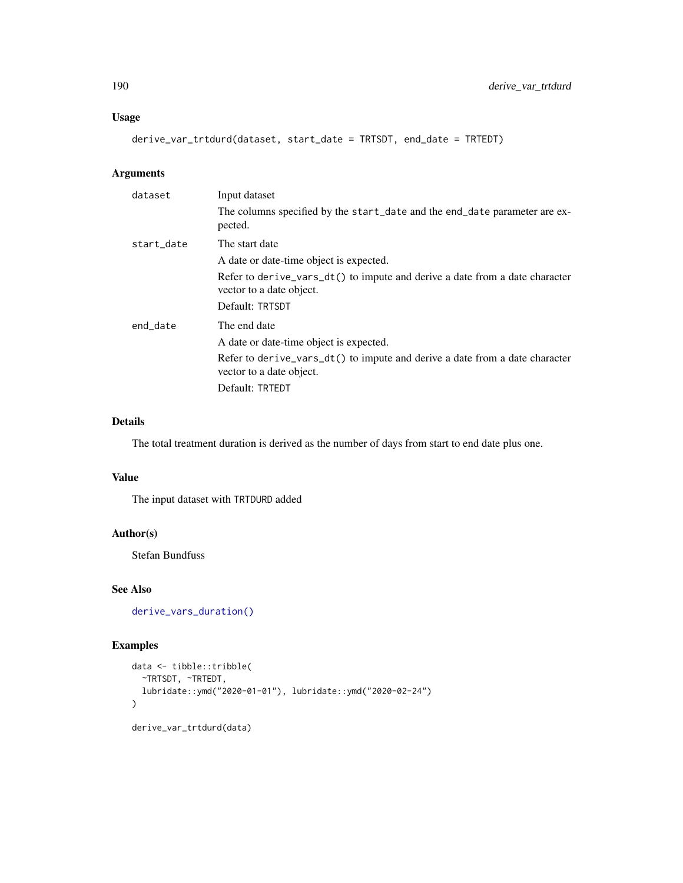### Usage

```
derive_var_trtdurd(dataset, start_date = TRTSDT, end_date = TRTEDT)
```

### Arguments

| | |
|---|---|
| `dataset` | Input dataset<br>The columns specified by the `start_date` and the `end_date` parameter are expected. |
| `start_date` | The start date<br>A date or date-time object is expected.<br>Refer to `derive_vars_dt()` to impute and derive a date from a date character vector to a date object.<br>Default: `TRTSDT` |
| `end_date` | The end date<br>A date or date-time object is expected.<br>Refer to `derive_vars_dt()` to impute and derive a date from a date character vector to a date object.<br>Default: `TRTEDT` |

### Details

The total treatment duration is derived as the number of days from start to end date plus one.

### Value

The input dataset with `TRTDURD` added

### Author(s)

Stefan Bundfuss

### See Also

`derive_vars_duration()`

### Examples

```
data <- tibble::tribble(
  ~TRTSDT, ~TRTEDT,
  lubridate::ymd("2020-01-01"), lubridate::ymd("2020-02-24")
)

derive_var_trtdurd(data)
```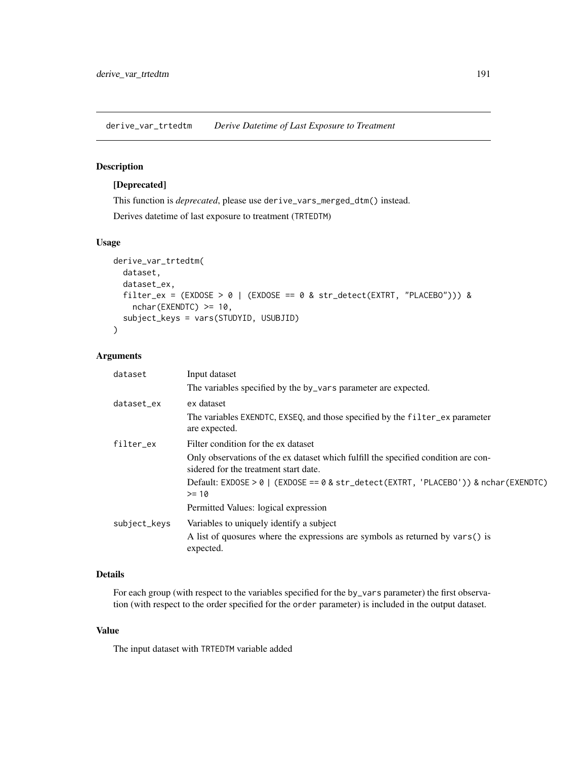# derive_var_trtedtm *Derive Datetime of Last Exposure to Treatment*

## Description

**[Deprecated]**

This function is *deprecated*, please use `derive_vars_merged_dtm()` instead.

Derives datetime of last exposure to treatment (`TRTEDTM`)

## Usage

```
derive_var_trtedtm(
  dataset,
  dataset_ex,
  filter_ex = (EXDOSE > 0 | (EXDOSE == 0 & str_detect(EXTRT, "PLACEBO"))) &
    nchar(EXENDTC) >= 10,
  subject_keys = vars(STUDYID, USUBJID)
)
```

## Arguments

`dataset` Input dataset

The variables specified by the `by_vars` parameter are expected.

`dataset_ex` ex dataset

The variables `EXENDTC`, `EXSEQ`, and those specified by the `filter_ex` parameter are expected.

`filter_ex` Filter condition for the ex dataset

Only observations of the ex dataset which fulfill the specified condition are considered for the treatment start date.

Default: `EXDOSE > 0 | (EXDOSE == 0 & str_detect(EXTRT, 'PLACEBO')) & nchar(EXENDTC) >= 10`

Permitted Values: logical expression

`subject_keys` Variables to uniquely identify a subject

A list of quosures where the expressions are symbols as returned by `vars()` is expected.

## Details

For each group (with respect to the variables specified for the `by_vars` parameter) the first observation (with respect to the order specified for the `order` parameter) is included in the output dataset.

## Value

The input dataset with `TRTEDTM` variable added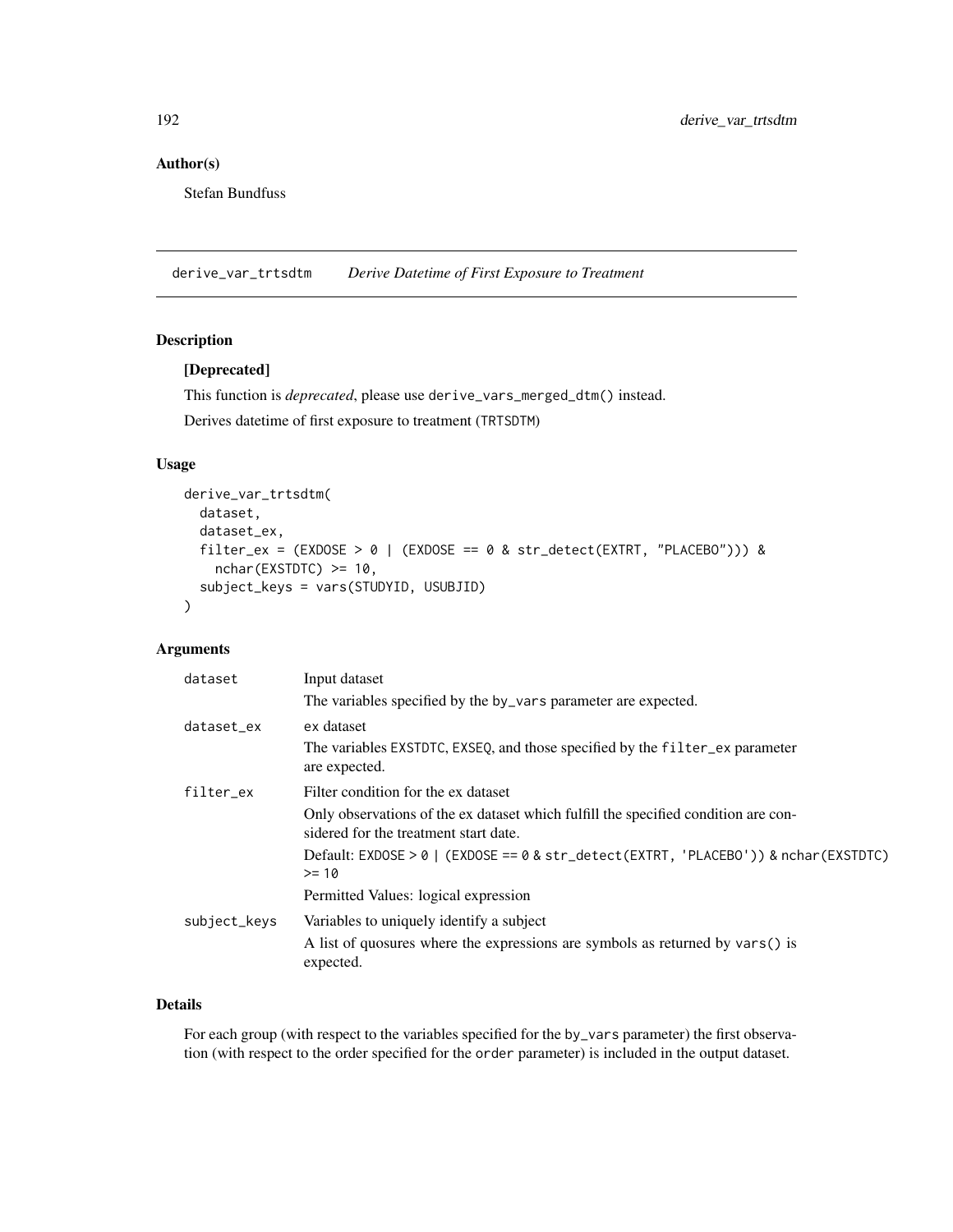## Author(s)

Stefan Bundfuss

---

# derive_var_trtsdtm *Derive Datetime of First Exposure to Treatment*

## Description

**[Deprecated]**

This function is *deprecated*, please use `derive_vars_merged_dtm()` instead.

Derives datetime of first exposure to treatment (`TRTSDTM`)

## Usage

```
derive_var_trtsdtm(
  dataset,
  dataset_ex,
  filter_ex = (EXDOSE > 0 | (EXDOSE == 0 & str_detect(EXTRT, "PLACEBO"))) &
    nchar(EXSTDTC) >= 10,
  subject_keys = vars(STUDYID, USUBJID)
)
```

## Arguments

| | |
|---|---|
| `dataset` | Input dataset<br>The variables specified by the `by_vars` parameter are expected. |
| `dataset_ex` | `ex` dataset<br>The variables `EXSTDTC`, `EXSEQ`, and those specified by the `filter_ex` parameter are expected. |
| `filter_ex` | Filter condition for the ex dataset<br>Only observations of the ex dataset which fulfill the specified condition are considered for the treatment start date.<br>Default: `EXDOSE > 0 | (EXDOSE == 0 & str_detect(EXTRT, 'PLACEBO')) & nchar(EXSTDTC) >= 10`<br>Permitted Values: logical expression |
| `subject_keys` | Variables to uniquely identify a subject<br>A list of quosures where the expressions are symbols as returned by `vars()` is expected. |

## Details

For each group (with respect to the variables specified for the `by_vars` parameter) the first observation (with respect to the order specified for the `order` parameter) is included in the output dataset.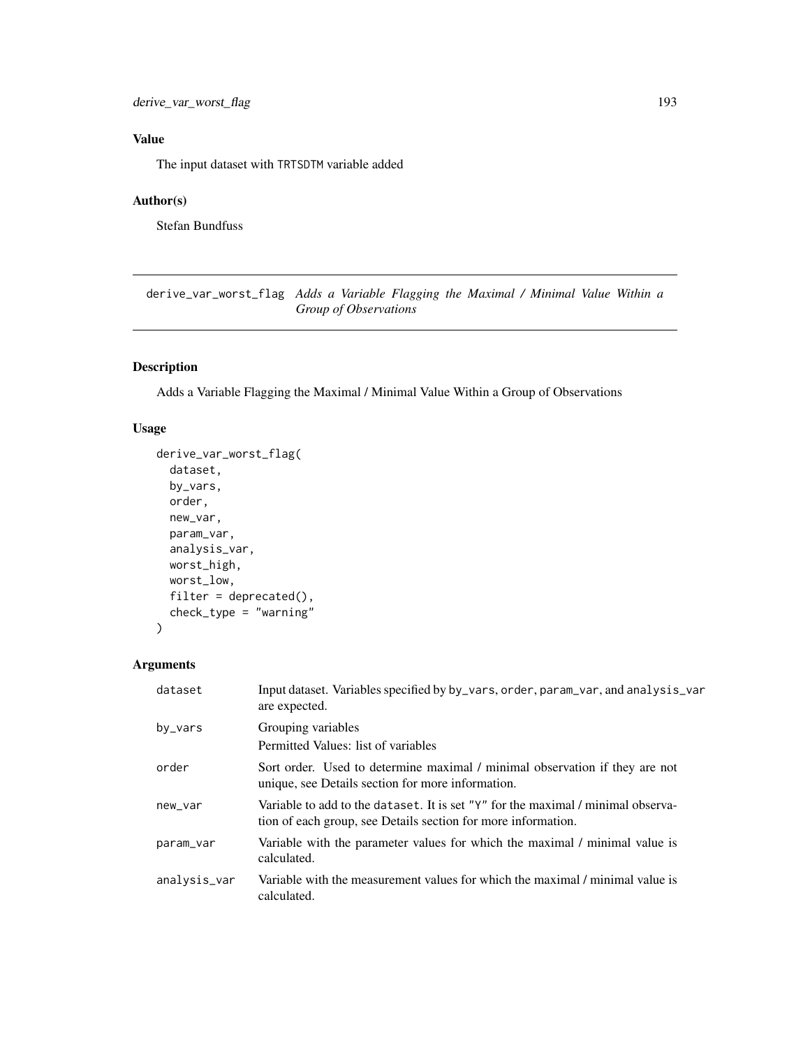### Value

The input dataset with TRTSDTM variable added

### Author(s)

Stefan Bundfuss

## derive_var_worst_flag *Adds a Variable Flagging the Maximal / Minimal Value Within a Group of Observations*

### Description

Adds a Variable Flagging the Maximal / Minimal Value Within a Group of Observations

### Usage

```
derive_var_worst_flag(
  dataset,
  by_vars,
  order,
  new_var,
  param_var,
  analysis_var,
  worst_high,
  worst_low,
  filter = deprecated(),
  check_type = "warning"
)
```

### Arguments

| | |
|---|---|
| dataset | Input dataset. Variables specified by by_vars, order, param_var, and analysis_var are expected. |
| by_vars | Grouping variables<br>Permitted Values: list of variables |
| order | Sort order. Used to determine maximal / minimal observation if they are not unique, see Details section for more information. |
| new_var | Variable to add to the dataset. It is set "Y" for the maximal / minimal observation of each group, see Details section for more information. |
| param_var | Variable with the parameter values for which the maximal / minimal value is calculated. |
| analysis_var | Variable with the measurement values for which the maximal / minimal value is calculated. |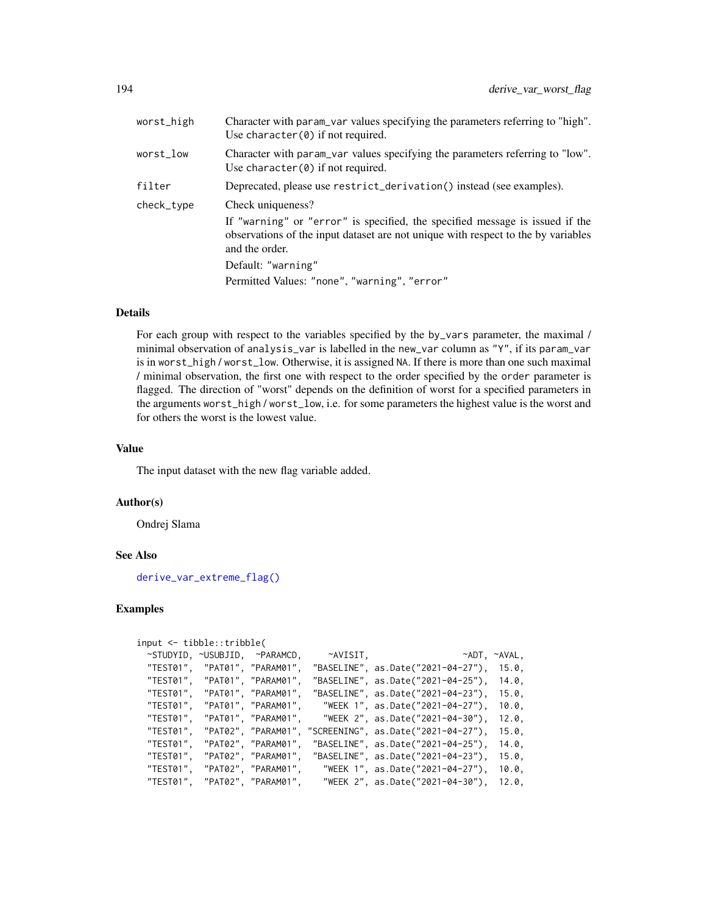| | |
|---|---|
| worst_high | Character with param_var values specifying the parameters referring to "high". Use character(0) if not required. |
| worst_low | Character with param_var values specifying the parameters referring to "low". Use character(0) if not required. |
| filter | Deprecated, please use restrict_derivation() instead (see examples). |
| check_type | Check uniqueness?<br>If "warning" or "error" is specified, the specified message is issued if the observations of the input dataset are not unique with respect to the by variables and the order.<br>Default: "warning"<br>Permitted Values: "none", "warning", "error" |

### Details

For each group with respect to the variables specified by the by_vars parameter, the maximal / minimal observation of analysis_var is labelled in the new_var column as "Y", if its param_var is in worst_high / worst_low. Otherwise, it is assigned NA. If there is more than one such maximal / minimal observation, the first one with respect to the order specified by the order parameter is flagged. The direction of "worst" depends on the definition of worst for a specified parameters in the arguments worst_high / worst_low, i.e. for some parameters the highest value is the worst and for others the worst is the lowest value.

### Value

The input dataset with the new flag variable added.

### Author(s)

Ondrej Slama

### See Also

derive_var_extreme_flag()

### Examples

```
input <- tibble::tribble(
  ~STUDYID, ~USUBJID,  ~PARAMCD,     ~AVISIT,                  ~ADT, ~AVAL,
  "TEST01",  "PAT01", "PARAM01",  "BASELINE", as.Date("2021-04-27"),  15.0,
  "TEST01",  "PAT01", "PARAM01",  "BASELINE", as.Date("2021-04-25"),  14.0,
  "TEST01",  "PAT01", "PARAM01",  "BASELINE", as.Date("2021-04-23"),  15.0,
  "TEST01",  "PAT01", "PARAM01",    "WEEK 1", as.Date("2021-04-27"),  10.0,
  "TEST01",  "PAT01", "PARAM01",    "WEEK 2", as.Date("2021-04-30"),  12.0,
  "TEST01",  "PAT02", "PARAM01", "SCREENING", as.Date("2021-04-27"),  15.0,
  "TEST01",  "PAT02", "PARAM01",  "BASELINE", as.Date("2021-04-25"),  14.0,
  "TEST01",  "PAT02", "PARAM01",  "BASELINE", as.Date("2021-04-23"),  15.0,
  "TEST01",  "PAT02", "PARAM01",    "WEEK 1", as.Date("2021-04-27"),  10.0,
  "TEST01",  "PAT02", "PARAM01",    "WEEK 2", as.Date("2021-04-30"),  12.0,
```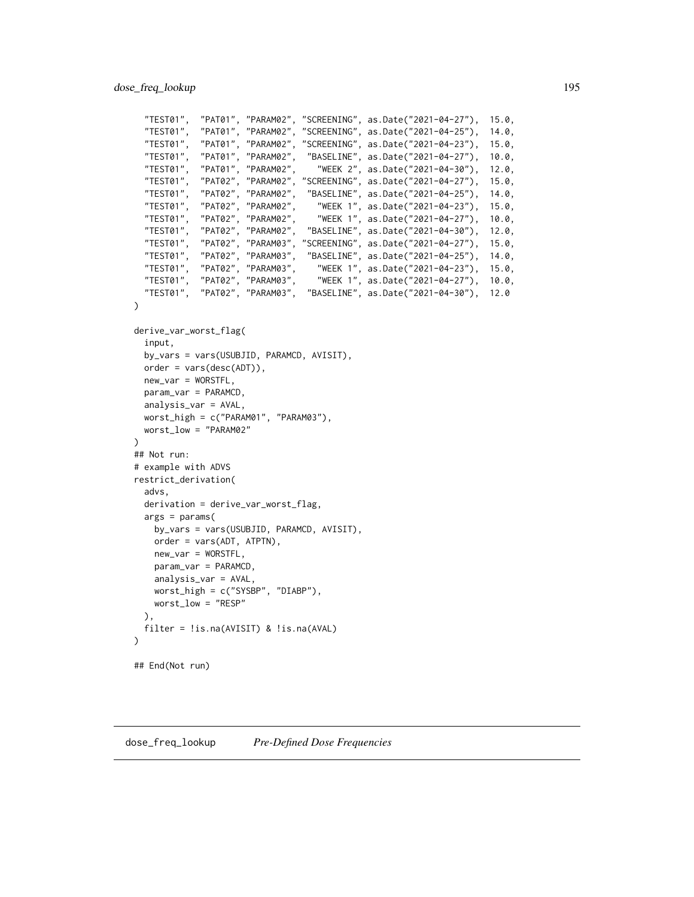```
  "TEST01",  "PAT01", "PARAM02", "SCREENING", as.Date("2021-04-27"),  15.0,
  "TEST01",  "PAT01", "PARAM02", "SCREENING", as.Date("2021-04-25"),  14.0,
  "TEST01",  "PAT01", "PARAM02", "SCREENING", as.Date("2021-04-23"),  15.0,
  "TEST01",  "PAT01", "PARAM02",  "BASELINE", as.Date("2021-04-27"),  10.0,
  "TEST01",  "PAT01", "PARAM02",    "WEEK 2", as.Date("2021-04-30"),  12.0,
  "TEST01",  "PAT02", "PARAM02", "SCREENING", as.Date("2021-04-27"),  15.0,
  "TEST01",  "PAT02", "PARAM02",  "BASELINE", as.Date("2021-04-25"),  14.0,
  "TEST01",  "PAT02", "PARAM02",    "WEEK 1", as.Date("2021-04-23"),  15.0,
  "TEST01",  "PAT02", "PARAM02",    "WEEK 1", as.Date("2021-04-27"),  10.0,
  "TEST01",  "PAT02", "PARAM02",  "BASELINE", as.Date("2021-04-30"),  12.0,
  "TEST01",  "PAT02", "PARAM03", "SCREENING", as.Date("2021-04-27"),  15.0,
  "TEST01",  "PAT02", "PARAM03",  "BASELINE", as.Date("2021-04-25"),  14.0,
  "TEST01",  "PAT02", "PARAM03",    "WEEK 1", as.Date("2021-04-23"),  15.0,
  "TEST01",  "PAT02", "PARAM03",    "WEEK 1", as.Date("2021-04-27"),  10.0,
  "TEST01",  "PAT02", "PARAM03",  "BASELINE", as.Date("2021-04-30"),  12.0
)

derive_var_worst_flag(
  input,
  by_vars = vars(USUBJID, PARAMCD, AVISIT),
  order = vars(desc(ADT)),
  new_var = WORSTFL,
  param_var = PARAMCD,
  analysis_var = AVAL,
  worst_high = c("PARAM01", "PARAM03"),
  worst_low = "PARAM02"
)
## Not run:
# example with ADVS
restrict_derivation(
  advs,
  derivation = derive_var_worst_flag,
  args = params(
    by_vars = vars(USUBJID, PARAMCD, AVISIT),
    order = vars(ADT, ATPTN),
    new_var = WORSTFL,
    param_var = PARAMCD,
    analysis_var = AVAL,
    worst_high = c("SYSBP", "DIABP"),
    worst_low = "RESP"
  ),
  filter = !is.na(AVISIT) & !is.na(AVAL)
)

## End(Not run)
```

---

`dose_freq_lookup` *Pre-Defined Dose Frequencies*

---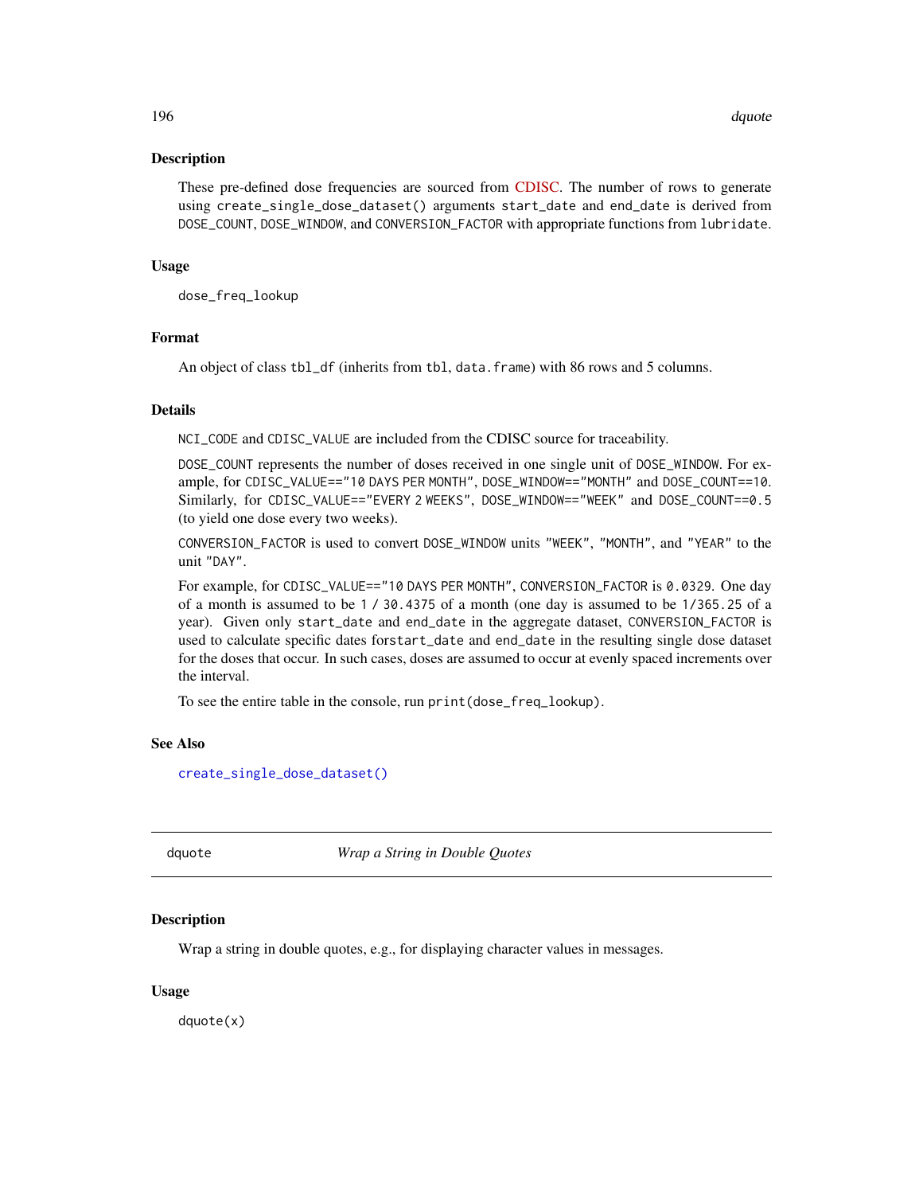### Description

These pre-defined dose frequencies are sourced from CDISC. The number of rows to generate using `create_single_dose_dataset()` arguments `start_date` and `end_date` is derived from `DOSE_COUNT`, `DOSE_WINDOW`, and `CONVERSION_FACTOR` with appropriate functions from `lubridate`.

### Usage

```
dose_freq_lookup
```

### Format

An object of class `tbl_df` (inherits from `tbl`, `data.frame`) with 86 rows and 5 columns.

### Details

`NCI_CODE` and `CDISC_VALUE` are included from the CDISC source for traceability.

`DOSE_COUNT` represents the number of doses received in one single unit of `DOSE_WINDOW`. For example, for `CDISC_VALUE=="10 DAYS PER MONTH"`, `DOSE_WINDOW=="MONTH"` and `DOSE_COUNT==10`. Similarly, for `CDISC_VALUE=="EVERY 2 WEEKS"`, `DOSE_WINDOW=="WEEK"` and `DOSE_COUNT==0.5` (to yield one dose every two weeks).

`CONVERSION_FACTOR` is used to convert `DOSE_WINDOW` units `"WEEK"`, `"MONTH"`, and `"YEAR"` to the unit `"DAY"`.

For example, for `CDISC_VALUE=="10 DAYS PER MONTH"`, `CONVERSION_FACTOR` is `0.0329`. One day of a month is assumed to be `1 / 30.4375` of a month (one day is assumed to be `1/365.25` of a year). Given only `start_date` and `end_date` in the aggregate dataset, `CONVERSION_FACTOR` is used to calculate specific dates for`start_date` and `end_date` in the resulting single dose dataset for the doses that occur. In such cases, doses are assumed to occur at evenly spaced increments over the interval.

To see the entire table in the console, run `print(dose_freq_lookup)`.

### See Also

`create_single_dose_dataset()`

---

## dquote — *Wrap a String in Double Quotes*

### Description

Wrap a string in double quotes, e.g., for displaying character values in messages.

### Usage

```
dquote(x)
```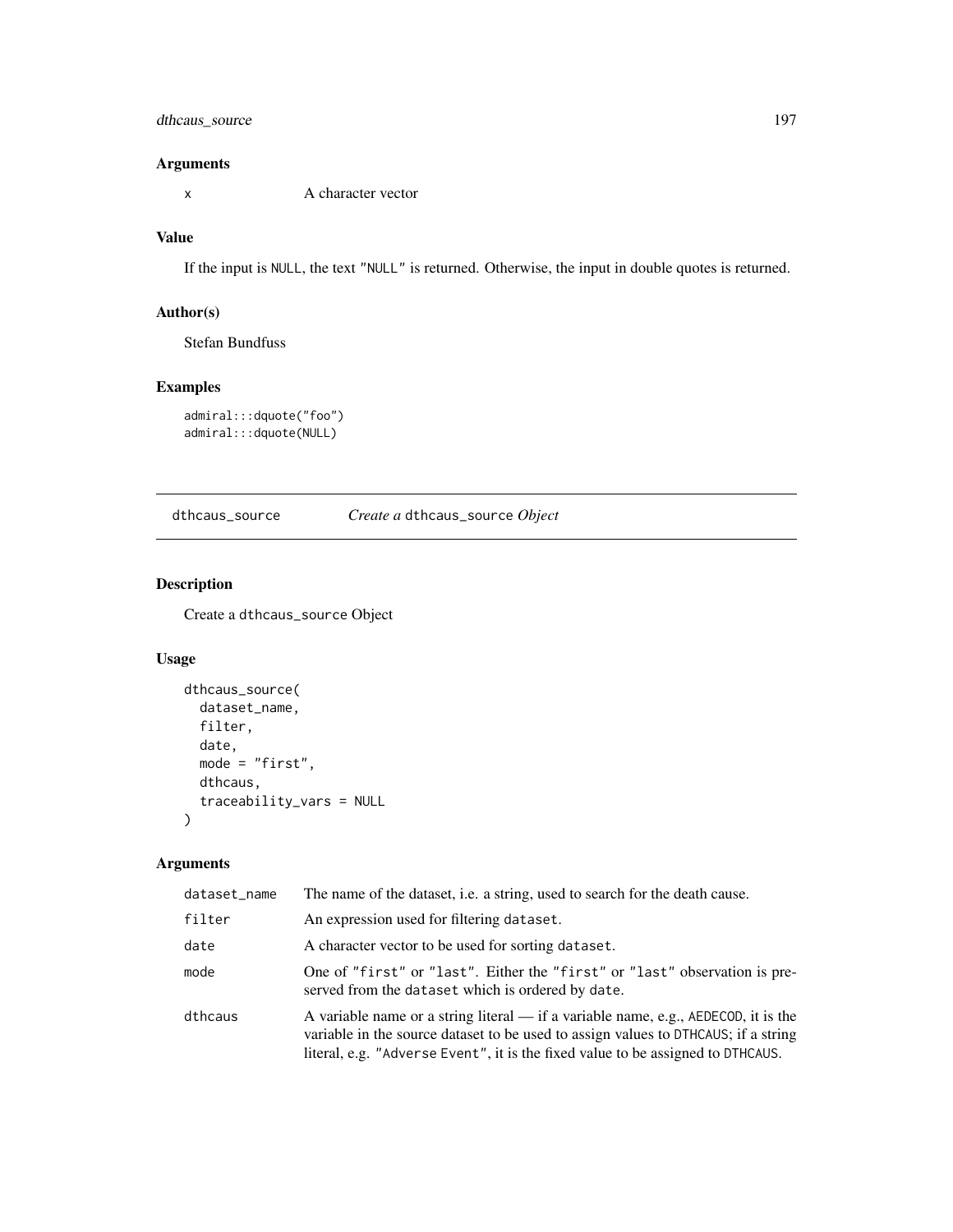## Arguments

| | |
|---|---|
| x | A character vector |

## Value

If the input is NULL, the text "NULL" is returned. Otherwise, the input in double quotes is returned.

## Author(s)

Stefan Bundfuss

## Examples

```
admiral:::dquote("foo")
admiral:::dquote(NULL)
```

---

# dthcaus_source — *Create a* dthcaus_source *Object*

## Description

Create a dthcaus_source Object

## Usage

```
dthcaus_source(
  dataset_name,
  filter,
  date,
  mode = "first",
  dthcaus,
  traceability_vars = NULL
)
```

## Arguments

| | |
|---|---|
| dataset_name | The name of the dataset, i.e. a string, used to search for the death cause. |
| filter | An expression used for filtering dataset. |
| date | A character vector to be used for sorting dataset. |
| mode | One of "first" or "last". Either the "first" or "last" observation is preserved from the dataset which is ordered by date. |
| dthcaus | A variable name or a string literal — if a variable name, e.g., AEDECOD, it is the variable in the source dataset to be used to assign values to DTHCAUS; if a string literal, e.g. "Adverse Event", it is the fixed value to be assigned to DTHCAUS. |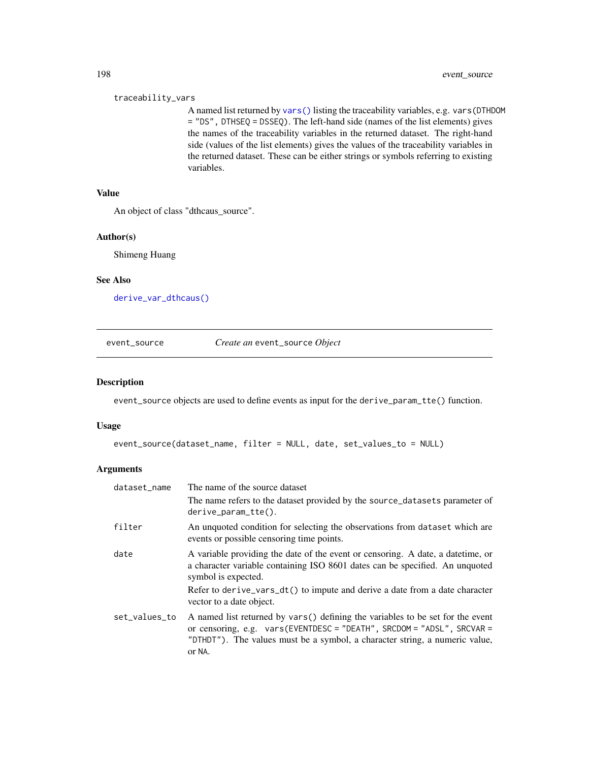traceability_vars

A named list returned by `vars()` listing the traceability variables, e.g. `vars(DTHDOM = "DS", DTHSEQ = DSSEQ)`. The left-hand side (names of the list elements) gives the names of the traceability variables in the returned dataset. The right-hand side (values of the list elements) gives the values of the traceability variables in the returned dataset. These can be either strings or symbols referring to existing variables.

### Value

An object of class "dthcaus_source".

### Author(s)

Shimeng Huang

### See Also

`derive_var_dthcaus()`

---

## event_source — *Create an* `event_source` *Object*

### Description

`event_source` objects are used to define events as input for the `derive_param_tte()` function.

### Usage

```
event_source(dataset_name, filter = NULL, date, set_values_to = NULL)
```

### Arguments

| Argument | Description |
|---|---|
| `dataset_name` | The name of the source dataset<br>The name refers to the dataset provided by the `source_datasets` parameter of `derive_param_tte()`. |
| `filter` | An unquoted condition for selecting the observations from `dataset` which are events or possible censoring time points. |
| `date` | A variable providing the date of the event or censoring. A date, a datetime, or a character variable containing ISO 8601 dates can be specified. An unquoted symbol is expected.<br>Refer to `derive_vars_dt()` to impute and derive a date from a date character vector to a date object. |
| `set_values_to` | A named list returned by `vars()` defining the variables to be set for the event or censoring, e.g. `vars(EVENTDESC = "DEATH", SRCDOM = "ADSL", SRCVAR = "DTHDT")`. The values must be a symbol, a character string, a numeric value, or `NA`. |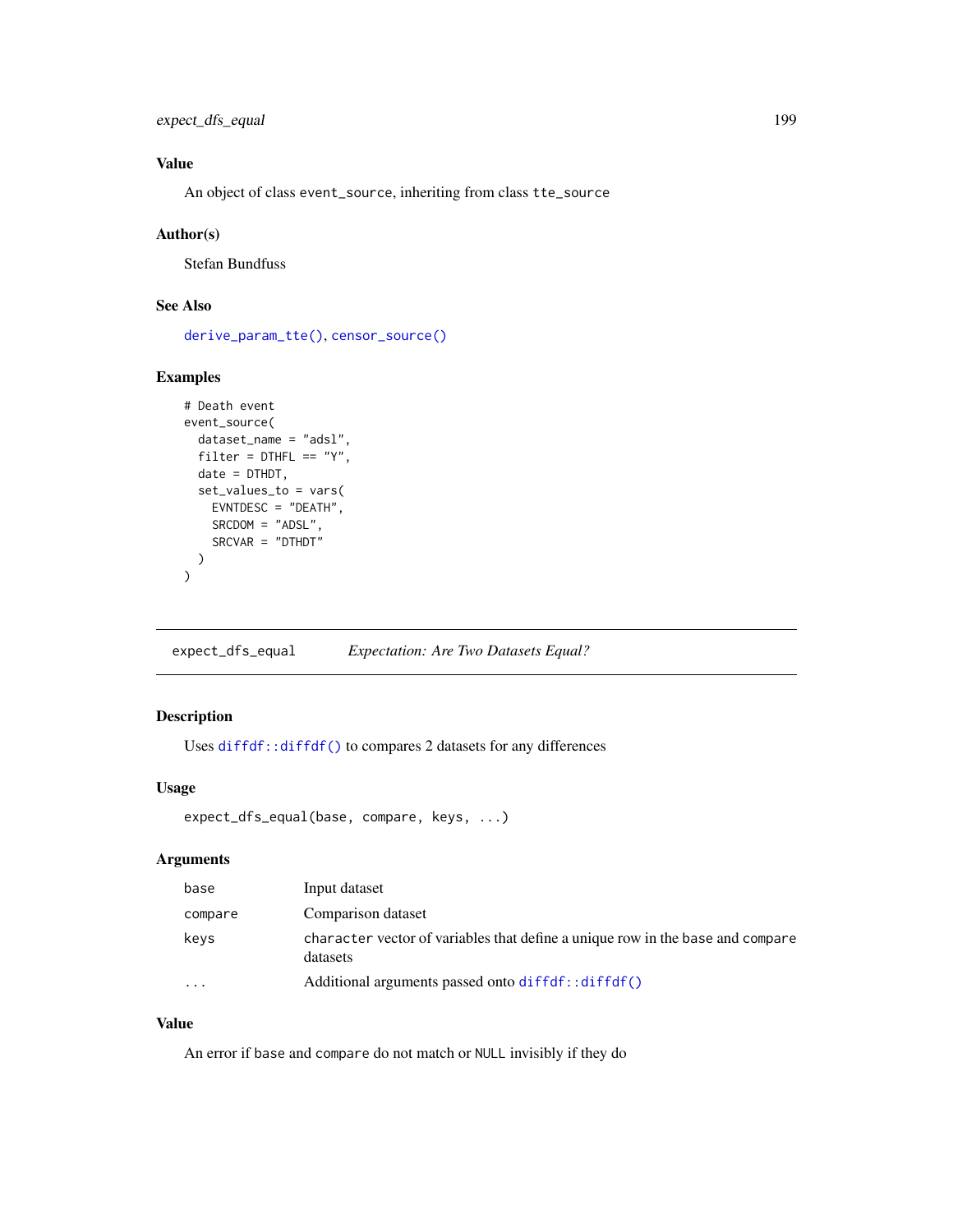### Value

An object of class `event_source`, inheriting from class `tte_source`

### Author(s)

Stefan Bundfuss

### See Also

`derive_param_tte()`, `censor_source()`

### Examples

```
# Death event
event_source(
  dataset_name = "adsl",
  filter = DTHFL == "Y",
  date = DTHDT,
  set_values_to = vars(
    EVNTDESC = "DEATH",
    SRCDOM = "ADSL",
    SRCVAR = "DTHDT"
  )
)
```

---

## expect_dfs_equal    *Expectation: Are Two Datasets Equal?*

---

### Description

Uses `diffdf::diffdf()` to compares 2 datasets for any differences

### Usage

```
expect_dfs_equal(base, compare, keys, ...)
```

### Arguments

| | |
|---|---|
| `base` | Input dataset |
| `compare` | Comparison dataset |
| `keys` | `character` vector of variables that define a unique row in the `base` and `compare` datasets |
| `...` | Additional arguments passed onto `diffdf::diffdf()` |

### Value

An error if `base` and `compare` do not match or `NULL` invisibly if they do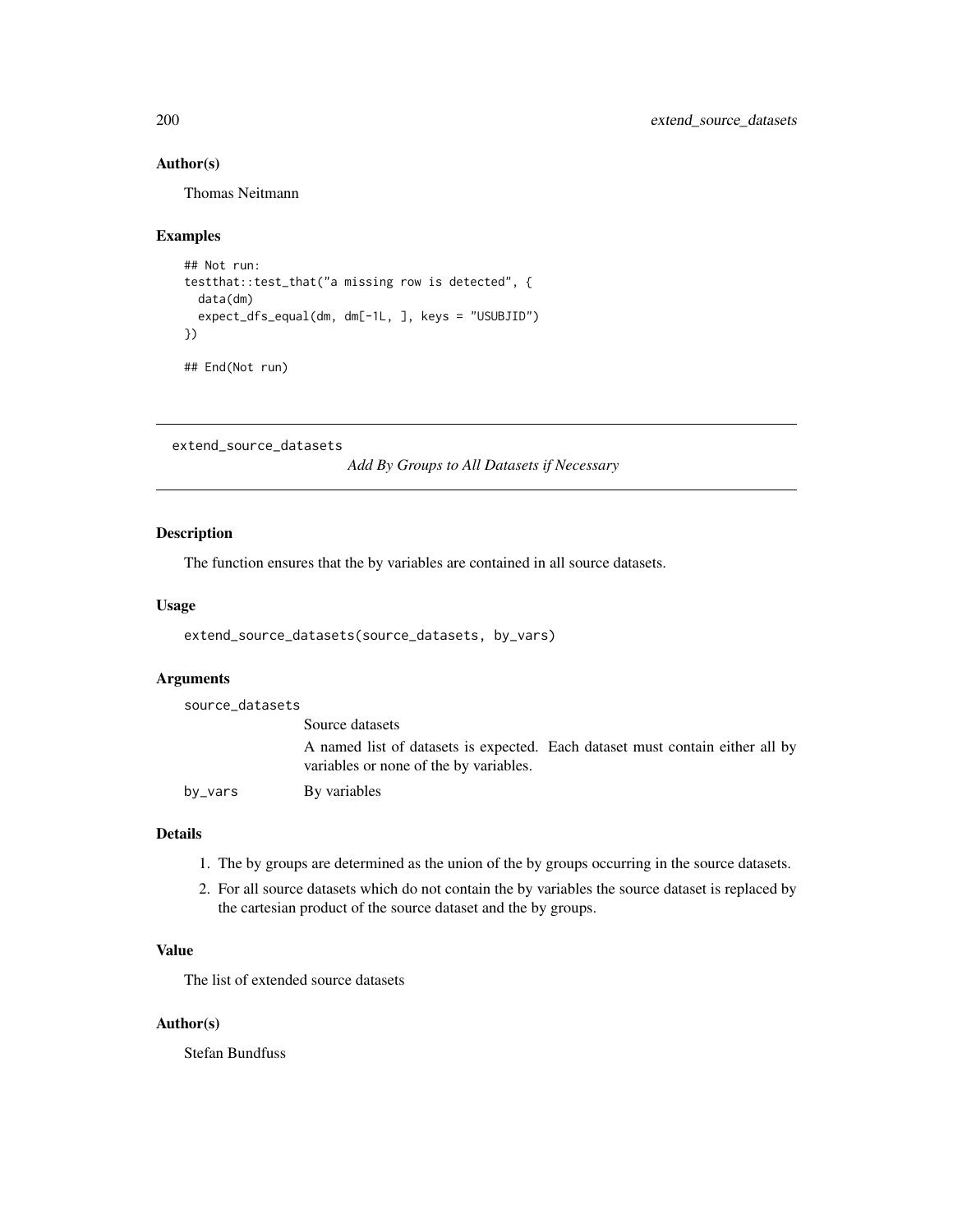### Author(s)

Thomas Neitmann

### Examples

```
## Not run:
testthat::test_that("a missing row is detected", {
  data(dm)
  expect_dfs_equal(dm, dm[-1L, ], keys = "USUBJID")
})

## End(Not run)
```

---

## extend_source_datasets

*Add By Groups to All Datasets if Necessary*

---

### Description

The function ensures that the by variables are contained in all source datasets.

### Usage

```
extend_source_datasets(source_datasets, by_vars)
```

### Arguments

| | |
|---|---|
| source_datasets | Source datasets<br>A named list of datasets is expected. Each dataset must contain either all by variables or none of the by variables. |
| by_vars | By variables |

### Details

1. The by groups are determined as the union of the by groups occurring in the source datasets.
2. For all source datasets which do not contain the by variables the source dataset is replaced by the cartesian product of the source dataset and the by groups.

### Value

The list of extended source datasets

### Author(s)

Stefan Bundfuss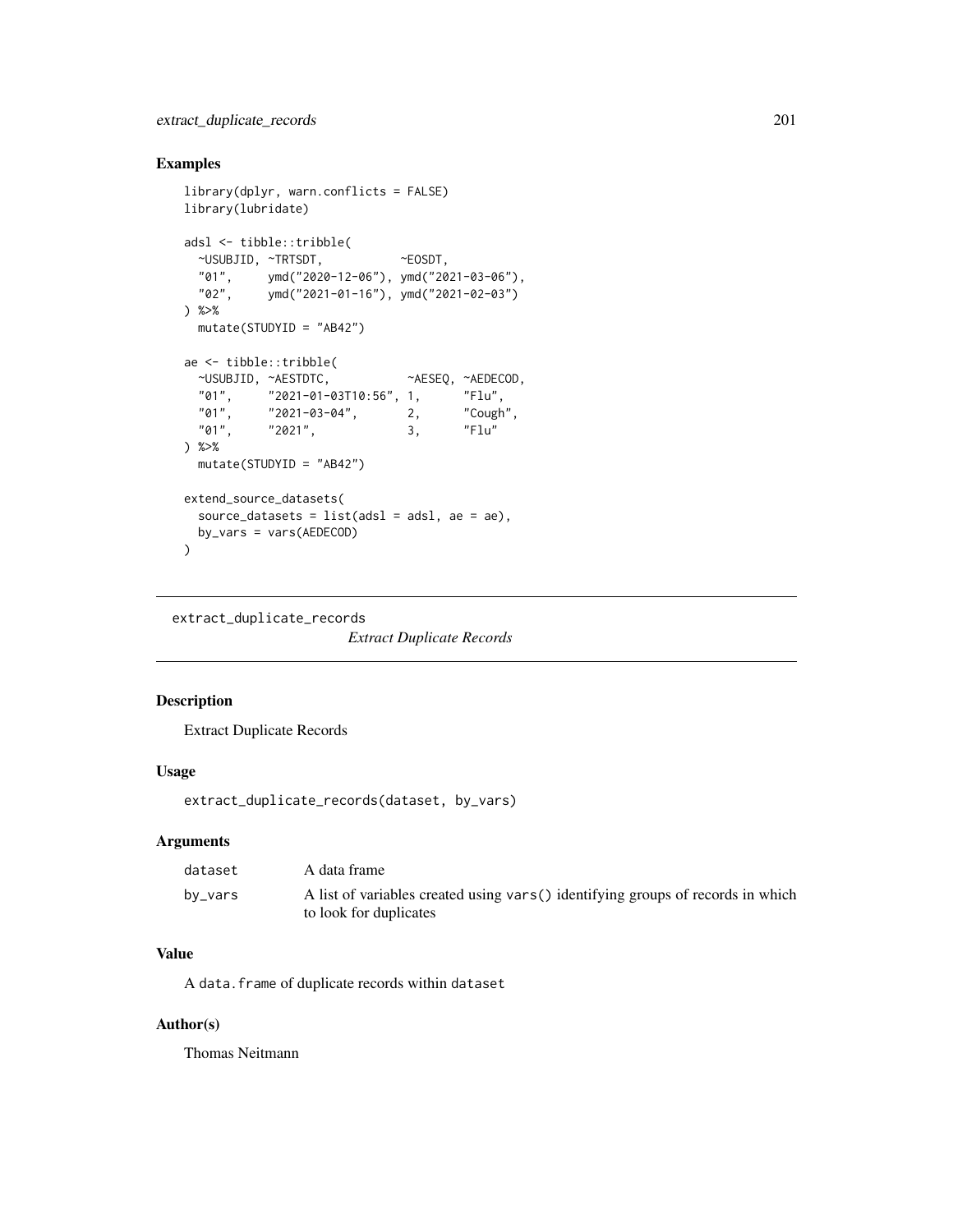## Examples

```
library(dplyr, warn.conflicts = FALSE)
library(lubridate)

adsl <- tibble::tribble(
  ~USUBJID, ~TRTSDT,           ~EOSDT,
  "01",     ymd("2020-12-06"), ymd("2021-03-06"),
  "02",     ymd("2021-01-16"), ymd("2021-02-03")
) %>%
  mutate(STUDYID = "AB42")

ae <- tibble::tribble(
  ~USUBJID, ~AESTDTC,           ~AESEQ, ~AEDECOD,
  "01",     "2021-01-03T10:56", 1,      "Flu",
  "01",     "2021-03-04",       2,      "Cough",
  "01",     "2021",             3,      "Flu"
) %>%
  mutate(STUDYID = "AB42")

extend_source_datasets(
  source_datasets = list(adsl = adsl, ae = ae),
  by_vars = vars(AEDECOD)
)
```

---

# extract_duplicate_records

*Extract Duplicate Records*

---

## Description

Extract Duplicate Records

## Usage

```
extract_duplicate_records(dataset, by_vars)
```

## Arguments

| | |
|---|---|
| dataset | A data frame |
| by_vars | A list of variables created using vars() identifying groups of records in which to look for duplicates |

## Value

A data.frame of duplicate records within dataset

## Author(s)

Thomas Neitmann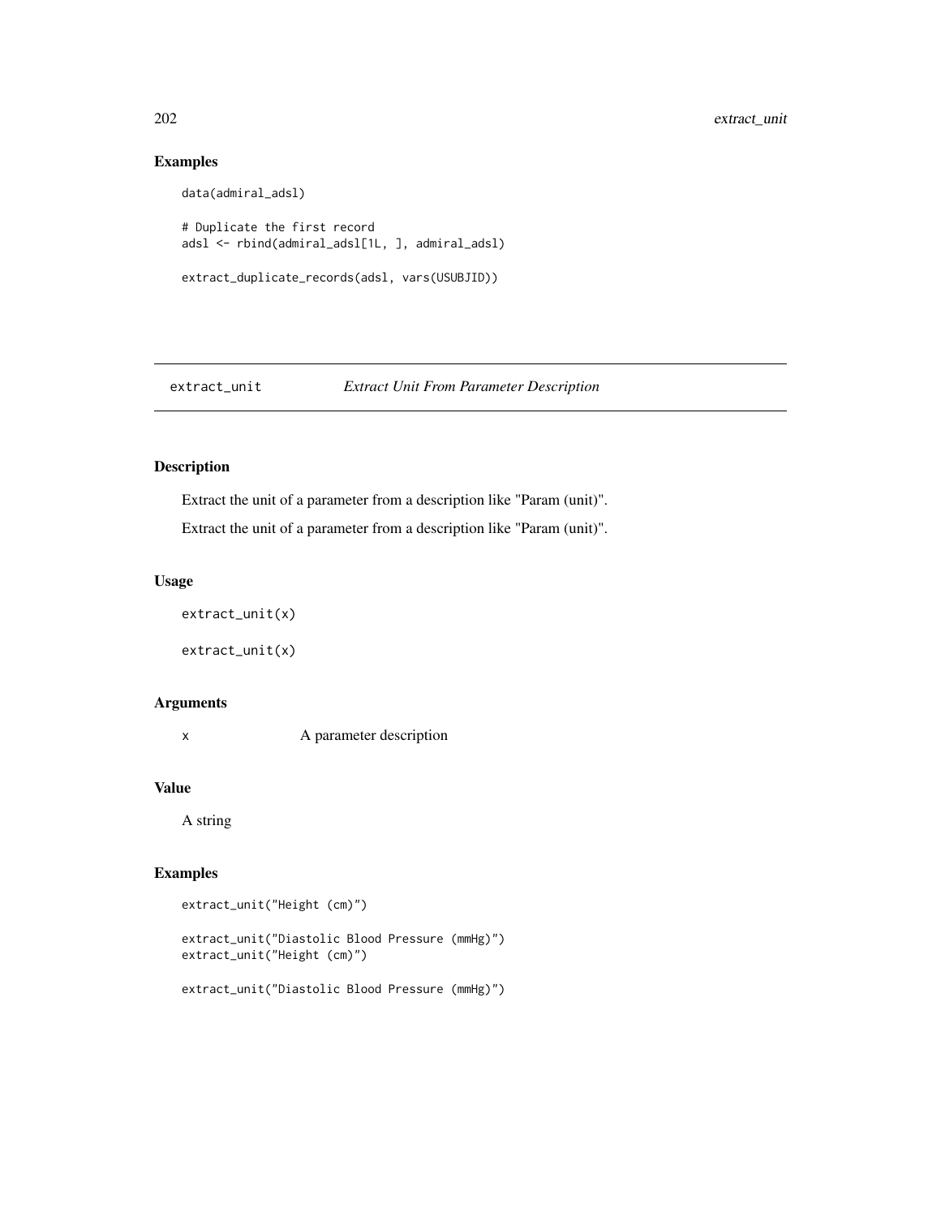### Examples

```
data(admiral_adsl)

# Duplicate the first record
adsl <- rbind(admiral_adsl[1L, ], admiral_adsl)

extract_duplicate_records(adsl, vars(USUBJID))
```

---

## extract_unit *Extract Unit From Parameter Description*

---

### Description

Extract the unit of a parameter from a description like "Param (unit)".

Extract the unit of a parameter from a description like "Param (unit)".

### Usage

```
extract_unit(x)

extract_unit(x)
```

### Arguments

x A parameter description

### Value

A string

### Examples

```
extract_unit("Height (cm)")

extract_unit("Diastolic Blood Pressure (mmHg)")
extract_unit("Height (cm)")

extract_unit("Diastolic Blood Pressure (mmHg)")
```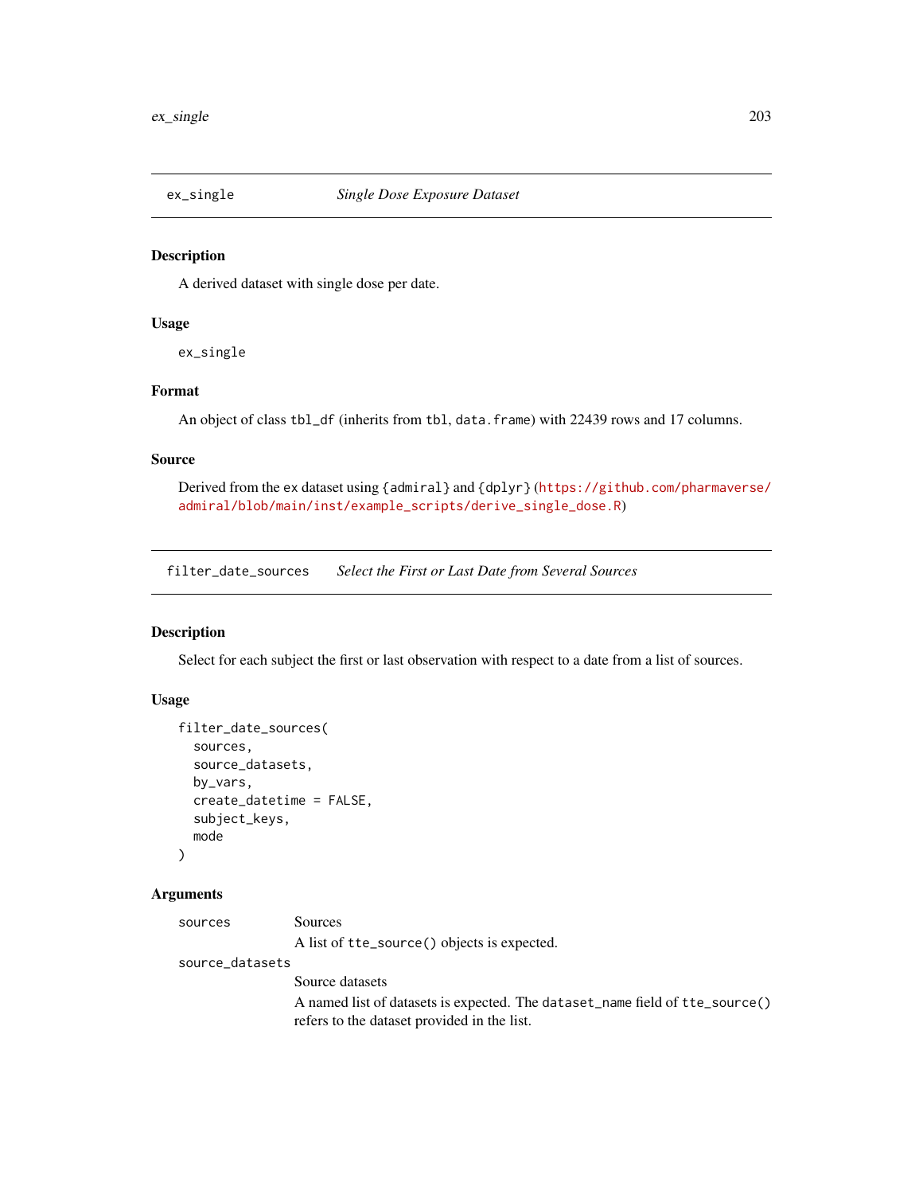## ex_single — *Single Dose Exposure Dataset*

### Description

A derived dataset with single dose per date.

### Usage

```
ex_single
```

### Format

An object of class `tbl_df` (inherits from `tbl`, `data.frame`) with 22439 rows and 17 columns.

### Source

Derived from the `ex` dataset using `{admiral}` and `{dplyr}` (https://github.com/pharmaverse/admiral/blob/main/inst/example_scripts/derive_single_dose.R)

## filter_date_sources — *Select the First or Last Date from Several Sources*

### Description

Select for each subject the first or last observation with respect to a date from a list of sources.

### Usage

```
filter_date_sources(
  sources,
  source_datasets,
  by_vars,
  create_datetime = FALSE,
  subject_keys,
  mode
)
```

### Arguments

`sources`
: Sources

  A list of `tte_source()` objects is expected.

`source_datasets`
: Source datasets

  A named list of datasets is expected. The `dataset_name` field of `tte_source()` refers to the dataset provided in the list.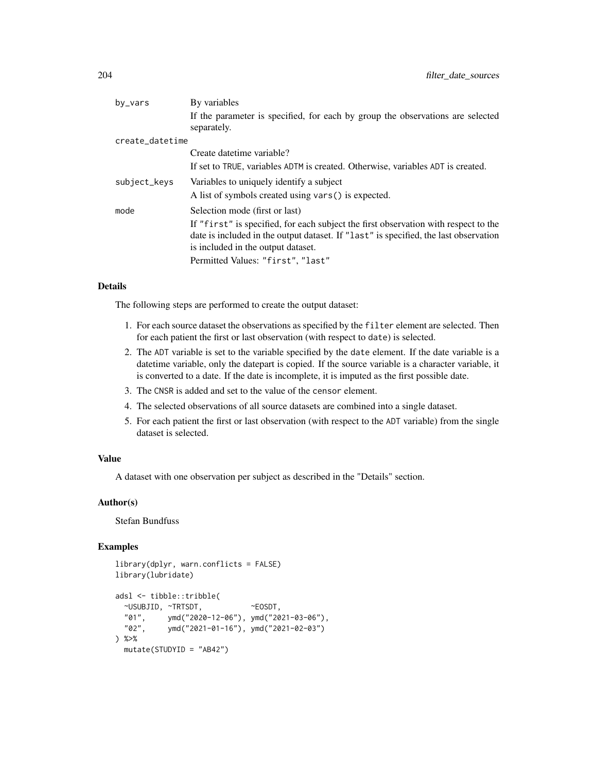| | |
|---|---|
| by_vars | By variables<br>If the parameter is specified, for each by group the observations are selected separately. |
| create_datetime | Create datetime variable?<br>If set to TRUE, variables ADTM is created. Otherwise, variables ADT is created. |
| subject_keys | Variables to uniquely identify a subject<br>A list of symbols created using vars() is expected. |
| mode | Selection mode (first or last)<br>If "first" is specified, for each subject the first observation with respect to the date is included in the output dataset. If "last" is specified, the last observation is included in the output dataset.<br>Permitted Values: "first", "last" |

### Details

The following steps are performed to create the output dataset:

1. For each source dataset the observations as specified by the filter element are selected. Then for each patient the first or last observation (with respect to date) is selected.
2. The ADT variable is set to the variable specified by the date element. If the date variable is a datetime variable, only the datepart is copied. If the source variable is a character variable, it is converted to a date. If the date is incomplete, it is imputed as the first possible date.
3. The CNSR is added and set to the value of the censor element.
4. The selected observations of all source datasets are combined into a single dataset.
5. For each patient the first or last observation (with respect to the ADT variable) from the single dataset is selected.

### Value

A dataset with one observation per subject as described in the "Details" section.

### Author(s)

Stefan Bundfuss

### Examples

```
library(dplyr, warn.conflicts = FALSE)
library(lubridate)

adsl <- tibble::tribble(
  ~USUBJID, ~TRTSDT,           ~EOSDT,
  "01",     ymd("2020-12-06"), ymd("2021-03-06"),
  "02",     ymd("2021-01-16"), ymd("2021-02-03")
) %>%
  mutate(STUDYID = "AB42")
```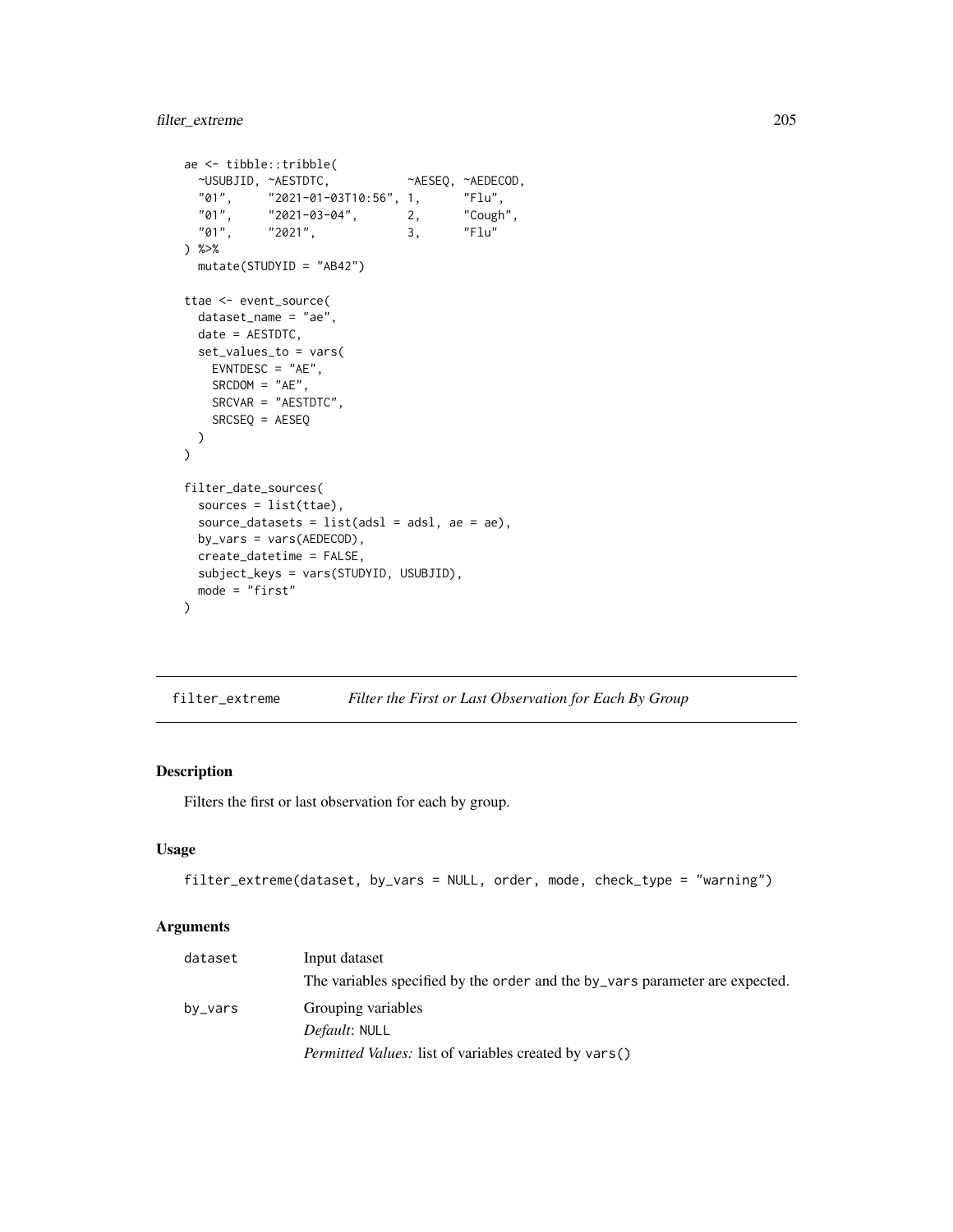```
ae <- tibble::tribble(
  ~USUBJID, ~AESTDTC,           ~AESEQ, ~AEDECOD,
  "01",     "2021-01-03T10:56", 1,      "Flu",
  "01",     "2021-03-04",       2,      "Cough",
  "01",     "2021",             3,      "Flu"
) %>%
  mutate(STUDYID = "AB42")

ttae <- event_source(
  dataset_name = "ae",
  date = AESTDTC,
  set_values_to = vars(
    EVNTDESC = "AE",
    SRCDOM = "AE",
    SRCVAR = "AESTDTC",
    SRCSEQ = AESEQ
  )
)

filter_date_sources(
  sources = list(ttae),
  source_datasets = list(adsl = adsl, ae = ae),
  by_vars = vars(AEDECOD),
  create_datetime = FALSE,
  subject_keys = vars(STUDYID, USUBJID),
  mode = "first"
)
```

## filter_extreme — *Filter the First or Last Observation for Each By Group*

### Description

Filters the first or last observation for each by group.

### Usage

```
filter_extreme(dataset, by_vars = NULL, order, mode, check_type = "warning")
```

### Arguments

| | |
|---|---|
| `dataset` | Input dataset<br>The variables specified by the `order` and the `by_vars` parameter are expected. |
| `by_vars` | Grouping variables<br>*Default*: `NULL`<br>*Permitted Values:* list of variables created by `vars()` |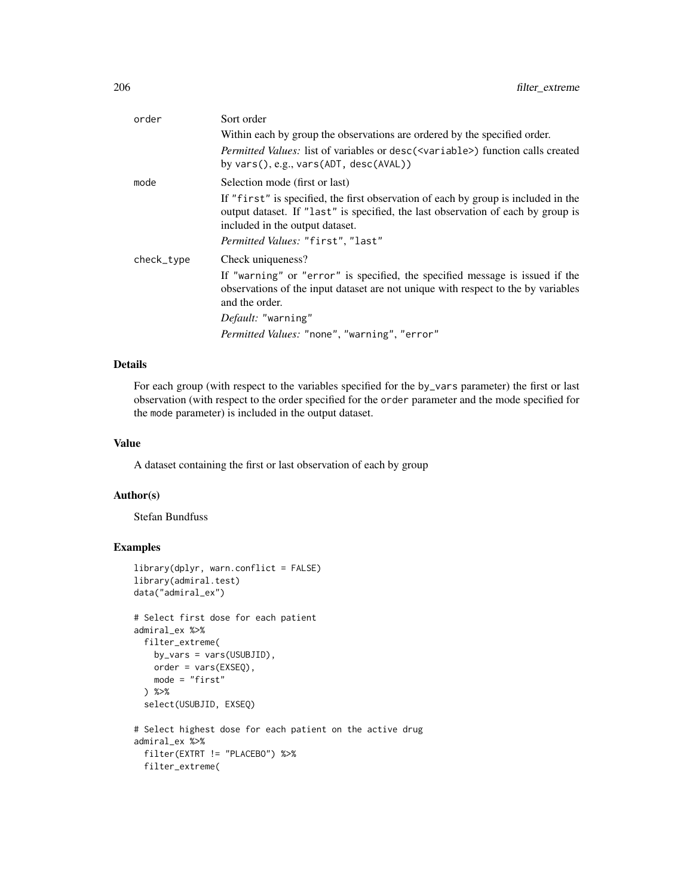| | |
|---|---|
| `order` | Sort order<br><br>Within each by group the observations are ordered by the specified order.<br><br>*Permitted Values:* list of variables or `desc(<variable>)` function calls created by `vars()`, e.g., `vars(ADT, desc(AVAL))` |
| `mode` | Selection mode (first or last)<br><br>If `"first"` is specified, the first observation of each by group is included in the output dataset. If `"last"` is specified, the last observation of each by group is included in the output dataset.<br><br>*Permitted Values:* `"first"`, `"last"` |
| `check_type` | Check uniqueness?<br><br>If `"warning"` or `"error"` is specified, the specified message is issued if the observations of the input dataset are not unique with respect to the by variables and the order.<br><br>*Default:* `"warning"`<br><br>*Permitted Values:* `"none"`, `"warning"`, `"error"` |

## Details

For each group (with respect to the variables specified for the `by_vars` parameter) the first or last observation (with respect to the order specified for the `order` parameter and the mode specified for the `mode` parameter) is included in the output dataset.

## Value

A dataset containing the first or last observation of each by group

## Author(s)

Stefan Bundfuss

## Examples

```
library(dplyr, warn.conflict = FALSE)
library(admiral.test)
data("admiral_ex")

# Select first dose for each patient
admiral_ex %>%
  filter_extreme(
    by_vars = vars(USUBJID),
    order = vars(EXSEQ),
    mode = "first"
  ) %>%
  select(USUBJID, EXSEQ)

# Select highest dose for each patient on the active drug
admiral_ex %>%
  filter(EXTRT != "PLACEBO") %>%
  filter_extreme(
```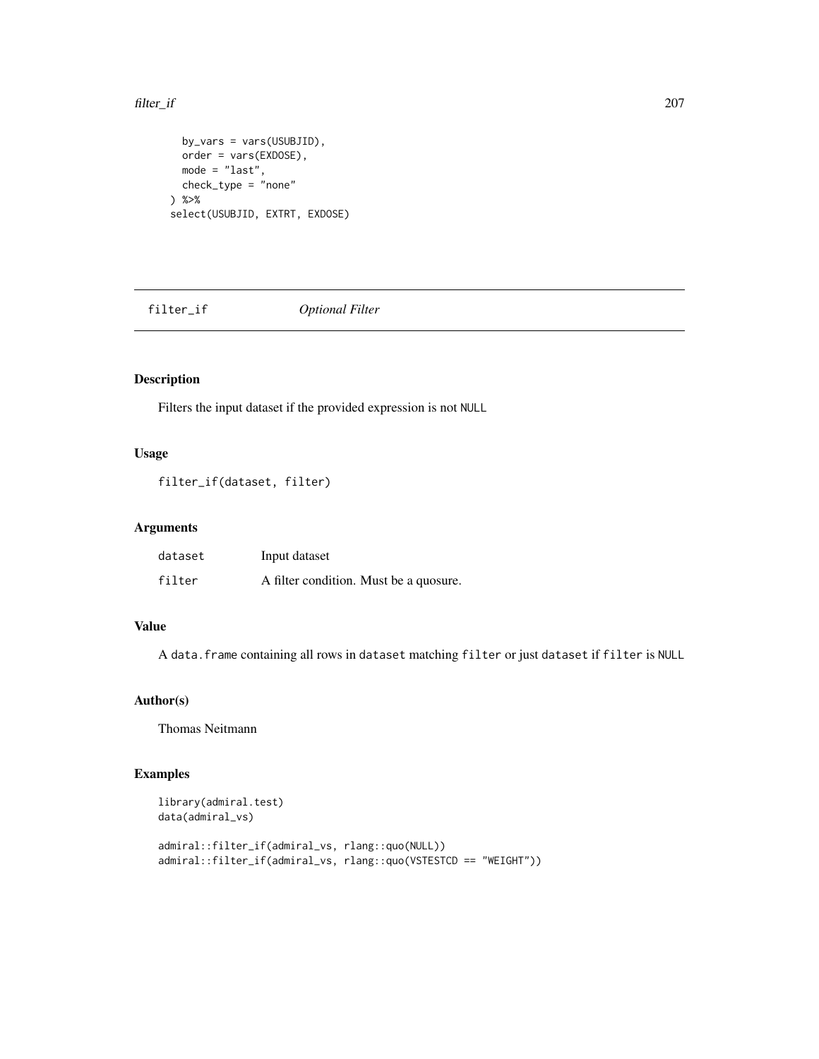```
  by_vars = vars(USUBJID),
  order = vars(EXDOSE),
  mode = "last",
  check_type = "none"
) %>%
select(USUBJID, EXTRT, EXDOSE)
```

## filter_if *Optional Filter*

### Description

Filters the input dataset if the provided expression is not NULL

### Usage

```
filter_if(dataset, filter)
```

### Arguments

| | |
|---|---|
| dataset | Input dataset |
| filter | A filter condition. Must be a quosure. |

### Value

A data.frame containing all rows in dataset matching filter or just dataset if filter is NULL

### Author(s)

Thomas Neitmann

### Examples

```
library(admiral.test)
data(admiral_vs)

admiral::filter_if(admiral_vs, rlang::quo(NULL))
admiral::filter_if(admiral_vs, rlang::quo(VSTESTCD == "WEIGHT"))
```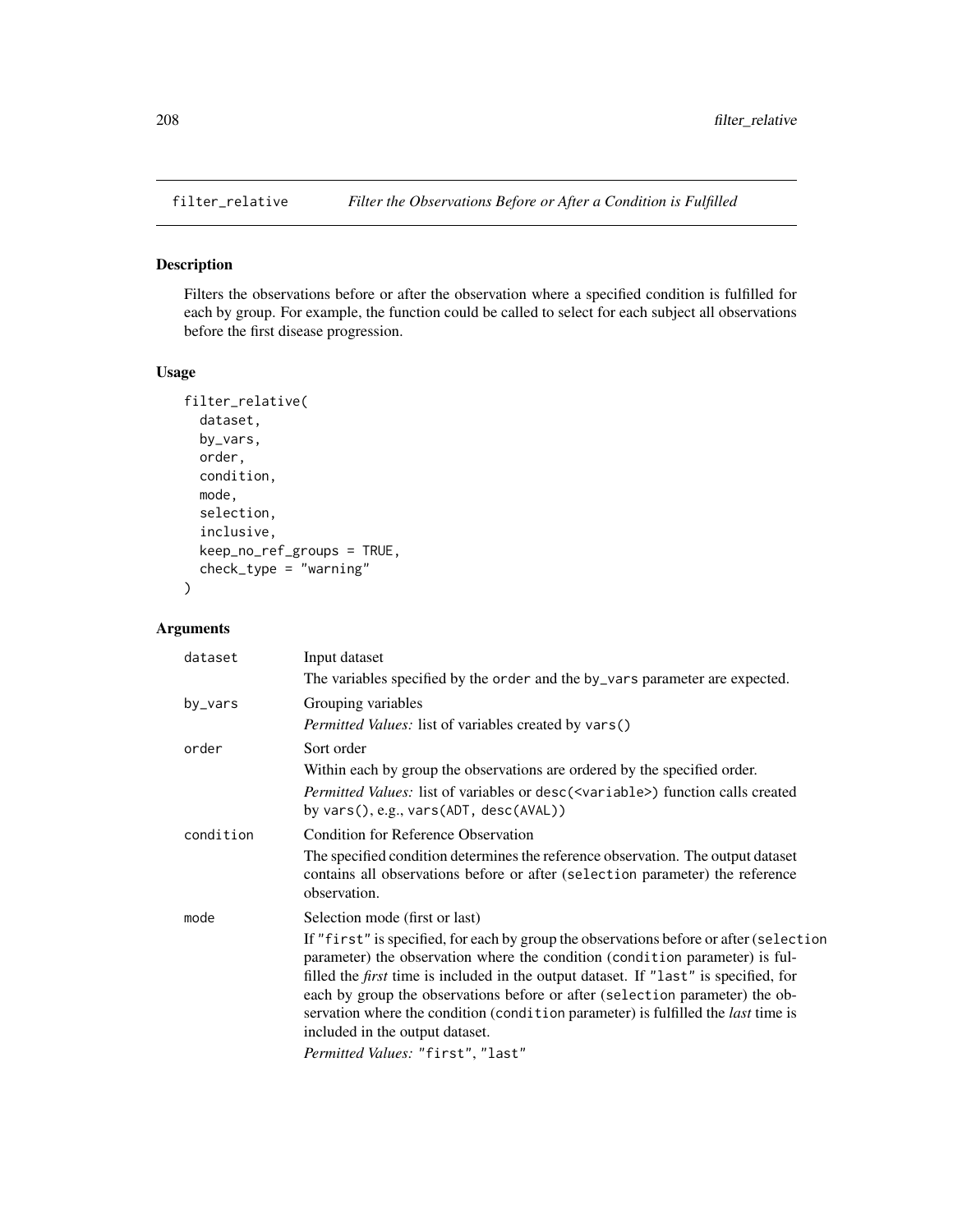filter_relative    *Filter the Observations Before or After a Condition is Fulfilled*

## Description

Filters the observations before or after the observation where a specified condition is fulfilled for each by group. For example, the function could be called to select for each subject all observations before the first disease progression.

## Usage

```
filter_relative(
  dataset,
  by_vars,
  order,
  condition,
  mode,
  selection,
  inclusive,
  keep_no_ref_groups = TRUE,
  check_type = "warning"
)
```

## Arguments

| | |
|---|---|
| `dataset` | Input dataset<br>The variables specified by the `order` and the `by_vars` parameter are expected. |
| `by_vars` | Grouping variables<br>*Permitted Values:* list of variables created by `vars()` |
| `order` | Sort order<br>Within each by group the observations are ordered by the specified order.<br>*Permitted Values:* list of variables or `desc(<variable>)` function calls created by `vars()`, e.g., `vars(ADT, desc(AVAL))` |
| `condition` | Condition for Reference Observation<br>The specified condition determines the reference observation. The output dataset contains all observations before or after (`selection` parameter) the reference observation. |
| `mode` | Selection mode (first or last)<br>If `"first"` is specified, for each by group the observations before or after (`selection` parameter) the observation where the condition (`condition` parameter) is fulfilled the *first* time is included in the output dataset. If `"last"` is specified, for each by group the observations before or after (`selection` parameter) the observation where the condition (`condition` parameter) is fulfilled the *last* time is included in the output dataset.<br>*Permitted Values:* `"first"`, `"last"` |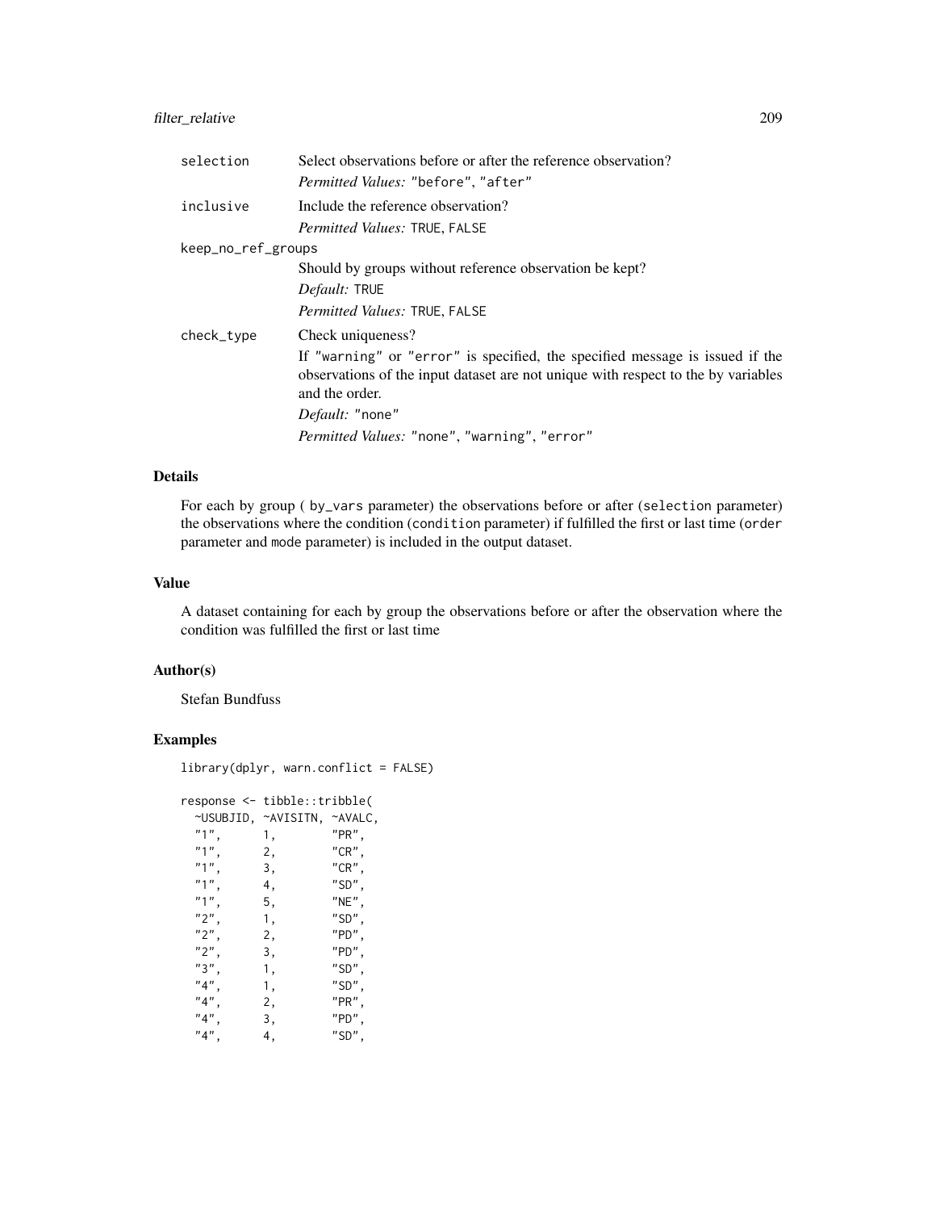| | |
|---|---|
| `selection` | Select observations before or after the reference observation?<br>*Permitted Values:* "before", "after" |
| `inclusive` | Include the reference observation?<br>*Permitted Values:* TRUE, FALSE |
| `keep_no_ref_groups` | Should by groups without reference observation be kept?<br>*Default:* TRUE<br>*Permitted Values:* TRUE, FALSE |
| `check_type` | Check uniqueness?<br>If "warning" or "error" is specified, the specified message is issued if the observations of the input dataset are not unique with respect to the by variables and the order.<br>*Default:* "none"<br>*Permitted Values:* "none", "warning", "error" |

## Details

For each by group ( `by_vars` parameter) the observations before or after (`selection` parameter) the observations where the condition (`condition` parameter) if fulfilled the first or last time (`order` parameter and `mode` parameter) is included in the output dataset.

## Value

A dataset containing for each by group the observations before or after the observation where the condition was fulfilled the first or last time

## Author(s)

Stefan Bundfuss

## Examples

```
library(dplyr, warn.conflict = FALSE)

response <- tibble::tribble(
  ~USUBJID, ~AVISITN, ~AVALC,
  "1",      1,        "PR",
  "1",      2,        "CR",
  "1",      3,        "CR",
  "1",      4,        "SD",
  "1",      5,        "NE",
  "2",      1,        "SD",
  "2",      2,        "PD",
  "2",      3,        "PD",
  "3",      1,        "SD",
  "4",      1,        "SD",
  "4",      2,        "PR",
  "4",      3,        "PD",
  "4",      4,        "SD",
```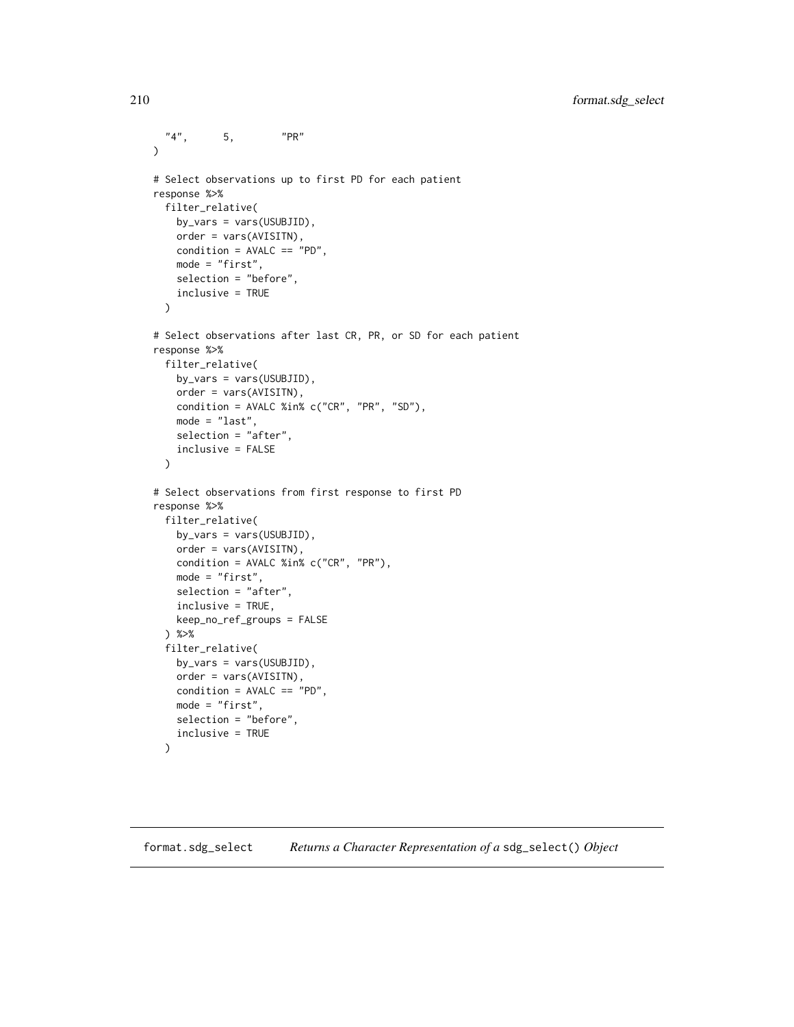```
  "4",     5,       "PR"
)

# Select observations up to first PD for each patient
response %>%
  filter_relative(
    by_vars = vars(USUBJID),
    order = vars(AVISITN),
    condition = AVALC == "PD",
    mode = "first",
    selection = "before",
    inclusive = TRUE
  )

# Select observations after last CR, PR, or SD for each patient
response %>%
  filter_relative(
    by_vars = vars(USUBJID),
    order = vars(AVISITN),
    condition = AVALC %in% c("CR", "PR", "SD"),
    mode = "last",
    selection = "after",
    inclusive = FALSE
  )

# Select observations from first response to first PD
response %>%
  filter_relative(
    by_vars = vars(USUBJID),
    order = vars(AVISITN),
    condition = AVALC %in% c("CR", "PR"),
    mode = "first",
    selection = "after",
    inclusive = TRUE,
    keep_no_ref_groups = FALSE
  ) %>%
  filter_relative(
    by_vars = vars(USUBJID),
    order = vars(AVISITN),
    condition = AVALC == "PD",
    mode = "first",
    selection = "before",
    inclusive = TRUE
  )
```

---

format.sdg_select    *Returns a Character Representation of a* `sdg_select()` *Object*

---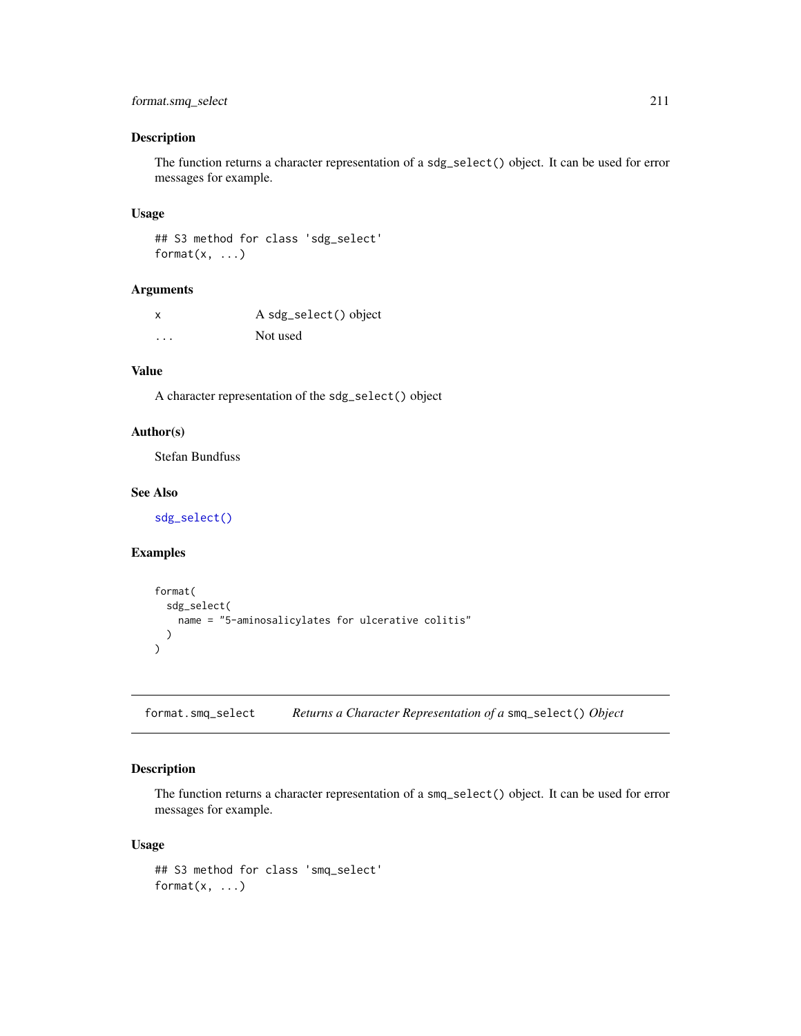## Description

The function returns a character representation of a `sdg_select()` object. It can be used for error messages for example.

## Usage

```
## S3 method for class 'sdg_select'
format(x, ...)
```

## Arguments

| | |
|---|---|
| x | A sdg_select() object |
| ... | Not used |

## Value

A character representation of the `sdg_select()` object

## Author(s)

Stefan Bundfuss

## See Also

`sdg_select()`

## Examples

```
format(
  sdg_select(
    name = "5-aminosalicylates for ulcerative colitis"
  )
)
```

---

# format.smq_select    *Returns a Character Representation of a* `smq_select()` *Object*

## Description

The function returns a character representation of a `smq_select()` object. It can be used for error messages for example.

## Usage

```
## S3 method for class 'smq_select'
format(x, ...)
```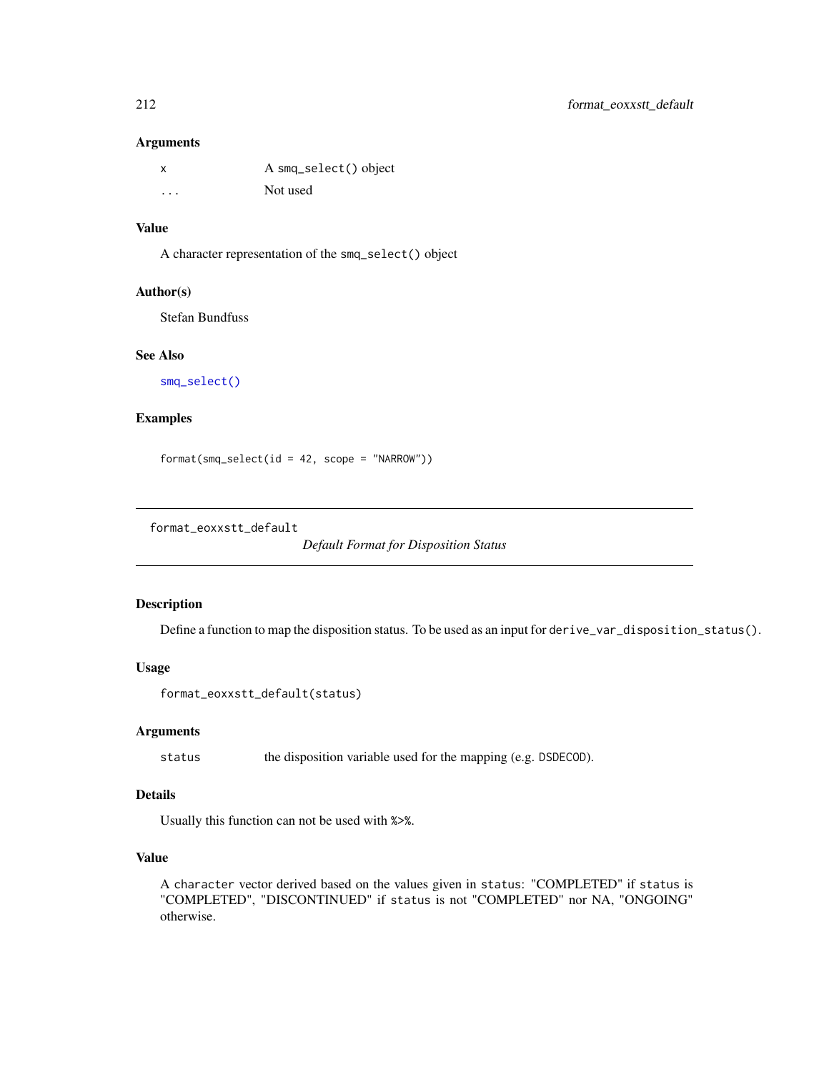### Arguments

| | |
|---|---|
| x | A smq_select() object |
| ... | Not used |

### Value

A character representation of the smq_select() object

### Author(s)

Stefan Bundfuss

### See Also

smq_select()

### Examples

```
format(smq_select(id = 42, scope = "NARROW"))
```

---

## format_eoxxstt_default

*Default Format for Disposition Status*

---

### Description

Define a function to map the disposition status. To be used as an input for derive_var_disposition_status().

### Usage

```
format_eoxxstt_default(status)
```

### Arguments

| | |
|---|---|
| status | the disposition variable used for the mapping (e.g. DSDECOD). |

### Details

Usually this function can not be used with %>%.

### Value

A character vector derived based on the values given in status: "COMPLETED" if status is "COMPLETED", "DISCONTINUED" if status is not "COMPLETED" nor NA, "ONGOING" otherwise.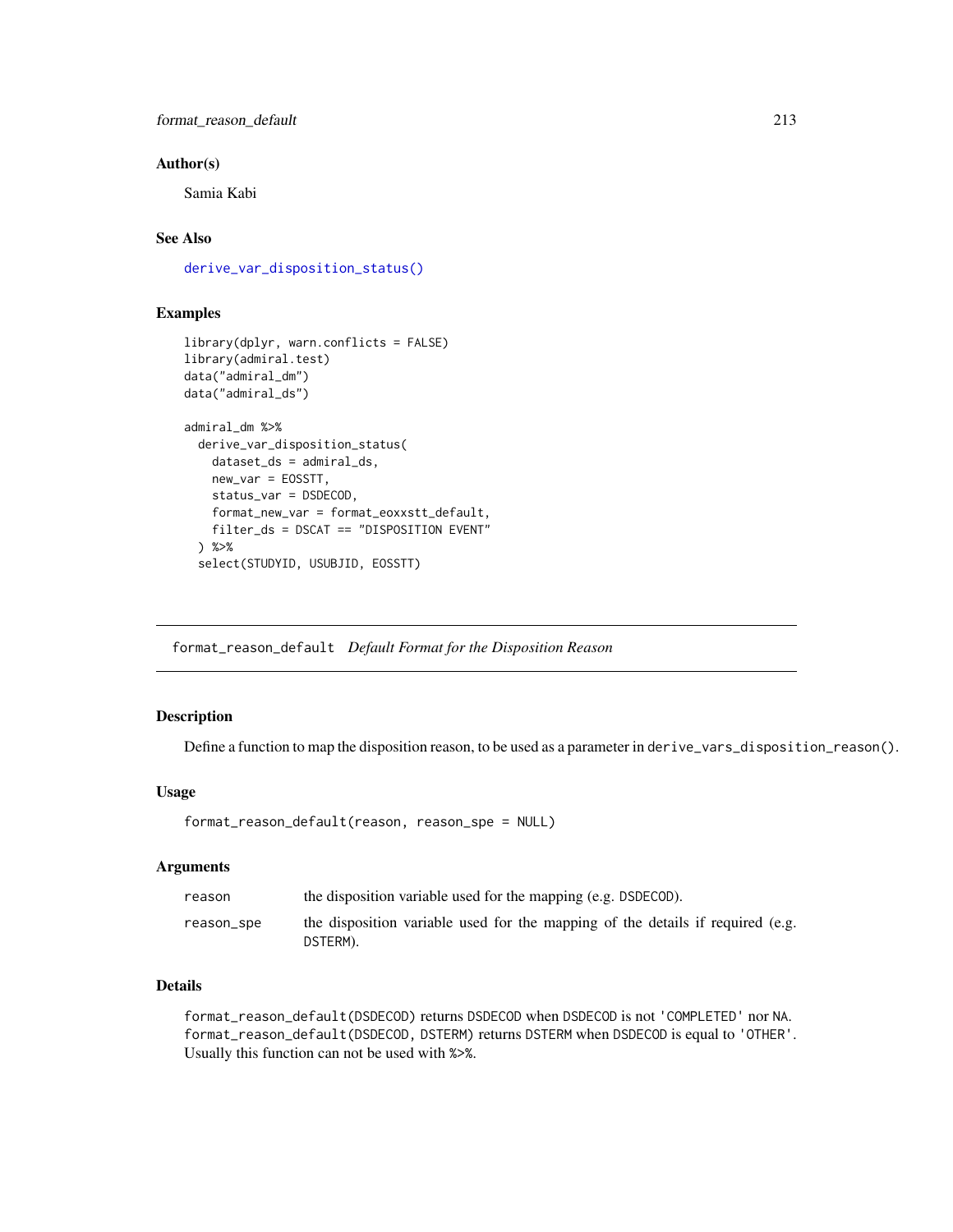### Author(s)

Samia Kabi

### See Also

derive_var_disposition_status()

### Examples

```
library(dplyr, warn.conflicts = FALSE)
library(admiral.test)
data("admiral_dm")
data("admiral_ds")

admiral_dm %>%
  derive_var_disposition_status(
    dataset_ds = admiral_ds,
    new_var = EOSSTT,
    status_var = DSDECOD,
    format_new_var = format_eoxxstt_default,
    filter_ds = DSCAT == "DISPOSITION EVENT"
  ) %>%
  select(STUDYID, USUBJID, EOSSTT)
```

---

## format_reason_default *Default Format for the Disposition Reason*

### Description

Define a function to map the disposition reason, to be used as a parameter in `derive_vars_disposition_reason()`.

### Usage

```
format_reason_default(reason, reason_spe = NULL)
```

### Arguments

| | |
|---|---|
| reason | the disposition variable used for the mapping (e.g. DSDECOD). |
| reason_spe | the disposition variable used for the mapping of the details if required (e.g. DSTERM). |

### Details

`format_reason_default(DSDECOD)` returns DSDECOD when DSDECOD is not 'COMPLETED' nor NA.
`format_reason_default(DSDECOD, DSTERM)` returns DSTERM when DSDECOD is equal to 'OTHER'.
Usually this function can not be used with `%>%`.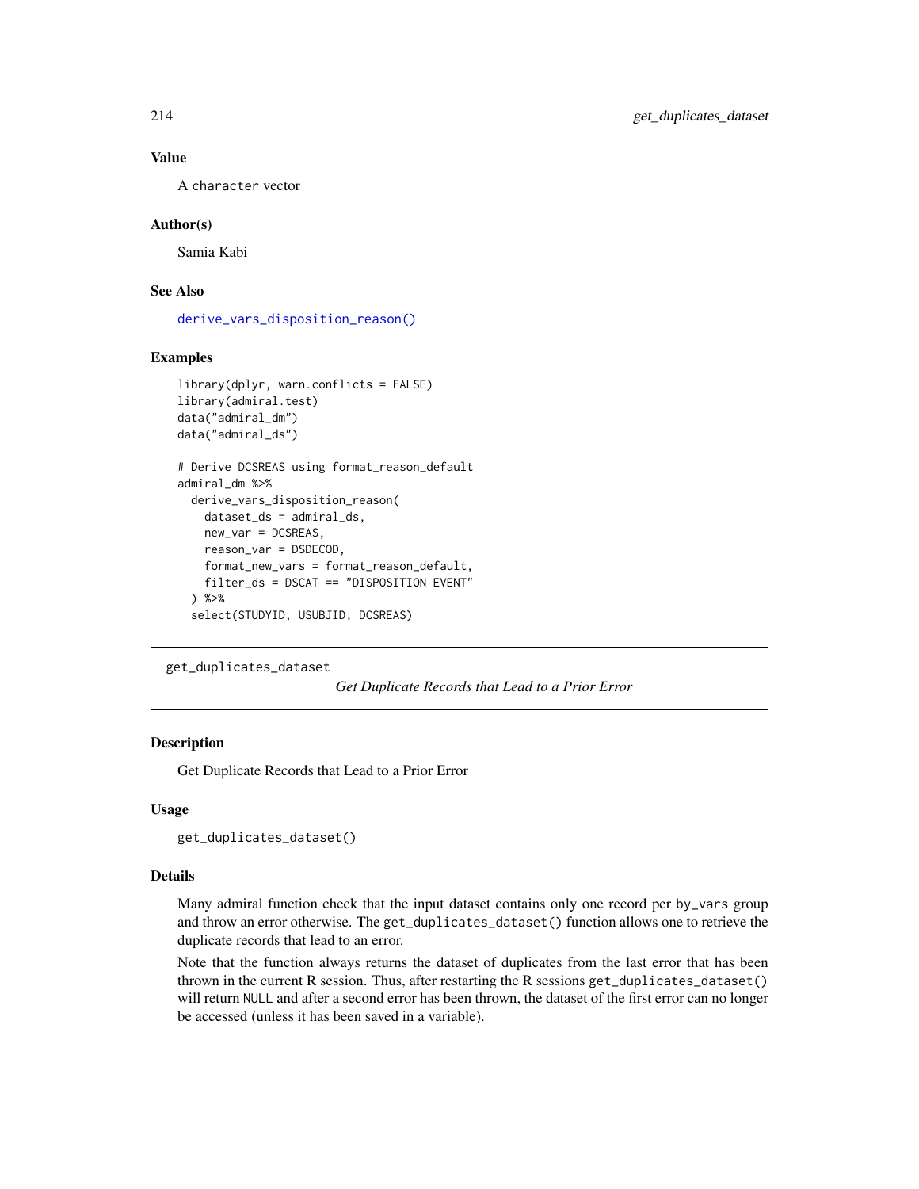### Value

A character vector

### Author(s)

Samia Kabi

### See Also

derive_vars_disposition_reason()

### Examples

```
library(dplyr, warn.conflicts = FALSE)
library(admiral.test)
data("admiral_dm")
data("admiral_ds")

# Derive DCSREAS using format_reason_default
admiral_dm %>%
  derive_vars_disposition_reason(
    dataset_ds = admiral_ds,
    new_var = DCSREAS,
    reason_var = DSDECOD,
    format_new_vars = format_reason_default,
    filter_ds = DSCAT == "DISPOSITION EVENT"
  ) %>%
  select(STUDYID, USUBJID, DCSREAS)
```

---

## get_duplicates_dataset

*Get Duplicate Records that Lead to a Prior Error*

### Description

Get Duplicate Records that Lead to a Prior Error

### Usage

```
get_duplicates_dataset()
```

### Details

Many admiral function check that the input dataset contains only one record per `by_vars` group and throw an error otherwise. The `get_duplicates_dataset()` function allows one to retrieve the duplicate records that lead to an error.

Note that the function always returns the dataset of duplicates from the last error that has been thrown in the current R session. Thus, after restarting the R sessions `get_duplicates_dataset()` will return `NULL` and after a second error has been thrown, the dataset of the first error can no longer be accessed (unless it has been saved in a variable).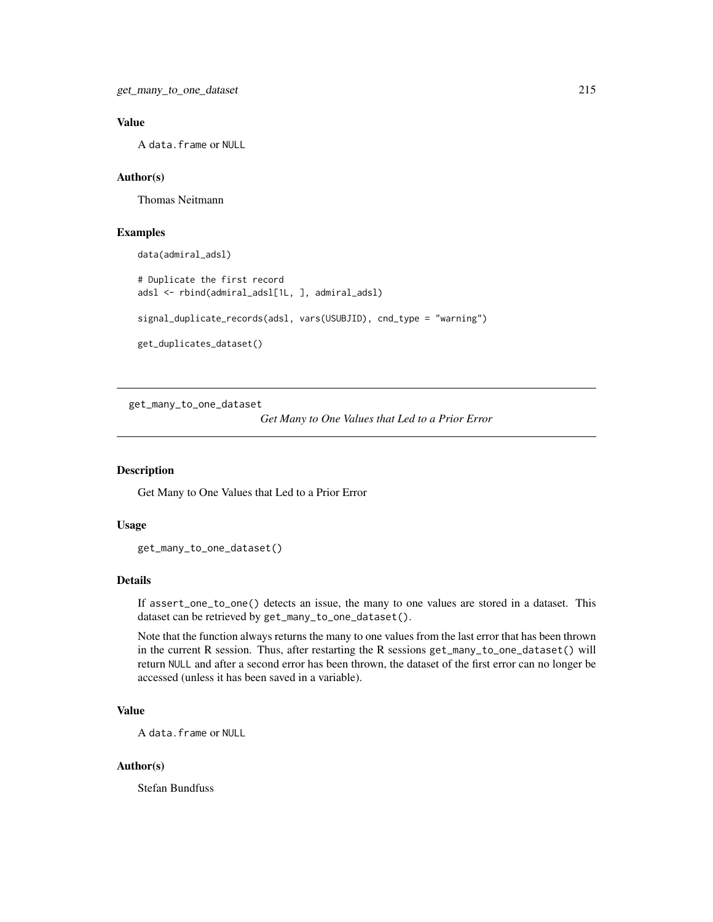### Value

A `data.frame` or `NULL`

### Author(s)

Thomas Neitmann

### Examples

```
data(admiral_adsl)

# Duplicate the first record
adsl <- rbind(admiral_adsl[1L, ], admiral_adsl)

signal_duplicate_records(adsl, vars(USUBJID), cnd_type = "warning")

get_duplicates_dataset()
```

---

## get_many_to_one_dataset    *Get Many to One Values that Led to a Prior Error*

---

### Description

Get Many to One Values that Led to a Prior Error

### Usage

```
get_many_to_one_dataset()
```

### Details

If `assert_one_to_one()` detects an issue, the many to one values are stored in a dataset. This dataset can be retrieved by `get_many_to_one_dataset()`.

Note that the function always returns the many to one values from the last error that has been thrown in the current R session. Thus, after restarting the R sessions `get_many_to_one_dataset()` will return `NULL` and after a second error has been thrown, the dataset of the first error can no longer be accessed (unless it has been saved in a variable).

### Value

A `data.frame` or `NULL`

### Author(s)

Stefan Bundfuss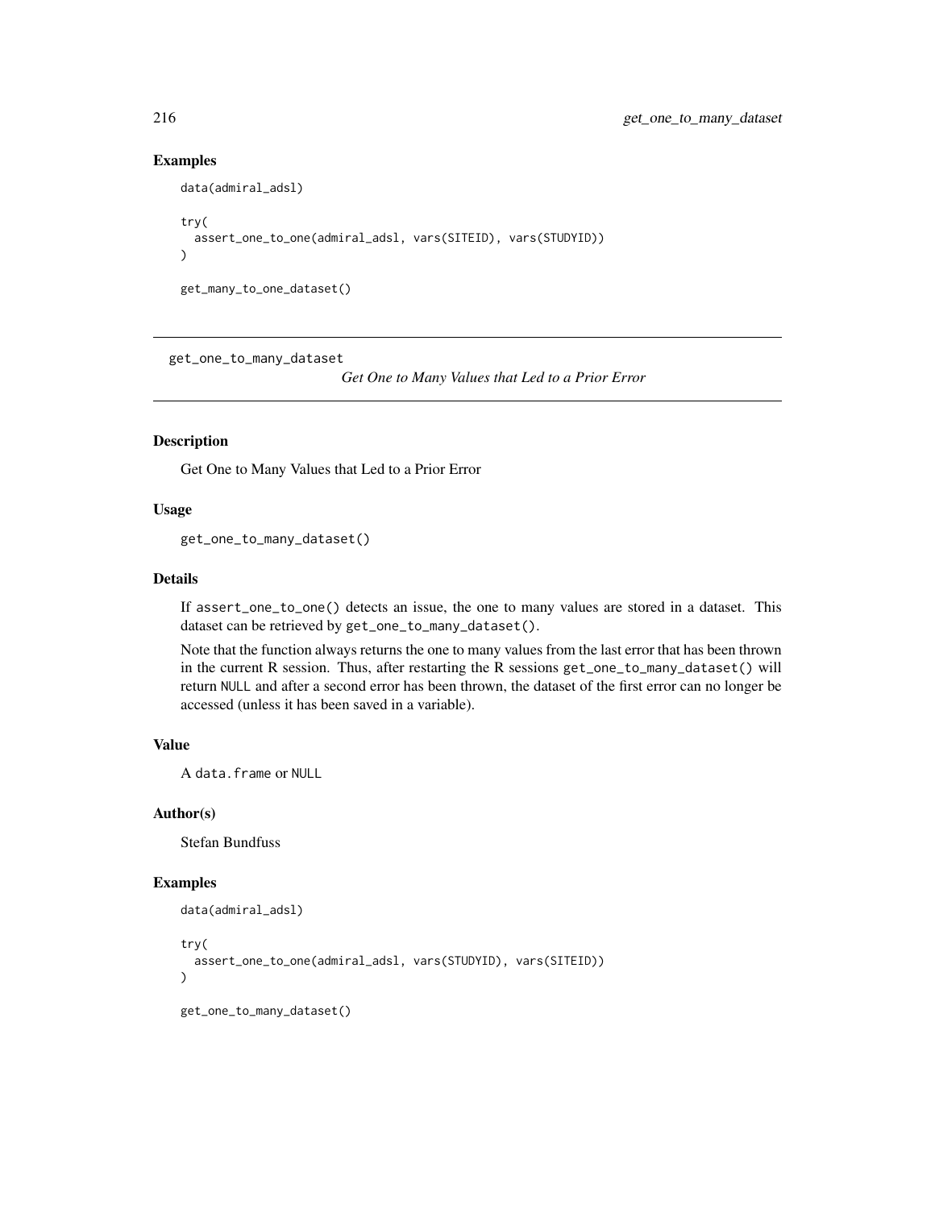## Examples

```
data(admiral_adsl)

try(
  assert_one_to_one(admiral_adsl, vars(SITEID), vars(STUDYID))
)

get_many_to_one_dataset()
```

---

# get_one_to_many_dataset

*Get One to Many Values that Led to a Prior Error*

---

## Description

Get One to Many Values that Led to a Prior Error

## Usage

```
get_one_to_many_dataset()
```

## Details

If `assert_one_to_one()` detects an issue, the one to many values are stored in a dataset. This dataset can be retrieved by `get_one_to_many_dataset()`.

Note that the function always returns the one to many values from the last error that has been thrown in the current R session. Thus, after restarting the R sessions `get_one_to_many_dataset()` will return `NULL` and after a second error has been thrown, the dataset of the first error can no longer be accessed (unless it has been saved in a variable).

## Value

A `data.frame` or `NULL`

## Author(s)

Stefan Bundfuss

## Examples

```
data(admiral_adsl)

try(
  assert_one_to_one(admiral_adsl, vars(STUDYID), vars(SITEID))
)

get_one_to_many_dataset()
```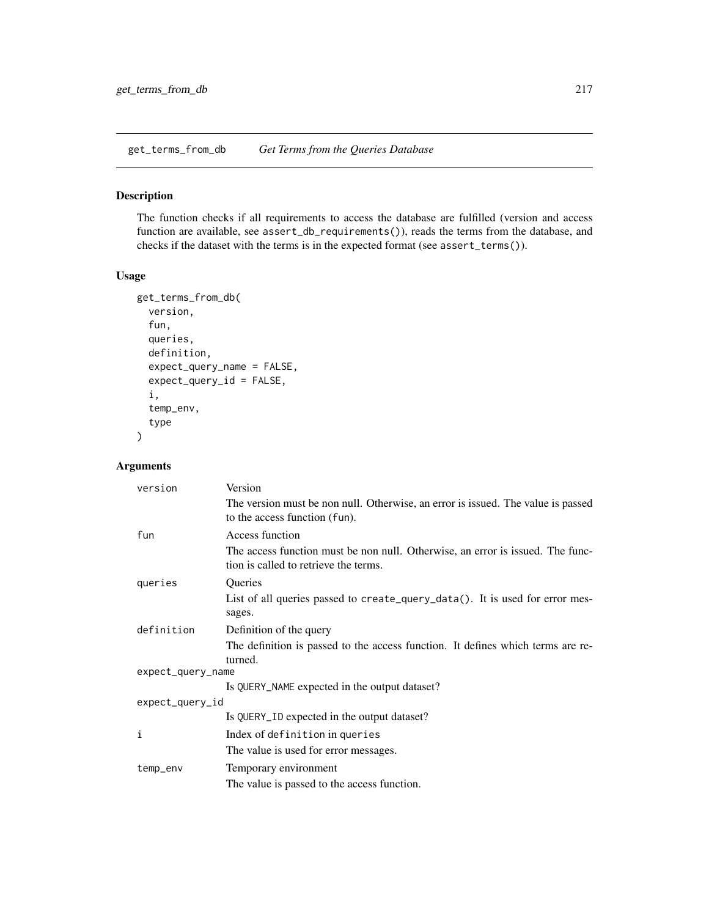## get_terms_from_db    *Get Terms from the Queries Database*

### Description

The function checks if all requirements to access the database are fulfilled (version and access function are available, see `assert_db_requirements()`), reads the terms from the database, and checks if the dataset with the terms is in the expected format (see `assert_terms()`).

### Usage

```
get_terms_from_db(
  version,
  fun,
  queries,
  definition,
  expect_query_name = FALSE,
  expect_query_id = FALSE,
  i,
  temp_env,
  type
)
```

### Arguments

| | |
|---|---|
| `version` | Version<br>The version must be non null. Otherwise, an error is issued. The value is passed to the access function (`fun`). |
| `fun` | Access function<br>The access function must be non null. Otherwise, an error is issued. The function is called to retrieve the terms. |
| `queries` | Queries<br>List of all queries passed to `create_query_data()`. It is used for error messages. |
| `definition` | Definition of the query<br>The definition is passed to the access function. It defines which terms are returned. |
| `expect_query_name` | Is `QUERY_NAME` expected in the output dataset? |
| `expect_query_id` | Is `QUERY_ID` expected in the output dataset? |
| `i` | Index of `definition` in `queries`<br>The value is used for error messages. |
| `temp_env` | Temporary environment<br>The value is passed to the access function. |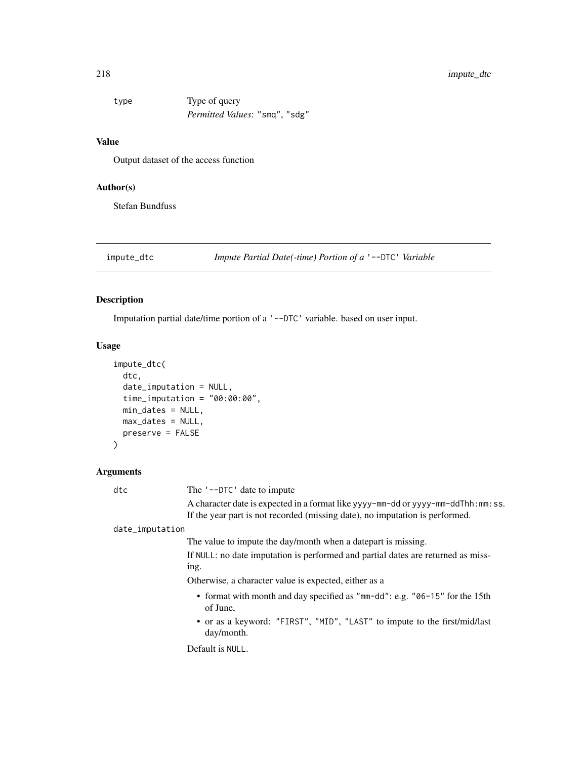type  Type of query

*Permitted Values*: "smq", "sdg"

### Value

Output dataset of the access function

### Author(s)

Stefan Bundfuss

## impute_dtc    *Impute Partial Date(-time) Portion of a '--DTC' Variable*

### Description

Imputation partial date/time portion of a '--DTC' variable. based on user input.

### Usage

```
impute_dtc(
  dtc,
  date_imputation = NULL,
  time_imputation = "00:00:00",
  min_dates = NULL,
  max_dates = NULL,
  preserve = FALSE
)
```

### Arguments

dtc  The '--DTC' date to impute

A character date is expected in a format like yyyy-mm-dd or yyyy-mm-ddThh:mm:ss. If the year part is not recorded (missing date), no imputation is performed.

date_imputation

The value to impute the day/month when a datepart is missing.

If NULL: no date imputation is performed and partial dates are returned as missing.

Otherwise, a character value is expected, either as a

- format with month and day specified as "mm-dd": e.g. "06-15" for the 15th of June,
- or as a keyword: "FIRST", "MID", "LAST" to impute to the first/mid/last day/month.

Default is NULL.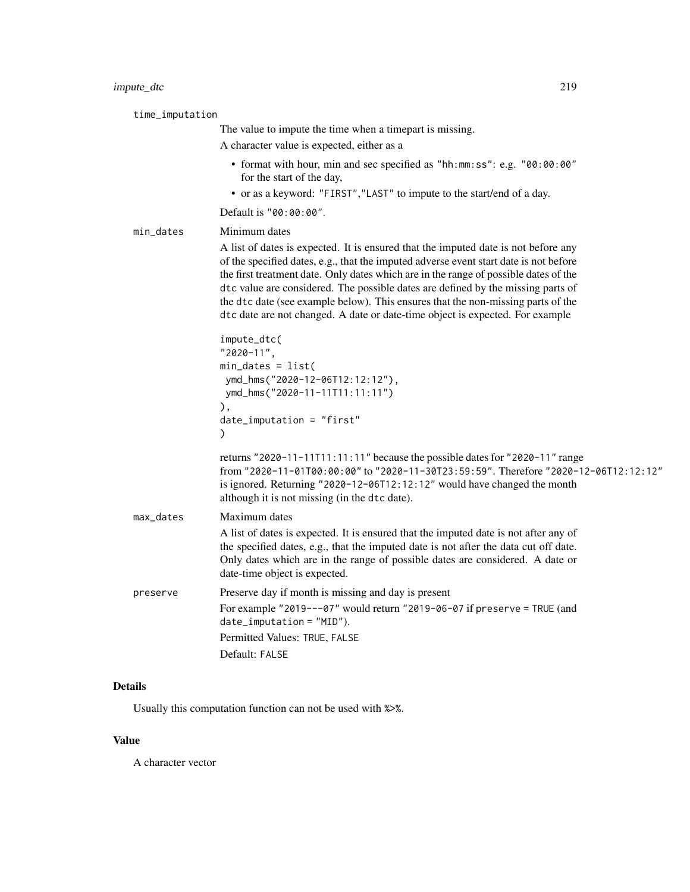time_imputation

The value to impute the time when a timepart is missing.

A character value is expected, either as a

- format with hour, min and sec specified as "hh:mm:ss": e.g. "00:00:00" for the start of the day,
- or as a keyword: "FIRST","LAST" to impute to the start/end of a day.

Default is "00:00:00".

min_dates

Minimum dates

A list of dates is expected. It is ensured that the imputed date is not before any of the specified dates, e.g., that the imputed adverse event start date is not before the first treatment date. Only dates which are in the range of possible dates of the dtc value are considered. The possible dates are defined by the missing parts of the dtc date (see example below). This ensures that the non-missing parts of the dtc date are not changed. A date or date-time object is expected. For example

```
impute_dtc(
"2020-11",
min_dates = list(
 ymd_hms("2020-12-06T12:12:12"),
 ymd_hms("2020-11-11T11:11:11")
),
date_imputation = "first"
)
```

returns "2020-11-11T11:11:11" because the possible dates for "2020-11" range from "2020-11-01T00:00:00" to "2020-11-30T23:59:59". Therefore "2020-12-06T12:12:12" is ignored. Returning "2020-12-06T12:12:12" would have changed the month although it is not missing (in the dtc date).

max_dates

Maximum dates

A list of dates is expected. It is ensured that the imputed date is not after any of the specified dates, e.g., that the imputed date is not after the data cut off date. Only dates which are in the range of possible dates are considered. A date or date-time object is expected.

preserve

Preserve day if month is missing and day is present

For example "2019---07" would return "2019-06-07 if preserve = TRUE (and date_imputation = "MID").

Permitted Values: TRUE, FALSE

Default: FALSE

## Details

Usually this computation function can not be used with %>%.

## Value

A character vector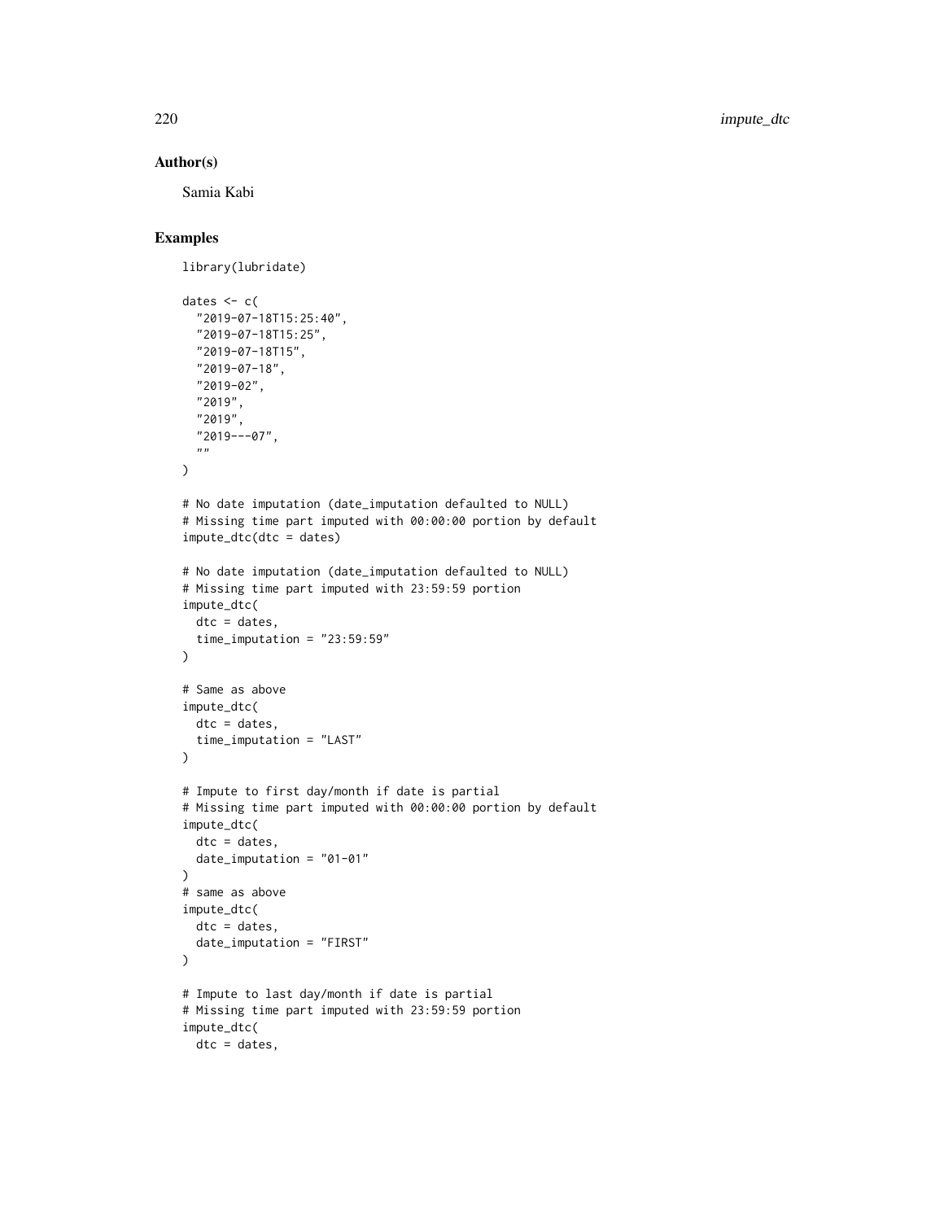## Author(s)

Samia Kabi

## Examples

```
library(lubridate)

dates <- c(
  "2019-07-18T15:25:40",
  "2019-07-18T15:25",
  "2019-07-18T15",
  "2019-07-18",
  "2019-02",
  "2019",
  "2019",
  "2019---07",
  ""
)

# No date imputation (date_imputation defaulted to NULL)
# Missing time part imputed with 00:00:00 portion by default
impute_dtc(dtc = dates)

# No date imputation (date_imputation defaulted to NULL)
# Missing time part imputed with 23:59:59 portion
impute_dtc(
  dtc = dates,
  time_imputation = "23:59:59"
)

# Same as above
impute_dtc(
  dtc = dates,
  time_imputation = "LAST"
)

# Impute to first day/month if date is partial
# Missing time part imputed with 00:00:00 portion by default
impute_dtc(
  dtc = dates,
  date_imputation = "01-01"
)
# same as above
impute_dtc(
  dtc = dates,
  date_imputation = "FIRST"
)

# Impute to last day/month if date is partial
# Missing time part imputed with 23:59:59 portion
impute_dtc(
  dtc = dates,
```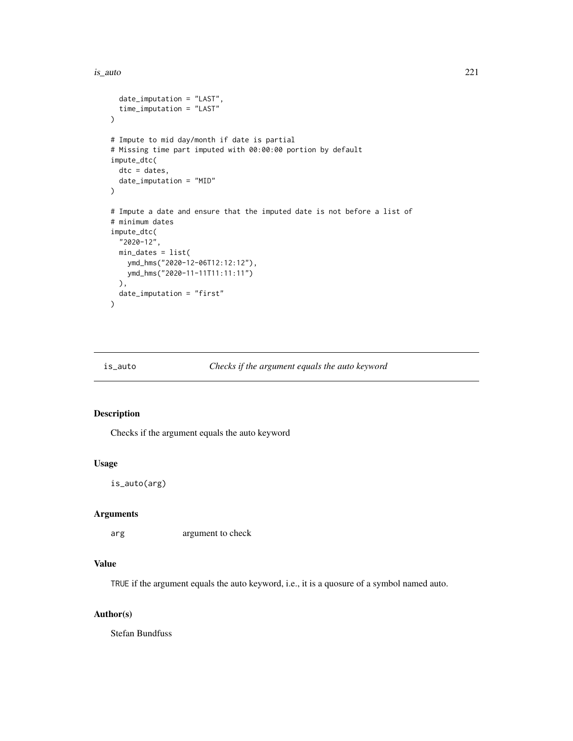```
  date_imputation = "LAST",
  time_imputation = "LAST"
)

# Impute to mid day/month if date is partial
# Missing time part imputed with 00:00:00 portion by default
impute_dtc(
  dtc = dates,
  date_imputation = "MID"
)

# Impute a date and ensure that the imputed date is not before a list of
# minimum dates
impute_dtc(
  "2020-12",
  min_dates = list(
    ymd_hms("2020-12-06T12:12:12"),
    ymd_hms("2020-11-11T11:11:11")
  ),
  date_imputation = "first"
)
```

---

## is_auto — *Checks if the argument equals the auto keyword*

### Description

Checks if the argument equals the auto keyword

### Usage

```
is_auto(arg)
```

### Arguments

| | |
|---|---|
| arg | argument to check |

### Value

TRUE if the argument equals the auto keyword, i.e., it is a quosure of a symbol named auto.

### Author(s)

Stefan Bundfuss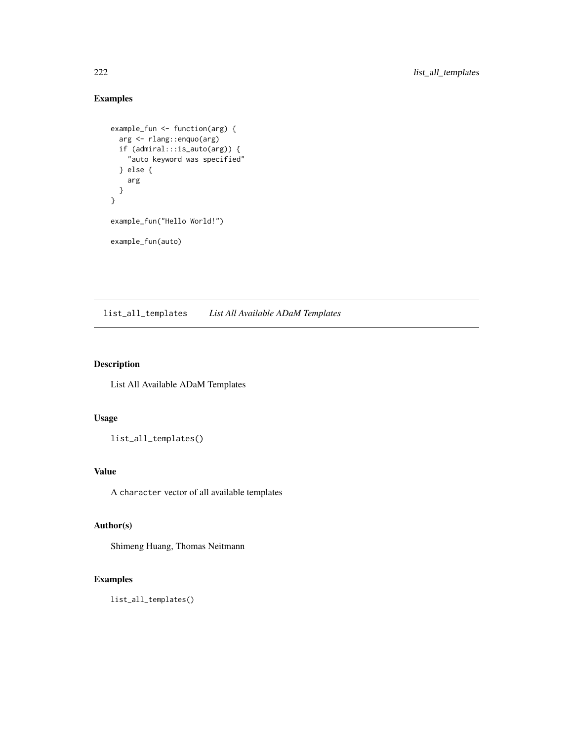## Examples

```
example_fun <- function(arg) {
  arg <- rlang::enquo(arg)
  if (admiral:::is_auto(arg)) {
    "auto keyword was specified"
  } else {
    arg
  }
}

example_fun("Hello World!")

example_fun(auto)
```

---

# list_all_templates *List All Available ADaM Templates*

---

## Description

List All Available ADaM Templates

## Usage

```
list_all_templates()
```

## Value

A `character` vector of all available templates

## Author(s)

Shimeng Huang, Thomas Neitmann

## Examples

```
list_all_templates()
```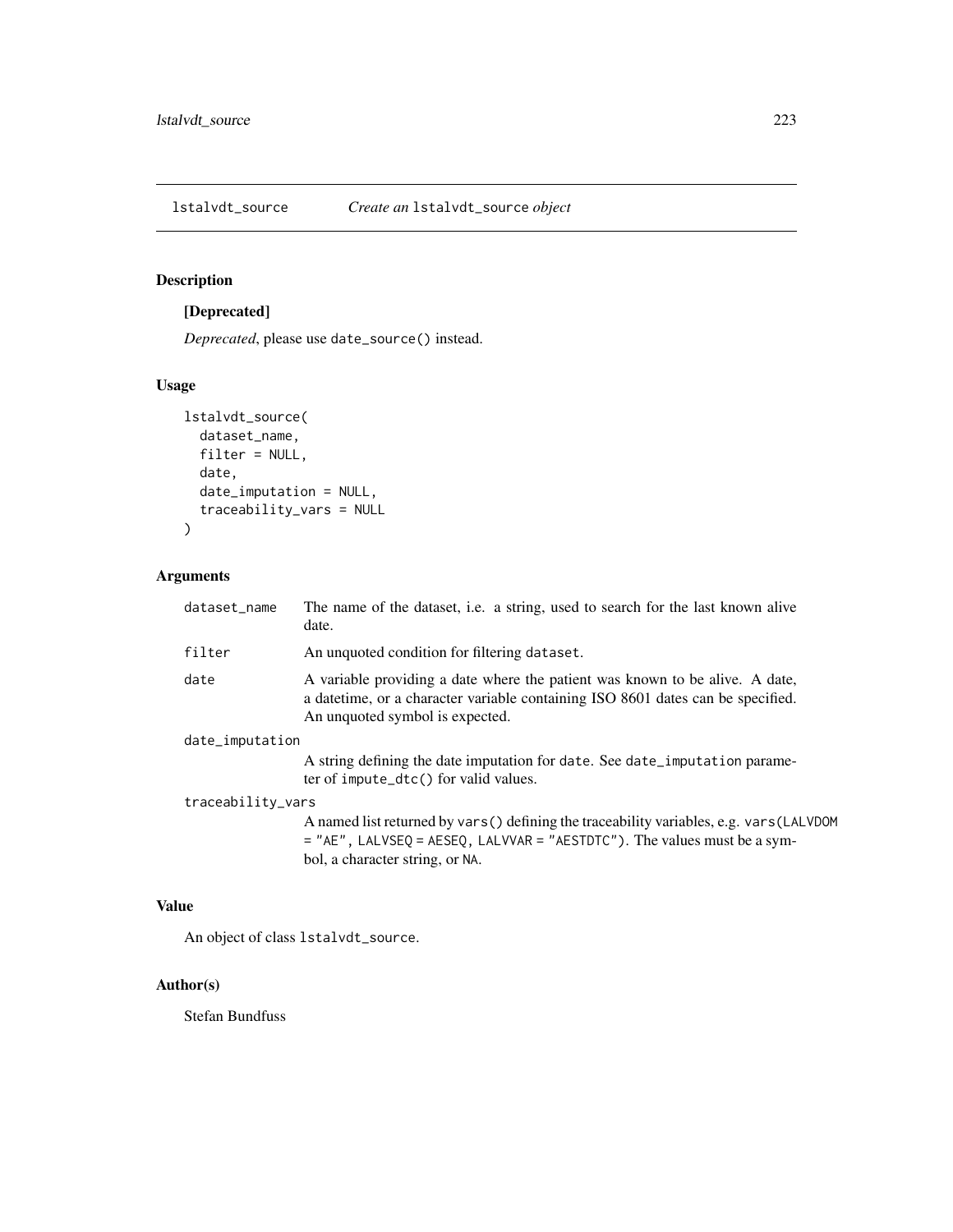## lstalvdt_source — *Create an* `lstalvdt_source` *object*

### Description

**[Deprecated]**

*Deprecated*, please use `date_source()` instead.

### Usage

```
lstalvdt_source(
  dataset_name,
  filter = NULL,
  date,
  date_imputation = NULL,
  traceability_vars = NULL
)
```

### Arguments

| Argument | Description |
|---|---|
| `dataset_name` | The name of the dataset, i.e. a string, used to search for the last known alive date. |
| `filter` | An unquoted condition for filtering `dataset`. |
| `date` | A variable providing a date where the patient was known to be alive. A date, a datetime, or a character variable containing ISO 8601 dates can be specified. An unquoted symbol is expected. |
| `date_imputation` | A string defining the date imputation for `date`. See `date_imputation` parameter of `impute_dtc()` for valid values. |
| `traceability_vars` | A named list returned by `vars()` defining the traceability variables, e.g. `vars(LALVDOM = "AE", LALVSEQ = AESEQ, LALVVAR = "AESTDTC")`. The values must be a symbol, a character string, or `NA`. |

### Value

An object of class `lstalvdt_source`.

### Author(s)

Stefan Bundfuss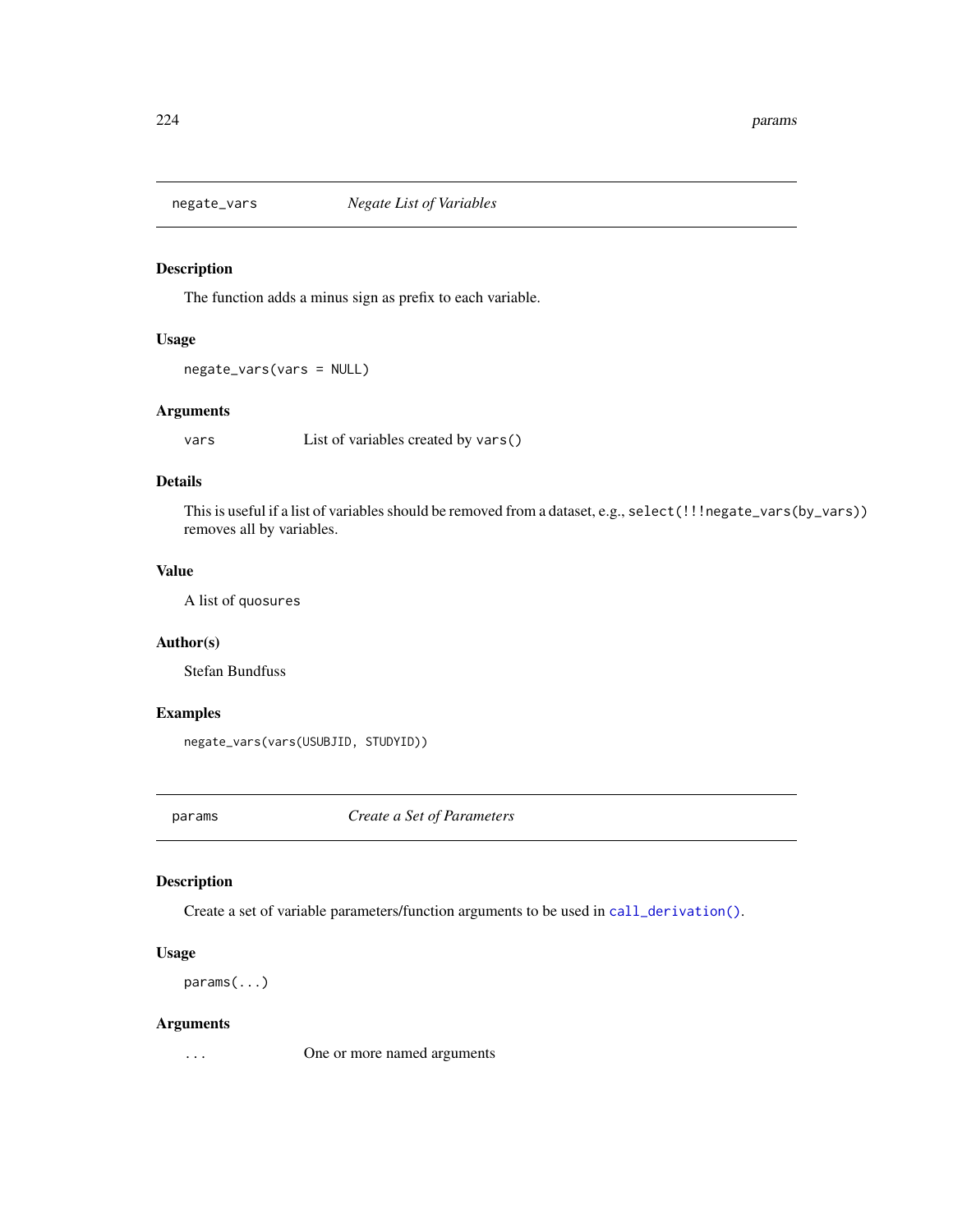## negate_vars *Negate List of Variables*

### Description

The function adds a minus sign as prefix to each variable.

### Usage

```
negate_vars(vars = NULL)
```

### Arguments

| | |
|---|---|
| vars | List of variables created by `vars()` |

### Details

This is useful if a list of variables should be removed from a dataset, e.g., `select(!!!negate_vars(by_vars))` removes all by variables.

### Value

A list of `quosures`

### Author(s)

Stefan Bundfuss

### Examples

```
negate_vars(vars(USUBJID, STUDYID))
```

## params *Create a Set of Parameters*

### Description

Create a set of variable parameters/function arguments to be used in `call_derivation()`.

### Usage

```
params(...)
```

### Arguments

| | |
|---|---|
| ... | One or more named arguments |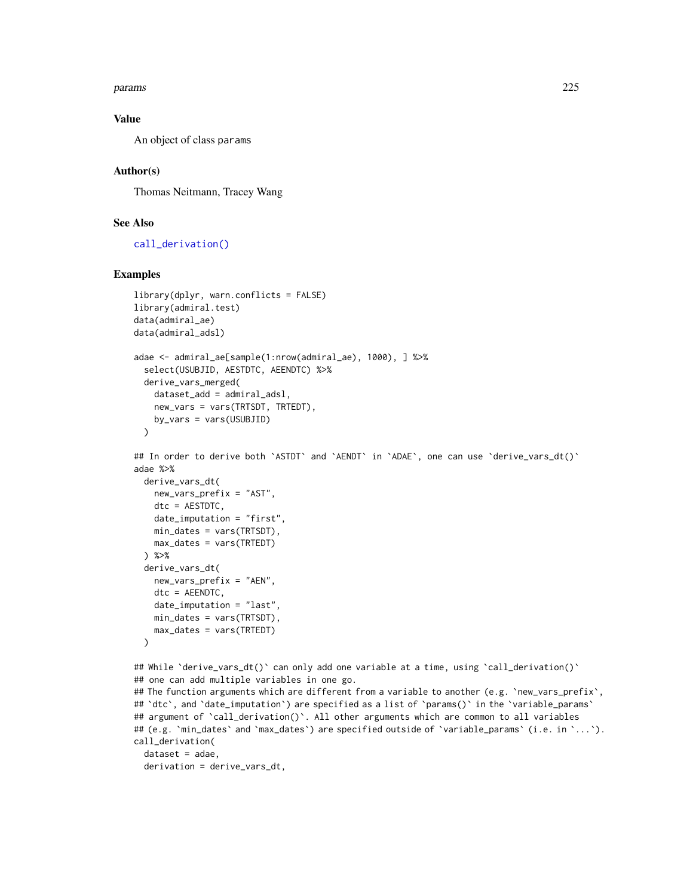## Value

An object of class `params`

## Author(s)

Thomas Neitmann, Tracey Wang

## See Also

`call_derivation()`

## Examples

```
library(dplyr, warn.conflicts = FALSE)
library(admiral.test)
data(admiral_ae)
data(admiral_adsl)

adae <- admiral_ae[sample(1:nrow(admiral_ae), 1000), ] %>%
  select(USUBJID, AESTDTC, AEENDTC) %>%
  derive_vars_merged(
    dataset_add = admiral_adsl,
    new_vars = vars(TRTSDT, TRTEDT),
    by_vars = vars(USUBJID)
  )

## In order to derive both `ASTDT` and `AENDT` in `ADAE`, one can use `derive_vars_dt()`
adae %>%
  derive_vars_dt(
    new_vars_prefix = "AST",
    dtc = AESTDTC,
    date_imputation = "first",
    min_dates = vars(TRTSDT),
    max_dates = vars(TRTEDT)
  ) %>%
  derive_vars_dt(
    new_vars_prefix = "AEN",
    dtc = AEENDTC,
    date_imputation = "last",
    min_dates = vars(TRTSDT),
    max_dates = vars(TRTEDT)
  )

## While `derive_vars_dt()` can only add one variable at a time, using `call_derivation()`
## one can add multiple variables in one go.
## The function arguments which are different from a variable to another (e.g. `new_vars_prefix`,
## `dtc`, and `date_imputation`) are specified as a list of `params()` in the `variable_params`
## argument of `call_derivation()`. All other arguments which are common to all variables
## (e.g. `min_dates` and `max_dates`) are specified outside of `variable_params` (i.e. in `...`).
call_derivation(
  dataset = adae,
  derivation = derive_vars_dt,
```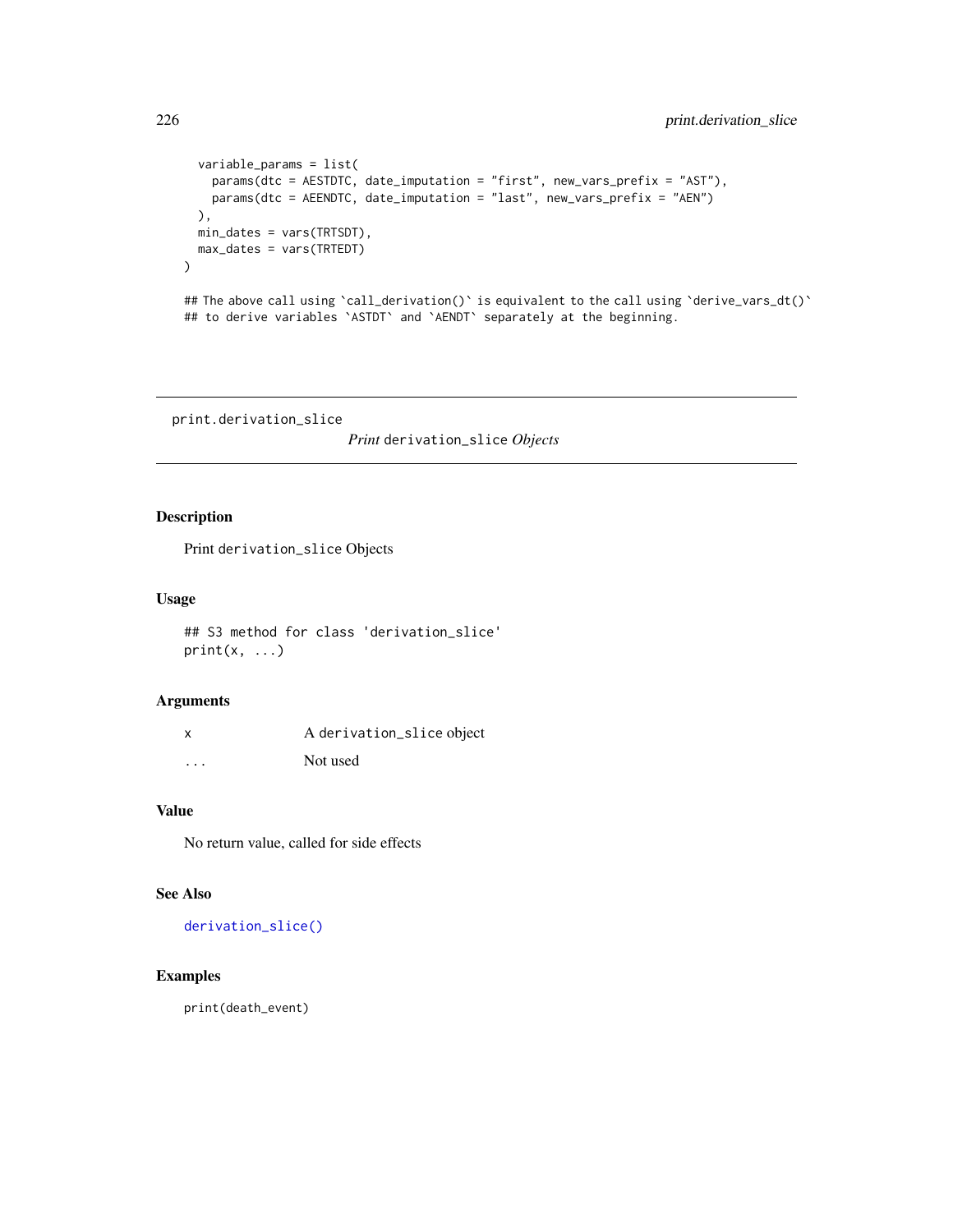```
  variable_params = list(
    params(dtc = AESTDTC, date_imputation = "first", new_vars_prefix = "AST"),
    params(dtc = AEENDTC, date_imputation = "last", new_vars_prefix = "AEN")
  ),
  min_dates = vars(TRTSDT),
  max_dates = vars(TRTEDT)
)

## The above call using `call_derivation()` is equivalent to the call using `derive_vars_dt()`
## to derive variables `ASTDT` and `AENDT` separately at the beginning.
```

---

# print.derivation_slice    *Print* derivation_slice *Objects*

---

## Description

Print derivation_slice Objects

## Usage

```
## S3 method for class 'derivation_slice'
print(x, ...)
```

## Arguments

| | |
|---|---|
| x | A derivation_slice object |
| ... | Not used |

## Value

No return value, called for side effects

## See Also

derivation_slice()

## Examples

```
print(death_event)
```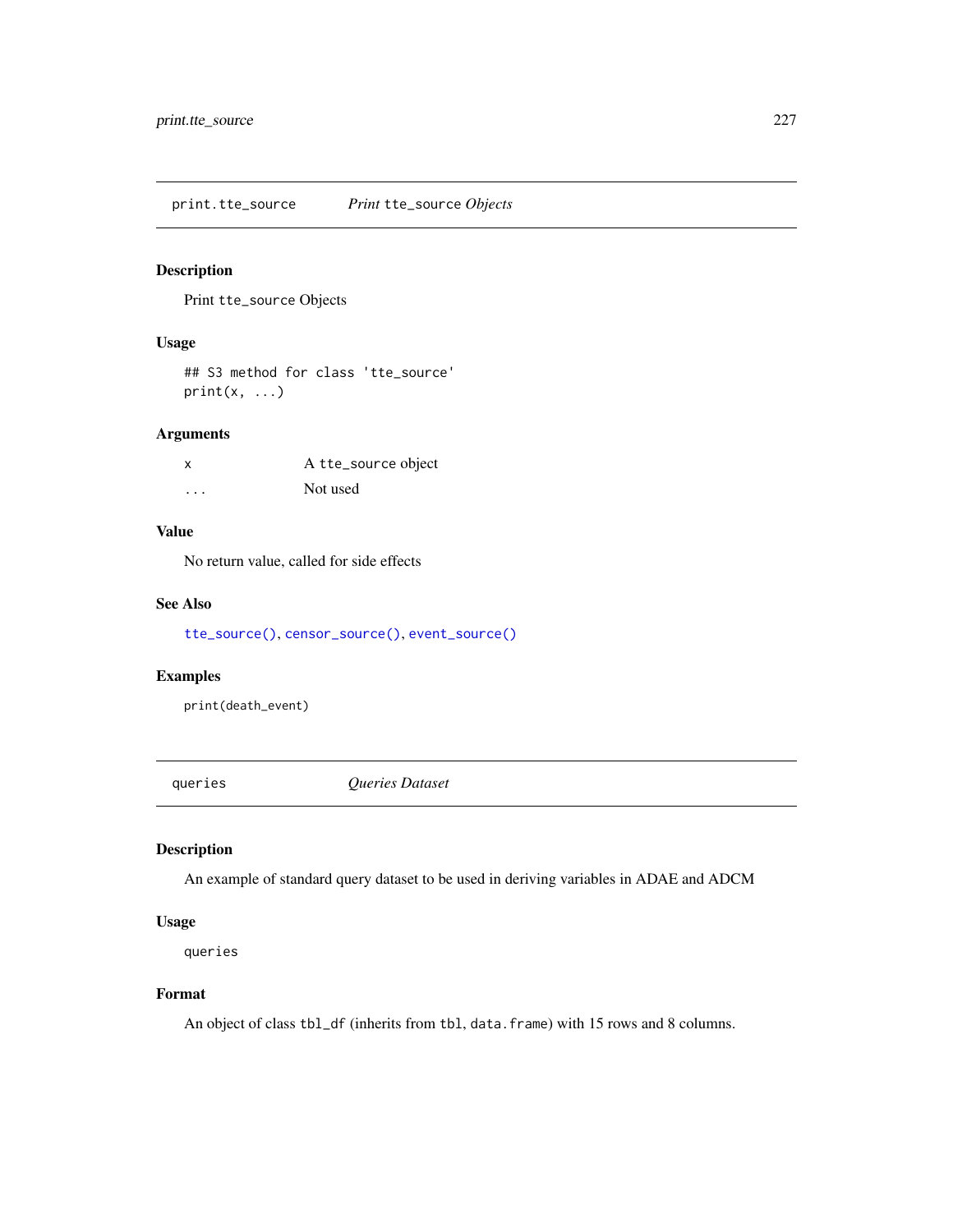## print.tte_source — *Print* `tte_source` *Objects*

### Description

Print `tte_source` Objects

### Usage

```
## S3 method for class 'tte_source'
print(x, ...)
```

### Arguments

| | |
|---|---|
| `x` | A `tte_source` object |
| `...` | Not used |

### Value

No return value, called for side effects

### See Also

`tte_source()`, `censor_source()`, `event_source()`

### Examples

```
print(death_event)
```

## queries — *Queries Dataset*

### Description

An example of standard query dataset to be used in deriving variables in ADAE and ADCM

### Usage

```
queries
```

### Format

An object of class `tbl_df` (inherits from `tbl`, `data.frame`) with 15 rows and 8 columns.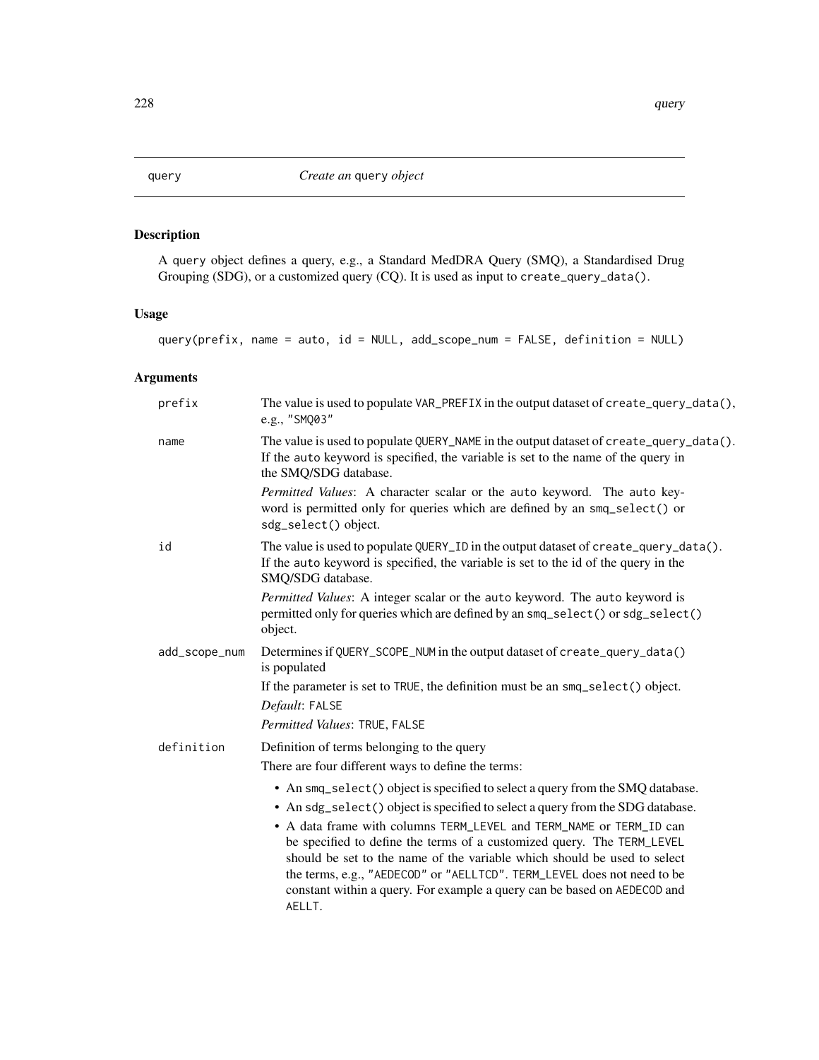## query — *Create an* query *object*

### Description

A query object defines a query, e.g., a Standard MedDRA Query (SMQ), a Standardised Drug Grouping (SDG), or a customized query (CQ). It is used as input to `create_query_data()`.

### Usage

```
query(prefix, name = auto, id = NULL, add_scope_num = FALSE, definition = NULL)
```

### Arguments

**prefix**
The value is used to populate `VAR_PREFIX` in the output dataset of `create_query_data()`, e.g., `"SMQ03"`

**name**
The value is used to populate `QUERY_NAME` in the output dataset of `create_query_data()`. If the `auto` keyword is specified, the variable is set to the name of the query in the SMQ/SDG database.

*Permitted Values*: A character scalar or the `auto` keyword. The `auto` keyword is permitted only for queries which are defined by an `smq_select()` or `sdg_select()` object.

**id**
The value is used to populate `QUERY_ID` in the output dataset of `create_query_data()`. If the `auto` keyword is specified, the variable is set to the id of the query in the SMQ/SDG database.

*Permitted Values*: A integer scalar or the `auto` keyword. The `auto` keyword is permitted only for queries which are defined by an `smq_select()` or `sdg_select()` object.

**add_scope_num**
Determines if `QUERY_SCOPE_NUM` in the output dataset of `create_query_data()` is populated

If the parameter is set to `TRUE`, the definition must be an `smq_select()` object.

*Default*: `FALSE`

*Permitted Values*: `TRUE`, `FALSE`

**definition**
Definition of terms belonging to the query

There are four different ways to define the terms:

- An `smq_select()` object is specified to select a query from the SMQ database.
- An `sdg_select()` object is specified to select a query from the SDG database.
- A data frame with columns `TERM_LEVEL` and `TERM_NAME` or `TERM_ID` can be specified to define the terms of a customized query. The `TERM_LEVEL` should be set to the name of the variable which should be used to select the terms, e.g., `"AEDECOD"` or `"AELLTCD"`. `TERM_LEVEL` does not need to be constant within a query. For example a query can be based on `AEDECOD` and `AELLT`.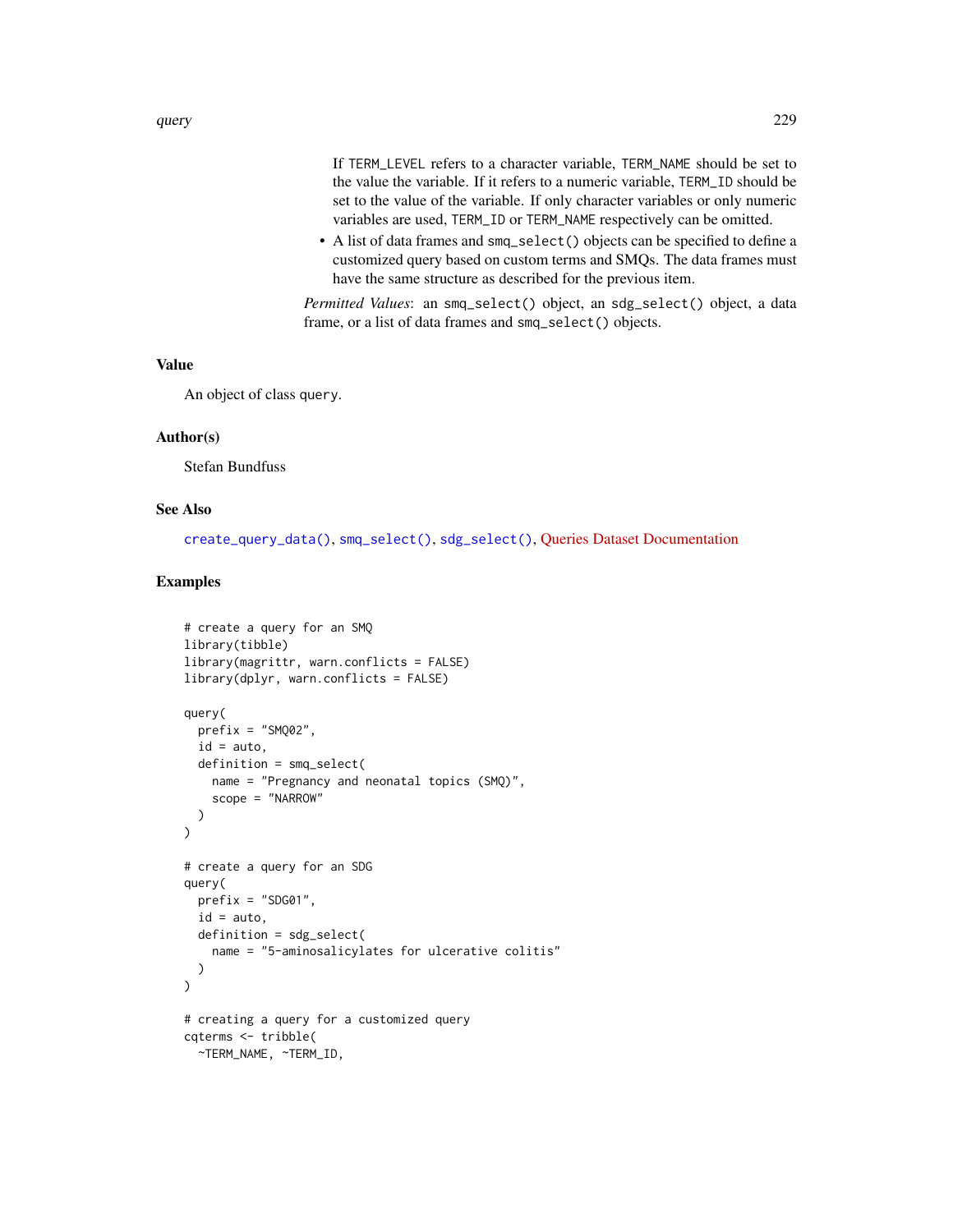If TERM_LEVEL refers to a character variable, TERM_NAME should be set to the value the variable. If it refers to a numeric variable, TERM_ID should be set to the value of the variable. If only character variables or only numeric variables are used, TERM_ID or TERM_NAME respectively can be omitted.

- A list of data frames and smq_select() objects can be specified to define a customized query based on custom terms and SMQs. The data frames must have the same structure as described for the previous item.

*Permitted Values*: an smq_select() object, an sdg_select() object, a data frame, or a list of data frames and smq_select() objects.

## Value

An object of class query.

## Author(s)

Stefan Bundfuss

## See Also

create_query_data(), smq_select(), sdg_select(), Queries Dataset Documentation

## Examples

```
# create a query for an SMQ
library(tibble)
library(magrittr, warn.conflicts = FALSE)
library(dplyr, warn.conflicts = FALSE)

query(
  prefix = "SMQ02",
  id = auto,
  definition = smq_select(
    name = "Pregnancy and neonatal topics (SMQ)",
    scope = "NARROW"
  )
)

# create a query for an SDG
query(
  prefix = "SDG01",
  id = auto,
  definition = sdg_select(
    name = "5-aminosalicylates for ulcerative colitis"
  )
)

# creating a query for a customized query
cqterms <- tribble(
  ~TERM_NAME, ~TERM_ID,
```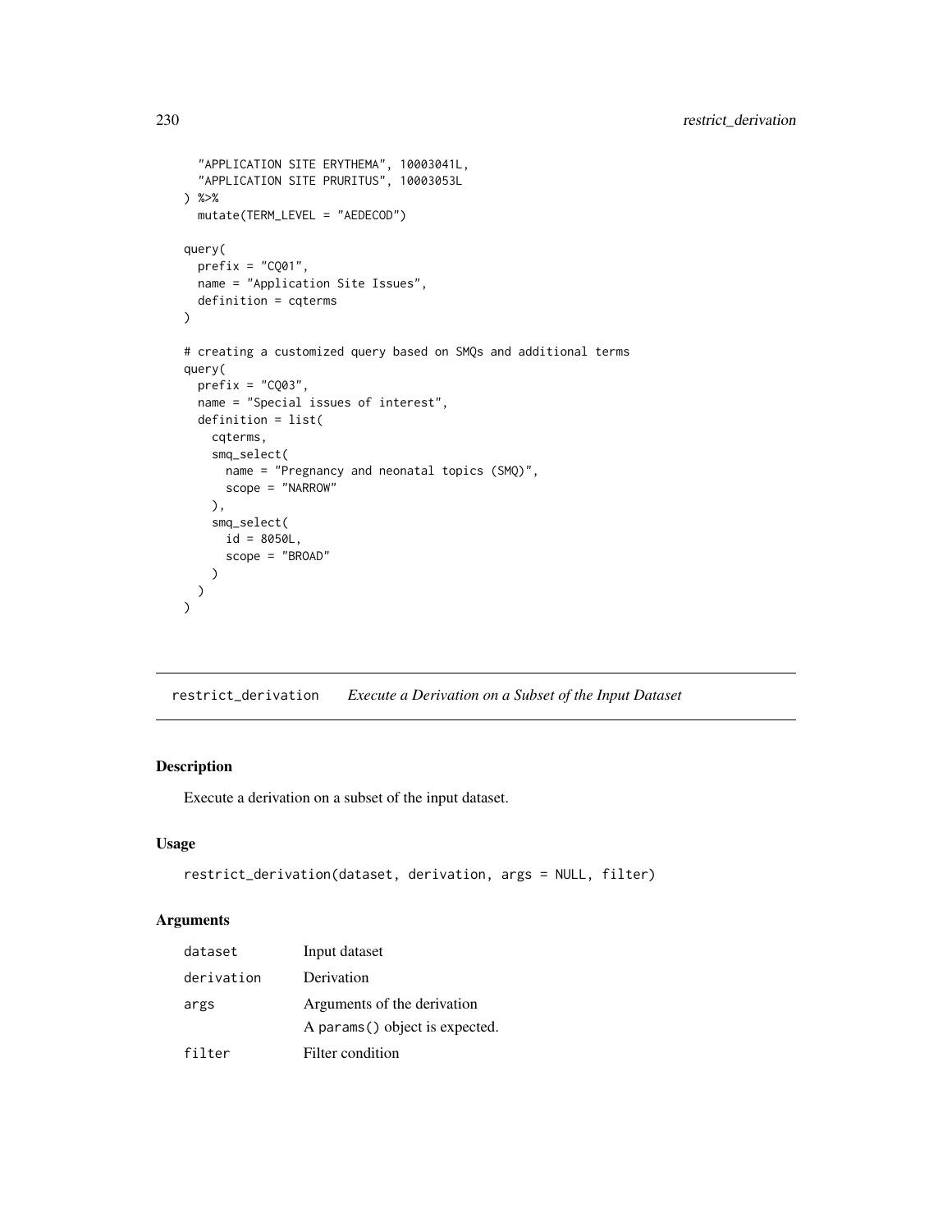```
  "APPLICATION SITE ERYTHEMA", 10003041L,
  "APPLICATION SITE PRURITUS", 10003053L
) %>%
  mutate(TERM_LEVEL = "AEDECOD")

query(
  prefix = "CQ01",
  name = "Application Site Issues",
  definition = cqterms
)

# creating a customized query based on SMQs and additional terms
query(
  prefix = "CQ03",
  name = "Special issues of interest",
  definition = list(
    cqterms,
    smq_select(
      name = "Pregnancy and neonatal topics (SMQ)",
      scope = "NARROW"
    ),
    smq_select(
      id = 8050L,
      scope = "BROAD"
    )
  )
)
```

## restrict_derivation *Execute a Derivation on a Subset of the Input Dataset*

### Description

Execute a derivation on a subset of the input dataset.

### Usage

```
restrict_derivation(dataset, derivation, args = NULL, filter)
```

### Arguments

| | |
|---|---|
| dataset | Input dataset |
| derivation | Derivation |
| args | Arguments of the derivation<br>A `params()` object is expected. |
| filter | Filter condition |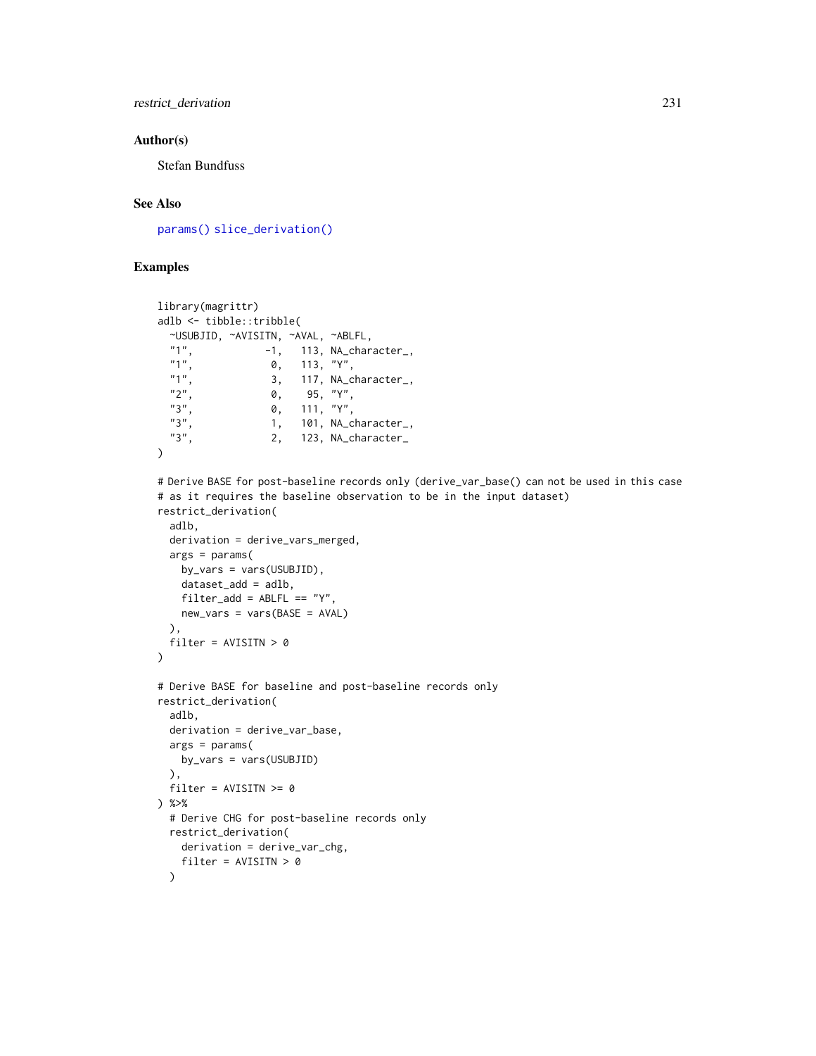### Author(s)

Stefan Bundfuss

### See Also

params() slice_derivation()

### Examples

```
library(magrittr)
adlb <- tibble::tribble(
  ~USUBJID, ~AVISITN, ~AVAL, ~ABLFL,
  "1",           -1,   113, NA_character_,
  "1",            0,   113, "Y",
  "1",            3,   117, NA_character_,
  "2",            0,    95, "Y",
  "3",            0,   111, "Y",
  "3",            1,   101, NA_character_,
  "3",            2,   123, NA_character_
)

# Derive BASE for post-baseline records only (derive_var_base() can not be used in this case
# as it requires the baseline observation to be in the input dataset)
restrict_derivation(
  adlb,
  derivation = derive_vars_merged,
  args = params(
    by_vars = vars(USUBJID),
    dataset_add = adlb,
    filter_add = ABLFL == "Y",
    new_vars = vars(BASE = AVAL)
  ),
  filter = AVISITN > 0
)

# Derive BASE for baseline and post-baseline records only
restrict_derivation(
  adlb,
  derivation = derive_var_base,
  args = params(
    by_vars = vars(USUBJID)
  ),
  filter = AVISITN >= 0
) %>%
  # Derive CHG for post-baseline records only
  restrict_derivation(
    derivation = derive_var_chg,
    filter = AVISITN > 0
  )
```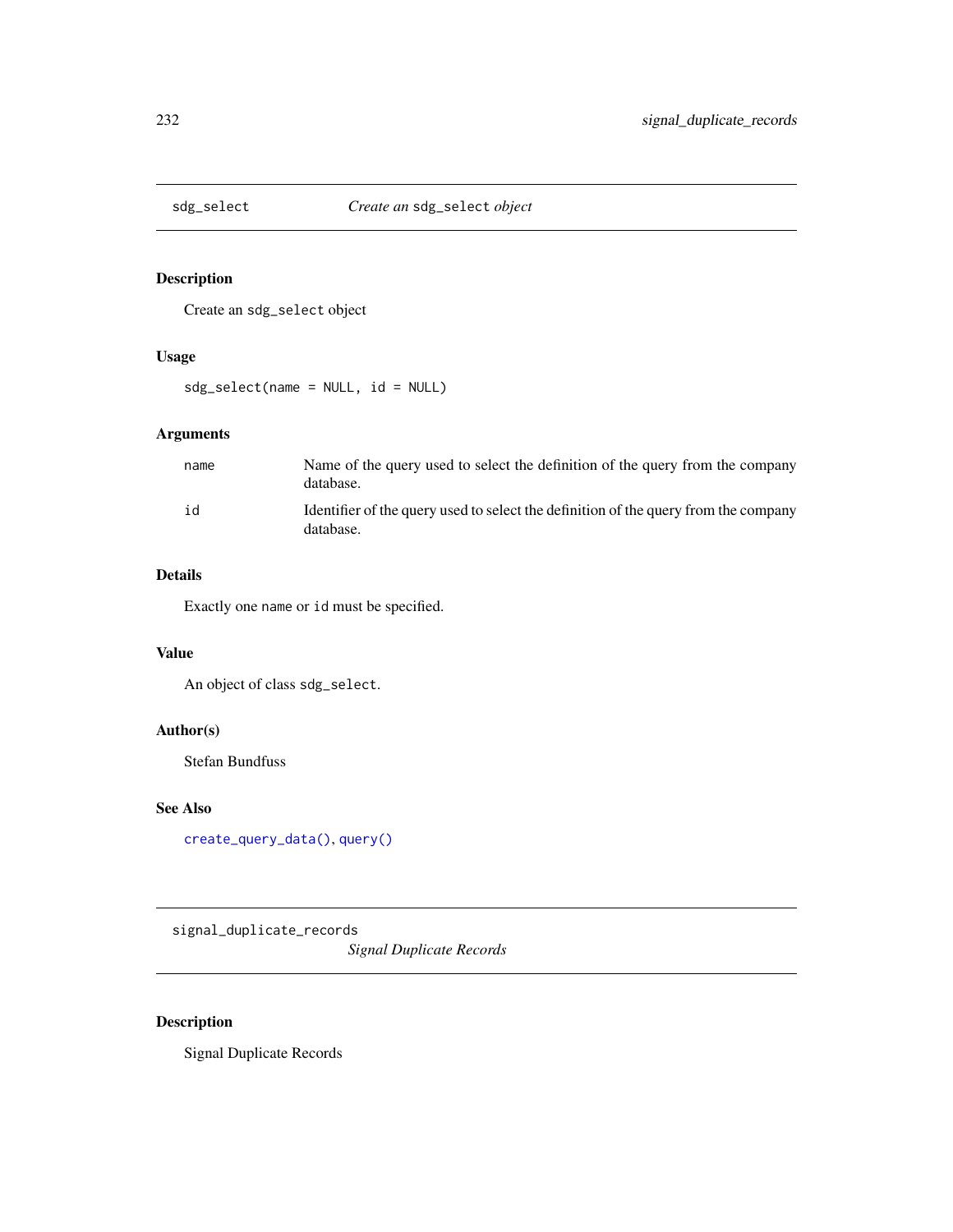## sdg_select — *Create an* `sdg_select` *object*

### Description

Create an `sdg_select` object

### Usage

```
sdg_select(name = NULL, id = NULL)
```

### Arguments

| | |
|---|---|
| `name` | Name of the query used to select the definition of the query from the company database. |
| `id` | Identifier of the query used to select the definition of the query from the company database. |

### Details

Exactly one `name` or `id` must be specified.

### Value

An object of class `sdg_select`.

### Author(s)

Stefan Bundfuss

### See Also

`create_query_data()`, `query()`

## signal_duplicate_records — *Signal Duplicate Records*

### Description

Signal Duplicate Records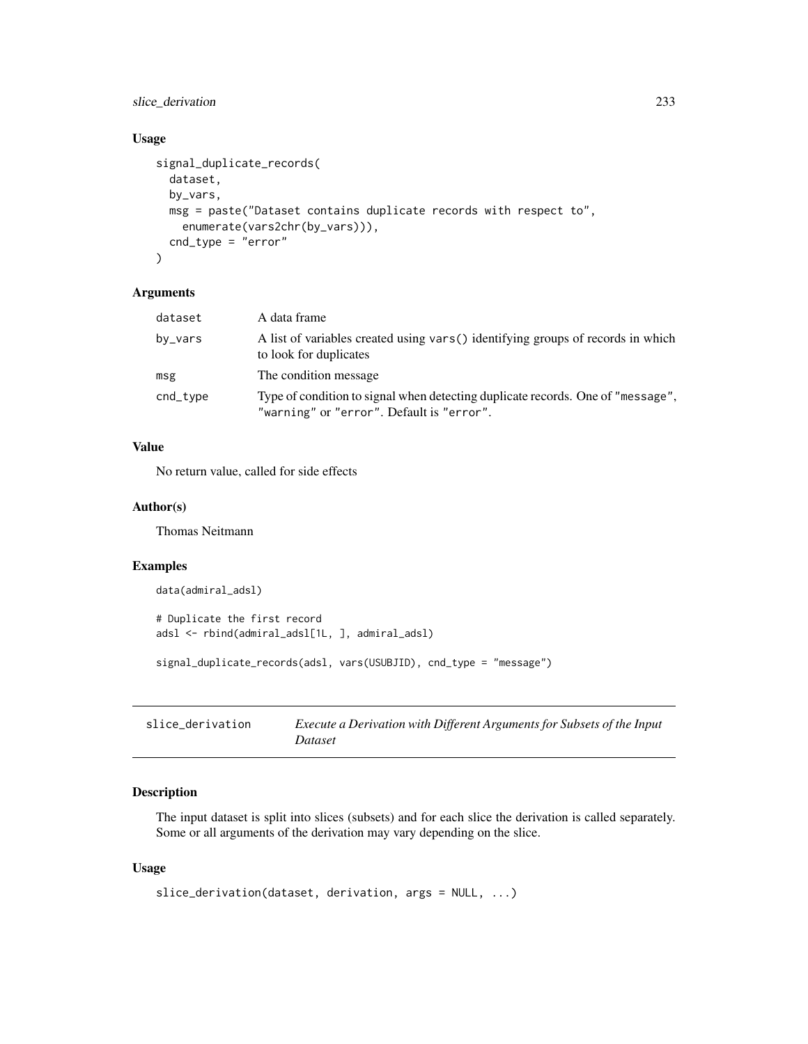### Usage

```
signal_duplicate_records(
  dataset,
  by_vars,
  msg = paste("Dataset contains duplicate records with respect to",
    enumerate(vars2chr(by_vars))),
  cnd_type = "error"
)
```

### Arguments

| | |
|---|---|
| dataset | A data frame |
| by_vars | A list of variables created using `vars()` identifying groups of records in which to look for duplicates |
| msg | The condition message |
| cnd_type | Type of condition to signal when detecting duplicate records. One of `"message"`, `"warning"` or `"error"`. Default is `"error"`. |

### Value

No return value, called for side effects

### Author(s)

Thomas Neitmann

### Examples

```
data(admiral_adsl)

# Duplicate the first record
adsl <- rbind(admiral_adsl[1L, ], admiral_adsl)

signal_duplicate_records(adsl, vars(USUBJID), cnd_type = "message")
```

---

## slice_derivation — *Execute a Derivation with Different Arguments for Subsets of the Input Dataset*

### Description

The input dataset is split into slices (subsets) and for each slice the derivation is called separately. Some or all arguments of the derivation may vary depending on the slice.

### Usage

```
slice_derivation(dataset, derivation, args = NULL, ...)
```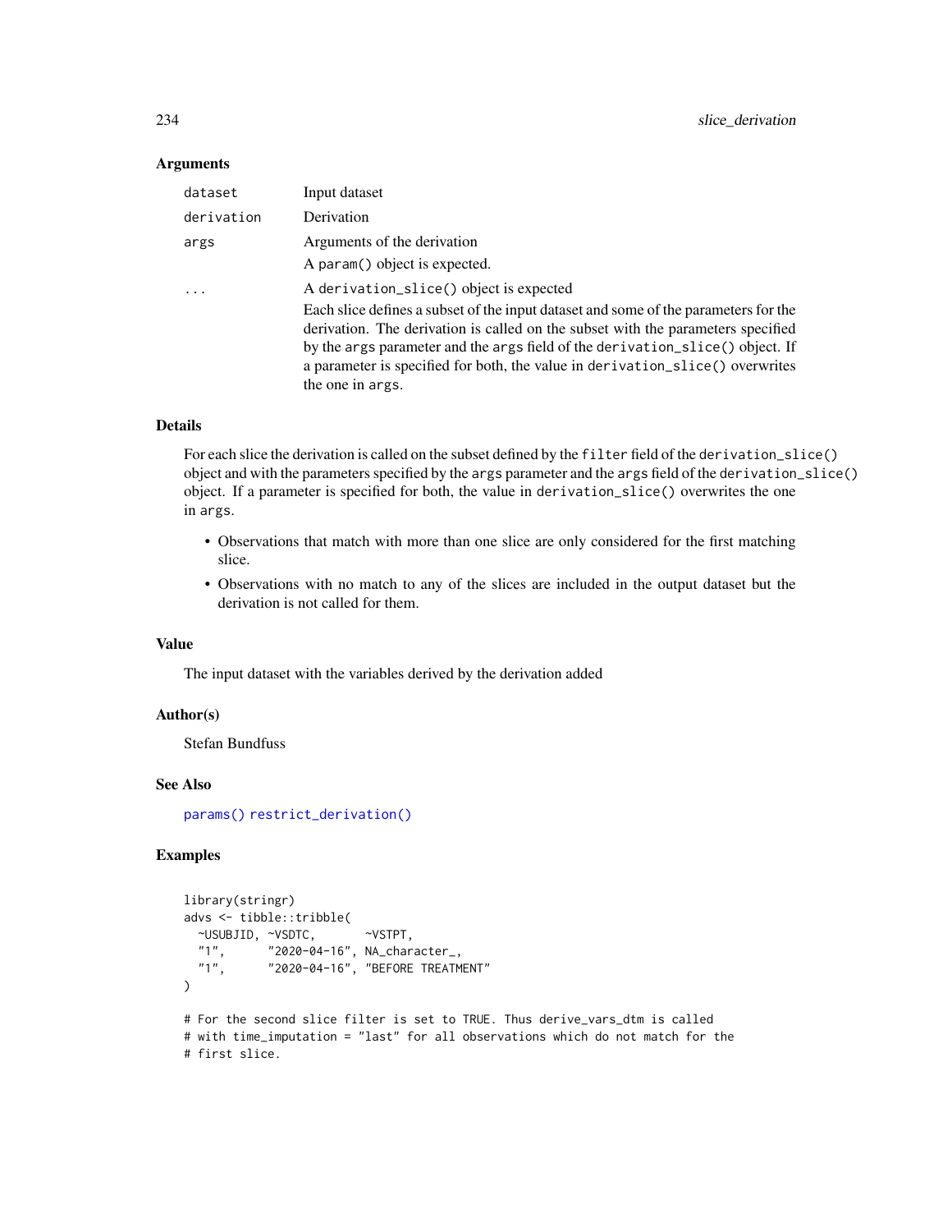### Arguments

| | |
|---|---|
| `dataset` | Input dataset |
| `derivation` | Derivation |
| `args` | Arguments of the derivation<br>A `param()` object is expected. |
| `...` | A `derivation_slice()` object is expected<br>Each slice defines a subset of the input dataset and some of the parameters for the derivation. The derivation is called on the subset with the parameters specified by the `args` parameter and the `args` field of the `derivation_slice()` object. If a parameter is specified for both, the value in `derivation_slice()` overwrites the one in `args`. |

### Details

For each slice the derivation is called on the subset defined by the `filter` field of the `derivation_slice()` object and with the parameters specified by the `args` parameter and the `args` field of the `derivation_slice()` object. If a parameter is specified for both, the value in `derivation_slice()` overwrites the one in `args`.

- Observations that match with more than one slice are only considered for the first matching slice.
- Observations with no match to any of the slices are included in the output dataset but the derivation is not called for them.

### Value

The input dataset with the variables derived by the derivation added

### Author(s)

Stefan Bundfuss

### See Also

`params()` `restrict_derivation()`

### Examples

```
library(stringr)
advs <- tibble::tribble(
  ~USUBJID, ~VSDTC,       ~VSTPT,
  "1",      "2020-04-16", NA_character_,
  "1",      "2020-04-16", "BEFORE TREATMENT"
)

# For the second slice filter is set to TRUE. Thus derive_vars_dtm is called
# with time_imputation = "last" for all observations which do not match for the
# first slice.
```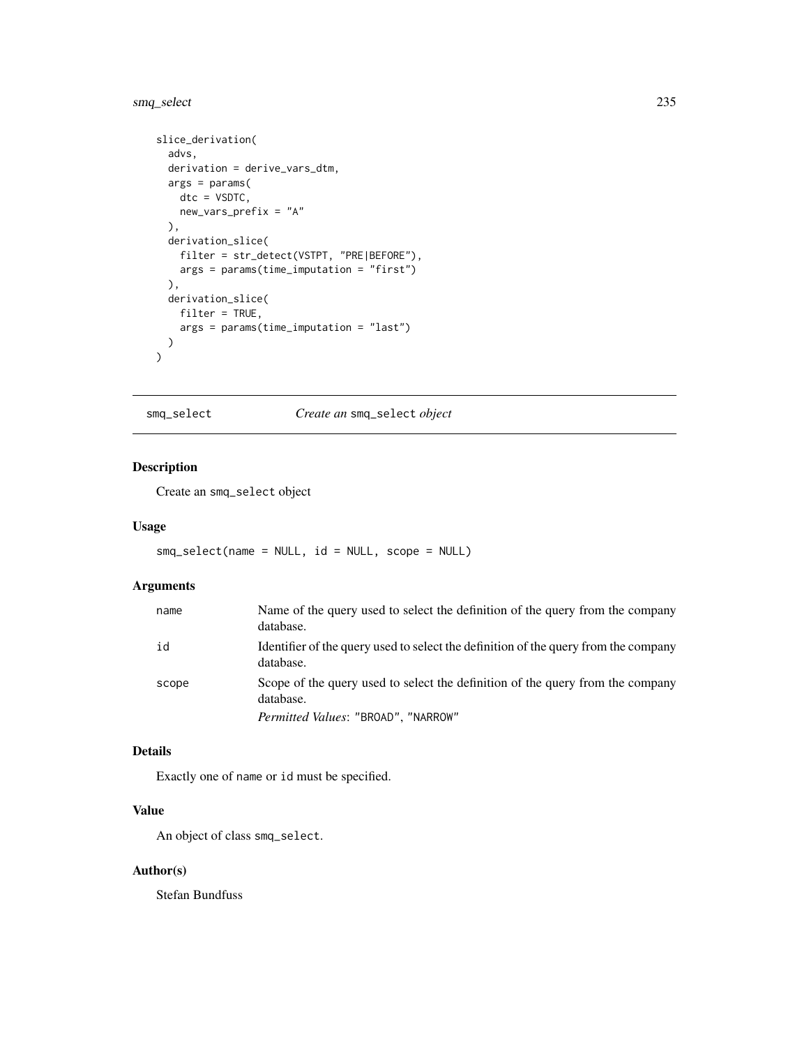```
slice_derivation(
  advs,
  derivation = derive_vars_dtm,
  args = params(
    dtc = VSDTC,
    new_vars_prefix = "A"
  ),
  derivation_slice(
    filter = str_detect(VSTPT, "PRE|BEFORE"),
    args = params(time_imputation = "first")
  ),
  derivation_slice(
    filter = TRUE,
    args = params(time_imputation = "last")
  )
)
```

---

## smq_select — *Create an* `smq_select` *object*

### Description

Create an `smq_select` object

### Usage

```
smq_select(name = NULL, id = NULL, scope = NULL)
```

### Arguments

| | |
|---|---|
| `name` | Name of the query used to select the definition of the query from the company database. |
| `id` | Identifier of the query used to select the definition of the query from the company database. |
| `scope` | Scope of the query used to select the definition of the query from the company database.<br>*Permitted Values*: `"BROAD"`, `"NARROW"` |

### Details

Exactly one of `name` or `id` must be specified.

### Value

An object of class `smq_select`.

### Author(s)

Stefan Bundfuss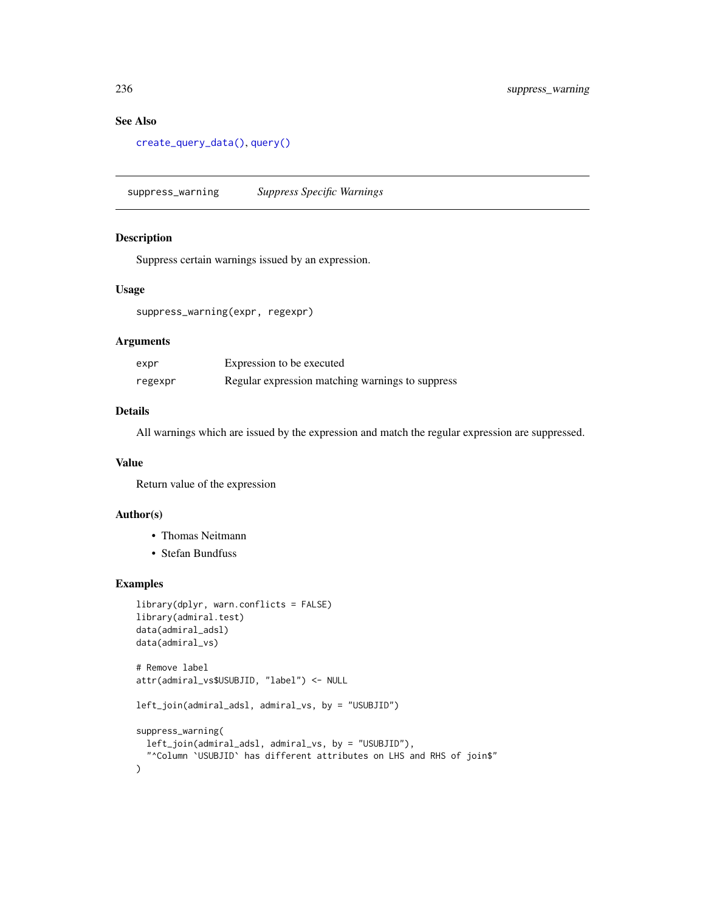## See Also

create_query_data(), query()

---

## suppress_warning — *Suppress Specific Warnings*

### Description

Suppress certain warnings issued by an expression.

### Usage

```
suppress_warning(expr, regexpr)
```

### Arguments

| | |
|---|---|
| expr | Expression to be executed |
| regexpr | Regular expression matching warnings to suppress |

### Details

All warnings which are issued by the expression and match the regular expression are suppressed.

### Value

Return value of the expression

### Author(s)

- Thomas Neitmann
- Stefan Bundfuss

### Examples

```
library(dplyr, warn.conflicts = FALSE)
library(admiral.test)
data(admiral_adsl)
data(admiral_vs)

# Remove label
attr(admiral_vs$USUBJID, "label") <- NULL

left_join(admiral_adsl, admiral_vs, by = "USUBJID")

suppress_warning(
  left_join(admiral_adsl, admiral_vs, by = "USUBJID"),
  "^Column `USUBJID` has different attributes on LHS and RHS of join$"
)
```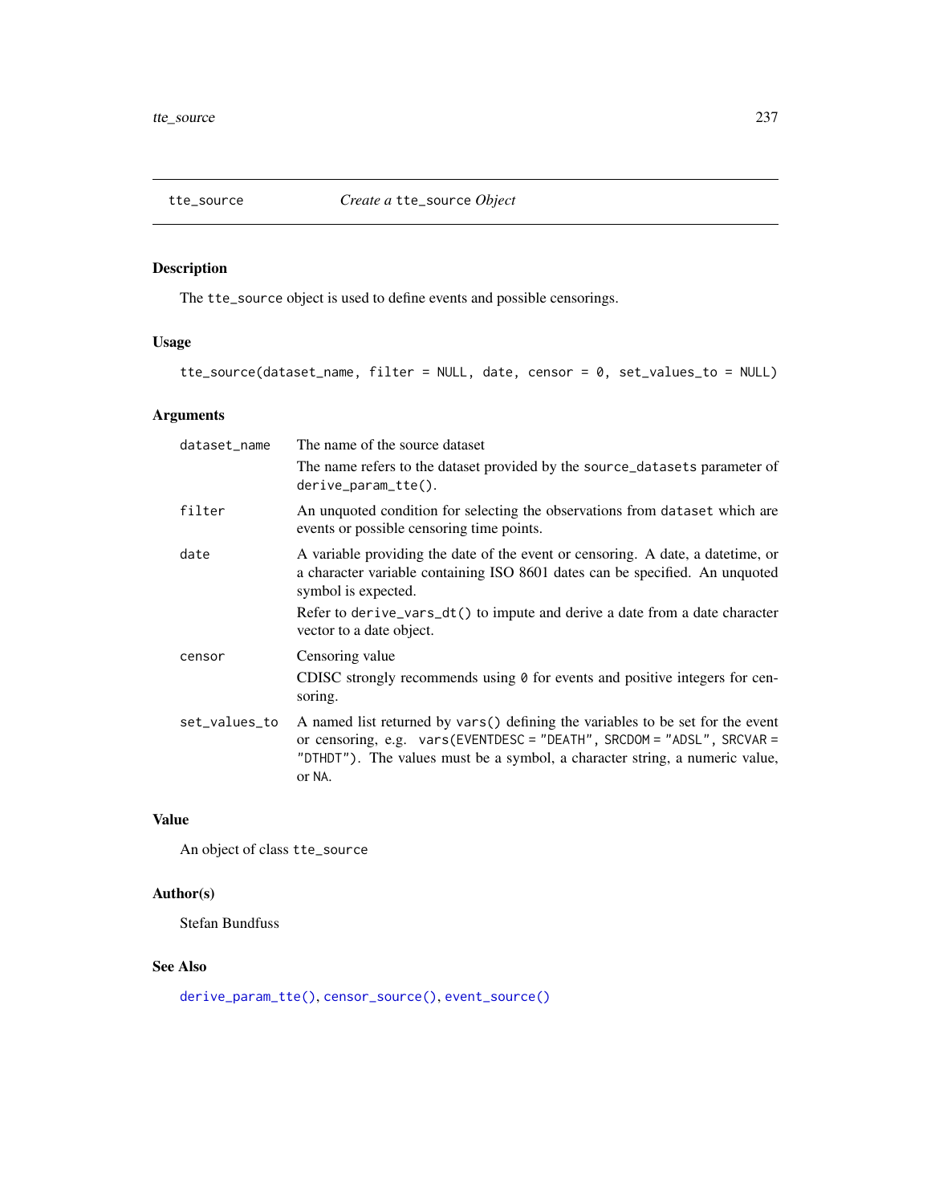## tte_source — *Create a* tte_source *Object*

### Description

The `tte_source` object is used to define events and possible censorings.

### Usage

```
tte_source(dataset_name, filter = NULL, date, censor = 0, set_values_to = NULL)
```

### Arguments

| Argument | Description |
|---|---|
| `dataset_name` | The name of the source dataset<br><br>The name refers to the dataset provided by the `source_datasets` parameter of `derive_param_tte()`. |
| `filter` | An unquoted condition for selecting the observations from `dataset` which are events or possible censoring time points. |
| `date` | A variable providing the date of the event or censoring. A date, a datetime, or a character variable containing ISO 8601 dates can be specified. An unquoted symbol is expected.<br><br>Refer to `derive_vars_dt()` to impute and derive a date from a date character vector to a date object. |
| `censor` | Censoring value<br><br>CDISC strongly recommends using `0` for events and positive integers for censoring. |
| `set_values_to` | A named list returned by `vars()` defining the variables to be set for the event or censoring, e.g. `vars(EVENTDESC = "DEATH", SRCDOM = "ADSL", SRCVAR = "DTHDT")`. The values must be a symbol, a character string, a numeric value, or `NA`. |

### Value

An object of class `tte_source`

### Author(s)

Stefan Bundfuss

### See Also

`derive_param_tte()`, `censor_source()`, `event_source()`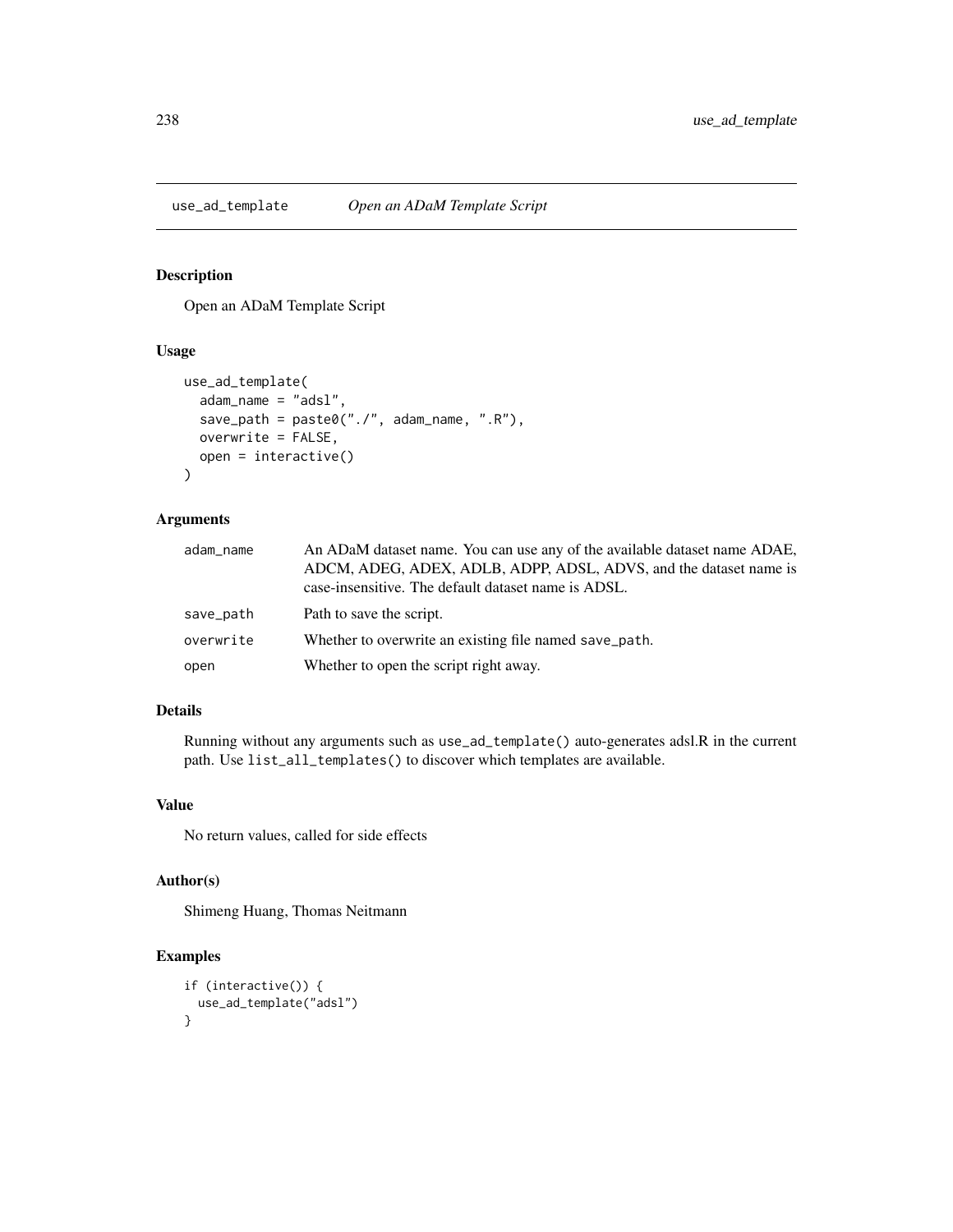## use_ad_template    *Open an ADaM Template Script*

### Description

Open an ADaM Template Script

### Usage

```
use_ad_template(
  adam_name = "adsl",
  save_path = paste0("./", adam_name, ".R"),
  overwrite = FALSE,
  open = interactive()
)
```

### Arguments

| | |
|---|---|
| adam_name | An ADaM dataset name. You can use any of the available dataset name ADAE, ADCM, ADEG, ADEX, ADLB, ADPP, ADSL, ADVS, and the dataset name is case-insensitive. The default dataset name is ADSL. |
| save_path | Path to save the script. |
| overwrite | Whether to overwrite an existing file named `save_path`. |
| open | Whether to open the script right away. |

### Details

Running without any arguments such as `use_ad_template()` auto-generates adsl.R in the current path. Use `list_all_templates()` to discover which templates are available.

### Value

No return values, called for side effects

### Author(s)

Shimeng Huang, Thomas Neitmann

### Examples

```
if (interactive()) {
  use_ad_template("adsl")
}
```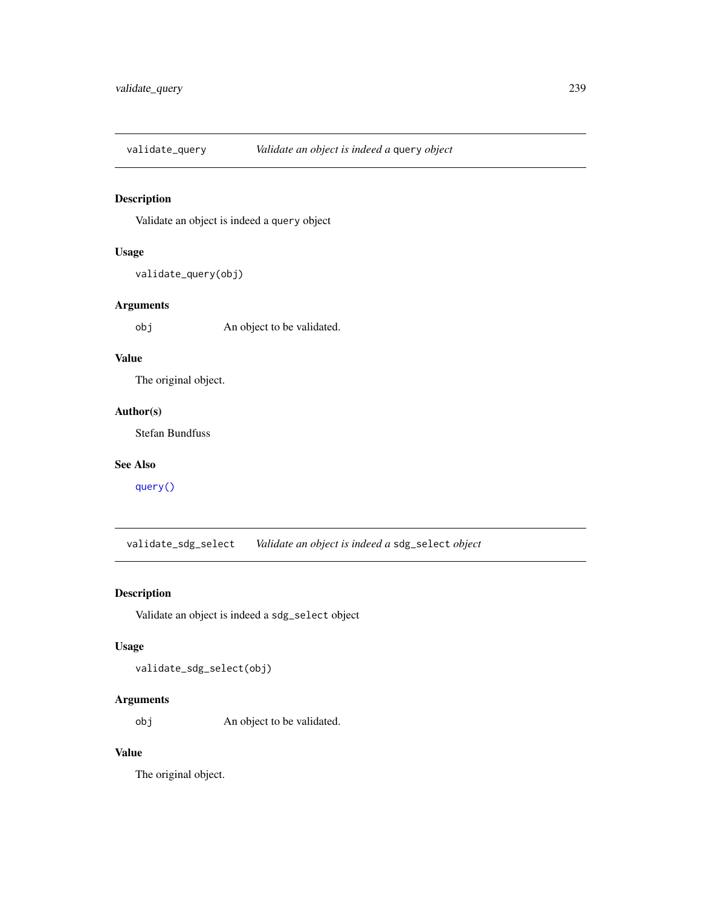## validate_query *Validate an object is indeed a* `query` *object*

### Description

Validate an object is indeed a `query` object

### Usage

```
validate_query(obj)
```

### Arguments

| | |
|---|---|
| `obj` | An object to be validated. |

### Value

The original object.

### Author(s)

Stefan Bundfuss

### See Also

`query()`

## validate_sdg_select *Validate an object is indeed a* `sdg_select` *object*

### Description

Validate an object is indeed a `sdg_select` object

### Usage

```
validate_sdg_select(obj)
```

### Arguments

| | |
|---|---|
| `obj` | An object to be validated. |

### Value

The original object.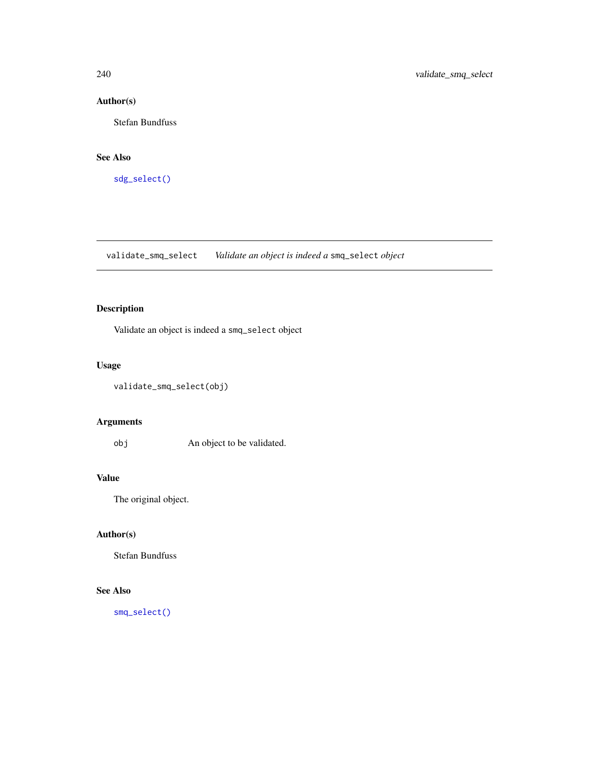### Author(s)

Stefan Bundfuss

### See Also

`sdg_select()`

---

## validate_smq_select    *Validate an object is indeed a `smq_select` object*

---

### Description

Validate an object is indeed a `smq_select` object

### Usage

```
validate_smq_select(obj)
```

### Arguments

| | |
|---|---|
| `obj` | An object to be validated. |

### Value

The original object.

### Author(s)

Stefan Bundfuss

### See Also

`smq_select()`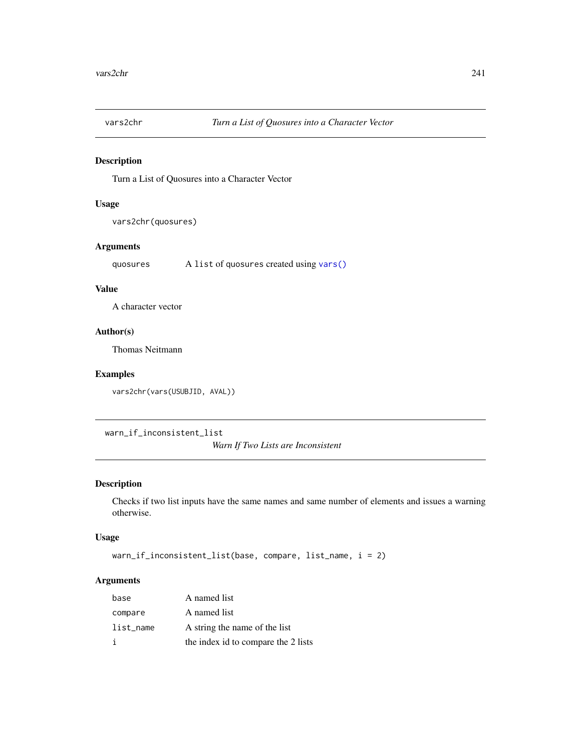## vars2chr — *Turn a List of Quosures into a Character Vector*

### Description

Turn a List of Quosures into a Character Vector

### Usage

```
vars2chr(quosures)
```

### Arguments

| | |
|---|---|
| `quosures` | A `list` of `quosures` created using `vars()` |

### Value

A character vector

### Author(s)

Thomas Neitmann

### Examples

```
vars2chr(vars(USUBJID, AVAL))
```

## warn_if_inconsistent_list — *Warn If Two Lists are Inconsistent*

### Description

Checks if two list inputs have the same names and same number of elements and issues a warning otherwise.

### Usage

```
warn_if_inconsistent_list(base, compare, list_name, i = 2)
```

### Arguments

| | |
|---|---|
| `base` | A named list |
| `compare` | A named list |
| `list_name` | A string the name of the list |
| `i` | the index id to compare the 2 lists |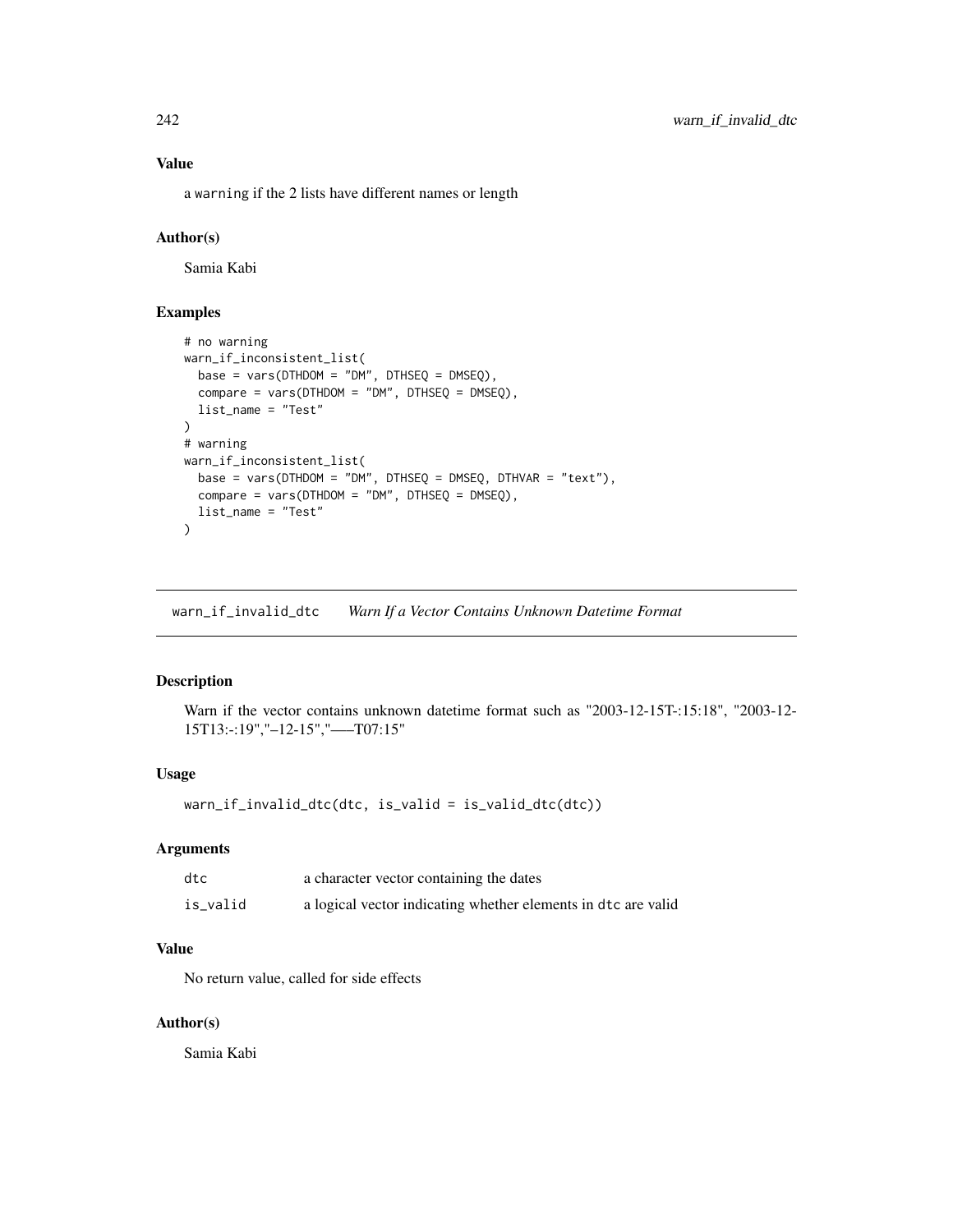### Value

a `warning` if the 2 lists have different names or length

### Author(s)

Samia Kabi

### Examples

```
# no warning
warn_if_inconsistent_list(
  base = vars(DTHDOM = "DM", DTHSEQ = DMSEQ),
  compare = vars(DTHDOM = "DM", DTHSEQ = DMSEQ),
  list_name = "Test"
)
# warning
warn_if_inconsistent_list(
  base = vars(DTHDOM = "DM", DTHSEQ = DMSEQ, DTHVAR = "text"),
  compare = vars(DTHDOM = "DM", DTHSEQ = DMSEQ),
  list_name = "Test"
)
```

---

## warn_if_invalid_dtc    *Warn If a Vector Contains Unknown Datetime Format*

---

### Description

Warn if the vector contains unknown datetime format such as "2003-12-15T-:15:18", "2003-12-15T13:-:19","–12-15","—–T07:15"

### Usage

```
warn_if_invalid_dtc(dtc, is_valid = is_valid_dtc(dtc))
```

### Arguments

| | |
|---|---|
| `dtc` | a character vector containing the dates |
| `is_valid` | a logical vector indicating whether elements in `dtc` are valid |

### Value

No return value, called for side effects

### Author(s)

Samia Kabi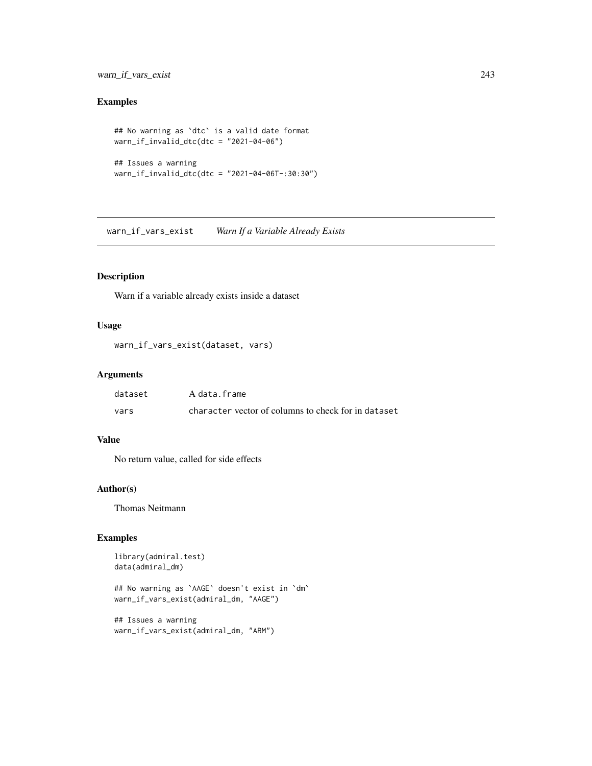## Examples

```
## No warning as `dtc` is a valid date format
warn_if_invalid_dtc(dtc = "2021-04-06")

## Issues a warning
warn_if_invalid_dtc(dtc = "2021-04-06T-:30:30")
```

---

# warn_if_vars_exist *Warn If a Variable Already Exists*

## Description

Warn if a variable already exists inside a dataset

## Usage

```
warn_if_vars_exist(dataset, vars)
```

## Arguments

| | |
|---|---|
| dataset | A data.frame |
| vars | character vector of columns to check for in dataset |

## Value

No return value, called for side effects

## Author(s)

Thomas Neitmann

## Examples

```
library(admiral.test)
data(admiral_dm)

## No warning as `AAGE` doesn't exist in `dm`
warn_if_vars_exist(admiral_dm, "AAGE")

## Issues a warning
warn_if_vars_exist(admiral_dm, "ARM")
```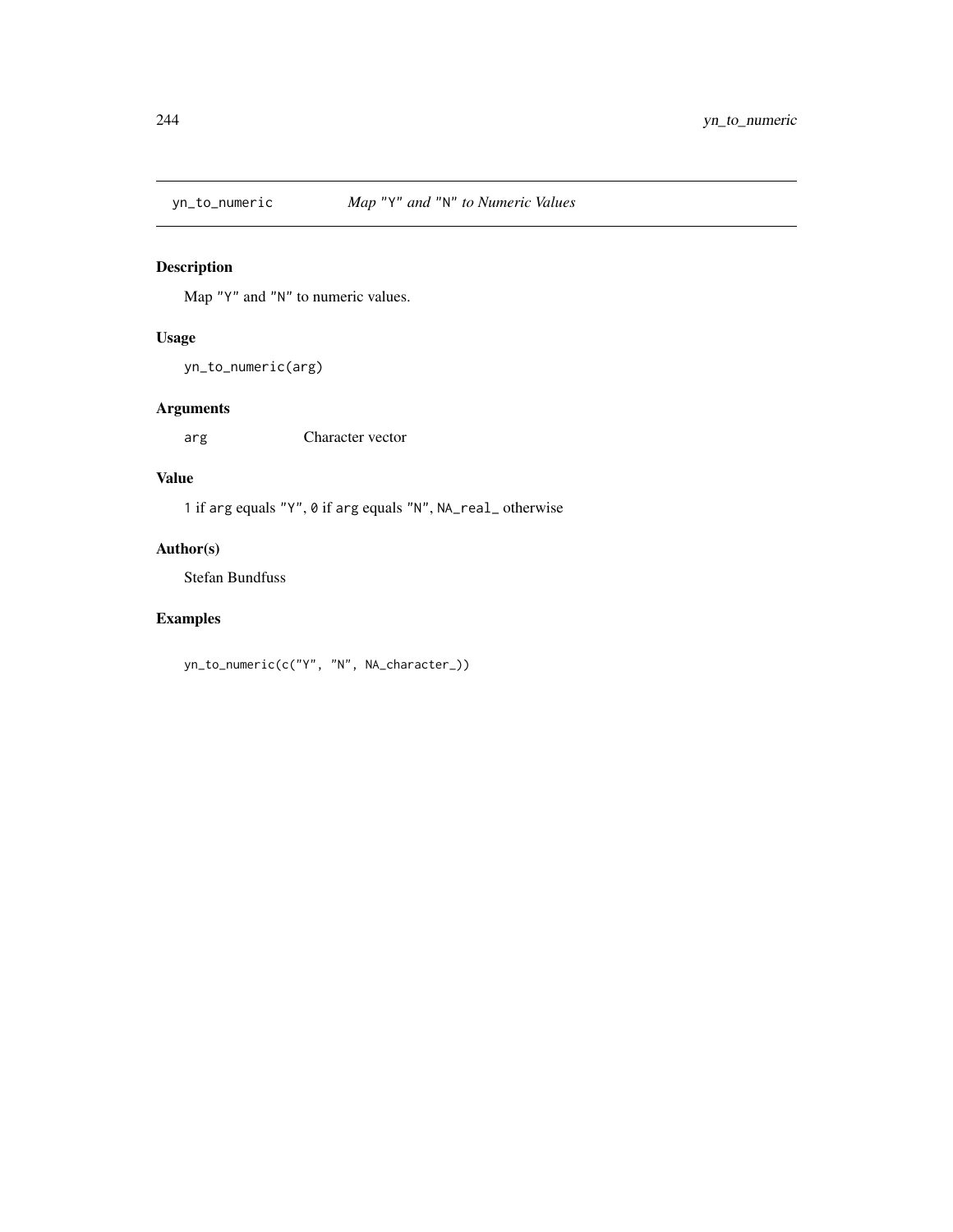## yn_to_numeric *Map "Y" and "N" to Numeric Values*

### Description

Map "Y" and "N" to numeric values.

### Usage

```
yn_to_numeric(arg)
```

### Arguments

| | |
|---|---|
| arg | Character vector |

### Value

`1` if `arg` equals `"Y"`, `0` if `arg` equals `"N"`, `NA_real_` otherwise

### Author(s)

Stefan Bundfuss

### Examples

```
yn_to_numeric(c("Y", "N", NA_character_))
```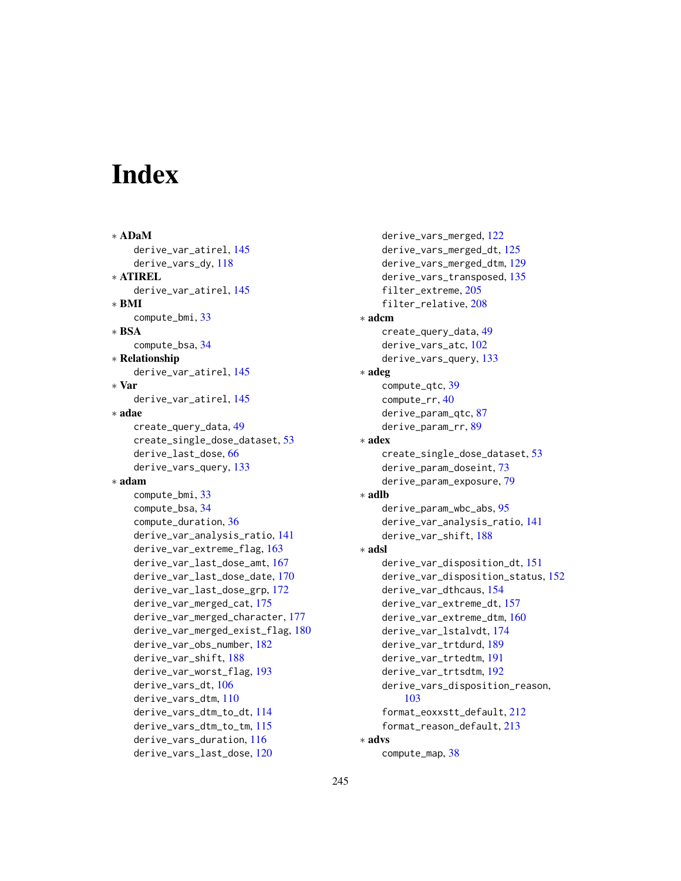# Index

∗ **ADaM**
  derive_var_atirel, 145
  derive_vars_dy, 118

∗ **ATIREL**
  derive_var_atirel, 145

∗ **BMI**
  compute_bmi, 33

∗ **BSA**
  compute_bsa, 34

∗ **Relationship**
  derive_var_atirel, 145

∗ **Var**
  derive_var_atirel, 145

∗ **adae**
  create_query_data, 49
  create_single_dose_dataset, 53
  derive_last_dose, 66
  derive_vars_query, 133

∗ **adam**
  compute_bmi, 33
  compute_bsa, 34
  compute_duration, 36
  derive_var_analysis_ratio, 141
  derive_var_extreme_flag, 163
  derive_var_last_dose_amt, 167
  derive_var_last_dose_date, 170
  derive_var_last_dose_grp, 172
  derive_var_merged_cat, 175
  derive_var_merged_character, 177
  derive_var_merged_exist_flag, 180
  derive_var_obs_number, 182
  derive_var_shift, 188
  derive_var_worst_flag, 193
  derive_vars_dt, 106
  derive_vars_dtm, 110
  derive_vars_dtm_to_dt, 114
  derive_vars_dtm_to_tm, 115
  derive_vars_duration, 116
  derive_vars_last_dose, 120
  derive_vars_merged, 122
  derive_vars_merged_dt, 125
  derive_vars_merged_dtm, 129
  derive_vars_transposed, 135
  filter_extreme, 205
  filter_relative, 208

∗ **adcm**
  create_query_data, 49
  derive_vars_atc, 102
  derive_vars_query, 133

∗ **adeg**
  compute_qtc, 39
  compute_rr, 40
  derive_param_qtc, 87
  derive_param_rr, 89

∗ **adex**
  create_single_dose_dataset, 53
  derive_param_doseint, 73
  derive_param_exposure, 79

∗ **adlb**
  derive_param_wbc_abs, 95
  derive_var_analysis_ratio, 141
  derive_var_shift, 188

∗ **adsl**
  derive_var_disposition_dt, 151
  derive_var_disposition_status, 152
  derive_var_dthcaus, 154
  derive_var_extreme_dt, 157
  derive_var_extreme_dtm, 160
  derive_var_lstalvdt, 174
  derive_var_trtdurd, 189
  derive_var_trtedtm, 191
  derive_var_trtsdtm, 192
  derive_vars_disposition_reason, 103
  format_eoxxstt_default, 212
  format_reason_default, 213

∗ **advs**
  compute_map, 38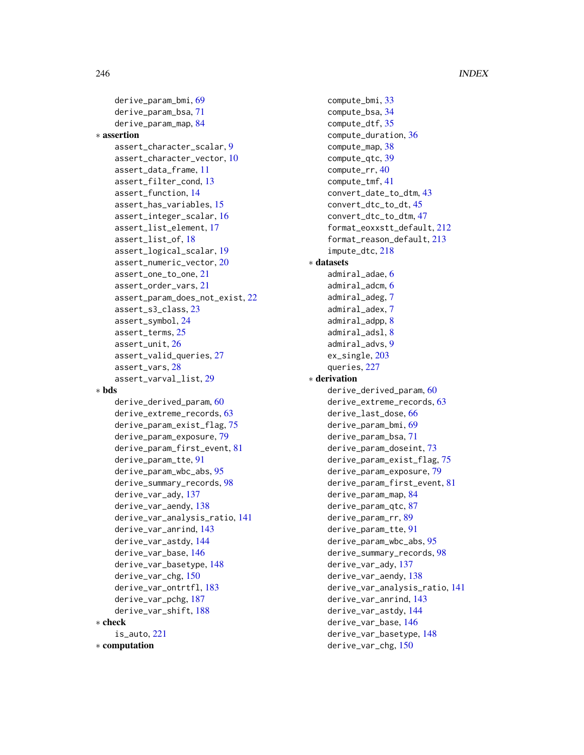derive_param_bmi, 69
derive_param_bsa, 71
derive_param_map, 84

* **assertion**
  - assert_character_scalar, 9
  - assert_character_vector, 10
  - assert_data_frame, 11
  - assert_filter_cond, 13
  - assert_function, 14
  - assert_has_variables, 15
  - assert_integer_scalar, 16
  - assert_list_element, 17
  - assert_list_of, 18
  - assert_logical_scalar, 19
  - assert_numeric_vector, 20
  - assert_one_to_one, 21
  - assert_order_vars, 21
  - assert_param_does_not_exist, 22
  - assert_s3_class, 23
  - assert_symbol, 24
  - assert_terms, 25
  - assert_unit, 26
  - assert_valid_queries, 27
  - assert_vars, 28
  - assert_varval_list, 29
* **bds**
  - derive_derived_param, 60
  - derive_extreme_records, 63
  - derive_param_exist_flag, 75
  - derive_param_exposure, 79
  - derive_param_first_event, 81
  - derive_param_tte, 91
  - derive_param_wbc_abs, 95
  - derive_summary_records, 98
  - derive_var_ady, 137
  - derive_var_aendy, 138
  - derive_var_analysis_ratio, 141
  - derive_var_anrind, 143
  - derive_var_astdy, 144
  - derive_var_base, 146
  - derive_var_basetype, 148
  - derive_var_chg, 150
  - derive_var_ontrtfl, 183
  - derive_var_pchg, 187
  - derive_var_shift, 188
* **check**
  - is_auto, 221
* **computation**
  - compute_bmi, 33
  - compute_bsa, 34
  - compute_dtf, 35
  - compute_duration, 36
  - compute_map, 38
  - compute_qtc, 39
  - compute_rr, 40
  - compute_tmf, 41
  - convert_date_to_dtm, 43
  - convert_dtc_to_dt, 45
  - convert_dtc_to_dtm, 47
  - format_eoxxstt_default, 212
  - format_reason_default, 213
  - impute_dtc, 218
* **datasets**
  - admiral_adae, 6
  - admiral_adcm, 6
  - admiral_adeg, 7
  - admiral_adex, 7
  - admiral_adpp, 8
  - admiral_adsl, 8
  - admiral_advs, 9
  - ex_single, 203
  - queries, 227
* **derivation**
  - derive_derived_param, 60
  - derive_extreme_records, 63
  - derive_last_dose, 66
  - derive_param_bmi, 69
  - derive_param_bsa, 71
  - derive_param_doseint, 73
  - derive_param_exist_flag, 75
  - derive_param_exposure, 79
  - derive_param_first_event, 81
  - derive_param_map, 84
  - derive_param_qtc, 87
  - derive_param_rr, 89
  - derive_param_tte, 91
  - derive_param_wbc_abs, 95
  - derive_summary_records, 98
  - derive_var_ady, 137
  - derive_var_aendy, 138
  - derive_var_analysis_ratio, 141
  - derive_var_anrind, 143
  - derive_var_astdy, 144
  - derive_var_base, 146
  - derive_var_basetype, 148
  - derive_var_chg, 150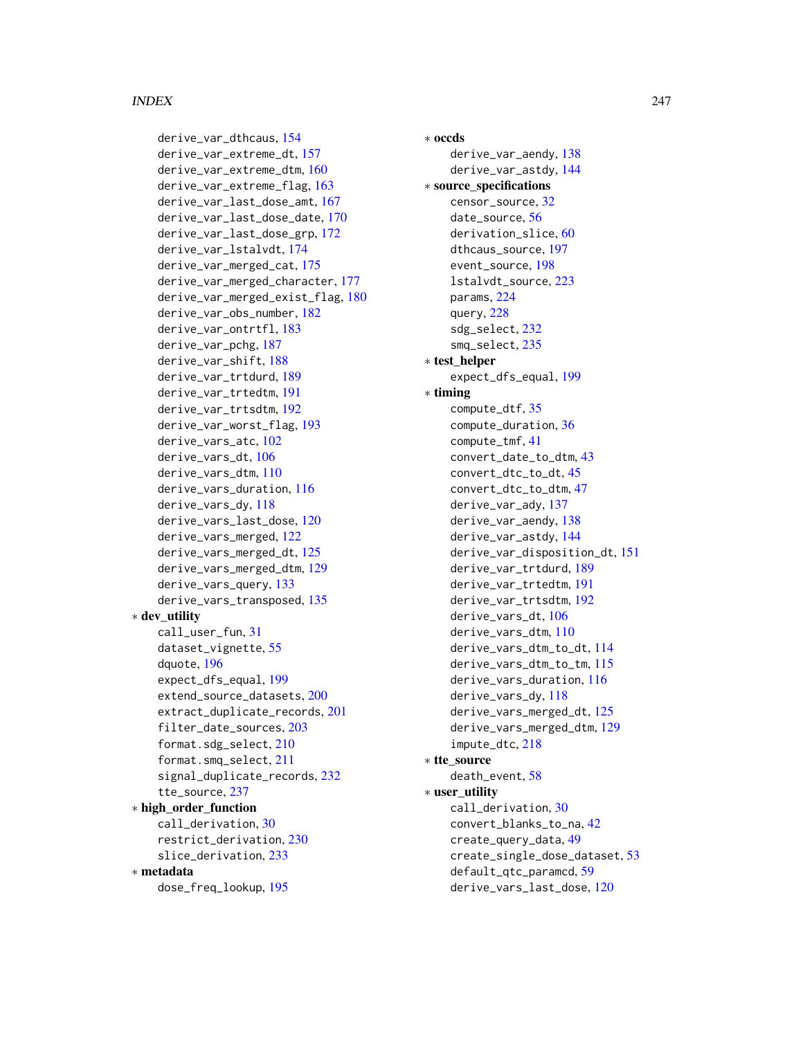derive_var_dthcaus, 154
derive_var_extreme_dt, 157
derive_var_extreme_dtm, 160
derive_var_extreme_flag, 163
derive_var_last_dose_amt, 167
derive_var_last_dose_date, 170
derive_var_last_dose_grp, 172
derive_var_lstalvdt, 174
derive_var_merged_cat, 175
derive_var_merged_character, 177
derive_var_merged_exist_flag, 180
derive_var_obs_number, 182
derive_var_ontrtfl, 183
derive_var_pchg, 187
derive_var_shift, 188
derive_var_trtdurd, 189
derive_var_trtedtm, 191
derive_var_trtsdtm, 192
derive_var_worst_flag, 193
derive_vars_atc, 102
derive_vars_dt, 106
derive_vars_dtm, 110
derive_vars_duration, 116
derive_vars_dy, 118
derive_vars_last_dose, 120
derive_vars_merged, 122
derive_vars_merged_dt, 125
derive_vars_merged_dtm, 129
derive_vars_query, 133
derive_vars_transposed, 135

- **dev_utility**
  - call_user_fun, 31
  - dataset_vignette, 55
  - dquote, 196
  - expect_dfs_equal, 199
  - extend_source_datasets, 200
  - extract_duplicate_records, 201
  - filter_date_sources, 203
  - format.sdg_select, 210
  - format.smq_select, 211
  - signal_duplicate_records, 232
  - tte_source, 237
- **high_order_function**
  - call_derivation, 30
  - restrict_derivation, 230
  - slice_derivation, 233
- **metadata**
  - dose_freq_lookup, 195
- **occds**
  - derive_var_aendy, 138
  - derive_var_astdy, 144
- **source_specifications**
  - censor_source, 32
  - date_source, 56
  - derivation_slice, 60
  - dthcaus_source, 197
  - event_source, 198
  - lstalvdt_source, 223
  - params, 224
  - query, 228
  - sdg_select, 232
  - smq_select, 235
- **test_helper**
  - expect_dfs_equal, 199
- **timing**
  - compute_dtf, 35
  - compute_duration, 36
  - compute_tmf, 41
  - convert_date_to_dtm, 43
  - convert_dtc_to_dt, 45
  - convert_dtc_to_dtm, 47
  - derive_var_ady, 137
  - derive_var_aendy, 138
  - derive_var_astdy, 144
  - derive_var_disposition_dt, 151
  - derive_var_trtdurd, 189
  - derive_var_trtedtm, 191
  - derive_var_trtsdtm, 192
  - derive_vars_dt, 106
  - derive_vars_dtm, 110
  - derive_vars_dtm_to_dt, 114
  - derive_vars_dtm_to_tm, 115
  - derive_vars_duration, 116
  - derive_vars_dy, 118
  - derive_vars_merged_dt, 125
  - derive_vars_merged_dtm, 129
  - impute_dtc, 218
- **tte_source**
  - death_event, 58
- **user_utility**
  - call_derivation, 30
  - convert_blanks_to_na, 42
  - create_query_data, 49
  - create_single_dose_dataset, 53
  - default_qtc_paramcd, 59
  - derive_vars_last_dose, 120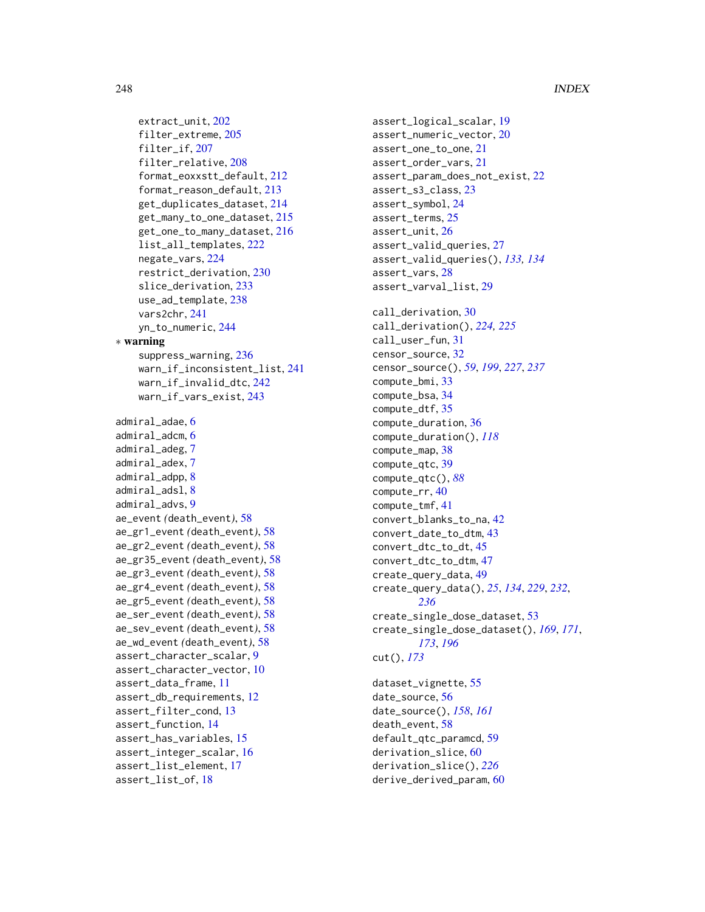extract_unit, 202
filter_extreme, 205
filter_if, 207
filter_relative, 208
format_eoxxstt_default, 212
format_reason_default, 213
get_duplicates_dataset, 214
get_many_to_one_dataset, 215
get_one_to_many_dataset, 216
list_all_templates, 222
negate_vars, 224
restrict_derivation, 230
slice_derivation, 233
use_ad_template, 238
vars2chr, 241
yn_to_numeric, 244

* **warning**
  suppress_warning, 236
  warn_if_inconsistent_list, 241
  warn_if_invalid_dtc, 242
  warn_if_vars_exist, 243

admiral_adae, 6
admiral_adcm, 6
admiral_adeg, 7
admiral_adex, 7
admiral_adpp, 8
admiral_adsl, 8
admiral_advs, 9
ae_event *(death_event)*, 58
ae_gr1_event *(death_event)*, 58
ae_gr2_event *(death_event)*, 58
ae_gr35_event *(death_event)*, 58
ae_gr3_event *(death_event)*, 58
ae_gr4_event *(death_event)*, 58
ae_gr5_event *(death_event)*, 58
ae_ser_event *(death_event)*, 58
ae_sev_event *(death_event)*, 58
ae_wd_event *(death_event)*, 58
assert_character_scalar, 9
assert_character_vector, 10
assert_data_frame, 11
assert_db_requirements, 12
assert_filter_cond, 13
assert_function, 14
assert_has_variables, 15
assert_integer_scalar, 16
assert_list_element, 17
assert_list_of, 18
assert_logical_scalar, 19
assert_numeric_vector, 20
assert_one_to_one, 21
assert_order_vars, 21
assert_param_does_not_exist, 22
assert_s3_class, 23
assert_symbol, 24
assert_terms, 25
assert_unit, 26
assert_valid_queries, 27
assert_valid_queries(), *133*, *134*
assert_vars, 28
assert_varval_list, 29

call_derivation, 30
call_derivation(), *224*, *225*
call_user_fun, 31
censor_source, 32
censor_source(), *59*, *199*, *227*, *237*
compute_bmi, 33
compute_bsa, 34
compute_dtf, 35
compute_duration, 36
compute_duration(), *118*
compute_map, 38
compute_qtc, 39
compute_qtc(), *88*
compute_rr, 40
compute_tmf, 41
convert_blanks_to_na, 42
convert_date_to_dtm, 43
convert_dtc_to_dt, 45
convert_dtc_to_dtm, 47
create_query_data, 49
create_query_data(), *25*, *134*, *229*, *232*, *236*
create_single_dose_dataset, 53
create_single_dose_dataset(), *169*, *171*, *173*, *196*
cut(), *173*

dataset_vignette, 55
date_source, 56
date_source(), *158*, *161*
death_event, 58
default_qtc_paramcd, 59
derivation_slice, 60
derivation_slice(), *226*
derive_derived_param, 60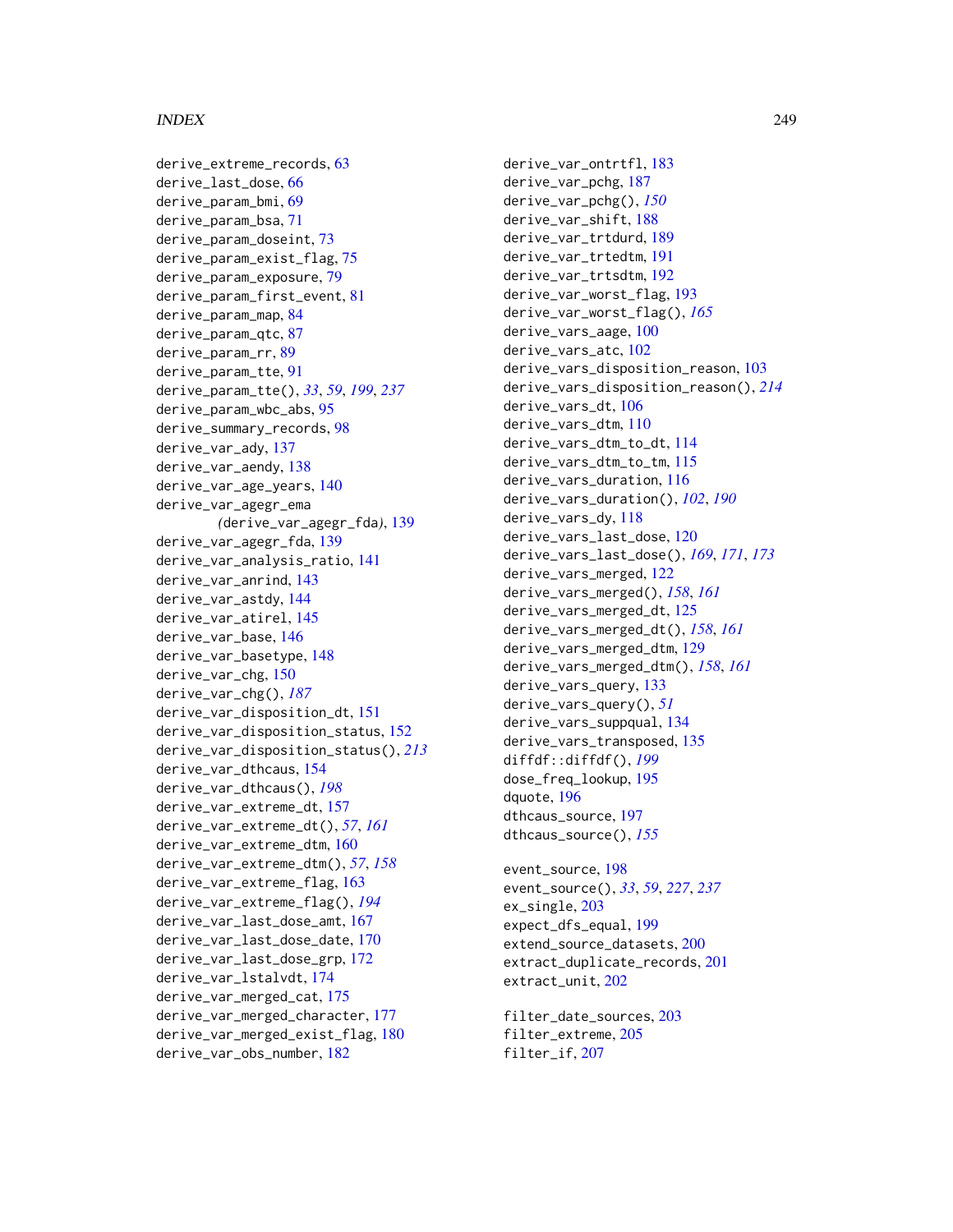derive_extreme_records, 63
derive_last_dose, 66
derive_param_bmi, 69
derive_param_bsa, 71
derive_param_doseint, 73
derive_param_exist_flag, 75
derive_param_exposure, 79
derive_param_first_event, 81
derive_param_map, 84
derive_param_qtc, 87
derive_param_rr, 89
derive_param_tte, 91
derive_param_tte(), *33*, *59*, *199*, *237*
derive_param_wbc_abs, 95
derive_summary_records, 98
derive_var_ady, 137
derive_var_aendy, 138
derive_var_age_years, 140
derive_var_agegr_ema
    (derive_var_agegr_fda), 139
derive_var_agegr_fda, 139
derive_var_analysis_ratio, 141
derive_var_anrind, 143
derive_var_astdy, 144
derive_var_atirel, 145
derive_var_base, 146
derive_var_basetype, 148
derive_var_chg, 150
derive_var_chg(), *187*
derive_var_disposition_dt, 151
derive_var_disposition_status, 152
derive_var_disposition_status(), *213*
derive_var_dthcaus, 154
derive_var_dthcaus(), *198*
derive_var_extreme_dt, 157
derive_var_extreme_dt(), *57*, *161*
derive_var_extreme_dtm, 160
derive_var_extreme_dtm(), *57*, *158*
derive_var_extreme_flag, 163
derive_var_extreme_flag(), *194*
derive_var_last_dose_amt, 167
derive_var_last_dose_date, 170
derive_var_last_dose_grp, 172
derive_var_lstalvdt, 174
derive_var_merged_cat, 175
derive_var_merged_character, 177
derive_var_merged_exist_flag, 180
derive_var_obs_number, 182
derive_var_ontrtfl, 183
derive_var_pchg, 187
derive_var_pchg(), *150*
derive_var_shift, 188
derive_var_trtdurd, 189
derive_var_trtedtm, 191
derive_var_trtsdtm, 192
derive_var_worst_flag, 193
derive_var_worst_flag(), *165*
derive_vars_aage, 100
derive_vars_atc, 102
derive_vars_disposition_reason, 103
derive_vars_disposition_reason(), *214*
derive_vars_dt, 106
derive_vars_dtm, 110
derive_vars_dtm_to_dt, 114
derive_vars_dtm_to_tm, 115
derive_vars_duration, 116
derive_vars_duration(), *102*, *190*
derive_vars_dy, 118
derive_vars_last_dose, 120
derive_vars_last_dose(), *169*, *171*, *173*
derive_vars_merged, 122
derive_vars_merged(), *158*, *161*
derive_vars_merged_dt, 125
derive_vars_merged_dt(), *158*, *161*
derive_vars_merged_dtm, 129
derive_vars_merged_dtm(), *158*, *161*
derive_vars_query, 133
derive_vars_query(), *51*
derive_vars_suppqual, 134
derive_vars_transposed, 135
diffdf::diffdf(), *199*
dose_freq_lookup, 195
dquote, 196
dthcaus_source, 197
dthcaus_source(), *155*

event_source, 198
event_source(), *33*, *59*, *227*, *237*
ex_single, 203
expect_dfs_equal, 199
extend_source_datasets, 200
extract_duplicate_records, 201
extract_unit, 202

filter_date_sources, 203
filter_extreme, 205
filter_if, 207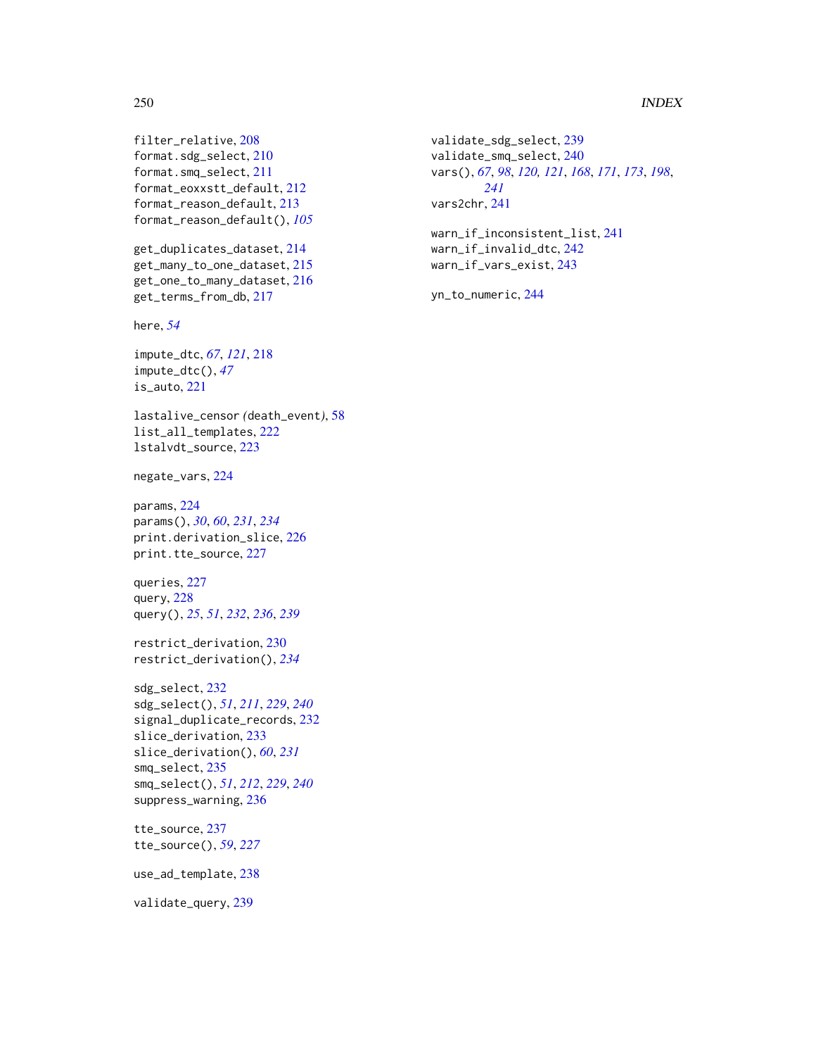filter_relative, 208
format.sdg_select, 210
format.smq_select, 211
format_eoxxstt_default, 212
format_reason_default, 213
format_reason_default(), *105*

get_duplicates_dataset, 214
get_many_to_one_dataset, 215
get_one_to_many_dataset, 216
get_terms_from_db, 217

here, *54*

impute_dtc, *67*, *121*, 218
impute_dtc(), *47*
is_auto, 221

lastalive_censor *(*death_event*)*, 58
list_all_templates, 222
lstalvdt_source, 223

negate_vars, 224

params, 224
params(), *30*, *60*, *231*, *234*
print.derivation_slice, 226
print.tte_source, 227

queries, 227
query, 228
query(), *25*, *51*, *232*, *236*, *239*

restrict_derivation, 230
restrict_derivation(), *234*

sdg_select, 232
sdg_select(), *51*, *211*, *229*, *240*
signal_duplicate_records, 232
slice_derivation, 233
slice_derivation(), *60*, *231*
smq_select, 235
smq_select(), *51*, *212*, *229*, *240*
suppress_warning, 236

tte_source, 237
tte_source(), *59*, *227*

use_ad_template, 238

validate_query, 239
validate_sdg_select, 239
validate_smq_select, 240
vars(), *67*, *98*, *120, 121*, *168*, *171*, *173*, *198*, *241*
vars2chr, 241

warn_if_inconsistent_list, 241
warn_if_invalid_dtc, 242
warn_if_vars_exist, 243

yn_to_numeric, 244